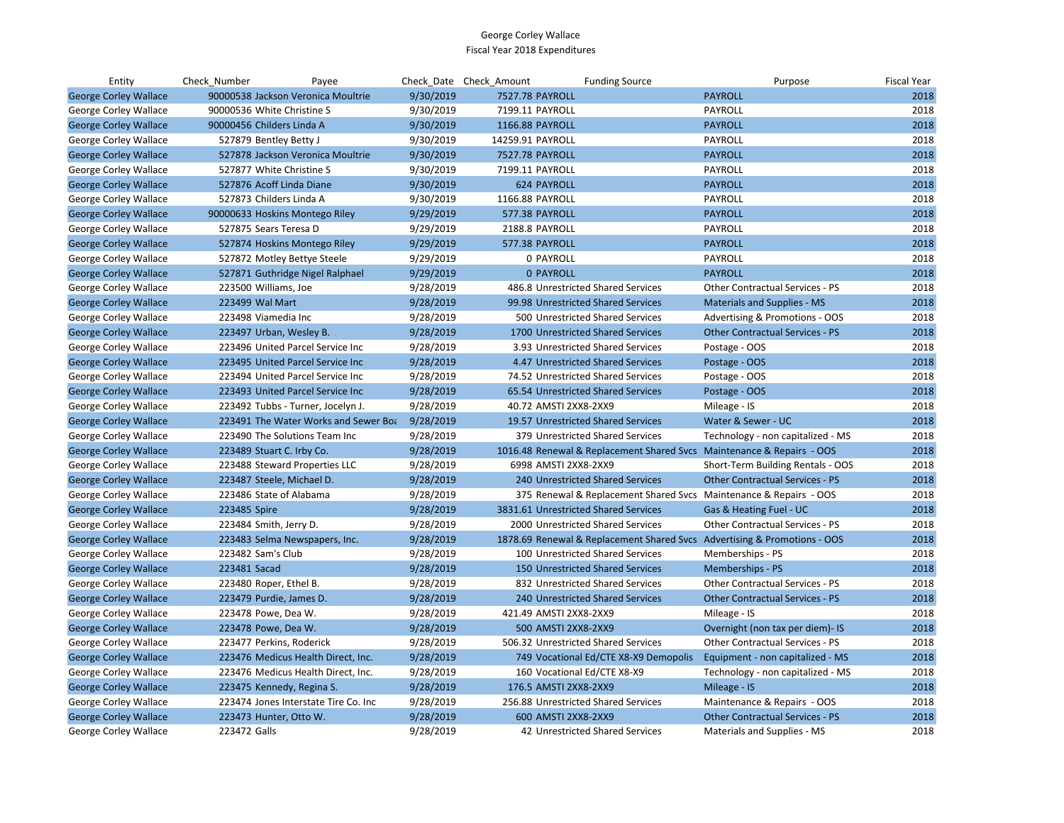# George Corley Wallace
## Fiscal Year 2018 Expenditures

| Entity | Check_Number | Payee | Check_Date | Check_Amount | Funding Source | Purpose | Fiscal Year |
|---|---|---|---|---|---|---|---|
| George Corley Wallace | 90000538 | Jackson Veronica Moultrie | 9/30/2019 | 7527.78 | PAYROLL | PAYROLL | 2018 |
| George Corley Wallace | 90000536 | White Christine S | 9/30/2019 | 7199.11 | PAYROLL | PAYROLL | 2018 |
| George Corley Wallace | 90000456 | Childers Linda A | 9/30/2019 | 1166.88 | PAYROLL | PAYROLL | 2018 |
| George Corley Wallace | 527879 | Bentley Betty J | 9/30/2019 | 14259.91 | PAYROLL | PAYROLL | 2018 |
| George Corley Wallace | 527878 | Jackson Veronica Moultrie | 9/30/2019 | 7527.78 | PAYROLL | PAYROLL | 2018 |
| George Corley Wallace | 527877 | White Christine S | 9/30/2019 | 7199.11 | PAYROLL | PAYROLL | 2018 |
| George Corley Wallace | 527876 | Acoff Linda Diane | 9/30/2019 | 624 | PAYROLL | PAYROLL | 2018 |
| George Corley Wallace | 527873 | Childers Linda A | 9/30/2019 | 1166.88 | PAYROLL | PAYROLL | 2018 |
| George Corley Wallace | 90000633 | Hoskins Montego Riley | 9/29/2019 | 577.38 | PAYROLL | PAYROLL | 2018 |
| George Corley Wallace | 527875 | Sears Teresa D | 9/29/2019 | 2188.8 | PAYROLL | PAYROLL | 2018 |
| George Corley Wallace | 527874 | Hoskins Montego Riley | 9/29/2019 | 577.38 | PAYROLL | PAYROLL | 2018 |
| George Corley Wallace | 527872 | Motley Bettye Steele | 9/29/2019 | 0 | PAYROLL | PAYROLL | 2018 |
| George Corley Wallace | 527871 | Guthridge Nigel Ralphael | 9/29/2019 | 0 | PAYROLL | PAYROLL | 2018 |
| George Corley Wallace | 223500 | Williams, Joe | 9/28/2019 | 486.8 | Unrestricted Shared Services | Other Contractual Services - PS | 2018 |
| George Corley Wallace | 223499 | Wal Mart | 9/28/2019 | 99.98 | Unrestricted Shared Services | Materials and Supplies - MS | 2018 |
| George Corley Wallace | 223498 | Viamedia Inc | 9/28/2019 | 500 | Unrestricted Shared Services | Advertising & Promotions - OOS | 2018 |
| George Corley Wallace | 223497 | Urban, Wesley B. | 9/28/2019 | 1700 | Unrestricted Shared Services | Other Contractual Services - PS | 2018 |
| George Corley Wallace | 223496 | United Parcel Service Inc | 9/28/2019 | 3.93 | Unrestricted Shared Services | Postage - OOS | 2018 |
| George Corley Wallace | 223495 | United Parcel Service Inc | 9/28/2019 | 4.47 | Unrestricted Shared Services | Postage - OOS | 2018 |
| George Corley Wallace | 223494 | United Parcel Service Inc | 9/28/2019 | 74.52 | Unrestricted Shared Services | Postage - OOS | 2018 |
| George Corley Wallace | 223493 | United Parcel Service Inc | 9/28/2019 | 65.54 | Unrestricted Shared Services | Postage - OOS | 2018 |
| George Corley Wallace | 223492 | Tubbs - Turner, Jocelyn J. | 9/28/2019 | 40.72 | AMSTI 2XX8-2XX9 | Mileage - IS | 2018 |
| George Corley Wallace | 223491 | The Water Works and Sewer Boa | 9/28/2019 | 19.57 | Unrestricted Shared Services | Water & Sewer - UC | 2018 |
| George Corley Wallace | 223490 | The Solutions Team Inc | 9/28/2019 | 379 | Unrestricted Shared Services | Technology - non capitalized - MS | 2018 |
| George Corley Wallace | 223489 | Stuart C. Irby Co. | 9/28/2019 | 1016.48 | Renewal & Replacement Shared Svcs | Maintenance & Repairs - OOS | 2018 |
| George Corley Wallace | 223488 | Steward Properties LLC | 9/28/2019 | 6998 | AMSTI 2XX8-2XX9 | Short-Term Building Rentals - OOS | 2018 |
| George Corley Wallace | 223487 | Steele, Michael D. | 9/28/2019 | 240 | Unrestricted Shared Services | Other Contractual Services - PS | 2018 |
| George Corley Wallace | 223486 | State of Alabama | 9/28/2019 | 375 | Renewal & Replacement Shared Svcs | Maintenance & Repairs - OOS | 2018 |
| George Corley Wallace | 223485 | Spire | 9/28/2019 | 3831.61 | Unrestricted Shared Services | Gas & Heating Fuel - UC | 2018 |
| George Corley Wallace | 223484 | Smith, Jerry D. | 9/28/2019 | 2000 | Unrestricted Shared Services | Other Contractual Services - PS | 2018 |
| George Corley Wallace | 223483 | Selma Newspapers, Inc. | 9/28/2019 | 1878.69 | Renewal & Replacement Shared Svcs | Advertising & Promotions - OOS | 2018 |
| George Corley Wallace | 223482 | Sam's Club | 9/28/2019 | 100 | Unrestricted Shared Services | Memberships - PS | 2018 |
| George Corley Wallace | 223481 | Sacad | 9/28/2019 | 150 | Unrestricted Shared Services | Memberships - PS | 2018 |
| George Corley Wallace | 223480 | Roper, Ethel B. | 9/28/2019 | 832 | Unrestricted Shared Services | Other Contractual Services - PS | 2018 |
| George Corley Wallace | 223479 | Purdie, James D. | 9/28/2019 | 240 | Unrestricted Shared Services | Other Contractual Services - PS | 2018 |
| George Corley Wallace | 223478 | Powe, Dea W. | 9/28/2019 | 421.49 | AMSTI 2XX8-2XX9 | Mileage - IS | 2018 |
| George Corley Wallace | 223478 | Powe, Dea W. | 9/28/2019 | 500 | AMSTI 2XX8-2XX9 | Overnight (non tax per diem)- IS | 2018 |
| George Corley Wallace | 223477 | Perkins, Roderick | 9/28/2019 | 506.32 | Unrestricted Shared Services | Other Contractual Services - PS | 2018 |
| George Corley Wallace | 223476 | Medicus Health Direct, Inc. | 9/28/2019 | 749 | Vocational Ed/CTE X8-X9 Demopolis | Equipment - non capitalized - MS | 2018 |
| George Corley Wallace | 223476 | Medicus Health Direct, Inc. | 9/28/2019 | 160 | Vocational Ed/CTE X8-X9 | Technology - non capitalized - MS | 2018 |
| George Corley Wallace | 223475 | Kennedy, Regina S. | 9/28/2019 | 176.5 | AMSTI 2XX8-2XX9 | Mileage - IS | 2018 |
| George Corley Wallace | 223474 | Jones Interstate Tire Co. Inc | 9/28/2019 | 256.88 | Unrestricted Shared Services | Maintenance & Repairs - OOS | 2018 |
| George Corley Wallace | 223473 | Hunter, Otto W. | 9/28/2019 | 600 | AMSTI 2XX8-2XX9 | Other Contractual Services - PS | 2018 |
| George Corley Wallace | 223472 | Galls | 9/28/2019 | 42 | Unrestricted Shared Services | Materials and Supplies - MS | 2018 |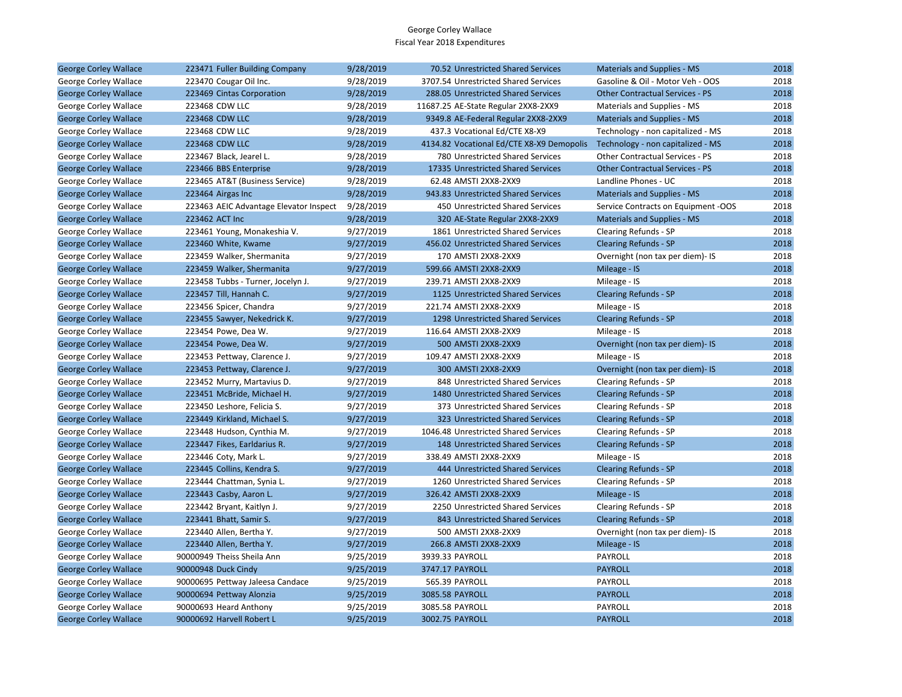George Corley Wallace
Fiscal Year 2018 Expenditures

| | | | | | | |
|---|---|---|---|---|---|---|
| George Corley Wallace | 223471 Fuller Building Company | 9/28/2019 | 70.52 | Unrestricted Shared Services | Materials and Supplies - MS | 2018 |
| George Corley Wallace | 223470 Cougar Oil Inc. | 9/28/2019 | 3707.54 | Unrestricted Shared Services | Gasoline & Oil - Motor Veh - OOS | 2018 |
| George Corley Wallace | 223469 Cintas Corporation | 9/28/2019 | 288.05 | Unrestricted Shared Services | Other Contractual Services - PS | 2018 |
| George Corley Wallace | 223468 CDW LLC | 9/28/2019 | 11687.25 | AE-State Regular 2XX8-2XX9 | Materials and Supplies - MS | 2018 |
| George Corley Wallace | 223468 CDW LLC | 9/28/2019 | 9349.8 | AE-Federal Regular 2XX8-2XX9 | Materials and Supplies - MS | 2018 |
| George Corley Wallace | 223468 CDW LLC | 9/28/2019 | 437.3 | Vocational Ed/CTE X8-X9 | Technology - non capitalized - MS | 2018 |
| George Corley Wallace | 223468 CDW LLC | 9/28/2019 | 4134.82 | Vocational Ed/CTE X8-X9 Demopolis | Technology - non capitalized - MS | 2018 |
| George Corley Wallace | 223467 Black, Jearel L. | 9/28/2019 | 780 | Unrestricted Shared Services | Other Contractual Services - PS | 2018 |
| George Corley Wallace | 223466 BBS Enterprise | 9/28/2019 | 17335 | Unrestricted Shared Services | Other Contractual Services - PS | 2018 |
| George Corley Wallace | 223465 AT&T (Business Service) | 9/28/2019 | 62.48 | AMSTI 2XX8-2XX9 | Landline Phones - UC | 2018 |
| George Corley Wallace | 223464 Airgas Inc | 9/28/2019 | 943.83 | Unrestricted Shared Services | Materials and Supplies - MS | 2018 |
| George Corley Wallace | 223463 AEIC Advantage Elevator Inspect | 9/28/2019 | 450 | Unrestricted Shared Services | Service Contracts on Equipment -OOS | 2018 |
| George Corley Wallace | 223462 ACT Inc | 9/28/2019 | 320 | AE-State Regular 2XX8-2XX9 | Materials and Supplies - MS | 2018 |
| George Corley Wallace | 223461 Young, Monakeshia V. | 9/27/2019 | 1861 | Unrestricted Shared Services | Clearing Refunds - SP | 2018 |
| George Corley Wallace | 223460 White, Kwame | 9/27/2019 | 456.02 | Unrestricted Shared Services | Clearing Refunds - SP | 2018 |
| George Corley Wallace | 223459 Walker, Shermanita | 9/27/2019 | 170 | AMSTI 2XX8-2XX9 | Overnight (non tax per diem)- IS | 2018 |
| George Corley Wallace | 223459 Walker, Shermanita | 9/27/2019 | 599.66 | AMSTI 2XX8-2XX9 | Mileage - IS | 2018 |
| George Corley Wallace | 223458 Tubbs - Turner, Jocelyn J. | 9/27/2019 | 239.71 | AMSTI 2XX8-2XX9 | Mileage - IS | 2018 |
| George Corley Wallace | 223457 Till, Hannah C. | 9/27/2019 | 1125 | Unrestricted Shared Services | Clearing Refunds - SP | 2018 |
| George Corley Wallace | 223456 Spicer, Chandra | 9/27/2019 | 221.74 | AMSTI 2XX8-2XX9 | Mileage - IS | 2018 |
| George Corley Wallace | 223455 Sawyer, Nekedrick K. | 9/27/2019 | 1298 | Unrestricted Shared Services | Clearing Refunds - SP | 2018 |
| George Corley Wallace | 223454 Powe, Dea W. | 9/27/2019 | 116.64 | AMSTI 2XX8-2XX9 | Mileage - IS | 2018 |
| George Corley Wallace | 223454 Powe, Dea W. | 9/27/2019 | 500 | AMSTI 2XX8-2XX9 | Overnight (non tax per diem)- IS | 2018 |
| George Corley Wallace | 223453 Pettway, Clarence J. | 9/27/2019 | 109.47 | AMSTI 2XX8-2XX9 | Mileage - IS | 2018 |
| George Corley Wallace | 223453 Pettway, Clarence J. | 9/27/2019 | 300 | AMSTI 2XX8-2XX9 | Overnight (non tax per diem)- IS | 2018 |
| George Corley Wallace | 223452 Murry, Martavius D. | 9/27/2019 | 848 | Unrestricted Shared Services | Clearing Refunds - SP | 2018 |
| George Corley Wallace | 223451 McBride, Michael H. | 9/27/2019 | 1480 | Unrestricted Shared Services | Clearing Refunds - SP | 2018 |
| George Corley Wallace | 223450 Leshore, Felicia S. | 9/27/2019 | 373 | Unrestricted Shared Services | Clearing Refunds - SP | 2018 |
| George Corley Wallace | 223449 Kirkland, Michael S. | 9/27/2019 | 323 | Unrestricted Shared Services | Clearing Refunds - SP | 2018 |
| George Corley Wallace | 223448 Hudson, Cynthia M. | 9/27/2019 | 1046.48 | Unrestricted Shared Services | Clearing Refunds - SP | 2018 |
| George Corley Wallace | 223447 Fikes, Earldarius R. | 9/27/2019 | 148 | Unrestricted Shared Services | Clearing Refunds - SP | 2018 |
| George Corley Wallace | 223446 Coty, Mark L. | 9/27/2019 | 338.49 | AMSTI 2XX8-2XX9 | Mileage - IS | 2018 |
| George Corley Wallace | 223445 Collins, Kendra S. | 9/27/2019 | 444 | Unrestricted Shared Services | Clearing Refunds - SP | 2018 |
| George Corley Wallace | 223444 Chattman, Synia L. | 9/27/2019 | 1260 | Unrestricted Shared Services | Clearing Refunds - SP | 2018 |
| George Corley Wallace | 223443 Casby, Aaron L. | 9/27/2019 | 326.42 | AMSTI 2XX8-2XX9 | Mileage - IS | 2018 |
| George Corley Wallace | 223442 Bryant, Kaitlyn J. | 9/27/2019 | 2250 | Unrestricted Shared Services | Clearing Refunds - SP | 2018 |
| George Corley Wallace | 223441 Bhatt, Samir S. | 9/27/2019 | 843 | Unrestricted Shared Services | Clearing Refunds - SP | 2018 |
| George Corley Wallace | 223440 Allen, Bertha Y. | 9/27/2019 | 500 | AMSTI 2XX8-2XX9 | Overnight (non tax per diem)- IS | 2018 |
| George Corley Wallace | 223440 Allen, Bertha Y. | 9/27/2019 | 266.8 | AMSTI 2XX8-2XX9 | Mileage - IS | 2018 |
| George Corley Wallace | 90000949 Theiss Sheila Ann | 9/25/2019 | 3939.33 | PAYROLL | PAYROLL | 2018 |
| George Corley Wallace | 90000948 Duck Cindy | 9/25/2019 | 3747.17 | PAYROLL | PAYROLL | 2018 |
| George Corley Wallace | 90000695 Pettway Jaleesa Candace | 9/25/2019 | 565.39 | PAYROLL | PAYROLL | 2018 |
| George Corley Wallace | 90000694 Pettway Alonzia | 9/25/2019 | 3085.58 | PAYROLL | PAYROLL | 2018 |
| George Corley Wallace | 90000693 Heard Anthony | 9/25/2019 | 3085.58 | PAYROLL | PAYROLL | 2018 |
| George Corley Wallace | 90000692 Harvell Robert L | 9/25/2019 | 3002.75 | PAYROLL | PAYROLL | 2018 |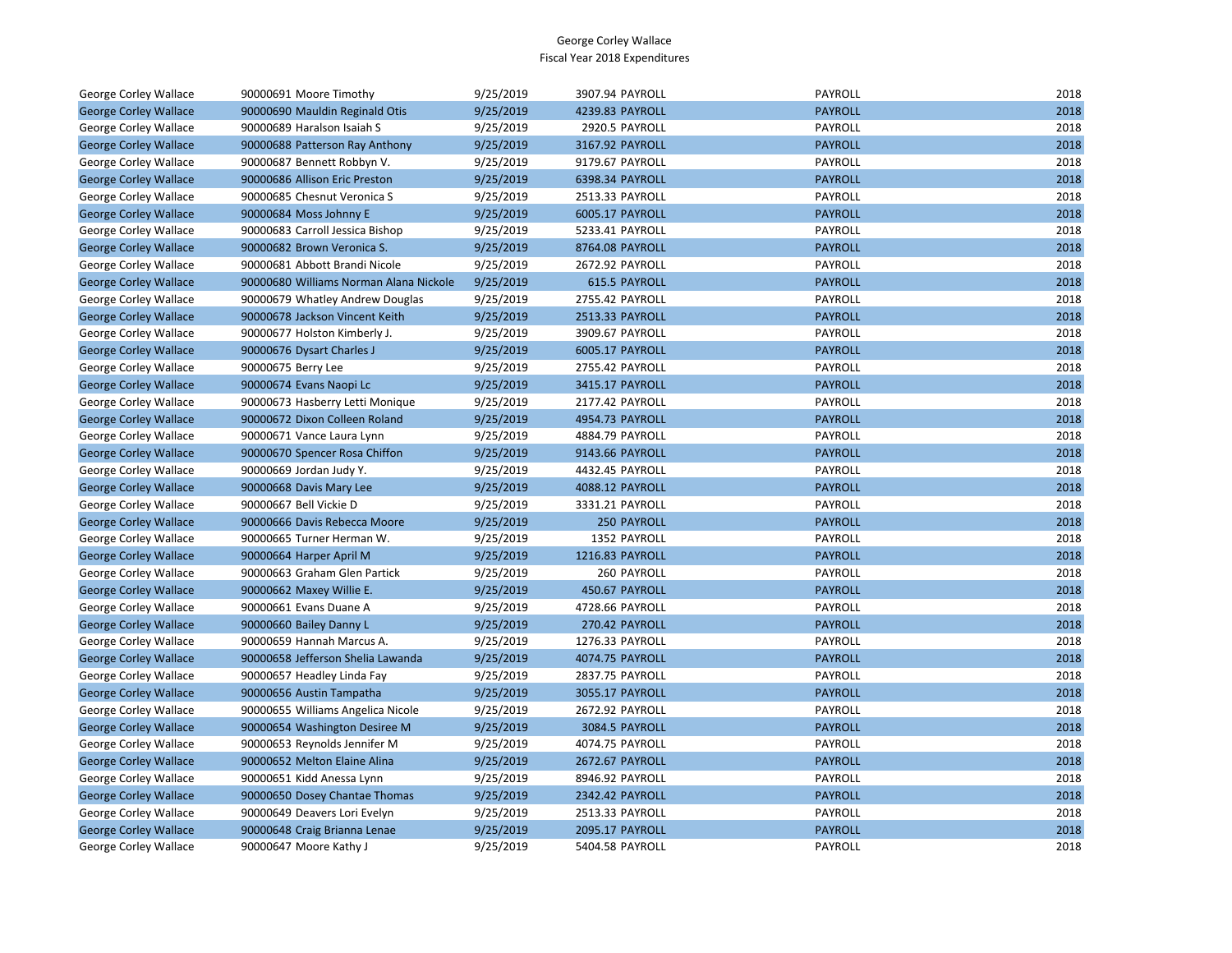George Corley Wallace
Fiscal Year 2018 Expenditures

| | | | | | | |
|---|---|---|---|---|---|---|
| George Corley Wallace | 90000691 Moore Timothy | 9/25/2019 | 3907.94 | PAYROLL | PAYROLL | 2018 |
| George Corley Wallace | 90000690 Mauldin Reginald Otis | 9/25/2019 | 4239.83 | PAYROLL | PAYROLL | 2018 |
| George Corley Wallace | 90000689 Haralson Isaiah S | 9/25/2019 | 2920.5 | PAYROLL | PAYROLL | 2018 |
| George Corley Wallace | 90000688 Patterson Ray Anthony | 9/25/2019 | 3167.92 | PAYROLL | PAYROLL | 2018 |
| George Corley Wallace | 90000687 Bennett Robbyn V. | 9/25/2019 | 9179.67 | PAYROLL | PAYROLL | 2018 |
| George Corley Wallace | 90000686 Allison Eric Preston | 9/25/2019 | 6398.34 | PAYROLL | PAYROLL | 2018 |
| George Corley Wallace | 90000685 Chesnut Veronica S | 9/25/2019 | 2513.33 | PAYROLL | PAYROLL | 2018 |
| George Corley Wallace | 90000684 Moss Johnny E | 9/25/2019 | 6005.17 | PAYROLL | PAYROLL | 2018 |
| George Corley Wallace | 90000683 Carroll Jessica Bishop | 9/25/2019 | 5233.41 | PAYROLL | PAYROLL | 2018 |
| George Corley Wallace | 90000682 Brown Veronica S. | 9/25/2019 | 8764.08 | PAYROLL | PAYROLL | 2018 |
| George Corley Wallace | 90000681 Abbott Brandi Nicole | 9/25/2019 | 2672.92 | PAYROLL | PAYROLL | 2018 |
| George Corley Wallace | 90000680 Williams Norman Alana Nickole | 9/25/2019 | 615.5 | PAYROLL | PAYROLL | 2018 |
| George Corley Wallace | 90000679 Whatley Andrew Douglas | 9/25/2019 | 2755.42 | PAYROLL | PAYROLL | 2018 |
| George Corley Wallace | 90000678 Jackson Vincent Keith | 9/25/2019 | 2513.33 | PAYROLL | PAYROLL | 2018 |
| George Corley Wallace | 90000677 Holston Kimberly J. | 9/25/2019 | 3909.67 | PAYROLL | PAYROLL | 2018 |
| George Corley Wallace | 90000676 Dysart Charles J | 9/25/2019 | 6005.17 | PAYROLL | PAYROLL | 2018 |
| George Corley Wallace | 90000675 Berry Lee | 9/25/2019 | 2755.42 | PAYROLL | PAYROLL | 2018 |
| George Corley Wallace | 90000674 Evans Naopi Lc | 9/25/2019 | 3415.17 | PAYROLL | PAYROLL | 2018 |
| George Corley Wallace | 90000673 Hasberry Letti Monique | 9/25/2019 | 2177.42 | PAYROLL | PAYROLL | 2018 |
| George Corley Wallace | 90000672 Dixon Colleen Roland | 9/25/2019 | 4954.73 | PAYROLL | PAYROLL | 2018 |
| George Corley Wallace | 90000671 Vance Laura Lynn | 9/25/2019 | 4884.79 | PAYROLL | PAYROLL | 2018 |
| George Corley Wallace | 90000670 Spencer Rosa Chiffon | 9/25/2019 | 9143.66 | PAYROLL | PAYROLL | 2018 |
| George Corley Wallace | 90000669 Jordan Judy Y. | 9/25/2019 | 4432.45 | PAYROLL | PAYROLL | 2018 |
| George Corley Wallace | 90000668 Davis Mary Lee | 9/25/2019 | 4088.12 | PAYROLL | PAYROLL | 2018 |
| George Corley Wallace | 90000667 Bell Vickie D | 9/25/2019 | 3331.21 | PAYROLL | PAYROLL | 2018 |
| George Corley Wallace | 90000666 Davis Rebecca Moore | 9/25/2019 | 250 | PAYROLL | PAYROLL | 2018 |
| George Corley Wallace | 90000665 Turner Herman W. | 9/25/2019 | 1352 | PAYROLL | PAYROLL | 2018 |
| George Corley Wallace | 90000664 Harper April M | 9/25/2019 | 1216.83 | PAYROLL | PAYROLL | 2018 |
| George Corley Wallace | 90000663 Graham Glen Partick | 9/25/2019 | 260 | PAYROLL | PAYROLL | 2018 |
| George Corley Wallace | 90000662 Maxey Willie E. | 9/25/2019 | 450.67 | PAYROLL | PAYROLL | 2018 |
| George Corley Wallace | 90000661 Evans Duane A | 9/25/2019 | 4728.66 | PAYROLL | PAYROLL | 2018 |
| George Corley Wallace | 90000660 Bailey Danny L | 9/25/2019 | 270.42 | PAYROLL | PAYROLL | 2018 |
| George Corley Wallace | 90000659 Hannah Marcus A. | 9/25/2019 | 1276.33 | PAYROLL | PAYROLL | 2018 |
| George Corley Wallace | 90000658 Jefferson Shelia Lawanda | 9/25/2019 | 4074.75 | PAYROLL | PAYROLL | 2018 |
| George Corley Wallace | 90000657 Headley Linda Fay | 9/25/2019 | 2837.75 | PAYROLL | PAYROLL | 2018 |
| George Corley Wallace | 90000656 Austin Tampatha | 9/25/2019 | 3055.17 | PAYROLL | PAYROLL | 2018 |
| George Corley Wallace | 90000655 Williams Angelica Nicole | 9/25/2019 | 2672.92 | PAYROLL | PAYROLL | 2018 |
| George Corley Wallace | 90000654 Washington Desiree M | 9/25/2019 | 3084.5 | PAYROLL | PAYROLL | 2018 |
| George Corley Wallace | 90000653 Reynolds Jennifer M | 9/25/2019 | 4074.75 | PAYROLL | PAYROLL | 2018 |
| George Corley Wallace | 90000652 Melton Elaine Alina | 9/25/2019 | 2672.67 | PAYROLL | PAYROLL | 2018 |
| George Corley Wallace | 90000651 Kidd Anessa Lynn | 9/25/2019 | 8946.92 | PAYROLL | PAYROLL | 2018 |
| George Corley Wallace | 90000650 Dosey Chantae Thomas | 9/25/2019 | 2342.42 | PAYROLL | PAYROLL | 2018 |
| George Corley Wallace | 90000649 Deavers Lori Evelyn | 9/25/2019 | 2513.33 | PAYROLL | PAYROLL | 2018 |
| George Corley Wallace | 90000648 Craig Brianna Lenae | 9/25/2019 | 2095.17 | PAYROLL | PAYROLL | 2018 |
| George Corley Wallace | 90000647 Moore Kathy J | 9/25/2019 | 5404.58 | PAYROLL | PAYROLL | 2018 |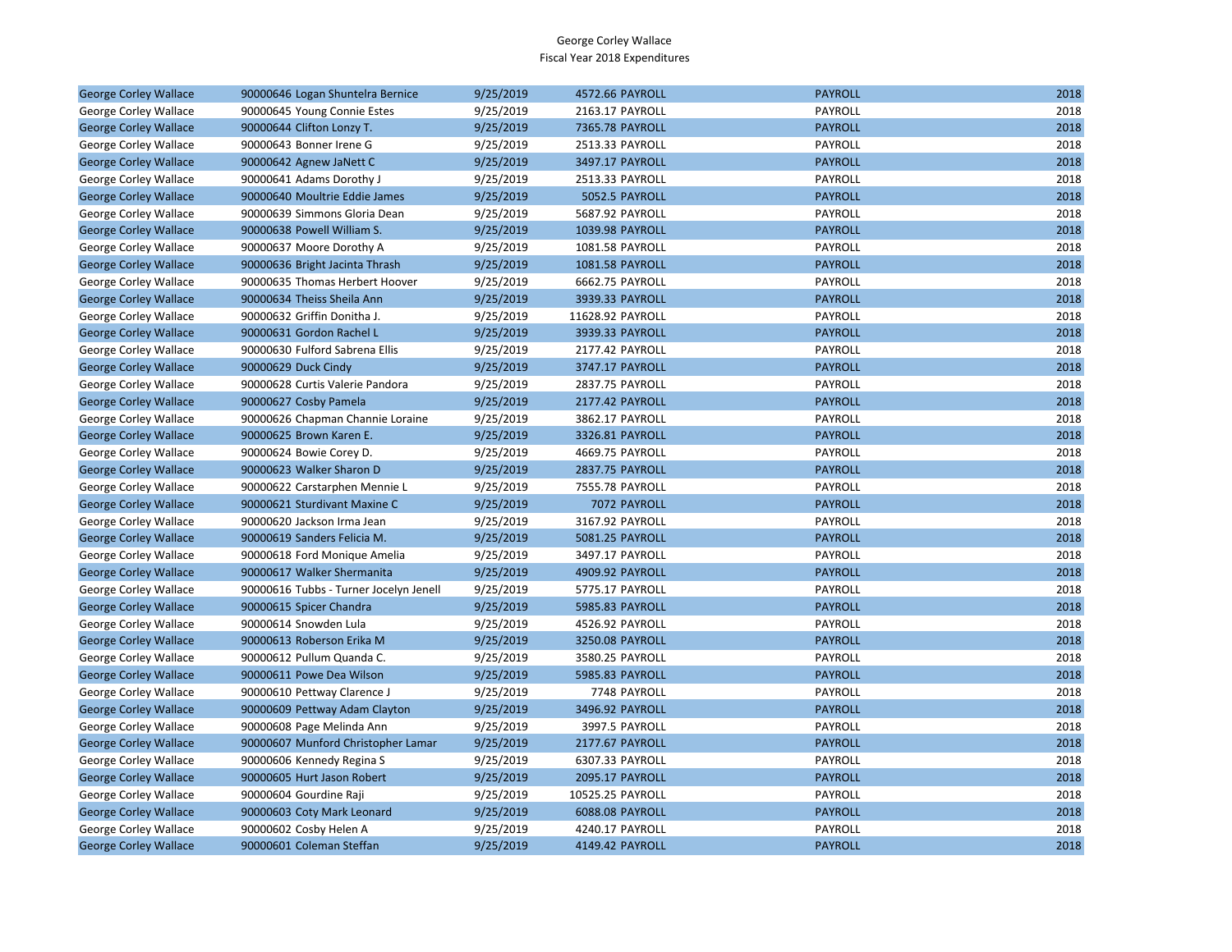George Corley Wallace
Fiscal Year 2018 Expenditures

| | | | | | | |
|---|---|---|---|---|---|---|
| George Corley Wallace | 90000646 Logan Shuntelra Bernice | 9/25/2019 | 4572.66 | PAYROLL | PAYROLL | 2018 |
| George Corley Wallace | 90000645 Young Connie Estes | 9/25/2019 | 2163.17 | PAYROLL | PAYROLL | 2018 |
| George Corley Wallace | 90000644 Clifton Lonzy T. | 9/25/2019 | 7365.78 | PAYROLL | PAYROLL | 2018 |
| George Corley Wallace | 90000643 Bonner Irene G | 9/25/2019 | 2513.33 | PAYROLL | PAYROLL | 2018 |
| George Corley Wallace | 90000642 Agnew JaNett C | 9/25/2019 | 3497.17 | PAYROLL | PAYROLL | 2018 |
| George Corley Wallace | 90000641 Adams Dorothy J | 9/25/2019 | 2513.33 | PAYROLL | PAYROLL | 2018 |
| George Corley Wallace | 90000640 Moultrie Eddie James | 9/25/2019 | 5052.5 | PAYROLL | PAYROLL | 2018 |
| George Corley Wallace | 90000639 Simmons Gloria Dean | 9/25/2019 | 5687.92 | PAYROLL | PAYROLL | 2018 |
| George Corley Wallace | 90000638 Powell William S. | 9/25/2019 | 1039.98 | PAYROLL | PAYROLL | 2018 |
| George Corley Wallace | 90000637 Moore Dorothy A | 9/25/2019 | 1081.58 | PAYROLL | PAYROLL | 2018 |
| George Corley Wallace | 90000636 Bright Jacinta Thrash | 9/25/2019 | 1081.58 | PAYROLL | PAYROLL | 2018 |
| George Corley Wallace | 90000635 Thomas Herbert Hoover | 9/25/2019 | 6662.75 | PAYROLL | PAYROLL | 2018 |
| George Corley Wallace | 90000634 Theiss Sheila Ann | 9/25/2019 | 3939.33 | PAYROLL | PAYROLL | 2018 |
| George Corley Wallace | 90000632 Griffin Donitha J. | 9/25/2019 | 11628.92 | PAYROLL | PAYROLL | 2018 |
| George Corley Wallace | 90000631 Gordon Rachel L | 9/25/2019 | 3939.33 | PAYROLL | PAYROLL | 2018 |
| George Corley Wallace | 90000630 Fulford Sabrena Ellis | 9/25/2019 | 2177.42 | PAYROLL | PAYROLL | 2018 |
| George Corley Wallace | 90000629 Duck Cindy | 9/25/2019 | 3747.17 | PAYROLL | PAYROLL | 2018 |
| George Corley Wallace | 90000628 Curtis Valerie Pandora | 9/25/2019 | 2837.75 | PAYROLL | PAYROLL | 2018 |
| George Corley Wallace | 90000627 Cosby Pamela | 9/25/2019 | 2177.42 | PAYROLL | PAYROLL | 2018 |
| George Corley Wallace | 90000626 Chapman Channie Loraine | 9/25/2019 | 3862.17 | PAYROLL | PAYROLL | 2018 |
| George Corley Wallace | 90000625 Brown Karen E. | 9/25/2019 | 3326.81 | PAYROLL | PAYROLL | 2018 |
| George Corley Wallace | 90000624 Bowie Corey D. | 9/25/2019 | 4669.75 | PAYROLL | PAYROLL | 2018 |
| George Corley Wallace | 90000623 Walker Sharon D | 9/25/2019 | 2837.75 | PAYROLL | PAYROLL | 2018 |
| George Corley Wallace | 90000622 Carstarphen Mennie L | 9/25/2019 | 7555.78 | PAYROLL | PAYROLL | 2018 |
| George Corley Wallace | 90000621 Sturdivant Maxine C | 9/25/2019 | 7072 | PAYROLL | PAYROLL | 2018 |
| George Corley Wallace | 90000620 Jackson Irma Jean | 9/25/2019 | 3167.92 | PAYROLL | PAYROLL | 2018 |
| George Corley Wallace | 90000619 Sanders Felicia M. | 9/25/2019 | 5081.25 | PAYROLL | PAYROLL | 2018 |
| George Corley Wallace | 90000618 Ford Monique Amelia | 9/25/2019 | 3497.17 | PAYROLL | PAYROLL | 2018 |
| George Corley Wallace | 90000617 Walker Shermanita | 9/25/2019 | 4909.92 | PAYROLL | PAYROLL | 2018 |
| George Corley Wallace | 90000616 Tubbs - Turner Jocelyn Jenell | 9/25/2019 | 5775.17 | PAYROLL | PAYROLL | 2018 |
| George Corley Wallace | 90000615 Spicer Chandra | 9/25/2019 | 5985.83 | PAYROLL | PAYROLL | 2018 |
| George Corley Wallace | 90000614 Snowden Lula | 9/25/2019 | 4526.92 | PAYROLL | PAYROLL | 2018 |
| George Corley Wallace | 90000613 Roberson Erika M | 9/25/2019 | 3250.08 | PAYROLL | PAYROLL | 2018 |
| George Corley Wallace | 90000612 Pullum Quanda C. | 9/25/2019 | 3580.25 | PAYROLL | PAYROLL | 2018 |
| George Corley Wallace | 90000611 Powe Dea Wilson | 9/25/2019 | 5985.83 | PAYROLL | PAYROLL | 2018 |
| George Corley Wallace | 90000610 Pettway Clarence J | 9/25/2019 | 7748 | PAYROLL | PAYROLL | 2018 |
| George Corley Wallace | 90000609 Pettway Adam Clayton | 9/25/2019 | 3496.92 | PAYROLL | PAYROLL | 2018 |
| George Corley Wallace | 90000608 Page Melinda Ann | 9/25/2019 | 3997.5 | PAYROLL | PAYROLL | 2018 |
| George Corley Wallace | 90000607 Munford Christopher Lamar | 9/25/2019 | 2177.67 | PAYROLL | PAYROLL | 2018 |
| George Corley Wallace | 90000606 Kennedy Regina S | 9/25/2019 | 6307.33 | PAYROLL | PAYROLL | 2018 |
| George Corley Wallace | 90000605 Hurt Jason Robert | 9/25/2019 | 2095.17 | PAYROLL | PAYROLL | 2018 |
| George Corley Wallace | 90000604 Gourdine Raji | 9/25/2019 | 10525.25 | PAYROLL | PAYROLL | 2018 |
| George Corley Wallace | 90000603 Coty Mark Leonard | 9/25/2019 | 6088.08 | PAYROLL | PAYROLL | 2018 |
| George Corley Wallace | 90000602 Cosby Helen A | 9/25/2019 | 4240.17 | PAYROLL | PAYROLL | 2018 |
| George Corley Wallace | 90000601 Coleman Steffan | 9/25/2019 | 4149.42 | PAYROLL | PAYROLL | 2018 |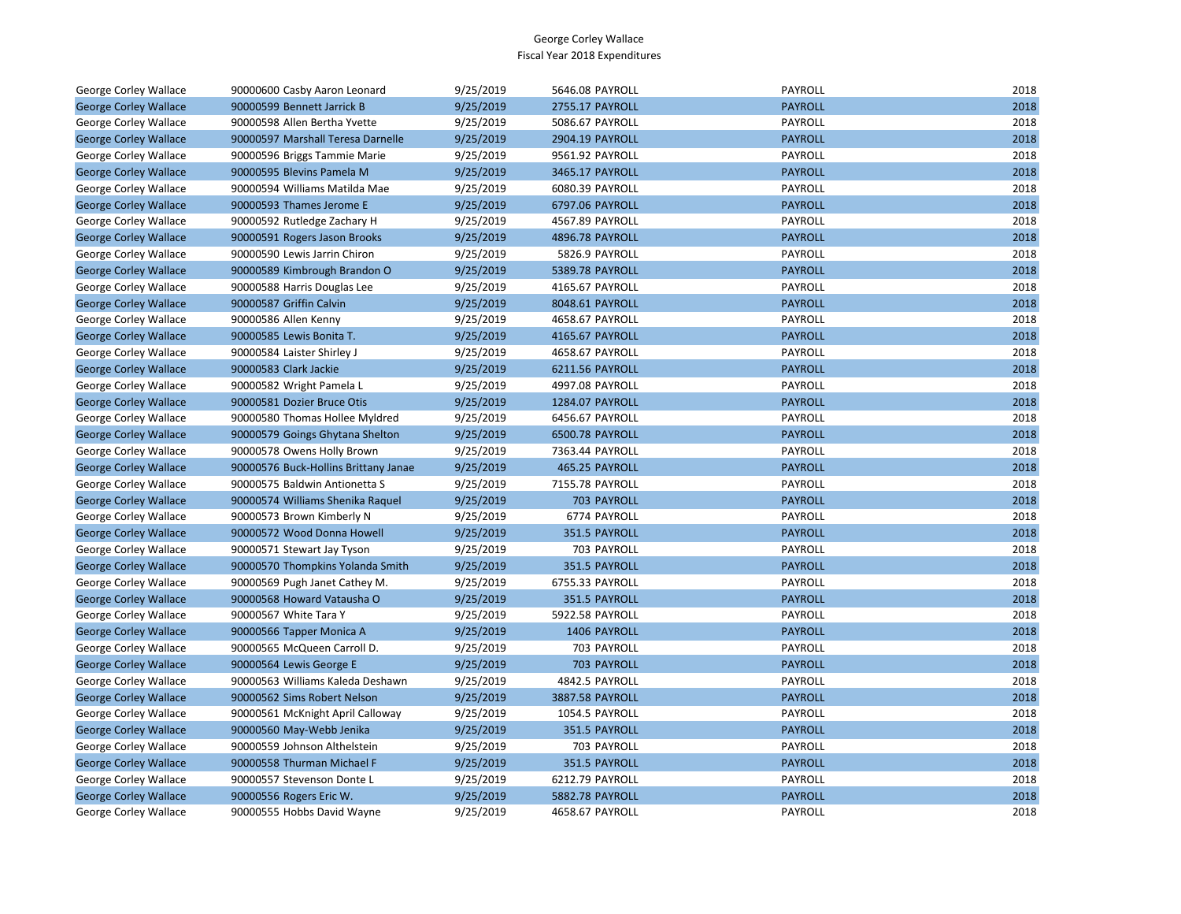George Corley Wallace
Fiscal Year 2018 Expenditures

| | | | | | | |
|---|---|---|---|---|---|---|
| George Corley Wallace | 90000600 Casby Aaron Leonard | 9/25/2019 | 5646.08 | PAYROLL | PAYROLL | 2018 |
| George Corley Wallace | 90000599 Bennett Jarrick B | 9/25/2019 | 2755.17 | PAYROLL | PAYROLL | 2018 |
| George Corley Wallace | 90000598 Allen Bertha Yvette | 9/25/2019 | 5086.67 | PAYROLL | PAYROLL | 2018 |
| George Corley Wallace | 90000597 Marshall Teresa Darnelle | 9/25/2019 | 2904.19 | PAYROLL | PAYROLL | 2018 |
| George Corley Wallace | 90000596 Briggs Tammie Marie | 9/25/2019 | 9561.92 | PAYROLL | PAYROLL | 2018 |
| George Corley Wallace | 90000595 Blevins Pamela M | 9/25/2019 | 3465.17 | PAYROLL | PAYROLL | 2018 |
| George Corley Wallace | 90000594 Williams Matilda Mae | 9/25/2019 | 6080.39 | PAYROLL | PAYROLL | 2018 |
| George Corley Wallace | 90000593 Thames Jerome E | 9/25/2019 | 6797.06 | PAYROLL | PAYROLL | 2018 |
| George Corley Wallace | 90000592 Rutledge Zachary H | 9/25/2019 | 4567.89 | PAYROLL | PAYROLL | 2018 |
| George Corley Wallace | 90000591 Rogers Jason Brooks | 9/25/2019 | 4896.78 | PAYROLL | PAYROLL | 2018 |
| George Corley Wallace | 90000590 Lewis Jarrin Chiron | 9/25/2019 | 5826.9 | PAYROLL | PAYROLL | 2018 |
| George Corley Wallace | 90000589 Kimbrough Brandon O | 9/25/2019 | 5389.78 | PAYROLL | PAYROLL | 2018 |
| George Corley Wallace | 90000588 Harris Douglas Lee | 9/25/2019 | 4165.67 | PAYROLL | PAYROLL | 2018 |
| George Corley Wallace | 90000587 Griffin Calvin | 9/25/2019 | 8048.61 | PAYROLL | PAYROLL | 2018 |
| George Corley Wallace | 90000586 Allen Kenny | 9/25/2019 | 4658.67 | PAYROLL | PAYROLL | 2018 |
| George Corley Wallace | 90000585 Lewis Bonita T. | 9/25/2019 | 4165.67 | PAYROLL | PAYROLL | 2018 |
| George Corley Wallace | 90000584 Laister Shirley J | 9/25/2019 | 4658.67 | PAYROLL | PAYROLL | 2018 |
| George Corley Wallace | 90000583 Clark Jackie | 9/25/2019 | 6211.56 | PAYROLL | PAYROLL | 2018 |
| George Corley Wallace | 90000582 Wright Pamela L | 9/25/2019 | 4997.08 | PAYROLL | PAYROLL | 2018 |
| George Corley Wallace | 90000581 Dozier Bruce Otis | 9/25/2019 | 1284.07 | PAYROLL | PAYROLL | 2018 |
| George Corley Wallace | 90000580 Thomas Hollee Myldred | 9/25/2019 | 6456.67 | PAYROLL | PAYROLL | 2018 |
| George Corley Wallace | 90000579 Goings Ghytana Shelton | 9/25/2019 | 6500.78 | PAYROLL | PAYROLL | 2018 |
| George Corley Wallace | 90000578 Owens Holly Brown | 9/25/2019 | 7363.44 | PAYROLL | PAYROLL | 2018 |
| George Corley Wallace | 90000576 Buck-Hollins Brittany Janae | 9/25/2019 | 465.25 | PAYROLL | PAYROLL | 2018 |
| George Corley Wallace | 90000575 Baldwin Antionetta S | 9/25/2019 | 7155.78 | PAYROLL | PAYROLL | 2018 |
| George Corley Wallace | 90000574 Williams Shenika Raquel | 9/25/2019 | 703 | PAYROLL | PAYROLL | 2018 |
| George Corley Wallace | 90000573 Brown Kimberly N | 9/25/2019 | 6774 | PAYROLL | PAYROLL | 2018 |
| George Corley Wallace | 90000572 Wood Donna Howell | 9/25/2019 | 351.5 | PAYROLL | PAYROLL | 2018 |
| George Corley Wallace | 90000571 Stewart Jay Tyson | 9/25/2019 | 703 | PAYROLL | PAYROLL | 2018 |
| George Corley Wallace | 90000570 Thompkins Yolanda Smith | 9/25/2019 | 351.5 | PAYROLL | PAYROLL | 2018 |
| George Corley Wallace | 90000569 Pugh Janet Cathey M. | 9/25/2019 | 6755.33 | PAYROLL | PAYROLL | 2018 |
| George Corley Wallace | 90000568 Howard Vatausha O | 9/25/2019 | 351.5 | PAYROLL | PAYROLL | 2018 |
| George Corley Wallace | 90000567 White Tara Y | 9/25/2019 | 5922.58 | PAYROLL | PAYROLL | 2018 |
| George Corley Wallace | 90000566 Tapper Monica A | 9/25/2019 | 1406 | PAYROLL | PAYROLL | 2018 |
| George Corley Wallace | 90000565 McQueen Carroll D. | 9/25/2019 | 703 | PAYROLL | PAYROLL | 2018 |
| George Corley Wallace | 90000564 Lewis George E | 9/25/2019 | 703 | PAYROLL | PAYROLL | 2018 |
| George Corley Wallace | 90000563 Williams Kaleda Deshawn | 9/25/2019 | 4842.5 | PAYROLL | PAYROLL | 2018 |
| George Corley Wallace | 90000562 Sims Robert Nelson | 9/25/2019 | 3887.58 | PAYROLL | PAYROLL | 2018 |
| George Corley Wallace | 90000561 McKnight April Calloway | 9/25/2019 | 1054.5 | PAYROLL | PAYROLL | 2018 |
| George Corley Wallace | 90000560 May-Webb Jenika | 9/25/2019 | 351.5 | PAYROLL | PAYROLL | 2018 |
| George Corley Wallace | 90000559 Johnson Althelstein | 9/25/2019 | 703 | PAYROLL | PAYROLL | 2018 |
| George Corley Wallace | 90000558 Thurman Michael F | 9/25/2019 | 351.5 | PAYROLL | PAYROLL | 2018 |
| George Corley Wallace | 90000557 Stevenson Donte L | 9/25/2019 | 6212.79 | PAYROLL | PAYROLL | 2018 |
| George Corley Wallace | 90000556 Rogers Eric W. | 9/25/2019 | 5882.78 | PAYROLL | PAYROLL | 2018 |
| George Corley Wallace | 90000555 Hobbs David Wayne | 9/25/2019 | 4658.67 | PAYROLL | PAYROLL | 2018 |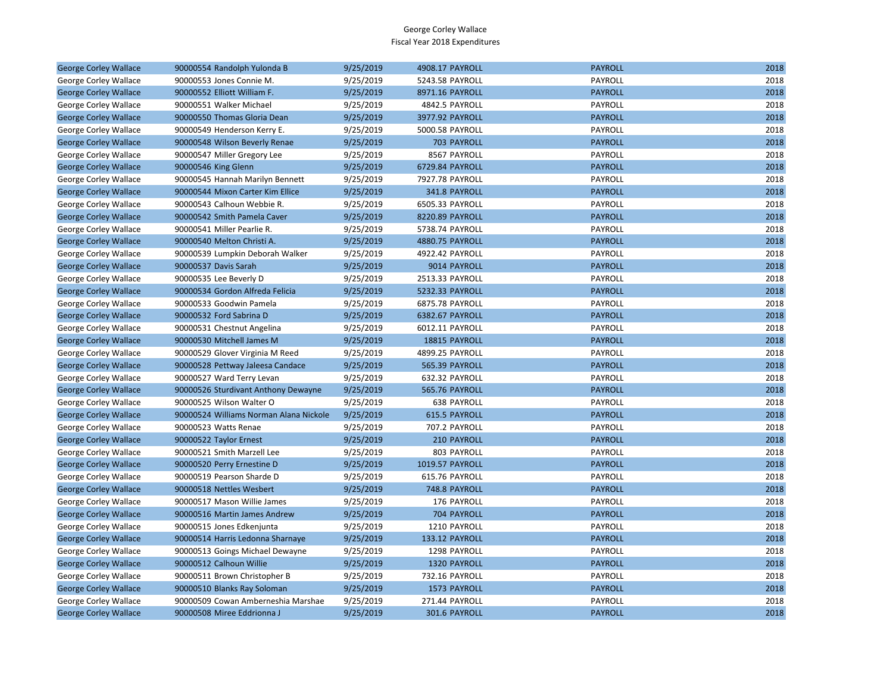George Corley Wallace
Fiscal Year 2018 Expenditures

| | | | | | | |
|---|---|---|---|---|---|---|
| George Corley Wallace | 90000554 Randolph Yulonda B | 9/25/2019 | 4908.17 | PAYROLL | PAYROLL | 2018 |
| George Corley Wallace | 90000553 Jones Connie M. | 9/25/2019 | 5243.58 | PAYROLL | PAYROLL | 2018 |
| George Corley Wallace | 90000552 Elliott William F. | 9/25/2019 | 8971.16 | PAYROLL | PAYROLL | 2018 |
| George Corley Wallace | 90000551 Walker Michael | 9/25/2019 | 4842.5 | PAYROLL | PAYROLL | 2018 |
| George Corley Wallace | 90000550 Thomas Gloria Dean | 9/25/2019 | 3977.92 | PAYROLL | PAYROLL | 2018 |
| George Corley Wallace | 90000549 Henderson Kerry E. | 9/25/2019 | 5000.58 | PAYROLL | PAYROLL | 2018 |
| George Corley Wallace | 90000548 Wilson Beverly Renae | 9/25/2019 | 703 | PAYROLL | PAYROLL | 2018 |
| George Corley Wallace | 90000547 Miller Gregory Lee | 9/25/2019 | 8567 | PAYROLL | PAYROLL | 2018 |
| George Corley Wallace | 90000546 King Glenn | 9/25/2019 | 6729.84 | PAYROLL | PAYROLL | 2018 |
| George Corley Wallace | 90000545 Hannah Marilyn Bennett | 9/25/2019 | 7927.78 | PAYROLL | PAYROLL | 2018 |
| George Corley Wallace | 90000544 Mixon Carter Kim Ellice | 9/25/2019 | 341.8 | PAYROLL | PAYROLL | 2018 |
| George Corley Wallace | 90000543 Calhoun Webbie R. | 9/25/2019 | 6505.33 | PAYROLL | PAYROLL | 2018 |
| George Corley Wallace | 90000542 Smith Pamela Caver | 9/25/2019 | 8220.89 | PAYROLL | PAYROLL | 2018 |
| George Corley Wallace | 90000541 Miller Pearlie R. | 9/25/2019 | 5738.74 | PAYROLL | PAYROLL | 2018 |
| George Corley Wallace | 90000540 Melton Christi A. | 9/25/2019 | 4880.75 | PAYROLL | PAYROLL | 2018 |
| George Corley Wallace | 90000539 Lumpkin Deborah Walker | 9/25/2019 | 4922.42 | PAYROLL | PAYROLL | 2018 |
| George Corley Wallace | 90000537 Davis Sarah | 9/25/2019 | 9014 | PAYROLL | PAYROLL | 2018 |
| George Corley Wallace | 90000535 Lee Beverly D | 9/25/2019 | 2513.33 | PAYROLL | PAYROLL | 2018 |
| George Corley Wallace | 90000534 Gordon Alfreda Felicia | 9/25/2019 | 5232.33 | PAYROLL | PAYROLL | 2018 |
| George Corley Wallace | 90000533 Goodwin Pamela | 9/25/2019 | 6875.78 | PAYROLL | PAYROLL | 2018 |
| George Corley Wallace | 90000532 Ford Sabrina D | 9/25/2019 | 6382.67 | PAYROLL | PAYROLL | 2018 |
| George Corley Wallace | 90000531 Chestnut Angelina | 9/25/2019 | 6012.11 | PAYROLL | PAYROLL | 2018 |
| George Corley Wallace | 90000530 Mitchell James M | 9/25/2019 | 18815 | PAYROLL | PAYROLL | 2018 |
| George Corley Wallace | 90000529 Glover Virginia M Reed | 9/25/2019 | 4899.25 | PAYROLL | PAYROLL | 2018 |
| George Corley Wallace | 90000528 Pettway Jaleesa Candace | 9/25/2019 | 565.39 | PAYROLL | PAYROLL | 2018 |
| George Corley Wallace | 90000527 Ward Terry Levan | 9/25/2019 | 632.32 | PAYROLL | PAYROLL | 2018 |
| George Corley Wallace | 90000526 Sturdivant Anthony Dewayne | 9/25/2019 | 565.76 | PAYROLL | PAYROLL | 2018 |
| George Corley Wallace | 90000525 Wilson Walter O | 9/25/2019 | 638 | PAYROLL | PAYROLL | 2018 |
| George Corley Wallace | 90000524 Williams Norman Alana Nickole | 9/25/2019 | 615.5 | PAYROLL | PAYROLL | 2018 |
| George Corley Wallace | 90000523 Watts Renae | 9/25/2019 | 707.2 | PAYROLL | PAYROLL | 2018 |
| George Corley Wallace | 90000522 Taylor Ernest | 9/25/2019 | 210 | PAYROLL | PAYROLL | 2018 |
| George Corley Wallace | 90000521 Smith Marzell Lee | 9/25/2019 | 803 | PAYROLL | PAYROLL | 2018 |
| George Corley Wallace | 90000520 Perry Ernestine D | 9/25/2019 | 1019.57 | PAYROLL | PAYROLL | 2018 |
| George Corley Wallace | 90000519 Pearson Sharde D | 9/25/2019 | 615.76 | PAYROLL | PAYROLL | 2018 |
| George Corley Wallace | 90000518 Nettles Wesbert | 9/25/2019 | 748.8 | PAYROLL | PAYROLL | 2018 |
| George Corley Wallace | 90000517 Mason Willie James | 9/25/2019 | 176 | PAYROLL | PAYROLL | 2018 |
| George Corley Wallace | 90000516 Martin James Andrew | 9/25/2019 | 704 | PAYROLL | PAYROLL | 2018 |
| George Corley Wallace | 90000515 Jones Edkenjunta | 9/25/2019 | 1210 | PAYROLL | PAYROLL | 2018 |
| George Corley Wallace | 90000514 Harris Ledonna Sharnaye | 9/25/2019 | 133.12 | PAYROLL | PAYROLL | 2018 |
| George Corley Wallace | 90000513 Goings Michael Dewayne | 9/25/2019 | 1298 | PAYROLL | PAYROLL | 2018 |
| George Corley Wallace | 90000512 Calhoun Willie | 9/25/2019 | 1320 | PAYROLL | PAYROLL | 2018 |
| George Corley Wallace | 90000511 Brown Christopher B | 9/25/2019 | 732.16 | PAYROLL | PAYROLL | 2018 |
| George Corley Wallace | 90000510 Blanks Ray Soloman | 9/25/2019 | 1573 | PAYROLL | PAYROLL | 2018 |
| George Corley Wallace | 90000509 Cowan Amberneshia Marshae | 9/25/2019 | 271.44 | PAYROLL | PAYROLL | 2018 |
| George Corley Wallace | 90000508 Miree Eddrionna J | 9/25/2019 | 301.6 | PAYROLL | PAYROLL | 2018 |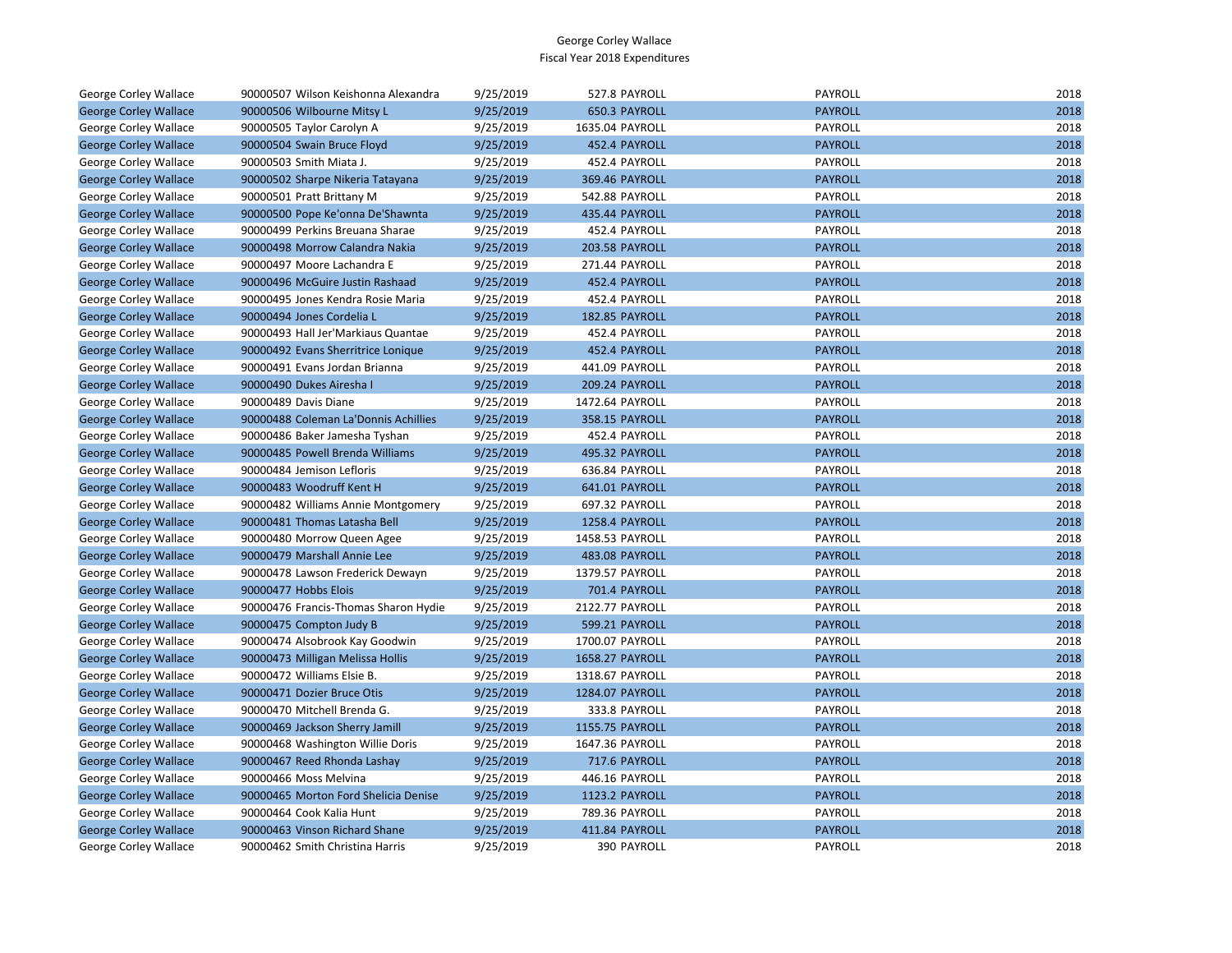George Corley Wallace
Fiscal Year 2018 Expenditures

| | | | | | | |
|---|---|---|---|---|---|---|
| George Corley Wallace | 90000507 Wilson Keishonna Alexandra | 9/25/2019 | 527.8 | PAYROLL | PAYROLL | 2018 |
| George Corley Wallace | 90000506 Wilbourne Mitsy L | 9/25/2019 | 650.3 | PAYROLL | PAYROLL | 2018 |
| George Corley Wallace | 90000505 Taylor Carolyn A | 9/25/2019 | 1635.04 | PAYROLL | PAYROLL | 2018 |
| George Corley Wallace | 90000504 Swain Bruce Floyd | 9/25/2019 | 452.4 | PAYROLL | PAYROLL | 2018 |
| George Corley Wallace | 90000503 Smith Miata J. | 9/25/2019 | 452.4 | PAYROLL | PAYROLL | 2018 |
| George Corley Wallace | 90000502 Sharpe Nikeria Tatayana | 9/25/2019 | 369.46 | PAYROLL | PAYROLL | 2018 |
| George Corley Wallace | 90000501 Pratt Brittany M | 9/25/2019 | 542.88 | PAYROLL | PAYROLL | 2018 |
| George Corley Wallace | 90000500 Pope Ke'onna De'Shawnta | 9/25/2019 | 435.44 | PAYROLL | PAYROLL | 2018 |
| George Corley Wallace | 90000499 Perkins Breuana Sharae | 9/25/2019 | 452.4 | PAYROLL | PAYROLL | 2018 |
| George Corley Wallace | 90000498 Morrow Calandra Nakia | 9/25/2019 | 203.58 | PAYROLL | PAYROLL | 2018 |
| George Corley Wallace | 90000497 Moore Lachandra E | 9/25/2019 | 271.44 | PAYROLL | PAYROLL | 2018 |
| George Corley Wallace | 90000496 McGuire Justin Rashaad | 9/25/2019 | 452.4 | PAYROLL | PAYROLL | 2018 |
| George Corley Wallace | 90000495 Jones Kendra Rosie Maria | 9/25/2019 | 452.4 | PAYROLL | PAYROLL | 2018 |
| George Corley Wallace | 90000494 Jones Cordelia L | 9/25/2019 | 182.85 | PAYROLL | PAYROLL | 2018 |
| George Corley Wallace | 90000493 Hall Jer'Markiaus Quantae | 9/25/2019 | 452.4 | PAYROLL | PAYROLL | 2018 |
| George Corley Wallace | 90000492 Evans Sherritrice Lonique | 9/25/2019 | 452.4 | PAYROLL | PAYROLL | 2018 |
| George Corley Wallace | 90000491 Evans Jordan Brianna | 9/25/2019 | 441.09 | PAYROLL | PAYROLL | 2018 |
| George Corley Wallace | 90000490 Dukes Airesha I | 9/25/2019 | 209.24 | PAYROLL | PAYROLL | 2018 |
| George Corley Wallace | 90000489 Davis Diane | 9/25/2019 | 1472.64 | PAYROLL | PAYROLL | 2018 |
| George Corley Wallace | 90000488 Coleman La'Donnis Achillies | 9/25/2019 | 358.15 | PAYROLL | PAYROLL | 2018 |
| George Corley Wallace | 90000486 Baker Jamesha Tyshan | 9/25/2019 | 452.4 | PAYROLL | PAYROLL | 2018 |
| George Corley Wallace | 90000485 Powell Brenda Williams | 9/25/2019 | 495.32 | PAYROLL | PAYROLL | 2018 |
| George Corley Wallace | 90000484 Jemison Lefloris | 9/25/2019 | 636.84 | PAYROLL | PAYROLL | 2018 |
| George Corley Wallace | 90000483 Woodruff Kent H | 9/25/2019 | 641.01 | PAYROLL | PAYROLL | 2018 |
| George Corley Wallace | 90000482 Williams Annie Montgomery | 9/25/2019 | 697.32 | PAYROLL | PAYROLL | 2018 |
| George Corley Wallace | 90000481 Thomas Latasha Bell | 9/25/2019 | 1258.4 | PAYROLL | PAYROLL | 2018 |
| George Corley Wallace | 90000480 Morrow Queen Agee | 9/25/2019 | 1458.53 | PAYROLL | PAYROLL | 2018 |
| George Corley Wallace | 90000479 Marshall Annie Lee | 9/25/2019 | 483.08 | PAYROLL | PAYROLL | 2018 |
| George Corley Wallace | 90000478 Lawson Frederick Dewayn | 9/25/2019 | 1379.57 | PAYROLL | PAYROLL | 2018 |
| George Corley Wallace | 90000477 Hobbs Elois | 9/25/2019 | 701.4 | PAYROLL | PAYROLL | 2018 |
| George Corley Wallace | 90000476 Francis-Thomas Sharon Hydie | 9/25/2019 | 2122.77 | PAYROLL | PAYROLL | 2018 |
| George Corley Wallace | 90000475 Compton Judy B | 9/25/2019 | 599.21 | PAYROLL | PAYROLL | 2018 |
| George Corley Wallace | 90000474 Alsobrook Kay Goodwin | 9/25/2019 | 1700.07 | PAYROLL | PAYROLL | 2018 |
| George Corley Wallace | 90000473 Milligan Melissa Hollis | 9/25/2019 | 1658.27 | PAYROLL | PAYROLL | 2018 |
| George Corley Wallace | 90000472 Williams Elsie B. | 9/25/2019 | 1318.67 | PAYROLL | PAYROLL | 2018 |
| George Corley Wallace | 90000471 Dozier Bruce Otis | 9/25/2019 | 1284.07 | PAYROLL | PAYROLL | 2018 |
| George Corley Wallace | 90000470 Mitchell Brenda G. | 9/25/2019 | 333.8 | PAYROLL | PAYROLL | 2018 |
| George Corley Wallace | 90000469 Jackson Sherry Jamill | 9/25/2019 | 1155.75 | PAYROLL | PAYROLL | 2018 |
| George Corley Wallace | 90000468 Washington Willie Doris | 9/25/2019 | 1647.36 | PAYROLL | PAYROLL | 2018 |
| George Corley Wallace | 90000467 Reed Rhonda Lashay | 9/25/2019 | 717.6 | PAYROLL | PAYROLL | 2018 |
| George Corley Wallace | 90000466 Moss Melvina | 9/25/2019 | 446.16 | PAYROLL | PAYROLL | 2018 |
| George Corley Wallace | 90000465 Morton Ford Shelicia Denise | 9/25/2019 | 1123.2 | PAYROLL | PAYROLL | 2018 |
| George Corley Wallace | 90000464 Cook Kalia Hunt | 9/25/2019 | 789.36 | PAYROLL | PAYROLL | 2018 |
| George Corley Wallace | 90000463 Vinson Richard Shane | 9/25/2019 | 411.84 | PAYROLL | PAYROLL | 2018 |
| George Corley Wallace | 90000462 Smith Christina Harris | 9/25/2019 | 390 | PAYROLL | PAYROLL | 2018 |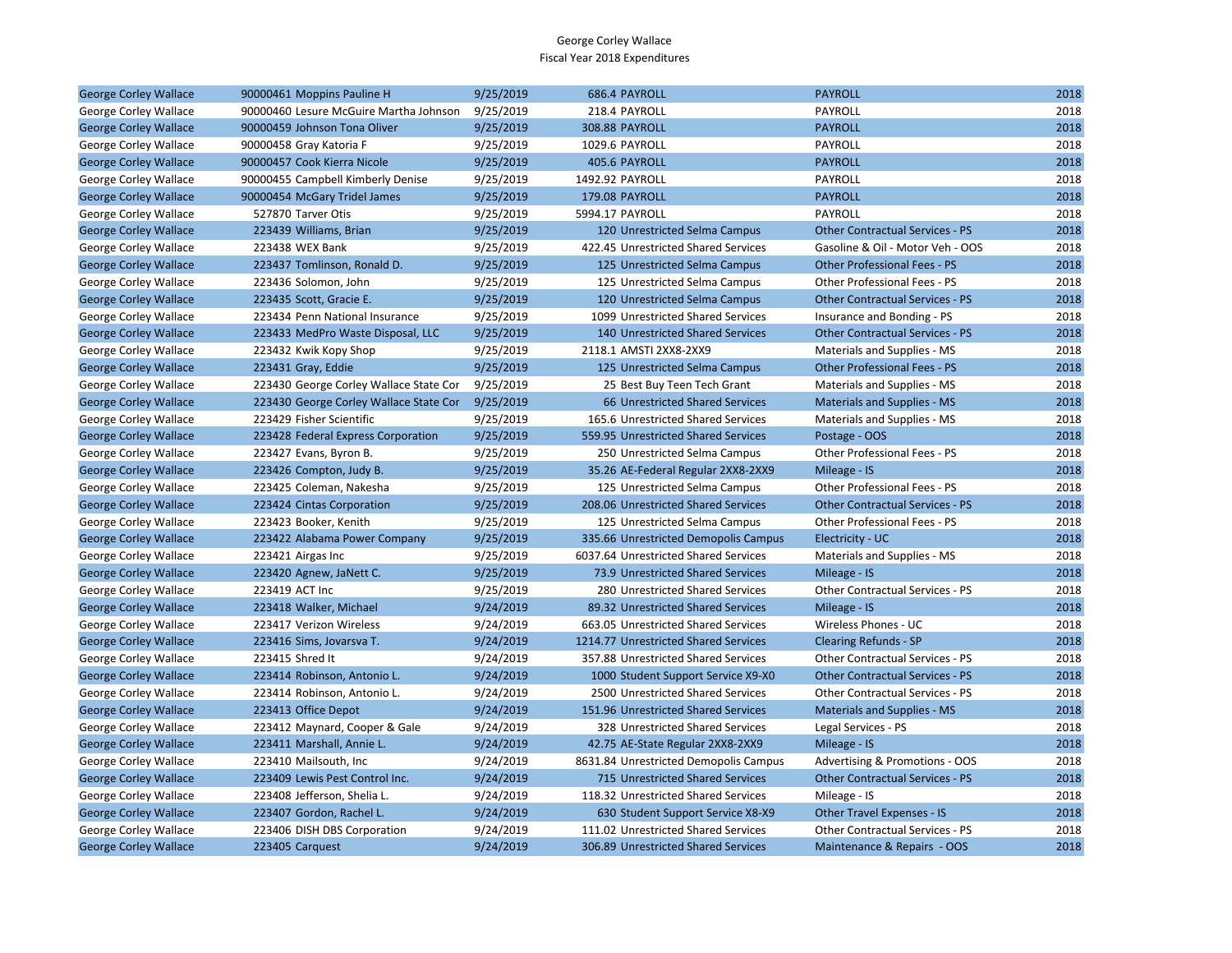George Corley Wallace
Fiscal Year 2018 Expenditures

| | | | | | | |
|---|---|---|---|---|---|---|
| George Corley Wallace | 90000461 | Moppins Pauline H | 9/25/2019 | 686.4 | PAYROLL | PAYROLL | 2018 |
| George Corley Wallace | 90000460 | Lesure McGuire Martha Johnson | 9/25/2019 | 218.4 | PAYROLL | PAYROLL | 2018 |
| George Corley Wallace | 90000459 | Johnson Tona Oliver | 9/25/2019 | 308.88 | PAYROLL | PAYROLL | 2018 |
| George Corley Wallace | 90000458 | Gray Katoria F | 9/25/2019 | 1029.6 | PAYROLL | PAYROLL | 2018 |
| George Corley Wallace | 90000457 | Cook Kierra Nicole | 9/25/2019 | 405.6 | PAYROLL | PAYROLL | 2018 |
| George Corley Wallace | 90000455 | Campbell Kimberly Denise | 9/25/2019 | 1492.92 | PAYROLL | PAYROLL | 2018 |
| George Corley Wallace | 90000454 | McGary Tridel James | 9/25/2019 | 179.08 | PAYROLL | PAYROLL | 2018 |
| George Corley Wallace | 527870 | Tarver Otis | 9/25/2019 | 5994.17 | PAYROLL | PAYROLL | 2018 |
| George Corley Wallace | 223439 | Williams, Brian | 9/25/2019 | 120 | Unrestricted Selma Campus | Other Contractual Services - PS | 2018 |
| George Corley Wallace | 223438 | WEX Bank | 9/25/2019 | 422.45 | Unrestricted Shared Services | Gasoline & Oil - Motor Veh - OOS | 2018 |
| George Corley Wallace | 223437 | Tomlinson, Ronald D. | 9/25/2019 | 125 | Unrestricted Selma Campus | Other Professional Fees - PS | 2018 |
| George Corley Wallace | 223436 | Solomon, John | 9/25/2019 | 125 | Unrestricted Selma Campus | Other Professional Fees - PS | 2018 |
| George Corley Wallace | 223435 | Scott, Gracie E. | 9/25/2019 | 120 | Unrestricted Selma Campus | Other Contractual Services - PS | 2018 |
| George Corley Wallace | 223434 | Penn National Insurance | 9/25/2019 | 1099 | Unrestricted Shared Services | Insurance and Bonding - PS | 2018 |
| George Corley Wallace | 223433 | MedPro Waste Disposal, LLC | 9/25/2019 | 140 | Unrestricted Shared Services | Other Contractual Services - PS | 2018 |
| George Corley Wallace | 223432 | Kwik Kopy Shop | 9/25/2019 | 2118.1 | AMSTI 2XX8-2XX9 | Materials and Supplies - MS | 2018 |
| George Corley Wallace | 223431 | Gray, Eddie | 9/25/2019 | 125 | Unrestricted Selma Campus | Other Professional Fees - PS | 2018 |
| George Corley Wallace | 223430 | George Corley Wallace State Cor | 9/25/2019 | 25 | Best Buy Teen Tech Grant | Materials and Supplies - MS | 2018 |
| George Corley Wallace | 223430 | George Corley Wallace State Cor | 9/25/2019 | 66 | Unrestricted Shared Services | Materials and Supplies - MS | 2018 |
| George Corley Wallace | 223429 | Fisher Scientific | 9/25/2019 | 165.6 | Unrestricted Shared Services | Materials and Supplies - MS | 2018 |
| George Corley Wallace | 223428 | Federal Express Corporation | 9/25/2019 | 559.95 | Unrestricted Shared Services | Postage - OOS | 2018 |
| George Corley Wallace | 223427 | Evans, Byron B. | 9/25/2019 | 250 | Unrestricted Selma Campus | Other Professional Fees - PS | 2018 |
| George Corley Wallace | 223426 | Compton, Judy B. | 9/25/2019 | 35.26 | AE-Federal Regular 2XX8-2XX9 | Mileage - IS | 2018 |
| George Corley Wallace | 223425 | Coleman, Nakesha | 9/25/2019 | 125 | Unrestricted Selma Campus | Other Professional Fees - PS | 2018 |
| George Corley Wallace | 223424 | Cintas Corporation | 9/25/2019 | 208.06 | Unrestricted Shared Services | Other Contractual Services - PS | 2018 |
| George Corley Wallace | 223423 | Booker, Kenith | 9/25/2019 | 125 | Unrestricted Selma Campus | Other Professional Fees - PS | 2018 |
| George Corley Wallace | 223422 | Alabama Power Company | 9/25/2019 | 335.66 | Unrestricted Demopolis Campus | Electricity - UC | 2018 |
| George Corley Wallace | 223421 | Airgas Inc | 9/25/2019 | 6037.64 | Unrestricted Shared Services | Materials and Supplies - MS | 2018 |
| George Corley Wallace | 223420 | Agnew, JaNett C. | 9/25/2019 | 73.9 | Unrestricted Shared Services | Mileage - IS | 2018 |
| George Corley Wallace | 223419 | ACT Inc | 9/25/2019 | 280 | Unrestricted Shared Services | Other Contractual Services - PS | 2018 |
| George Corley Wallace | 223418 | Walker, Michael | 9/24/2019 | 89.32 | Unrestricted Shared Services | Mileage - IS | 2018 |
| George Corley Wallace | 223417 | Verizon Wireless | 9/24/2019 | 663.05 | Unrestricted Shared Services | Wireless Phones - UC | 2018 |
| George Corley Wallace | 223416 | Sims, Jovarsva T. | 9/24/2019 | 1214.77 | Unrestricted Shared Services | Clearing Refunds - SP | 2018 |
| George Corley Wallace | 223415 | Shred It | 9/24/2019 | 357.88 | Unrestricted Shared Services | Other Contractual Services - PS | 2018 |
| George Corley Wallace | 223414 | Robinson, Antonio L. | 9/24/2019 | 1000 | Student Support Service X9-X0 | Other Contractual Services - PS | 2018 |
| George Corley Wallace | 223414 | Robinson, Antonio L. | 9/24/2019 | 2500 | Unrestricted Shared Services | Other Contractual Services - PS | 2018 |
| George Corley Wallace | 223413 | Office Depot | 9/24/2019 | 151.96 | Unrestricted Shared Services | Materials and Supplies - MS | 2018 |
| George Corley Wallace | 223412 | Maynard, Cooper & Gale | 9/24/2019 | 328 | Unrestricted Shared Services | Legal Services - PS | 2018 |
| George Corley Wallace | 223411 | Marshall, Annie L. | 9/24/2019 | 42.75 | AE-State Regular 2XX8-2XX9 | Mileage - IS | 2018 |
| George Corley Wallace | 223410 | Mailsouth, Inc | 9/24/2019 | 8631.84 | Unrestricted Demopolis Campus | Advertising & Promotions - OOS | 2018 |
| George Corley Wallace | 223409 | Lewis Pest Control Inc. | 9/24/2019 | 715 | Unrestricted Shared Services | Other Contractual Services - PS | 2018 |
| George Corley Wallace | 223408 | Jefferson, Shelia L. | 9/24/2019 | 118.32 | Unrestricted Shared Services | Mileage - IS | 2018 |
| George Corley Wallace | 223407 | Gordon, Rachel L. | 9/24/2019 | 630 | Student Support Service X8-X9 | Other Travel Expenses - IS | 2018 |
| George Corley Wallace | 223406 | DISH DBS Corporation | 9/24/2019 | 111.02 | Unrestricted Shared Services | Other Contractual Services - PS | 2018 |
| George Corley Wallace | 223405 | Carquest | 9/24/2019 | 306.89 | Unrestricted Shared Services | Maintenance & Repairs - OOS | 2018 |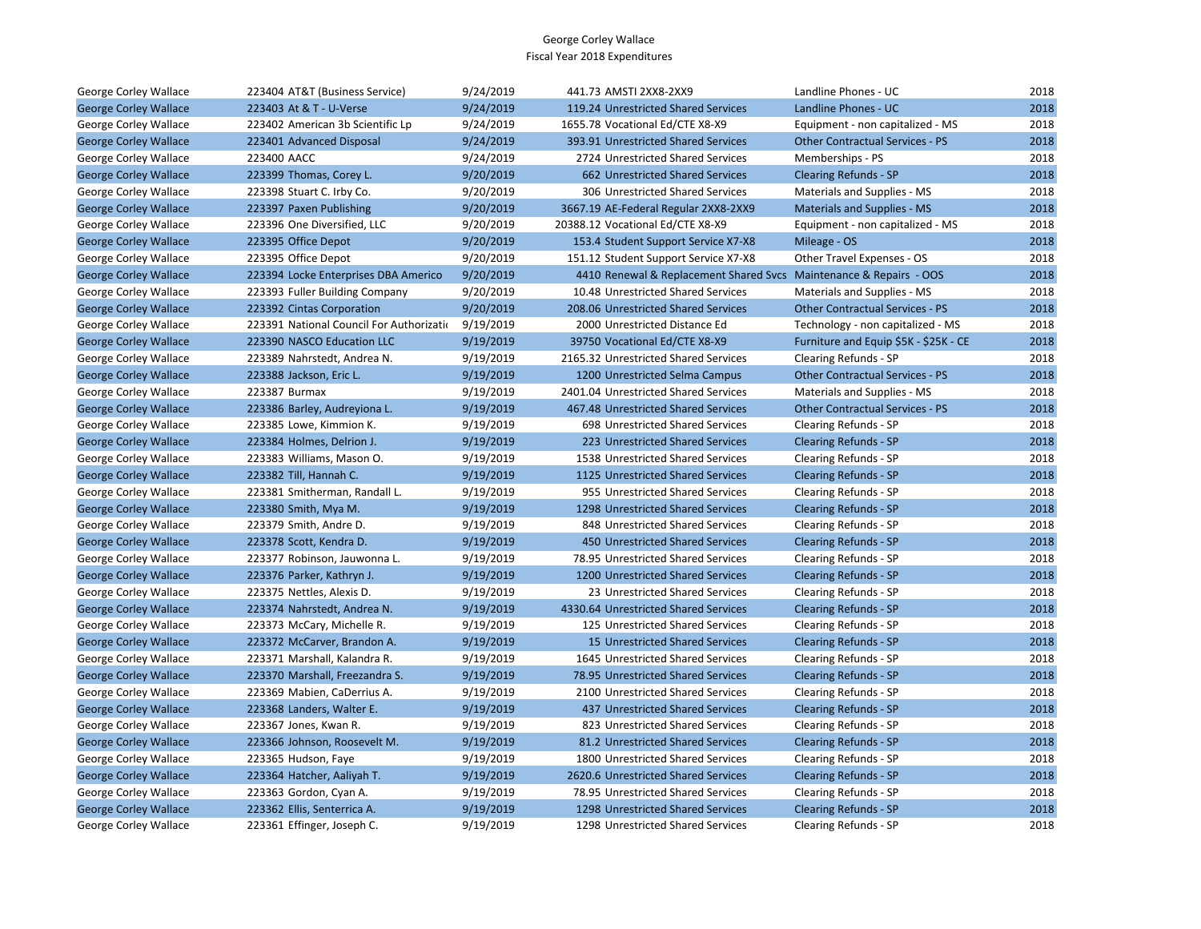George Corley Wallace
Fiscal Year 2018 Expenditures

| | | | | | | |
|---|---|---|---|---|---|---|
| George Corley Wallace | 223404 AT&T (Business Service) | 9/24/2019 | 441.73 | AMSTI 2XX8-2XX9 | Landline Phones - UC | 2018 |
| George Corley Wallace | 223403 At & T - U-Verse | 9/24/2019 | 119.24 | Unrestricted Shared Services | Landline Phones - UC | 2018 |
| George Corley Wallace | 223402 American 3b Scientific Lp | 9/24/2019 | 1655.78 | Vocational Ed/CTE X8-X9 | Equipment - non capitalized - MS | 2018 |
| George Corley Wallace | 223401 Advanced Disposal | 9/24/2019 | 393.91 | Unrestricted Shared Services | Other Contractual Services - PS | 2018 |
| George Corley Wallace | 223400 AACC | 9/24/2019 | 2724 | Unrestricted Shared Services | Memberships - PS | 2018 |
| George Corley Wallace | 223399 Thomas, Corey L. | 9/20/2019 | 662 | Unrestricted Shared Services | Clearing Refunds - SP | 2018 |
| George Corley Wallace | 223398 Stuart C. Irby Co. | 9/20/2019 | 306 | Unrestricted Shared Services | Materials and Supplies - MS | 2018 |
| George Corley Wallace | 223397 Paxen Publishing | 9/20/2019 | 3667.19 | AE-Federal Regular 2XX8-2XX9 | Materials and Supplies - MS | 2018 |
| George Corley Wallace | 223396 One Diversified, LLC | 9/20/2019 | 20388.12 | Vocational Ed/CTE X8-X9 | Equipment - non capitalized - MS | 2018 |
| George Corley Wallace | 223395 Office Depot | 9/20/2019 | 153.4 | Student Support Service X7-X8 | Mileage - OS | 2018 |
| George Corley Wallace | 223395 Office Depot | 9/20/2019 | 151.12 | Student Support Service X7-X8 | Other Travel Expenses - OS | 2018 |
| George Corley Wallace | 223394 Locke Enterprises DBA Americo | 9/20/2019 | 4410 | Renewal & Replacement Shared Svcs | Maintenance & Repairs - OOS | 2018 |
| George Corley Wallace | 223393 Fuller Building Company | 9/20/2019 | 10.48 | Unrestricted Shared Services | Materials and Supplies - MS | 2018 |
| George Corley Wallace | 223392 Cintas Corporation | 9/20/2019 | 208.06 | Unrestricted Shared Services | Other Contractual Services - PS | 2018 |
| George Corley Wallace | 223391 National Council For Authorizati | 9/19/2019 | 2000 | Unrestricted Distance Ed | Technology - non capitalized - MS | 2018 |
| George Corley Wallace | 223390 NASCO Education LLC | 9/19/2019 | 39750 | Vocational Ed/CTE X8-X9 | Furniture and Equip $5K - $25K - CE | 2018 |
| George Corley Wallace | 223389 Nahrstedt, Andrea N. | 9/19/2019 | 2165.32 | Unrestricted Shared Services | Clearing Refunds - SP | 2018 |
| George Corley Wallace | 223388 Jackson, Eric L. | 9/19/2019 | 1200 | Unrestricted Selma Campus | Other Contractual Services - PS | 2018 |
| George Corley Wallace | 223387 Burmax | 9/19/2019 | 2401.04 | Unrestricted Shared Services | Materials and Supplies - MS | 2018 |
| George Corley Wallace | 223386 Barley, Audreyiona L. | 9/19/2019 | 467.48 | Unrestricted Shared Services | Other Contractual Services - PS | 2018 |
| George Corley Wallace | 223385 Lowe, Kimmion K. | 9/19/2019 | 698 | Unrestricted Shared Services | Clearing Refunds - SP | 2018 |
| George Corley Wallace | 223384 Holmes, Delrion J. | 9/19/2019 | 223 | Unrestricted Shared Services | Clearing Refunds - SP | 2018 |
| George Corley Wallace | 223383 Williams, Mason O. | 9/19/2019 | 1538 | Unrestricted Shared Services | Clearing Refunds - SP | 2018 |
| George Corley Wallace | 223382 Till, Hannah C. | 9/19/2019 | 1125 | Unrestricted Shared Services | Clearing Refunds - SP | 2018 |
| George Corley Wallace | 223381 Smitherman, Randall L. | 9/19/2019 | 955 | Unrestricted Shared Services | Clearing Refunds - SP | 2018 |
| George Corley Wallace | 223380 Smith, Mya M. | 9/19/2019 | 1298 | Unrestricted Shared Services | Clearing Refunds - SP | 2018 |
| George Corley Wallace | 223379 Smith, Andre D. | 9/19/2019 | 848 | Unrestricted Shared Services | Clearing Refunds - SP | 2018 |
| George Corley Wallace | 223378 Scott, Kendra D. | 9/19/2019 | 450 | Unrestricted Shared Services | Clearing Refunds - SP | 2018 |
| George Corley Wallace | 223377 Robinson, Jauwonna L. | 9/19/2019 | 78.95 | Unrestricted Shared Services | Clearing Refunds - SP | 2018 |
| George Corley Wallace | 223376 Parker, Kathryn J. | 9/19/2019 | 1200 | Unrestricted Shared Services | Clearing Refunds - SP | 2018 |
| George Corley Wallace | 223375 Nettles, Alexis D. | 9/19/2019 | 23 | Unrestricted Shared Services | Clearing Refunds - SP | 2018 |
| George Corley Wallace | 223374 Nahrstedt, Andrea N. | 9/19/2019 | 4330.64 | Unrestricted Shared Services | Clearing Refunds - SP | 2018 |
| George Corley Wallace | 223373 McCary, Michelle R. | 9/19/2019 | 125 | Unrestricted Shared Services | Clearing Refunds - SP | 2018 |
| George Corley Wallace | 223372 McCarver, Brandon A. | 9/19/2019 | 15 | Unrestricted Shared Services | Clearing Refunds - SP | 2018 |
| George Corley Wallace | 223371 Marshall, Kalandra R. | 9/19/2019 | 1645 | Unrestricted Shared Services | Clearing Refunds - SP | 2018 |
| George Corley Wallace | 223370 Marshall, Freezandra S. | 9/19/2019 | 78.95 | Unrestricted Shared Services | Clearing Refunds - SP | 2018 |
| George Corley Wallace | 223369 Mabien, CaDerrius A. | 9/19/2019 | 2100 | Unrestricted Shared Services | Clearing Refunds - SP | 2018 |
| George Corley Wallace | 223368 Landers, Walter E. | 9/19/2019 | 437 | Unrestricted Shared Services | Clearing Refunds - SP | 2018 |
| George Corley Wallace | 223367 Jones, Kwan R. | 9/19/2019 | 823 | Unrestricted Shared Services | Clearing Refunds - SP | 2018 |
| George Corley Wallace | 223366 Johnson, Roosevelt M. | 9/19/2019 | 81.2 | Unrestricted Shared Services | Clearing Refunds - SP | 2018 |
| George Corley Wallace | 223365 Hudson, Faye | 9/19/2019 | 1800 | Unrestricted Shared Services | Clearing Refunds - SP | 2018 |
| George Corley Wallace | 223364 Hatcher, Aaliyah T. | 9/19/2019 | 2620.6 | Unrestricted Shared Services | Clearing Refunds - SP | 2018 |
| George Corley Wallace | 223363 Gordon, Cyan A. | 9/19/2019 | 78.95 | Unrestricted Shared Services | Clearing Refunds - SP | 2018 |
| George Corley Wallace | 223362 Ellis, Senterrica A. | 9/19/2019 | 1298 | Unrestricted Shared Services | Clearing Refunds - SP | 2018 |
| George Corley Wallace | 223361 Effinger, Joseph C. | 9/19/2019 | 1298 | Unrestricted Shared Services | Clearing Refunds - SP | 2018 |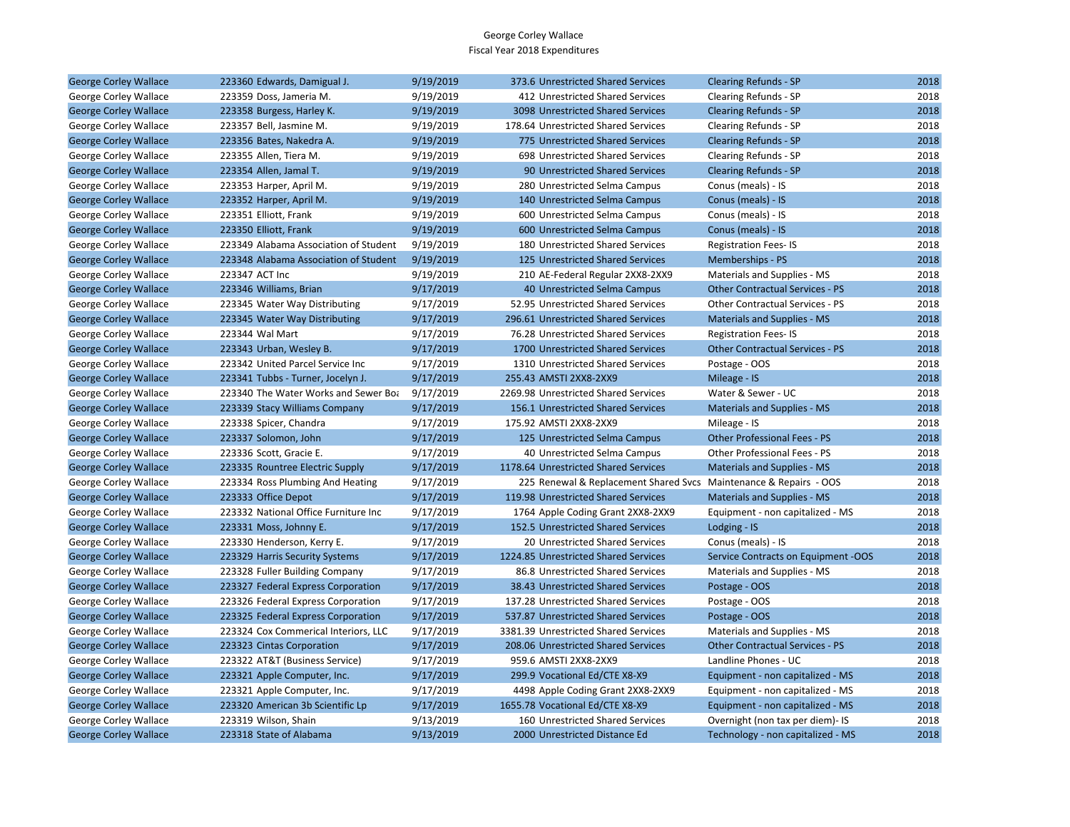George Corley Wallace
Fiscal Year 2018 Expenditures

| | | | | | | |
|---|---|---|---|---|---|---|
| George Corley Wallace | 223360 Edwards, Damigual J. | 9/19/2019 | 373.6 | Unrestricted Shared Services | Clearing Refunds - SP | 2018 |
| George Corley Wallace | 223359 Doss, Jameria M. | 9/19/2019 | 412 | Unrestricted Shared Services | Clearing Refunds - SP | 2018 |
| George Corley Wallace | 223358 Burgess, Harley K. | 9/19/2019 | 3098 | Unrestricted Shared Services | Clearing Refunds - SP | 2018 |
| George Corley Wallace | 223357 Bell, Jasmine M. | 9/19/2019 | 178.64 | Unrestricted Shared Services | Clearing Refunds - SP | 2018 |
| George Corley Wallace | 223356 Bates, Nakedra A. | 9/19/2019 | 775 | Unrestricted Shared Services | Clearing Refunds - SP | 2018 |
| George Corley Wallace | 223355 Allen, Tiera M. | 9/19/2019 | 698 | Unrestricted Shared Services | Clearing Refunds - SP | 2018 |
| George Corley Wallace | 223354 Allen, Jamal T. | 9/19/2019 | 90 | Unrestricted Shared Services | Clearing Refunds - SP | 2018 |
| George Corley Wallace | 223353 Harper, April M. | 9/19/2019 | 280 | Unrestricted Selma Campus | Conus (meals) - IS | 2018 |
| George Corley Wallace | 223352 Harper, April M. | 9/19/2019 | 140 | Unrestricted Selma Campus | Conus (meals) - IS | 2018 |
| George Corley Wallace | 223351 Elliott, Frank | 9/19/2019 | 600 | Unrestricted Selma Campus | Conus (meals) - IS | 2018 |
| George Corley Wallace | 223350 Elliott, Frank | 9/19/2019 | 600 | Unrestricted Selma Campus | Conus (meals) - IS | 2018 |
| George Corley Wallace | 223349 Alabama Association of Student | 9/19/2019 | 180 | Unrestricted Shared Services | Registration Fees- IS | 2018 |
| George Corley Wallace | 223348 Alabama Association of Student | 9/19/2019 | 125 | Unrestricted Shared Services | Memberships - PS | 2018 |
| George Corley Wallace | 223347 ACT Inc | 9/19/2019 | 210 | AE-Federal Regular 2XX8-2XX9 | Materials and Supplies - MS | 2018 |
| George Corley Wallace | 223346 Williams, Brian | 9/17/2019 | 40 | Unrestricted Selma Campus | Other Contractual Services - PS | 2018 |
| George Corley Wallace | 223345 Water Way Distributing | 9/17/2019 | 52.95 | Unrestricted Shared Services | Other Contractual Services - PS | 2018 |
| George Corley Wallace | 223345 Water Way Distributing | 9/17/2019 | 296.61 | Unrestricted Shared Services | Materials and Supplies - MS | 2018 |
| George Corley Wallace | 223344 Wal Mart | 9/17/2019 | 76.28 | Unrestricted Shared Services | Registration Fees- IS | 2018 |
| George Corley Wallace | 223343 Urban, Wesley B. | 9/17/2019 | 1700 | Unrestricted Shared Services | Other Contractual Services - PS | 2018 |
| George Corley Wallace | 223342 United Parcel Service Inc | 9/17/2019 | 1310 | Unrestricted Shared Services | Postage - OOS | 2018 |
| George Corley Wallace | 223341 Tubbs - Turner, Jocelyn J. | 9/17/2019 | 255.43 | AMSTI 2XX8-2XX9 | Mileage - IS | 2018 |
| George Corley Wallace | 223340 The Water Works and Sewer Boa | 9/17/2019 | 2269.98 | Unrestricted Shared Services | Water & Sewer - UC | 2018 |
| George Corley Wallace | 223339 Stacy Williams Company | 9/17/2019 | 156.1 | Unrestricted Shared Services | Materials and Supplies - MS | 2018 |
| George Corley Wallace | 223338 Spicer, Chandra | 9/17/2019 | 175.92 | AMSTI 2XX8-2XX9 | Mileage - IS | 2018 |
| George Corley Wallace | 223337 Solomon, John | 9/17/2019 | 125 | Unrestricted Selma Campus | Other Professional Fees - PS | 2018 |
| George Corley Wallace | 223336 Scott, Gracie E. | 9/17/2019 | 40 | Unrestricted Selma Campus | Other Professional Fees - PS | 2018 |
| George Corley Wallace | 223335 Rountree Electric Supply | 9/17/2019 | 1178.64 | Unrestricted Shared Services | Materials and Supplies - MS | 2018 |
| George Corley Wallace | 223334 Ross Plumbing And Heating | 9/17/2019 | 225 | Renewal & Replacement Shared Svcs | Maintenance & Repairs - OOS | 2018 |
| George Corley Wallace | 223333 Office Depot | 9/17/2019 | 119.98 | Unrestricted Shared Services | Materials and Supplies - MS | 2018 |
| George Corley Wallace | 223332 National Office Furniture Inc | 9/17/2019 | 1764 | Apple Coding Grant 2XX8-2XX9 | Equipment - non capitalized - MS | 2018 |
| George Corley Wallace | 223331 Moss, Johnny E. | 9/17/2019 | 152.5 | Unrestricted Shared Services | Lodging - IS | 2018 |
| George Corley Wallace | 223330 Henderson, Kerry E. | 9/17/2019 | 20 | Unrestricted Shared Services | Conus (meals) - IS | 2018 |
| George Corley Wallace | 223329 Harris Security Systems | 9/17/2019 | 1224.85 | Unrestricted Shared Services | Service Contracts on Equipment -OOS | 2018 |
| George Corley Wallace | 223328 Fuller Building Company | 9/17/2019 | 86.8 | Unrestricted Shared Services | Materials and Supplies - MS | 2018 |
| George Corley Wallace | 223327 Federal Express Corporation | 9/17/2019 | 38.43 | Unrestricted Shared Services | Postage - OOS | 2018 |
| George Corley Wallace | 223326 Federal Express Corporation | 9/17/2019 | 137.28 | Unrestricted Shared Services | Postage - OOS | 2018 |
| George Corley Wallace | 223325 Federal Express Corporation | 9/17/2019 | 537.87 | Unrestricted Shared Services | Postage - OOS | 2018 |
| George Corley Wallace | 223324 Cox Commerical Interiors, LLC | 9/17/2019 | 3381.39 | Unrestricted Shared Services | Materials and Supplies - MS | 2018 |
| George Corley Wallace | 223323 Cintas Corporation | 9/17/2019 | 208.06 | Unrestricted Shared Services | Other Contractual Services - PS | 2018 |
| George Corley Wallace | 223322 AT&T (Business Service) | 9/17/2019 | 959.6 | AMSTI 2XX8-2XX9 | Landline Phones - UC | 2018 |
| George Corley Wallace | 223321 Apple Computer, Inc. | 9/17/2019 | 299.9 | Vocational Ed/CTE X8-X9 | Equipment - non capitalized - MS | 2018 |
| George Corley Wallace | 223321 Apple Computer, Inc. | 9/17/2019 | 4498 | Apple Coding Grant 2XX8-2XX9 | Equipment - non capitalized - MS | 2018 |
| George Corley Wallace | 223320 American 3b Scientific Lp | 9/17/2019 | 1655.78 | Vocational Ed/CTE X8-X9 | Equipment - non capitalized - MS | 2018 |
| George Corley Wallace | 223319 Wilson, Shain | 9/13/2019 | 160 | Unrestricted Shared Services | Overnight (non tax per diem)- IS | 2018 |
| George Corley Wallace | 223318 State of Alabama | 9/13/2019 | 2000 | Unrestricted Distance Ed | Technology - non capitalized - MS | 2018 |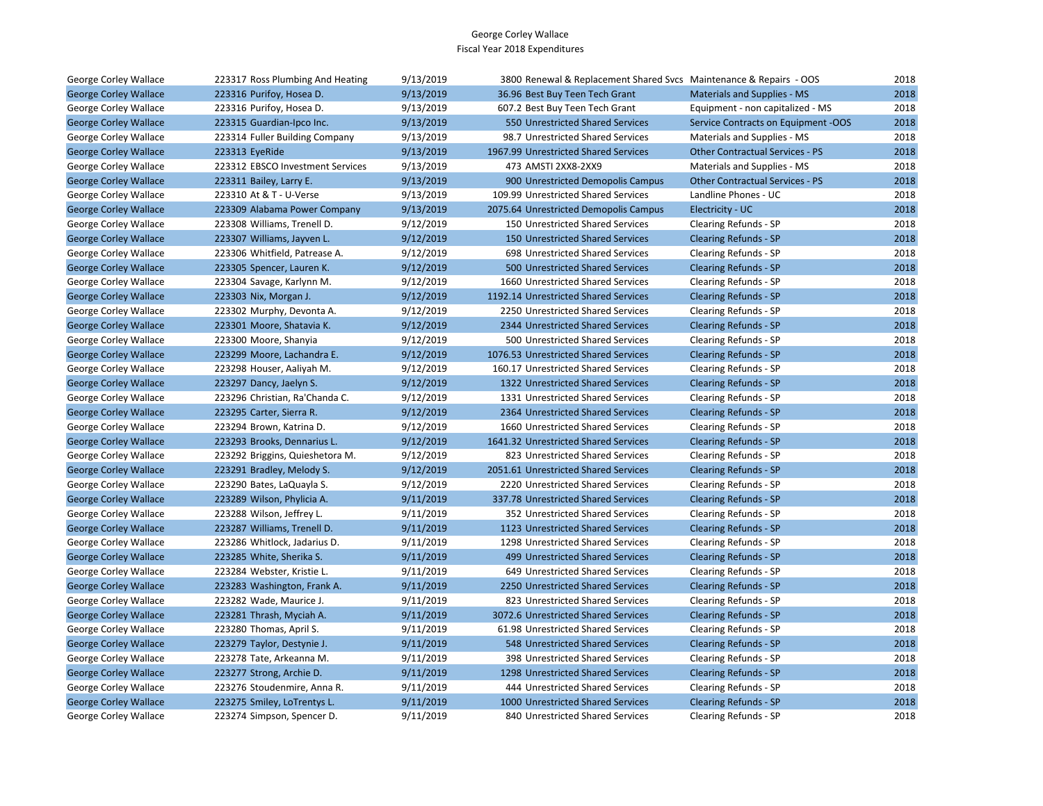George Corley Wallace
Fiscal Year 2018 Expenditures

| | | | | | | |
|---|---|---|---|---|---|---|
| George Corley Wallace | 223317 | Ross Plumbing And Heating | 9/13/2019 | 3800 | Renewal & Replacement Shared Svcs | Maintenance & Repairs - OOS | 2018 |
| George Corley Wallace | 223316 | Purifoy, Hosea D. | 9/13/2019 | 36.96 | Best Buy Teen Tech Grant | Materials and Supplies - MS | 2018 |
| George Corley Wallace | 223316 | Purifoy, Hosea D. | 9/13/2019 | 607.2 | Best Buy Teen Tech Grant | Equipment - non capitalized - MS | 2018 |
| George Corley Wallace | 223315 | Guardian-Ipco Inc. | 9/13/2019 | 550 | Unrestricted Shared Services | Service Contracts on Equipment -OOS | 2018 |
| George Corley Wallace | 223314 | Fuller Building Company | 9/13/2019 | 98.7 | Unrestricted Shared Services | Materials and Supplies - MS | 2018 |
| George Corley Wallace | 223313 | EyeRide | 9/13/2019 | 1967.99 | Unrestricted Shared Services | Other Contractual Services - PS | 2018 |
| George Corley Wallace | 223312 | EBSCO Investment Services | 9/13/2019 | 473 | AMSTI 2XX8-2XX9 | Materials and Supplies - MS | 2018 |
| George Corley Wallace | 223311 | Bailey, Larry E. | 9/13/2019 | 900 | Unrestricted Demopolis Campus | Other Contractual Services - PS | 2018 |
| George Corley Wallace | 223310 | At & T - U-Verse | 9/13/2019 | 109.99 | Unrestricted Shared Services | Landline Phones - UC | 2018 |
| George Corley Wallace | 223309 | Alabama Power Company | 9/13/2019 | 2075.64 | Unrestricted Demopolis Campus | Electricity - UC | 2018 |
| George Corley Wallace | 223308 | Williams, Trenell D. | 9/12/2019 | 150 | Unrestricted Shared Services | Clearing Refunds - SP | 2018 |
| George Corley Wallace | 223307 | Williams, Jayven L. | 9/12/2019 | 150 | Unrestricted Shared Services | Clearing Refunds - SP | 2018 |
| George Corley Wallace | 223306 | Whitfield, Patrease A. | 9/12/2019 | 698 | Unrestricted Shared Services | Clearing Refunds - SP | 2018 |
| George Corley Wallace | 223305 | Spencer, Lauren K. | 9/12/2019 | 500 | Unrestricted Shared Services | Clearing Refunds - SP | 2018 |
| George Corley Wallace | 223304 | Savage, Karlynn M. | 9/12/2019 | 1660 | Unrestricted Shared Services | Clearing Refunds - SP | 2018 |
| George Corley Wallace | 223303 | Nix, Morgan J. | 9/12/2019 | 1192.14 | Unrestricted Shared Services | Clearing Refunds - SP | 2018 |
| George Corley Wallace | 223302 | Murphy, Devonta A. | 9/12/2019 | 2250 | Unrestricted Shared Services | Clearing Refunds - SP | 2018 |
| George Corley Wallace | 223301 | Moore, Shatavia K. | 9/12/2019 | 2344 | Unrestricted Shared Services | Clearing Refunds - SP | 2018 |
| George Corley Wallace | 223300 | Moore, Shanyia | 9/12/2019 | 500 | Unrestricted Shared Services | Clearing Refunds - SP | 2018 |
| George Corley Wallace | 223299 | Moore, Lachandra E. | 9/12/2019 | 1076.53 | Unrestricted Shared Services | Clearing Refunds - SP | 2018 |
| George Corley Wallace | 223298 | Houser, Aaliyah M. | 9/12/2019 | 160.17 | Unrestricted Shared Services | Clearing Refunds - SP | 2018 |
| George Corley Wallace | 223297 | Dancy, Jaelyn S. | 9/12/2019 | 1322 | Unrestricted Shared Services | Clearing Refunds - SP | 2018 |
| George Corley Wallace | 223296 | Christian, Ra'Chanda C. | 9/12/2019 | 1331 | Unrestricted Shared Services | Clearing Refunds - SP | 2018 |
| George Corley Wallace | 223295 | Carter, Sierra R. | 9/12/2019 | 2364 | Unrestricted Shared Services | Clearing Refunds - SP | 2018 |
| George Corley Wallace | 223294 | Brown, Katrina D. | 9/12/2019 | 1660 | Unrestricted Shared Services | Clearing Refunds - SP | 2018 |
| George Corley Wallace | 223293 | Brooks, Dennarius L. | 9/12/2019 | 1641.32 | Unrestricted Shared Services | Clearing Refunds - SP | 2018 |
| George Corley Wallace | 223292 | Briggins, Quieshetora M. | 9/12/2019 | 823 | Unrestricted Shared Services | Clearing Refunds - SP | 2018 |
| George Corley Wallace | 223291 | Bradley, Melody S. | 9/12/2019 | 2051.61 | Unrestricted Shared Services | Clearing Refunds - SP | 2018 |
| George Corley Wallace | 223290 | Bates, LaQuayla S. | 9/12/2019 | 2220 | Unrestricted Shared Services | Clearing Refunds - SP | 2018 |
| George Corley Wallace | 223289 | Wilson, Phylicia A. | 9/11/2019 | 337.78 | Unrestricted Shared Services | Clearing Refunds - SP | 2018 |
| George Corley Wallace | 223288 | Wilson, Jeffrey L. | 9/11/2019 | 352 | Unrestricted Shared Services | Clearing Refunds - SP | 2018 |
| George Corley Wallace | 223287 | Williams, Trenell D. | 9/11/2019 | 1123 | Unrestricted Shared Services | Clearing Refunds - SP | 2018 |
| George Corley Wallace | 223286 | Whitlock, Jadarius D. | 9/11/2019 | 1298 | Unrestricted Shared Services | Clearing Refunds - SP | 2018 |
| George Corley Wallace | 223285 | White, Sherika S. | 9/11/2019 | 499 | Unrestricted Shared Services | Clearing Refunds - SP | 2018 |
| George Corley Wallace | 223284 | Webster, Kristie L. | 9/11/2019 | 649 | Unrestricted Shared Services | Clearing Refunds - SP | 2018 |
| George Corley Wallace | 223283 | Washington, Frank A. | 9/11/2019 | 2250 | Unrestricted Shared Services | Clearing Refunds - SP | 2018 |
| George Corley Wallace | 223282 | Wade, Maurice J. | 9/11/2019 | 823 | Unrestricted Shared Services | Clearing Refunds - SP | 2018 |
| George Corley Wallace | 223281 | Thrash, Myciah A. | 9/11/2019 | 3072.6 | Unrestricted Shared Services | Clearing Refunds - SP | 2018 |
| George Corley Wallace | 223280 | Thomas, April S. | 9/11/2019 | 61.98 | Unrestricted Shared Services | Clearing Refunds - SP | 2018 |
| George Corley Wallace | 223279 | Taylor, Destynie J. | 9/11/2019 | 548 | Unrestricted Shared Services | Clearing Refunds - SP | 2018 |
| George Corley Wallace | 223278 | Tate, Arkeanna M. | 9/11/2019 | 398 | Unrestricted Shared Services | Clearing Refunds - SP | 2018 |
| George Corley Wallace | 223277 | Strong, Archie D. | 9/11/2019 | 1298 | Unrestricted Shared Services | Clearing Refunds - SP | 2018 |
| George Corley Wallace | 223276 | Stoudenmire, Anna R. | 9/11/2019 | 444 | Unrestricted Shared Services | Clearing Refunds - SP | 2018 |
| George Corley Wallace | 223275 | Smiley, LoTrentys L. | 9/11/2019 | 1000 | Unrestricted Shared Services | Clearing Refunds - SP | 2018 |
| George Corley Wallace | 223274 | Simpson, Spencer D. | 9/11/2019 | 840 | Unrestricted Shared Services | Clearing Refunds - SP | 2018 |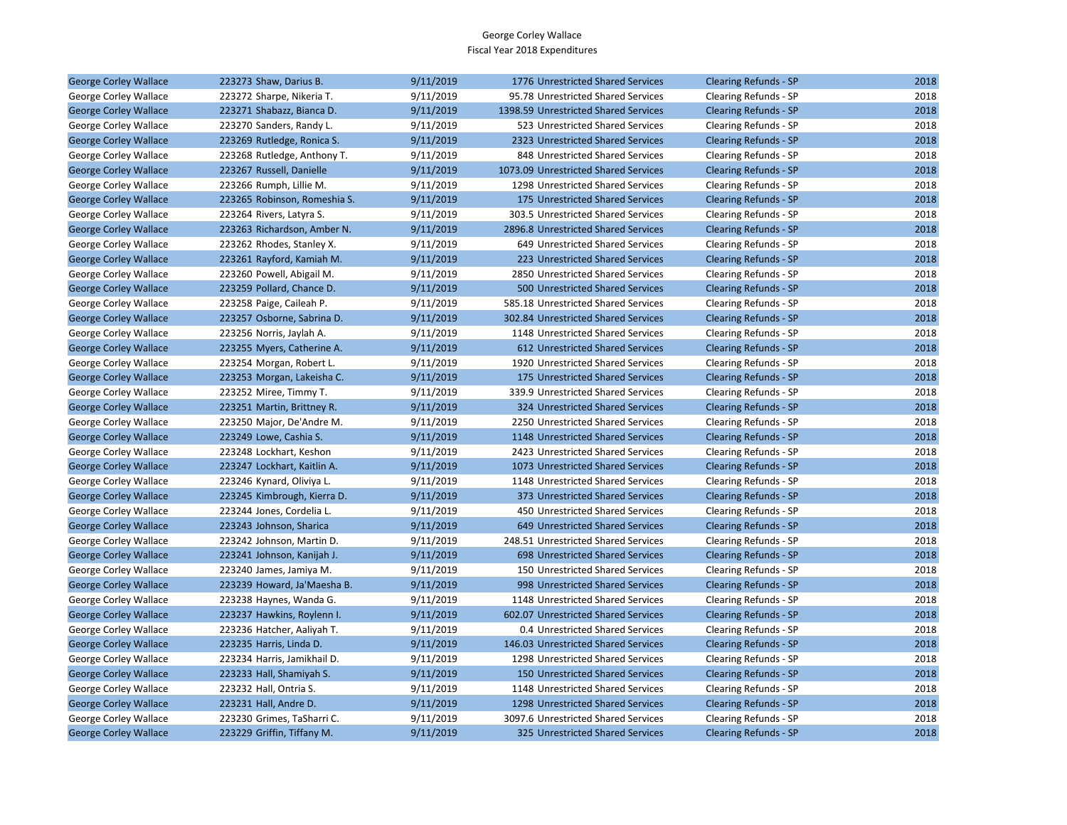George Corley Wallace
Fiscal Year 2018 Expenditures

| | | | | | | |
|---|---|---|---|---|---|---|
| George Corley Wallace | 223273 Shaw, Darius B. | 9/11/2019 | 1776 | Unrestricted Shared Services | Clearing Refunds - SP | 2018 |
| George Corley Wallace | 223272 Sharpe, Nikeria T. | 9/11/2019 | 95.78 | Unrestricted Shared Services | Clearing Refunds - SP | 2018 |
| George Corley Wallace | 223271 Shabazz, Bianca D. | 9/11/2019 | 1398.59 | Unrestricted Shared Services | Clearing Refunds - SP | 2018 |
| George Corley Wallace | 223270 Sanders, Randy L. | 9/11/2019 | 523 | Unrestricted Shared Services | Clearing Refunds - SP | 2018 |
| George Corley Wallace | 223269 Rutledge, Ronica S. | 9/11/2019 | 2323 | Unrestricted Shared Services | Clearing Refunds - SP | 2018 |
| George Corley Wallace | 223268 Rutledge, Anthony T. | 9/11/2019 | 848 | Unrestricted Shared Services | Clearing Refunds - SP | 2018 |
| George Corley Wallace | 223267 Russell, Danielle | 9/11/2019 | 1073.09 | Unrestricted Shared Services | Clearing Refunds - SP | 2018 |
| George Corley Wallace | 223266 Rumph, Lillie M. | 9/11/2019 | 1298 | Unrestricted Shared Services | Clearing Refunds - SP | 2018 |
| George Corley Wallace | 223265 Robinson, Romeshia S. | 9/11/2019 | 175 | Unrestricted Shared Services | Clearing Refunds - SP | 2018 |
| George Corley Wallace | 223264 Rivers, Latyra S. | 9/11/2019 | 303.5 | Unrestricted Shared Services | Clearing Refunds - SP | 2018 |
| George Corley Wallace | 223263 Richardson, Amber N. | 9/11/2019 | 2896.8 | Unrestricted Shared Services | Clearing Refunds - SP | 2018 |
| George Corley Wallace | 223262 Rhodes, Stanley X. | 9/11/2019 | 649 | Unrestricted Shared Services | Clearing Refunds - SP | 2018 |
| George Corley Wallace | 223261 Rayford, Kamiah M. | 9/11/2019 | 223 | Unrestricted Shared Services | Clearing Refunds - SP | 2018 |
| George Corley Wallace | 223260 Powell, Abigail M. | 9/11/2019 | 2850 | Unrestricted Shared Services | Clearing Refunds - SP | 2018 |
| George Corley Wallace | 223259 Pollard, Chance D. | 9/11/2019 | 500 | Unrestricted Shared Services | Clearing Refunds - SP | 2018 |
| George Corley Wallace | 223258 Paige, Caileah P. | 9/11/2019 | 585.18 | Unrestricted Shared Services | Clearing Refunds - SP | 2018 |
| George Corley Wallace | 223257 Osborne, Sabrina D. | 9/11/2019 | 302.84 | Unrestricted Shared Services | Clearing Refunds - SP | 2018 |
| George Corley Wallace | 223256 Norris, Jaylah A. | 9/11/2019 | 1148 | Unrestricted Shared Services | Clearing Refunds - SP | 2018 |
| George Corley Wallace | 223255 Myers, Catherine A. | 9/11/2019 | 612 | Unrestricted Shared Services | Clearing Refunds - SP | 2018 |
| George Corley Wallace | 223254 Morgan, Robert L. | 9/11/2019 | 1920 | Unrestricted Shared Services | Clearing Refunds - SP | 2018 |
| George Corley Wallace | 223253 Morgan, Lakeisha C. | 9/11/2019 | 175 | Unrestricted Shared Services | Clearing Refunds - SP | 2018 |
| George Corley Wallace | 223252 Miree, Timmy T. | 9/11/2019 | 339.9 | Unrestricted Shared Services | Clearing Refunds - SP | 2018 |
| George Corley Wallace | 223251 Martin, Brittney R. | 9/11/2019 | 324 | Unrestricted Shared Services | Clearing Refunds - SP | 2018 |
| George Corley Wallace | 223250 Major, De'Andre M. | 9/11/2019 | 2250 | Unrestricted Shared Services | Clearing Refunds - SP | 2018 |
| George Corley Wallace | 223249 Lowe, Cashia S. | 9/11/2019 | 1148 | Unrestricted Shared Services | Clearing Refunds - SP | 2018 |
| George Corley Wallace | 223248 Lockhart, Keshon | 9/11/2019 | 2423 | Unrestricted Shared Services | Clearing Refunds - SP | 2018 |
| George Corley Wallace | 223247 Lockhart, Kaitlin A. | 9/11/2019 | 1073 | Unrestricted Shared Services | Clearing Refunds - SP | 2018 |
| George Corley Wallace | 223246 Kynard, Oliviya L. | 9/11/2019 | 1148 | Unrestricted Shared Services | Clearing Refunds - SP | 2018 |
| George Corley Wallace | 223245 Kimbrough, Kierra D. | 9/11/2019 | 373 | Unrestricted Shared Services | Clearing Refunds - SP | 2018 |
| George Corley Wallace | 223244 Jones, Cordelia L. | 9/11/2019 | 450 | Unrestricted Shared Services | Clearing Refunds - SP | 2018 |
| George Corley Wallace | 223243 Johnson, Sharica | 9/11/2019 | 649 | Unrestricted Shared Services | Clearing Refunds - SP | 2018 |
| George Corley Wallace | 223242 Johnson, Martin D. | 9/11/2019 | 248.51 | Unrestricted Shared Services | Clearing Refunds - SP | 2018 |
| George Corley Wallace | 223241 Johnson, Kanijah J. | 9/11/2019 | 698 | Unrestricted Shared Services | Clearing Refunds - SP | 2018 |
| George Corley Wallace | 223240 James, Jamiya M. | 9/11/2019 | 150 | Unrestricted Shared Services | Clearing Refunds - SP | 2018 |
| George Corley Wallace | 223239 Howard, Ja'Maesha B. | 9/11/2019 | 998 | Unrestricted Shared Services | Clearing Refunds - SP | 2018 |
| George Corley Wallace | 223238 Haynes, Wanda G. | 9/11/2019 | 1148 | Unrestricted Shared Services | Clearing Refunds - SP | 2018 |
| George Corley Wallace | 223237 Hawkins, Roylenn I. | 9/11/2019 | 602.07 | Unrestricted Shared Services | Clearing Refunds - SP | 2018 |
| George Corley Wallace | 223236 Hatcher, Aaliyah T. | 9/11/2019 | 0.4 | Unrestricted Shared Services | Clearing Refunds - SP | 2018 |
| George Corley Wallace | 223235 Harris, Linda D. | 9/11/2019 | 146.03 | Unrestricted Shared Services | Clearing Refunds - SP | 2018 |
| George Corley Wallace | 223234 Harris, Jamikhail D. | 9/11/2019 | 1298 | Unrestricted Shared Services | Clearing Refunds - SP | 2018 |
| George Corley Wallace | 223233 Hall, Shamiyah S. | 9/11/2019 | 150 | Unrestricted Shared Services | Clearing Refunds - SP | 2018 |
| George Corley Wallace | 223232 Hall, Ontria S. | 9/11/2019 | 1148 | Unrestricted Shared Services | Clearing Refunds - SP | 2018 |
| George Corley Wallace | 223231 Hall, Andre D. | 9/11/2019 | 1298 | Unrestricted Shared Services | Clearing Refunds - SP | 2018 |
| George Corley Wallace | 223230 Grimes, TaSharri C. | 9/11/2019 | 3097.6 | Unrestricted Shared Services | Clearing Refunds - SP | 2018 |
| George Corley Wallace | 223229 Griffin, Tiffany M. | 9/11/2019 | 325 | Unrestricted Shared Services | Clearing Refunds - SP | 2018 |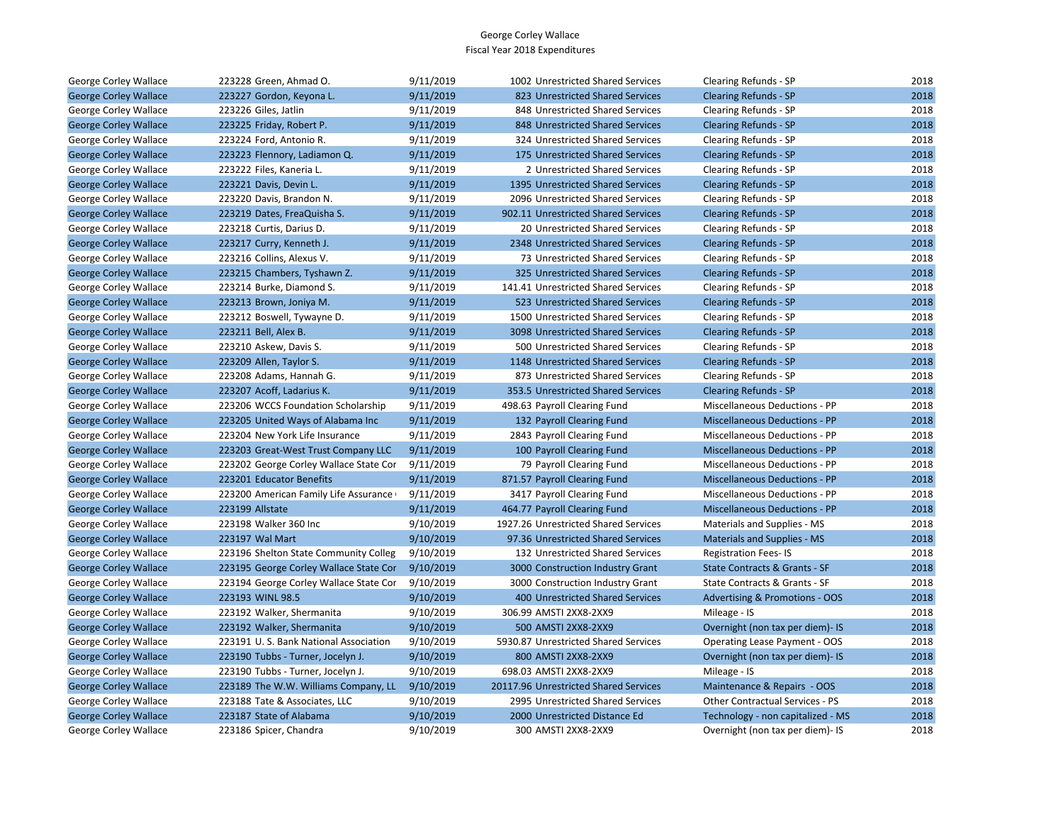George Corley Wallace
Fiscal Year 2018 Expenditures

| | | | | | | |
|---|---|---|---|---|---|---|
| George Corley Wallace | 223228 Green, Ahmad O. | 9/11/2019 | 1002 | Unrestricted Shared Services | Clearing Refunds - SP | 2018 |
| George Corley Wallace | 223227 Gordon, Keyona L. | 9/11/2019 | 823 | Unrestricted Shared Services | Clearing Refunds - SP | 2018 |
| George Corley Wallace | 223226 Giles, Jatlin | 9/11/2019 | 848 | Unrestricted Shared Services | Clearing Refunds - SP | 2018 |
| George Corley Wallace | 223225 Friday, Robert P. | 9/11/2019 | 848 | Unrestricted Shared Services | Clearing Refunds - SP | 2018 |
| George Corley Wallace | 223224 Ford, Antonio R. | 9/11/2019 | 324 | Unrestricted Shared Services | Clearing Refunds - SP | 2018 |
| George Corley Wallace | 223223 Flennory, Ladiamon Q. | 9/11/2019 | 175 | Unrestricted Shared Services | Clearing Refunds - SP | 2018 |
| George Corley Wallace | 223222 Files, Kaneria L. | 9/11/2019 | 2 | Unrestricted Shared Services | Clearing Refunds - SP | 2018 |
| George Corley Wallace | 223221 Davis, Devin L. | 9/11/2019 | 1395 | Unrestricted Shared Services | Clearing Refunds - SP | 2018 |
| George Corley Wallace | 223220 Davis, Brandon N. | 9/11/2019 | 2096 | Unrestricted Shared Services | Clearing Refunds - SP | 2018 |
| George Corley Wallace | 223219 Dates, FreaQuisha S. | 9/11/2019 | 902.11 | Unrestricted Shared Services | Clearing Refunds - SP | 2018 |
| George Corley Wallace | 223218 Curtis, Darius D. | 9/11/2019 | 20 | Unrestricted Shared Services | Clearing Refunds - SP | 2018 |
| George Corley Wallace | 223217 Curry, Kenneth J. | 9/11/2019 | 2348 | Unrestricted Shared Services | Clearing Refunds - SP | 2018 |
| George Corley Wallace | 223216 Collins, Alexus V. | 9/11/2019 | 73 | Unrestricted Shared Services | Clearing Refunds - SP | 2018 |
| George Corley Wallace | 223215 Chambers, Tyshawn Z. | 9/11/2019 | 325 | Unrestricted Shared Services | Clearing Refunds - SP | 2018 |
| George Corley Wallace | 223214 Burke, Diamond S. | 9/11/2019 | 141.41 | Unrestricted Shared Services | Clearing Refunds - SP | 2018 |
| George Corley Wallace | 223213 Brown, Joniya M. | 9/11/2019 | 523 | Unrestricted Shared Services | Clearing Refunds - SP | 2018 |
| George Corley Wallace | 223212 Boswell, Tywayne D. | 9/11/2019 | 1500 | Unrestricted Shared Services | Clearing Refunds - SP | 2018 |
| George Corley Wallace | 223211 Bell, Alex B. | 9/11/2019 | 3098 | Unrestricted Shared Services | Clearing Refunds - SP | 2018 |
| George Corley Wallace | 223210 Askew, Davis S. | 9/11/2019 | 500 | Unrestricted Shared Services | Clearing Refunds - SP | 2018 |
| George Corley Wallace | 223209 Allen, Taylor S. | 9/11/2019 | 1148 | Unrestricted Shared Services | Clearing Refunds - SP | 2018 |
| George Corley Wallace | 223208 Adams, Hannah G. | 9/11/2019 | 873 | Unrestricted Shared Services | Clearing Refunds - SP | 2018 |
| George Corley Wallace | 223207 Acoff, Ladarius K. | 9/11/2019 | 353.5 | Unrestricted Shared Services | Clearing Refunds - SP | 2018 |
| George Corley Wallace | 223206 WCCS Foundation Scholarship | 9/11/2019 | 498.63 | Payroll Clearing Fund | Miscellaneous Deductions - PP | 2018 |
| George Corley Wallace | 223205 United Ways of Alabama Inc | 9/11/2019 | 132 | Payroll Clearing Fund | Miscellaneous Deductions - PP | 2018 |
| George Corley Wallace | 223204 New York Life Insurance | 9/11/2019 | 2843 | Payroll Clearing Fund | Miscellaneous Deductions - PP | 2018 |
| George Corley Wallace | 223203 Great-West Trust Company LLC | 9/11/2019 | 100 | Payroll Clearing Fund | Miscellaneous Deductions - PP | 2018 |
| George Corley Wallace | 223202 George Corley Wallace State Cor | 9/11/2019 | 79 | Payroll Clearing Fund | Miscellaneous Deductions - PP | 2018 |
| George Corley Wallace | 223201 Educator Benefits | 9/11/2019 | 871.57 | Payroll Clearing Fund | Miscellaneous Deductions - PP | 2018 |
| George Corley Wallace | 223200 American Family Life Assurance | 9/11/2019 | 3417 | Payroll Clearing Fund | Miscellaneous Deductions - PP | 2018 |
| George Corley Wallace | 223199 Allstate | 9/11/2019 | 464.77 | Payroll Clearing Fund | Miscellaneous Deductions - PP | 2018 |
| George Corley Wallace | 223198 Walker 360 Inc | 9/10/2019 | 1927.26 | Unrestricted Shared Services | Materials and Supplies - MS | 2018 |
| George Corley Wallace | 223197 Wal Mart | 9/10/2019 | 97.36 | Unrestricted Shared Services | Materials and Supplies - MS | 2018 |
| George Corley Wallace | 223196 Shelton State Community Colleg | 9/10/2019 | 132 | Unrestricted Shared Services | Registration Fees- IS | 2018 |
| George Corley Wallace | 223195 George Corley Wallace State Cor | 9/10/2019 | 3000 | Construction Industry Grant | State Contracts & Grants - SF | 2018 |
| George Corley Wallace | 223194 George Corley Wallace State Cor | 9/10/2019 | 3000 | Construction Industry Grant | State Contracts & Grants - SF | 2018 |
| George Corley Wallace | 223193 WINL 98.5 | 9/10/2019 | 400 | Unrestricted Shared Services | Advertising & Promotions - OOS | 2018 |
| George Corley Wallace | 223192 Walker, Shermanita | 9/10/2019 | 306.99 | AMSTI 2XX8-2XX9 | Mileage - IS | 2018 |
| George Corley Wallace | 223192 Walker, Shermanita | 9/10/2019 | 500 | AMSTI 2XX8-2XX9 | Overnight (non tax per diem)- IS | 2018 |
| George Corley Wallace | 223191 U. S. Bank National Association | 9/10/2019 | 5930.87 | Unrestricted Shared Services | Operating Lease Payment - OOS | 2018 |
| George Corley Wallace | 223190 Tubbs - Turner, Jocelyn J. | 9/10/2019 | 800 | AMSTI 2XX8-2XX9 | Overnight (non tax per diem)- IS | 2018 |
| George Corley Wallace | 223190 Tubbs - Turner, Jocelyn J. | 9/10/2019 | 698.03 | AMSTI 2XX8-2XX9 | Mileage - IS | 2018 |
| George Corley Wallace | 223189 The W.W. Williams Company, LL | 9/10/2019 | 20117.96 | Unrestricted Shared Services | Maintenance & Repairs - OOS | 2018 |
| George Corley Wallace | 223188 Tate & Associates, LLC | 9/10/2019 | 2995 | Unrestricted Shared Services | Other Contractual Services - PS | 2018 |
| George Corley Wallace | 223187 State of Alabama | 9/10/2019 | 2000 | Unrestricted Distance Ed | Technology - non capitalized - MS | 2018 |
| George Corley Wallace | 223186 Spicer, Chandra | 9/10/2019 | 300 | AMSTI 2XX8-2XX9 | Overnight (non tax per diem)- IS | 2018 |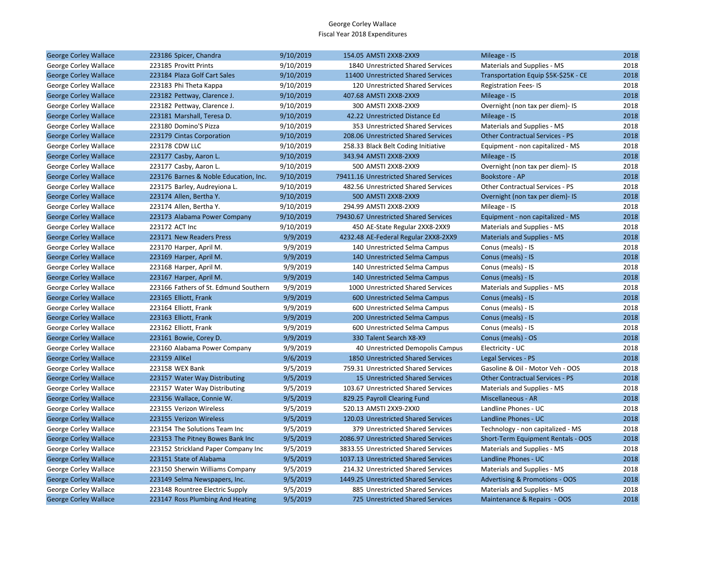George Corley Wallace
Fiscal Year 2018 Expenditures

| | | | | | | |
|---|---|---|---|---|---|---|
| George Corley Wallace | 223186 | Spicer, Chandra | 9/10/2019 | 154.05 | AMSTI 2XX8-2XX9 | Mileage - IS | 2018 |
| George Corley Wallace | 223185 | Provitt Prints | 9/10/2019 | 1840 | Unrestricted Shared Services | Materials and Supplies - MS | 2018 |
| George Corley Wallace | 223184 | Plaza Golf Cart Sales | 9/10/2019 | 11400 | Unrestricted Shared Services | Transportation Equip $5K-$25K - CE | 2018 |
| George Corley Wallace | 223183 | Phi Theta Kappa | 9/10/2019 | 120 | Unrestricted Shared Services | Registration Fees- IS | 2018 |
| George Corley Wallace | 223182 | Pettway, Clarence J. | 9/10/2019 | 407.68 | AMSTI 2XX8-2XX9 | Mileage - IS | 2018 |
| George Corley Wallace | 223182 | Pettway, Clarence J. | 9/10/2019 | 300 | AMSTI 2XX8-2XX9 | Overnight (non tax per diem)- IS | 2018 |
| George Corley Wallace | 223181 | Marshall, Teresa D. | 9/10/2019 | 42.22 | Unrestricted Distance Ed | Mileage - IS | 2018 |
| George Corley Wallace | 223180 | Domino'S Pizza | 9/10/2019 | 353 | Unrestricted Shared Services | Materials and Supplies - MS | 2018 |
| George Corley Wallace | 223179 | Cintas Corporation | 9/10/2019 | 208.06 | Unrestricted Shared Services | Other Contractual Services - PS | 2018 |
| George Corley Wallace | 223178 | CDW LLC | 9/10/2019 | 258.33 | Black Belt Coding Initiative | Equipment - non capitalized - MS | 2018 |
| George Corley Wallace | 223177 | Casby, Aaron L. | 9/10/2019 | 343.94 | AMSTI 2XX8-2XX9 | Mileage - IS | 2018 |
| George Corley Wallace | 223177 | Casby, Aaron L. | 9/10/2019 | 500 | AMSTI 2XX8-2XX9 | Overnight (non tax per diem)- IS | 2018 |
| George Corley Wallace | 223176 | Barnes & Noble Education, Inc. | 9/10/2019 | 79411.16 | Unrestricted Shared Services | Bookstore - AP | 2018 |
| George Corley Wallace | 223175 | Barley, Audreyiona L. | 9/10/2019 | 482.56 | Unrestricted Shared Services | Other Contractual Services - PS | 2018 |
| George Corley Wallace | 223174 | Allen, Bertha Y. | 9/10/2019 | 500 | AMSTI 2XX8-2XX9 | Overnight (non tax per diem)- IS | 2018 |
| George Corley Wallace | 223174 | Allen, Bertha Y. | 9/10/2019 | 294.99 | AMSTI 2XX8-2XX9 | Mileage - IS | 2018 |
| George Corley Wallace | 223173 | Alabama Power Company | 9/10/2019 | 79430.67 | Unrestricted Shared Services | Equipment - non capitalized - MS | 2018 |
| George Corley Wallace | 223172 | ACT Inc | 9/10/2019 | 450 | AE-State Regular 2XX8-2XX9 | Materials and Supplies - MS | 2018 |
| George Corley Wallace | 223171 | New Readers Press | 9/9/2019 | 4232.48 | AE-Federal Regular 2XX8-2XX9 | Materials and Supplies - MS | 2018 |
| George Corley Wallace | 223170 | Harper, April M. | 9/9/2019 | 140 | Unrestricted Selma Campus | Conus (meals) - IS | 2018 |
| George Corley Wallace | 223169 | Harper, April M. | 9/9/2019 | 140 | Unrestricted Selma Campus | Conus (meals) - IS | 2018 |
| George Corley Wallace | 223168 | Harper, April M. | 9/9/2019 | 140 | Unrestricted Selma Campus | Conus (meals) - IS | 2018 |
| George Corley Wallace | 223167 | Harper, April M. | 9/9/2019 | 140 | Unrestricted Selma Campus | Conus (meals) - IS | 2018 |
| George Corley Wallace | 223166 | Fathers of St. Edmund Southern | 9/9/2019 | 1000 | Unrestricted Shared Services | Materials and Supplies - MS | 2018 |
| George Corley Wallace | 223165 | Elliott, Frank | 9/9/2019 | 600 | Unrestricted Selma Campus | Conus (meals) - IS | 2018 |
| George Corley Wallace | 223164 | Elliott, Frank | 9/9/2019 | 600 | Unrestricted Selma Campus | Conus (meals) - IS | 2018 |
| George Corley Wallace | 223163 | Elliott, Frank | 9/9/2019 | 200 | Unrestricted Selma Campus | Conus (meals) - IS | 2018 |
| George Corley Wallace | 223162 | Elliott, Frank | 9/9/2019 | 600 | Unrestricted Selma Campus | Conus (meals) - IS | 2018 |
| George Corley Wallace | 223161 | Bowie, Corey D. | 9/9/2019 | 330 | Talent Search X8-X9 | Conus (meals) - OS | 2018 |
| George Corley Wallace | 223160 | Alabama Power Company | 9/9/2019 | 40 | Unrestricted Demopolis Campus | Electricity - UC | 2018 |
| George Corley Wallace | 223159 | AllKel | 9/6/2019 | 1850 | Unrestricted Shared Services | Legal Services - PS | 2018 |
| George Corley Wallace | 223158 | WEX Bank | 9/5/2019 | 759.31 | Unrestricted Shared Services | Gasoline & Oil - Motor Veh - OOS | 2018 |
| George Corley Wallace | 223157 | Water Way Distributing | 9/5/2019 | 15 | Unrestricted Shared Services | Other Contractual Services - PS | 2018 |
| George Corley Wallace | 223157 | Water Way Distributing | 9/5/2019 | 103.67 | Unrestricted Shared Services | Materials and Supplies - MS | 2018 |
| George Corley Wallace | 223156 | Wallace, Connie W. | 9/5/2019 | 829.25 | Payroll Clearing Fund | Miscellaneous - AR | 2018 |
| George Corley Wallace | 223155 | Verizon Wireless | 9/5/2019 | 520.13 | AMSTI 2XX9-2XX0 | Landline Phones - UC | 2018 |
| George Corley Wallace | 223155 | Verizon Wireless | 9/5/2019 | 120.03 | Unrestricted Shared Services | Landline Phones - UC | 2018 |
| George Corley Wallace | 223154 | The Solutions Team Inc | 9/5/2019 | 379 | Unrestricted Shared Services | Technology - non capitalized - MS | 2018 |
| George Corley Wallace | 223153 | The Pitney Bowes Bank Inc | 9/5/2019 | 2086.97 | Unrestricted Shared Services | Short-Term Equipment Rentals - OOS | 2018 |
| George Corley Wallace | 223152 | Strickland Paper Company Inc | 9/5/2019 | 3833.55 | Unrestricted Shared Services | Materials and Supplies - MS | 2018 |
| George Corley Wallace | 223151 | State of Alabama | 9/5/2019 | 1037.13 | Unrestricted Shared Services | Landline Phones - UC | 2018 |
| George Corley Wallace | 223150 | Sherwin Williams Company | 9/5/2019 | 214.32 | Unrestricted Shared Services | Materials and Supplies - MS | 2018 |
| George Corley Wallace | 223149 | Selma Newspapers, Inc. | 9/5/2019 | 1449.25 | Unrestricted Shared Services | Advertising & Promotions - OOS | 2018 |
| George Corley Wallace | 223148 | Rountree Electric Supply | 9/5/2019 | 885 | Unrestricted Shared Services | Materials and Supplies - MS | 2018 |
| George Corley Wallace | 223147 | Ross Plumbing And Heating | 9/5/2019 | 725 | Unrestricted Shared Services | Maintenance & Repairs - OOS | 2018 |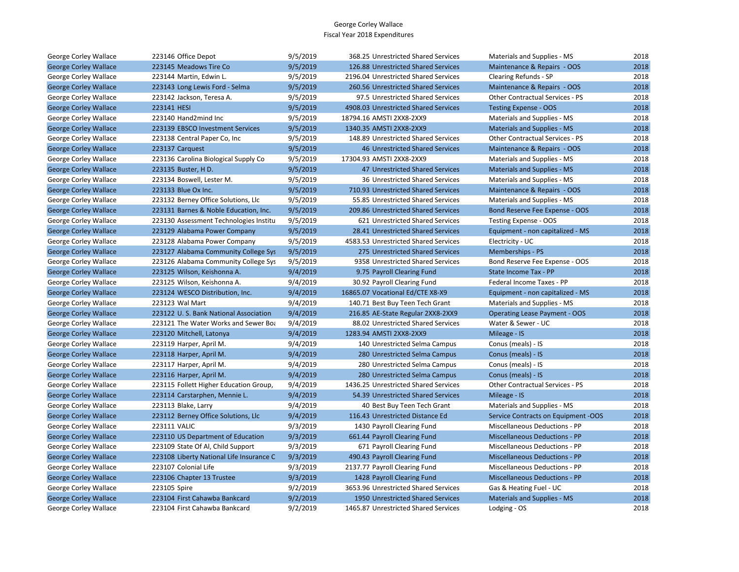# George Corley Wallace
## Fiscal Year 2018 Expenditures

| | | | | | | |
|---|---|---|---|---|---|---|
| George Corley Wallace | 223146 Office Depot | 9/5/2019 | 368.25 | Unrestricted Shared Services | Materials and Supplies - MS | 2018 |
| George Corley Wallace | 223145 Meadows Tire Co | 9/5/2019 | 126.88 | Unrestricted Shared Services | Maintenance & Repairs - OOS | 2018 |
| George Corley Wallace | 223144 Martin, Edwin L. | 9/5/2019 | 2196.04 | Unrestricted Shared Services | Clearing Refunds - SP | 2018 |
| George Corley Wallace | 223143 Long Lewis Ford - Selma | 9/5/2019 | 260.56 | Unrestricted Shared Services | Maintenance & Repairs - OOS | 2018 |
| George Corley Wallace | 223142 Jackson, Teresa A. | 9/5/2019 | 97.5 | Unrestricted Shared Services | Other Contractual Services - PS | 2018 |
| George Corley Wallace | 223141 HESI | 9/5/2019 | 4908.03 | Unrestricted Shared Services | Testing Expense - OOS | 2018 |
| George Corley Wallace | 223140 Hand2mind Inc | 9/5/2019 | 18794.16 | AMSTI 2XX8-2XX9 | Materials and Supplies - MS | 2018 |
| George Corley Wallace | 223139 EBSCO Investment Services | 9/5/2019 | 1340.35 | AMSTI 2XX8-2XX9 | Materials and Supplies - MS | 2018 |
| George Corley Wallace | 223138 Central Paper Co, Inc | 9/5/2019 | 148.89 | Unrestricted Shared Services | Other Contractual Services - PS | 2018 |
| George Corley Wallace | 223137 Carquest | 9/5/2019 | 46 | Unrestricted Shared Services | Maintenance & Repairs - OOS | 2018 |
| George Corley Wallace | 223136 Carolina Biological Supply Co | 9/5/2019 | 17304.93 | AMSTI 2XX8-2XX9 | Materials and Supplies - MS | 2018 |
| George Corley Wallace | 223135 Buster, H D. | 9/5/2019 | 47 | Unrestricted Shared Services | Materials and Supplies - MS | 2018 |
| George Corley Wallace | 223134 Boswell, Lester M. | 9/5/2019 | 36 | Unrestricted Shared Services | Materials and Supplies - MS | 2018 |
| George Corley Wallace | 223133 Blue Ox Inc. | 9/5/2019 | 710.93 | Unrestricted Shared Services | Maintenance & Repairs - OOS | 2018 |
| George Corley Wallace | 223132 Berney Office Solutions, Llc | 9/5/2019 | 55.85 | Unrestricted Shared Services | Materials and Supplies - MS | 2018 |
| George Corley Wallace | 223131 Barnes & Noble Education, Inc. | 9/5/2019 | 209.86 | Unrestricted Shared Services | Bond Reserve Fee Expense - OOS | 2018 |
| George Corley Wallace | 223130 Assessment Technologies Institu | 9/5/2019 | 621 | Unrestricted Shared Services | Testing Expense - OOS | 2018 |
| George Corley Wallace | 223129 Alabama Power Company | 9/5/2019 | 28.41 | Unrestricted Shared Services | Equipment - non capitalized - MS | 2018 |
| George Corley Wallace | 223128 Alabama Power Company | 9/5/2019 | 4583.53 | Unrestricted Shared Services | Electricity - UC | 2018 |
| George Corley Wallace | 223127 Alabama Community College Sys | 9/5/2019 | 275 | Unrestricted Shared Services | Memberships - PS | 2018 |
| George Corley Wallace | 223126 Alabama Community College Sys | 9/5/2019 | 9358 | Unrestricted Shared Services | Bond Reserve Fee Expense - OOS | 2018 |
| George Corley Wallace | 223125 Wilson, Keishonna A. | 9/4/2019 | 9.75 | Payroll Clearing Fund | State Income Tax - PP | 2018 |
| George Corley Wallace | 223125 Wilson, Keishonna A. | 9/4/2019 | 30.92 | Payroll Clearing Fund | Federal Income Taxes - PP | 2018 |
| George Corley Wallace | 223124 WESCO Distribution, Inc. | 9/4/2019 | 16865.07 | Vocational Ed/CTE X8-X9 | Equipment - non capitalized - MS | 2018 |
| George Corley Wallace | 223123 Wal Mart | 9/4/2019 | 140.71 | Best Buy Teen Tech Grant | Materials and Supplies - MS | 2018 |
| George Corley Wallace | 223122 U. S. Bank National Association | 9/4/2019 | 216.85 | AE-State Regular 2XX8-2XX9 | Operating Lease Payment - OOS | 2018 |
| George Corley Wallace | 223121 The Water Works and Sewer Boa | 9/4/2019 | 88.02 | Unrestricted Shared Services | Water & Sewer - UC | 2018 |
| George Corley Wallace | 223120 Mitchell, Latonya | 9/4/2019 | 1283.94 | AMSTI 2XX8-2XX9 | Mileage - IS | 2018 |
| George Corley Wallace | 223119 Harper, April M. | 9/4/2019 | 140 | Unrestricted Selma Campus | Conus (meals) - IS | 2018 |
| George Corley Wallace | 223118 Harper, April M. | 9/4/2019 | 280 | Unrestricted Selma Campus | Conus (meals) - IS | 2018 |
| George Corley Wallace | 223117 Harper, April M. | 9/4/2019 | 280 | Unrestricted Selma Campus | Conus (meals) - IS | 2018 |
| George Corley Wallace | 223116 Harper, April M. | 9/4/2019 | 280 | Unrestricted Selma Campus | Conus (meals) - IS | 2018 |
| George Corley Wallace | 223115 Follett Higher Education Group, | 9/4/2019 | 1436.25 | Unrestricted Shared Services | Other Contractual Services - PS | 2018 |
| George Corley Wallace | 223114 Carstarphen, Mennie L. | 9/4/2019 | 54.39 | Unrestricted Shared Services | Mileage - IS | 2018 |
| George Corley Wallace | 223113 Blake, Larry | 9/4/2019 | 40 | Best Buy Teen Tech Grant | Materials and Supplies - MS | 2018 |
| George Corley Wallace | 223112 Berney Office Solutions, Llc | 9/4/2019 | 116.43 | Unrestricted Distance Ed | Service Contracts on Equipment -OOS | 2018 |
| George Corley Wallace | 223111 VALIC | 9/3/2019 | 1430 | Payroll Clearing Fund | Miscellaneous Deductions - PP | 2018 |
| George Corley Wallace | 223110 US Department of Education | 9/3/2019 | 661.44 | Payroll Clearing Fund | Miscellaneous Deductions - PP | 2018 |
| George Corley Wallace | 223109 State Of Al, Child Support | 9/3/2019 | 671 | Payroll Clearing Fund | Miscellaneous Deductions - PP | 2018 |
| George Corley Wallace | 223108 Liberty National Life Insurance C | 9/3/2019 | 490.43 | Payroll Clearing Fund | Miscellaneous Deductions - PP | 2018 |
| George Corley Wallace | 223107 Colonial Life | 9/3/2019 | 2137.77 | Payroll Clearing Fund | Miscellaneous Deductions - PP | 2018 |
| George Corley Wallace | 223106 Chapter 13 Trustee | 9/3/2019 | 1428 | Payroll Clearing Fund | Miscellaneous Deductions - PP | 2018 |
| George Corley Wallace | 223105 Spire | 9/2/2019 | 3653.96 | Unrestricted Shared Services | Gas & Heating Fuel - UC | 2018 |
| George Corley Wallace | 223104 First Cahawba Bankcard | 9/2/2019 | 1950 | Unrestricted Shared Services | Materials and Supplies - MS | 2018 |
| George Corley Wallace | 223104 First Cahawba Bankcard | 9/2/2019 | 1465.87 | Unrestricted Shared Services | Lodging - OS | 2018 |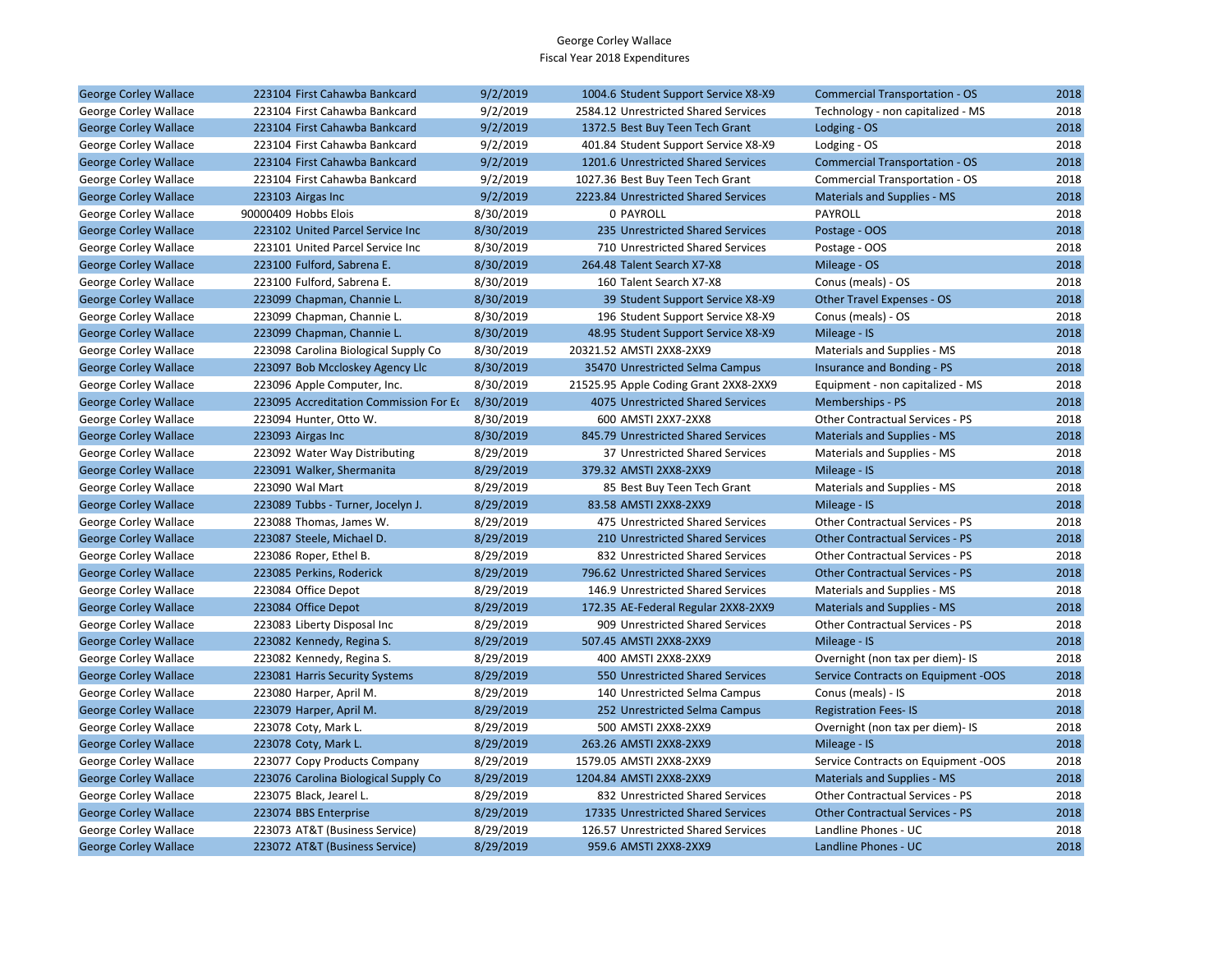George Corley Wallace
Fiscal Year 2018 Expenditures

| | | | | | | |
|---|---|---|---|---|---|---|
| George Corley Wallace | 223104 First Cahawba Bankcard | 9/2/2019 | 1004.6 | Student Support Service X8-X9 | Commercial Transportation - OS | 2018 |
| George Corley Wallace | 223104 First Cahawba Bankcard | 9/2/2019 | 2584.12 | Unrestricted Shared Services | Technology - non capitalized - MS | 2018 |
| George Corley Wallace | 223104 First Cahawba Bankcard | 9/2/2019 | 1372.5 | Best Buy Teen Tech Grant | Lodging - OS | 2018 |
| George Corley Wallace | 223104 First Cahawba Bankcard | 9/2/2019 | 401.84 | Student Support Service X8-X9 | Lodging - OS | 2018 |
| George Corley Wallace | 223104 First Cahawba Bankcard | 9/2/2019 | 1201.6 | Unrestricted Shared Services | Commercial Transportation - OS | 2018 |
| George Corley Wallace | 223104 First Cahawba Bankcard | 9/2/2019 | 1027.36 | Best Buy Teen Tech Grant | Commercial Transportation - OS | 2018 |
| George Corley Wallace | 223103 Airgas Inc | 9/2/2019 | 2223.84 | Unrestricted Shared Services | Materials and Supplies - MS | 2018 |
| George Corley Wallace | 90000409 Hobbs Elois | 8/30/2019 | 0 | PAYROLL | PAYROLL | 2018 |
| George Corley Wallace | 223102 United Parcel Service Inc | 8/30/2019 | 235 | Unrestricted Shared Services | Postage - OOS | 2018 |
| George Corley Wallace | 223101 United Parcel Service Inc | 8/30/2019 | 710 | Unrestricted Shared Services | Postage - OOS | 2018 |
| George Corley Wallace | 223100 Fulford, Sabrena E. | 8/30/2019 | 264.48 | Talent Search X7-X8 | Mileage - OS | 2018 |
| George Corley Wallace | 223100 Fulford, Sabrena E. | 8/30/2019 | 160 | Talent Search X7-X8 | Conus (meals) - OS | 2018 |
| George Corley Wallace | 223099 Chapman, Channie L. | 8/30/2019 | 39 | Student Support Service X8-X9 | Other Travel Expenses - OS | 2018 |
| George Corley Wallace | 223099 Chapman, Channie L. | 8/30/2019 | 196 | Student Support Service X8-X9 | Conus (meals) - OS | 2018 |
| George Corley Wallace | 223099 Chapman, Channie L. | 8/30/2019 | 48.95 | Student Support Service X8-X9 | Mileage - IS | 2018 |
| George Corley Wallace | 223098 Carolina Biological Supply Co | 8/30/2019 | 20321.52 | AMSTI 2XX8-2XX9 | Materials and Supplies - MS | 2018 |
| George Corley Wallace | 223097 Bob Mccloskey Agency Llc | 8/30/2019 | 35470 | Unrestricted Selma Campus | Insurance and Bonding - PS | 2018 |
| George Corley Wallace | 223096 Apple Computer, Inc. | 8/30/2019 | 21525.95 | Apple Coding Grant 2XX8-2XX9 | Equipment - non capitalized - MS | 2018 |
| George Corley Wallace | 223095 Accreditation Commission For Ed | 8/30/2019 | 4075 | Unrestricted Shared Services | Memberships - PS | 2018 |
| George Corley Wallace | 223094 Hunter, Otto W. | 8/30/2019 | 600 | AMSTI 2XX7-2XX8 | Other Contractual Services - PS | 2018 |
| George Corley Wallace | 223093 Airgas Inc | 8/30/2019 | 845.79 | Unrestricted Shared Services | Materials and Supplies - MS | 2018 |
| George Corley Wallace | 223092 Water Way Distributing | 8/29/2019 | 37 | Unrestricted Shared Services | Materials and Supplies - MS | 2018 |
| George Corley Wallace | 223091 Walker, Shermanita | 8/29/2019 | 379.32 | AMSTI 2XX8-2XX9 | Mileage - IS | 2018 |
| George Corley Wallace | 223090 Wal Mart | 8/29/2019 | 85 | Best Buy Teen Tech Grant | Materials and Supplies - MS | 2018 |
| George Corley Wallace | 223089 Tubbs - Turner, Jocelyn J. | 8/29/2019 | 83.58 | AMSTI 2XX8-2XX9 | Mileage - IS | 2018 |
| George Corley Wallace | 223088 Thomas, James W. | 8/29/2019 | 475 | Unrestricted Shared Services | Other Contractual Services - PS | 2018 |
| George Corley Wallace | 223087 Steele, Michael D. | 8/29/2019 | 210 | Unrestricted Shared Services | Other Contractual Services - PS | 2018 |
| George Corley Wallace | 223086 Roper, Ethel B. | 8/29/2019 | 832 | Unrestricted Shared Services | Other Contractual Services - PS | 2018 |
| George Corley Wallace | 223085 Perkins, Roderick | 8/29/2019 | 796.62 | Unrestricted Shared Services | Other Contractual Services - PS | 2018 |
| George Corley Wallace | 223084 Office Depot | 8/29/2019 | 146.9 | Unrestricted Shared Services | Materials and Supplies - MS | 2018 |
| George Corley Wallace | 223084 Office Depot | 8/29/2019 | 172.35 | AE-Federal Regular 2XX8-2XX9 | Materials and Supplies - MS | 2018 |
| George Corley Wallace | 223083 Liberty Disposal Inc | 8/29/2019 | 909 | Unrestricted Shared Services | Other Contractual Services - PS | 2018 |
| George Corley Wallace | 223082 Kennedy, Regina S. | 8/29/2019 | 507.45 | AMSTI 2XX8-2XX9 | Mileage - IS | 2018 |
| George Corley Wallace | 223082 Kennedy, Regina S. | 8/29/2019 | 400 | AMSTI 2XX8-2XX9 | Overnight (non tax per diem)- IS | 2018 |
| George Corley Wallace | 223081 Harris Security Systems | 8/29/2019 | 550 | Unrestricted Shared Services | Service Contracts on Equipment -OOS | 2018 |
| George Corley Wallace | 223080 Harper, April M. | 8/29/2019 | 140 | Unrestricted Selma Campus | Conus (meals) - IS | 2018 |
| George Corley Wallace | 223079 Harper, April M. | 8/29/2019 | 252 | Unrestricted Selma Campus | Registration Fees- IS | 2018 |
| George Corley Wallace | 223078 Coty, Mark L. | 8/29/2019 | 500 | AMSTI 2XX8-2XX9 | Overnight (non tax per diem)- IS | 2018 |
| George Corley Wallace | 223078 Coty, Mark L. | 8/29/2019 | 263.26 | AMSTI 2XX8-2XX9 | Mileage - IS | 2018 |
| George Corley Wallace | 223077 Copy Products Company | 8/29/2019 | 1579.05 | AMSTI 2XX8-2XX9 | Service Contracts on Equipment -OOS | 2018 |
| George Corley Wallace | 223076 Carolina Biological Supply Co | 8/29/2019 | 1204.84 | AMSTI 2XX8-2XX9 | Materials and Supplies - MS | 2018 |
| George Corley Wallace | 223075 Black, Jearel L. | 8/29/2019 | 832 | Unrestricted Shared Services | Other Contractual Services - PS | 2018 |
| George Corley Wallace | 223074 BBS Enterprise | 8/29/2019 | 17335 | Unrestricted Shared Services | Other Contractual Services - PS | 2018 |
| George Corley Wallace | 223073 AT&T (Business Service) | 8/29/2019 | 126.57 | Unrestricted Shared Services | Landline Phones - UC | 2018 |
| George Corley Wallace | 223072 AT&T (Business Service) | 8/29/2019 | 959.6 | AMSTI 2XX8-2XX9 | Landline Phones - UC | 2018 |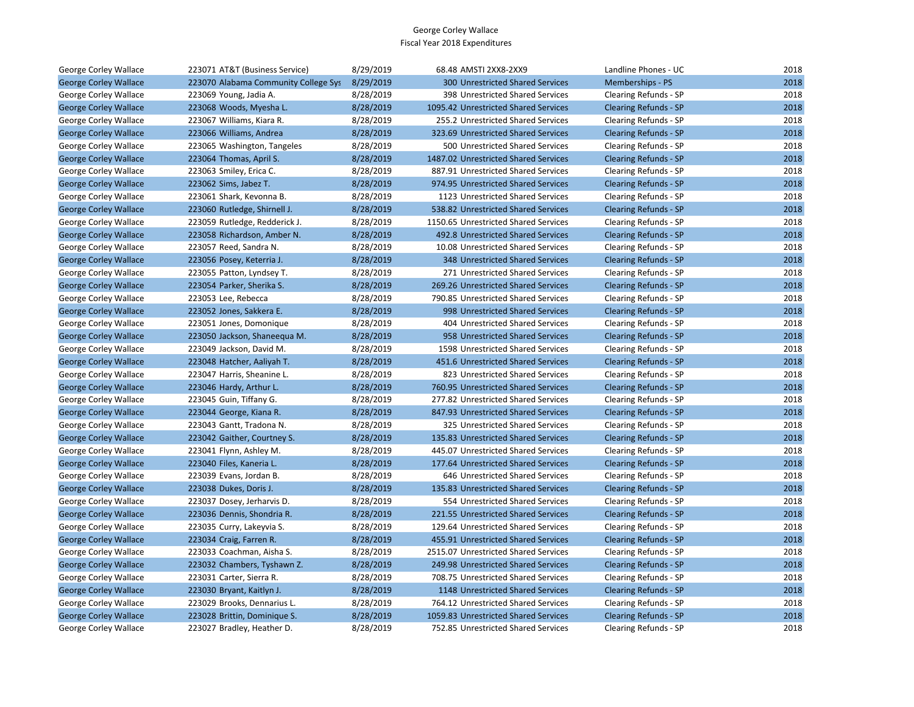George Corley Wallace
Fiscal Year 2018 Expenditures

| | | | | | |
|---|---|---|---|---|---|
| George Corley Wallace | 223071 AT&T (Business Service) | 8/29/2019 | 68.48 AMSTI 2XX8-2XX9 | Landline Phones - UC | 2018 |
| George Corley Wallace | 223070 Alabama Community College Sys | 8/29/2019 | 300 Unrestricted Shared Services | Memberships - PS | 2018 |
| George Corley Wallace | 223069 Young, Jadia A. | 8/28/2019 | 398 Unrestricted Shared Services | Clearing Refunds - SP | 2018 |
| George Corley Wallace | 223068 Woods, Myesha L. | 8/28/2019 | 1095.42 Unrestricted Shared Services | Clearing Refunds - SP | 2018 |
| George Corley Wallace | 223067 Williams, Kiara R. | 8/28/2019 | 255.2 Unrestricted Shared Services | Clearing Refunds - SP | 2018 |
| George Corley Wallace | 223066 Williams, Andrea | 8/28/2019 | 323.69 Unrestricted Shared Services | Clearing Refunds - SP | 2018 |
| George Corley Wallace | 223065 Washington, Tangeles | 8/28/2019 | 500 Unrestricted Shared Services | Clearing Refunds - SP | 2018 |
| George Corley Wallace | 223064 Thomas, April S. | 8/28/2019 | 1487.02 Unrestricted Shared Services | Clearing Refunds - SP | 2018 |
| George Corley Wallace | 223063 Smiley, Erica C. | 8/28/2019 | 887.91 Unrestricted Shared Services | Clearing Refunds - SP | 2018 |
| George Corley Wallace | 223062 Sims, Jabez T. | 8/28/2019 | 974.95 Unrestricted Shared Services | Clearing Refunds - SP | 2018 |
| George Corley Wallace | 223061 Shark, Kevonna B. | 8/28/2019 | 1123 Unrestricted Shared Services | Clearing Refunds - SP | 2018 |
| George Corley Wallace | 223060 Rutledge, Shirnell J. | 8/28/2019 | 538.82 Unrestricted Shared Services | Clearing Refunds - SP | 2018 |
| George Corley Wallace | 223059 Rutledge, Redderick J. | 8/28/2019 | 1150.65 Unrestricted Shared Services | Clearing Refunds - SP | 2018 |
| George Corley Wallace | 223058 Richardson, Amber N. | 8/28/2019 | 492.8 Unrestricted Shared Services | Clearing Refunds - SP | 2018 |
| George Corley Wallace | 223057 Reed, Sandra N. | 8/28/2019 | 10.08 Unrestricted Shared Services | Clearing Refunds - SP | 2018 |
| George Corley Wallace | 223056 Posey, Keterria J. | 8/28/2019 | 348 Unrestricted Shared Services | Clearing Refunds - SP | 2018 |
| George Corley Wallace | 223055 Patton, Lyndsey T. | 8/28/2019 | 271 Unrestricted Shared Services | Clearing Refunds - SP | 2018 |
| George Corley Wallace | 223054 Parker, Sherika S. | 8/28/2019 | 269.26 Unrestricted Shared Services | Clearing Refunds - SP | 2018 |
| George Corley Wallace | 223053 Lee, Rebecca | 8/28/2019 | 790.85 Unrestricted Shared Services | Clearing Refunds - SP | 2018 |
| George Corley Wallace | 223052 Jones, Sakkera E. | 8/28/2019 | 998 Unrestricted Shared Services | Clearing Refunds - SP | 2018 |
| George Corley Wallace | 223051 Jones, Domonique | 8/28/2019 | 404 Unrestricted Shared Services | Clearing Refunds - SP | 2018 |
| George Corley Wallace | 223050 Jackson, Shaneequa M. | 8/28/2019 | 958 Unrestricted Shared Services | Clearing Refunds - SP | 2018 |
| George Corley Wallace | 223049 Jackson, David M. | 8/28/2019 | 1598 Unrestricted Shared Services | Clearing Refunds - SP | 2018 |
| George Corley Wallace | 223048 Hatcher, Aaliyah T. | 8/28/2019 | 451.6 Unrestricted Shared Services | Clearing Refunds - SP | 2018 |
| George Corley Wallace | 223047 Harris, Sheanine L. | 8/28/2019 | 823 Unrestricted Shared Services | Clearing Refunds - SP | 2018 |
| George Corley Wallace | 223046 Hardy, Arthur L. | 8/28/2019 | 760.95 Unrestricted Shared Services | Clearing Refunds - SP | 2018 |
| George Corley Wallace | 223045 Guin, Tiffany G. | 8/28/2019 | 277.82 Unrestricted Shared Services | Clearing Refunds - SP | 2018 |
| George Corley Wallace | 223044 George, Kiana R. | 8/28/2019 | 847.93 Unrestricted Shared Services | Clearing Refunds - SP | 2018 |
| George Corley Wallace | 223043 Gantt, Tradona N. | 8/28/2019 | 325 Unrestricted Shared Services | Clearing Refunds - SP | 2018 |
| George Corley Wallace | 223042 Gaither, Courtney S. | 8/28/2019 | 135.83 Unrestricted Shared Services | Clearing Refunds - SP | 2018 |
| George Corley Wallace | 223041 Flynn, Ashley M. | 8/28/2019 | 445.07 Unrestricted Shared Services | Clearing Refunds - SP | 2018 |
| George Corley Wallace | 223040 Files, Kaneria L. | 8/28/2019 | 177.64 Unrestricted Shared Services | Clearing Refunds - SP | 2018 |
| George Corley Wallace | 223039 Evans, Jordan B. | 8/28/2019 | 646 Unrestricted Shared Services | Clearing Refunds - SP | 2018 |
| George Corley Wallace | 223038 Dukes, Doris J. | 8/28/2019 | 135.83 Unrestricted Shared Services | Clearing Refunds - SP | 2018 |
| George Corley Wallace | 223037 Dosey, Jerharvis D. | 8/28/2019 | 554 Unrestricted Shared Services | Clearing Refunds - SP | 2018 |
| George Corley Wallace | 223036 Dennis, Shondria R. | 8/28/2019 | 221.55 Unrestricted Shared Services | Clearing Refunds - SP | 2018 |
| George Corley Wallace | 223035 Curry, Lakeyvia S. | 8/28/2019 | 129.64 Unrestricted Shared Services | Clearing Refunds - SP | 2018 |
| George Corley Wallace | 223034 Craig, Farren R. | 8/28/2019 | 455.91 Unrestricted Shared Services | Clearing Refunds - SP | 2018 |
| George Corley Wallace | 223033 Coachman, Aisha S. | 8/28/2019 | 2515.07 Unrestricted Shared Services | Clearing Refunds - SP | 2018 |
| George Corley Wallace | 223032 Chambers, Tyshawn Z. | 8/28/2019 | 249.98 Unrestricted Shared Services | Clearing Refunds - SP | 2018 |
| George Corley Wallace | 223031 Carter, Sierra R. | 8/28/2019 | 708.75 Unrestricted Shared Services | Clearing Refunds - SP | 2018 |
| George Corley Wallace | 223030 Bryant, Kaitlyn J. | 8/28/2019 | 1148 Unrestricted Shared Services | Clearing Refunds - SP | 2018 |
| George Corley Wallace | 223029 Brooks, Dennarius L. | 8/28/2019 | 764.12 Unrestricted Shared Services | Clearing Refunds - SP | 2018 |
| George Corley Wallace | 223028 Brittin, Dominique S. | 8/28/2019 | 1059.83 Unrestricted Shared Services | Clearing Refunds - SP | 2018 |
| George Corley Wallace | 223027 Bradley, Heather D. | 8/28/2019 | 752.85 Unrestricted Shared Services | Clearing Refunds - SP | 2018 |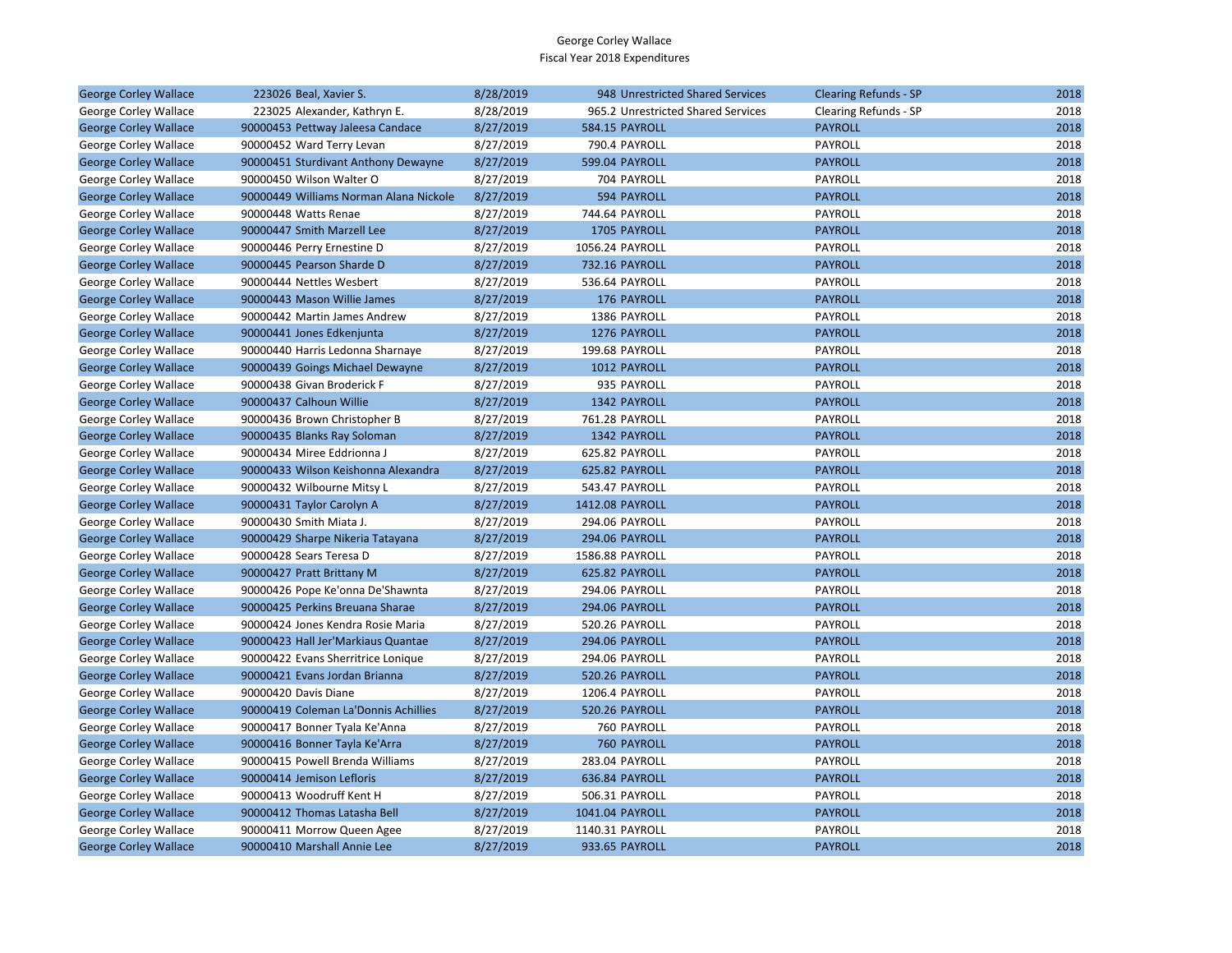George Corley Wallace
Fiscal Year 2018 Expenditures

| | | | | | | |
|---|---|---|---|---|---|---|
| George Corley Wallace | 223026 Beal, Xavier S. | 8/28/2019 | 948 | Unrestricted Shared Services | Clearing Refunds - SP | 2018 |
| George Corley Wallace | 223025 Alexander, Kathryn E. | 8/28/2019 | 965.2 | Unrestricted Shared Services | Clearing Refunds - SP | 2018 |
| George Corley Wallace | 90000453 Pettway Jaleesa Candace | 8/27/2019 | 584.15 | PAYROLL | PAYROLL | 2018 |
| George Corley Wallace | 90000452 Ward Terry Levan | 8/27/2019 | 790.4 | PAYROLL | PAYROLL | 2018 |
| George Corley Wallace | 90000451 Sturdivant Anthony Dewayne | 8/27/2019 | 599.04 | PAYROLL | PAYROLL | 2018 |
| George Corley Wallace | 90000450 Wilson Walter O | 8/27/2019 | 704 | PAYROLL | PAYROLL | 2018 |
| George Corley Wallace | 90000449 Williams Norman Alana Nickole | 8/27/2019 | 594 | PAYROLL | PAYROLL | 2018 |
| George Corley Wallace | 90000448 Watts Renae | 8/27/2019 | 744.64 | PAYROLL | PAYROLL | 2018 |
| George Corley Wallace | 90000447 Smith Marzell Lee | 8/27/2019 | 1705 | PAYROLL | PAYROLL | 2018 |
| George Corley Wallace | 90000446 Perry Ernestine D | 8/27/2019 | 1056.24 | PAYROLL | PAYROLL | 2018 |
| George Corley Wallace | 90000445 Pearson Sharde D | 8/27/2019 | 732.16 | PAYROLL | PAYROLL | 2018 |
| George Corley Wallace | 90000444 Nettles Wesbert | 8/27/2019 | 536.64 | PAYROLL | PAYROLL | 2018 |
| George Corley Wallace | 90000443 Mason Willie James | 8/27/2019 | 176 | PAYROLL | PAYROLL | 2018 |
| George Corley Wallace | 90000442 Martin James Andrew | 8/27/2019 | 1386 | PAYROLL | PAYROLL | 2018 |
| George Corley Wallace | 90000441 Jones Edkenjunta | 8/27/2019 | 1276 | PAYROLL | PAYROLL | 2018 |
| George Corley Wallace | 90000440 Harris Ledonna Sharnaye | 8/27/2019 | 199.68 | PAYROLL | PAYROLL | 2018 |
| George Corley Wallace | 90000439 Goings Michael Dewayne | 8/27/2019 | 1012 | PAYROLL | PAYROLL | 2018 |
| George Corley Wallace | 90000438 Givan Broderick F | 8/27/2019 | 935 | PAYROLL | PAYROLL | 2018 |
| George Corley Wallace | 90000437 Calhoun Willie | 8/27/2019 | 1342 | PAYROLL | PAYROLL | 2018 |
| George Corley Wallace | 90000436 Brown Christopher B | 8/27/2019 | 761.28 | PAYROLL | PAYROLL | 2018 |
| George Corley Wallace | 90000435 Blanks Ray Soloman | 8/27/2019 | 1342 | PAYROLL | PAYROLL | 2018 |
| George Corley Wallace | 90000434 Miree Eddrionna J | 8/27/2019 | 625.82 | PAYROLL | PAYROLL | 2018 |
| George Corley Wallace | 90000433 Wilson Keishonna Alexandra | 8/27/2019 | 625.82 | PAYROLL | PAYROLL | 2018 |
| George Corley Wallace | 90000432 Wilbourne Mitsy L | 8/27/2019 | 543.47 | PAYROLL | PAYROLL | 2018 |
| George Corley Wallace | 90000431 Taylor Carolyn A | 8/27/2019 | 1412.08 | PAYROLL | PAYROLL | 2018 |
| George Corley Wallace | 90000430 Smith Miata J. | 8/27/2019 | 294.06 | PAYROLL | PAYROLL | 2018 |
| George Corley Wallace | 90000429 Sharpe Nikeria Tatayana | 8/27/2019 | 294.06 | PAYROLL | PAYROLL | 2018 |
| George Corley Wallace | 90000428 Sears Teresa D | 8/27/2019 | 1586.88 | PAYROLL | PAYROLL | 2018 |
| George Corley Wallace | 90000427 Pratt Brittany M | 8/27/2019 | 625.82 | PAYROLL | PAYROLL | 2018 |
| George Corley Wallace | 90000426 Pope Ke'onna De'Shawnta | 8/27/2019 | 294.06 | PAYROLL | PAYROLL | 2018 |
| George Corley Wallace | 90000425 Perkins Breuana Sharae | 8/27/2019 | 294.06 | PAYROLL | PAYROLL | 2018 |
| George Corley Wallace | 90000424 Jones Kendra Rosie Maria | 8/27/2019 | 520.26 | PAYROLL | PAYROLL | 2018 |
| George Corley Wallace | 90000423 Hall Jer'Markiaus Quantae | 8/27/2019 | 294.06 | PAYROLL | PAYROLL | 2018 |
| George Corley Wallace | 90000422 Evans Sherritrice Lonique | 8/27/2019 | 294.06 | PAYROLL | PAYROLL | 2018 |
| George Corley Wallace | 90000421 Evans Jordan Brianna | 8/27/2019 | 520.26 | PAYROLL | PAYROLL | 2018 |
| George Corley Wallace | 90000420 Davis Diane | 8/27/2019 | 1206.4 | PAYROLL | PAYROLL | 2018 |
| George Corley Wallace | 90000419 Coleman La'Donnis Achillies | 8/27/2019 | 520.26 | PAYROLL | PAYROLL | 2018 |
| George Corley Wallace | 90000417 Bonner Tyala Ke'Anna | 8/27/2019 | 760 | PAYROLL | PAYROLL | 2018 |
| George Corley Wallace | 90000416 Bonner Tayla Ke'Arra | 8/27/2019 | 760 | PAYROLL | PAYROLL | 2018 |
| George Corley Wallace | 90000415 Powell Brenda Williams | 8/27/2019 | 283.04 | PAYROLL | PAYROLL | 2018 |
| George Corley Wallace | 90000414 Jemison Lefloris | 8/27/2019 | 636.84 | PAYROLL | PAYROLL | 2018 |
| George Corley Wallace | 90000413 Woodruff Kent H | 8/27/2019 | 506.31 | PAYROLL | PAYROLL | 2018 |
| George Corley Wallace | 90000412 Thomas Latasha Bell | 8/27/2019 | 1041.04 | PAYROLL | PAYROLL | 2018 |
| George Corley Wallace | 90000411 Morrow Queen Agee | 8/27/2019 | 1140.31 | PAYROLL | PAYROLL | 2018 |
| George Corley Wallace | 90000410 Marshall Annie Lee | 8/27/2019 | 933.65 | PAYROLL | PAYROLL | 2018 |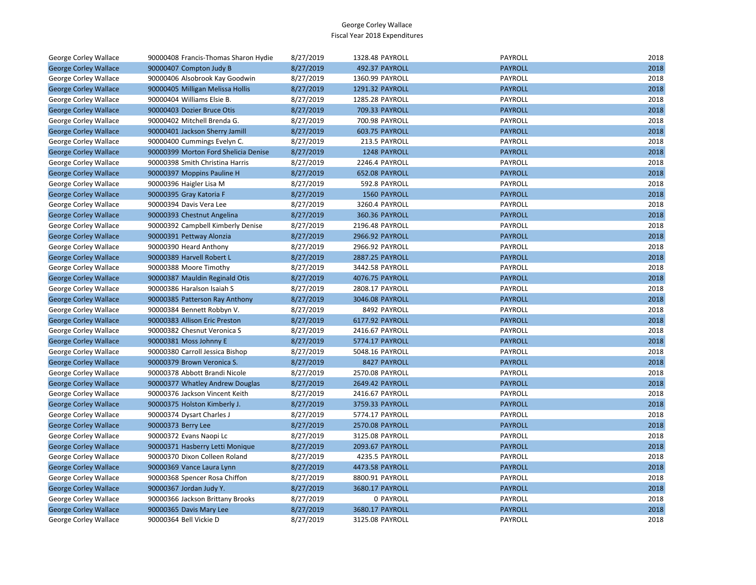George Corley Wallace
Fiscal Year 2018 Expenditures

| | | | | | | |
|---|---|---|---|---|---|---|
| George Corley Wallace | 90000408 Francis-Thomas Sharon Hydie | 8/27/2019 | 1328.48 | PAYROLL | PAYROLL | 2018 |
| George Corley Wallace | 90000407 Compton Judy B | 8/27/2019 | 492.37 | PAYROLL | PAYROLL | 2018 |
| George Corley Wallace | 90000406 Alsobrook Kay Goodwin | 8/27/2019 | 1360.99 | PAYROLL | PAYROLL | 2018 |
| George Corley Wallace | 90000405 Milligan Melissa Hollis | 8/27/2019 | 1291.32 | PAYROLL | PAYROLL | 2018 |
| George Corley Wallace | 90000404 Williams Elsie B. | 8/27/2019 | 1285.28 | PAYROLL | PAYROLL | 2018 |
| George Corley Wallace | 90000403 Dozier Bruce Otis | 8/27/2019 | 709.33 | PAYROLL | PAYROLL | 2018 |
| George Corley Wallace | 90000402 Mitchell Brenda G. | 8/27/2019 | 700.98 | PAYROLL | PAYROLL | 2018 |
| George Corley Wallace | 90000401 Jackson Sherry Jamill | 8/27/2019 | 603.75 | PAYROLL | PAYROLL | 2018 |
| George Corley Wallace | 90000400 Cummings Evelyn C. | 8/27/2019 | 213.5 | PAYROLL | PAYROLL | 2018 |
| George Corley Wallace | 90000399 Morton Ford Shelicia Denise | 8/27/2019 | 1248 | PAYROLL | PAYROLL | 2018 |
| George Corley Wallace | 90000398 Smith Christina Harris | 8/27/2019 | 2246.4 | PAYROLL | PAYROLL | 2018 |
| George Corley Wallace | 90000397 Moppins Pauline H | 8/27/2019 | 652.08 | PAYROLL | PAYROLL | 2018 |
| George Corley Wallace | 90000396 Haigler Lisa M | 8/27/2019 | 592.8 | PAYROLL | PAYROLL | 2018 |
| George Corley Wallace | 90000395 Gray Katoria F | 8/27/2019 | 1560 | PAYROLL | PAYROLL | 2018 |
| George Corley Wallace | 90000394 Davis Vera Lee | 8/27/2019 | 3260.4 | PAYROLL | PAYROLL | 2018 |
| George Corley Wallace | 90000393 Chestnut Angelina | 8/27/2019 | 360.36 | PAYROLL | PAYROLL | 2018 |
| George Corley Wallace | 90000392 Campbell Kimberly Denise | 8/27/2019 | 2196.48 | PAYROLL | PAYROLL | 2018 |
| George Corley Wallace | 90000391 Pettway Alonzia | 8/27/2019 | 2966.92 | PAYROLL | PAYROLL | 2018 |
| George Corley Wallace | 90000390 Heard Anthony | 8/27/2019 | 2966.92 | PAYROLL | PAYROLL | 2018 |
| George Corley Wallace | 90000389 Harvell Robert L | 8/27/2019 | 2887.25 | PAYROLL | PAYROLL | 2018 |
| George Corley Wallace | 90000388 Moore Timothy | 8/27/2019 | 3442.58 | PAYROLL | PAYROLL | 2018 |
| George Corley Wallace | 90000387 Mauldin Reginald Otis | 8/27/2019 | 4076.75 | PAYROLL | PAYROLL | 2018 |
| George Corley Wallace | 90000386 Haralson Isaiah S | 8/27/2019 | 2808.17 | PAYROLL | PAYROLL | 2018 |
| George Corley Wallace | 90000385 Patterson Ray Anthony | 8/27/2019 | 3046.08 | PAYROLL | PAYROLL | 2018 |
| George Corley Wallace | 90000384 Bennett Robbyn V. | 8/27/2019 | 8492 | PAYROLL | PAYROLL | 2018 |
| George Corley Wallace | 90000383 Allison Eric Preston | 8/27/2019 | 6177.92 | PAYROLL | PAYROLL | 2018 |
| George Corley Wallace | 90000382 Chesnut Veronica S | 8/27/2019 | 2416.67 | PAYROLL | PAYROLL | 2018 |
| George Corley Wallace | 90000381 Moss Johnny E | 8/27/2019 | 5774.17 | PAYROLL | PAYROLL | 2018 |
| George Corley Wallace | 90000380 Carroll Jessica Bishop | 8/27/2019 | 5048.16 | PAYROLL | PAYROLL | 2018 |
| George Corley Wallace | 90000379 Brown Veronica S. | 8/27/2019 | 8427 | PAYROLL | PAYROLL | 2018 |
| George Corley Wallace | 90000378 Abbott Brandi Nicole | 8/27/2019 | 2570.08 | PAYROLL | PAYROLL | 2018 |
| George Corley Wallace | 90000377 Whatley Andrew Douglas | 8/27/2019 | 2649.42 | PAYROLL | PAYROLL | 2018 |
| George Corley Wallace | 90000376 Jackson Vincent Keith | 8/27/2019 | 2416.67 | PAYROLL | PAYROLL | 2018 |
| George Corley Wallace | 90000375 Holston Kimberly J. | 8/27/2019 | 3759.33 | PAYROLL | PAYROLL | 2018 |
| George Corley Wallace | 90000374 Dysart Charles J | 8/27/2019 | 5774.17 | PAYROLL | PAYROLL | 2018 |
| George Corley Wallace | 90000373 Berry Lee | 8/27/2019 | 2570.08 | PAYROLL | PAYROLL | 2018 |
| George Corley Wallace | 90000372 Evans Naopi Lc | 8/27/2019 | 3125.08 | PAYROLL | PAYROLL | 2018 |
| George Corley Wallace | 90000371 Hasberry Letti Monique | 8/27/2019 | 2093.67 | PAYROLL | PAYROLL | 2018 |
| George Corley Wallace | 90000370 Dixon Colleen Roland | 8/27/2019 | 4235.5 | PAYROLL | PAYROLL | 2018 |
| George Corley Wallace | 90000369 Vance Laura Lynn | 8/27/2019 | 4473.58 | PAYROLL | PAYROLL | 2018 |
| George Corley Wallace | 90000368 Spencer Rosa Chiffon | 8/27/2019 | 8800.91 | PAYROLL | PAYROLL | 2018 |
| George Corley Wallace | 90000367 Jordan Judy Y. | 8/27/2019 | 3680.17 | PAYROLL | PAYROLL | 2018 |
| George Corley Wallace | 90000366 Jackson Brittany Brooks | 8/27/2019 | 0 | PAYROLL | PAYROLL | 2018 |
| George Corley Wallace | 90000365 Davis Mary Lee | 8/27/2019 | 3680.17 | PAYROLL | PAYROLL | 2018 |
| George Corley Wallace | 90000364 Bell Vickie D | 8/27/2019 | 3125.08 | PAYROLL | PAYROLL | 2018 |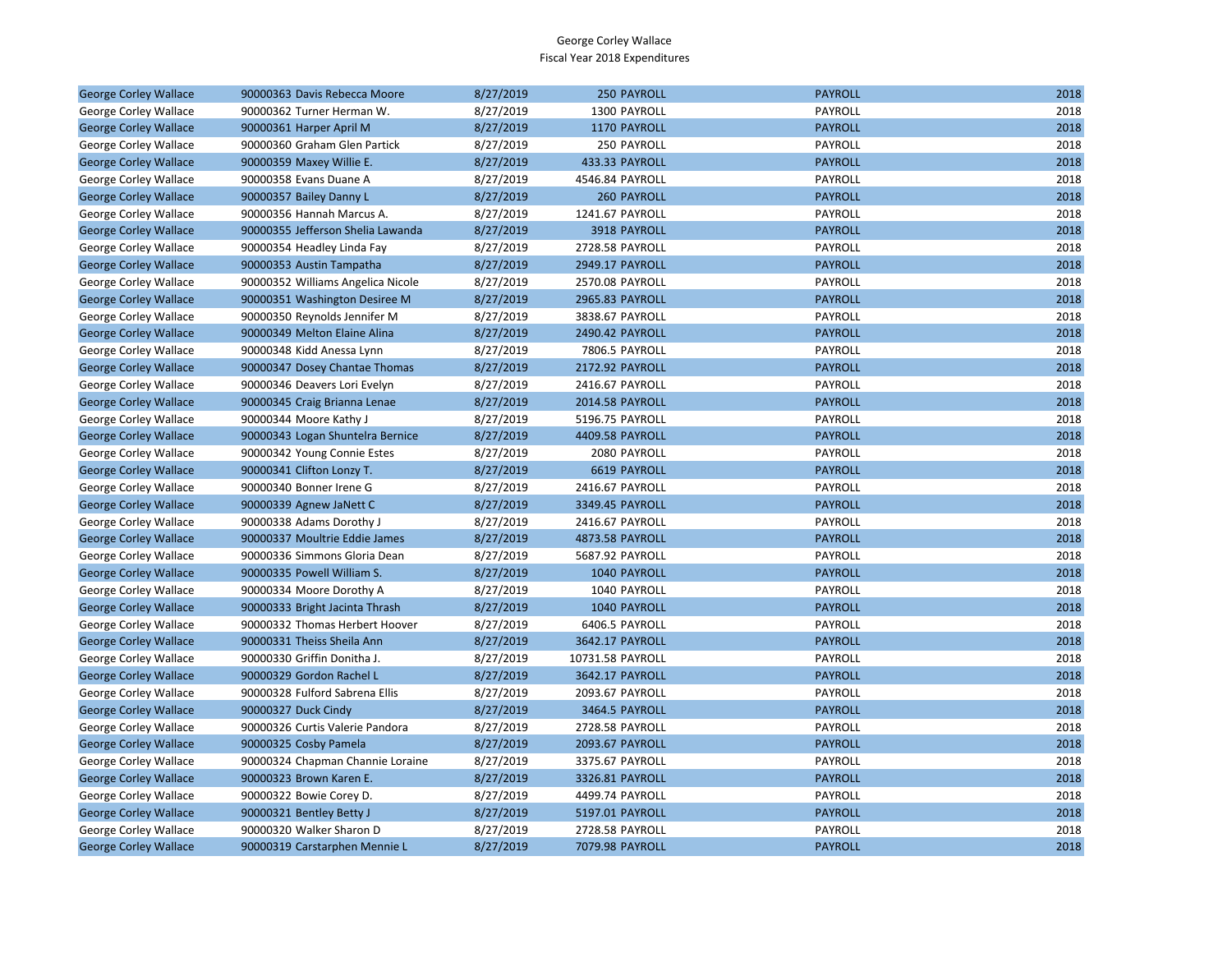George Corley Wallace
Fiscal Year 2018 Expenditures

| | | | | | | |
|---|---|---|---|---|---|---|
| George Corley Wallace | 90000363 Davis Rebecca Moore | 8/27/2019 | 250 | PAYROLL | PAYROLL | 2018 |
| George Corley Wallace | 90000362 Turner Herman W. | 8/27/2019 | 1300 | PAYROLL | PAYROLL | 2018 |
| George Corley Wallace | 90000361 Harper April M | 8/27/2019 | 1170 | PAYROLL | PAYROLL | 2018 |
| George Corley Wallace | 90000360 Graham Glen Partick | 8/27/2019 | 250 | PAYROLL | PAYROLL | 2018 |
| George Corley Wallace | 90000359 Maxey Willie E. | 8/27/2019 | 433.33 | PAYROLL | PAYROLL | 2018 |
| George Corley Wallace | 90000358 Evans Duane A | 8/27/2019 | 4546.84 | PAYROLL | PAYROLL | 2018 |
| George Corley Wallace | 90000357 Bailey Danny L | 8/27/2019 | 260 | PAYROLL | PAYROLL | 2018 |
| George Corley Wallace | 90000356 Hannah Marcus A. | 8/27/2019 | 1241.67 | PAYROLL | PAYROLL | 2018 |
| George Corley Wallace | 90000355 Jefferson Shelia Lawanda | 8/27/2019 | 3918 | PAYROLL | PAYROLL | 2018 |
| George Corley Wallace | 90000354 Headley Linda Fay | 8/27/2019 | 2728.58 | PAYROLL | PAYROLL | 2018 |
| George Corley Wallace | 90000353 Austin Tampatha | 8/27/2019 | 2949.17 | PAYROLL | PAYROLL | 2018 |
| George Corley Wallace | 90000352 Williams Angelica Nicole | 8/27/2019 | 2570.08 | PAYROLL | PAYROLL | 2018 |
| George Corley Wallace | 90000351 Washington Desiree M | 8/27/2019 | 2965.83 | PAYROLL | PAYROLL | 2018 |
| George Corley Wallace | 90000350 Reynolds Jennifer M | 8/27/2019 | 3838.67 | PAYROLL | PAYROLL | 2018 |
| George Corley Wallace | 90000349 Melton Elaine Alina | 8/27/2019 | 2490.42 | PAYROLL | PAYROLL | 2018 |
| George Corley Wallace | 90000348 Kidd Anessa Lynn | 8/27/2019 | 7806.5 | PAYROLL | PAYROLL | 2018 |
| George Corley Wallace | 90000347 Dosey Chantae Thomas | 8/27/2019 | 2172.92 | PAYROLL | PAYROLL | 2018 |
| George Corley Wallace | 90000346 Deavers Lori Evelyn | 8/27/2019 | 2416.67 | PAYROLL | PAYROLL | 2018 |
| George Corley Wallace | 90000345 Craig Brianna Lenae | 8/27/2019 | 2014.58 | PAYROLL | PAYROLL | 2018 |
| George Corley Wallace | 90000344 Moore Kathy J | 8/27/2019 | 5196.75 | PAYROLL | PAYROLL | 2018 |
| George Corley Wallace | 90000343 Logan Shuntelra Bernice | 8/27/2019 | 4409.58 | PAYROLL | PAYROLL | 2018 |
| George Corley Wallace | 90000342 Young Connie Estes | 8/27/2019 | 2080 | PAYROLL | PAYROLL | 2018 |
| George Corley Wallace | 90000341 Clifton Lonzy T. | 8/27/2019 | 6619 | PAYROLL | PAYROLL | 2018 |
| George Corley Wallace | 90000340 Bonner Irene G | 8/27/2019 | 2416.67 | PAYROLL | PAYROLL | 2018 |
| George Corley Wallace | 90000339 Agnew JaNett C | 8/27/2019 | 3349.45 | PAYROLL | PAYROLL | 2018 |
| George Corley Wallace | 90000338 Adams Dorothy J | 8/27/2019 | 2416.67 | PAYROLL | PAYROLL | 2018 |
| George Corley Wallace | 90000337 Moultrie Eddie James | 8/27/2019 | 4873.58 | PAYROLL | PAYROLL | 2018 |
| George Corley Wallace | 90000336 Simmons Gloria Dean | 8/27/2019 | 5687.92 | PAYROLL | PAYROLL | 2018 |
| George Corley Wallace | 90000335 Powell William S. | 8/27/2019 | 1040 | PAYROLL | PAYROLL | 2018 |
| George Corley Wallace | 90000334 Moore Dorothy A | 8/27/2019 | 1040 | PAYROLL | PAYROLL | 2018 |
| George Corley Wallace | 90000333 Bright Jacinta Thrash | 8/27/2019 | 1040 | PAYROLL | PAYROLL | 2018 |
| George Corley Wallace | 90000332 Thomas Herbert Hoover | 8/27/2019 | 6406.5 | PAYROLL | PAYROLL | 2018 |
| George Corley Wallace | 90000331 Theiss Sheila Ann | 8/27/2019 | 3642.17 | PAYROLL | PAYROLL | 2018 |
| George Corley Wallace | 90000330 Griffin Donitha J. | 8/27/2019 | 10731.58 | PAYROLL | PAYROLL | 2018 |
| George Corley Wallace | 90000329 Gordon Rachel L | 8/27/2019 | 3642.17 | PAYROLL | PAYROLL | 2018 |
| George Corley Wallace | 90000328 Fulford Sabrena Ellis | 8/27/2019 | 2093.67 | PAYROLL | PAYROLL | 2018 |
| George Corley Wallace | 90000327 Duck Cindy | 8/27/2019 | 3464.5 | PAYROLL | PAYROLL | 2018 |
| George Corley Wallace | 90000326 Curtis Valerie Pandora | 8/27/2019 | 2728.58 | PAYROLL | PAYROLL | 2018 |
| George Corley Wallace | 90000325 Cosby Pamela | 8/27/2019 | 2093.67 | PAYROLL | PAYROLL | 2018 |
| George Corley Wallace | 90000324 Chapman Channie Loraine | 8/27/2019 | 3375.67 | PAYROLL | PAYROLL | 2018 |
| George Corley Wallace | 90000323 Brown Karen E. | 8/27/2019 | 3326.81 | PAYROLL | PAYROLL | 2018 |
| George Corley Wallace | 90000322 Bowie Corey D. | 8/27/2019 | 4499.74 | PAYROLL | PAYROLL | 2018 |
| George Corley Wallace | 90000321 Bentley Betty J | 8/27/2019 | 5197.01 | PAYROLL | PAYROLL | 2018 |
| George Corley Wallace | 90000320 Walker Sharon D | 8/27/2019 | 2728.58 | PAYROLL | PAYROLL | 2018 |
| George Corley Wallace | 90000319 Carstarphen Mennie L | 8/27/2019 | 7079.98 | PAYROLL | PAYROLL | 2018 |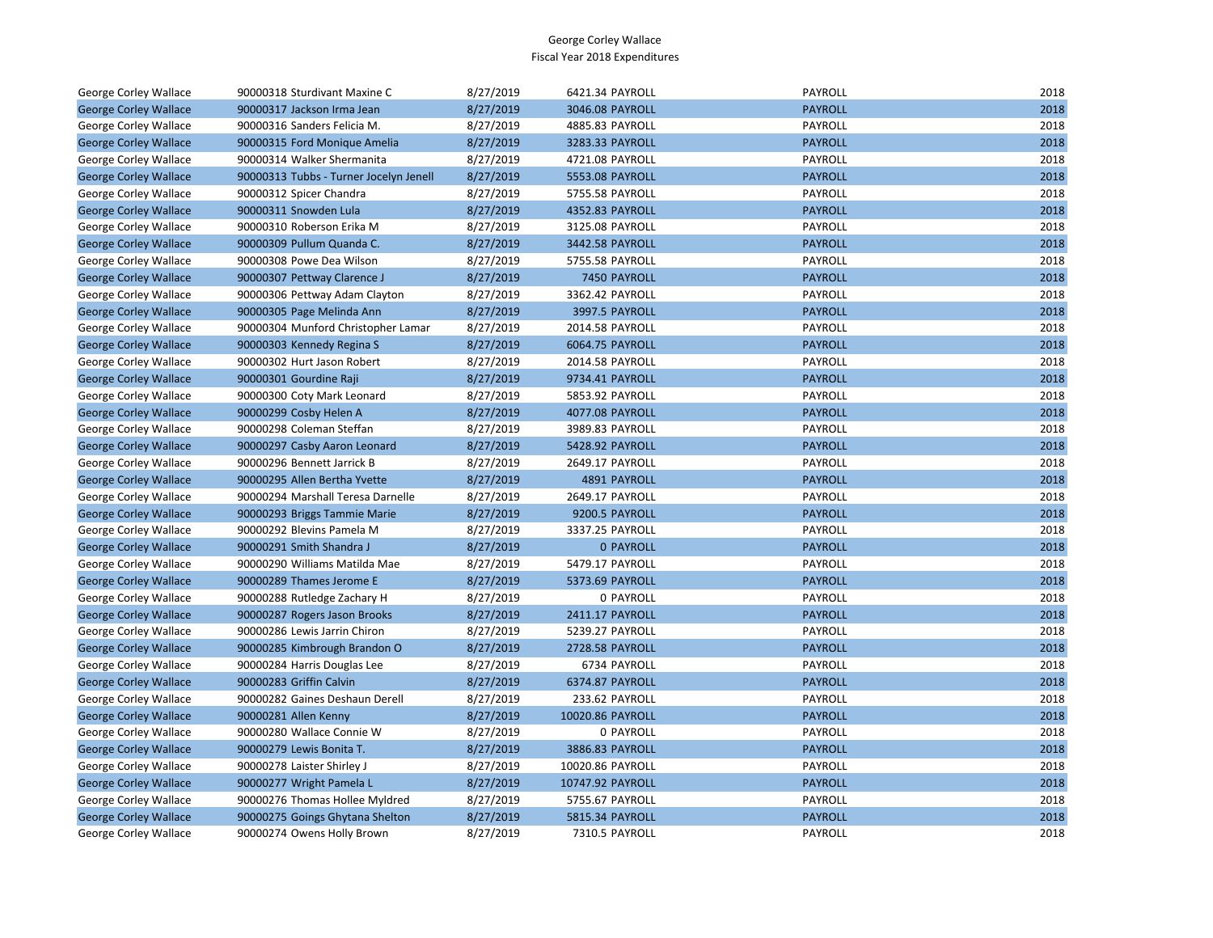George Corley Wallace
Fiscal Year 2018 Expenditures

| | | | | | | |
|---|---|---|---|---|---|---|
| George Corley Wallace | 90000318 Sturdivant Maxine C | 8/27/2019 | 6421.34 | PAYROLL | PAYROLL | 2018 |
| George Corley Wallace | 90000317 Jackson Irma Jean | 8/27/2019 | 3046.08 | PAYROLL | PAYROLL | 2018 |
| George Corley Wallace | 90000316 Sanders Felicia M. | 8/27/2019 | 4885.83 | PAYROLL | PAYROLL | 2018 |
| George Corley Wallace | 90000315 Ford Monique Amelia | 8/27/2019 | 3283.33 | PAYROLL | PAYROLL | 2018 |
| George Corley Wallace | 90000314 Walker Shermanita | 8/27/2019 | 4721.08 | PAYROLL | PAYROLL | 2018 |
| George Corley Wallace | 90000313 Tubbs - Turner Jocelyn Jenell | 8/27/2019 | 5553.08 | PAYROLL | PAYROLL | 2018 |
| George Corley Wallace | 90000312 Spicer Chandra | 8/27/2019 | 5755.58 | PAYROLL | PAYROLL | 2018 |
| George Corley Wallace | 90000311 Snowden Lula | 8/27/2019 | 4352.83 | PAYROLL | PAYROLL | 2018 |
| George Corley Wallace | 90000310 Roberson Erika M | 8/27/2019 | 3125.08 | PAYROLL | PAYROLL | 2018 |
| George Corley Wallace | 90000309 Pullum Quanda C. | 8/27/2019 | 3442.58 | PAYROLL | PAYROLL | 2018 |
| George Corley Wallace | 90000308 Powe Dea Wilson | 8/27/2019 | 5755.58 | PAYROLL | PAYROLL | 2018 |
| George Corley Wallace | 90000307 Pettway Clarence J | 8/27/2019 | 7450 | PAYROLL | PAYROLL | 2018 |
| George Corley Wallace | 90000306 Pettway Adam Clayton | 8/27/2019 | 3362.42 | PAYROLL | PAYROLL | 2018 |
| George Corley Wallace | 90000305 Page Melinda Ann | 8/27/2019 | 3997.5 | PAYROLL | PAYROLL | 2018 |
| George Corley Wallace | 90000304 Munford Christopher Lamar | 8/27/2019 | 2014.58 | PAYROLL | PAYROLL | 2018 |
| George Corley Wallace | 90000303 Kennedy Regina S | 8/27/2019 | 6064.75 | PAYROLL | PAYROLL | 2018 |
| George Corley Wallace | 90000302 Hurt Jason Robert | 8/27/2019 | 2014.58 | PAYROLL | PAYROLL | 2018 |
| George Corley Wallace | 90000301 Gourdine Raji | 8/27/2019 | 9734.41 | PAYROLL | PAYROLL | 2018 |
| George Corley Wallace | 90000300 Coty Mark Leonard | 8/27/2019 | 5853.92 | PAYROLL | PAYROLL | 2018 |
| George Corley Wallace | 90000299 Cosby Helen A | 8/27/2019 | 4077.08 | PAYROLL | PAYROLL | 2018 |
| George Corley Wallace | 90000298 Coleman Steffan | 8/27/2019 | 3989.83 | PAYROLL | PAYROLL | 2018 |
| George Corley Wallace | 90000297 Casby Aaron Leonard | 8/27/2019 | 5428.92 | PAYROLL | PAYROLL | 2018 |
| George Corley Wallace | 90000296 Bennett Jarrick B | 8/27/2019 | 2649.17 | PAYROLL | PAYROLL | 2018 |
| George Corley Wallace | 90000295 Allen Bertha Yvette | 8/27/2019 | 4891 | PAYROLL | PAYROLL | 2018 |
| George Corley Wallace | 90000294 Marshall Teresa Darnelle | 8/27/2019 | 2649.17 | PAYROLL | PAYROLL | 2018 |
| George Corley Wallace | 90000293 Briggs Tammie Marie | 8/27/2019 | 9200.5 | PAYROLL | PAYROLL | 2018 |
| George Corley Wallace | 90000292 Blevins Pamela M | 8/27/2019 | 3337.25 | PAYROLL | PAYROLL | 2018 |
| George Corley Wallace | 90000291 Smith Shandra J | 8/27/2019 | 0 | PAYROLL | PAYROLL | 2018 |
| George Corley Wallace | 90000290 Williams Matilda Mae | 8/27/2019 | 5479.17 | PAYROLL | PAYROLL | 2018 |
| George Corley Wallace | 90000289 Thames Jerome E | 8/27/2019 | 5373.69 | PAYROLL | PAYROLL | 2018 |
| George Corley Wallace | 90000288 Rutledge Zachary H | 8/27/2019 | 0 | PAYROLL | PAYROLL | 2018 |
| George Corley Wallace | 90000287 Rogers Jason Brooks | 8/27/2019 | 2411.17 | PAYROLL | PAYROLL | 2018 |
| George Corley Wallace | 90000286 Lewis Jarrin Chiron | 8/27/2019 | 5239.27 | PAYROLL | PAYROLL | 2018 |
| George Corley Wallace | 90000285 Kimbrough Brandon O | 8/27/2019 | 2728.58 | PAYROLL | PAYROLL | 2018 |
| George Corley Wallace | 90000284 Harris Douglas Lee | 8/27/2019 | 6734 | PAYROLL | PAYROLL | 2018 |
| George Corley Wallace | 90000283 Griffin Calvin | 8/27/2019 | 6374.87 | PAYROLL | PAYROLL | 2018 |
| George Corley Wallace | 90000282 Gaines Deshaun Derell | 8/27/2019 | 233.62 | PAYROLL | PAYROLL | 2018 |
| George Corley Wallace | 90000281 Allen Kenny | 8/27/2019 | 10020.86 | PAYROLL | PAYROLL | 2018 |
| George Corley Wallace | 90000280 Wallace Connie W | 8/27/2019 | 0 | PAYROLL | PAYROLL | 2018 |
| George Corley Wallace | 90000279 Lewis Bonita T. | 8/27/2019 | 3886.83 | PAYROLL | PAYROLL | 2018 |
| George Corley Wallace | 90000278 Laister Shirley J | 8/27/2019 | 10020.86 | PAYROLL | PAYROLL | 2018 |
| George Corley Wallace | 90000277 Wright Pamela L | 8/27/2019 | 10747.92 | PAYROLL | PAYROLL | 2018 |
| George Corley Wallace | 90000276 Thomas Hollee Myldred | 8/27/2019 | 5755.67 | PAYROLL | PAYROLL | 2018 |
| George Corley Wallace | 90000275 Goings Ghytana Shelton | 8/27/2019 | 5815.34 | PAYROLL | PAYROLL | 2018 |
| George Corley Wallace | 90000274 Owens Holly Brown | 8/27/2019 | 7310.5 | PAYROLL | PAYROLL | 2018 |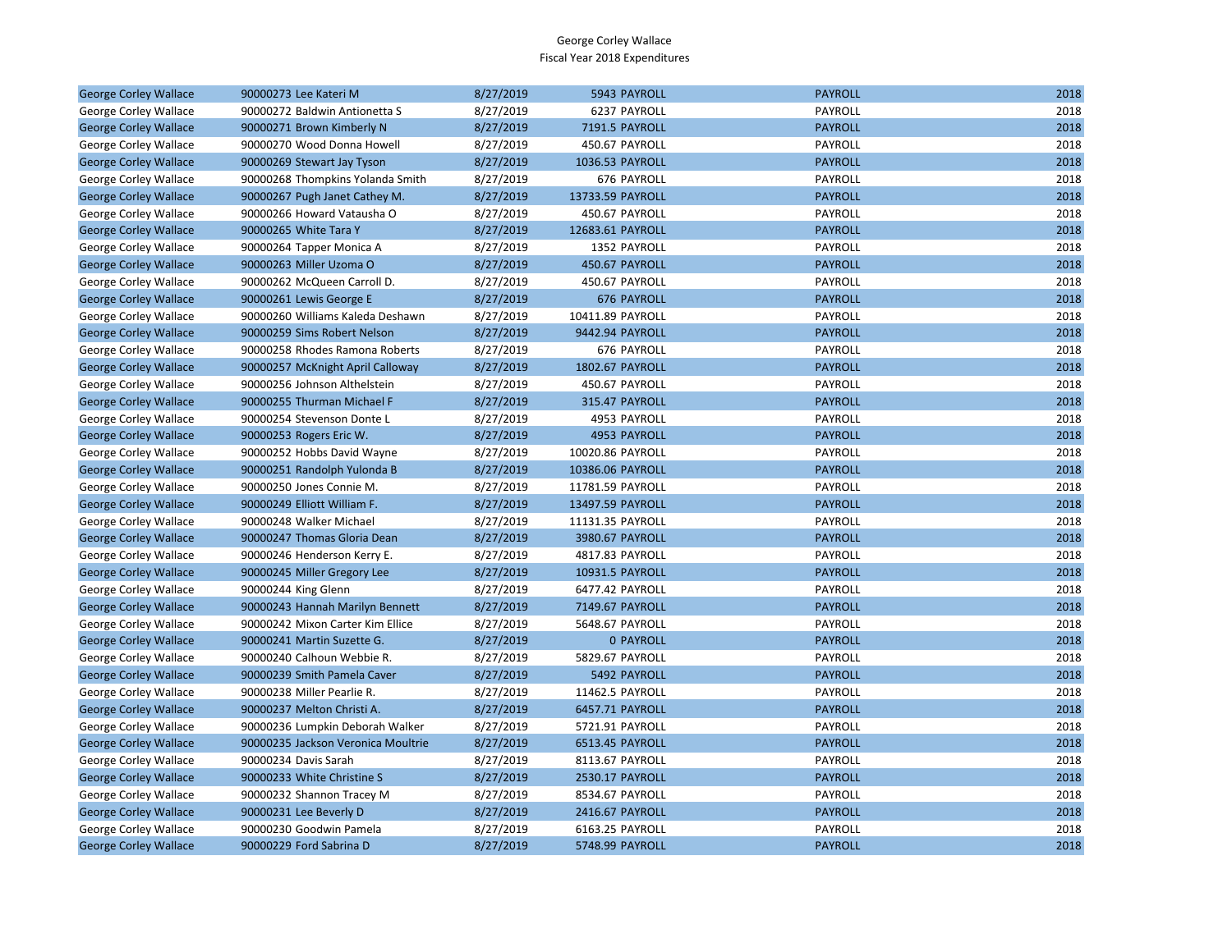George Corley Wallace
Fiscal Year 2018 Expenditures

| | | | | | | |
|---|---|---|---|---|---|---|
| George Corley Wallace | 90000273 Lee Kateri M | 8/27/2019 | 5943 | PAYROLL | PAYROLL | 2018 |
| George Corley Wallace | 90000272 Baldwin Antionetta S | 8/27/2019 | 6237 | PAYROLL | PAYROLL | 2018 |
| George Corley Wallace | 90000271 Brown Kimberly N | 8/27/2019 | 7191.5 | PAYROLL | PAYROLL | 2018 |
| George Corley Wallace | 90000270 Wood Donna Howell | 8/27/2019 | 450.67 | PAYROLL | PAYROLL | 2018 |
| George Corley Wallace | 90000269 Stewart Jay Tyson | 8/27/2019 | 1036.53 | PAYROLL | PAYROLL | 2018 |
| George Corley Wallace | 90000268 Thompkins Yolanda Smith | 8/27/2019 | 676 | PAYROLL | PAYROLL | 2018 |
| George Corley Wallace | 90000267 Pugh Janet Cathey M. | 8/27/2019 | 13733.59 | PAYROLL | PAYROLL | 2018 |
| George Corley Wallace | 90000266 Howard Vatausha O | 8/27/2019 | 450.67 | PAYROLL | PAYROLL | 2018 |
| George Corley Wallace | 90000265 White Tara Y | 8/27/2019 | 12683.61 | PAYROLL | PAYROLL | 2018 |
| George Corley Wallace | 90000264 Tapper Monica A | 8/27/2019 | 1352 | PAYROLL | PAYROLL | 2018 |
| George Corley Wallace | 90000263 Miller Uzoma O | 8/27/2019 | 450.67 | PAYROLL | PAYROLL | 2018 |
| George Corley Wallace | 90000262 McQueen Carroll D. | 8/27/2019 | 450.67 | PAYROLL | PAYROLL | 2018 |
| George Corley Wallace | 90000261 Lewis George E | 8/27/2019 | 676 | PAYROLL | PAYROLL | 2018 |
| George Corley Wallace | 90000260 Williams Kaleda Deshawn | 8/27/2019 | 10411.89 | PAYROLL | PAYROLL | 2018 |
| George Corley Wallace | 90000259 Sims Robert Nelson | 8/27/2019 | 9442.94 | PAYROLL | PAYROLL | 2018 |
| George Corley Wallace | 90000258 Rhodes Ramona Roberts | 8/27/2019 | 676 | PAYROLL | PAYROLL | 2018 |
| George Corley Wallace | 90000257 McKnight April Calloway | 8/27/2019 | 1802.67 | PAYROLL | PAYROLL | 2018 |
| George Corley Wallace | 90000256 Johnson Althelstein | 8/27/2019 | 450.67 | PAYROLL | PAYROLL | 2018 |
| George Corley Wallace | 90000255 Thurman Michael F | 8/27/2019 | 315.47 | PAYROLL | PAYROLL | 2018 |
| George Corley Wallace | 90000254 Stevenson Donte L | 8/27/2019 | 4953 | PAYROLL | PAYROLL | 2018 |
| George Corley Wallace | 90000253 Rogers Eric W. | 8/27/2019 | 4953 | PAYROLL | PAYROLL | 2018 |
| George Corley Wallace | 90000252 Hobbs David Wayne | 8/27/2019 | 10020.86 | PAYROLL | PAYROLL | 2018 |
| George Corley Wallace | 90000251 Randolph Yulonda B | 8/27/2019 | 10386.06 | PAYROLL | PAYROLL | 2018 |
| George Corley Wallace | 90000250 Jones Connie M. | 8/27/2019 | 11781.59 | PAYROLL | PAYROLL | 2018 |
| George Corley Wallace | 90000249 Elliott William F. | 8/27/2019 | 13497.59 | PAYROLL | PAYROLL | 2018 |
| George Corley Wallace | 90000248 Walker Michael | 8/27/2019 | 11131.35 | PAYROLL | PAYROLL | 2018 |
| George Corley Wallace | 90000247 Thomas Gloria Dean | 8/27/2019 | 3980.67 | PAYROLL | PAYROLL | 2018 |
| George Corley Wallace | 90000246 Henderson Kerry E. | 8/27/2019 | 4817.83 | PAYROLL | PAYROLL | 2018 |
| George Corley Wallace | 90000245 Miller Gregory Lee | 8/27/2019 | 10931.5 | PAYROLL | PAYROLL | 2018 |
| George Corley Wallace | 90000244 King Glenn | 8/27/2019 | 6477.42 | PAYROLL | PAYROLL | 2018 |
| George Corley Wallace | 90000243 Hannah Marilyn Bennett | 8/27/2019 | 7149.67 | PAYROLL | PAYROLL | 2018 |
| George Corley Wallace | 90000242 Mixon Carter Kim Ellice | 8/27/2019 | 5648.67 | PAYROLL | PAYROLL | 2018 |
| George Corley Wallace | 90000241 Martin Suzette G. | 8/27/2019 | 0 | PAYROLL | PAYROLL | 2018 |
| George Corley Wallace | 90000240 Calhoun Webbie R. | 8/27/2019 | 5829.67 | PAYROLL | PAYROLL | 2018 |
| George Corley Wallace | 90000239 Smith Pamela Caver | 8/27/2019 | 5492 | PAYROLL | PAYROLL | 2018 |
| George Corley Wallace | 90000238 Miller Pearlie R. | 8/27/2019 | 11462.5 | PAYROLL | PAYROLL | 2018 |
| George Corley Wallace | 90000237 Melton Christi A. | 8/27/2019 | 6457.71 | PAYROLL | PAYROLL | 2018 |
| George Corley Wallace | 90000236 Lumpkin Deborah Walker | 8/27/2019 | 5721.91 | PAYROLL | PAYROLL | 2018 |
| George Corley Wallace | 90000235 Jackson Veronica Moultrie | 8/27/2019 | 6513.45 | PAYROLL | PAYROLL | 2018 |
| George Corley Wallace | 90000234 Davis Sarah | 8/27/2019 | 8113.67 | PAYROLL | PAYROLL | 2018 |
| George Corley Wallace | 90000233 White Christine S | 8/27/2019 | 2530.17 | PAYROLL | PAYROLL | 2018 |
| George Corley Wallace | 90000232 Shannon Tracey M | 8/27/2019 | 8534.67 | PAYROLL | PAYROLL | 2018 |
| George Corley Wallace | 90000231 Lee Beverly D | 8/27/2019 | 2416.67 | PAYROLL | PAYROLL | 2018 |
| George Corley Wallace | 90000230 Goodwin Pamela | 8/27/2019 | 6163.25 | PAYROLL | PAYROLL | 2018 |
| George Corley Wallace | 90000229 Ford Sabrina D | 8/27/2019 | 5748.99 | PAYROLL | PAYROLL | 2018 |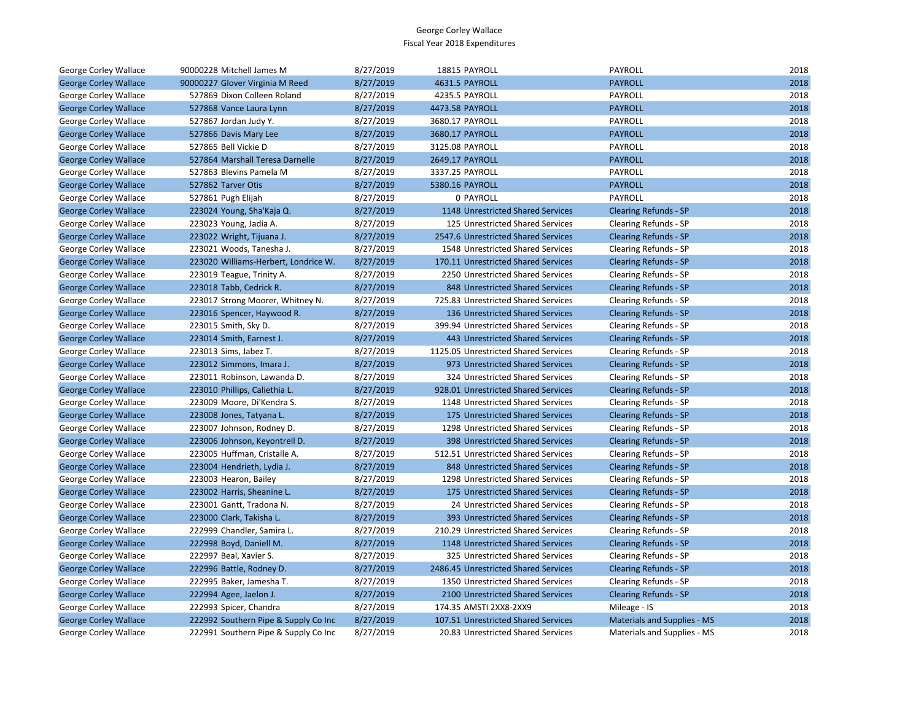# George Corley Wallace
## Fiscal Year 2018 Expenditures

| | | | | | | |
|---|---|---|---|---|---|---|
| George Corley Wallace | 90000228 | Mitchell James M | 8/27/2019 | 18815 PAYROLL | PAYROLL | 2018 |
| George Corley Wallace | 90000227 | Glover Virginia M Reed | 8/27/2019 | 4631.5 PAYROLL | PAYROLL | 2018 |
| George Corley Wallace | 527869 | Dixon Colleen Roland | 8/27/2019 | 4235.5 PAYROLL | PAYROLL | 2018 |
| George Corley Wallace | 527868 | Vance Laura Lynn | 8/27/2019 | 4473.58 PAYROLL | PAYROLL | 2018 |
| George Corley Wallace | 527867 | Jordan Judy Y. | 8/27/2019 | 3680.17 PAYROLL | PAYROLL | 2018 |
| George Corley Wallace | 527866 | Davis Mary Lee | 8/27/2019 | 3680.17 PAYROLL | PAYROLL | 2018 |
| George Corley Wallace | 527865 | Bell Vickie D | 8/27/2019 | 3125.08 PAYROLL | PAYROLL | 2018 |
| George Corley Wallace | 527864 | Marshall Teresa Darnelle | 8/27/2019 | 2649.17 PAYROLL | PAYROLL | 2018 |
| George Corley Wallace | 527863 | Blevins Pamela M | 8/27/2019 | 3337.25 PAYROLL | PAYROLL | 2018 |
| George Corley Wallace | 527862 | Tarver Otis | 8/27/2019 | 5380.16 PAYROLL | PAYROLL | 2018 |
| George Corley Wallace | 527861 | Pugh Elijah | 8/27/2019 | 0 PAYROLL | PAYROLL | 2018 |
| George Corley Wallace | 223024 | Young, Sha'Kaja Q. | 8/27/2019 | 1148 Unrestricted Shared Services | Clearing Refunds - SP | 2018 |
| George Corley Wallace | 223023 | Young, Jadia A. | 8/27/2019 | 125 Unrestricted Shared Services | Clearing Refunds - SP | 2018 |
| George Corley Wallace | 223022 | Wright, Tijuana J. | 8/27/2019 | 2547.6 Unrestricted Shared Services | Clearing Refunds - SP | 2018 |
| George Corley Wallace | 223021 | Woods, Tanesha J. | 8/27/2019 | 1548 Unrestricted Shared Services | Clearing Refunds - SP | 2018 |
| George Corley Wallace | 223020 | Williams-Herbert, Londrice W. | 8/27/2019 | 170.11 Unrestricted Shared Services | Clearing Refunds - SP | 2018 |
| George Corley Wallace | 223019 | Teague, Trinity A. | 8/27/2019 | 2250 Unrestricted Shared Services | Clearing Refunds - SP | 2018 |
| George Corley Wallace | 223018 | Tabb, Cedrick R. | 8/27/2019 | 848 Unrestricted Shared Services | Clearing Refunds - SP | 2018 |
| George Corley Wallace | 223017 | Strong Moorer, Whitney N. | 8/27/2019 | 725.83 Unrestricted Shared Services | Clearing Refunds - SP | 2018 |
| George Corley Wallace | 223016 | Spencer, Haywood R. | 8/27/2019 | 136 Unrestricted Shared Services | Clearing Refunds - SP | 2018 |
| George Corley Wallace | 223015 | Smith, Sky D. | 8/27/2019 | 399.94 Unrestricted Shared Services | Clearing Refunds - SP | 2018 |
| George Corley Wallace | 223014 | Smith, Earnest J. | 8/27/2019 | 443 Unrestricted Shared Services | Clearing Refunds - SP | 2018 |
| George Corley Wallace | 223013 | Sims, Jabez T. | 8/27/2019 | 1125.05 Unrestricted Shared Services | Clearing Refunds - SP | 2018 |
| George Corley Wallace | 223012 | Simmons, Imara J. | 8/27/2019 | 973 Unrestricted Shared Services | Clearing Refunds - SP | 2018 |
| George Corley Wallace | 223011 | Robinson, Lawanda D. | 8/27/2019 | 324 Unrestricted Shared Services | Clearing Refunds - SP | 2018 |
| George Corley Wallace | 223010 | Phillips, Caliethia L. | 8/27/2019 | 928.01 Unrestricted Shared Services | Clearing Refunds - SP | 2018 |
| George Corley Wallace | 223009 | Moore, Di'Kendra S. | 8/27/2019 | 1148 Unrestricted Shared Services | Clearing Refunds - SP | 2018 |
| George Corley Wallace | 223008 | Jones, Tatyana L. | 8/27/2019 | 175 Unrestricted Shared Services | Clearing Refunds - SP | 2018 |
| George Corley Wallace | 223007 | Johnson, Rodney D. | 8/27/2019 | 1298 Unrestricted Shared Services | Clearing Refunds - SP | 2018 |
| George Corley Wallace | 223006 | Johnson, Keyontrell D. | 8/27/2019 | 398 Unrestricted Shared Services | Clearing Refunds - SP | 2018 |
| George Corley Wallace | 223005 | Huffman, Cristalle A. | 8/27/2019 | 512.51 Unrestricted Shared Services | Clearing Refunds - SP | 2018 |
| George Corley Wallace | 223004 | Hendrieth, Lydia J. | 8/27/2019 | 848 Unrestricted Shared Services | Clearing Refunds - SP | 2018 |
| George Corley Wallace | 223003 | Hearon, Bailey | 8/27/2019 | 1298 Unrestricted Shared Services | Clearing Refunds - SP | 2018 |
| George Corley Wallace | 223002 | Harris, Sheanine L. | 8/27/2019 | 175 Unrestricted Shared Services | Clearing Refunds - SP | 2018 |
| George Corley Wallace | 223001 | Gantt, Tradona N. | 8/27/2019 | 24 Unrestricted Shared Services | Clearing Refunds - SP | 2018 |
| George Corley Wallace | 223000 | Clark, Takisha L. | 8/27/2019 | 393 Unrestricted Shared Services | Clearing Refunds - SP | 2018 |
| George Corley Wallace | 222999 | Chandler, Samira L. | 8/27/2019 | 210.29 Unrestricted Shared Services | Clearing Refunds - SP | 2018 |
| George Corley Wallace | 222998 | Boyd, Daniell M. | 8/27/2019 | 1148 Unrestricted Shared Services | Clearing Refunds - SP | 2018 |
| George Corley Wallace | 222997 | Beal, Xavier S. | 8/27/2019 | 325 Unrestricted Shared Services | Clearing Refunds - SP | 2018 |
| George Corley Wallace | 222996 | Battle, Rodney D. | 8/27/2019 | 2486.45 Unrestricted Shared Services | Clearing Refunds - SP | 2018 |
| George Corley Wallace | 222995 | Baker, Jamesha T. | 8/27/2019 | 1350 Unrestricted Shared Services | Clearing Refunds - SP | 2018 |
| George Corley Wallace | 222994 | Agee, Jaelon J. | 8/27/2019 | 2100 Unrestricted Shared Services | Clearing Refunds - SP | 2018 |
| George Corley Wallace | 222993 | Spicer, Chandra | 8/27/2019 | 174.35 AMSTI 2XX8-2XX9 | Mileage - IS | 2018 |
| George Corley Wallace | 222992 | Southern Pipe & Supply Co Inc | 8/27/2019 | 107.51 Unrestricted Shared Services | Materials and Supplies - MS | 2018 |
| George Corley Wallace | 222991 | Southern Pipe & Supply Co Inc | 8/27/2019 | 20.83 Unrestricted Shared Services | Materials and Supplies - MS | 2018 |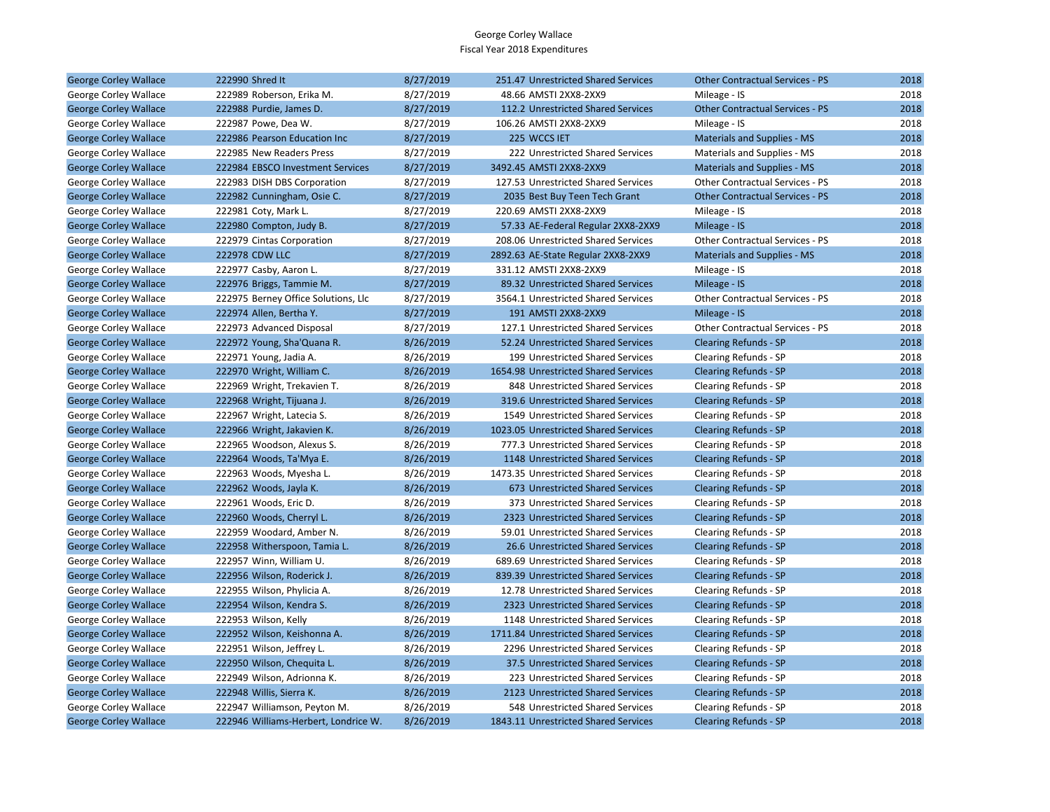George Corley Wallace
Fiscal Year 2018 Expenditures

| | | | | | | |
|---|---|---|---|---|---|---|
| George Corley Wallace | 222990 Shred It | 8/27/2019 | 251.47 | Unrestricted Shared Services | Other Contractual Services - PS | 2018 |
| George Corley Wallace | 222989 Roberson, Erika M. | 8/27/2019 | 48.66 | AMSTI 2XX8-2XX9 | Mileage - IS | 2018 |
| George Corley Wallace | 222988 Purdie, James D. | 8/27/2019 | 112.2 | Unrestricted Shared Services | Other Contractual Services - PS | 2018 |
| George Corley Wallace | 222987 Powe, Dea W. | 8/27/2019 | 106.26 | AMSTI 2XX8-2XX9 | Mileage - IS | 2018 |
| George Corley Wallace | 222986 Pearson Education Inc | 8/27/2019 | 225 | WCCS IET | Materials and Supplies - MS | 2018 |
| George Corley Wallace | 222985 New Readers Press | 8/27/2019 | 222 | Unrestricted Shared Services | Materials and Supplies - MS | 2018 |
| George Corley Wallace | 222984 EBSCO Investment Services | 8/27/2019 | 3492.45 | AMSTI 2XX8-2XX9 | Materials and Supplies - MS | 2018 |
| George Corley Wallace | 222983 DISH DBS Corporation | 8/27/2019 | 127.53 | Unrestricted Shared Services | Other Contractual Services - PS | 2018 |
| George Corley Wallace | 222982 Cunningham, Osie C. | 8/27/2019 | 2035 | Best Buy Teen Tech Grant | Other Contractual Services - PS | 2018 |
| George Corley Wallace | 222981 Coty, Mark L. | 8/27/2019 | 220.69 | AMSTI 2XX8-2XX9 | Mileage - IS | 2018 |
| George Corley Wallace | 222980 Compton, Judy B. | 8/27/2019 | 57.33 | AE-Federal Regular 2XX8-2XX9 | Mileage - IS | 2018 |
| George Corley Wallace | 222979 Cintas Corporation | 8/27/2019 | 208.06 | Unrestricted Shared Services | Other Contractual Services - PS | 2018 |
| George Corley Wallace | 222978 CDW LLC | 8/27/2019 | 2892.63 | AE-State Regular 2XX8-2XX9 | Materials and Supplies - MS | 2018 |
| George Corley Wallace | 222977 Casby, Aaron L. | 8/27/2019 | 331.12 | AMSTI 2XX8-2XX9 | Mileage - IS | 2018 |
| George Corley Wallace | 222976 Briggs, Tammie M. | 8/27/2019 | 89.32 | Unrestricted Shared Services | Mileage - IS | 2018 |
| George Corley Wallace | 222975 Berney Office Solutions, Llc | 8/27/2019 | 3564.1 | Unrestricted Shared Services | Other Contractual Services - PS | 2018 |
| George Corley Wallace | 222974 Allen, Bertha Y. | 8/27/2019 | 191 | AMSTI 2XX8-2XX9 | Mileage - IS | 2018 |
| George Corley Wallace | 222973 Advanced Disposal | 8/27/2019 | 127.1 | Unrestricted Shared Services | Other Contractual Services - PS | 2018 |
| George Corley Wallace | 222972 Young, Sha'Quana R. | 8/26/2019 | 52.24 | Unrestricted Shared Services | Clearing Refunds - SP | 2018 |
| George Corley Wallace | 222971 Young, Jadia A. | 8/26/2019 | 199 | Unrestricted Shared Services | Clearing Refunds - SP | 2018 |
| George Corley Wallace | 222970 Wright, William C. | 8/26/2019 | 1654.98 | Unrestricted Shared Services | Clearing Refunds - SP | 2018 |
| George Corley Wallace | 222969 Wright, Trekavien T. | 8/26/2019 | 848 | Unrestricted Shared Services | Clearing Refunds - SP | 2018 |
| George Corley Wallace | 222968 Wright, Tijuana J. | 8/26/2019 | 319.6 | Unrestricted Shared Services | Clearing Refunds - SP | 2018 |
| George Corley Wallace | 222967 Wright, Latecia S. | 8/26/2019 | 1549 | Unrestricted Shared Services | Clearing Refunds - SP | 2018 |
| George Corley Wallace | 222966 Wright, Jakavien K. | 8/26/2019 | 1023.05 | Unrestricted Shared Services | Clearing Refunds - SP | 2018 |
| George Corley Wallace | 222965 Woodson, Alexus S. | 8/26/2019 | 777.3 | Unrestricted Shared Services | Clearing Refunds - SP | 2018 |
| George Corley Wallace | 222964 Woods, Ta'Mya E. | 8/26/2019 | 1148 | Unrestricted Shared Services | Clearing Refunds - SP | 2018 |
| George Corley Wallace | 222963 Woods, Myesha L. | 8/26/2019 | 1473.35 | Unrestricted Shared Services | Clearing Refunds - SP | 2018 |
| George Corley Wallace | 222962 Woods, Jayla K. | 8/26/2019 | 673 | Unrestricted Shared Services | Clearing Refunds - SP | 2018 |
| George Corley Wallace | 222961 Woods, Eric D. | 8/26/2019 | 373 | Unrestricted Shared Services | Clearing Refunds - SP | 2018 |
| George Corley Wallace | 222960 Woods, Cherryl L. | 8/26/2019 | 2323 | Unrestricted Shared Services | Clearing Refunds - SP | 2018 |
| George Corley Wallace | 222959 Woodard, Amber N. | 8/26/2019 | 59.01 | Unrestricted Shared Services | Clearing Refunds - SP | 2018 |
| George Corley Wallace | 222958 Witherspoon, Tamia L. | 8/26/2019 | 26.6 | Unrestricted Shared Services | Clearing Refunds - SP | 2018 |
| George Corley Wallace | 222957 Winn, William U. | 8/26/2019 | 689.69 | Unrestricted Shared Services | Clearing Refunds - SP | 2018 |
| George Corley Wallace | 222956 Wilson, Roderick J. | 8/26/2019 | 839.39 | Unrestricted Shared Services | Clearing Refunds - SP | 2018 |
| George Corley Wallace | 222955 Wilson, Phylicia A. | 8/26/2019 | 12.78 | Unrestricted Shared Services | Clearing Refunds - SP | 2018 |
| George Corley Wallace | 222954 Wilson, Kendra S. | 8/26/2019 | 2323 | Unrestricted Shared Services | Clearing Refunds - SP | 2018 |
| George Corley Wallace | 222953 Wilson, Kelly | 8/26/2019 | 1148 | Unrestricted Shared Services | Clearing Refunds - SP | 2018 |
| George Corley Wallace | 222952 Wilson, Keishonna A. | 8/26/2019 | 1711.84 | Unrestricted Shared Services | Clearing Refunds - SP | 2018 |
| George Corley Wallace | 222951 Wilson, Jeffrey L. | 8/26/2019 | 2296 | Unrestricted Shared Services | Clearing Refunds - SP | 2018 |
| George Corley Wallace | 222950 Wilson, Chequita L. | 8/26/2019 | 37.5 | Unrestricted Shared Services | Clearing Refunds - SP | 2018 |
| George Corley Wallace | 222949 Wilson, Adrionna K. | 8/26/2019 | 223 | Unrestricted Shared Services | Clearing Refunds - SP | 2018 |
| George Corley Wallace | 222948 Willis, Sierra K. | 8/26/2019 | 2123 | Unrestricted Shared Services | Clearing Refunds - SP | 2018 |
| George Corley Wallace | 222947 Williamson, Peyton M. | 8/26/2019 | 548 | Unrestricted Shared Services | Clearing Refunds - SP | 2018 |
| George Corley Wallace | 222946 Williams-Herbert, Londrice W. | 8/26/2019 | 1843.11 | Unrestricted Shared Services | Clearing Refunds - SP | 2018 |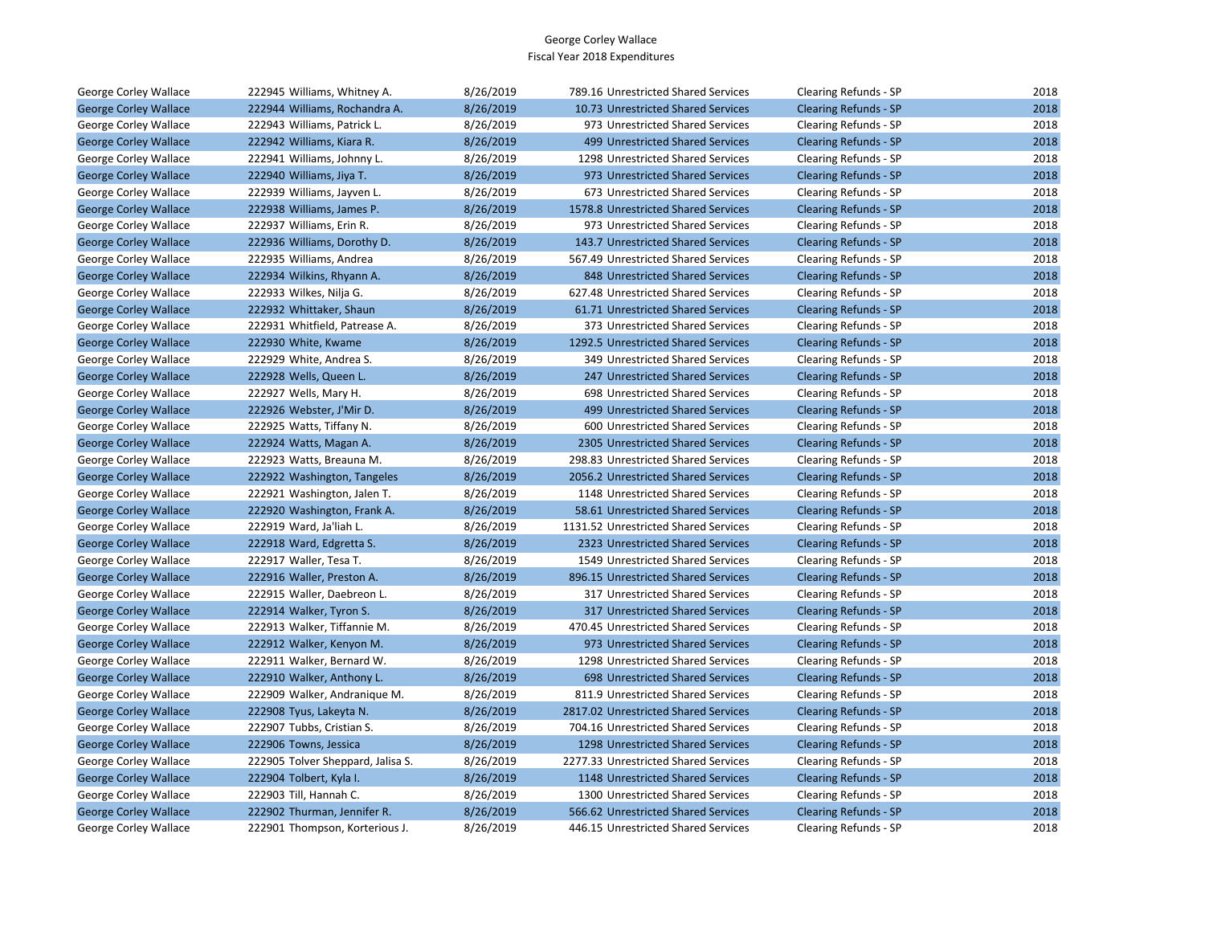# George Corley Wallace
## Fiscal Year 2018 Expenditures

| | | | | | | |
|---|---|---|---|---|---|---|
| George Corley Wallace | 222945 Williams, Whitney A. | 8/26/2019 | 789.16 | Unrestricted Shared Services | Clearing Refunds - SP | 2018 |
| George Corley Wallace | 222944 Williams, Rochandra A. | 8/26/2019 | 10.73 | Unrestricted Shared Services | Clearing Refunds - SP | 2018 |
| George Corley Wallace | 222943 Williams, Patrick L. | 8/26/2019 | 973 | Unrestricted Shared Services | Clearing Refunds - SP | 2018 |
| George Corley Wallace | 222942 Williams, Kiara R. | 8/26/2019 | 499 | Unrestricted Shared Services | Clearing Refunds - SP | 2018 |
| George Corley Wallace | 222941 Williams, Johnny L. | 8/26/2019 | 1298 | Unrestricted Shared Services | Clearing Refunds - SP | 2018 |
| George Corley Wallace | 222940 Williams, Jiya T. | 8/26/2019 | 973 | Unrestricted Shared Services | Clearing Refunds - SP | 2018 |
| George Corley Wallace | 222939 Williams, Jayven L. | 8/26/2019 | 673 | Unrestricted Shared Services | Clearing Refunds - SP | 2018 |
| George Corley Wallace | 222938 Williams, James P. | 8/26/2019 | 1578.8 | Unrestricted Shared Services | Clearing Refunds - SP | 2018 |
| George Corley Wallace | 222937 Williams, Erin R. | 8/26/2019 | 973 | Unrestricted Shared Services | Clearing Refunds - SP | 2018 |
| George Corley Wallace | 222936 Williams, Dorothy D. | 8/26/2019 | 143.7 | Unrestricted Shared Services | Clearing Refunds - SP | 2018 |
| George Corley Wallace | 222935 Williams, Andrea | 8/26/2019 | 567.49 | Unrestricted Shared Services | Clearing Refunds - SP | 2018 |
| George Corley Wallace | 222934 Wilkins, Rhyann A. | 8/26/2019 | 848 | Unrestricted Shared Services | Clearing Refunds - SP | 2018 |
| George Corley Wallace | 222933 Wilkes, Nilja G. | 8/26/2019 | 627.48 | Unrestricted Shared Services | Clearing Refunds - SP | 2018 |
| George Corley Wallace | 222932 Whittaker, Shaun | 8/26/2019 | 61.71 | Unrestricted Shared Services | Clearing Refunds - SP | 2018 |
| George Corley Wallace | 222931 Whitfield, Patrease A. | 8/26/2019 | 373 | Unrestricted Shared Services | Clearing Refunds - SP | 2018 |
| George Corley Wallace | 222930 White, Kwame | 8/26/2019 | 1292.5 | Unrestricted Shared Services | Clearing Refunds - SP | 2018 |
| George Corley Wallace | 222929 White, Andrea S. | 8/26/2019 | 349 | Unrestricted Shared Services | Clearing Refunds - SP | 2018 |
| George Corley Wallace | 222928 Wells, Queen L. | 8/26/2019 | 247 | Unrestricted Shared Services | Clearing Refunds - SP | 2018 |
| George Corley Wallace | 222927 Wells, Mary H. | 8/26/2019 | 698 | Unrestricted Shared Services | Clearing Refunds - SP | 2018 |
| George Corley Wallace | 222926 Webster, J'Mir D. | 8/26/2019 | 499 | Unrestricted Shared Services | Clearing Refunds - SP | 2018 |
| George Corley Wallace | 222925 Watts, Tiffany N. | 8/26/2019 | 600 | Unrestricted Shared Services | Clearing Refunds - SP | 2018 |
| George Corley Wallace | 222924 Watts, Magan A. | 8/26/2019 | 2305 | Unrestricted Shared Services | Clearing Refunds - SP | 2018 |
| George Corley Wallace | 222923 Watts, Breauna M. | 8/26/2019 | 298.83 | Unrestricted Shared Services | Clearing Refunds - SP | 2018 |
| George Corley Wallace | 222922 Washington, Tangeles | 8/26/2019 | 2056.2 | Unrestricted Shared Services | Clearing Refunds - SP | 2018 |
| George Corley Wallace | 222921 Washington, Jalen T. | 8/26/2019 | 1148 | Unrestricted Shared Services | Clearing Refunds - SP | 2018 |
| George Corley Wallace | 222920 Washington, Frank A. | 8/26/2019 | 58.61 | Unrestricted Shared Services | Clearing Refunds - SP | 2018 |
| George Corley Wallace | 222919 Ward, Ja'liah L. | 8/26/2019 | 1131.52 | Unrestricted Shared Services | Clearing Refunds - SP | 2018 |
| George Corley Wallace | 222918 Ward, Edgretta S. | 8/26/2019 | 2323 | Unrestricted Shared Services | Clearing Refunds - SP | 2018 |
| George Corley Wallace | 222917 Waller, Tesa T. | 8/26/2019 | 1549 | Unrestricted Shared Services | Clearing Refunds - SP | 2018 |
| George Corley Wallace | 222916 Waller, Preston A. | 8/26/2019 | 896.15 | Unrestricted Shared Services | Clearing Refunds - SP | 2018 |
| George Corley Wallace | 222915 Waller, Daebreon L. | 8/26/2019 | 317 | Unrestricted Shared Services | Clearing Refunds - SP | 2018 |
| George Corley Wallace | 222914 Walker, Tyron S. | 8/26/2019 | 317 | Unrestricted Shared Services | Clearing Refunds - SP | 2018 |
| George Corley Wallace | 222913 Walker, Tiffannie M. | 8/26/2019 | 470.45 | Unrestricted Shared Services | Clearing Refunds - SP | 2018 |
| George Corley Wallace | 222912 Walker, Kenyon M. | 8/26/2019 | 973 | Unrestricted Shared Services | Clearing Refunds - SP | 2018 |
| George Corley Wallace | 222911 Walker, Bernard W. | 8/26/2019 | 1298 | Unrestricted Shared Services | Clearing Refunds - SP | 2018 |
| George Corley Wallace | 222910 Walker, Anthony L. | 8/26/2019 | 698 | Unrestricted Shared Services | Clearing Refunds - SP | 2018 |
| George Corley Wallace | 222909 Walker, Andranique M. | 8/26/2019 | 811.9 | Unrestricted Shared Services | Clearing Refunds - SP | 2018 |
| George Corley Wallace | 222908 Tyus, Lakeyta N. | 8/26/2019 | 2817.02 | Unrestricted Shared Services | Clearing Refunds - SP | 2018 |
| George Corley Wallace | 222907 Tubbs, Cristian S. | 8/26/2019 | 704.16 | Unrestricted Shared Services | Clearing Refunds - SP | 2018 |
| George Corley Wallace | 222906 Towns, Jessica | 8/26/2019 | 1298 | Unrestricted Shared Services | Clearing Refunds - SP | 2018 |
| George Corley Wallace | 222905 Tolver Sheppard, Jalisa S. | 8/26/2019 | 2277.33 | Unrestricted Shared Services | Clearing Refunds - SP | 2018 |
| George Corley Wallace | 222904 Tolbert, Kyla I. | 8/26/2019 | 1148 | Unrestricted Shared Services | Clearing Refunds - SP | 2018 |
| George Corley Wallace | 222903 Till, Hannah C. | 8/26/2019 | 1300 | Unrestricted Shared Services | Clearing Refunds - SP | 2018 |
| George Corley Wallace | 222902 Thurman, Jennifer R. | 8/26/2019 | 566.62 | Unrestricted Shared Services | Clearing Refunds - SP | 2018 |
| George Corley Wallace | 222901 Thompson, Korterious J. | 8/26/2019 | 446.15 | Unrestricted Shared Services | Clearing Refunds - SP | 2018 |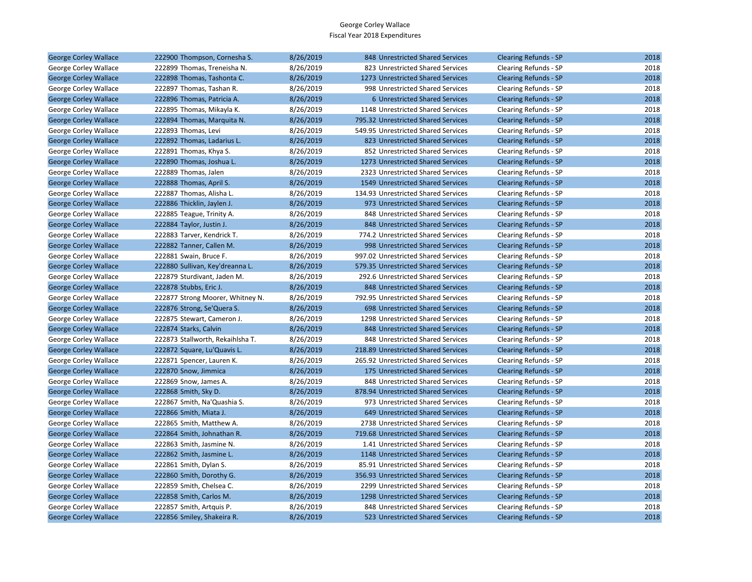George Corley Wallace
Fiscal Year 2018 Expenditures

| | | | | | | |
|---|---|---|---|---|---|---|
| George Corley Wallace | 222900 Thompson, Cornesha S. | 8/26/2019 | 848 | Unrestricted Shared Services | Clearing Refunds - SP | 2018 |
| George Corley Wallace | 222899 Thomas, Treneisha N. | 8/26/2019 | 823 | Unrestricted Shared Services | Clearing Refunds - SP | 2018 |
| George Corley Wallace | 222898 Thomas, Tashonta C. | 8/26/2019 | 1273 | Unrestricted Shared Services | Clearing Refunds - SP | 2018 |
| George Corley Wallace | 222897 Thomas, Tashan R. | 8/26/2019 | 998 | Unrestricted Shared Services | Clearing Refunds - SP | 2018 |
| George Corley Wallace | 222896 Thomas, Patricia A. | 8/26/2019 | 6 | Unrestricted Shared Services | Clearing Refunds - SP | 2018 |
| George Corley Wallace | 222895 Thomas, Mikayla K. | 8/26/2019 | 1148 | Unrestricted Shared Services | Clearing Refunds - SP | 2018 |
| George Corley Wallace | 222894 Thomas, Marquita N. | 8/26/2019 | 795.32 | Unrestricted Shared Services | Clearing Refunds - SP | 2018 |
| George Corley Wallace | 222893 Thomas, Levi | 8/26/2019 | 549.95 | Unrestricted Shared Services | Clearing Refunds - SP | 2018 |
| George Corley Wallace | 222892 Thomas, Ladarius L. | 8/26/2019 | 823 | Unrestricted Shared Services | Clearing Refunds - SP | 2018 |
| George Corley Wallace | 222891 Thomas, Khya S. | 8/26/2019 | 852 | Unrestricted Shared Services | Clearing Refunds - SP | 2018 |
| George Corley Wallace | 222890 Thomas, Joshua L. | 8/26/2019 | 1273 | Unrestricted Shared Services | Clearing Refunds - SP | 2018 |
| George Corley Wallace | 222889 Thomas, Jalen | 8/26/2019 | 2323 | Unrestricted Shared Services | Clearing Refunds - SP | 2018 |
| George Corley Wallace | 222888 Thomas, April S. | 8/26/2019 | 1549 | Unrestricted Shared Services | Clearing Refunds - SP | 2018 |
| George Corley Wallace | 222887 Thomas, Alisha L. | 8/26/2019 | 134.93 | Unrestricted Shared Services | Clearing Refunds - SP | 2018 |
| George Corley Wallace | 222886 Thicklin, Jaylen J. | 8/26/2019 | 973 | Unrestricted Shared Services | Clearing Refunds - SP | 2018 |
| George Corley Wallace | 222885 Teague, Trinity A. | 8/26/2019 | 848 | Unrestricted Shared Services | Clearing Refunds - SP | 2018 |
| George Corley Wallace | 222884 Taylor, Justin J. | 8/26/2019 | 848 | Unrestricted Shared Services | Clearing Refunds - SP | 2018 |
| George Corley Wallace | 222883 Tarver, Kendrick T. | 8/26/2019 | 774.2 | Unrestricted Shared Services | Clearing Refunds - SP | 2018 |
| George Corley Wallace | 222882 Tanner, Callen M. | 8/26/2019 | 998 | Unrestricted Shared Services | Clearing Refunds - SP | 2018 |
| George Corley Wallace | 222881 Swain, Bruce F. | 8/26/2019 | 997.02 | Unrestricted Shared Services | Clearing Refunds - SP | 2018 |
| George Corley Wallace | 222880 Sullivan, Key'dreanna L. | 8/26/2019 | 579.35 | Unrestricted Shared Services | Clearing Refunds - SP | 2018 |
| George Corley Wallace | 222879 Sturdivant, Jaden M. | 8/26/2019 | 292.6 | Unrestricted Shared Services | Clearing Refunds - SP | 2018 |
| George Corley Wallace | 222878 Stubbs, Eric J. | 8/26/2019 | 848 | Unrestricted Shared Services | Clearing Refunds - SP | 2018 |
| George Corley Wallace | 222877 Strong Moorer, Whitney N. | 8/26/2019 | 792.95 | Unrestricted Shared Services | Clearing Refunds - SP | 2018 |
| George Corley Wallace | 222876 Strong, Se'Quera S. | 8/26/2019 | 698 | Unrestricted Shared Services | Clearing Refunds - SP | 2018 |
| George Corley Wallace | 222875 Stewart, Cameron J. | 8/26/2019 | 1298 | Unrestricted Shared Services | Clearing Refunds - SP | 2018 |
| George Corley Wallace | 222874 Starks, Calvin | 8/26/2019 | 848 | Unrestricted Shared Services | Clearing Refunds - SP | 2018 |
| George Corley Wallace | 222873 Stallworth, Rekaihlsha T. | 8/26/2019 | 848 | Unrestricted Shared Services | Clearing Refunds - SP | 2018 |
| George Corley Wallace | 222872 Square, Lu'Quavis L. | 8/26/2019 | 218.89 | Unrestricted Shared Services | Clearing Refunds - SP | 2018 |
| George Corley Wallace | 222871 Spencer, Lauren K. | 8/26/2019 | 265.92 | Unrestricted Shared Services | Clearing Refunds - SP | 2018 |
| George Corley Wallace | 222870 Snow, Jimmica | 8/26/2019 | 175 | Unrestricted Shared Services | Clearing Refunds - SP | 2018 |
| George Corley Wallace | 222869 Snow, James A. | 8/26/2019 | 848 | Unrestricted Shared Services | Clearing Refunds - SP | 2018 |
| George Corley Wallace | 222868 Smith, Sky D. | 8/26/2019 | 878.94 | Unrestricted Shared Services | Clearing Refunds - SP | 2018 |
| George Corley Wallace | 222867 Smith, Na'Quashia S. | 8/26/2019 | 973 | Unrestricted Shared Services | Clearing Refunds - SP | 2018 |
| George Corley Wallace | 222866 Smith, Miata J. | 8/26/2019 | 649 | Unrestricted Shared Services | Clearing Refunds - SP | 2018 |
| George Corley Wallace | 222865 Smith, Matthew A. | 8/26/2019 | 2738 | Unrestricted Shared Services | Clearing Refunds - SP | 2018 |
| George Corley Wallace | 222864 Smith, Johnathan R. | 8/26/2019 | 719.68 | Unrestricted Shared Services | Clearing Refunds - SP | 2018 |
| George Corley Wallace | 222863 Smith, Jasmine N. | 8/26/2019 | 1.41 | Unrestricted Shared Services | Clearing Refunds - SP | 2018 |
| George Corley Wallace | 222862 Smith, Jasmine L. | 8/26/2019 | 1148 | Unrestricted Shared Services | Clearing Refunds - SP | 2018 |
| George Corley Wallace | 222861 Smith, Dylan S. | 8/26/2019 | 85.91 | Unrestricted Shared Services | Clearing Refunds - SP | 2018 |
| George Corley Wallace | 222860 Smith, Dorothy G. | 8/26/2019 | 356.93 | Unrestricted Shared Services | Clearing Refunds - SP | 2018 |
| George Corley Wallace | 222859 Smith, Chelsea C. | 8/26/2019 | 2299 | Unrestricted Shared Services | Clearing Refunds - SP | 2018 |
| George Corley Wallace | 222858 Smith, Carlos M. | 8/26/2019 | 1298 | Unrestricted Shared Services | Clearing Refunds - SP | 2018 |
| George Corley Wallace | 222857 Smith, Artquis P. | 8/26/2019 | 848 | Unrestricted Shared Services | Clearing Refunds - SP | 2018 |
| George Corley Wallace | 222856 Smiley, Shakeira R. | 8/26/2019 | 523 | Unrestricted Shared Services | Clearing Refunds - SP | 2018 |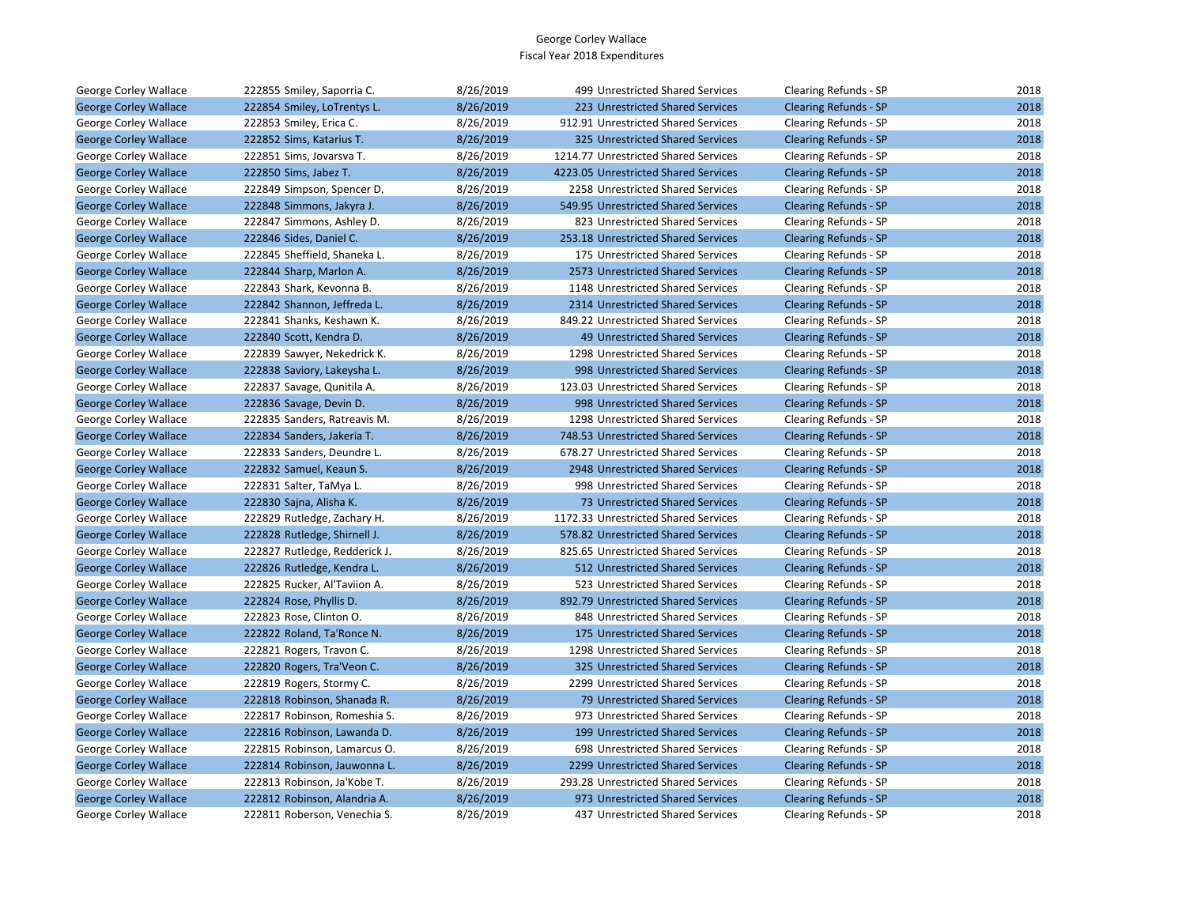George Corley Wallace
Fiscal Year 2018 Expenditures

| | | | | | | |
|---|---|---|---|---|---|---|
| George Corley Wallace | 222855 Smiley, Saporria C. | 8/26/2019 | 499 | Unrestricted Shared Services | Clearing Refunds - SP | 2018 |
| George Corley Wallace | 222854 Smiley, LoTrentys L. | 8/26/2019 | 223 | Unrestricted Shared Services | Clearing Refunds - SP | 2018 |
| George Corley Wallace | 222853 Smiley, Erica C. | 8/26/2019 | 912.91 | Unrestricted Shared Services | Clearing Refunds - SP | 2018 |
| George Corley Wallace | 222852 Sims, Katarius T. | 8/26/2019 | 325 | Unrestricted Shared Services | Clearing Refunds - SP | 2018 |
| George Corley Wallace | 222851 Sims, Jovarsva T. | 8/26/2019 | 1214.77 | Unrestricted Shared Services | Clearing Refunds - SP | 2018 |
| George Corley Wallace | 222850 Sims, Jabez T. | 8/26/2019 | 4223.05 | Unrestricted Shared Services | Clearing Refunds - SP | 2018 |
| George Corley Wallace | 222849 Simpson, Spencer D. | 8/26/2019 | 2258 | Unrestricted Shared Services | Clearing Refunds - SP | 2018 |
| George Corley Wallace | 222848 Simmons, Jakyra J. | 8/26/2019 | 549.95 | Unrestricted Shared Services | Clearing Refunds - SP | 2018 |
| George Corley Wallace | 222847 Simmons, Ashley D. | 8/26/2019 | 823 | Unrestricted Shared Services | Clearing Refunds - SP | 2018 |
| George Corley Wallace | 222846 Sides, Daniel C. | 8/26/2019 | 253.18 | Unrestricted Shared Services | Clearing Refunds - SP | 2018 |
| George Corley Wallace | 222845 Sheffield, Shaneka L. | 8/26/2019 | 175 | Unrestricted Shared Services | Clearing Refunds - SP | 2018 |
| George Corley Wallace | 222844 Sharp, Marlon A. | 8/26/2019 | 2573 | Unrestricted Shared Services | Clearing Refunds - SP | 2018 |
| George Corley Wallace | 222843 Shark, Kevonna B. | 8/26/2019 | 1148 | Unrestricted Shared Services | Clearing Refunds - SP | 2018 |
| George Corley Wallace | 222842 Shannon, Jeffreda L. | 8/26/2019 | 2314 | Unrestricted Shared Services | Clearing Refunds - SP | 2018 |
| George Corley Wallace | 222841 Shanks, Keshawn K. | 8/26/2019 | 849.22 | Unrestricted Shared Services | Clearing Refunds - SP | 2018 |
| George Corley Wallace | 222840 Scott, Kendra D. | 8/26/2019 | 49 | Unrestricted Shared Services | Clearing Refunds - SP | 2018 |
| George Corley Wallace | 222839 Sawyer, Nekedrick K. | 8/26/2019 | 1298 | Unrestricted Shared Services | Clearing Refunds - SP | 2018 |
| George Corley Wallace | 222838 Saviory, Lakeysha L. | 8/26/2019 | 998 | Unrestricted Shared Services | Clearing Refunds - SP | 2018 |
| George Corley Wallace | 222837 Savage, Qunitila A. | 8/26/2019 | 123.03 | Unrestricted Shared Services | Clearing Refunds - SP | 2018 |
| George Corley Wallace | 222836 Savage, Devin D. | 8/26/2019 | 998 | Unrestricted Shared Services | Clearing Refunds - SP | 2018 |
| George Corley Wallace | 222835 Sanders, Ratreavis M. | 8/26/2019 | 1298 | Unrestricted Shared Services | Clearing Refunds - SP | 2018 |
| George Corley Wallace | 222834 Sanders, Jakeria T. | 8/26/2019 | 748.53 | Unrestricted Shared Services | Clearing Refunds - SP | 2018 |
| George Corley Wallace | 222833 Sanders, Deundre L. | 8/26/2019 | 678.27 | Unrestricted Shared Services | Clearing Refunds - SP | 2018 |
| George Corley Wallace | 222832 Samuel, Keaun S. | 8/26/2019 | 2948 | Unrestricted Shared Services | Clearing Refunds - SP | 2018 |
| George Corley Wallace | 222831 Salter, TaMya L. | 8/26/2019 | 998 | Unrestricted Shared Services | Clearing Refunds - SP | 2018 |
| George Corley Wallace | 222830 Sajna, Alisha K. | 8/26/2019 | 73 | Unrestricted Shared Services | Clearing Refunds - SP | 2018 |
| George Corley Wallace | 222829 Rutledge, Zachary H. | 8/26/2019 | 1172.33 | Unrestricted Shared Services | Clearing Refunds - SP | 2018 |
| George Corley Wallace | 222828 Rutledge, Shirnell J. | 8/26/2019 | 578.82 | Unrestricted Shared Services | Clearing Refunds - SP | 2018 |
| George Corley Wallace | 222827 Rutledge, Redderick J. | 8/26/2019 | 825.65 | Unrestricted Shared Services | Clearing Refunds - SP | 2018 |
| George Corley Wallace | 222826 Rutledge, Kendra L. | 8/26/2019 | 512 | Unrestricted Shared Services | Clearing Refunds - SP | 2018 |
| George Corley Wallace | 222825 Rucker, Al'Taviion A. | 8/26/2019 | 523 | Unrestricted Shared Services | Clearing Refunds - SP | 2018 |
| George Corley Wallace | 222824 Rose, Phyllis D. | 8/26/2019 | 892.79 | Unrestricted Shared Services | Clearing Refunds - SP | 2018 |
| George Corley Wallace | 222823 Rose, Clinton O. | 8/26/2019 | 848 | Unrestricted Shared Services | Clearing Refunds - SP | 2018 |
| George Corley Wallace | 222822 Roland, Ta'Ronce N. | 8/26/2019 | 175 | Unrestricted Shared Services | Clearing Refunds - SP | 2018 |
| George Corley Wallace | 222821 Rogers, Travon C. | 8/26/2019 | 1298 | Unrestricted Shared Services | Clearing Refunds - SP | 2018 |
| George Corley Wallace | 222820 Rogers, Tra'Veon C. | 8/26/2019 | 325 | Unrestricted Shared Services | Clearing Refunds - SP | 2018 |
| George Corley Wallace | 222819 Rogers, Stormy C. | 8/26/2019 | 2299 | Unrestricted Shared Services | Clearing Refunds - SP | 2018 |
| George Corley Wallace | 222818 Robinson, Shanada R. | 8/26/2019 | 79 | Unrestricted Shared Services | Clearing Refunds - SP | 2018 |
| George Corley Wallace | 222817 Robinson, Romeshia S. | 8/26/2019 | 973 | Unrestricted Shared Services | Clearing Refunds - SP | 2018 |
| George Corley Wallace | 222816 Robinson, Lawanda D. | 8/26/2019 | 199 | Unrestricted Shared Services | Clearing Refunds - SP | 2018 |
| George Corley Wallace | 222815 Robinson, Lamarcus O. | 8/26/2019 | 698 | Unrestricted Shared Services | Clearing Refunds - SP | 2018 |
| George Corley Wallace | 222814 Robinson, Jauwonna L. | 8/26/2019 | 2299 | Unrestricted Shared Services | Clearing Refunds - SP | 2018 |
| George Corley Wallace | 222813 Robinson, Ja'Kobe T. | 8/26/2019 | 293.28 | Unrestricted Shared Services | Clearing Refunds - SP | 2018 |
| George Corley Wallace | 222812 Robinson, Alandria A. | 8/26/2019 | 973 | Unrestricted Shared Services | Clearing Refunds - SP | 2018 |
| George Corley Wallace | 222811 Roberson, Venechia S. | 8/26/2019 | 437 | Unrestricted Shared Services | Clearing Refunds - SP | 2018 |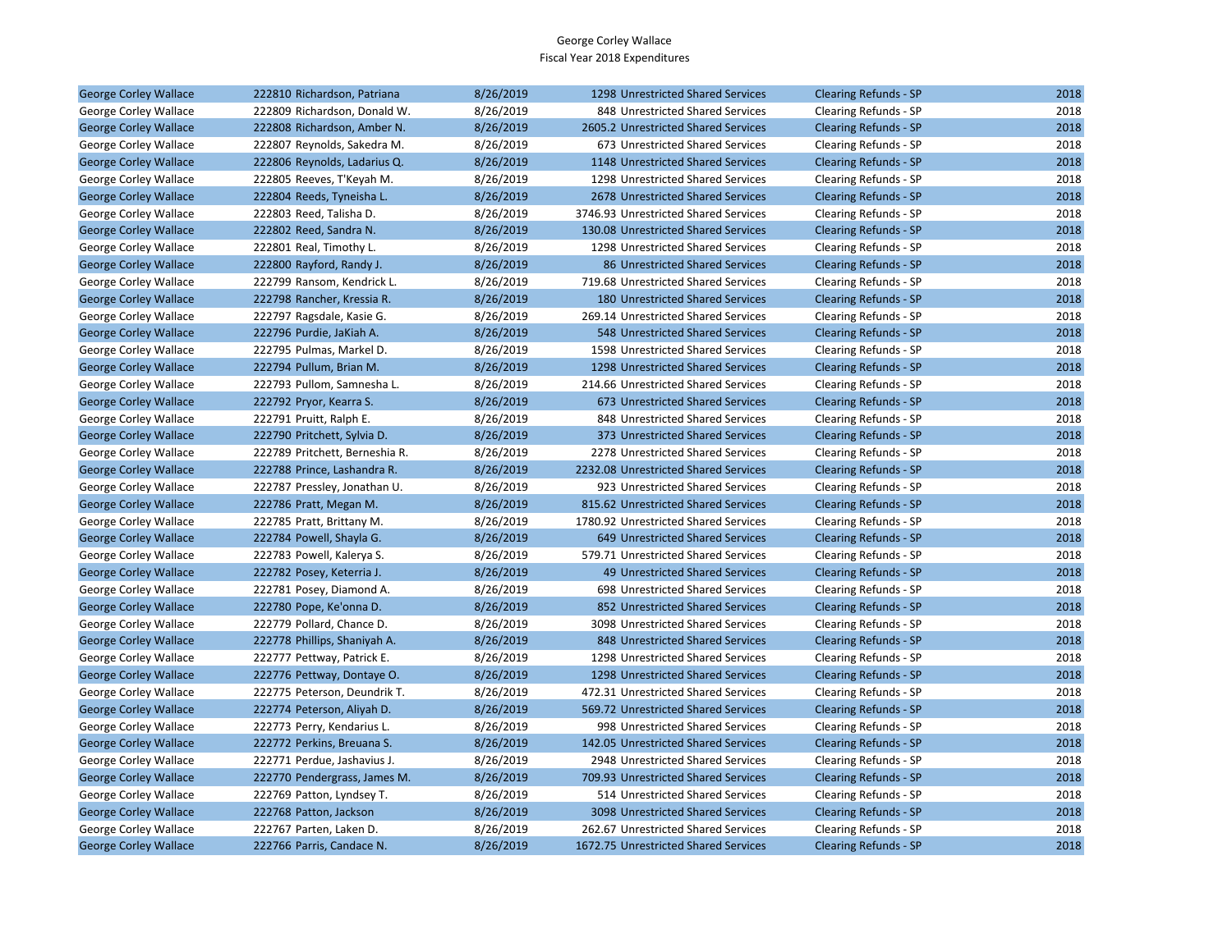George Corley Wallace
Fiscal Year 2018 Expenditures

| | | | | | | |
|---|---|---|---|---|---|---|
| George Corley Wallace | 222810 Richardson, Patriana | 8/26/2019 | 1298 | Unrestricted Shared Services | Clearing Refunds - SP | 2018 |
| George Corley Wallace | 222809 Richardson, Donald W. | 8/26/2019 | 848 | Unrestricted Shared Services | Clearing Refunds - SP | 2018 |
| George Corley Wallace | 222808 Richardson, Amber N. | 8/26/2019 | 2605.2 | Unrestricted Shared Services | Clearing Refunds - SP | 2018 |
| George Corley Wallace | 222807 Reynolds, Sakedra M. | 8/26/2019 | 673 | Unrestricted Shared Services | Clearing Refunds - SP | 2018 |
| George Corley Wallace | 222806 Reynolds, Ladarius Q. | 8/26/2019 | 1148 | Unrestricted Shared Services | Clearing Refunds - SP | 2018 |
| George Corley Wallace | 222805 Reeves, T'Keyah M. | 8/26/2019 | 1298 | Unrestricted Shared Services | Clearing Refunds - SP | 2018 |
| George Corley Wallace | 222804 Reeds, Tyneisha L. | 8/26/2019 | 2678 | Unrestricted Shared Services | Clearing Refunds - SP | 2018 |
| George Corley Wallace | 222803 Reed, Talisha D. | 8/26/2019 | 3746.93 | Unrestricted Shared Services | Clearing Refunds - SP | 2018 |
| George Corley Wallace | 222802 Reed, Sandra N. | 8/26/2019 | 130.08 | Unrestricted Shared Services | Clearing Refunds - SP | 2018 |
| George Corley Wallace | 222801 Real, Timothy L. | 8/26/2019 | 1298 | Unrestricted Shared Services | Clearing Refunds - SP | 2018 |
| George Corley Wallace | 222800 Rayford, Randy J. | 8/26/2019 | 86 | Unrestricted Shared Services | Clearing Refunds - SP | 2018 |
| George Corley Wallace | 222799 Ransom, Kendrick L. | 8/26/2019 | 719.68 | Unrestricted Shared Services | Clearing Refunds - SP | 2018 |
| George Corley Wallace | 222798 Rancher, Kressia R. | 8/26/2019 | 180 | Unrestricted Shared Services | Clearing Refunds - SP | 2018 |
| George Corley Wallace | 222797 Ragsdale, Kasie G. | 8/26/2019 | 269.14 | Unrestricted Shared Services | Clearing Refunds - SP | 2018 |
| George Corley Wallace | 222796 Purdie, JaKiah A. | 8/26/2019 | 548 | Unrestricted Shared Services | Clearing Refunds - SP | 2018 |
| George Corley Wallace | 222795 Pulmas, Markel D. | 8/26/2019 | 1598 | Unrestricted Shared Services | Clearing Refunds - SP | 2018 |
| George Corley Wallace | 222794 Pullum, Brian M. | 8/26/2019 | 1298 | Unrestricted Shared Services | Clearing Refunds - SP | 2018 |
| George Corley Wallace | 222793 Pullom, Samnesha L. | 8/26/2019 | 214.66 | Unrestricted Shared Services | Clearing Refunds - SP | 2018 |
| George Corley Wallace | 222792 Pryor, Kearra S. | 8/26/2019 | 673 | Unrestricted Shared Services | Clearing Refunds - SP | 2018 |
| George Corley Wallace | 222791 Pruitt, Ralph E. | 8/26/2019 | 848 | Unrestricted Shared Services | Clearing Refunds - SP | 2018 |
| George Corley Wallace | 222790 Pritchett, Sylvia D. | 8/26/2019 | 373 | Unrestricted Shared Services | Clearing Refunds - SP | 2018 |
| George Corley Wallace | 222789 Pritchett, Berneshia R. | 8/26/2019 | 2278 | Unrestricted Shared Services | Clearing Refunds - SP | 2018 |
| George Corley Wallace | 222788 Prince, Lashandra R. | 8/26/2019 | 2232.08 | Unrestricted Shared Services | Clearing Refunds - SP | 2018 |
| George Corley Wallace | 222787 Pressley, Jonathan U. | 8/26/2019 | 923 | Unrestricted Shared Services | Clearing Refunds - SP | 2018 |
| George Corley Wallace | 222786 Pratt, Megan M. | 8/26/2019 | 815.62 | Unrestricted Shared Services | Clearing Refunds - SP | 2018 |
| George Corley Wallace | 222785 Pratt, Brittany M. | 8/26/2019 | 1780.92 | Unrestricted Shared Services | Clearing Refunds - SP | 2018 |
| George Corley Wallace | 222784 Powell, Shayla G. | 8/26/2019 | 649 | Unrestricted Shared Services | Clearing Refunds - SP | 2018 |
| George Corley Wallace | 222783 Powell, Kalerya S. | 8/26/2019 | 579.71 | Unrestricted Shared Services | Clearing Refunds - SP | 2018 |
| George Corley Wallace | 222782 Posey, Keterria J. | 8/26/2019 | 49 | Unrestricted Shared Services | Clearing Refunds - SP | 2018 |
| George Corley Wallace | 222781 Posey, Diamond A. | 8/26/2019 | 698 | Unrestricted Shared Services | Clearing Refunds - SP | 2018 |
| George Corley Wallace | 222780 Pope, Ke'onna D. | 8/26/2019 | 852 | Unrestricted Shared Services | Clearing Refunds - SP | 2018 |
| George Corley Wallace | 222779 Pollard, Chance D. | 8/26/2019 | 3098 | Unrestricted Shared Services | Clearing Refunds - SP | 2018 |
| George Corley Wallace | 222778 Phillips, Shaniyah A. | 8/26/2019 | 848 | Unrestricted Shared Services | Clearing Refunds - SP | 2018 |
| George Corley Wallace | 222777 Pettway, Patrick E. | 8/26/2019 | 1298 | Unrestricted Shared Services | Clearing Refunds - SP | 2018 |
| George Corley Wallace | 222776 Pettway, Dontaye O. | 8/26/2019 | 1298 | Unrestricted Shared Services | Clearing Refunds - SP | 2018 |
| George Corley Wallace | 222775 Peterson, Deundrik T. | 8/26/2019 | 472.31 | Unrestricted Shared Services | Clearing Refunds - SP | 2018 |
| George Corley Wallace | 222774 Peterson, Aliyah D. | 8/26/2019 | 569.72 | Unrestricted Shared Services | Clearing Refunds - SP | 2018 |
| George Corley Wallace | 222773 Perry, Kendarius L. | 8/26/2019 | 998 | Unrestricted Shared Services | Clearing Refunds - SP | 2018 |
| George Corley Wallace | 222772 Perkins, Breuana S. | 8/26/2019 | 142.05 | Unrestricted Shared Services | Clearing Refunds - SP | 2018 |
| George Corley Wallace | 222771 Perdue, Jashavius J. | 8/26/2019 | 2948 | Unrestricted Shared Services | Clearing Refunds - SP | 2018 |
| George Corley Wallace | 222770 Pendergrass, James M. | 8/26/2019 | 709.93 | Unrestricted Shared Services | Clearing Refunds - SP | 2018 |
| George Corley Wallace | 222769 Patton, Lyndsey T. | 8/26/2019 | 514 | Unrestricted Shared Services | Clearing Refunds - SP | 2018 |
| George Corley Wallace | 222768 Patton, Jackson | 8/26/2019 | 3098 | Unrestricted Shared Services | Clearing Refunds - SP | 2018 |
| George Corley Wallace | 222767 Parten, Laken D. | 8/26/2019 | 262.67 | Unrestricted Shared Services | Clearing Refunds - SP | 2018 |
| George Corley Wallace | 222766 Parris, Candace N. | 8/26/2019 | 1672.75 | Unrestricted Shared Services | Clearing Refunds - SP | 2018 |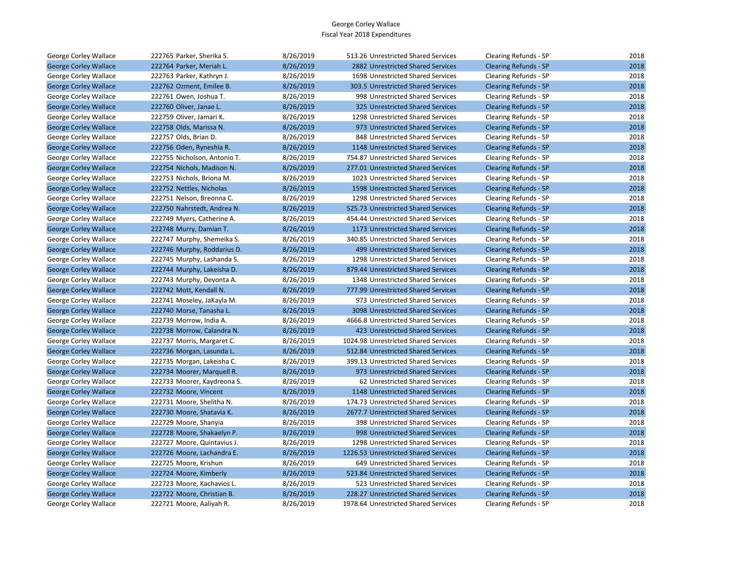George Corley Wallace
Fiscal Year 2018 Expenditures

| | | | | | | |
|---|---|---|---|---|---|---|
| George Corley Wallace | 222765 Parker, Sherika S. | 8/26/2019 | 513.26 | Unrestricted Shared Services | Clearing Refunds - SP | 2018 |
| George Corley Wallace | 222764 Parker, Meriah L. | 8/26/2019 | 2882 | Unrestricted Shared Services | Clearing Refunds - SP | 2018 |
| George Corley Wallace | 222763 Parker, Kathryn J. | 8/26/2019 | 1698 | Unrestricted Shared Services | Clearing Refunds - SP | 2018 |
| George Corley Wallace | 222762 Ozment, Emilee B. | 8/26/2019 | 303.5 | Unrestricted Shared Services | Clearing Refunds - SP | 2018 |
| George Corley Wallace | 222761 Owen, Joshua T. | 8/26/2019 | 998 | Unrestricted Shared Services | Clearing Refunds - SP | 2018 |
| George Corley Wallace | 222760 Oliver, Janae L. | 8/26/2019 | 325 | Unrestricted Shared Services | Clearing Refunds - SP | 2018 |
| George Corley Wallace | 222759 Oliver, Jamari K. | 8/26/2019 | 1298 | Unrestricted Shared Services | Clearing Refunds - SP | 2018 |
| George Corley Wallace | 222758 Olds, Marissa N. | 8/26/2019 | 973 | Unrestricted Shared Services | Clearing Refunds - SP | 2018 |
| George Corley Wallace | 222757 Olds, Brian D. | 8/26/2019 | 848 | Unrestricted Shared Services | Clearing Refunds - SP | 2018 |
| George Corley Wallace | 222756 Oden, Ryneshia R. | 8/26/2019 | 1148 | Unrestricted Shared Services | Clearing Refunds - SP | 2018 |
| George Corley Wallace | 222755 Nicholson, Antonio T. | 8/26/2019 | 754.87 | Unrestricted Shared Services | Clearing Refunds - SP | 2018 |
| George Corley Wallace | 222754 Nichols, Madison N. | 8/26/2019 | 277.01 | Unrestricted Shared Services | Clearing Refunds - SP | 2018 |
| George Corley Wallace | 222753 Nichols, Briona M. | 8/26/2019 | 1023 | Unrestricted Shared Services | Clearing Refunds - SP | 2018 |
| George Corley Wallace | 222752 Nettles, Nicholas | 8/26/2019 | 1598 | Unrestricted Shared Services | Clearing Refunds - SP | 2018 |
| George Corley Wallace | 222751 Nelson, Breonna C. | 8/26/2019 | 1298 | Unrestricted Shared Services | Clearing Refunds - SP | 2018 |
| George Corley Wallace | 222750 Nahrstedt, Andrea N. | 8/26/2019 | 525.73 | Unrestricted Shared Services | Clearing Refunds - SP | 2018 |
| George Corley Wallace | 222749 Myers, Catherine A. | 8/26/2019 | 454.44 | Unrestricted Shared Services | Clearing Refunds - SP | 2018 |
| George Corley Wallace | 222748 Murry, Damian T. | 8/26/2019 | 1173 | Unrestricted Shared Services | Clearing Refunds - SP | 2018 |
| George Corley Wallace | 222747 Murphy, Shemeika S. | 8/26/2019 | 340.85 | Unrestricted Shared Services | Clearing Refunds - SP | 2018 |
| George Corley Wallace | 222746 Murphy, Roddarius D. | 8/26/2019 | 499 | Unrestricted Shared Services | Clearing Refunds - SP | 2018 |
| George Corley Wallace | 222745 Murphy, Lashanda S. | 8/26/2019 | 1298 | Unrestricted Shared Services | Clearing Refunds - SP | 2018 |
| George Corley Wallace | 222744 Murphy, Lakeisha D. | 8/26/2019 | 879.44 | Unrestricted Shared Services | Clearing Refunds - SP | 2018 |
| George Corley Wallace | 222743 Murphy, Devonta A. | 8/26/2019 | 1348 | Unrestricted Shared Services | Clearing Refunds - SP | 2018 |
| George Corley Wallace | 222742 Mott, Kendall N. | 8/26/2019 | 777.99 | Unrestricted Shared Services | Clearing Refunds - SP | 2018 |
| George Corley Wallace | 222741 Moseley, JaKayla M. | 8/26/2019 | 973 | Unrestricted Shared Services | Clearing Refunds - SP | 2018 |
| George Corley Wallace | 222740 Morse, Tanasha L. | 8/26/2019 | 3098 | Unrestricted Shared Services | Clearing Refunds - SP | 2018 |
| George Corley Wallace | 222739 Morrow, India A. | 8/26/2019 | 4666.8 | Unrestricted Shared Services | Clearing Refunds - SP | 2018 |
| George Corley Wallace | 222738 Morrow, Calandra N. | 8/26/2019 | 423 | Unrestricted Shared Services | Clearing Refunds - SP | 2018 |
| George Corley Wallace | 222737 Morris, Margaret C. | 8/26/2019 | 1024.98 | Unrestricted Shared Services | Clearing Refunds - SP | 2018 |
| George Corley Wallace | 222736 Morgan, Lasunda L. | 8/26/2019 | 512.84 | Unrestricted Shared Services | Clearing Refunds - SP | 2018 |
| George Corley Wallace | 222735 Morgan, Lakeisha C. | 8/26/2019 | 399.13 | Unrestricted Shared Services | Clearing Refunds - SP | 2018 |
| George Corley Wallace | 222734 Moorer, Marquell R. | 8/26/2019 | 973 | Unrestricted Shared Services | Clearing Refunds - SP | 2018 |
| George Corley Wallace | 222733 Moorer, Kaydreona S. | 8/26/2019 | 62 | Unrestricted Shared Services | Clearing Refunds - SP | 2018 |
| George Corley Wallace | 222732 Moore, Vincent | 8/26/2019 | 1148 | Unrestricted Shared Services | Clearing Refunds - SP | 2018 |
| George Corley Wallace | 222731 Moore, Shelitha N. | 8/26/2019 | 174.73 | Unrestricted Shared Services | Clearing Refunds - SP | 2018 |
| George Corley Wallace | 222730 Moore, Shatavia K. | 8/26/2019 | 2677.7 | Unrestricted Shared Services | Clearing Refunds - SP | 2018 |
| George Corley Wallace | 222729 Moore, Shanyia | 8/26/2019 | 398 | Unrestricted Shared Services | Clearing Refunds - SP | 2018 |
| George Corley Wallace | 222728 Moore, Shakaelyn P. | 8/26/2019 | 998 | Unrestricted Shared Services | Clearing Refunds - SP | 2018 |
| George Corley Wallace | 222727 Moore, Quintavius J. | 8/26/2019 | 1298 | Unrestricted Shared Services | Clearing Refunds - SP | 2018 |
| George Corley Wallace | 222726 Moore, Lachandra E. | 8/26/2019 | 1226.53 | Unrestricted Shared Services | Clearing Refunds - SP | 2018 |
| George Corley Wallace | 222725 Moore, Krishun | 8/26/2019 | 649 | Unrestricted Shared Services | Clearing Refunds - SP | 2018 |
| George Corley Wallace | 222724 Moore, Kimberly | 8/26/2019 | 523.84 | Unrestricted Shared Services | Clearing Refunds - SP | 2018 |
| George Corley Wallace | 222723 Moore, Kachavios L. | 8/26/2019 | 523 | Unrestricted Shared Services | Clearing Refunds - SP | 2018 |
| George Corley Wallace | 222722 Moore, Christian B. | 8/26/2019 | 228.27 | Unrestricted Shared Services | Clearing Refunds - SP | 2018 |
| George Corley Wallace | 222721 Moore, Aaliyah R. | 8/26/2019 | 1978.64 | Unrestricted Shared Services | Clearing Refunds - SP | 2018 |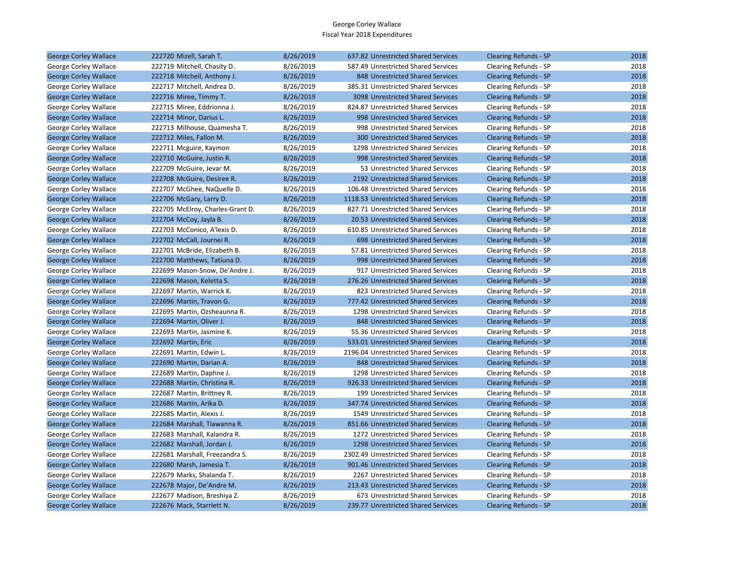George Corley Wallace
Fiscal Year 2018 Expenditures

| | | | | | | |
|---|---|---|---|---|---|---|
| George Corley Wallace | 222720 Mizell, Sarah T. | 8/26/2019 | 637.82 | Unrestricted Shared Services | Clearing Refunds - SP | 2018 |
| George Corley Wallace | 222719 Mitchell, Chasity D. | 8/26/2019 | 587.49 | Unrestricted Shared Services | Clearing Refunds - SP | 2018 |
| George Corley Wallace | 222718 Mitchell, Anthony J. | 8/26/2019 | 848 | Unrestricted Shared Services | Clearing Refunds - SP | 2018 |
| George Corley Wallace | 222717 Mitchell, Andrea D. | 8/26/2019 | 385.31 | Unrestricted Shared Services | Clearing Refunds - SP | 2018 |
| George Corley Wallace | 222716 Miree, Timmy T. | 8/26/2019 | 3098 | Unrestricted Shared Services | Clearing Refunds - SP | 2018 |
| George Corley Wallace | 222715 Miree, Eddrionna J. | 8/26/2019 | 824.87 | Unrestricted Shared Services | Clearing Refunds - SP | 2018 |
| George Corley Wallace | 222714 Minor, Darius L. | 8/26/2019 | 998 | Unrestricted Shared Services | Clearing Refunds - SP | 2018 |
| George Corley Wallace | 222713 Milhouse, Quamesha T. | 8/26/2019 | 998 | Unrestricted Shared Services | Clearing Refunds - SP | 2018 |
| George Corley Wallace | 222712 Miles, Fallon M. | 8/26/2019 | 300 | Unrestricted Shared Services | Clearing Refunds - SP | 2018 |
| George Corley Wallace | 222711 Mcguire, Kaymon | 8/26/2019 | 1298 | Unrestricted Shared Services | Clearing Refunds - SP | 2018 |
| George Corley Wallace | 222710 McGuire, Justin R. | 8/26/2019 | 998 | Unrestricted Shared Services | Clearing Refunds - SP | 2018 |
| George Corley Wallace | 222709 McGuire, Jevar M. | 8/26/2019 | 53 | Unrestricted Shared Services | Clearing Refunds - SP | 2018 |
| George Corley Wallace | 222708 McGuire, Desiree R. | 8/26/2019 | 2192 | Unrestricted Shared Services | Clearing Refunds - SP | 2018 |
| George Corley Wallace | 222707 McGhee, NaQuelle D. | 8/26/2019 | 106.48 | Unrestricted Shared Services | Clearing Refunds - SP | 2018 |
| George Corley Wallace | 222706 McGary, Larry D. | 8/26/2019 | 1118.53 | Unrestricted Shared Services | Clearing Refunds - SP | 2018 |
| George Corley Wallace | 222705 McElroy, Charles-Grant D. | 8/26/2019 | 827.71 | Unrestricted Shared Services | Clearing Refunds - SP | 2018 |
| George Corley Wallace | 222704 McCoy, Jayla B. | 8/26/2019 | 20.53 | Unrestricted Shared Services | Clearing Refunds - SP | 2018 |
| George Corley Wallace | 222703 McConico, A'lexis D. | 8/26/2019 | 610.85 | Unrestricted Shared Services | Clearing Refunds - SP | 2018 |
| George Corley Wallace | 222702 McCall, Journei R. | 8/26/2019 | 698 | Unrestricted Shared Services | Clearing Refunds - SP | 2018 |
| George Corley Wallace | 222701 McBride, Elizabeth B. | 8/26/2019 | 57.81 | Unrestricted Shared Services | Clearing Refunds - SP | 2018 |
| George Corley Wallace | 222700 Matthews, Tatiuna D. | 8/26/2019 | 998 | Unrestricted Shared Services | Clearing Refunds - SP | 2018 |
| George Corley Wallace | 222699 Mason-Snow, De'Andre J. | 8/26/2019 | 917 | Unrestricted Shared Services | Clearing Refunds - SP | 2018 |
| George Corley Wallace | 222698 Mason, Keletta S. | 8/26/2019 | 276.26 | Unrestricted Shared Services | Clearing Refunds - SP | 2018 |
| George Corley Wallace | 222697 Martin, Warrick K. | 8/26/2019 | 823 | Unrestricted Shared Services | Clearing Refunds - SP | 2018 |
| George Corley Wallace | 222696 Martin, Travon G. | 8/26/2019 | 777.42 | Unrestricted Shared Services | Clearing Refunds - SP | 2018 |
| George Corley Wallace | 222695 Martin, Ozsheaunna R. | 8/26/2019 | 1298 | Unrestricted Shared Services | Clearing Refunds - SP | 2018 |
| George Corley Wallace | 222694 Martin, Oliver J. | 8/26/2019 | 848 | Unrestricted Shared Services | Clearing Refunds - SP | 2018 |
| George Corley Wallace | 222693 Martin, Jasmine K. | 8/26/2019 | 55.36 | Unrestricted Shared Services | Clearing Refunds - SP | 2018 |
| George Corley Wallace | 222692 Martin, Eric | 8/26/2019 | 533.01 | Unrestricted Shared Services | Clearing Refunds - SP | 2018 |
| George Corley Wallace | 222691 Martin, Edwin L. | 8/26/2019 | 2196.04 | Unrestricted Shared Services | Clearing Refunds - SP | 2018 |
| George Corley Wallace | 222690 Martin, Darian A. | 8/26/2019 | 848 | Unrestricted Shared Services | Clearing Refunds - SP | 2018 |
| George Corley Wallace | 222689 Martin, Daphne J. | 8/26/2019 | 1298 | Unrestricted Shared Services | Clearing Refunds - SP | 2018 |
| George Corley Wallace | 222688 Martin, Christina R. | 8/26/2019 | 926.33 | Unrestricted Shared Services | Clearing Refunds - SP | 2018 |
| George Corley Wallace | 222687 Martin, Brittney R. | 8/26/2019 | 199 | Unrestricted Shared Services | Clearing Refunds - SP | 2018 |
| George Corley Wallace | 222686 Martin, Arika D. | 8/26/2019 | 347.74 | Unrestricted Shared Services | Clearing Refunds - SP | 2018 |
| George Corley Wallace | 222685 Martin, Alexis J. | 8/26/2019 | 1549 | Unrestricted Shared Services | Clearing Refunds - SP | 2018 |
| George Corley Wallace | 222684 Marshall, Tiawanna R. | 8/26/2019 | 851.66 | Unrestricted Shared Services | Clearing Refunds - SP | 2018 |
| George Corley Wallace | 222683 Marshall, Kalandra R. | 8/26/2019 | 1272 | Unrestricted Shared Services | Clearing Refunds - SP | 2018 |
| George Corley Wallace | 222682 Marshall, Jordan J. | 8/26/2019 | 1298 | Unrestricted Shared Services | Clearing Refunds - SP | 2018 |
| George Corley Wallace | 222681 Marshall, Freezandra S. | 8/26/2019 | 2302.49 | Unrestricted Shared Services | Clearing Refunds - SP | 2018 |
| George Corley Wallace | 222680 Marsh, Jamesia T. | 8/26/2019 | 901.46 | Unrestricted Shared Services | Clearing Refunds - SP | 2018 |
| George Corley Wallace | 222679 Marks, Shalanda T. | 8/26/2019 | 2267 | Unrestricted Shared Services | Clearing Refunds - SP | 2018 |
| George Corley Wallace | 222678 Major, De'Andre M. | 8/26/2019 | 213.43 | Unrestricted Shared Services | Clearing Refunds - SP | 2018 |
| George Corley Wallace | 222677 Madison, Breshiya Z. | 8/26/2019 | 673 | Unrestricted Shared Services | Clearing Refunds - SP | 2018 |
| George Corley Wallace | 222676 Mack, Starrlett N. | 8/26/2019 | 239.77 | Unrestricted Shared Services | Clearing Refunds - SP | 2018 |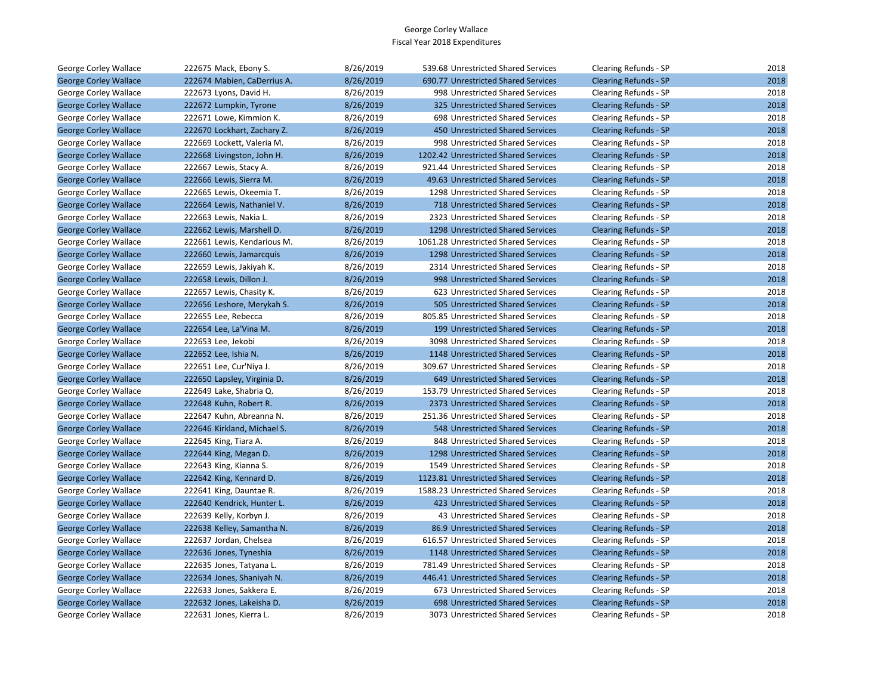George Corley Wallace
Fiscal Year 2018 Expenditures

| | | | | | | |
|---|---|---|---|---|---|---|
| George Corley Wallace | 222675 Mack, Ebony S. | 8/26/2019 | 539.68 | Unrestricted Shared Services | Clearing Refunds - SP | 2018 |
| George Corley Wallace | 222674 Mabien, CaDerrius A. | 8/26/2019 | 690.77 | Unrestricted Shared Services | Clearing Refunds - SP | 2018 |
| George Corley Wallace | 222673 Lyons, David H. | 8/26/2019 | 998 | Unrestricted Shared Services | Clearing Refunds - SP | 2018 |
| George Corley Wallace | 222672 Lumpkin, Tyrone | 8/26/2019 | 325 | Unrestricted Shared Services | Clearing Refunds - SP | 2018 |
| George Corley Wallace | 222671 Lowe, Kimmion K. | 8/26/2019 | 698 | Unrestricted Shared Services | Clearing Refunds - SP | 2018 |
| George Corley Wallace | 222670 Lockhart, Zachary Z. | 8/26/2019 | 450 | Unrestricted Shared Services | Clearing Refunds - SP | 2018 |
| George Corley Wallace | 222669 Lockett, Valeria M. | 8/26/2019 | 998 | Unrestricted Shared Services | Clearing Refunds - SP | 2018 |
| George Corley Wallace | 222668 Livingston, John H. | 8/26/2019 | 1202.42 | Unrestricted Shared Services | Clearing Refunds - SP | 2018 |
| George Corley Wallace | 222667 Lewis, Stacy A. | 8/26/2019 | 921.44 | Unrestricted Shared Services | Clearing Refunds - SP | 2018 |
| George Corley Wallace | 222666 Lewis, Sierra M. | 8/26/2019 | 49.63 | Unrestricted Shared Services | Clearing Refunds - SP | 2018 |
| George Corley Wallace | 222665 Lewis, Okeemia T. | 8/26/2019 | 1298 | Unrestricted Shared Services | Clearing Refunds - SP | 2018 |
| George Corley Wallace | 222664 Lewis, Nathaniel V. | 8/26/2019 | 718 | Unrestricted Shared Services | Clearing Refunds - SP | 2018 |
| George Corley Wallace | 222663 Lewis, Nakia L. | 8/26/2019 | 2323 | Unrestricted Shared Services | Clearing Refunds - SP | 2018 |
| George Corley Wallace | 222662 Lewis, Marshell D. | 8/26/2019 | 1298 | Unrestricted Shared Services | Clearing Refunds - SP | 2018 |
| George Corley Wallace | 222661 Lewis, Kendarious M. | 8/26/2019 | 1061.28 | Unrestricted Shared Services | Clearing Refunds - SP | 2018 |
| George Corley Wallace | 222660 Lewis, Jamarcquis | 8/26/2019 | 1298 | Unrestricted Shared Services | Clearing Refunds - SP | 2018 |
| George Corley Wallace | 222659 Lewis, Jakiyah K. | 8/26/2019 | 2314 | Unrestricted Shared Services | Clearing Refunds - SP | 2018 |
| George Corley Wallace | 222658 Lewis, Dillon J. | 8/26/2019 | 998 | Unrestricted Shared Services | Clearing Refunds - SP | 2018 |
| George Corley Wallace | 222657 Lewis, Chasity K. | 8/26/2019 | 623 | Unrestricted Shared Services | Clearing Refunds - SP | 2018 |
| George Corley Wallace | 222656 Leshore, Merykah S. | 8/26/2019 | 505 | Unrestricted Shared Services | Clearing Refunds - SP | 2018 |
| George Corley Wallace | 222655 Lee, Rebecca | 8/26/2019 | 805.85 | Unrestricted Shared Services | Clearing Refunds - SP | 2018 |
| George Corley Wallace | 222654 Lee, La'Vina M. | 8/26/2019 | 199 | Unrestricted Shared Services | Clearing Refunds - SP | 2018 |
| George Corley Wallace | 222653 Lee, Jekobi | 8/26/2019 | 3098 | Unrestricted Shared Services | Clearing Refunds - SP | 2018 |
| George Corley Wallace | 222652 Lee, Ishia N. | 8/26/2019 | 1148 | Unrestricted Shared Services | Clearing Refunds - SP | 2018 |
| George Corley Wallace | 222651 Lee, Cur'Niya J. | 8/26/2019 | 309.67 | Unrestricted Shared Services | Clearing Refunds - SP | 2018 |
| George Corley Wallace | 222650 Lapsley, Virginia D. | 8/26/2019 | 649 | Unrestricted Shared Services | Clearing Refunds - SP | 2018 |
| George Corley Wallace | 222649 Lake, Shabria Q. | 8/26/2019 | 153.79 | Unrestricted Shared Services | Clearing Refunds - SP | 2018 |
| George Corley Wallace | 222648 Kuhn, Robert R. | 8/26/2019 | 2373 | Unrestricted Shared Services | Clearing Refunds - SP | 2018 |
| George Corley Wallace | 222647 Kuhn, Abreanna N. | 8/26/2019 | 251.36 | Unrestricted Shared Services | Clearing Refunds - SP | 2018 |
| George Corley Wallace | 222646 Kirkland, Michael S. | 8/26/2019 | 548 | Unrestricted Shared Services | Clearing Refunds - SP | 2018 |
| George Corley Wallace | 222645 King, Tiara A. | 8/26/2019 | 848 | Unrestricted Shared Services | Clearing Refunds - SP | 2018 |
| George Corley Wallace | 222644 King, Megan D. | 8/26/2019 | 1298 | Unrestricted Shared Services | Clearing Refunds - SP | 2018 |
| George Corley Wallace | 222643 King, Kianna S. | 8/26/2019 | 1549 | Unrestricted Shared Services | Clearing Refunds - SP | 2018 |
| George Corley Wallace | 222642 King, Kennard D. | 8/26/2019 | 1123.81 | Unrestricted Shared Services | Clearing Refunds - SP | 2018 |
| George Corley Wallace | 222641 King, Dauntae R. | 8/26/2019 | 1588.23 | Unrestricted Shared Services | Clearing Refunds - SP | 2018 |
| George Corley Wallace | 222640 Kendrick, Hunter L. | 8/26/2019 | 423 | Unrestricted Shared Services | Clearing Refunds - SP | 2018 |
| George Corley Wallace | 222639 Kelly, Korbyn J. | 8/26/2019 | 43 | Unrestricted Shared Services | Clearing Refunds - SP | 2018 |
| George Corley Wallace | 222638 Kelley, Samantha N. | 8/26/2019 | 86.9 | Unrestricted Shared Services | Clearing Refunds - SP | 2018 |
| George Corley Wallace | 222637 Jordan, Chelsea | 8/26/2019 | 616.57 | Unrestricted Shared Services | Clearing Refunds - SP | 2018 |
| George Corley Wallace | 222636 Jones, Tyneshia | 8/26/2019 | 1148 | Unrestricted Shared Services | Clearing Refunds - SP | 2018 |
| George Corley Wallace | 222635 Jones, Tatyana L. | 8/26/2019 | 781.49 | Unrestricted Shared Services | Clearing Refunds - SP | 2018 |
| George Corley Wallace | 222634 Jones, Shaniyah N. | 8/26/2019 | 446.41 | Unrestricted Shared Services | Clearing Refunds - SP | 2018 |
| George Corley Wallace | 222633 Jones, Sakkera E. | 8/26/2019 | 673 | Unrestricted Shared Services | Clearing Refunds - SP | 2018 |
| George Corley Wallace | 222632 Jones, Lakeisha D. | 8/26/2019 | 698 | Unrestricted Shared Services | Clearing Refunds - SP | 2018 |
| George Corley Wallace | 222631 Jones, Kierra L. | 8/26/2019 | 3073 | Unrestricted Shared Services | Clearing Refunds - SP | 2018 |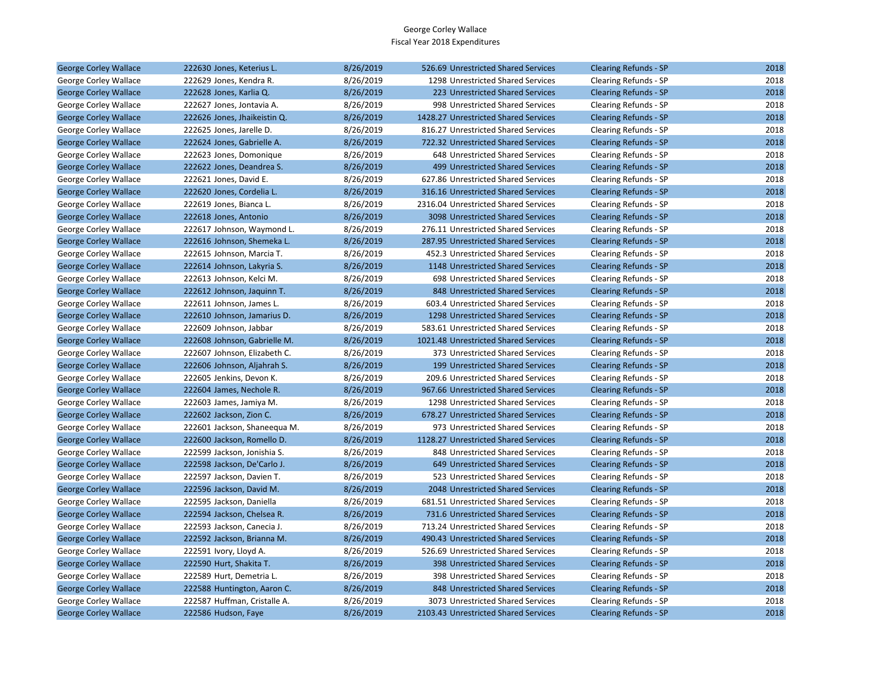| | | | | | | |
|---|---|---|---|---|---|---|
| George Corley Wallace | 222630 Jones, Keterius L. | 8/26/2019 | 526.69 | Unrestricted Shared Services | Clearing Refunds - SP | 2018 |
| George Corley Wallace | 222629 Jones, Kendra R. | 8/26/2019 | 1298 | Unrestricted Shared Services | Clearing Refunds - SP | 2018 |
| George Corley Wallace | 222628 Jones, Karlia Q. | 8/26/2019 | 223 | Unrestricted Shared Services | Clearing Refunds - SP | 2018 |
| George Corley Wallace | 222627 Jones, Jontavia A. | 8/26/2019 | 998 | Unrestricted Shared Services | Clearing Refunds - SP | 2018 |
| George Corley Wallace | 222626 Jones, Jhaikeistin Q. | 8/26/2019 | 1428.27 | Unrestricted Shared Services | Clearing Refunds - SP | 2018 |
| George Corley Wallace | 222625 Jones, Jarelle D. | 8/26/2019 | 816.27 | Unrestricted Shared Services | Clearing Refunds - SP | 2018 |
| George Corley Wallace | 222624 Jones, Gabrielle A. | 8/26/2019 | 722.32 | Unrestricted Shared Services | Clearing Refunds - SP | 2018 |
| George Corley Wallace | 222623 Jones, Domonique | 8/26/2019 | 648 | Unrestricted Shared Services | Clearing Refunds - SP | 2018 |
| George Corley Wallace | 222622 Jones, Deandrea S. | 8/26/2019 | 499 | Unrestricted Shared Services | Clearing Refunds - SP | 2018 |
| George Corley Wallace | 222621 Jones, David E. | 8/26/2019 | 627.86 | Unrestricted Shared Services | Clearing Refunds - SP | 2018 |
| George Corley Wallace | 222620 Jones, Cordelia L. | 8/26/2019 | 316.16 | Unrestricted Shared Services | Clearing Refunds - SP | 2018 |
| George Corley Wallace | 222619 Jones, Bianca L. | 8/26/2019 | 2316.04 | Unrestricted Shared Services | Clearing Refunds - SP | 2018 |
| George Corley Wallace | 222618 Jones, Antonio | 8/26/2019 | 3098 | Unrestricted Shared Services | Clearing Refunds - SP | 2018 |
| George Corley Wallace | 222617 Johnson, Waymond L. | 8/26/2019 | 276.11 | Unrestricted Shared Services | Clearing Refunds - SP | 2018 |
| George Corley Wallace | 222616 Johnson, Shemeka L. | 8/26/2019 | 287.95 | Unrestricted Shared Services | Clearing Refunds - SP | 2018 |
| George Corley Wallace | 222615 Johnson, Marcia T. | 8/26/2019 | 452.3 | Unrestricted Shared Services | Clearing Refunds - SP | 2018 |
| George Corley Wallace | 222614 Johnson, Lakyria S. | 8/26/2019 | 1148 | Unrestricted Shared Services | Clearing Refunds - SP | 2018 |
| George Corley Wallace | 222613 Johnson, Kelci M. | 8/26/2019 | 698 | Unrestricted Shared Services | Clearing Refunds - SP | 2018 |
| George Corley Wallace | 222612 Johnson, Jaquinn T. | 8/26/2019 | 848 | Unrestricted Shared Services | Clearing Refunds - SP | 2018 |
| George Corley Wallace | 222611 Johnson, James L. | 8/26/2019 | 603.4 | Unrestricted Shared Services | Clearing Refunds - SP | 2018 |
| George Corley Wallace | 222610 Johnson, Jamarius D. | 8/26/2019 | 1298 | Unrestricted Shared Services | Clearing Refunds - SP | 2018 |
| George Corley Wallace | 222609 Johnson, Jabbar | 8/26/2019 | 583.61 | Unrestricted Shared Services | Clearing Refunds - SP | 2018 |
| George Corley Wallace | 222608 Johnson, Gabrielle M. | 8/26/2019 | 1021.48 | Unrestricted Shared Services | Clearing Refunds - SP | 2018 |
| George Corley Wallace | 222607 Johnson, Elizabeth C. | 8/26/2019 | 373 | Unrestricted Shared Services | Clearing Refunds - SP | 2018 |
| George Corley Wallace | 222606 Johnson, Aljahrah S. | 8/26/2019 | 199 | Unrestricted Shared Services | Clearing Refunds - SP | 2018 |
| George Corley Wallace | 222605 Jenkins, Devon K. | 8/26/2019 | 209.6 | Unrestricted Shared Services | Clearing Refunds - SP | 2018 |
| George Corley Wallace | 222604 James, Nechole R. | 8/26/2019 | 967.66 | Unrestricted Shared Services | Clearing Refunds - SP | 2018 |
| George Corley Wallace | 222603 James, Jamiya M. | 8/26/2019 | 1298 | Unrestricted Shared Services | Clearing Refunds - SP | 2018 |
| George Corley Wallace | 222602 Jackson, Zion C. | 8/26/2019 | 678.27 | Unrestricted Shared Services | Clearing Refunds - SP | 2018 |
| George Corley Wallace | 222601 Jackson, Shaneequa M. | 8/26/2019 | 973 | Unrestricted Shared Services | Clearing Refunds - SP | 2018 |
| George Corley Wallace | 222600 Jackson, Romello D. | 8/26/2019 | 1128.27 | Unrestricted Shared Services | Clearing Refunds - SP | 2018 |
| George Corley Wallace | 222599 Jackson, Jonishia S. | 8/26/2019 | 848 | Unrestricted Shared Services | Clearing Refunds - SP | 2018 |
| George Corley Wallace | 222598 Jackson, De'Carlo J. | 8/26/2019 | 649 | Unrestricted Shared Services | Clearing Refunds - SP | 2018 |
| George Corley Wallace | 222597 Jackson, Davien T. | 8/26/2019 | 523 | Unrestricted Shared Services | Clearing Refunds - SP | 2018 |
| George Corley Wallace | 222596 Jackson, David M. | 8/26/2019 | 2048 | Unrestricted Shared Services | Clearing Refunds - SP | 2018 |
| George Corley Wallace | 222595 Jackson, Daniella | 8/26/2019 | 681.51 | Unrestricted Shared Services | Clearing Refunds - SP | 2018 |
| George Corley Wallace | 222594 Jackson, Chelsea R. | 8/26/2019 | 731.6 | Unrestricted Shared Services | Clearing Refunds - SP | 2018 |
| George Corley Wallace | 222593 Jackson, Canecia J. | 8/26/2019 | 713.24 | Unrestricted Shared Services | Clearing Refunds - SP | 2018 |
| George Corley Wallace | 222592 Jackson, Brianna M. | 8/26/2019 | 490.43 | Unrestricted Shared Services | Clearing Refunds - SP | 2018 |
| George Corley Wallace | 222591 Ivory, Lloyd A. | 8/26/2019 | 526.69 | Unrestricted Shared Services | Clearing Refunds - SP | 2018 |
| George Corley Wallace | 222590 Hurt, Shakita T. | 8/26/2019 | 398 | Unrestricted Shared Services | Clearing Refunds - SP | 2018 |
| George Corley Wallace | 222589 Hurt, Demetria L. | 8/26/2019 | 398 | Unrestricted Shared Services | Clearing Refunds - SP | 2018 |
| George Corley Wallace | 222588 Huntington, Aaron C. | 8/26/2019 | 848 | Unrestricted Shared Services | Clearing Refunds - SP | 2018 |
| George Corley Wallace | 222587 Huffman, Cristalle A. | 8/26/2019 | 3073 | Unrestricted Shared Services | Clearing Refunds - SP | 2018 |
| George Corley Wallace | 222586 Hudson, Faye | 8/26/2019 | 2103.43 | Unrestricted Shared Services | Clearing Refunds - SP | 2018 |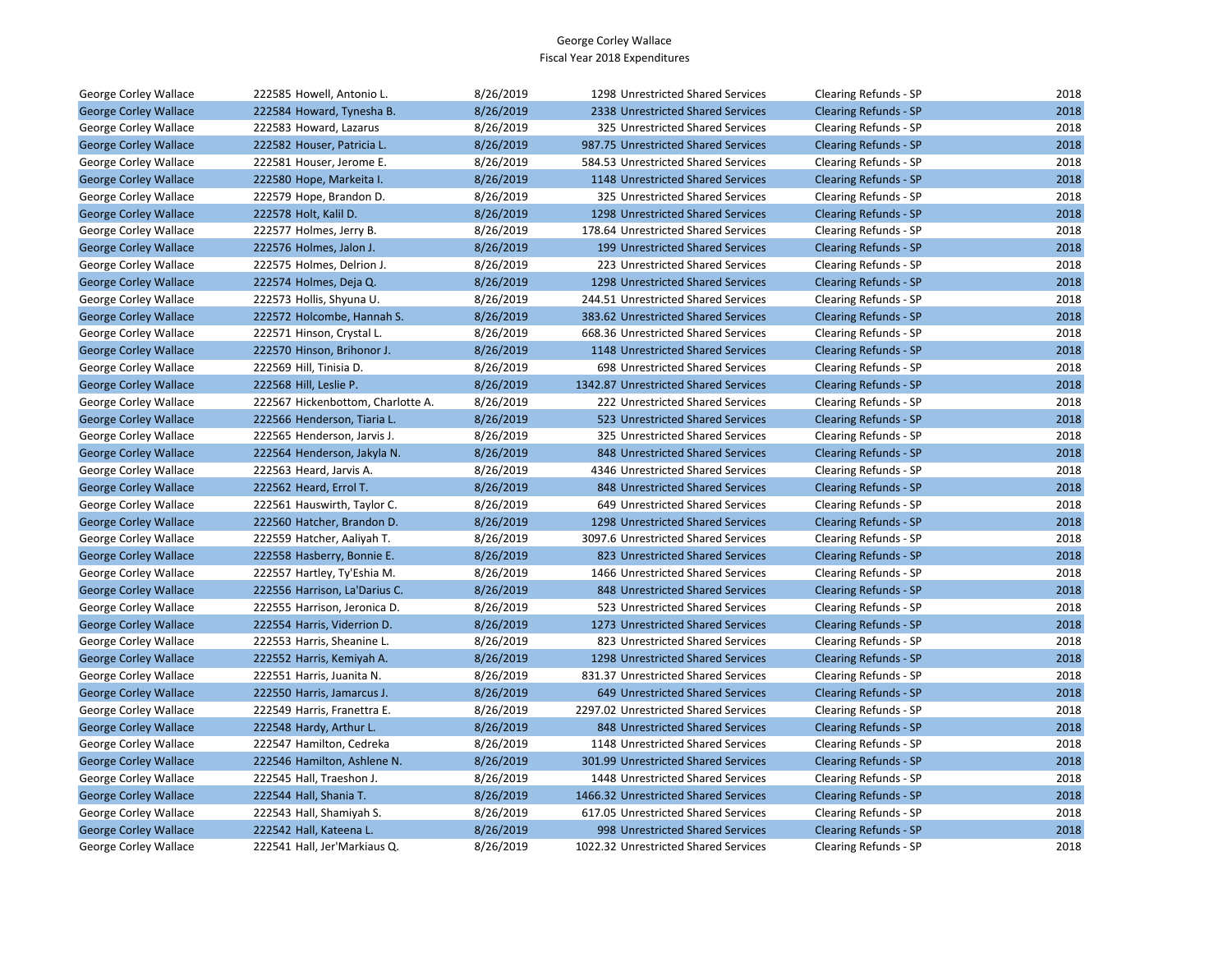George Corley Wallace
Fiscal Year 2018 Expenditures

| | | | | | | |
|---|---|---|---|---|---|---|
| George Corley Wallace | 222585 Howell, Antonio L. | 8/26/2019 | 1298 | Unrestricted Shared Services | Clearing Refunds - SP | 2018 |
| George Corley Wallace | 222584 Howard, Tynesha B. | 8/26/2019 | 2338 | Unrestricted Shared Services | Clearing Refunds - SP | 2018 |
| George Corley Wallace | 222583 Howard, Lazarus | 8/26/2019 | 325 | Unrestricted Shared Services | Clearing Refunds - SP | 2018 |
| George Corley Wallace | 222582 Houser, Patricia L. | 8/26/2019 | 987.75 | Unrestricted Shared Services | Clearing Refunds - SP | 2018 |
| George Corley Wallace | 222581 Houser, Jerome E. | 8/26/2019 | 584.53 | Unrestricted Shared Services | Clearing Refunds - SP | 2018 |
| George Corley Wallace | 222580 Hope, Markeita I. | 8/26/2019 | 1148 | Unrestricted Shared Services | Clearing Refunds - SP | 2018 |
| George Corley Wallace | 222579 Hope, Brandon D. | 8/26/2019 | 325 | Unrestricted Shared Services | Clearing Refunds - SP | 2018 |
| George Corley Wallace | 222578 Holt, Kalil D. | 8/26/2019 | 1298 | Unrestricted Shared Services | Clearing Refunds - SP | 2018 |
| George Corley Wallace | 222577 Holmes, Jerry B. | 8/26/2019 | 178.64 | Unrestricted Shared Services | Clearing Refunds - SP | 2018 |
| George Corley Wallace | 222576 Holmes, Jalon J. | 8/26/2019 | 199 | Unrestricted Shared Services | Clearing Refunds - SP | 2018 |
| George Corley Wallace | 222575 Holmes, Delrion J. | 8/26/2019 | 223 | Unrestricted Shared Services | Clearing Refunds - SP | 2018 |
| George Corley Wallace | 222574 Holmes, Deja Q. | 8/26/2019 | 1298 | Unrestricted Shared Services | Clearing Refunds - SP | 2018 |
| George Corley Wallace | 222573 Hollis, Shyuna U. | 8/26/2019 | 244.51 | Unrestricted Shared Services | Clearing Refunds - SP | 2018 |
| George Corley Wallace | 222572 Holcombe, Hannah S. | 8/26/2019 | 383.62 | Unrestricted Shared Services | Clearing Refunds - SP | 2018 |
| George Corley Wallace | 222571 Hinson, Crystal L. | 8/26/2019 | 668.36 | Unrestricted Shared Services | Clearing Refunds - SP | 2018 |
| George Corley Wallace | 222570 Hinson, Brihonor J. | 8/26/2019 | 1148 | Unrestricted Shared Services | Clearing Refunds - SP | 2018 |
| George Corley Wallace | 222569 Hill, Tinisia D. | 8/26/2019 | 698 | Unrestricted Shared Services | Clearing Refunds - SP | 2018 |
| George Corley Wallace | 222568 Hill, Leslie P. | 8/26/2019 | 1342.87 | Unrestricted Shared Services | Clearing Refunds - SP | 2018 |
| George Corley Wallace | 222567 Hickenbottom, Charlotte A. | 8/26/2019 | 222 | Unrestricted Shared Services | Clearing Refunds - SP | 2018 |
| George Corley Wallace | 222566 Henderson, Tiaria L. | 8/26/2019 | 523 | Unrestricted Shared Services | Clearing Refunds - SP | 2018 |
| George Corley Wallace | 222565 Henderson, Jarvis J. | 8/26/2019 | 325 | Unrestricted Shared Services | Clearing Refunds - SP | 2018 |
| George Corley Wallace | 222564 Henderson, Jakyla N. | 8/26/2019 | 848 | Unrestricted Shared Services | Clearing Refunds - SP | 2018 |
| George Corley Wallace | 222563 Heard, Jarvis A. | 8/26/2019 | 4346 | Unrestricted Shared Services | Clearing Refunds - SP | 2018 |
| George Corley Wallace | 222562 Heard, Errol T. | 8/26/2019 | 848 | Unrestricted Shared Services | Clearing Refunds - SP | 2018 |
| George Corley Wallace | 222561 Hauswirth, Taylor C. | 8/26/2019 | 649 | Unrestricted Shared Services | Clearing Refunds - SP | 2018 |
| George Corley Wallace | 222560 Hatcher, Brandon D. | 8/26/2019 | 1298 | Unrestricted Shared Services | Clearing Refunds - SP | 2018 |
| George Corley Wallace | 222559 Hatcher, Aaliyah T. | 8/26/2019 | 3097.6 | Unrestricted Shared Services | Clearing Refunds - SP | 2018 |
| George Corley Wallace | 222558 Hasberry, Bonnie E. | 8/26/2019 | 823 | Unrestricted Shared Services | Clearing Refunds - SP | 2018 |
| George Corley Wallace | 222557 Hartley, Ty'Eshia M. | 8/26/2019 | 1466 | Unrestricted Shared Services | Clearing Refunds - SP | 2018 |
| George Corley Wallace | 222556 Harrison, La'Darius C. | 8/26/2019 | 848 | Unrestricted Shared Services | Clearing Refunds - SP | 2018 |
| George Corley Wallace | 222555 Harrison, Jeronica D. | 8/26/2019 | 523 | Unrestricted Shared Services | Clearing Refunds - SP | 2018 |
| George Corley Wallace | 222554 Harris, Viderrion D. | 8/26/2019 | 1273 | Unrestricted Shared Services | Clearing Refunds - SP | 2018 |
| George Corley Wallace | 222553 Harris, Sheanine L. | 8/26/2019 | 823 | Unrestricted Shared Services | Clearing Refunds - SP | 2018 |
| George Corley Wallace | 222552 Harris, Kemiyah A. | 8/26/2019 | 1298 | Unrestricted Shared Services | Clearing Refunds - SP | 2018 |
| George Corley Wallace | 222551 Harris, Juanita N. | 8/26/2019 | 831.37 | Unrestricted Shared Services | Clearing Refunds - SP | 2018 |
| George Corley Wallace | 222550 Harris, Jamarcus J. | 8/26/2019 | 649 | Unrestricted Shared Services | Clearing Refunds - SP | 2018 |
| George Corley Wallace | 222549 Harris, Franettra E. | 8/26/2019 | 2297.02 | Unrestricted Shared Services | Clearing Refunds - SP | 2018 |
| George Corley Wallace | 222548 Hardy, Arthur L. | 8/26/2019 | 848 | Unrestricted Shared Services | Clearing Refunds - SP | 2018 |
| George Corley Wallace | 222547 Hamilton, Cedreka | 8/26/2019 | 1148 | Unrestricted Shared Services | Clearing Refunds - SP | 2018 |
| George Corley Wallace | 222546 Hamilton, Ashlene N. | 8/26/2019 | 301.99 | Unrestricted Shared Services | Clearing Refunds - SP | 2018 |
| George Corley Wallace | 222545 Hall, Traeshon J. | 8/26/2019 | 1448 | Unrestricted Shared Services | Clearing Refunds - SP | 2018 |
| George Corley Wallace | 222544 Hall, Shania T. | 8/26/2019 | 1466.32 | Unrestricted Shared Services | Clearing Refunds - SP | 2018 |
| George Corley Wallace | 222543 Hall, Shamiyah S. | 8/26/2019 | 617.05 | Unrestricted Shared Services | Clearing Refunds - SP | 2018 |
| George Corley Wallace | 222542 Hall, Kateena L. | 8/26/2019 | 998 | Unrestricted Shared Services | Clearing Refunds - SP | 2018 |
| George Corley Wallace | 222541 Hall, Jer'Markiaus Q. | 8/26/2019 | 1022.32 | Unrestricted Shared Services | Clearing Refunds - SP | 2018 |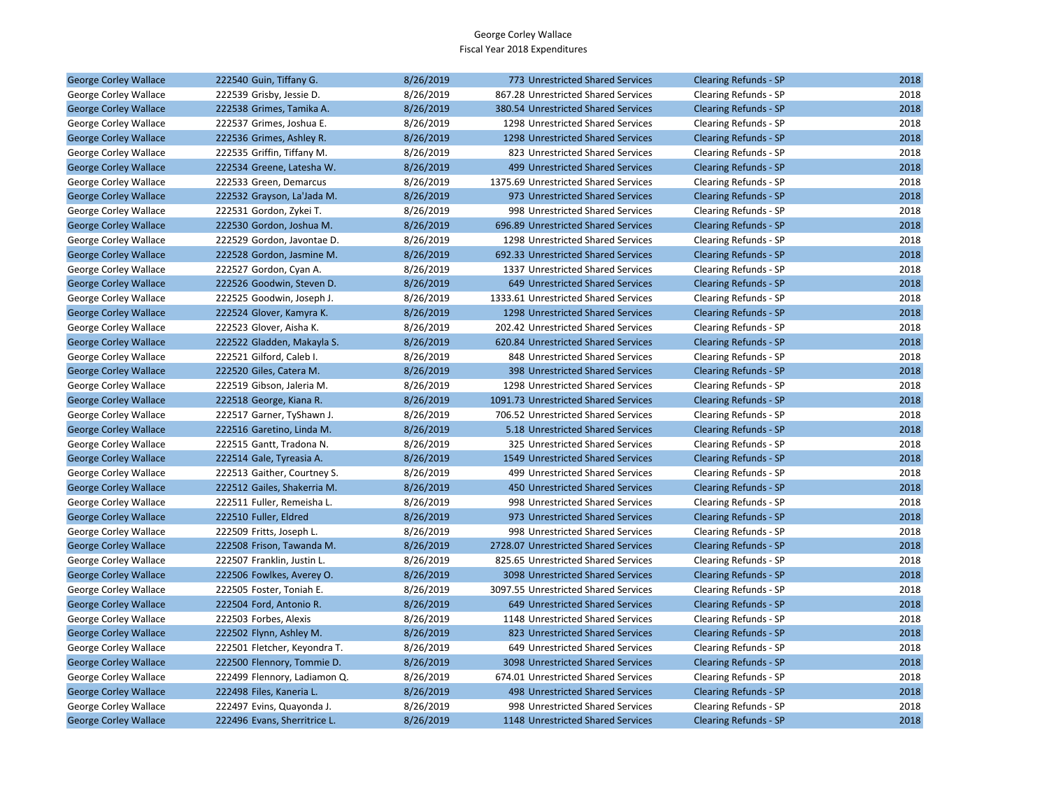George Corley Wallace
Fiscal Year 2018 Expenditures

| | | | | | | |
|---|---|---|---|---|---|---|
| George Corley Wallace | 222540 Guin, Tiffany G. | 8/26/2019 | 773 | Unrestricted Shared Services | Clearing Refunds - SP | 2018 |
| George Corley Wallace | 222539 Grisby, Jessie D. | 8/26/2019 | 867.28 | Unrestricted Shared Services | Clearing Refunds - SP | 2018 |
| George Corley Wallace | 222538 Grimes, Tamika A. | 8/26/2019 | 380.54 | Unrestricted Shared Services | Clearing Refunds - SP | 2018 |
| George Corley Wallace | 222537 Grimes, Joshua E. | 8/26/2019 | 1298 | Unrestricted Shared Services | Clearing Refunds - SP | 2018 |
| George Corley Wallace | 222536 Grimes, Ashley R. | 8/26/2019 | 1298 | Unrestricted Shared Services | Clearing Refunds - SP | 2018 |
| George Corley Wallace | 222535 Griffin, Tiffany M. | 8/26/2019 | 823 | Unrestricted Shared Services | Clearing Refunds - SP | 2018 |
| George Corley Wallace | 222534 Greene, Latesha W. | 8/26/2019 | 499 | Unrestricted Shared Services | Clearing Refunds - SP | 2018 |
| George Corley Wallace | 222533 Green, Demarcus | 8/26/2019 | 1375.69 | Unrestricted Shared Services | Clearing Refunds - SP | 2018 |
| George Corley Wallace | 222532 Grayson, La'Jada M. | 8/26/2019 | 973 | Unrestricted Shared Services | Clearing Refunds - SP | 2018 |
| George Corley Wallace | 222531 Gordon, Zykei T. | 8/26/2019 | 998 | Unrestricted Shared Services | Clearing Refunds - SP | 2018 |
| George Corley Wallace | 222530 Gordon, Joshua M. | 8/26/2019 | 696.89 | Unrestricted Shared Services | Clearing Refunds - SP | 2018 |
| George Corley Wallace | 222529 Gordon, Javontae D. | 8/26/2019 | 1298 | Unrestricted Shared Services | Clearing Refunds - SP | 2018 |
| George Corley Wallace | 222528 Gordon, Jasmine M. | 8/26/2019 | 692.33 | Unrestricted Shared Services | Clearing Refunds - SP | 2018 |
| George Corley Wallace | 222527 Gordon, Cyan A. | 8/26/2019 | 1337 | Unrestricted Shared Services | Clearing Refunds - SP | 2018 |
| George Corley Wallace | 222526 Goodwin, Steven D. | 8/26/2019 | 649 | Unrestricted Shared Services | Clearing Refunds - SP | 2018 |
| George Corley Wallace | 222525 Goodwin, Joseph J. | 8/26/2019 | 1333.61 | Unrestricted Shared Services | Clearing Refunds - SP | 2018 |
| George Corley Wallace | 222524 Glover, Kamyra K. | 8/26/2019 | 1298 | Unrestricted Shared Services | Clearing Refunds - SP | 2018 |
| George Corley Wallace | 222523 Glover, Aisha K. | 8/26/2019 | 202.42 | Unrestricted Shared Services | Clearing Refunds - SP | 2018 |
| George Corley Wallace | 222522 Gladden, Makayla S. | 8/26/2019 | 620.84 | Unrestricted Shared Services | Clearing Refunds - SP | 2018 |
| George Corley Wallace | 222521 Gilford, Caleb I. | 8/26/2019 | 848 | Unrestricted Shared Services | Clearing Refunds - SP | 2018 |
| George Corley Wallace | 222520 Giles, Catera M. | 8/26/2019 | 398 | Unrestricted Shared Services | Clearing Refunds - SP | 2018 |
| George Corley Wallace | 222519 Gibson, Jaleria M. | 8/26/2019 | 1298 | Unrestricted Shared Services | Clearing Refunds - SP | 2018 |
| George Corley Wallace | 222518 George, Kiana R. | 8/26/2019 | 1091.73 | Unrestricted Shared Services | Clearing Refunds - SP | 2018 |
| George Corley Wallace | 222517 Garner, TyShawn J. | 8/26/2019 | 706.52 | Unrestricted Shared Services | Clearing Refunds - SP | 2018 |
| George Corley Wallace | 222516 Garetino, Linda M. | 8/26/2019 | 5.18 | Unrestricted Shared Services | Clearing Refunds - SP | 2018 |
| George Corley Wallace | 222515 Gantt, Tradona N. | 8/26/2019 | 325 | Unrestricted Shared Services | Clearing Refunds - SP | 2018 |
| George Corley Wallace | 222514 Gale, Tyreasia A. | 8/26/2019 | 1549 | Unrestricted Shared Services | Clearing Refunds - SP | 2018 |
| George Corley Wallace | 222513 Gaither, Courtney S. | 8/26/2019 | 499 | Unrestricted Shared Services | Clearing Refunds - SP | 2018 |
| George Corley Wallace | 222512 Gailes, Shakerria M. | 8/26/2019 | 450 | Unrestricted Shared Services | Clearing Refunds - SP | 2018 |
| George Corley Wallace | 222511 Fuller, Remeisha L. | 8/26/2019 | 998 | Unrestricted Shared Services | Clearing Refunds - SP | 2018 |
| George Corley Wallace | 222510 Fuller, Eldred | 8/26/2019 | 973 | Unrestricted Shared Services | Clearing Refunds - SP | 2018 |
| George Corley Wallace | 222509 Fritts, Joseph L. | 8/26/2019 | 998 | Unrestricted Shared Services | Clearing Refunds - SP | 2018 |
| George Corley Wallace | 222508 Frison, Tawanda M. | 8/26/2019 | 2728.07 | Unrestricted Shared Services | Clearing Refunds - SP | 2018 |
| George Corley Wallace | 222507 Franklin, Justin L. | 8/26/2019 | 825.65 | Unrestricted Shared Services | Clearing Refunds - SP | 2018 |
| George Corley Wallace | 222506 Fowlkes, Averey O. | 8/26/2019 | 3098 | Unrestricted Shared Services | Clearing Refunds - SP | 2018 |
| George Corley Wallace | 222505 Foster, Toniah E. | 8/26/2019 | 3097.55 | Unrestricted Shared Services | Clearing Refunds - SP | 2018 |
| George Corley Wallace | 222504 Ford, Antonio R. | 8/26/2019 | 649 | Unrestricted Shared Services | Clearing Refunds - SP | 2018 |
| George Corley Wallace | 222503 Forbes, Alexis | 8/26/2019 | 1148 | Unrestricted Shared Services | Clearing Refunds - SP | 2018 |
| George Corley Wallace | 222502 Flynn, Ashley M. | 8/26/2019 | 823 | Unrestricted Shared Services | Clearing Refunds - SP | 2018 |
| George Corley Wallace | 222501 Fletcher, Keyondra T. | 8/26/2019 | 649 | Unrestricted Shared Services | Clearing Refunds - SP | 2018 |
| George Corley Wallace | 222500 Flennory, Tommie D. | 8/26/2019 | 3098 | Unrestricted Shared Services | Clearing Refunds - SP | 2018 |
| George Corley Wallace | 222499 Flennory, Ladiamon Q. | 8/26/2019 | 674.01 | Unrestricted Shared Services | Clearing Refunds - SP | 2018 |
| George Corley Wallace | 222498 Files, Kaneria L. | 8/26/2019 | 498 | Unrestricted Shared Services | Clearing Refunds - SP | 2018 |
| George Corley Wallace | 222497 Evins, Quayonda J. | 8/26/2019 | 998 | Unrestricted Shared Services | Clearing Refunds - SP | 2018 |
| George Corley Wallace | 222496 Evans, Sherritrice L. | 8/26/2019 | 1148 | Unrestricted Shared Services | Clearing Refunds - SP | 2018 |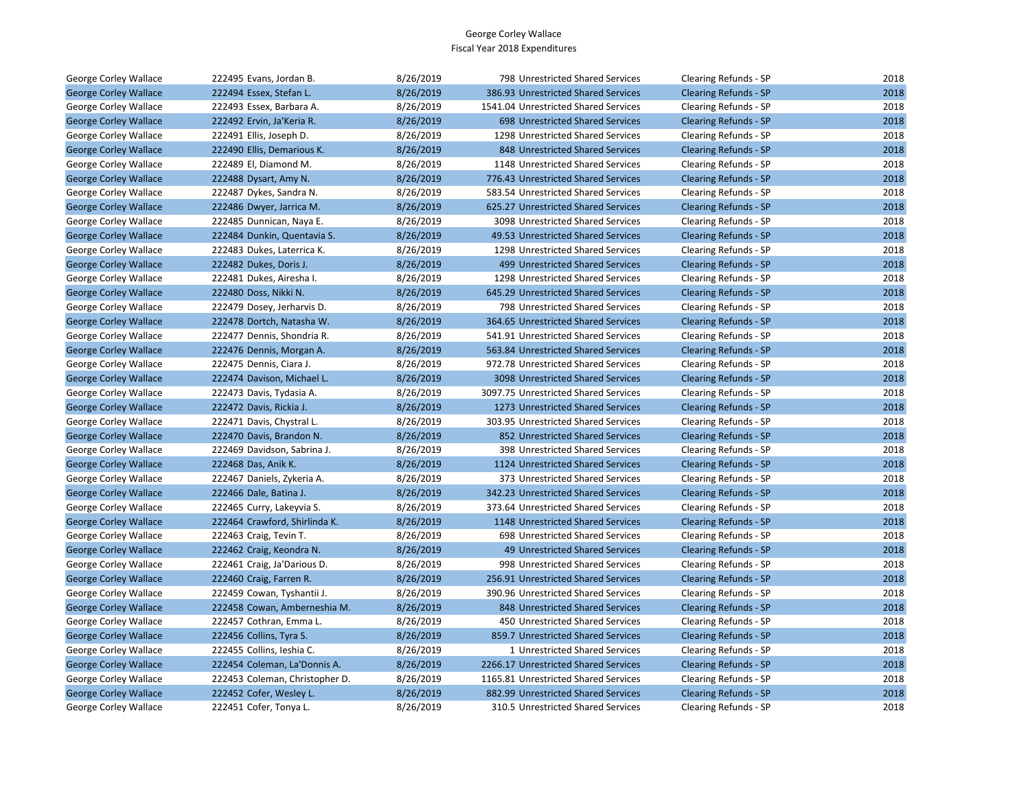George Corley Wallace
Fiscal Year 2018 Expenditures

| | | | | | | |
|---|---|---|---|---|---|---|
| George Corley Wallace | 222495 Evans, Jordan B. | 8/26/2019 | 798 | Unrestricted Shared Services | Clearing Refunds - SP | 2018 |
| George Corley Wallace | 222494 Essex, Stefan L. | 8/26/2019 | 386.93 | Unrestricted Shared Services | Clearing Refunds - SP | 2018 |
| George Corley Wallace | 222493 Essex, Barbara A. | 8/26/2019 | 1541.04 | Unrestricted Shared Services | Clearing Refunds - SP | 2018 |
| George Corley Wallace | 222492 Ervin, Ja'Keria R. | 8/26/2019 | 698 | Unrestricted Shared Services | Clearing Refunds - SP | 2018 |
| George Corley Wallace | 222491 Ellis, Joseph D. | 8/26/2019 | 1298 | Unrestricted Shared Services | Clearing Refunds - SP | 2018 |
| George Corley Wallace | 222490 Ellis, Demarious K. | 8/26/2019 | 848 | Unrestricted Shared Services | Clearing Refunds - SP | 2018 |
| George Corley Wallace | 222489 El, Diamond M. | 8/26/2019 | 1148 | Unrestricted Shared Services | Clearing Refunds - SP | 2018 |
| George Corley Wallace | 222488 Dysart, Amy N. | 8/26/2019 | 776.43 | Unrestricted Shared Services | Clearing Refunds - SP | 2018 |
| George Corley Wallace | 222487 Dykes, Sandra N. | 8/26/2019 | 583.54 | Unrestricted Shared Services | Clearing Refunds - SP | 2018 |
| George Corley Wallace | 222486 Dwyer, Jarrica M. | 8/26/2019 | 625.27 | Unrestricted Shared Services | Clearing Refunds - SP | 2018 |
| George Corley Wallace | 222485 Dunnican, Naya E. | 8/26/2019 | 3098 | Unrestricted Shared Services | Clearing Refunds - SP | 2018 |
| George Corley Wallace | 222484 Dunkin, Quentavia S. | 8/26/2019 | 49.53 | Unrestricted Shared Services | Clearing Refunds - SP | 2018 |
| George Corley Wallace | 222483 Dukes, Laterrica K. | 8/26/2019 | 1298 | Unrestricted Shared Services | Clearing Refunds - SP | 2018 |
| George Corley Wallace | 222482 Dukes, Doris J. | 8/26/2019 | 499 | Unrestricted Shared Services | Clearing Refunds - SP | 2018 |
| George Corley Wallace | 222481 Dukes, Airesha I. | 8/26/2019 | 1298 | Unrestricted Shared Services | Clearing Refunds - SP | 2018 |
| George Corley Wallace | 222480 Doss, Nikki N. | 8/26/2019 | 645.29 | Unrestricted Shared Services | Clearing Refunds - SP | 2018 |
| George Corley Wallace | 222479 Dosey, Jerharvis D. | 8/26/2019 | 798 | Unrestricted Shared Services | Clearing Refunds - SP | 2018 |
| George Corley Wallace | 222478 Dortch, Natasha W. | 8/26/2019 | 364.65 | Unrestricted Shared Services | Clearing Refunds - SP | 2018 |
| George Corley Wallace | 222477 Dennis, Shondria R. | 8/26/2019 | 541.91 | Unrestricted Shared Services | Clearing Refunds - SP | 2018 |
| George Corley Wallace | 222476 Dennis, Morgan A. | 8/26/2019 | 563.84 | Unrestricted Shared Services | Clearing Refunds - SP | 2018 |
| George Corley Wallace | 222475 Dennis, Ciara J. | 8/26/2019 | 972.78 | Unrestricted Shared Services | Clearing Refunds - SP | 2018 |
| George Corley Wallace | 222474 Davison, Michael L. | 8/26/2019 | 3098 | Unrestricted Shared Services | Clearing Refunds - SP | 2018 |
| George Corley Wallace | 222473 Davis, Tydasia A. | 8/26/2019 | 3097.75 | Unrestricted Shared Services | Clearing Refunds - SP | 2018 |
| George Corley Wallace | 222472 Davis, Rickia J. | 8/26/2019 | 1273 | Unrestricted Shared Services | Clearing Refunds - SP | 2018 |
| George Corley Wallace | 222471 Davis, Chystral L. | 8/26/2019 | 303.95 | Unrestricted Shared Services | Clearing Refunds - SP | 2018 |
| George Corley Wallace | 222470 Davis, Brandon N. | 8/26/2019 | 852 | Unrestricted Shared Services | Clearing Refunds - SP | 2018 |
| George Corley Wallace | 222469 Davidson, Sabrina J. | 8/26/2019 | 398 | Unrestricted Shared Services | Clearing Refunds - SP | 2018 |
| George Corley Wallace | 222468 Das, Anik K. | 8/26/2019 | 1124 | Unrestricted Shared Services | Clearing Refunds - SP | 2018 |
| George Corley Wallace | 222467 Daniels, Zykeria A. | 8/26/2019 | 373 | Unrestricted Shared Services | Clearing Refunds - SP | 2018 |
| George Corley Wallace | 222466 Dale, Batina J. | 8/26/2019 | 342.23 | Unrestricted Shared Services | Clearing Refunds - SP | 2018 |
| George Corley Wallace | 222465 Curry, Lakeyvia S. | 8/26/2019 | 373.64 | Unrestricted Shared Services | Clearing Refunds - SP | 2018 |
| George Corley Wallace | 222464 Crawford, Shirlinda K. | 8/26/2019 | 1148 | Unrestricted Shared Services | Clearing Refunds - SP | 2018 |
| George Corley Wallace | 222463 Craig, Tevin T. | 8/26/2019 | 698 | Unrestricted Shared Services | Clearing Refunds - SP | 2018 |
| George Corley Wallace | 222462 Craig, Keondra N. | 8/26/2019 | 49 | Unrestricted Shared Services | Clearing Refunds - SP | 2018 |
| George Corley Wallace | 222461 Craig, Ja'Darious D. | 8/26/2019 | 998 | Unrestricted Shared Services | Clearing Refunds - SP | 2018 |
| George Corley Wallace | 222460 Craig, Farren R. | 8/26/2019 | 256.91 | Unrestricted Shared Services | Clearing Refunds - SP | 2018 |
| George Corley Wallace | 222459 Cowan, Tyshantii J. | 8/26/2019 | 390.96 | Unrestricted Shared Services | Clearing Refunds - SP | 2018 |
| George Corley Wallace | 222458 Cowan, Amberneshia M. | 8/26/2019 | 848 | Unrestricted Shared Services | Clearing Refunds - SP | 2018 |
| George Corley Wallace | 222457 Cothran, Emma L. | 8/26/2019 | 450 | Unrestricted Shared Services | Clearing Refunds - SP | 2018 |
| George Corley Wallace | 222456 Collins, Tyra S. | 8/26/2019 | 859.7 | Unrestricted Shared Services | Clearing Refunds - SP | 2018 |
| George Corley Wallace | 222455 Collins, Ieshia C. | 8/26/2019 | 1 | Unrestricted Shared Services | Clearing Refunds - SP | 2018 |
| George Corley Wallace | 222454 Coleman, La'Donnis A. | 8/26/2019 | 2266.17 | Unrestricted Shared Services | Clearing Refunds - SP | 2018 |
| George Corley Wallace | 222453 Coleman, Christopher D. | 8/26/2019 | 1165.81 | Unrestricted Shared Services | Clearing Refunds - SP | 2018 |
| George Corley Wallace | 222452 Cofer, Wesley L. | 8/26/2019 | 882.99 | Unrestricted Shared Services | Clearing Refunds - SP | 2018 |
| George Corley Wallace | 222451 Cofer, Tonya L. | 8/26/2019 | 310.5 | Unrestricted Shared Services | Clearing Refunds - SP | 2018 |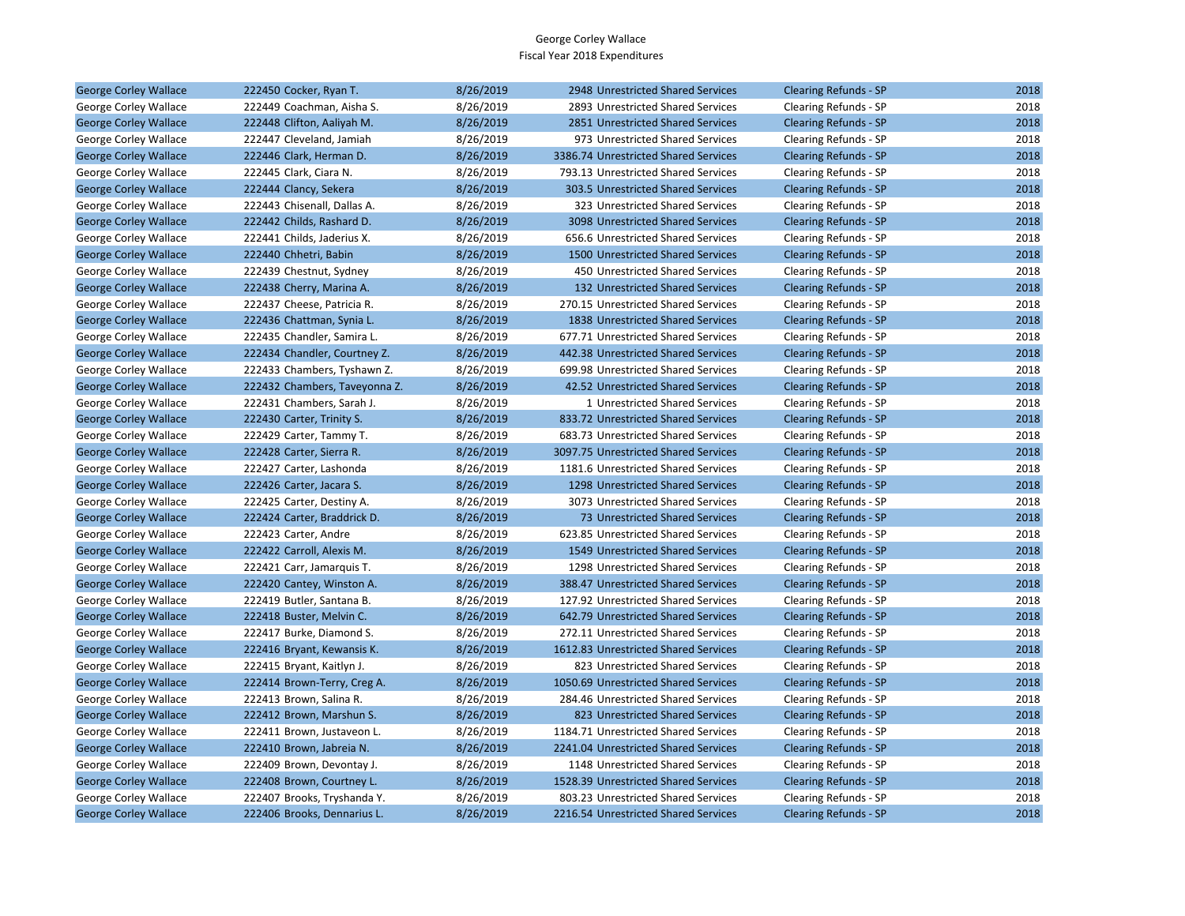George Corley Wallace
Fiscal Year 2018 Expenditures

| | | | | | | |
|---|---|---|---|---|---|---|
| George Corley Wallace | 222450 Cocker, Ryan T. | 8/26/2019 | 2948 | Unrestricted Shared Services | Clearing Refunds - SP | 2018 |
| George Corley Wallace | 222449 Coachman, Aisha S. | 8/26/2019 | 2893 | Unrestricted Shared Services | Clearing Refunds - SP | 2018 |
| George Corley Wallace | 222448 Clifton, Aaliyah M. | 8/26/2019 | 2851 | Unrestricted Shared Services | Clearing Refunds - SP | 2018 |
| George Corley Wallace | 222447 Cleveland, Jamiah | 8/26/2019 | 973 | Unrestricted Shared Services | Clearing Refunds - SP | 2018 |
| George Corley Wallace | 222446 Clark, Herman D. | 8/26/2019 | 3386.74 | Unrestricted Shared Services | Clearing Refunds - SP | 2018 |
| George Corley Wallace | 222445 Clark, Ciara N. | 8/26/2019 | 793.13 | Unrestricted Shared Services | Clearing Refunds - SP | 2018 |
| George Corley Wallace | 222444 Clancy, Sekera | 8/26/2019 | 303.5 | Unrestricted Shared Services | Clearing Refunds - SP | 2018 |
| George Corley Wallace | 222443 Chisenall, Dallas A. | 8/26/2019 | 323 | Unrestricted Shared Services | Clearing Refunds - SP | 2018 |
| George Corley Wallace | 222442 Childs, Rashard D. | 8/26/2019 | 3098 | Unrestricted Shared Services | Clearing Refunds - SP | 2018 |
| George Corley Wallace | 222441 Childs, Jaderius X. | 8/26/2019 | 656.6 | Unrestricted Shared Services | Clearing Refunds - SP | 2018 |
| George Corley Wallace | 222440 Chhetri, Babin | 8/26/2019 | 1500 | Unrestricted Shared Services | Clearing Refunds - SP | 2018 |
| George Corley Wallace | 222439 Chestnut, Sydney | 8/26/2019 | 450 | Unrestricted Shared Services | Clearing Refunds - SP | 2018 |
| George Corley Wallace | 222438 Cherry, Marina A. | 8/26/2019 | 132 | Unrestricted Shared Services | Clearing Refunds - SP | 2018 |
| George Corley Wallace | 222437 Cheese, Patricia R. | 8/26/2019 | 270.15 | Unrestricted Shared Services | Clearing Refunds - SP | 2018 |
| George Corley Wallace | 222436 Chattman, Synia L. | 8/26/2019 | 1838 | Unrestricted Shared Services | Clearing Refunds - SP | 2018 |
| George Corley Wallace | 222435 Chandler, Samira L. | 8/26/2019 | 677.71 | Unrestricted Shared Services | Clearing Refunds - SP | 2018 |
| George Corley Wallace | 222434 Chandler, Courtney Z. | 8/26/2019 | 442.38 | Unrestricted Shared Services | Clearing Refunds - SP | 2018 |
| George Corley Wallace | 222433 Chambers, Tyshawn Z. | 8/26/2019 | 699.98 | Unrestricted Shared Services | Clearing Refunds - SP | 2018 |
| George Corley Wallace | 222432 Chambers, Taveyonna Z. | 8/26/2019 | 42.52 | Unrestricted Shared Services | Clearing Refunds - SP | 2018 |
| George Corley Wallace | 222431 Chambers, Sarah J. | 8/26/2019 | 1 | Unrestricted Shared Services | Clearing Refunds - SP | 2018 |
| George Corley Wallace | 222430 Carter, Trinity S. | 8/26/2019 | 833.72 | Unrestricted Shared Services | Clearing Refunds - SP | 2018 |
| George Corley Wallace | 222429 Carter, Tammy T. | 8/26/2019 | 683.73 | Unrestricted Shared Services | Clearing Refunds - SP | 2018 |
| George Corley Wallace | 222428 Carter, Sierra R. | 8/26/2019 | 3097.75 | Unrestricted Shared Services | Clearing Refunds - SP | 2018 |
| George Corley Wallace | 222427 Carter, Lashonda | 8/26/2019 | 1181.6 | Unrestricted Shared Services | Clearing Refunds - SP | 2018 |
| George Corley Wallace | 222426 Carter, Jacara S. | 8/26/2019 | 1298 | Unrestricted Shared Services | Clearing Refunds - SP | 2018 |
| George Corley Wallace | 222425 Carter, Destiny A. | 8/26/2019 | 3073 | Unrestricted Shared Services | Clearing Refunds - SP | 2018 |
| George Corley Wallace | 222424 Carter, Braddrick D. | 8/26/2019 | 73 | Unrestricted Shared Services | Clearing Refunds - SP | 2018 |
| George Corley Wallace | 222423 Carter, Andre | 8/26/2019 | 623.85 | Unrestricted Shared Services | Clearing Refunds - SP | 2018 |
| George Corley Wallace | 222422 Carroll, Alexis M. | 8/26/2019 | 1549 | Unrestricted Shared Services | Clearing Refunds - SP | 2018 |
| George Corley Wallace | 222421 Carr, Jamarquis T. | 8/26/2019 | 1298 | Unrestricted Shared Services | Clearing Refunds - SP | 2018 |
| George Corley Wallace | 222420 Cantey, Winston A. | 8/26/2019 | 388.47 | Unrestricted Shared Services | Clearing Refunds - SP | 2018 |
| George Corley Wallace | 222419 Butler, Santana B. | 8/26/2019 | 127.92 | Unrestricted Shared Services | Clearing Refunds - SP | 2018 |
| George Corley Wallace | 222418 Buster, Melvin C. | 8/26/2019 | 642.79 | Unrestricted Shared Services | Clearing Refunds - SP | 2018 |
| George Corley Wallace | 222417 Burke, Diamond S. | 8/26/2019 | 272.11 | Unrestricted Shared Services | Clearing Refunds - SP | 2018 |
| George Corley Wallace | 222416 Bryant, Kewansis K. | 8/26/2019 | 1612.83 | Unrestricted Shared Services | Clearing Refunds - SP | 2018 |
| George Corley Wallace | 222415 Bryant, Kaitlyn J. | 8/26/2019 | 823 | Unrestricted Shared Services | Clearing Refunds - SP | 2018 |
| George Corley Wallace | 222414 Brown-Terry, Creg A. | 8/26/2019 | 1050.69 | Unrestricted Shared Services | Clearing Refunds - SP | 2018 |
| George Corley Wallace | 222413 Brown, Salina R. | 8/26/2019 | 284.46 | Unrestricted Shared Services | Clearing Refunds - SP | 2018 |
| George Corley Wallace | 222412 Brown, Marshun S. | 8/26/2019 | 823 | Unrestricted Shared Services | Clearing Refunds - SP | 2018 |
| George Corley Wallace | 222411 Brown, Justaveon L. | 8/26/2019 | 1184.71 | Unrestricted Shared Services | Clearing Refunds - SP | 2018 |
| George Corley Wallace | 222410 Brown, Jabreia N. | 8/26/2019 | 2241.04 | Unrestricted Shared Services | Clearing Refunds - SP | 2018 |
| George Corley Wallace | 222409 Brown, Devontay J. | 8/26/2019 | 1148 | Unrestricted Shared Services | Clearing Refunds - SP | 2018 |
| George Corley Wallace | 222408 Brown, Courtney L. | 8/26/2019 | 1528.39 | Unrestricted Shared Services | Clearing Refunds - SP | 2018 |
| George Corley Wallace | 222407 Brooks, Tryshanda Y. | 8/26/2019 | 803.23 | Unrestricted Shared Services | Clearing Refunds - SP | 2018 |
| George Corley Wallace | 222406 Brooks, Dennarius L. | 8/26/2019 | 2216.54 | Unrestricted Shared Services | Clearing Refunds - SP | 2018 |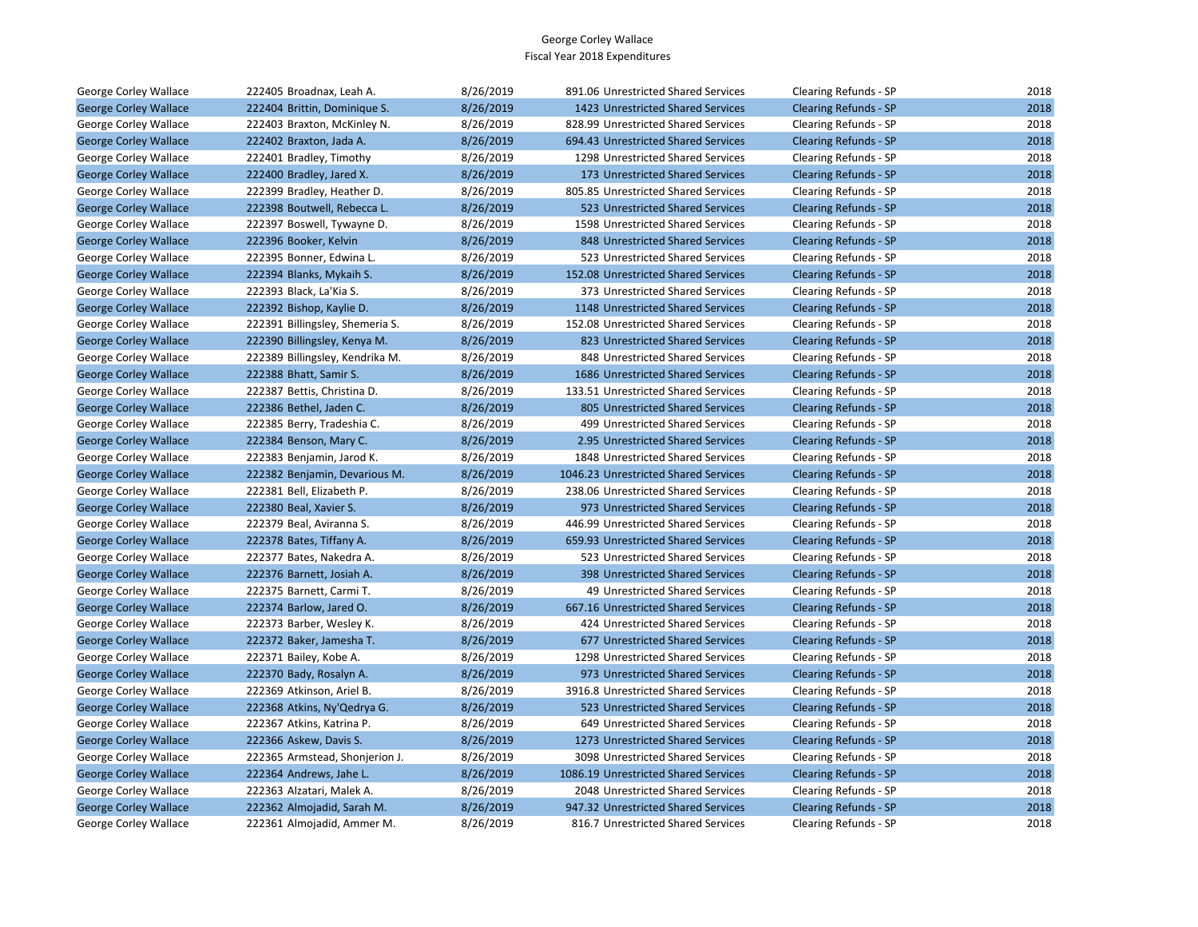George Corley Wallace
Fiscal Year 2018 Expenditures

| | | | | | | |
|---|---|---|---|---|---|---|
| George Corley Wallace | 222405 Broadnax, Leah A. | 8/26/2019 | 891.06 | Unrestricted Shared Services | Clearing Refunds - SP | 2018 |
| George Corley Wallace | 222404 Brittin, Dominique S. | 8/26/2019 | 1423 | Unrestricted Shared Services | Clearing Refunds - SP | 2018 |
| George Corley Wallace | 222403 Braxton, McKinley N. | 8/26/2019 | 828.99 | Unrestricted Shared Services | Clearing Refunds - SP | 2018 |
| George Corley Wallace | 222402 Braxton, Jada A. | 8/26/2019 | 694.43 | Unrestricted Shared Services | Clearing Refunds - SP | 2018 |
| George Corley Wallace | 222401 Bradley, Timothy | 8/26/2019 | 1298 | Unrestricted Shared Services | Clearing Refunds - SP | 2018 |
| George Corley Wallace | 222400 Bradley, Jared X. | 8/26/2019 | 173 | Unrestricted Shared Services | Clearing Refunds - SP | 2018 |
| George Corley Wallace | 222399 Bradley, Heather D. | 8/26/2019 | 805.85 | Unrestricted Shared Services | Clearing Refunds - SP | 2018 |
| George Corley Wallace | 222398 Boutwell, Rebecca L. | 8/26/2019 | 523 | Unrestricted Shared Services | Clearing Refunds - SP | 2018 |
| George Corley Wallace | 222397 Boswell, Tywayne D. | 8/26/2019 | 1598 | Unrestricted Shared Services | Clearing Refunds - SP | 2018 |
| George Corley Wallace | 222396 Booker, Kelvin | 8/26/2019 | 848 | Unrestricted Shared Services | Clearing Refunds - SP | 2018 |
| George Corley Wallace | 222395 Bonner, Edwina L. | 8/26/2019 | 523 | Unrestricted Shared Services | Clearing Refunds - SP | 2018 |
| George Corley Wallace | 222394 Blanks, Mykaih S. | 8/26/2019 | 152.08 | Unrestricted Shared Services | Clearing Refunds - SP | 2018 |
| George Corley Wallace | 222393 Black, La'Kia S. | 8/26/2019 | 373 | Unrestricted Shared Services | Clearing Refunds - SP | 2018 |
| George Corley Wallace | 222392 Bishop, Kaylie D. | 8/26/2019 | 1148 | Unrestricted Shared Services | Clearing Refunds - SP | 2018 |
| George Corley Wallace | 222391 Billingsley, Shemeria S. | 8/26/2019 | 152.08 | Unrestricted Shared Services | Clearing Refunds - SP | 2018 |
| George Corley Wallace | 222390 Billingsley, Kenya M. | 8/26/2019 | 823 | Unrestricted Shared Services | Clearing Refunds - SP | 2018 |
| George Corley Wallace | 222389 Billingsley, Kendrika M. | 8/26/2019 | 848 | Unrestricted Shared Services | Clearing Refunds - SP | 2018 |
| George Corley Wallace | 222388 Bhatt, Samir S. | 8/26/2019 | 1686 | Unrestricted Shared Services | Clearing Refunds - SP | 2018 |
| George Corley Wallace | 222387 Bettis, Christina D. | 8/26/2019 | 133.51 | Unrestricted Shared Services | Clearing Refunds - SP | 2018 |
| George Corley Wallace | 222386 Bethel, Jaden C. | 8/26/2019 | 805 | Unrestricted Shared Services | Clearing Refunds - SP | 2018 |
| George Corley Wallace | 222385 Berry, Tradeshia C. | 8/26/2019 | 499 | Unrestricted Shared Services | Clearing Refunds - SP | 2018 |
| George Corley Wallace | 222384 Benson, Mary C. | 8/26/2019 | 2.95 | Unrestricted Shared Services | Clearing Refunds - SP | 2018 |
| George Corley Wallace | 222383 Benjamin, Jarod K. | 8/26/2019 | 1848 | Unrestricted Shared Services | Clearing Refunds - SP | 2018 |
| George Corley Wallace | 222382 Benjamin, Devarious M. | 8/26/2019 | 1046.23 | Unrestricted Shared Services | Clearing Refunds - SP | 2018 |
| George Corley Wallace | 222381 Bell, Elizabeth P. | 8/26/2019 | 238.06 | Unrestricted Shared Services | Clearing Refunds - SP | 2018 |
| George Corley Wallace | 222380 Beal, Xavier S. | 8/26/2019 | 973 | Unrestricted Shared Services | Clearing Refunds - SP | 2018 |
| George Corley Wallace | 222379 Beal, Aviranna S. | 8/26/2019 | 446.99 | Unrestricted Shared Services | Clearing Refunds - SP | 2018 |
| George Corley Wallace | 222378 Bates, Tiffany A. | 8/26/2019 | 659.93 | Unrestricted Shared Services | Clearing Refunds - SP | 2018 |
| George Corley Wallace | 222377 Bates, Nakedra A. | 8/26/2019 | 523 | Unrestricted Shared Services | Clearing Refunds - SP | 2018 |
| George Corley Wallace | 222376 Barnett, Josiah A. | 8/26/2019 | 398 | Unrestricted Shared Services | Clearing Refunds - SP | 2018 |
| George Corley Wallace | 222375 Barnett, Carmi T. | 8/26/2019 | 49 | Unrestricted Shared Services | Clearing Refunds - SP | 2018 |
| George Corley Wallace | 222374 Barlow, Jared O. | 8/26/2019 | 667.16 | Unrestricted Shared Services | Clearing Refunds - SP | 2018 |
| George Corley Wallace | 222373 Barber, Wesley K. | 8/26/2019 | 424 | Unrestricted Shared Services | Clearing Refunds - SP | 2018 |
| George Corley Wallace | 222372 Baker, Jamesha T. | 8/26/2019 | 677 | Unrestricted Shared Services | Clearing Refunds - SP | 2018 |
| George Corley Wallace | 222371 Bailey, Kobe A. | 8/26/2019 | 1298 | Unrestricted Shared Services | Clearing Refunds - SP | 2018 |
| George Corley Wallace | 222370 Bady, Rosalyn A. | 8/26/2019 | 973 | Unrestricted Shared Services | Clearing Refunds - SP | 2018 |
| George Corley Wallace | 222369 Atkinson, Ariel B. | 8/26/2019 | 3916.8 | Unrestricted Shared Services | Clearing Refunds - SP | 2018 |
| George Corley Wallace | 222368 Atkins, Ny'Qedrya G. | 8/26/2019 | 523 | Unrestricted Shared Services | Clearing Refunds - SP | 2018 |
| George Corley Wallace | 222367 Atkins, Katrina P. | 8/26/2019 | 649 | Unrestricted Shared Services | Clearing Refunds - SP | 2018 |
| George Corley Wallace | 222366 Askew, Davis S. | 8/26/2019 | 1273 | Unrestricted Shared Services | Clearing Refunds - SP | 2018 |
| George Corley Wallace | 222365 Armstead, Shonjerion J. | 8/26/2019 | 3098 | Unrestricted Shared Services | Clearing Refunds - SP | 2018 |
| George Corley Wallace | 222364 Andrews, Jahe L. | 8/26/2019 | 1086.19 | Unrestricted Shared Services | Clearing Refunds - SP | 2018 |
| George Corley Wallace | 222363 Alzatari, Malek A. | 8/26/2019 | 2048 | Unrestricted Shared Services | Clearing Refunds - SP | 2018 |
| George Corley Wallace | 222362 Almojadid, Sarah M. | 8/26/2019 | 947.32 | Unrestricted Shared Services | Clearing Refunds - SP | 2018 |
| George Corley Wallace | 222361 Almojadid, Ammer M. | 8/26/2019 | 816.7 | Unrestricted Shared Services | Clearing Refunds - SP | 2018 |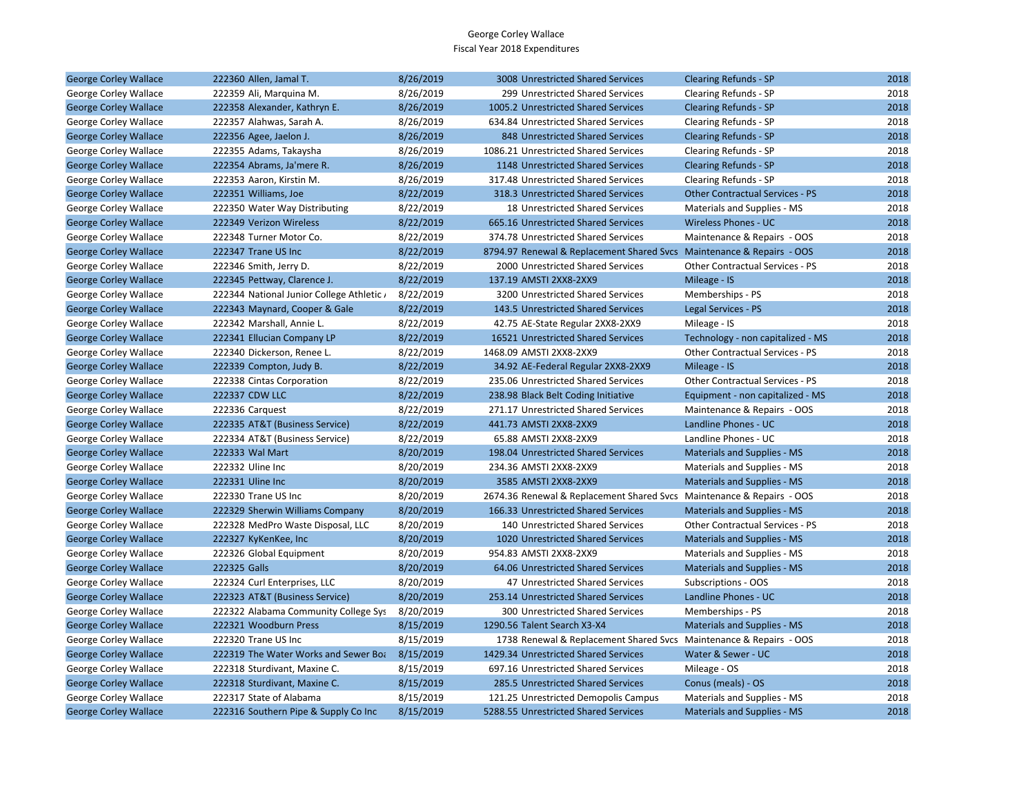George Corley Wallace
Fiscal Year 2018 Expenditures

| | | | | | | |
|---|---|---|---|---|---|---|
| George Corley Wallace | 222360 Allen, Jamal T. | 8/26/2019 | 3008 | Unrestricted Shared Services | Clearing Refunds - SP | 2018 |
| George Corley Wallace | 222359 Ali, Marquina M. | 8/26/2019 | 299 | Unrestricted Shared Services | Clearing Refunds - SP | 2018 |
| George Corley Wallace | 222358 Alexander, Kathryn E. | 8/26/2019 | 1005.2 | Unrestricted Shared Services | Clearing Refunds - SP | 2018 |
| George Corley Wallace | 222357 Alahwas, Sarah A. | 8/26/2019 | 634.84 | Unrestricted Shared Services | Clearing Refunds - SP | 2018 |
| George Corley Wallace | 222356 Agee, Jaelon J. | 8/26/2019 | 848 | Unrestricted Shared Services | Clearing Refunds - SP | 2018 |
| George Corley Wallace | 222355 Adams, Takaysha | 8/26/2019 | 1086.21 | Unrestricted Shared Services | Clearing Refunds - SP | 2018 |
| George Corley Wallace | 222354 Abrams, Ja'mere R. | 8/26/2019 | 1148 | Unrestricted Shared Services | Clearing Refunds - SP | 2018 |
| George Corley Wallace | 222353 Aaron, Kirstin M. | 8/26/2019 | 317.48 | Unrestricted Shared Services | Clearing Refunds - SP | 2018 |
| George Corley Wallace | 222351 Williams, Joe | 8/22/2019 | 318.3 | Unrestricted Shared Services | Other Contractual Services - PS | 2018 |
| George Corley Wallace | 222350 Water Way Distributing | 8/22/2019 | 18 | Unrestricted Shared Services | Materials and Supplies - MS | 2018 |
| George Corley Wallace | 222349 Verizon Wireless | 8/22/2019 | 665.16 | Unrestricted Shared Services | Wireless Phones - UC | 2018 |
| George Corley Wallace | 222348 Turner Motor Co. | 8/22/2019 | 374.78 | Unrestricted Shared Services | Maintenance & Repairs - OOS | 2018 |
| George Corley Wallace | 222347 Trane US Inc | 8/22/2019 | 8794.97 | Renewal & Replacement Shared Svcs | Maintenance & Repairs - OOS | 2018 |
| George Corley Wallace | 222346 Smith, Jerry D. | 8/22/2019 | 2000 | Unrestricted Shared Services | Other Contractual Services - PS | 2018 |
| George Corley Wallace | 222345 Pettway, Clarence J. | 8/22/2019 | 137.19 | AMSTI 2XX8-2XX9 | Mileage - IS | 2018 |
| George Corley Wallace | 222344 National Junior College Athletic / | 8/22/2019 | 3200 | Unrestricted Shared Services | Memberships - PS | 2018 |
| George Corley Wallace | 222343 Maynard, Cooper & Gale | 8/22/2019 | 143.5 | Unrestricted Shared Services | Legal Services - PS | 2018 |
| George Corley Wallace | 222342 Marshall, Annie L. | 8/22/2019 | 42.75 | AE-State Regular 2XX8-2XX9 | Mileage - IS | 2018 |
| George Corley Wallace | 222341 Ellucian Company LP | 8/22/2019 | 16521 | Unrestricted Shared Services | Technology - non capitalized - MS | 2018 |
| George Corley Wallace | 222340 Dickerson, Renee L. | 8/22/2019 | 1468.09 | AMSTI 2XX8-2XX9 | Other Contractual Services - PS | 2018 |
| George Corley Wallace | 222339 Compton, Judy B. | 8/22/2019 | 34.92 | AE-Federal Regular 2XX8-2XX9 | Mileage - IS | 2018 |
| George Corley Wallace | 222338 Cintas Corporation | 8/22/2019 | 235.06 | Unrestricted Shared Services | Other Contractual Services - PS | 2018 |
| George Corley Wallace | 222337 CDW LLC | 8/22/2019 | 238.98 | Black Belt Coding Initiative | Equipment - non capitalized - MS | 2018 |
| George Corley Wallace | 222336 Carquest | 8/22/2019 | 271.17 | Unrestricted Shared Services | Maintenance & Repairs - OOS | 2018 |
| George Corley Wallace | 222335 AT&T (Business Service) | 8/22/2019 | 441.73 | AMSTI 2XX8-2XX9 | Landline Phones - UC | 2018 |
| George Corley Wallace | 222334 AT&T (Business Service) | 8/22/2019 | 65.88 | AMSTI 2XX8-2XX9 | Landline Phones - UC | 2018 |
| George Corley Wallace | 222333 Wal Mart | 8/20/2019 | 198.04 | Unrestricted Shared Services | Materials and Supplies - MS | 2018 |
| George Corley Wallace | 222332 Uline Inc | 8/20/2019 | 234.36 | AMSTI 2XX8-2XX9 | Materials and Supplies - MS | 2018 |
| George Corley Wallace | 222331 Uline Inc | 8/20/2019 | 3585 | AMSTI 2XX8-2XX9 | Materials and Supplies - MS | 2018 |
| George Corley Wallace | 222330 Trane US Inc | 8/20/2019 | 2674.36 | Renewal & Replacement Shared Svcs | Maintenance & Repairs - OOS | 2018 |
| George Corley Wallace | 222329 Sherwin Williams Company | 8/20/2019 | 166.33 | Unrestricted Shared Services | Materials and Supplies - MS | 2018 |
| George Corley Wallace | 222328 MedPro Waste Disposal, LLC | 8/20/2019 | 140 | Unrestricted Shared Services | Other Contractual Services - PS | 2018 |
| George Corley Wallace | 222327 KyKenKee, Inc | 8/20/2019 | 1020 | Unrestricted Shared Services | Materials and Supplies - MS | 2018 |
| George Corley Wallace | 222326 Global Equipment | 8/20/2019 | 954.83 | AMSTI 2XX8-2XX9 | Materials and Supplies - MS | 2018 |
| George Corley Wallace | 222325 Galls | 8/20/2019 | 64.06 | Unrestricted Shared Services | Materials and Supplies - MS | 2018 |
| George Corley Wallace | 222324 Curl Enterprises, LLC | 8/20/2019 | 47 | Unrestricted Shared Services | Subscriptions - OOS | 2018 |
| George Corley Wallace | 222323 AT&T (Business Service) | 8/20/2019 | 253.14 | Unrestricted Shared Services | Landline Phones - UC | 2018 |
| George Corley Wallace | 222322 Alabama Community College Sys | 8/20/2019 | 300 | Unrestricted Shared Services | Memberships - PS | 2018 |
| George Corley Wallace | 222321 Woodburn Press | 8/15/2019 | 1290.56 | Talent Search X3-X4 | Materials and Supplies - MS | 2018 |
| George Corley Wallace | 222320 Trane US Inc | 8/15/2019 | 1738 | Renewal & Replacement Shared Svcs | Maintenance & Repairs - OOS | 2018 |
| George Corley Wallace | 222319 The Water Works and Sewer Boa | 8/15/2019 | 1429.34 | Unrestricted Shared Services | Water & Sewer - UC | 2018 |
| George Corley Wallace | 222318 Sturdivant, Maxine C. | 8/15/2019 | 697.16 | Unrestricted Shared Services | Mileage - OS | 2018 |
| George Corley Wallace | 222318 Sturdivant, Maxine C. | 8/15/2019 | 285.5 | Unrestricted Shared Services | Conus (meals) - OS | 2018 |
| George Corley Wallace | 222317 State of Alabama | 8/15/2019 | 121.25 | Unrestricted Demopolis Campus | Materials and Supplies - MS | 2018 |
| George Corley Wallace | 222316 Southern Pipe & Supply Co Inc | 8/15/2019 | 5288.55 | Unrestricted Shared Services | Materials and Supplies - MS | 2018 |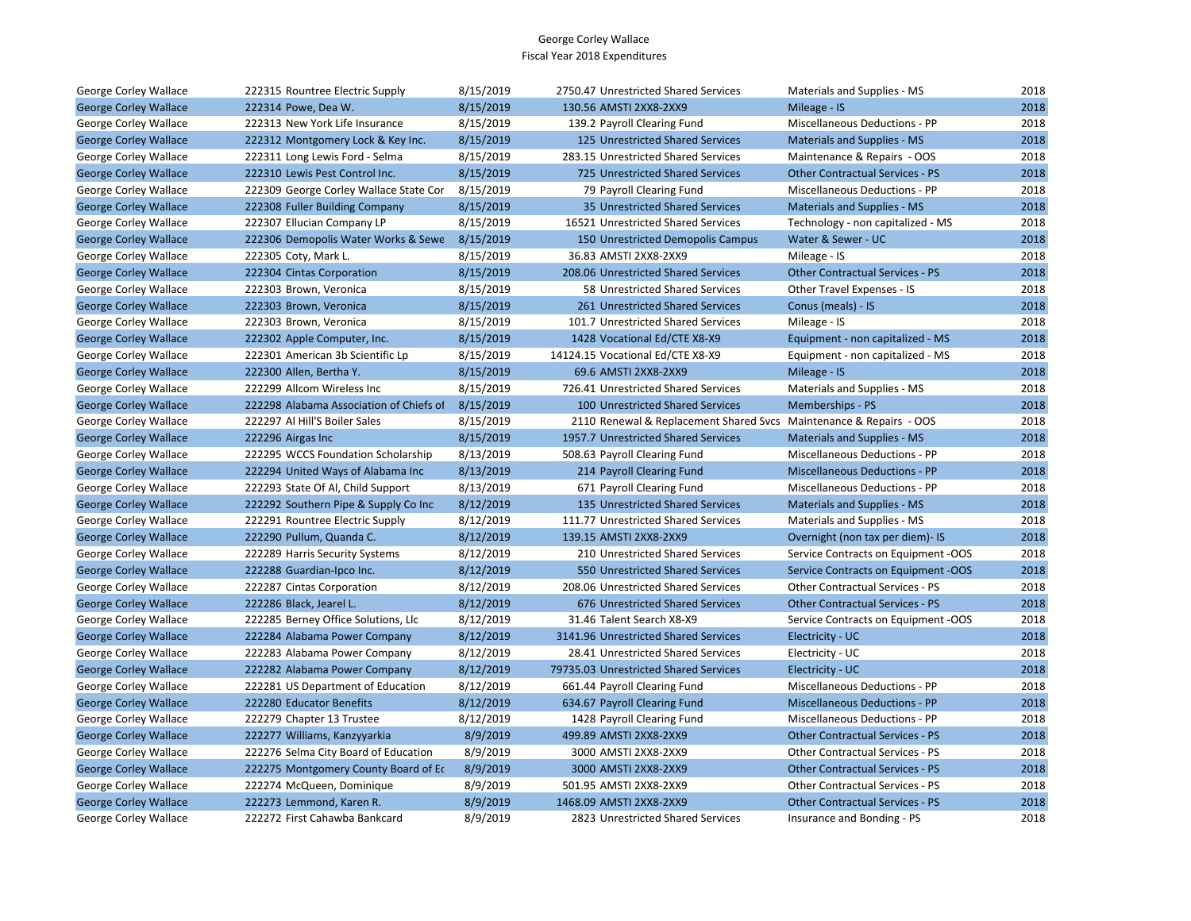George Corley Wallace
Fiscal Year 2018 Expenditures

| | | | | | | |
|---|---|---|---|---|---|---|
| George Corley Wallace | 222315 Rountree Electric Supply | 8/15/2019 | 2750.47 | Unrestricted Shared Services | Materials and Supplies - MS | 2018 |
| George Corley Wallace | 222314 Powe, Dea W. | 8/15/2019 | 130.56 | AMSTI 2XX8-2XX9 | Mileage - IS | 2018 |
| George Corley Wallace | 222313 New York Life Insurance | 8/15/2019 | 139.2 | Payroll Clearing Fund | Miscellaneous Deductions - PP | 2018 |
| George Corley Wallace | 222312 Montgomery Lock & Key Inc. | 8/15/2019 | 125 | Unrestricted Shared Services | Materials and Supplies - MS | 2018 |
| George Corley Wallace | 222311 Long Lewis Ford - Selma | 8/15/2019 | 283.15 | Unrestricted Shared Services | Maintenance & Repairs - OOS | 2018 |
| George Corley Wallace | 222310 Lewis Pest Control Inc. | 8/15/2019 | 725 | Unrestricted Shared Services | Other Contractual Services - PS | 2018 |
| George Corley Wallace | 222309 George Corley Wallace State Cor | 8/15/2019 | 79 | Payroll Clearing Fund | Miscellaneous Deductions - PP | 2018 |
| George Corley Wallace | 222308 Fuller Building Company | 8/15/2019 | 35 | Unrestricted Shared Services | Materials and Supplies - MS | 2018 |
| George Corley Wallace | 222307 Ellucian Company LP | 8/15/2019 | 16521 | Unrestricted Shared Services | Technology - non capitalized - MS | 2018 |
| George Corley Wallace | 222306 Demopolis Water Works & Sewe | 8/15/2019 | 150 | Unrestricted Demopolis Campus | Water & Sewer - UC | 2018 |
| George Corley Wallace | 222305 Coty, Mark L. | 8/15/2019 | 36.83 | AMSTI 2XX8-2XX9 | Mileage - IS | 2018 |
| George Corley Wallace | 222304 Cintas Corporation | 8/15/2019 | 208.06 | Unrestricted Shared Services | Other Contractual Services - PS | 2018 |
| George Corley Wallace | 222303 Brown, Veronica | 8/15/2019 | 58 | Unrestricted Shared Services | Other Travel Expenses - IS | 2018 |
| George Corley Wallace | 222303 Brown, Veronica | 8/15/2019 | 261 | Unrestricted Shared Services | Conus (meals) - IS | 2018 |
| George Corley Wallace | 222303 Brown, Veronica | 8/15/2019 | 101.7 | Unrestricted Shared Services | Mileage - IS | 2018 |
| George Corley Wallace | 222302 Apple Computer, Inc. | 8/15/2019 | 1428 | Vocational Ed/CTE X8-X9 | Equipment - non capitalized - MS | 2018 |
| George Corley Wallace | 222301 American 3b Scientific Lp | 8/15/2019 | 14124.15 | Vocational Ed/CTE X8-X9 | Equipment - non capitalized - MS | 2018 |
| George Corley Wallace | 222300 Allen, Bertha Y. | 8/15/2019 | 69.6 | AMSTI 2XX8-2XX9 | Mileage - IS | 2018 |
| George Corley Wallace | 222299 Allcom Wireless Inc | 8/15/2019 | 726.41 | Unrestricted Shared Services | Materials and Supplies - MS | 2018 |
| George Corley Wallace | 222298 Alabama Association of Chiefs of | 8/15/2019 | 100 | Unrestricted Shared Services | Memberships - PS | 2018 |
| George Corley Wallace | 222297 Al Hill'S Boiler Sales | 8/15/2019 | 2110 | Renewal & Replacement Shared Svcs | Maintenance & Repairs - OOS | 2018 |
| George Corley Wallace | 222296 Airgas Inc | 8/15/2019 | 1957.7 | Unrestricted Shared Services | Materials and Supplies - MS | 2018 |
| George Corley Wallace | 222295 WCCS Foundation Scholarship | 8/13/2019 | 508.63 | Payroll Clearing Fund | Miscellaneous Deductions - PP | 2018 |
| George Corley Wallace | 222294 United Ways of Alabama Inc | 8/13/2019 | 214 | Payroll Clearing Fund | Miscellaneous Deductions - PP | 2018 |
| George Corley Wallace | 222293 State Of Al, Child Support | 8/13/2019 | 671 | Payroll Clearing Fund | Miscellaneous Deductions - PP | 2018 |
| George Corley Wallace | 222292 Southern Pipe & Supply Co Inc | 8/12/2019 | 135 | Unrestricted Shared Services | Materials and Supplies - MS | 2018 |
| George Corley Wallace | 222291 Rountree Electric Supply | 8/12/2019 | 111.77 | Unrestricted Shared Services | Materials and Supplies - MS | 2018 |
| George Corley Wallace | 222290 Pullum, Quanda C. | 8/12/2019 | 139.15 | AMSTI 2XX8-2XX9 | Overnight (non tax per diem)- IS | 2018 |
| George Corley Wallace | 222289 Harris Security Systems | 8/12/2019 | 210 | Unrestricted Shared Services | Service Contracts on Equipment -OOS | 2018 |
| George Corley Wallace | 222288 Guardian-Ipco Inc. | 8/12/2019 | 550 | Unrestricted Shared Services | Service Contracts on Equipment -OOS | 2018 |
| George Corley Wallace | 222287 Cintas Corporation | 8/12/2019 | 208.06 | Unrestricted Shared Services | Other Contractual Services - PS | 2018 |
| George Corley Wallace | 222286 Black, Jearel L. | 8/12/2019 | 676 | Unrestricted Shared Services | Other Contractual Services - PS | 2018 |
| George Corley Wallace | 222285 Berney Office Solutions, Llc | 8/12/2019 | 31.46 | Talent Search X8-X9 | Service Contracts on Equipment -OOS | 2018 |
| George Corley Wallace | 222284 Alabama Power Company | 8/12/2019 | 3141.96 | Unrestricted Shared Services | Electricity - UC | 2018 |
| George Corley Wallace | 222283 Alabama Power Company | 8/12/2019 | 28.41 | Unrestricted Shared Services | Electricity - UC | 2018 |
| George Corley Wallace | 222282 Alabama Power Company | 8/12/2019 | 79735.03 | Unrestricted Shared Services | Electricity - UC | 2018 |
| George Corley Wallace | 222281 US Department of Education | 8/12/2019 | 661.44 | Payroll Clearing Fund | Miscellaneous Deductions - PP | 2018 |
| George Corley Wallace | 222280 Educator Benefits | 8/12/2019 | 634.67 | Payroll Clearing Fund | Miscellaneous Deductions - PP | 2018 |
| George Corley Wallace | 222279 Chapter 13 Trustee | 8/12/2019 | 1428 | Payroll Clearing Fund | Miscellaneous Deductions - PP | 2018 |
| George Corley Wallace | 222277 Williams, Kanzyyarkia | 8/9/2019 | 499.89 | AMSTI 2XX8-2XX9 | Other Contractual Services - PS | 2018 |
| George Corley Wallace | 222276 Selma City Board of Education | 8/9/2019 | 3000 | AMSTI 2XX8-2XX9 | Other Contractual Services - PS | 2018 |
| George Corley Wallace | 222275 Montgomery County Board of Ec | 8/9/2019 | 3000 | AMSTI 2XX8-2XX9 | Other Contractual Services - PS | 2018 |
| George Corley Wallace | 222274 McQueen, Dominique | 8/9/2019 | 501.95 | AMSTI 2XX8-2XX9 | Other Contractual Services - PS | 2018 |
| George Corley Wallace | 222273 Lemmond, Karen R. | 8/9/2019 | 1468.09 | AMSTI 2XX8-2XX9 | Other Contractual Services - PS | 2018 |
| George Corley Wallace | 222272 First Cahawba Bankcard | 8/9/2019 | 2823 | Unrestricted Shared Services | Insurance and Bonding - PS | 2018 |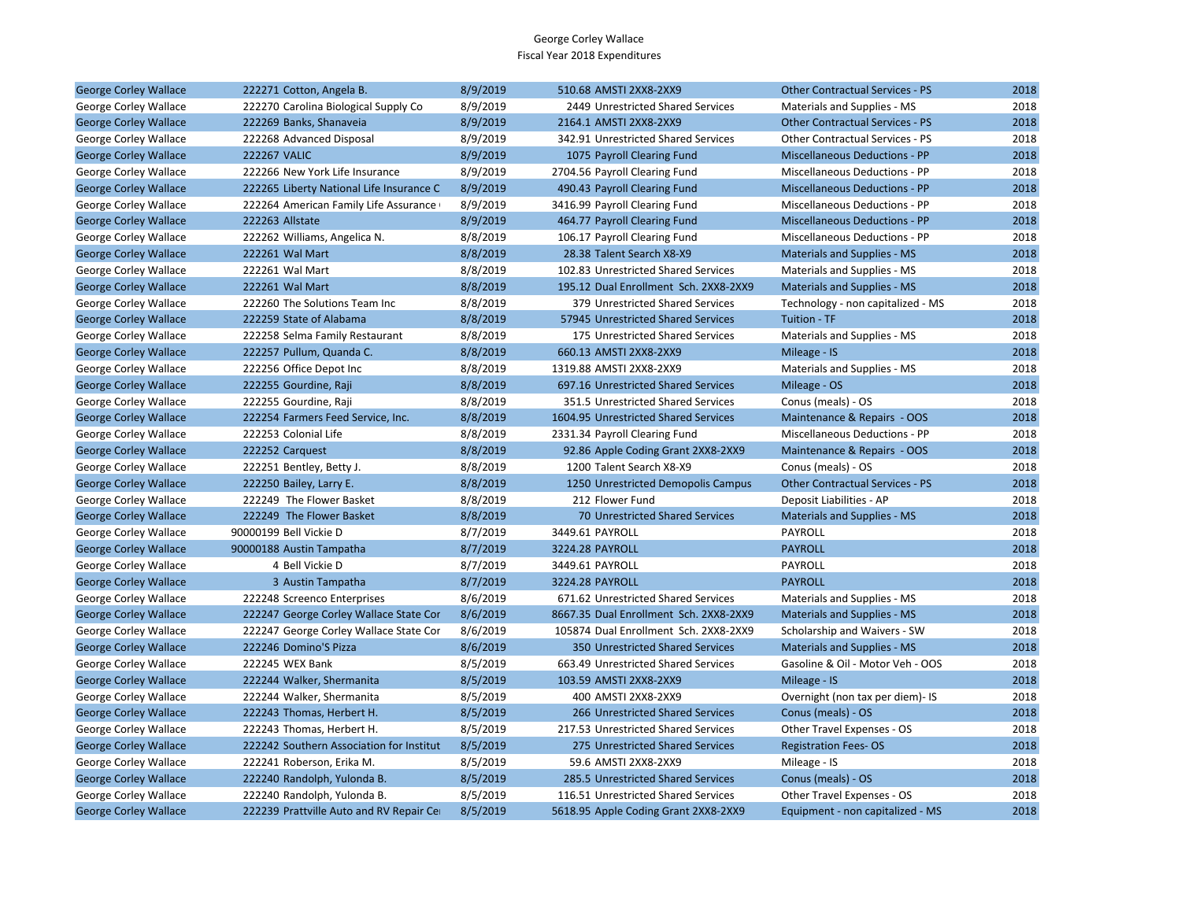George Corley Wallace
Fiscal Year 2018 Expenditures

| | | | | | | |
|---|---|---|---|---|---|---|
| George Corley Wallace | 222271 | Cotton, Angela B. | 8/9/2019 | 510.68 AMSTI 2XX8-2XX9 | Other Contractual Services - PS | 2018 |
| George Corley Wallace | 222270 | Carolina Biological Supply Co | 8/9/2019 | 2449 Unrestricted Shared Services | Materials and Supplies - MS | 2018 |
| George Corley Wallace | 222269 | Banks, Shanaveia | 8/9/2019 | 2164.1 AMSTI 2XX8-2XX9 | Other Contractual Services - PS | 2018 |
| George Corley Wallace | 222268 | Advanced Disposal | 8/9/2019 | 342.91 Unrestricted Shared Services | Other Contractual Services - PS | 2018 |
| George Corley Wallace | 222267 | VALIC | 8/9/2019 | 1075 Payroll Clearing Fund | Miscellaneous Deductions - PP | 2018 |
| George Corley Wallace | 222266 | New York Life Insurance | 8/9/2019 | 2704.56 Payroll Clearing Fund | Miscellaneous Deductions - PP | 2018 |
| George Corley Wallace | 222265 | Liberty National Life Insurance C | 8/9/2019 | 490.43 Payroll Clearing Fund | Miscellaneous Deductions - PP | 2018 |
| George Corley Wallace | 222264 | American Family Life Assurance | 8/9/2019 | 3416.99 Payroll Clearing Fund | Miscellaneous Deductions - PP | 2018 |
| George Corley Wallace | 222263 | Allstate | 8/9/2019 | 464.77 Payroll Clearing Fund | Miscellaneous Deductions - PP | 2018 |
| George Corley Wallace | 222262 | Williams, Angelica N. | 8/8/2019 | 106.17 Payroll Clearing Fund | Miscellaneous Deductions - PP | 2018 |
| George Corley Wallace | 222261 | Wal Mart | 8/8/2019 | 28.38 Talent Search X8-X9 | Materials and Supplies - MS | 2018 |
| George Corley Wallace | 222261 | Wal Mart | 8/8/2019 | 102.83 Unrestricted Shared Services | Materials and Supplies - MS | 2018 |
| George Corley Wallace | 222261 | Wal Mart | 8/8/2019 | 195.12 Dual Enrollment Sch. 2XX8-2XX9 | Materials and Supplies - MS | 2018 |
| George Corley Wallace | 222260 | The Solutions Team Inc | 8/8/2019 | 379 Unrestricted Shared Services | Technology - non capitalized - MS | 2018 |
| George Corley Wallace | 222259 | State of Alabama | 8/8/2019 | 57945 Unrestricted Shared Services | Tuition - TF | 2018 |
| George Corley Wallace | 222258 | Selma Family Restaurant | 8/8/2019 | 175 Unrestricted Shared Services | Materials and Supplies - MS | 2018 |
| George Corley Wallace | 222257 | Pullum, Quanda C. | 8/8/2019 | 660.13 AMSTI 2XX8-2XX9 | Mileage - IS | 2018 |
| George Corley Wallace | 222256 | Office Depot Inc | 8/8/2019 | 1319.88 AMSTI 2XX8-2XX9 | Materials and Supplies - MS | 2018 |
| George Corley Wallace | 222255 | Gourdine, Raji | 8/8/2019 | 697.16 Unrestricted Shared Services | Mileage - OS | 2018 |
| George Corley Wallace | 222255 | Gourdine, Raji | 8/8/2019 | 351.5 Unrestricted Shared Services | Conus (meals) - OS | 2018 |
| George Corley Wallace | 222254 | Farmers Feed Service, Inc. | 8/8/2019 | 1604.95 Unrestricted Shared Services | Maintenance & Repairs - OOS | 2018 |
| George Corley Wallace | 222253 | Colonial Life | 8/8/2019 | 2331.34 Payroll Clearing Fund | Miscellaneous Deductions - PP | 2018 |
| George Corley Wallace | 222252 | Carquest | 8/8/2019 | 92.86 Apple Coding Grant 2XX8-2XX9 | Maintenance & Repairs - OOS | 2018 |
| George Corley Wallace | 222251 | Bentley, Betty J. | 8/8/2019 | 1200 Talent Search X8-X9 | Conus (meals) - OS | 2018 |
| George Corley Wallace | 222250 | Bailey, Larry E. | 8/8/2019 | 1250 Unrestricted Demopolis Campus | Other Contractual Services - PS | 2018 |
| George Corley Wallace | 222249 | The Flower Basket | 8/8/2019 | 212 Flower Fund | Deposit Liabilities - AP | 2018 |
| George Corley Wallace | 222249 | The Flower Basket | 8/8/2019 | 70 Unrestricted Shared Services | Materials and Supplies - MS | 2018 |
| George Corley Wallace | 90000199 | Bell Vickie D | 8/7/2019 | 3449.61 PAYROLL | PAYROLL | 2018 |
| George Corley Wallace | 90000188 | Austin Tampatha | 8/7/2019 | 3224.28 PAYROLL | PAYROLL | 2018 |
| George Corley Wallace | 4 | Bell Vickie D | 8/7/2019 | 3449.61 PAYROLL | PAYROLL | 2018 |
| George Corley Wallace | 3 | Austin Tampatha | 8/7/2019 | 3224.28 PAYROLL | PAYROLL | 2018 |
| George Corley Wallace | 222248 | Screenco Enterprises | 8/6/2019 | 671.62 Unrestricted Shared Services | Materials and Supplies - MS | 2018 |
| George Corley Wallace | 222247 | George Corley Wallace State Cor | 8/6/2019 | 8667.35 Dual Enrollment Sch. 2XX8-2XX9 | Materials and Supplies - MS | 2018 |
| George Corley Wallace | 222247 | George Corley Wallace State Cor | 8/6/2019 | 105874 Dual Enrollment Sch. 2XX8-2XX9 | Scholarship and Waivers - SW | 2018 |
| George Corley Wallace | 222246 | Domino'S Pizza | 8/6/2019 | 350 Unrestricted Shared Services | Materials and Supplies - MS | 2018 |
| George Corley Wallace | 222245 | WEX Bank | 8/5/2019 | 663.49 Unrestricted Shared Services | Gasoline & Oil - Motor Veh - OOS | 2018 |
| George Corley Wallace | 222244 | Walker, Shermanita | 8/5/2019 | 103.59 AMSTI 2XX8-2XX9 | Mileage - IS | 2018 |
| George Corley Wallace | 222244 | Walker, Shermanita | 8/5/2019 | 400 AMSTI 2XX8-2XX9 | Overnight (non tax per diem)- IS | 2018 |
| George Corley Wallace | 222243 | Thomas, Herbert H. | 8/5/2019 | 266 Unrestricted Shared Services | Conus (meals) - OS | 2018 |
| George Corley Wallace | 222243 | Thomas, Herbert H. | 8/5/2019 | 217.53 Unrestricted Shared Services | Other Travel Expenses - OS | 2018 |
| George Corley Wallace | 222242 | Southern Association for Institut | 8/5/2019 | 275 Unrestricted Shared Services | Registration Fees- OS | 2018 |
| George Corley Wallace | 222241 | Roberson, Erika M. | 8/5/2019 | 59.6 AMSTI 2XX8-2XX9 | Mileage - IS | 2018 |
| George Corley Wallace | 222240 | Randolph, Yulonda B. | 8/5/2019 | 285.5 Unrestricted Shared Services | Conus (meals) - OS | 2018 |
| George Corley Wallace | 222240 | Randolph, Yulonda B. | 8/5/2019 | 116.51 Unrestricted Shared Services | Other Travel Expenses - OS | 2018 |
| George Corley Wallace | 222239 | Prattville Auto and RV Repair Ce | 8/5/2019 | 5618.95 Apple Coding Grant 2XX8-2XX9 | Equipment - non capitalized - MS | 2018 |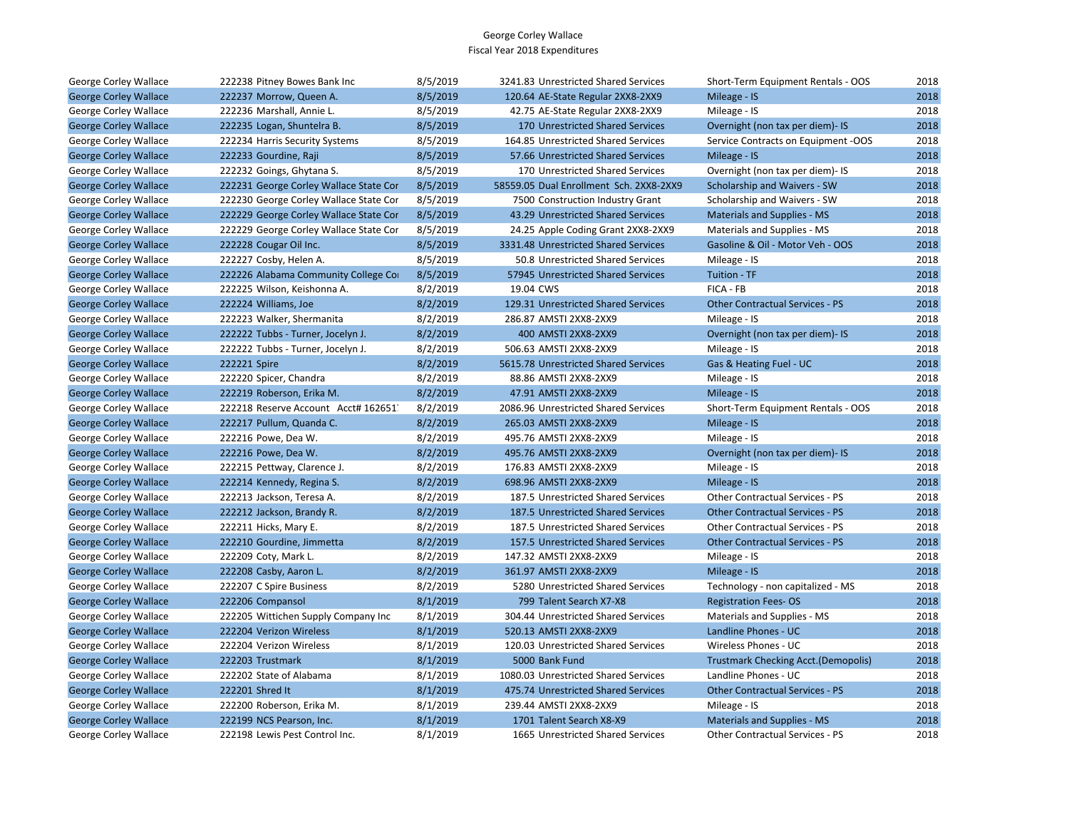George Corley Wallace
Fiscal Year 2018 Expenditures

| | | | | | | |
|---|---|---|---|---|---|---|
| George Corley Wallace | 222238 Pitney Bowes Bank Inc | 8/5/2019 | 3241.83 | Unrestricted Shared Services | Short-Term Equipment Rentals - OOS | 2018 |
| George Corley Wallace | 222237 Morrow, Queen A. | 8/5/2019 | 120.64 | AE-State Regular 2XX8-2XX9 | Mileage - IS | 2018 |
| George Corley Wallace | 222236 Marshall, Annie L. | 8/5/2019 | 42.75 | AE-State Regular 2XX8-2XX9 | Mileage - IS | 2018 |
| George Corley Wallace | 222235 Logan, Shuntelra B. | 8/5/2019 | 170 | Unrestricted Shared Services | Overnight (non tax per diem)- IS | 2018 |
| George Corley Wallace | 222234 Harris Security Systems | 8/5/2019 | 164.85 | Unrestricted Shared Services | Service Contracts on Equipment -OOS | 2018 |
| George Corley Wallace | 222233 Gourdine, Raji | 8/5/2019 | 57.66 | Unrestricted Shared Services | Mileage - IS | 2018 |
| George Corley Wallace | 222232 Goings, Ghytana S. | 8/5/2019 | 170 | Unrestricted Shared Services | Overnight (non tax per diem)- IS | 2018 |
| George Corley Wallace | 222231 George Corley Wallace State Cor | 8/5/2019 | 58559.05 | Dual Enrollment Sch. 2XX8-2XX9 | Scholarship and Waivers - SW | 2018 |
| George Corley Wallace | 222230 George Corley Wallace State Cor | 8/5/2019 | 7500 | Construction Industry Grant | Scholarship and Waivers - SW | 2018 |
| George Corley Wallace | 222229 George Corley Wallace State Cor | 8/5/2019 | 43.29 | Unrestricted Shared Services | Materials and Supplies - MS | 2018 |
| George Corley Wallace | 222229 George Corley Wallace State Cor | 8/5/2019 | 24.25 | Apple Coding Grant 2XX8-2XX9 | Materials and Supplies - MS | 2018 |
| George Corley Wallace | 222228 Cougar Oil Inc. | 8/5/2019 | 3331.48 | Unrestricted Shared Services | Gasoline & Oil - Motor Veh - OOS | 2018 |
| George Corley Wallace | 222227 Cosby, Helen A. | 8/5/2019 | 50.8 | Unrestricted Shared Services | Mileage - IS | 2018 |
| George Corley Wallace | 222226 Alabama Community College Coı | 8/5/2019 | 57945 | Unrestricted Shared Services | Tuition - TF | 2018 |
| George Corley Wallace | 222225 Wilson, Keishonna A. | 8/2/2019 | 19.04 | CWS | FICA - FB | 2018 |
| George Corley Wallace | 222224 Williams, Joe | 8/2/2019 | 129.31 | Unrestricted Shared Services | Other Contractual Services - PS | 2018 |
| George Corley Wallace | 222223 Walker, Shermanita | 8/2/2019 | 286.87 | AMSTI 2XX8-2XX9 | Mileage - IS | 2018 |
| George Corley Wallace | 222222 Tubbs - Turner, Jocelyn J. | 8/2/2019 | 400 | AMSTI 2XX8-2XX9 | Overnight (non tax per diem)- IS | 2018 |
| George Corley Wallace | 222222 Tubbs - Turner, Jocelyn J. | 8/2/2019 | 506.63 | AMSTI 2XX8-2XX9 | Mileage - IS | 2018 |
| George Corley Wallace | 222221 Spire | 8/2/2019 | 5615.78 | Unrestricted Shared Services | Gas & Heating Fuel - UC | 2018 |
| George Corley Wallace | 222220 Spicer, Chandra | 8/2/2019 | 88.86 | AMSTI 2XX8-2XX9 | Mileage - IS | 2018 |
| George Corley Wallace | 222219 Roberson, Erika M. | 8/2/2019 | 47.91 | AMSTI 2XX8-2XX9 | Mileage - IS | 2018 |
| George Corley Wallace | 222218 Reserve Account Acct# 162651 | 8/2/2019 | 2086.96 | Unrestricted Shared Services | Short-Term Equipment Rentals - OOS | 2018 |
| George Corley Wallace | 222217 Pullum, Quanda C. | 8/2/2019 | 265.03 | AMSTI 2XX8-2XX9 | Mileage - IS | 2018 |
| George Corley Wallace | 222216 Powe, Dea W. | 8/2/2019 | 495.76 | AMSTI 2XX8-2XX9 | Mileage - IS | 2018 |
| George Corley Wallace | 222216 Powe, Dea W. | 8/2/2019 | 495.76 | AMSTI 2XX8-2XX9 | Overnight (non tax per diem)- IS | 2018 |
| George Corley Wallace | 222215 Pettway, Clarence J. | 8/2/2019 | 176.83 | AMSTI 2XX8-2XX9 | Mileage - IS | 2018 |
| George Corley Wallace | 222214 Kennedy, Regina S. | 8/2/2019 | 698.96 | AMSTI 2XX8-2XX9 | Mileage - IS | 2018 |
| George Corley Wallace | 222213 Jackson, Teresa A. | 8/2/2019 | 187.5 | Unrestricted Shared Services | Other Contractual Services - PS | 2018 |
| George Corley Wallace | 222212 Jackson, Brandy R. | 8/2/2019 | 187.5 | Unrestricted Shared Services | Other Contractual Services - PS | 2018 |
| George Corley Wallace | 222211 Hicks, Mary E. | 8/2/2019 | 187.5 | Unrestricted Shared Services | Other Contractual Services - PS | 2018 |
| George Corley Wallace | 222210 Gourdine, Jimmetta | 8/2/2019 | 157.5 | Unrestricted Shared Services | Other Contractual Services - PS | 2018 |
| George Corley Wallace | 222209 Coty, Mark L. | 8/2/2019 | 147.32 | AMSTI 2XX8-2XX9 | Mileage - IS | 2018 |
| George Corley Wallace | 222208 Casby, Aaron L. | 8/2/2019 | 361.97 | AMSTI 2XX8-2XX9 | Mileage - IS | 2018 |
| George Corley Wallace | 222207 C Spire Business | 8/2/2019 | 5280 | Unrestricted Shared Services | Technology - non capitalized - MS | 2018 |
| George Corley Wallace | 222206 Compansol | 8/1/2019 | 799 | Talent Search X7-X8 | Registration Fees- OS | 2018 |
| George Corley Wallace | 222205 Wittichen Supply Company Inc | 8/1/2019 | 304.44 | Unrestricted Shared Services | Materials and Supplies - MS | 2018 |
| George Corley Wallace | 222204 Verizon Wireless | 8/1/2019 | 520.13 | AMSTI 2XX8-2XX9 | Landline Phones - UC | 2018 |
| George Corley Wallace | 222204 Verizon Wireless | 8/1/2019 | 120.03 | Unrestricted Shared Services | Wireless Phones - UC | 2018 |
| George Corley Wallace | 222203 Trustmark | 8/1/2019 | 5000 | Bank Fund | Trustmark Checking Acct.(Demopolis) | 2018 |
| George Corley Wallace | 222202 State of Alabama | 8/1/2019 | 1080.03 | Unrestricted Shared Services | Landline Phones - UC | 2018 |
| George Corley Wallace | 222201 Shred It | 8/1/2019 | 475.74 | Unrestricted Shared Services | Other Contractual Services - PS | 2018 |
| George Corley Wallace | 222200 Roberson, Erika M. | 8/1/2019 | 239.44 | AMSTI 2XX8-2XX9 | Mileage - IS | 2018 |
| George Corley Wallace | 222199 NCS Pearson, Inc. | 8/1/2019 | 1701 | Talent Search X8-X9 | Materials and Supplies - MS | 2018 |
| George Corley Wallace | 222198 Lewis Pest Control Inc. | 8/1/2019 | 1665 | Unrestricted Shared Services | Other Contractual Services - PS | 2018 |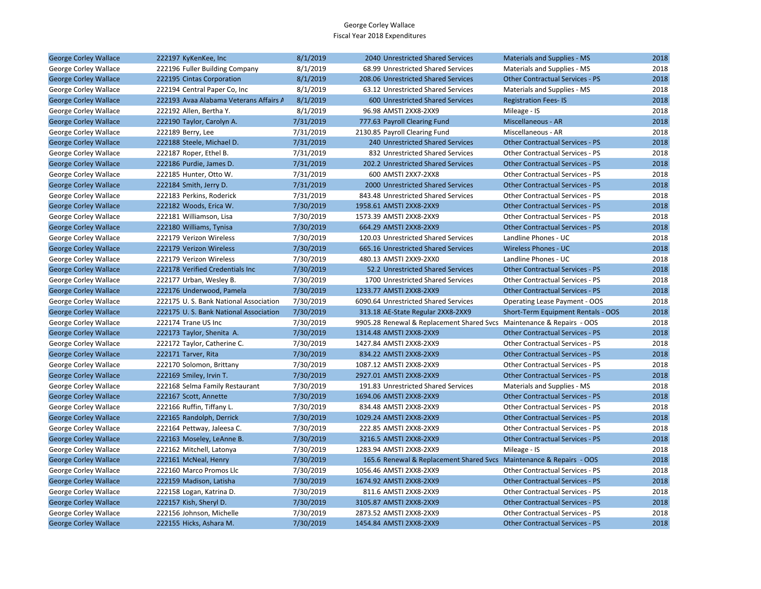George Corley Wallace
Fiscal Year 2018 Expenditures

| | | | | | | |
|---|---|---|---|---|---|---|
| George Corley Wallace | 222197 KyKenKee, Inc | 8/1/2019 | 2040 | Unrestricted Shared Services | Materials and Supplies - MS | 2018 |
| George Corley Wallace | 222196 Fuller Building Company | 8/1/2019 | 68.99 | Unrestricted Shared Services | Materials and Supplies - MS | 2018 |
| George Corley Wallace | 222195 Cintas Corporation | 8/1/2019 | 208.06 | Unrestricted Shared Services | Other Contractual Services - PS | 2018 |
| George Corley Wallace | 222194 Central Paper Co, Inc | 8/1/2019 | 63.12 | Unrestricted Shared Services | Materials and Supplies - MS | 2018 |
| George Corley Wallace | 222193 Avaa Alabama Veterans Affairs A | 8/1/2019 | 600 | Unrestricted Shared Services | Registration Fees- IS | 2018 |
| George Corley Wallace | 222192 Allen, Bertha Y. | 8/1/2019 | 96.98 | AMSTI 2XX8-2XX9 | Mileage - IS | 2018 |
| George Corley Wallace | 222190 Taylor, Carolyn A. | 7/31/2019 | 777.63 | Payroll Clearing Fund | Miscellaneous - AR | 2018 |
| George Corley Wallace | 222189 Berry, Lee | 7/31/2019 | 2130.85 | Payroll Clearing Fund | Miscellaneous - AR | 2018 |
| George Corley Wallace | 222188 Steele, Michael D. | 7/31/2019 | 240 | Unrestricted Shared Services | Other Contractual Services - PS | 2018 |
| George Corley Wallace | 222187 Roper, Ethel B. | 7/31/2019 | 832 | Unrestricted Shared Services | Other Contractual Services - PS | 2018 |
| George Corley Wallace | 222186 Purdie, James D. | 7/31/2019 | 202.2 | Unrestricted Shared Services | Other Contractual Services - PS | 2018 |
| George Corley Wallace | 222185 Hunter, Otto W. | 7/31/2019 | 600 | AMSTI 2XX7-2XX8 | Other Contractual Services - PS | 2018 |
| George Corley Wallace | 222184 Smith, Jerry D. | 7/31/2019 | 2000 | Unrestricted Shared Services | Other Contractual Services - PS | 2018 |
| George Corley Wallace | 222183 Perkins, Roderick | 7/31/2019 | 843.48 | Unrestricted Shared Services | Other Contractual Services - PS | 2018 |
| George Corley Wallace | 222182 Woods, Erica W. | 7/30/2019 | 1958.61 | AMSTI 2XX8-2XX9 | Other Contractual Services - PS | 2018 |
| George Corley Wallace | 222181 Williamson, Lisa | 7/30/2019 | 1573.39 | AMSTI 2XX8-2XX9 | Other Contractual Services - PS | 2018 |
| George Corley Wallace | 222180 Williams, Tynisa | 7/30/2019 | 664.29 | AMSTI 2XX8-2XX9 | Other Contractual Services - PS | 2018 |
| George Corley Wallace | 222179 Verizon Wireless | 7/30/2019 | 120.03 | Unrestricted Shared Services | Landline Phones - UC | 2018 |
| George Corley Wallace | 222179 Verizon Wireless | 7/30/2019 | 665.16 | Unrestricted Shared Services | Wireless Phones - UC | 2018 |
| George Corley Wallace | 222179 Verizon Wireless | 7/30/2019 | 480.13 | AMSTI 2XX9-2XX0 | Landline Phones - UC | 2018 |
| George Corley Wallace | 222178 Verified Credentials Inc | 7/30/2019 | 52.2 | Unrestricted Shared Services | Other Contractual Services - PS | 2018 |
| George Corley Wallace | 222177 Urban, Wesley B. | 7/30/2019 | 1700 | Unrestricted Shared Services | Other Contractual Services - PS | 2018 |
| George Corley Wallace | 222176 Underwood, Pamela | 7/30/2019 | 1233.77 | AMSTI 2XX8-2XX9 | Other Contractual Services - PS | 2018 |
| George Corley Wallace | 222175 U. S. Bank National Association | 7/30/2019 | 6090.64 | Unrestricted Shared Services | Operating Lease Payment - OOS | 2018 |
| George Corley Wallace | 222175 U. S. Bank National Association | 7/30/2019 | 313.18 | AE-State Regular 2XX8-2XX9 | Short-Term Equipment Rentals - OOS | 2018 |
| George Corley Wallace | 222174 Trane US Inc | 7/30/2019 | 9905.28 | Renewal & Replacement Shared Svcs | Maintenance & Repairs - OOS | 2018 |
| George Corley Wallace | 222173 Taylor, Shenita A. | 7/30/2019 | 1314.48 | AMSTI 2XX8-2XX9 | Other Contractual Services - PS | 2018 |
| George Corley Wallace | 222172 Taylor, Catherine C. | 7/30/2019 | 1427.84 | AMSTI 2XX8-2XX9 | Other Contractual Services - PS | 2018 |
| George Corley Wallace | 222171 Tarver, Rita | 7/30/2019 | 834.22 | AMSTI 2XX8-2XX9 | Other Contractual Services - PS | 2018 |
| George Corley Wallace | 222170 Solomon, Brittany | 7/30/2019 | 1087.12 | AMSTI 2XX8-2XX9 | Other Contractual Services - PS | 2018 |
| George Corley Wallace | 222169 Smiley, Irvin T. | 7/30/2019 | 2927.01 | AMSTI 2XX8-2XX9 | Other Contractual Services - PS | 2018 |
| George Corley Wallace | 222168 Selma Family Restaurant | 7/30/2019 | 191.83 | Unrestricted Shared Services | Materials and Supplies - MS | 2018 |
| George Corley Wallace | 222167 Scott, Annette | 7/30/2019 | 1694.06 | AMSTI 2XX8-2XX9 | Other Contractual Services - PS | 2018 |
| George Corley Wallace | 222166 Ruffin, Tiffany L. | 7/30/2019 | 834.48 | AMSTI 2XX8-2XX9 | Other Contractual Services - PS | 2018 |
| George Corley Wallace | 222165 Randolph, Derrick | 7/30/2019 | 1029.24 | AMSTI 2XX8-2XX9 | Other Contractual Services - PS | 2018 |
| George Corley Wallace | 222164 Pettway, Jaleesa C. | 7/30/2019 | 222.85 | AMSTI 2XX8-2XX9 | Other Contractual Services - PS | 2018 |
| George Corley Wallace | 222163 Moseley, LeAnne B. | 7/30/2019 | 3216.5 | AMSTI 2XX8-2XX9 | Other Contractual Services - PS | 2018 |
| George Corley Wallace | 222162 Mitchell, Latonya | 7/30/2019 | 1283.94 | AMSTI 2XX8-2XX9 | Mileage - IS | 2018 |
| George Corley Wallace | 222161 McNeal, Henry | 7/30/2019 | 165.6 | Renewal & Replacement Shared Svcs | Maintenance & Repairs - OOS | 2018 |
| George Corley Wallace | 222160 Marco Promos Llc | 7/30/2019 | 1056.46 | AMSTI 2XX8-2XX9 | Other Contractual Services - PS | 2018 |
| George Corley Wallace | 222159 Madison, Latisha | 7/30/2019 | 1674.92 | AMSTI 2XX8-2XX9 | Other Contractual Services - PS | 2018 |
| George Corley Wallace | 222158 Logan, Katrina D. | 7/30/2019 | 811.6 | AMSTI 2XX8-2XX9 | Other Contractual Services - PS | 2018 |
| George Corley Wallace | 222157 Kish, Sheryl D. | 7/30/2019 | 3105.87 | AMSTI 2XX8-2XX9 | Other Contractual Services - PS | 2018 |
| George Corley Wallace | 222156 Johnson, Michelle | 7/30/2019 | 2873.52 | AMSTI 2XX8-2XX9 | Other Contractual Services - PS | 2018 |
| George Corley Wallace | 222155 Hicks, Ashara M. | 7/30/2019 | 1454.84 | AMSTI 2XX8-2XX9 | Other Contractual Services - PS | 2018 |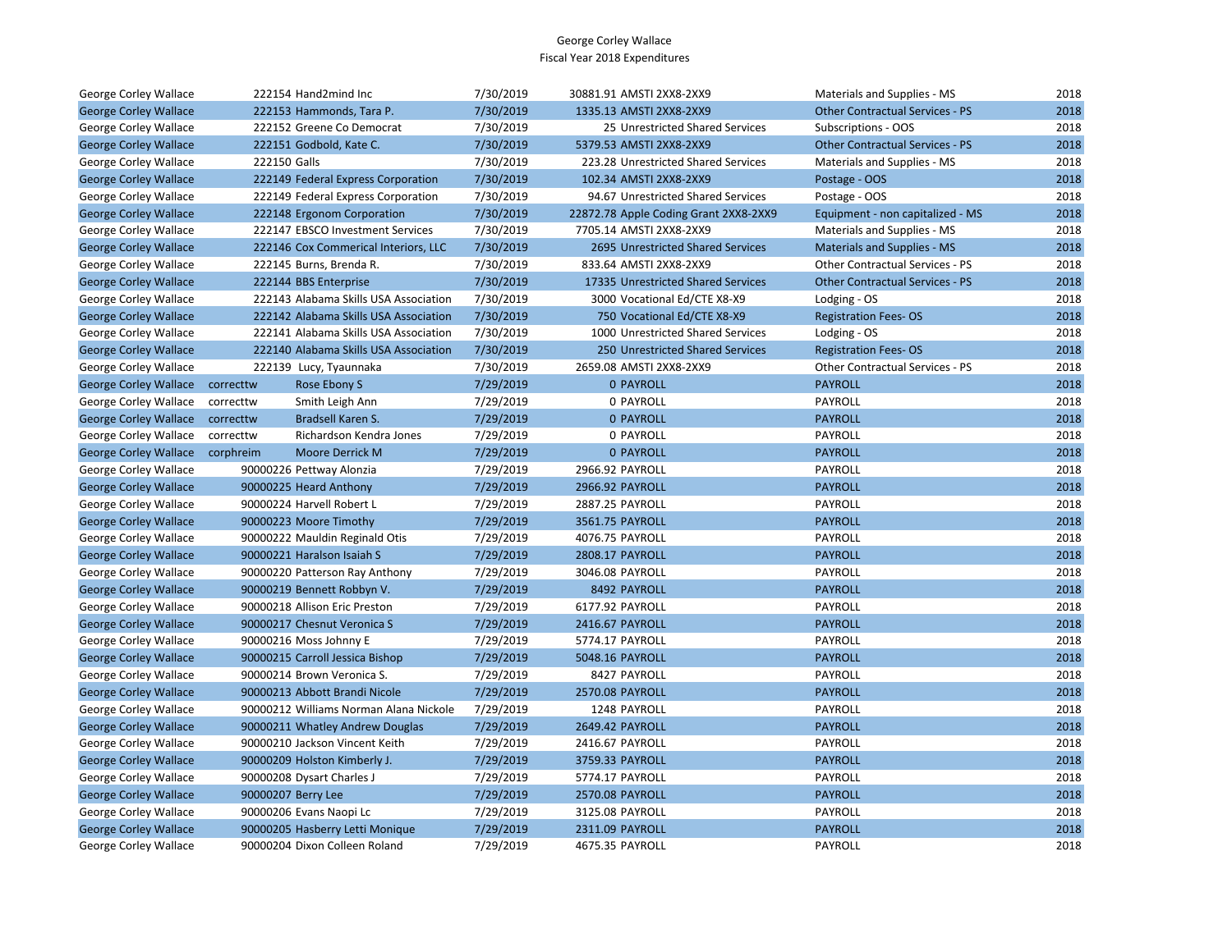George Corley Wallace
Fiscal Year 2018 Expenditures

| | | | | | | | |
|---|---|---|---|---|---|---|---|
| George Corley Wallace | 222154 | Hand2mind Inc | 7/30/2019 | 30881.91 | AMSTI 2XX8-2XX9 | Materials and Supplies - MS | 2018 |
| George Corley Wallace | 222153 | Hammonds, Tara P. | 7/30/2019 | 1335.13 | AMSTI 2XX8-2XX9 | Other Contractual Services - PS | 2018 |
| George Corley Wallace | 222152 | Greene Co Democrat | 7/30/2019 | 25 | Unrestricted Shared Services | Subscriptions - OOS | 2018 |
| George Corley Wallace | 222151 | Godbold, Kate C. | 7/30/2019 | 5379.53 | AMSTI 2XX8-2XX9 | Other Contractual Services - PS | 2018 |
| George Corley Wallace | 222150 | Galls | 7/30/2019 | 223.28 | Unrestricted Shared Services | Materials and Supplies - MS | 2018 |
| George Corley Wallace | 222149 | Federal Express Corporation | 7/30/2019 | 102.34 | AMSTI 2XX8-2XX9 | Postage - OOS | 2018 |
| George Corley Wallace | 222149 | Federal Express Corporation | 7/30/2019 | 94.67 | Unrestricted Shared Services | Postage - OOS | 2018 |
| George Corley Wallace | 222148 | Ergonom Corporation | 7/30/2019 | 22872.78 | Apple Coding Grant 2XX8-2XX9 | Equipment - non capitalized - MS | 2018 |
| George Corley Wallace | 222147 | EBSCO Investment Services | 7/30/2019 | 7705.14 | AMSTI 2XX8-2XX9 | Materials and Supplies - MS | 2018 |
| George Corley Wallace | 222146 | Cox Commerical Interiors, LLC | 7/30/2019 | 2695 | Unrestricted Shared Services | Materials and Supplies - MS | 2018 |
| George Corley Wallace | 222145 | Burns, Brenda R. | 7/30/2019 | 833.64 | AMSTI 2XX8-2XX9 | Other Contractual Services - PS | 2018 |
| George Corley Wallace | 222144 | BBS Enterprise | 7/30/2019 | 17335 | Unrestricted Shared Services | Other Contractual Services - PS | 2018 |
| George Corley Wallace | 222143 | Alabama Skills USA Association | 7/30/2019 | 3000 | Vocational Ed/CTE X8-X9 | Lodging - OS | 2018 |
| George Corley Wallace | 222142 | Alabama Skills USA Association | 7/30/2019 | 750 | Vocational Ed/CTE X8-X9 | Registration Fees- OS | 2018 |
| George Corley Wallace | 222141 | Alabama Skills USA Association | 7/30/2019 | 1000 | Unrestricted Shared Services | Lodging - OS | 2018 |
| George Corley Wallace | 222140 | Alabama Skills USA Association | 7/30/2019 | 250 | Unrestricted Shared Services | Registration Fees- OS | 2018 |
| George Corley Wallace | 222139 | Lucy, Tyaunnaka | 7/30/2019 | 2659.08 | AMSTI 2XX8-2XX9 | Other Contractual Services - PS | 2018 |
| George Corley Wallace | correcttw | Rose Ebony S | 7/29/2019 | 0 | PAYROLL | PAYROLL | 2018 |
| George Corley Wallace | correcttw | Smith Leigh Ann | 7/29/2019 | 0 | PAYROLL | PAYROLL | 2018 |
| George Corley Wallace | correcttw | Bradsell Karen S. | 7/29/2019 | 0 | PAYROLL | PAYROLL | 2018 |
| George Corley Wallace | correcttw | Richardson Kendra Jones | 7/29/2019 | 0 | PAYROLL | PAYROLL | 2018 |
| George Corley Wallace | corphreim | Moore Derrick M | 7/29/2019 | 0 | PAYROLL | PAYROLL | 2018 |
| George Corley Wallace | 90000226 | Pettway Alonzia | 7/29/2019 | 2966.92 | PAYROLL | PAYROLL | 2018 |
| George Corley Wallace | 90000225 | Heard Anthony | 7/29/2019 | 2966.92 | PAYROLL | PAYROLL | 2018 |
| George Corley Wallace | 90000224 | Harvell Robert L | 7/29/2019 | 2887.25 | PAYROLL | PAYROLL | 2018 |
| George Corley Wallace | 90000223 | Moore Timothy | 7/29/2019 | 3561.75 | PAYROLL | PAYROLL | 2018 |
| George Corley Wallace | 90000222 | Mauldin Reginald Otis | 7/29/2019 | 4076.75 | PAYROLL | PAYROLL | 2018 |
| George Corley Wallace | 90000221 | Haralson Isaiah S | 7/29/2019 | 2808.17 | PAYROLL | PAYROLL | 2018 |
| George Corley Wallace | 90000220 | Patterson Ray Anthony | 7/29/2019 | 3046.08 | PAYROLL | PAYROLL | 2018 |
| George Corley Wallace | 90000219 | Bennett Robbyn V. | 7/29/2019 | 8492 | PAYROLL | PAYROLL | 2018 |
| George Corley Wallace | 90000218 | Allison Eric Preston | 7/29/2019 | 6177.92 | PAYROLL | PAYROLL | 2018 |
| George Corley Wallace | 90000217 | Chesnut Veronica S | 7/29/2019 | 2416.67 | PAYROLL | PAYROLL | 2018 |
| George Corley Wallace | 90000216 | Moss Johnny E | 7/29/2019 | 5774.17 | PAYROLL | PAYROLL | 2018 |
| George Corley Wallace | 90000215 | Carroll Jessica Bishop | 7/29/2019 | 5048.16 | PAYROLL | PAYROLL | 2018 |
| George Corley Wallace | 90000214 | Brown Veronica S. | 7/29/2019 | 8427 | PAYROLL | PAYROLL | 2018 |
| George Corley Wallace | 90000213 | Abbott Brandi Nicole | 7/29/2019 | 2570.08 | PAYROLL | PAYROLL | 2018 |
| George Corley Wallace | 90000212 | Williams Norman Alana Nickole | 7/29/2019 | 1248 | PAYROLL | PAYROLL | 2018 |
| George Corley Wallace | 90000211 | Whatley Andrew Douglas | 7/29/2019 | 2649.42 | PAYROLL | PAYROLL | 2018 |
| George Corley Wallace | 90000210 | Jackson Vincent Keith | 7/29/2019 | 2416.67 | PAYROLL | PAYROLL | 2018 |
| George Corley Wallace | 90000209 | Holston Kimberly J. | 7/29/2019 | 3759.33 | PAYROLL | PAYROLL | 2018 |
| George Corley Wallace | 90000208 | Dysart Charles J | 7/29/2019 | 5774.17 | PAYROLL | PAYROLL | 2018 |
| George Corley Wallace | 90000207 | Berry Lee | 7/29/2019 | 2570.08 | PAYROLL | PAYROLL | 2018 |
| George Corley Wallace | 90000206 | Evans Naopi Lc | 7/29/2019 | 3125.08 | PAYROLL | PAYROLL | 2018 |
| George Corley Wallace | 90000205 | Hasberry Letti Monique | 7/29/2019 | 2311.09 | PAYROLL | PAYROLL | 2018 |
| George Corley Wallace | 90000204 | Dixon Colleen Roland | 7/29/2019 | 4675.35 | PAYROLL | PAYROLL | 2018 |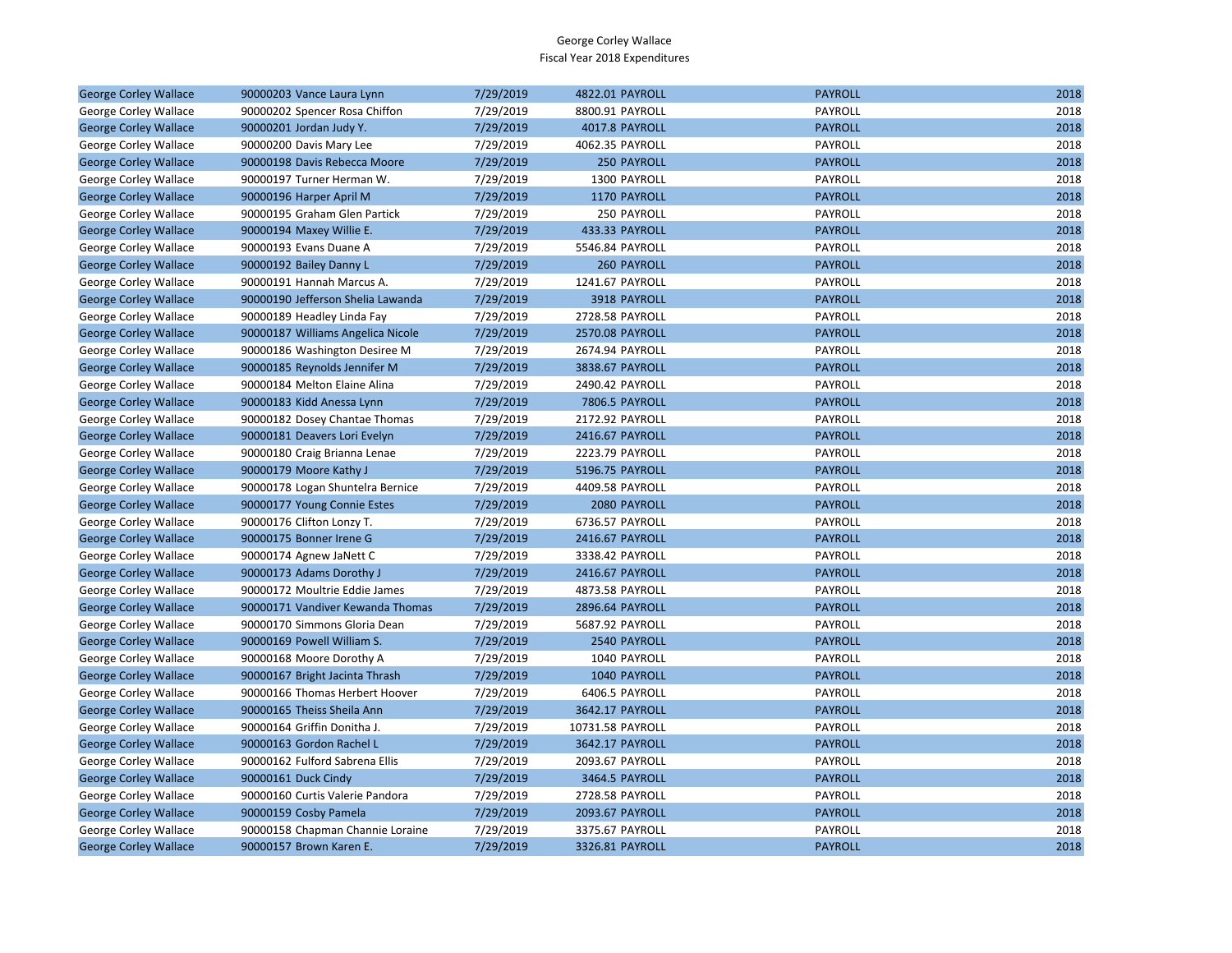George Corley Wallace
Fiscal Year 2018 Expenditures

| | | | | | |
|---|---|---|---|---|---|
| George Corley Wallace | 90000203 Vance Laura Lynn | 7/29/2019 | 4822.01 PAYROLL | PAYROLL | 2018 |
| George Corley Wallace | 90000202 Spencer Rosa Chiffon | 7/29/2019 | 8800.91 PAYROLL | PAYROLL | 2018 |
| George Corley Wallace | 90000201 Jordan Judy Y. | 7/29/2019 | 4017.8 PAYROLL | PAYROLL | 2018 |
| George Corley Wallace | 90000200 Davis Mary Lee | 7/29/2019 | 4062.35 PAYROLL | PAYROLL | 2018 |
| George Corley Wallace | 90000198 Davis Rebecca Moore | 7/29/2019 | 250 PAYROLL | PAYROLL | 2018 |
| George Corley Wallace | 90000197 Turner Herman W. | 7/29/2019 | 1300 PAYROLL | PAYROLL | 2018 |
| George Corley Wallace | 90000196 Harper April M | 7/29/2019 | 1170 PAYROLL | PAYROLL | 2018 |
| George Corley Wallace | 90000195 Graham Glen Partick | 7/29/2019 | 250 PAYROLL | PAYROLL | 2018 |
| George Corley Wallace | 90000194 Maxey Willie E. | 7/29/2019 | 433.33 PAYROLL | PAYROLL | 2018 |
| George Corley Wallace | 90000193 Evans Duane A | 7/29/2019 | 5546.84 PAYROLL | PAYROLL | 2018 |
| George Corley Wallace | 90000192 Bailey Danny L | 7/29/2019 | 260 PAYROLL | PAYROLL | 2018 |
| George Corley Wallace | 90000191 Hannah Marcus A. | 7/29/2019 | 1241.67 PAYROLL | PAYROLL | 2018 |
| George Corley Wallace | 90000190 Jefferson Shelia Lawanda | 7/29/2019 | 3918 PAYROLL | PAYROLL | 2018 |
| George Corley Wallace | 90000189 Headley Linda Fay | 7/29/2019 | 2728.58 PAYROLL | PAYROLL | 2018 |
| George Corley Wallace | 90000187 Williams Angelica Nicole | 7/29/2019 | 2570.08 PAYROLL | PAYROLL | 2018 |
| George Corley Wallace | 90000186 Washington Desiree M | 7/29/2019 | 2674.94 PAYROLL | PAYROLL | 2018 |
| George Corley Wallace | 90000185 Reynolds Jennifer M | 7/29/2019 | 3838.67 PAYROLL | PAYROLL | 2018 |
| George Corley Wallace | 90000184 Melton Elaine Alina | 7/29/2019 | 2490.42 PAYROLL | PAYROLL | 2018 |
| George Corley Wallace | 90000183 Kidd Anessa Lynn | 7/29/2019 | 7806.5 PAYROLL | PAYROLL | 2018 |
| George Corley Wallace | 90000182 Dosey Chantae Thomas | 7/29/2019 | 2172.92 PAYROLL | PAYROLL | 2018 |
| George Corley Wallace | 90000181 Deavers Lori Evelyn | 7/29/2019 | 2416.67 PAYROLL | PAYROLL | 2018 |
| George Corley Wallace | 90000180 Craig Brianna Lenae | 7/29/2019 | 2223.79 PAYROLL | PAYROLL | 2018 |
| George Corley Wallace | 90000179 Moore Kathy J | 7/29/2019 | 5196.75 PAYROLL | PAYROLL | 2018 |
| George Corley Wallace | 90000178 Logan Shuntelra Bernice | 7/29/2019 | 4409.58 PAYROLL | PAYROLL | 2018 |
| George Corley Wallace | 90000177 Young Connie Estes | 7/29/2019 | 2080 PAYROLL | PAYROLL | 2018 |
| George Corley Wallace | 90000176 Clifton Lonzy T. | 7/29/2019 | 6736.57 PAYROLL | PAYROLL | 2018 |
| George Corley Wallace | 90000175 Bonner Irene G | 7/29/2019 | 2416.67 PAYROLL | PAYROLL | 2018 |
| George Corley Wallace | 90000174 Agnew JaNett C | 7/29/2019 | 3338.42 PAYROLL | PAYROLL | 2018 |
| George Corley Wallace | 90000173 Adams Dorothy J | 7/29/2019 | 2416.67 PAYROLL | PAYROLL | 2018 |
| George Corley Wallace | 90000172 Moultrie Eddie James | 7/29/2019 | 4873.58 PAYROLL | PAYROLL | 2018 |
| George Corley Wallace | 90000171 Vandiver Kewanda Thomas | 7/29/2019 | 2896.64 PAYROLL | PAYROLL | 2018 |
| George Corley Wallace | 90000170 Simmons Gloria Dean | 7/29/2019 | 5687.92 PAYROLL | PAYROLL | 2018 |
| George Corley Wallace | 90000169 Powell William S. | 7/29/2019 | 2540 PAYROLL | PAYROLL | 2018 |
| George Corley Wallace | 90000168 Moore Dorothy A | 7/29/2019 | 1040 PAYROLL | PAYROLL | 2018 |
| George Corley Wallace | 90000167 Bright Jacinta Thrash | 7/29/2019 | 1040 PAYROLL | PAYROLL | 2018 |
| George Corley Wallace | 90000166 Thomas Herbert Hoover | 7/29/2019 | 6406.5 PAYROLL | PAYROLL | 2018 |
| George Corley Wallace | 90000165 Theiss Sheila Ann | 7/29/2019 | 3642.17 PAYROLL | PAYROLL | 2018 |
| George Corley Wallace | 90000164 Griffin Donitha J. | 7/29/2019 | 10731.58 PAYROLL | PAYROLL | 2018 |
| George Corley Wallace | 90000163 Gordon Rachel L | 7/29/2019 | 3642.17 PAYROLL | PAYROLL | 2018 |
| George Corley Wallace | 90000162 Fulford Sabrena Ellis | 7/29/2019 | 2093.67 PAYROLL | PAYROLL | 2018 |
| George Corley Wallace | 90000161 Duck Cindy | 7/29/2019 | 3464.5 PAYROLL | PAYROLL | 2018 |
| George Corley Wallace | 90000160 Curtis Valerie Pandora | 7/29/2019 | 2728.58 PAYROLL | PAYROLL | 2018 |
| George Corley Wallace | 90000159 Cosby Pamela | 7/29/2019 | 2093.67 PAYROLL | PAYROLL | 2018 |
| George Corley Wallace | 90000158 Chapman Channie Loraine | 7/29/2019 | 3375.67 PAYROLL | PAYROLL | 2018 |
| George Corley Wallace | 90000157 Brown Karen E. | 7/29/2019 | 3326.81 PAYROLL | PAYROLL | 2018 |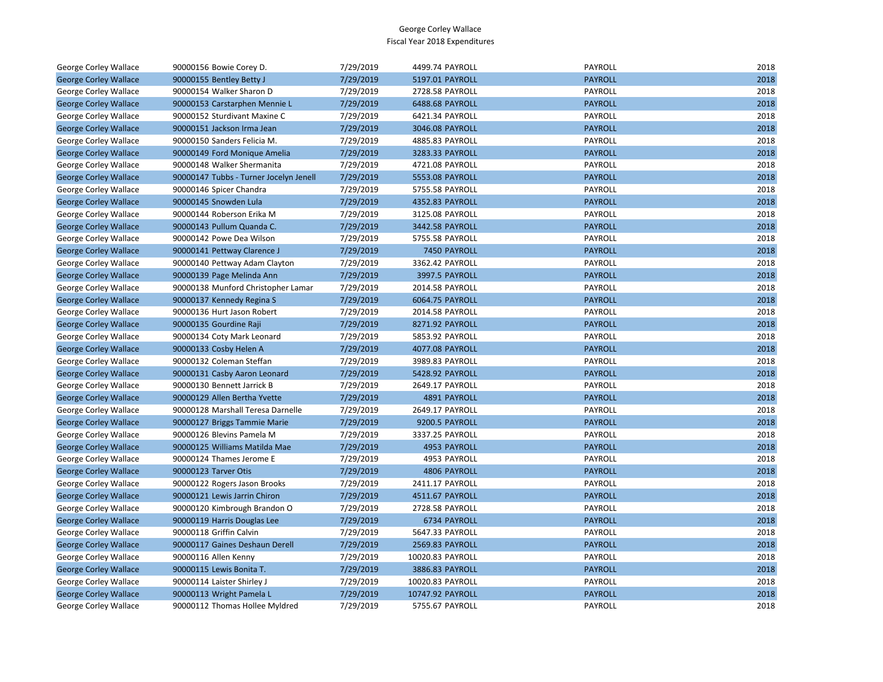# George Corley Wallace
## Fiscal Year 2018 Expenditures

| | | | | | | |
|---|---|---|---|---|---|---|
| George Corley Wallace | 90000156 Bowie Corey D. | 7/29/2019 | 4499.74 | PAYROLL | PAYROLL | 2018 |
| George Corley Wallace | 90000155 Bentley Betty J | 7/29/2019 | 5197.01 | PAYROLL | PAYROLL | 2018 |
| George Corley Wallace | 90000154 Walker Sharon D | 7/29/2019 | 2728.58 | PAYROLL | PAYROLL | 2018 |
| George Corley Wallace | 90000153 Carstarphen Mennie L | 7/29/2019 | 6488.68 | PAYROLL | PAYROLL | 2018 |
| George Corley Wallace | 90000152 Sturdivant Maxine C | 7/29/2019 | 6421.34 | PAYROLL | PAYROLL | 2018 |
| George Corley Wallace | 90000151 Jackson Irma Jean | 7/29/2019 | 3046.08 | PAYROLL | PAYROLL | 2018 |
| George Corley Wallace | 90000150 Sanders Felicia M. | 7/29/2019 | 4885.83 | PAYROLL | PAYROLL | 2018 |
| George Corley Wallace | 90000149 Ford Monique Amelia | 7/29/2019 | 3283.33 | PAYROLL | PAYROLL | 2018 |
| George Corley Wallace | 90000148 Walker Shermanita | 7/29/2019 | 4721.08 | PAYROLL | PAYROLL | 2018 |
| George Corley Wallace | 90000147 Tubbs - Turner Jocelyn Jenell | 7/29/2019 | 5553.08 | PAYROLL | PAYROLL | 2018 |
| George Corley Wallace | 90000146 Spicer Chandra | 7/29/2019 | 5755.58 | PAYROLL | PAYROLL | 2018 |
| George Corley Wallace | 90000145 Snowden Lula | 7/29/2019 | 4352.83 | PAYROLL | PAYROLL | 2018 |
| George Corley Wallace | 90000144 Roberson Erika M | 7/29/2019 | 3125.08 | PAYROLL | PAYROLL | 2018 |
| George Corley Wallace | 90000143 Pullum Quanda C. | 7/29/2019 | 3442.58 | PAYROLL | PAYROLL | 2018 |
| George Corley Wallace | 90000142 Powe Dea Wilson | 7/29/2019 | 5755.58 | PAYROLL | PAYROLL | 2018 |
| George Corley Wallace | 90000141 Pettway Clarence J | 7/29/2019 | 7450 | PAYROLL | PAYROLL | 2018 |
| George Corley Wallace | 90000140 Pettway Adam Clayton | 7/29/2019 | 3362.42 | PAYROLL | PAYROLL | 2018 |
| George Corley Wallace | 90000139 Page Melinda Ann | 7/29/2019 | 3997.5 | PAYROLL | PAYROLL | 2018 |
| George Corley Wallace | 90000138 Munford Christopher Lamar | 7/29/2019 | 2014.58 | PAYROLL | PAYROLL | 2018 |
| George Corley Wallace | 90000137 Kennedy Regina S | 7/29/2019 | 6064.75 | PAYROLL | PAYROLL | 2018 |
| George Corley Wallace | 90000136 Hurt Jason Robert | 7/29/2019 | 2014.58 | PAYROLL | PAYROLL | 2018 |
| George Corley Wallace | 90000135 Gourdine Raji | 7/29/2019 | 8271.92 | PAYROLL | PAYROLL | 2018 |
| George Corley Wallace | 90000134 Coty Mark Leonard | 7/29/2019 | 5853.92 | PAYROLL | PAYROLL | 2018 |
| George Corley Wallace | 90000133 Cosby Helen A | 7/29/2019 | 4077.08 | PAYROLL | PAYROLL | 2018 |
| George Corley Wallace | 90000132 Coleman Steffan | 7/29/2019 | 3989.83 | PAYROLL | PAYROLL | 2018 |
| George Corley Wallace | 90000131 Casby Aaron Leonard | 7/29/2019 | 5428.92 | PAYROLL | PAYROLL | 2018 |
| George Corley Wallace | 90000130 Bennett Jarrick B | 7/29/2019 | 2649.17 | PAYROLL | PAYROLL | 2018 |
| George Corley Wallace | 90000129 Allen Bertha Yvette | 7/29/2019 | 4891 | PAYROLL | PAYROLL | 2018 |
| George Corley Wallace | 90000128 Marshall Teresa Darnelle | 7/29/2019 | 2649.17 | PAYROLL | PAYROLL | 2018 |
| George Corley Wallace | 90000127 Briggs Tammie Marie | 7/29/2019 | 9200.5 | PAYROLL | PAYROLL | 2018 |
| George Corley Wallace | 90000126 Blevins Pamela M | 7/29/2019 | 3337.25 | PAYROLL | PAYROLL | 2018 |
| George Corley Wallace | 90000125 Williams Matilda Mae | 7/29/2019 | 4953 | PAYROLL | PAYROLL | 2018 |
| George Corley Wallace | 90000124 Thames Jerome E | 7/29/2019 | 4953 | PAYROLL | PAYROLL | 2018 |
| George Corley Wallace | 90000123 Tarver Otis | 7/29/2019 | 4806 | PAYROLL | PAYROLL | 2018 |
| George Corley Wallace | 90000122 Rogers Jason Brooks | 7/29/2019 | 2411.17 | PAYROLL | PAYROLL | 2018 |
| George Corley Wallace | 90000121 Lewis Jarrin Chiron | 7/29/2019 | 4511.67 | PAYROLL | PAYROLL | 2018 |
| George Corley Wallace | 90000120 Kimbrough Brandon O | 7/29/2019 | 2728.58 | PAYROLL | PAYROLL | 2018 |
| George Corley Wallace | 90000119 Harris Douglas Lee | 7/29/2019 | 6734 | PAYROLL | PAYROLL | 2018 |
| George Corley Wallace | 90000118 Griffin Calvin | 7/29/2019 | 5647.33 | PAYROLL | PAYROLL | 2018 |
| George Corley Wallace | 90000117 Gaines Deshaun Derell | 7/29/2019 | 2569.83 | PAYROLL | PAYROLL | 2018 |
| George Corley Wallace | 90000116 Allen Kenny | 7/29/2019 | 10020.83 | PAYROLL | PAYROLL | 2018 |
| George Corley Wallace | 90000115 Lewis Bonita T. | 7/29/2019 | 3886.83 | PAYROLL | PAYROLL | 2018 |
| George Corley Wallace | 90000114 Laister Shirley J | 7/29/2019 | 10020.83 | PAYROLL | PAYROLL | 2018 |
| George Corley Wallace | 90000113 Wright Pamela L | 7/29/2019 | 10747.92 | PAYROLL | PAYROLL | 2018 |
| George Corley Wallace | 90000112 Thomas Hollee Myldred | 7/29/2019 | 5755.67 | PAYROLL | PAYROLL | 2018 |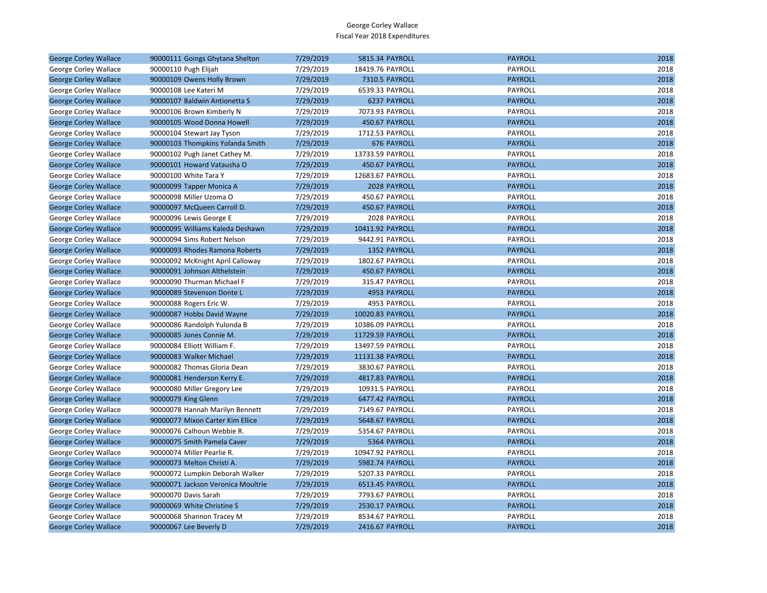George Corley Wallace
Fiscal Year 2018 Expenditures

| | | | | | | |
|---|---|---|---|---|---|---|
| George Corley Wallace | 90000111 Goings Ghytana Shelton | 7/29/2019 | 5815.34 | PAYROLL | PAYROLL | 2018 |
| George Corley Wallace | 90000110 Pugh Elijah | 7/29/2019 | 18419.76 | PAYROLL | PAYROLL | 2018 |
| George Corley Wallace | 90000109 Owens Holly Brown | 7/29/2019 | 7310.5 | PAYROLL | PAYROLL | 2018 |
| George Corley Wallace | 90000108 Lee Kateri M | 7/29/2019 | 6539.33 | PAYROLL | PAYROLL | 2018 |
| George Corley Wallace | 90000107 Baldwin Antionetta S | 7/29/2019 | 6237 | PAYROLL | PAYROLL | 2018 |
| George Corley Wallace | 90000106 Brown Kimberly N | 7/29/2019 | 7073.93 | PAYROLL | PAYROLL | 2018 |
| George Corley Wallace | 90000105 Wood Donna Howell | 7/29/2019 | 450.67 | PAYROLL | PAYROLL | 2018 |
| George Corley Wallace | 90000104 Stewart Jay Tyson | 7/29/2019 | 1712.53 | PAYROLL | PAYROLL | 2018 |
| George Corley Wallace | 90000103 Thompkins Yolanda Smith | 7/29/2019 | 676 | PAYROLL | PAYROLL | 2018 |
| George Corley Wallace | 90000102 Pugh Janet Cathey M. | 7/29/2019 | 13733.59 | PAYROLL | PAYROLL | 2018 |
| George Corley Wallace | 90000101 Howard Vatausha O | 7/29/2019 | 450.67 | PAYROLL | PAYROLL | 2018 |
| George Corley Wallace | 90000100 White Tara Y | 7/29/2019 | 12683.67 | PAYROLL | PAYROLL | 2018 |
| George Corley Wallace | 90000099 Tapper Monica A | 7/29/2019 | 2028 | PAYROLL | PAYROLL | 2018 |
| George Corley Wallace | 90000098 Miller Uzoma O | 7/29/2019 | 450.67 | PAYROLL | PAYROLL | 2018 |
| George Corley Wallace | 90000097 McQueen Carroll D. | 7/29/2019 | 450.67 | PAYROLL | PAYROLL | 2018 |
| George Corley Wallace | 90000096 Lewis George E | 7/29/2019 | 2028 | PAYROLL | PAYROLL | 2018 |
| George Corley Wallace | 90000095 Williams Kaleda Deshawn | 7/29/2019 | 10411.92 | PAYROLL | PAYROLL | 2018 |
| George Corley Wallace | 90000094 Sims Robert Nelson | 7/29/2019 | 9442.91 | PAYROLL | PAYROLL | 2018 |
| George Corley Wallace | 90000093 Rhodes Ramona Roberts | 7/29/2019 | 1352 | PAYROLL | PAYROLL | 2018 |
| George Corley Wallace | 90000092 McKnight April Calloway | 7/29/2019 | 1802.67 | PAYROLL | PAYROLL | 2018 |
| George Corley Wallace | 90000091 Johnson Althelstein | 7/29/2019 | 450.67 | PAYROLL | PAYROLL | 2018 |
| George Corley Wallace | 90000090 Thurman Michael F | 7/29/2019 | 315.47 | PAYROLL | PAYROLL | 2018 |
| George Corley Wallace | 90000089 Stevenson Donte L | 7/29/2019 | 4953 | PAYROLL | PAYROLL | 2018 |
| George Corley Wallace | 90000088 Rogers Eric W. | 7/29/2019 | 4953 | PAYROLL | PAYROLL | 2018 |
| George Corley Wallace | 90000087 Hobbs David Wayne | 7/29/2019 | 10020.83 | PAYROLL | PAYROLL | 2018 |
| George Corley Wallace | 90000086 Randolph Yulonda B | 7/29/2019 | 10386.09 | PAYROLL | PAYROLL | 2018 |
| George Corley Wallace | 90000085 Jones Connie M. | 7/29/2019 | 11729.59 | PAYROLL | PAYROLL | 2018 |
| George Corley Wallace | 90000084 Elliott William F. | 7/29/2019 | 13497.59 | PAYROLL | PAYROLL | 2018 |
| George Corley Wallace | 90000083 Walker Michael | 7/29/2019 | 11131.38 | PAYROLL | PAYROLL | 2018 |
| George Corley Wallace | 90000082 Thomas Gloria Dean | 7/29/2019 | 3830.67 | PAYROLL | PAYROLL | 2018 |
| George Corley Wallace | 90000081 Henderson Kerry E. | 7/29/2019 | 4817.83 | PAYROLL | PAYROLL | 2018 |
| George Corley Wallace | 90000080 Miller Gregory Lee | 7/29/2019 | 10931.5 | PAYROLL | PAYROLL | 2018 |
| George Corley Wallace | 90000079 King Glenn | 7/29/2019 | 6477.42 | PAYROLL | PAYROLL | 2018 |
| George Corley Wallace | 90000078 Hannah Marilyn Bennett | 7/29/2019 | 7149.67 | PAYROLL | PAYROLL | 2018 |
| George Corley Wallace | 90000077 Mixon Carter Kim Ellice | 7/29/2019 | 5648.67 | PAYROLL | PAYROLL | 2018 |
| George Corley Wallace | 90000076 Calhoun Webbie R. | 7/29/2019 | 5354.67 | PAYROLL | PAYROLL | 2018 |
| George Corley Wallace | 90000075 Smith Pamela Caver | 7/29/2019 | 5364 | PAYROLL | PAYROLL | 2018 |
| George Corley Wallace | 90000074 Miller Pearlie R. | 7/29/2019 | 10947.92 | PAYROLL | PAYROLL | 2018 |
| George Corley Wallace | 90000073 Melton Christi A. | 7/29/2019 | 5982.74 | PAYROLL | PAYROLL | 2018 |
| George Corley Wallace | 90000072 Lumpkin Deborah Walker | 7/29/2019 | 5207.33 | PAYROLL | PAYROLL | 2018 |
| George Corley Wallace | 90000071 Jackson Veronica Moultrie | 7/29/2019 | 6513.45 | PAYROLL | PAYROLL | 2018 |
| George Corley Wallace | 90000070 Davis Sarah | 7/29/2019 | 7793.67 | PAYROLL | PAYROLL | 2018 |
| George Corley Wallace | 90000069 White Christine S | 7/29/2019 | 2530.17 | PAYROLL | PAYROLL | 2018 |
| George Corley Wallace | 90000068 Shannon Tracey M | 7/29/2019 | 8534.67 | PAYROLL | PAYROLL | 2018 |
| George Corley Wallace | 90000067 Lee Beverly D | 7/29/2019 | 2416.67 | PAYROLL | PAYROLL | 2018 |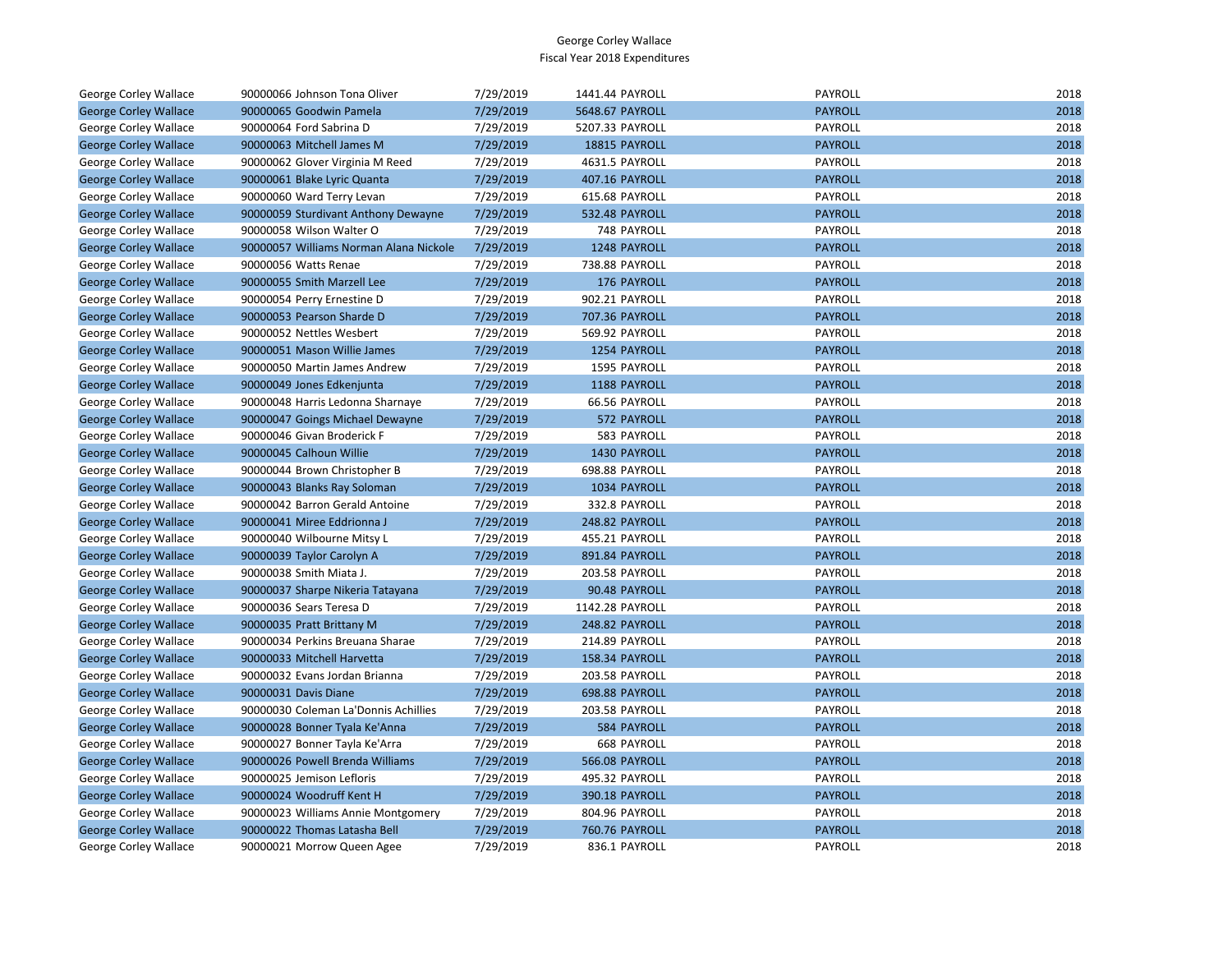George Corley Wallace
Fiscal Year 2018 Expenditures

| | | | | | | |
|---|---|---|---|---|---|---|
| George Corley Wallace | 90000066 Johnson Tona Oliver | 7/29/2019 | 1441.44 | PAYROLL | PAYROLL | 2018 |
| George Corley Wallace | 90000065 Goodwin Pamela | 7/29/2019 | 5648.67 | PAYROLL | PAYROLL | 2018 |
| George Corley Wallace | 90000064 Ford Sabrina D | 7/29/2019 | 5207.33 | PAYROLL | PAYROLL | 2018 |
| George Corley Wallace | 90000063 Mitchell James M | 7/29/2019 | 18815 | PAYROLL | PAYROLL | 2018 |
| George Corley Wallace | 90000062 Glover Virginia M Reed | 7/29/2019 | 4631.5 | PAYROLL | PAYROLL | 2018 |
| George Corley Wallace | 90000061 Blake Lyric Quanta | 7/29/2019 | 407.16 | PAYROLL | PAYROLL | 2018 |
| George Corley Wallace | 90000060 Ward Terry Levan | 7/29/2019 | 615.68 | PAYROLL | PAYROLL | 2018 |
| George Corley Wallace | 90000059 Sturdivant Anthony Dewayne | 7/29/2019 | 532.48 | PAYROLL | PAYROLL | 2018 |
| George Corley Wallace | 90000058 Wilson Walter O | 7/29/2019 | 748 | PAYROLL | PAYROLL | 2018 |
| George Corley Wallace | 90000057 Williams Norman Alana Nickole | 7/29/2019 | 1248 | PAYROLL | PAYROLL | 2018 |
| George Corley Wallace | 90000056 Watts Renae | 7/29/2019 | 738.88 | PAYROLL | PAYROLL | 2018 |
| George Corley Wallace | 90000055 Smith Marzell Lee | 7/29/2019 | 176 | PAYROLL | PAYROLL | 2018 |
| George Corley Wallace | 90000054 Perry Ernestine D | 7/29/2019 | 902.21 | PAYROLL | PAYROLL | 2018 |
| George Corley Wallace | 90000053 Pearson Sharde D | 7/29/2019 | 707.36 | PAYROLL | PAYROLL | 2018 |
| George Corley Wallace | 90000052 Nettles Wesbert | 7/29/2019 | 569.92 | PAYROLL | PAYROLL | 2018 |
| George Corley Wallace | 90000051 Mason Willie James | 7/29/2019 | 1254 | PAYROLL | PAYROLL | 2018 |
| George Corley Wallace | 90000050 Martin James Andrew | 7/29/2019 | 1595 | PAYROLL | PAYROLL | 2018 |
| George Corley Wallace | 90000049 Jones Edkenjunta | 7/29/2019 | 1188 | PAYROLL | PAYROLL | 2018 |
| George Corley Wallace | 90000048 Harris Ledonna Sharnaye | 7/29/2019 | 66.56 | PAYROLL | PAYROLL | 2018 |
| George Corley Wallace | 90000047 Goings Michael Dewayne | 7/29/2019 | 572 | PAYROLL | PAYROLL | 2018 |
| George Corley Wallace | 90000046 Givan Broderick F | 7/29/2019 | 583 | PAYROLL | PAYROLL | 2018 |
| George Corley Wallace | 90000045 Calhoun Willie | 7/29/2019 | 1430 | PAYROLL | PAYROLL | 2018 |
| George Corley Wallace | 90000044 Brown Christopher B | 7/29/2019 | 698.88 | PAYROLL | PAYROLL | 2018 |
| George Corley Wallace | 90000043 Blanks Ray Soloman | 7/29/2019 | 1034 | PAYROLL | PAYROLL | 2018 |
| George Corley Wallace | 90000042 Barron Gerald Antoine | 7/29/2019 | 332.8 | PAYROLL | PAYROLL | 2018 |
| George Corley Wallace | 90000041 Miree Eddrionna J | 7/29/2019 | 248.82 | PAYROLL | PAYROLL | 2018 |
| George Corley Wallace | 90000040 Wilbourne Mitsy L | 7/29/2019 | 455.21 | PAYROLL | PAYROLL | 2018 |
| George Corley Wallace | 90000039 Taylor Carolyn A | 7/29/2019 | 891.84 | PAYROLL | PAYROLL | 2018 |
| George Corley Wallace | 90000038 Smith Miata J. | 7/29/2019 | 203.58 | PAYROLL | PAYROLL | 2018 |
| George Corley Wallace | 90000037 Sharpe Nikeria Tatayana | 7/29/2019 | 90.48 | PAYROLL | PAYROLL | 2018 |
| George Corley Wallace | 90000036 Sears Teresa D | 7/29/2019 | 1142.28 | PAYROLL | PAYROLL | 2018 |
| George Corley Wallace | 90000035 Pratt Brittany M | 7/29/2019 | 248.82 | PAYROLL | PAYROLL | 2018 |
| George Corley Wallace | 90000034 Perkins Breuana Sharae | 7/29/2019 | 214.89 | PAYROLL | PAYROLL | 2018 |
| George Corley Wallace | 90000033 Mitchell Harvetta | 7/29/2019 | 158.34 | PAYROLL | PAYROLL | 2018 |
| George Corley Wallace | 90000032 Evans Jordan Brianna | 7/29/2019 | 203.58 | PAYROLL | PAYROLL | 2018 |
| George Corley Wallace | 90000031 Davis Diane | 7/29/2019 | 698.88 | PAYROLL | PAYROLL | 2018 |
| George Corley Wallace | 90000030 Coleman La'Donnis Achillies | 7/29/2019 | 203.58 | PAYROLL | PAYROLL | 2018 |
| George Corley Wallace | 90000028 Bonner Tyala Ke'Anna | 7/29/2019 | 584 | PAYROLL | PAYROLL | 2018 |
| George Corley Wallace | 90000027 Bonner Tayla Ke'Arra | 7/29/2019 | 668 | PAYROLL | PAYROLL | 2018 |
| George Corley Wallace | 90000026 Powell Brenda Williams | 7/29/2019 | 566.08 | PAYROLL | PAYROLL | 2018 |
| George Corley Wallace | 90000025 Jemison Lefloris | 7/29/2019 | 495.32 | PAYROLL | PAYROLL | 2018 |
| George Corley Wallace | 90000024 Woodruff Kent H | 7/29/2019 | 390.18 | PAYROLL | PAYROLL | 2018 |
| George Corley Wallace | 90000023 Williams Annie Montgomery | 7/29/2019 | 804.96 | PAYROLL | PAYROLL | 2018 |
| George Corley Wallace | 90000022 Thomas Latasha Bell | 7/29/2019 | 760.76 | PAYROLL | PAYROLL | 2018 |
| George Corley Wallace | 90000021 Morrow Queen Agee | 7/29/2019 | 836.1 | PAYROLL | PAYROLL | 2018 |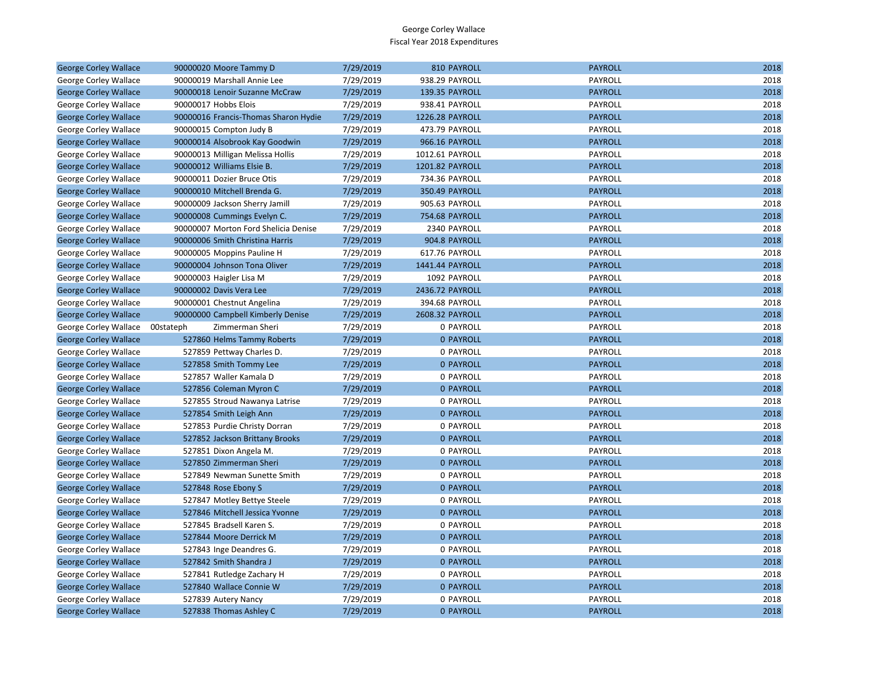George Corley Wallace
Fiscal Year 2018 Expenditures

| | | | | | | | |
|---|---|---|---|---|---|---|---|
| George Corley Wallace | 90000020 | Moore Tammy D | 7/29/2019 | 810 | PAYROLL | PAYROLL | 2018 |
| George Corley Wallace | 90000019 | Marshall Annie Lee | 7/29/2019 | 938.29 | PAYROLL | PAYROLL | 2018 |
| George Corley Wallace | 90000018 | Lenoir Suzanne McCraw | 7/29/2019 | 139.35 | PAYROLL | PAYROLL | 2018 |
| George Corley Wallace | 90000017 | Hobbs Elois | 7/29/2019 | 938.41 | PAYROLL | PAYROLL | 2018 |
| George Corley Wallace | 90000016 | Francis-Thomas Sharon Hydie | 7/29/2019 | 1226.28 | PAYROLL | PAYROLL | 2018 |
| George Corley Wallace | 90000015 | Compton Judy B | 7/29/2019 | 473.79 | PAYROLL | PAYROLL | 2018 |
| George Corley Wallace | 90000014 | Alsobrook Kay Goodwin | 7/29/2019 | 966.16 | PAYROLL | PAYROLL | 2018 |
| George Corley Wallace | 90000013 | Milligan Melissa Hollis | 7/29/2019 | 1012.61 | PAYROLL | PAYROLL | 2018 |
| George Corley Wallace | 90000012 | Williams Elsie B. | 7/29/2019 | 1201.82 | PAYROLL | PAYROLL | 2018 |
| George Corley Wallace | 90000011 | Dozier Bruce Otis | 7/29/2019 | 734.36 | PAYROLL | PAYROLL | 2018 |
| George Corley Wallace | 90000010 | Mitchell Brenda G. | 7/29/2019 | 350.49 | PAYROLL | PAYROLL | 2018 |
| George Corley Wallace | 90000009 | Jackson Sherry Jamill | 7/29/2019 | 905.63 | PAYROLL | PAYROLL | 2018 |
| George Corley Wallace | 90000008 | Cummings Evelyn C. | 7/29/2019 | 754.68 | PAYROLL | PAYROLL | 2018 |
| George Corley Wallace | 90000007 | Morton Ford Shelicia Denise | 7/29/2019 | 2340 | PAYROLL | PAYROLL | 2018 |
| George Corley Wallace | 90000006 | Smith Christina Harris | 7/29/2019 | 904.8 | PAYROLL | PAYROLL | 2018 |
| George Corley Wallace | 90000005 | Moppins Pauline H | 7/29/2019 | 617.76 | PAYROLL | PAYROLL | 2018 |
| George Corley Wallace | 90000004 | Johnson Tona Oliver | 7/29/2019 | 1441.44 | PAYROLL | PAYROLL | 2018 |
| George Corley Wallace | 90000003 | Haigler Lisa M | 7/29/2019 | 1092 | PAYROLL | PAYROLL | 2018 |
| George Corley Wallace | 90000002 | Davis Vera Lee | 7/29/2019 | 2436.72 | PAYROLL | PAYROLL | 2018 |
| George Corley Wallace | 90000001 | Chestnut Angelina | 7/29/2019 | 394.68 | PAYROLL | PAYROLL | 2018 |
| George Corley Wallace | 90000000 | Campbell Kimberly Denise | 7/29/2019 | 2608.32 | PAYROLL | PAYROLL | 2018 |
| George Corley Wallace | 00stateph | Zimmerman Sheri | 7/29/2019 | 0 | PAYROLL | PAYROLL | 2018 |
| George Corley Wallace | 527860 | Helms Tammy Roberts | 7/29/2019 | 0 | PAYROLL | PAYROLL | 2018 |
| George Corley Wallace | 527859 | Pettway Charles D. | 7/29/2019 | 0 | PAYROLL | PAYROLL | 2018 |
| George Corley Wallace | 527858 | Smith Tommy Lee | 7/29/2019 | 0 | PAYROLL | PAYROLL | 2018 |
| George Corley Wallace | 527857 | Waller Kamala D | 7/29/2019 | 0 | PAYROLL | PAYROLL | 2018 |
| George Corley Wallace | 527856 | Coleman Myron C | 7/29/2019 | 0 | PAYROLL | PAYROLL | 2018 |
| George Corley Wallace | 527855 | Stroud Nawanya Latrise | 7/29/2019 | 0 | PAYROLL | PAYROLL | 2018 |
| George Corley Wallace | 527854 | Smith Leigh Ann | 7/29/2019 | 0 | PAYROLL | PAYROLL | 2018 |
| George Corley Wallace | 527853 | Purdie Christy Dorran | 7/29/2019 | 0 | PAYROLL | PAYROLL | 2018 |
| George Corley Wallace | 527852 | Jackson Brittany Brooks | 7/29/2019 | 0 | PAYROLL | PAYROLL | 2018 |
| George Corley Wallace | 527851 | Dixon Angela M. | 7/29/2019 | 0 | PAYROLL | PAYROLL | 2018 |
| George Corley Wallace | 527850 | Zimmerman Sheri | 7/29/2019 | 0 | PAYROLL | PAYROLL | 2018 |
| George Corley Wallace | 527849 | Newman Sunette Smith | 7/29/2019 | 0 | PAYROLL | PAYROLL | 2018 |
| George Corley Wallace | 527848 | Rose Ebony S | 7/29/2019 | 0 | PAYROLL | PAYROLL | 2018 |
| George Corley Wallace | 527847 | Motley Bettye Steele | 7/29/2019 | 0 | PAYROLL | PAYROLL | 2018 |
| George Corley Wallace | 527846 | Mitchell Jessica Yvonne | 7/29/2019 | 0 | PAYROLL | PAYROLL | 2018 |
| George Corley Wallace | 527845 | Bradsell Karen S. | 7/29/2019 | 0 | PAYROLL | PAYROLL | 2018 |
| George Corley Wallace | 527844 | Moore Derrick M | 7/29/2019 | 0 | PAYROLL | PAYROLL | 2018 |
| George Corley Wallace | 527843 | Inge Deandres G. | 7/29/2019 | 0 | PAYROLL | PAYROLL | 2018 |
| George Corley Wallace | 527842 | Smith Shandra J | 7/29/2019 | 0 | PAYROLL | PAYROLL | 2018 |
| George Corley Wallace | 527841 | Rutledge Zachary H | 7/29/2019 | 0 | PAYROLL | PAYROLL | 2018 |
| George Corley Wallace | 527840 | Wallace Connie W | 7/29/2019 | 0 | PAYROLL | PAYROLL | 2018 |
| George Corley Wallace | 527839 | Autery Nancy | 7/29/2019 | 0 | PAYROLL | PAYROLL | 2018 |
| George Corley Wallace | 527838 | Thomas Ashley C | 7/29/2019 | 0 | PAYROLL | PAYROLL | 2018 |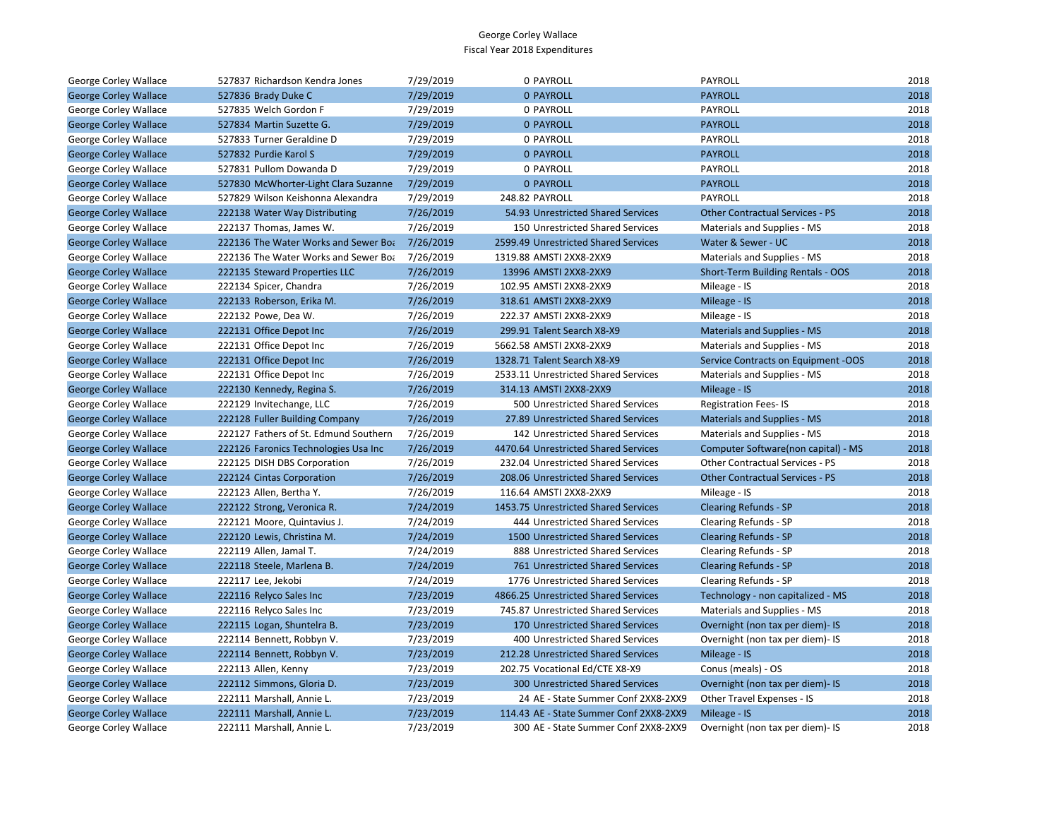George Corley Wallace
Fiscal Year 2018 Expenditures

| | | | | | | |
|---|---|---|---|---|---|---|
| George Corley Wallace | 527837 Richardson Kendra Jones | 7/29/2019 | 0 | PAYROLL | PAYROLL | 2018 |
| George Corley Wallace | 527836 Brady Duke C | 7/29/2019 | 0 | PAYROLL | PAYROLL | 2018 |
| George Corley Wallace | 527835 Welch Gordon F | 7/29/2019 | 0 | PAYROLL | PAYROLL | 2018 |
| George Corley Wallace | 527834 Martin Suzette G. | 7/29/2019 | 0 | PAYROLL | PAYROLL | 2018 |
| George Corley Wallace | 527833 Turner Geraldine D | 7/29/2019 | 0 | PAYROLL | PAYROLL | 2018 |
| George Corley Wallace | 527832 Purdie Karol S | 7/29/2019 | 0 | PAYROLL | PAYROLL | 2018 |
| George Corley Wallace | 527831 Pullom Dowanda D | 7/29/2019 | 0 | PAYROLL | PAYROLL | 2018 |
| George Corley Wallace | 527830 McWhorter-Light Clara Suzanne | 7/29/2019 | 0 | PAYROLL | PAYROLL | 2018 |
| George Corley Wallace | 527829 Wilson Keishonna Alexandra | 7/29/2019 | 248.82 | PAYROLL | PAYROLL | 2018 |
| George Corley Wallace | 222138 Water Way Distributing | 7/26/2019 | 54.93 | Unrestricted Shared Services | Other Contractual Services - PS | 2018 |
| George Corley Wallace | 222137 Thomas, James W. | 7/26/2019 | 150 | Unrestricted Shared Services | Materials and Supplies - MS | 2018 |
| George Corley Wallace | 222136 The Water Works and Sewer Boa | 7/26/2019 | 2599.49 | Unrestricted Shared Services | Water & Sewer - UC | 2018 |
| George Corley Wallace | 222136 The Water Works and Sewer Boa | 7/26/2019 | 1319.88 | AMSTI 2XX8-2XX9 | Materials and Supplies - MS | 2018 |
| George Corley Wallace | 222135 Steward Properties LLC | 7/26/2019 | 13996 | AMSTI 2XX8-2XX9 | Short-Term Building Rentals - OOS | 2018 |
| George Corley Wallace | 222134 Spicer, Chandra | 7/26/2019 | 102.95 | AMSTI 2XX8-2XX9 | Mileage - IS | 2018 |
| George Corley Wallace | 222133 Roberson, Erika M. | 7/26/2019 | 318.61 | AMSTI 2XX8-2XX9 | Mileage - IS | 2018 |
| George Corley Wallace | 222132 Powe, Dea W. | 7/26/2019 | 222.37 | AMSTI 2XX8-2XX9 | Mileage - IS | 2018 |
| George Corley Wallace | 222131 Office Depot Inc | 7/26/2019 | 299.91 | Talent Search X8-X9 | Materials and Supplies - MS | 2018 |
| George Corley Wallace | 222131 Office Depot Inc | 7/26/2019 | 5662.58 | AMSTI 2XX8-2XX9 | Materials and Supplies - MS | 2018 |
| George Corley Wallace | 222131 Office Depot Inc | 7/26/2019 | 1328.71 | Talent Search X8-X9 | Service Contracts on Equipment -OOS | 2018 |
| George Corley Wallace | 222131 Office Depot Inc | 7/26/2019 | 2533.11 | Unrestricted Shared Services | Materials and Supplies - MS | 2018 |
| George Corley Wallace | 222130 Kennedy, Regina S. | 7/26/2019 | 314.13 | AMSTI 2XX8-2XX9 | Mileage - IS | 2018 |
| George Corley Wallace | 222129 Invitechange, LLC | 7/26/2019 | 500 | Unrestricted Shared Services | Registration Fees- IS | 2018 |
| George Corley Wallace | 222128 Fuller Building Company | 7/26/2019 | 27.89 | Unrestricted Shared Services | Materials and Supplies - MS | 2018 |
| George Corley Wallace | 222127 Fathers of St. Edmund Southern | 7/26/2019 | 142 | Unrestricted Shared Services | Materials and Supplies - MS | 2018 |
| George Corley Wallace | 222126 Faronics Technologies Usa Inc | 7/26/2019 | 4470.64 | Unrestricted Shared Services | Computer Software(non capital) - MS | 2018 |
| George Corley Wallace | 222125 DISH DBS Corporation | 7/26/2019 | 232.04 | Unrestricted Shared Services | Other Contractual Services - PS | 2018 |
| George Corley Wallace | 222124 Cintas Corporation | 7/26/2019 | 208.06 | Unrestricted Shared Services | Other Contractual Services - PS | 2018 |
| George Corley Wallace | 222123 Allen, Bertha Y. | 7/26/2019 | 116.64 | AMSTI 2XX8-2XX9 | Mileage - IS | 2018 |
| George Corley Wallace | 222122 Strong, Veronica R. | 7/24/2019 | 1453.75 | Unrestricted Shared Services | Clearing Refunds - SP | 2018 |
| George Corley Wallace | 222121 Moore, Quintavius J. | 7/24/2019 | 444 | Unrestricted Shared Services | Clearing Refunds - SP | 2018 |
| George Corley Wallace | 222120 Lewis, Christina M. | 7/24/2019 | 1500 | Unrestricted Shared Services | Clearing Refunds - SP | 2018 |
| George Corley Wallace | 222119 Allen, Jamal T. | 7/24/2019 | 888 | Unrestricted Shared Services | Clearing Refunds - SP | 2018 |
| George Corley Wallace | 222118 Steele, Marlena B. | 7/24/2019 | 761 | Unrestricted Shared Services | Clearing Refunds - SP | 2018 |
| George Corley Wallace | 222117 Lee, Jekobi | 7/24/2019 | 1776 | Unrestricted Shared Services | Clearing Refunds - SP | 2018 |
| George Corley Wallace | 222116 Relyco Sales Inc | 7/23/2019 | 4866.25 | Unrestricted Shared Services | Technology - non capitalized - MS | 2018 |
| George Corley Wallace | 222116 Relyco Sales Inc | 7/23/2019 | 745.87 | Unrestricted Shared Services | Materials and Supplies - MS | 2018 |
| George Corley Wallace | 222115 Logan, Shuntelra B. | 7/23/2019 | 170 | Unrestricted Shared Services | Overnight (non tax per diem)- IS | 2018 |
| George Corley Wallace | 222114 Bennett, Robbyn V. | 7/23/2019 | 400 | Unrestricted Shared Services | Overnight (non tax per diem)- IS | 2018 |
| George Corley Wallace | 222114 Bennett, Robbyn V. | 7/23/2019 | 212.28 | Unrestricted Shared Services | Mileage - IS | 2018 |
| George Corley Wallace | 222113 Allen, Kenny | 7/23/2019 | 202.75 | Vocational Ed/CTE X8-X9 | Conus (meals) - OS | 2018 |
| George Corley Wallace | 222112 Simmons, Gloria D. | 7/23/2019 | 300 | Unrestricted Shared Services | Overnight (non tax per diem)- IS | 2018 |
| George Corley Wallace | 222111 Marshall, Annie L. | 7/23/2019 | 24 | AE - State Summer Conf 2XX8-2XX9 | Other Travel Expenses - IS | 2018 |
| George Corley Wallace | 222111 Marshall, Annie L. | 7/23/2019 | 114.43 | AE - State Summer Conf 2XX8-2XX9 | Mileage - IS | 2018 |
| George Corley Wallace | 222111 Marshall, Annie L. | 7/23/2019 | 300 | AE - State Summer Conf 2XX8-2XX9 | Overnight (non tax per diem)- IS | 2018 |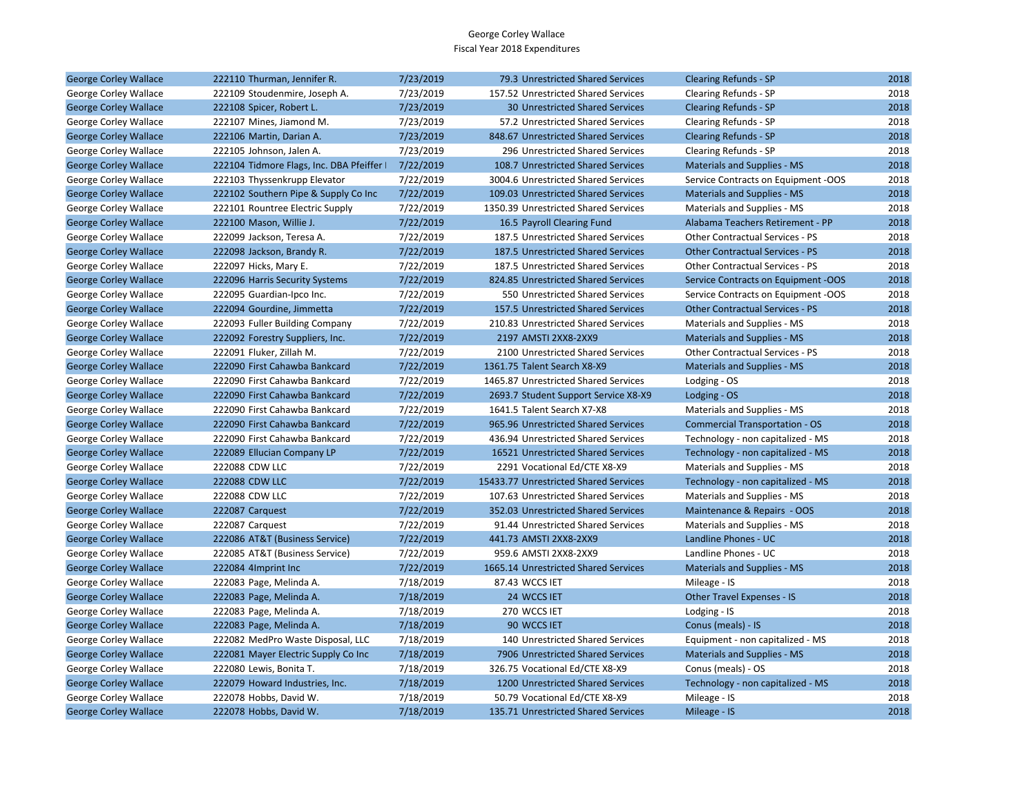George Corley Wallace
Fiscal Year 2018 Expenditures

| | | | | | | |
|---|---|---|---|---|---|---|
| George Corley Wallace | 222110 Thurman, Jennifer R. | 7/23/2019 | 79.3 | Unrestricted Shared Services | Clearing Refunds - SP | 2018 |
| George Corley Wallace | 222109 Stoudenmire, Joseph A. | 7/23/2019 | 157.52 | Unrestricted Shared Services | Clearing Refunds - SP | 2018 |
| George Corley Wallace | 222108 Spicer, Robert L. | 7/23/2019 | 30 | Unrestricted Shared Services | Clearing Refunds - SP | 2018 |
| George Corley Wallace | 222107 Mines, Jiamond M. | 7/23/2019 | 57.2 | Unrestricted Shared Services | Clearing Refunds - SP | 2018 |
| George Corley Wallace | 222106 Martin, Darian A. | 7/23/2019 | 848.67 | Unrestricted Shared Services | Clearing Refunds - SP | 2018 |
| George Corley Wallace | 222105 Johnson, Jalen A. | 7/23/2019 | 296 | Unrestricted Shared Services | Clearing Refunds - SP | 2018 |
| George Corley Wallace | 222104 Tidmore Flags, Inc. DBA Pfeiffer I | 7/22/2019 | 108.7 | Unrestricted Shared Services | Materials and Supplies - MS | 2018 |
| George Corley Wallace | 222103 Thyssenkrupp Elevator | 7/22/2019 | 3004.6 | Unrestricted Shared Services | Service Contracts on Equipment -OOS | 2018 |
| George Corley Wallace | 222102 Southern Pipe & Supply Co Inc | 7/22/2019 | 109.03 | Unrestricted Shared Services | Materials and Supplies - MS | 2018 |
| George Corley Wallace | 222101 Rountree Electric Supply | 7/22/2019 | 1350.39 | Unrestricted Shared Services | Materials and Supplies - MS | 2018 |
| George Corley Wallace | 222100 Mason, Willie J. | 7/22/2019 | 16.5 | Payroll Clearing Fund | Alabama Teachers Retirement - PP | 2018 |
| George Corley Wallace | 222099 Jackson, Teresa A. | 7/22/2019 | 187.5 | Unrestricted Shared Services | Other Contractual Services - PS | 2018 |
| George Corley Wallace | 222098 Jackson, Brandy R. | 7/22/2019 | 187.5 | Unrestricted Shared Services | Other Contractual Services - PS | 2018 |
| George Corley Wallace | 222097 Hicks, Mary E. | 7/22/2019 | 187.5 | Unrestricted Shared Services | Other Contractual Services - PS | 2018 |
| George Corley Wallace | 222096 Harris Security Systems | 7/22/2019 | 824.85 | Unrestricted Shared Services | Service Contracts on Equipment -OOS | 2018 |
| George Corley Wallace | 222095 Guardian-Ipco Inc. | 7/22/2019 | 550 | Unrestricted Shared Services | Service Contracts on Equipment -OOS | 2018 |
| George Corley Wallace | 222094 Gourdine, Jimmetta | 7/22/2019 | 157.5 | Unrestricted Shared Services | Other Contractual Services - PS | 2018 |
| George Corley Wallace | 222093 Fuller Building Company | 7/22/2019 | 210.83 | Unrestricted Shared Services | Materials and Supplies - MS | 2018 |
| George Corley Wallace | 222092 Forestry Suppliers, Inc. | 7/22/2019 | 2197 | AMSTI 2XX8-2XX9 | Materials and Supplies - MS | 2018 |
| George Corley Wallace | 222091 Fluker, Zillah M. | 7/22/2019 | 2100 | Unrestricted Shared Services | Other Contractual Services - PS | 2018 |
| George Corley Wallace | 222090 First Cahawba Bankcard | 7/22/2019 | 1361.75 | Talent Search X8-X9 | Materials and Supplies - MS | 2018 |
| George Corley Wallace | 222090 First Cahawba Bankcard | 7/22/2019 | 1465.87 | Unrestricted Shared Services | Lodging - OS | 2018 |
| George Corley Wallace | 222090 First Cahawba Bankcard | 7/22/2019 | 2693.7 | Student Support Service X8-X9 | Lodging - OS | 2018 |
| George Corley Wallace | 222090 First Cahawba Bankcard | 7/22/2019 | 1641.5 | Talent Search X7-X8 | Materials and Supplies - MS | 2018 |
| George Corley Wallace | 222090 First Cahawba Bankcard | 7/22/2019 | 965.96 | Unrestricted Shared Services | Commercial Transportation - OS | 2018 |
| George Corley Wallace | 222090 First Cahawba Bankcard | 7/22/2019 | 436.94 | Unrestricted Shared Services | Technology - non capitalized - MS | 2018 |
| George Corley Wallace | 222089 Ellucian Company LP | 7/22/2019 | 16521 | Unrestricted Shared Services | Technology - non capitalized - MS | 2018 |
| George Corley Wallace | 222088 CDW LLC | 7/22/2019 | 2291 | Vocational Ed/CTE X8-X9 | Materials and Supplies - MS | 2018 |
| George Corley Wallace | 222088 CDW LLC | 7/22/2019 | 15433.77 | Unrestricted Shared Services | Technology - non capitalized - MS | 2018 |
| George Corley Wallace | 222088 CDW LLC | 7/22/2019 | 107.63 | Unrestricted Shared Services | Materials and Supplies - MS | 2018 |
| George Corley Wallace | 222087 Carquest | 7/22/2019 | 352.03 | Unrestricted Shared Services | Maintenance & Repairs - OOS | 2018 |
| George Corley Wallace | 222087 Carquest | 7/22/2019 | 91.44 | Unrestricted Shared Services | Materials and Supplies - MS | 2018 |
| George Corley Wallace | 222086 AT&T (Business Service) | 7/22/2019 | 441.73 | AMSTI 2XX8-2XX9 | Landline Phones - UC | 2018 |
| George Corley Wallace | 222085 AT&T (Business Service) | 7/22/2019 | 959.6 | AMSTI 2XX8-2XX9 | Landline Phones - UC | 2018 |
| George Corley Wallace | 222084 4Imprint Inc | 7/22/2019 | 1665.14 | Unrestricted Shared Services | Materials and Supplies - MS | 2018 |
| George Corley Wallace | 222083 Page, Melinda A. | 7/18/2019 | 87.43 | WCCS IET | Mileage - IS | 2018 |
| George Corley Wallace | 222083 Page, Melinda A. | 7/18/2019 | 24 | WCCS IET | Other Travel Expenses - IS | 2018 |
| George Corley Wallace | 222083 Page, Melinda A. | 7/18/2019 | 270 | WCCS IET | Lodging - IS | 2018 |
| George Corley Wallace | 222083 Page, Melinda A. | 7/18/2019 | 90 | WCCS IET | Conus (meals) - IS | 2018 |
| George Corley Wallace | 222082 MedPro Waste Disposal, LLC | 7/18/2019 | 140 | Unrestricted Shared Services | Equipment - non capitalized - MS | 2018 |
| George Corley Wallace | 222081 Mayer Electric Supply Co Inc | 7/18/2019 | 7906 | Unrestricted Shared Services | Materials and Supplies - MS | 2018 |
| George Corley Wallace | 222080 Lewis, Bonita T. | 7/18/2019 | 326.75 | Vocational Ed/CTE X8-X9 | Conus (meals) - OS | 2018 |
| George Corley Wallace | 222079 Howard Industries, Inc. | 7/18/2019 | 1200 | Unrestricted Shared Services | Technology - non capitalized - MS | 2018 |
| George Corley Wallace | 222078 Hobbs, David W. | 7/18/2019 | 50.79 | Vocational Ed/CTE X8-X9 | Mileage - IS | 2018 |
| George Corley Wallace | 222078 Hobbs, David W. | 7/18/2019 | 135.71 | Unrestricted Shared Services | Mileage - IS | 2018 |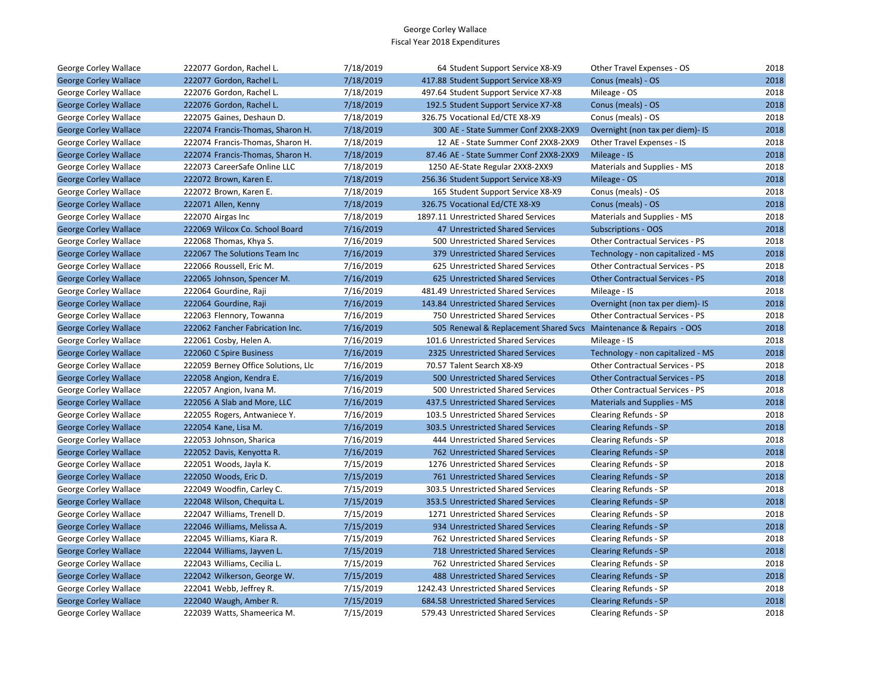George Corley Wallace
Fiscal Year 2018 Expenditures

| | | | | | | |
|---|---|---|---|---|---|---|
| George Corley Wallace | 222077 Gordon, Rachel L. | 7/18/2019 | 64 | Student Support Service X8-X9 | Other Travel Expenses - OS | 2018 |
| George Corley Wallace | 222077 Gordon, Rachel L. | 7/18/2019 | 417.88 | Student Support Service X8-X9 | Conus (meals) - OS | 2018 |
| George Corley Wallace | 222076 Gordon, Rachel L. | 7/18/2019 | 497.64 | Student Support Service X7-X8 | Mileage - OS | 2018 |
| George Corley Wallace | 222076 Gordon, Rachel L. | 7/18/2019 | 192.5 | Student Support Service X7-X8 | Conus (meals) - OS | 2018 |
| George Corley Wallace | 222075 Gaines, Deshaun D. | 7/18/2019 | 326.75 | Vocational Ed/CTE X8-X9 | Conus (meals) - OS | 2018 |
| George Corley Wallace | 222074 Francis-Thomas, Sharon H. | 7/18/2019 | 300 | AE - State Summer Conf 2XX8-2XX9 | Overnight (non tax per diem)- IS | 2018 |
| George Corley Wallace | 222074 Francis-Thomas, Sharon H. | 7/18/2019 | 12 | AE - State Summer Conf 2XX8-2XX9 | Other Travel Expenses - IS | 2018 |
| George Corley Wallace | 222074 Francis-Thomas, Sharon H. | 7/18/2019 | 87.46 | AE - State Summer Conf 2XX8-2XX9 | Mileage - IS | 2018 |
| George Corley Wallace | 222073 CareerSafe Online LLC | 7/18/2019 | 1250 | AE-State Regular 2XX8-2XX9 | Materials and Supplies - MS | 2018 |
| George Corley Wallace | 222072 Brown, Karen E. | 7/18/2019 | 256.36 | Student Support Service X8-X9 | Mileage - OS | 2018 |
| George Corley Wallace | 222072 Brown, Karen E. | 7/18/2019 | 165 | Student Support Service X8-X9 | Conus (meals) - OS | 2018 |
| George Corley Wallace | 222071 Allen, Kenny | 7/18/2019 | 326.75 | Vocational Ed/CTE X8-X9 | Conus (meals) - OS | 2018 |
| George Corley Wallace | 222070 Airgas Inc | 7/18/2019 | 1897.11 | Unrestricted Shared Services | Materials and Supplies - MS | 2018 |
| George Corley Wallace | 222069 Wilcox Co. School Board | 7/16/2019 | 47 | Unrestricted Shared Services | Subscriptions - OOS | 2018 |
| George Corley Wallace | 222068 Thomas, Khya S. | 7/16/2019 | 500 | Unrestricted Shared Services | Other Contractual Services - PS | 2018 |
| George Corley Wallace | 222067 The Solutions Team Inc | 7/16/2019 | 379 | Unrestricted Shared Services | Technology - non capitalized - MS | 2018 |
| George Corley Wallace | 222066 Roussell, Eric M. | 7/16/2019 | 625 | Unrestricted Shared Services | Other Contractual Services - PS | 2018 |
| George Corley Wallace | 222065 Johnson, Spencer M. | 7/16/2019 | 625 | Unrestricted Shared Services | Other Contractual Services - PS | 2018 |
| George Corley Wallace | 222064 Gourdine, Raji | 7/16/2019 | 481.49 | Unrestricted Shared Services | Mileage - IS | 2018 |
| George Corley Wallace | 222064 Gourdine, Raji | 7/16/2019 | 143.84 | Unrestricted Shared Services | Overnight (non tax per diem)- IS | 2018 |
| George Corley Wallace | 222063 Flennory, Towanna | 7/16/2019 | 750 | Unrestricted Shared Services | Other Contractual Services - PS | 2018 |
| George Corley Wallace | 222062 Fancher Fabrication Inc. | 7/16/2019 | 505 | Renewal & Replacement Shared Svcs | Maintenance & Repairs - OOS | 2018 |
| George Corley Wallace | 222061 Cosby, Helen A. | 7/16/2019 | 101.6 | Unrestricted Shared Services | Mileage - IS | 2018 |
| George Corley Wallace | 222060 C Spire Business | 7/16/2019 | 2325 | Unrestricted Shared Services | Technology - non capitalized - MS | 2018 |
| George Corley Wallace | 222059 Berney Office Solutions, Llc | 7/16/2019 | 70.57 | Talent Search X8-X9 | Other Contractual Services - PS | 2018 |
| George Corley Wallace | 222058 Angion, Kendra E. | 7/16/2019 | 500 | Unrestricted Shared Services | Other Contractual Services - PS | 2018 |
| George Corley Wallace | 222057 Angion, Ivana M. | 7/16/2019 | 500 | Unrestricted Shared Services | Other Contractual Services - PS | 2018 |
| George Corley Wallace | 222056 A Slab and More, LLC | 7/16/2019 | 437.5 | Unrestricted Shared Services | Materials and Supplies - MS | 2018 |
| George Corley Wallace | 222055 Rogers, Antwaniece Y. | 7/16/2019 | 103.5 | Unrestricted Shared Services | Clearing Refunds - SP | 2018 |
| George Corley Wallace | 222054 Kane, Lisa M. | 7/16/2019 | 303.5 | Unrestricted Shared Services | Clearing Refunds - SP | 2018 |
| George Corley Wallace | 222053 Johnson, Sharica | 7/16/2019 | 444 | Unrestricted Shared Services | Clearing Refunds - SP | 2018 |
| George Corley Wallace | 222052 Davis, Kenyotta R. | 7/16/2019 | 762 | Unrestricted Shared Services | Clearing Refunds - SP | 2018 |
| George Corley Wallace | 222051 Woods, Jayla K. | 7/15/2019 | 1276 | Unrestricted Shared Services | Clearing Refunds - SP | 2018 |
| George Corley Wallace | 222050 Woods, Eric D. | 7/15/2019 | 761 | Unrestricted Shared Services | Clearing Refunds - SP | 2018 |
| George Corley Wallace | 222049 Woodfin, Carley C. | 7/15/2019 | 303.5 | Unrestricted Shared Services | Clearing Refunds - SP | 2018 |
| George Corley Wallace | 222048 Wilson, Chequita L. | 7/15/2019 | 353.5 | Unrestricted Shared Services | Clearing Refunds - SP | 2018 |
| George Corley Wallace | 222047 Williams, Trenell D. | 7/15/2019 | 1271 | Unrestricted Shared Services | Clearing Refunds - SP | 2018 |
| George Corley Wallace | 222046 Williams, Melissa A. | 7/15/2019 | 934 | Unrestricted Shared Services | Clearing Refunds - SP | 2018 |
| George Corley Wallace | 222045 Williams, Kiara R. | 7/15/2019 | 762 | Unrestricted Shared Services | Clearing Refunds - SP | 2018 |
| George Corley Wallace | 222044 Williams, Jayven L. | 7/15/2019 | 718 | Unrestricted Shared Services | Clearing Refunds - SP | 2018 |
| George Corley Wallace | 222043 Williams, Cecilia L. | 7/15/2019 | 762 | Unrestricted Shared Services | Clearing Refunds - SP | 2018 |
| George Corley Wallace | 222042 Wilkerson, George W. | 7/15/2019 | 488 | Unrestricted Shared Services | Clearing Refunds - SP | 2018 |
| George Corley Wallace | 222041 Webb, Jeffrey R. | 7/15/2019 | 1242.43 | Unrestricted Shared Services | Clearing Refunds - SP | 2018 |
| George Corley Wallace | 222040 Waugh, Amber R. | 7/15/2019 | 684.58 | Unrestricted Shared Services | Clearing Refunds - SP | 2018 |
| George Corley Wallace | 222039 Watts, Shameerica M. | 7/15/2019 | 579.43 | Unrestricted Shared Services | Clearing Refunds - SP | 2018 |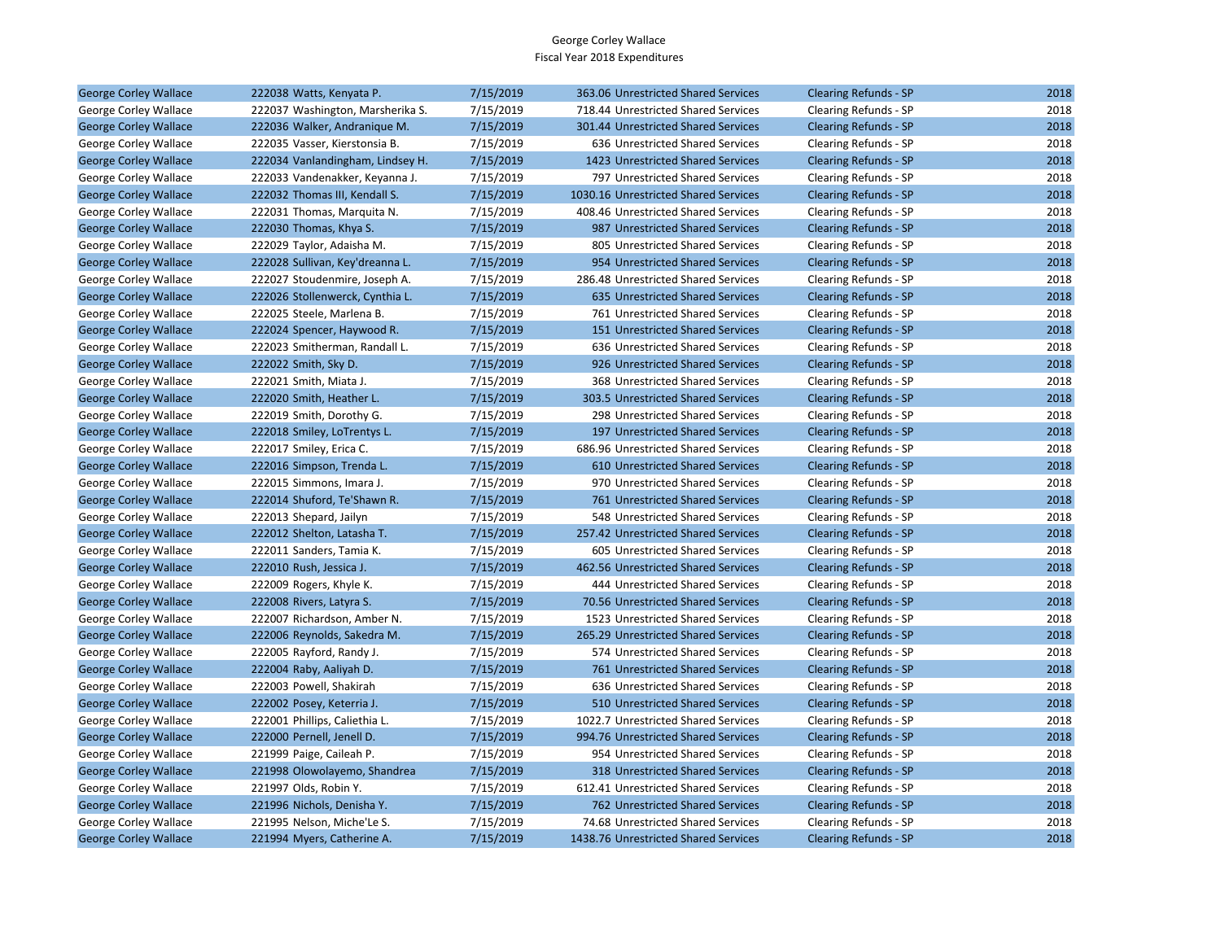| | | | | | | | |
|---|---|---|---|---|---|---|---|
| George Corley Wallace | 222038 | Watts, Kenyata P. | 7/15/2019 | 363.06 | Unrestricted Shared Services | Clearing Refunds - SP | 2018 |
| George Corley Wallace | 222037 | Washington, Marsherika S. | 7/15/2019 | 718.44 | Unrestricted Shared Services | Clearing Refunds - SP | 2018 |
| George Corley Wallace | 222036 | Walker, Andranique M. | 7/15/2019 | 301.44 | Unrestricted Shared Services | Clearing Refunds - SP | 2018 |
| George Corley Wallace | 222035 | Vasser, Kierstonsia B. | 7/15/2019 | 636 | Unrestricted Shared Services | Clearing Refunds - SP | 2018 |
| George Corley Wallace | 222034 | Vanlandingham, Lindsey H. | 7/15/2019 | 1423 | Unrestricted Shared Services | Clearing Refunds - SP | 2018 |
| George Corley Wallace | 222033 | Vandenakker, Keyanna J. | 7/15/2019 | 797 | Unrestricted Shared Services | Clearing Refunds - SP | 2018 |
| George Corley Wallace | 222032 | Thomas III, Kendall S. | 7/15/2019 | 1030.16 | Unrestricted Shared Services | Clearing Refunds - SP | 2018 |
| George Corley Wallace | 222031 | Thomas, Marquita N. | 7/15/2019 | 408.46 | Unrestricted Shared Services | Clearing Refunds - SP | 2018 |
| George Corley Wallace | 222030 | Thomas, Khya S. | 7/15/2019 | 987 | Unrestricted Shared Services | Clearing Refunds - SP | 2018 |
| George Corley Wallace | 222029 | Taylor, Adaisha M. | 7/15/2019 | 805 | Unrestricted Shared Services | Clearing Refunds - SP | 2018 |
| George Corley Wallace | 222028 | Sullivan, Key'dreanna L. | 7/15/2019 | 954 | Unrestricted Shared Services | Clearing Refunds - SP | 2018 |
| George Corley Wallace | 222027 | Stoudenmire, Joseph A. | 7/15/2019 | 286.48 | Unrestricted Shared Services | Clearing Refunds - SP | 2018 |
| George Corley Wallace | 222026 | Stollenwerck, Cynthia L. | 7/15/2019 | 635 | Unrestricted Shared Services | Clearing Refunds - SP | 2018 |
| George Corley Wallace | 222025 | Steele, Marlena B. | 7/15/2019 | 761 | Unrestricted Shared Services | Clearing Refunds - SP | 2018 |
| George Corley Wallace | 222024 | Spencer, Haywood R. | 7/15/2019 | 151 | Unrestricted Shared Services | Clearing Refunds - SP | 2018 |
| George Corley Wallace | 222023 | Smitherman, Randall L. | 7/15/2019 | 636 | Unrestricted Shared Services | Clearing Refunds - SP | 2018 |
| George Corley Wallace | 222022 | Smith, Sky D. | 7/15/2019 | 926 | Unrestricted Shared Services | Clearing Refunds - SP | 2018 |
| George Corley Wallace | 222021 | Smith, Miata J. | 7/15/2019 | 368 | Unrestricted Shared Services | Clearing Refunds - SP | 2018 |
| George Corley Wallace | 222020 | Smith, Heather L. | 7/15/2019 | 303.5 | Unrestricted Shared Services | Clearing Refunds - SP | 2018 |
| George Corley Wallace | 222019 | Smith, Dorothy G. | 7/15/2019 | 298 | Unrestricted Shared Services | Clearing Refunds - SP | 2018 |
| George Corley Wallace | 222018 | Smiley, LoTrentys L. | 7/15/2019 | 197 | Unrestricted Shared Services | Clearing Refunds - SP | 2018 |
| George Corley Wallace | 222017 | Smiley, Erica C. | 7/15/2019 | 686.96 | Unrestricted Shared Services | Clearing Refunds - SP | 2018 |
| George Corley Wallace | 222016 | Simpson, Trenda L. | 7/15/2019 | 610 | Unrestricted Shared Services | Clearing Refunds - SP | 2018 |
| George Corley Wallace | 222015 | Simmons, Imara J. | 7/15/2019 | 970 | Unrestricted Shared Services | Clearing Refunds - SP | 2018 |
| George Corley Wallace | 222014 | Shuford, Te'Shawn R. | 7/15/2019 | 761 | Unrestricted Shared Services | Clearing Refunds - SP | 2018 |
| George Corley Wallace | 222013 | Shepard, Jailyn | 7/15/2019 | 548 | Unrestricted Shared Services | Clearing Refunds - SP | 2018 |
| George Corley Wallace | 222012 | Shelton, Latasha T. | 7/15/2019 | 257.42 | Unrestricted Shared Services | Clearing Refunds - SP | 2018 |
| George Corley Wallace | 222011 | Sanders, Tamia K. | 7/15/2019 | 605 | Unrestricted Shared Services | Clearing Refunds - SP | 2018 |
| George Corley Wallace | 222010 | Rush, Jessica J. | 7/15/2019 | 462.56 | Unrestricted Shared Services | Clearing Refunds - SP | 2018 |
| George Corley Wallace | 222009 | Rogers, Khyle K. | 7/15/2019 | 444 | Unrestricted Shared Services | Clearing Refunds - SP | 2018 |
| George Corley Wallace | 222008 | Rivers, Latyra S. | 7/15/2019 | 70.56 | Unrestricted Shared Services | Clearing Refunds - SP | 2018 |
| George Corley Wallace | 222007 | Richardson, Amber N. | 7/15/2019 | 1523 | Unrestricted Shared Services | Clearing Refunds - SP | 2018 |
| George Corley Wallace | 222006 | Reynolds, Sakedra M. | 7/15/2019 | 265.29 | Unrestricted Shared Services | Clearing Refunds - SP | 2018 |
| George Corley Wallace | 222005 | Rayford, Randy J. | 7/15/2019 | 574 | Unrestricted Shared Services | Clearing Refunds - SP | 2018 |
| George Corley Wallace | 222004 | Raby, Aaliyah D. | 7/15/2019 | 761 | Unrestricted Shared Services | Clearing Refunds - SP | 2018 |
| George Corley Wallace | 222003 | Powell, Shakirah | 7/15/2019 | 636 | Unrestricted Shared Services | Clearing Refunds - SP | 2018 |
| George Corley Wallace | 222002 | Posey, Keterria J. | 7/15/2019 | 510 | Unrestricted Shared Services | Clearing Refunds - SP | 2018 |
| George Corley Wallace | 222001 | Phillips, Caliethia L. | 7/15/2019 | 1022.7 | Unrestricted Shared Services | Clearing Refunds - SP | 2018 |
| George Corley Wallace | 222000 | Pernell, Jenell D. | 7/15/2019 | 994.76 | Unrestricted Shared Services | Clearing Refunds - SP | 2018 |
| George Corley Wallace | 221999 | Paige, Caileah P. | 7/15/2019 | 954 | Unrestricted Shared Services | Clearing Refunds - SP | 2018 |
| George Corley Wallace | 221998 | Olowolayemo, Shandrea | 7/15/2019 | 318 | Unrestricted Shared Services | Clearing Refunds - SP | 2018 |
| George Corley Wallace | 221997 | Olds, Robin Y. | 7/15/2019 | 612.41 | Unrestricted Shared Services | Clearing Refunds - SP | 2018 |
| George Corley Wallace | 221996 | Nichols, Denisha Y. | 7/15/2019 | 762 | Unrestricted Shared Services | Clearing Refunds - SP | 2018 |
| George Corley Wallace | 221995 | Nelson, Miche'Le S. | 7/15/2019 | 74.68 | Unrestricted Shared Services | Clearing Refunds - SP | 2018 |
| George Corley Wallace | 221994 | Myers, Catherine A. | 7/15/2019 | 1438.76 | Unrestricted Shared Services | Clearing Refunds - SP | 2018 |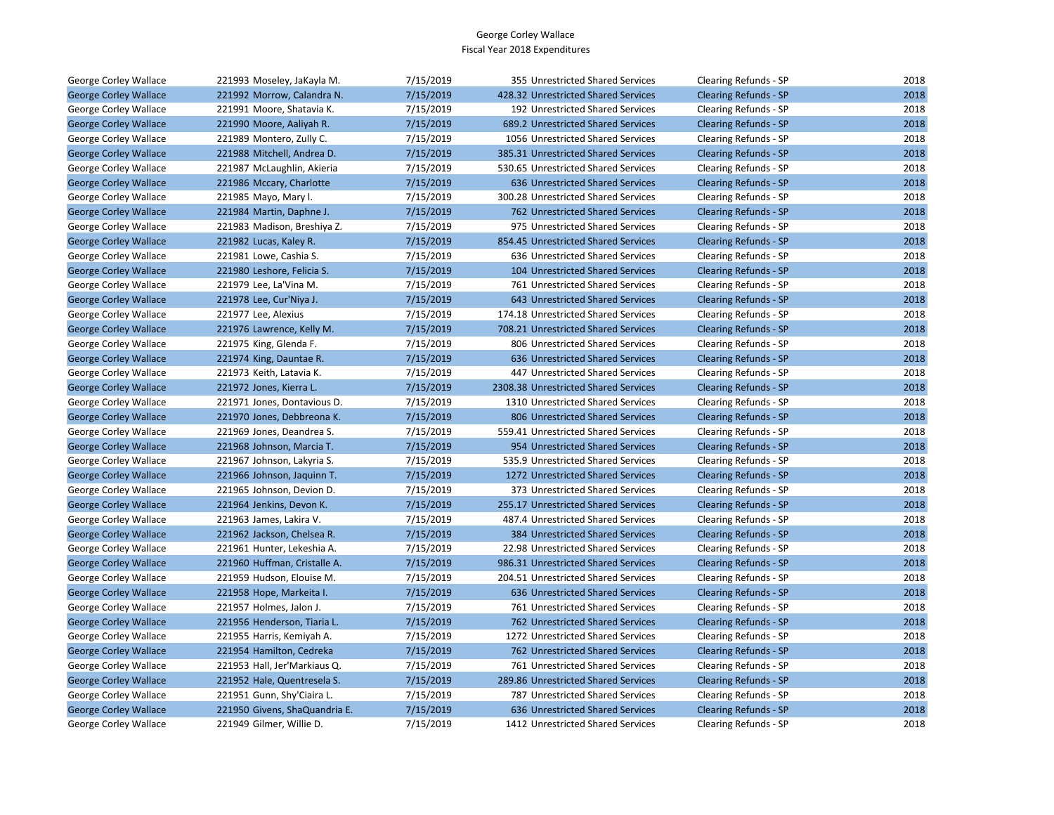George Corley Wallace
Fiscal Year 2018 Expenditures

| | | | | | | |
|---|---|---|---|---|---|---|
| George Corley Wallace | 221993 Moseley, JaKayla M. | 7/15/2019 | 355 | Unrestricted Shared Services | Clearing Refunds - SP | 2018 |
| George Corley Wallace | 221992 Morrow, Calandra N. | 7/15/2019 | 428.32 | Unrestricted Shared Services | Clearing Refunds - SP | 2018 |
| George Corley Wallace | 221991 Moore, Shatavia K. | 7/15/2019 | 192 | Unrestricted Shared Services | Clearing Refunds - SP | 2018 |
| George Corley Wallace | 221990 Moore, Aaliyah R. | 7/15/2019 | 689.2 | Unrestricted Shared Services | Clearing Refunds - SP | 2018 |
| George Corley Wallace | 221989 Montero, Zully C. | 7/15/2019 | 1056 | Unrestricted Shared Services | Clearing Refunds - SP | 2018 |
| George Corley Wallace | 221988 Mitchell, Andrea D. | 7/15/2019 | 385.31 | Unrestricted Shared Services | Clearing Refunds - SP | 2018 |
| George Corley Wallace | 221987 McLaughlin, Akieria | 7/15/2019 | 530.65 | Unrestricted Shared Services | Clearing Refunds - SP | 2018 |
| George Corley Wallace | 221986 Mccary, Charlotte | 7/15/2019 | 636 | Unrestricted Shared Services | Clearing Refunds - SP | 2018 |
| George Corley Wallace | 221985 Mayo, Mary l. | 7/15/2019 | 300.28 | Unrestricted Shared Services | Clearing Refunds - SP | 2018 |
| George Corley Wallace | 221984 Martin, Daphne J. | 7/15/2019 | 762 | Unrestricted Shared Services | Clearing Refunds - SP | 2018 |
| George Corley Wallace | 221983 Madison, Breshiya Z. | 7/15/2019 | 975 | Unrestricted Shared Services | Clearing Refunds - SP | 2018 |
| George Corley Wallace | 221982 Lucas, Kaley R. | 7/15/2019 | 854.45 | Unrestricted Shared Services | Clearing Refunds - SP | 2018 |
| George Corley Wallace | 221981 Lowe, Cashia S. | 7/15/2019 | 636 | Unrestricted Shared Services | Clearing Refunds - SP | 2018 |
| George Corley Wallace | 221980 Leshore, Felicia S. | 7/15/2019 | 104 | Unrestricted Shared Services | Clearing Refunds - SP | 2018 |
| George Corley Wallace | 221979 Lee, La'Vina M. | 7/15/2019 | 761 | Unrestricted Shared Services | Clearing Refunds - SP | 2018 |
| George Corley Wallace | 221978 Lee, Cur'Niya J. | 7/15/2019 | 643 | Unrestricted Shared Services | Clearing Refunds - SP | 2018 |
| George Corley Wallace | 221977 Lee, Alexius | 7/15/2019 | 174.18 | Unrestricted Shared Services | Clearing Refunds - SP | 2018 |
| George Corley Wallace | 221976 Lawrence, Kelly M. | 7/15/2019 | 708.21 | Unrestricted Shared Services | Clearing Refunds - SP | 2018 |
| George Corley Wallace | 221975 King, Glenda F. | 7/15/2019 | 806 | Unrestricted Shared Services | Clearing Refunds - SP | 2018 |
| George Corley Wallace | 221974 King, Dauntae R. | 7/15/2019 | 636 | Unrestricted Shared Services | Clearing Refunds - SP | 2018 |
| George Corley Wallace | 221973 Keith, Latavia K. | 7/15/2019 | 447 | Unrestricted Shared Services | Clearing Refunds - SP | 2018 |
| George Corley Wallace | 221972 Jones, Kierra L. | 7/15/2019 | 2308.38 | Unrestricted Shared Services | Clearing Refunds - SP | 2018 |
| George Corley Wallace | 221971 Jones, Dontavious D. | 7/15/2019 | 1310 | Unrestricted Shared Services | Clearing Refunds - SP | 2018 |
| George Corley Wallace | 221970 Jones, Debbreona K. | 7/15/2019 | 806 | Unrestricted Shared Services | Clearing Refunds - SP | 2018 |
| George Corley Wallace | 221969 Jones, Deandrea S. | 7/15/2019 | 559.41 | Unrestricted Shared Services | Clearing Refunds - SP | 2018 |
| George Corley Wallace | 221968 Johnson, Marcia T. | 7/15/2019 | 954 | Unrestricted Shared Services | Clearing Refunds - SP | 2018 |
| George Corley Wallace | 221967 Johnson, Lakyria S. | 7/15/2019 | 535.9 | Unrestricted Shared Services | Clearing Refunds - SP | 2018 |
| George Corley Wallace | 221966 Johnson, Jaquinn T. | 7/15/2019 | 1272 | Unrestricted Shared Services | Clearing Refunds - SP | 2018 |
| George Corley Wallace | 221965 Johnson, Devion D. | 7/15/2019 | 373 | Unrestricted Shared Services | Clearing Refunds - SP | 2018 |
| George Corley Wallace | 221964 Jenkins, Devon K. | 7/15/2019 | 255.17 | Unrestricted Shared Services | Clearing Refunds - SP | 2018 |
| George Corley Wallace | 221963 James, Lakira V. | 7/15/2019 | 487.4 | Unrestricted Shared Services | Clearing Refunds - SP | 2018 |
| George Corley Wallace | 221962 Jackson, Chelsea R. | 7/15/2019 | 384 | Unrestricted Shared Services | Clearing Refunds - SP | 2018 |
| George Corley Wallace | 221961 Hunter, Lekeshia A. | 7/15/2019 | 22.98 | Unrestricted Shared Services | Clearing Refunds - SP | 2018 |
| George Corley Wallace | 221960 Huffman, Cristalle A. | 7/15/2019 | 986.31 | Unrestricted Shared Services | Clearing Refunds - SP | 2018 |
| George Corley Wallace | 221959 Hudson, Elouise M. | 7/15/2019 | 204.51 | Unrestricted Shared Services | Clearing Refunds - SP | 2018 |
| George Corley Wallace | 221958 Hope, Markeita I. | 7/15/2019 | 636 | Unrestricted Shared Services | Clearing Refunds - SP | 2018 |
| George Corley Wallace | 221957 Holmes, Jalon J. | 7/15/2019 | 761 | Unrestricted Shared Services | Clearing Refunds - SP | 2018 |
| George Corley Wallace | 221956 Henderson, Tiaria L. | 7/15/2019 | 762 | Unrestricted Shared Services | Clearing Refunds - SP | 2018 |
| George Corley Wallace | 221955 Harris, Kemiyah A. | 7/15/2019 | 1272 | Unrestricted Shared Services | Clearing Refunds - SP | 2018 |
| George Corley Wallace | 221954 Hamilton, Cedreka | 7/15/2019 | 762 | Unrestricted Shared Services | Clearing Refunds - SP | 2018 |
| George Corley Wallace | 221953 Hall, Jer'Markiaus Q. | 7/15/2019 | 761 | Unrestricted Shared Services | Clearing Refunds - SP | 2018 |
| George Corley Wallace | 221952 Hale, Quentresela S. | 7/15/2019 | 289.86 | Unrestricted Shared Services | Clearing Refunds - SP | 2018 |
| George Corley Wallace | 221951 Gunn, Shy'Ciaira L. | 7/15/2019 | 787 | Unrestricted Shared Services | Clearing Refunds - SP | 2018 |
| George Corley Wallace | 221950 Givens, ShaQuandria E. | 7/15/2019 | 636 | Unrestricted Shared Services | Clearing Refunds - SP | 2018 |
| George Corley Wallace | 221949 Gilmer, Willie D. | 7/15/2019 | 1412 | Unrestricted Shared Services | Clearing Refunds - SP | 2018 |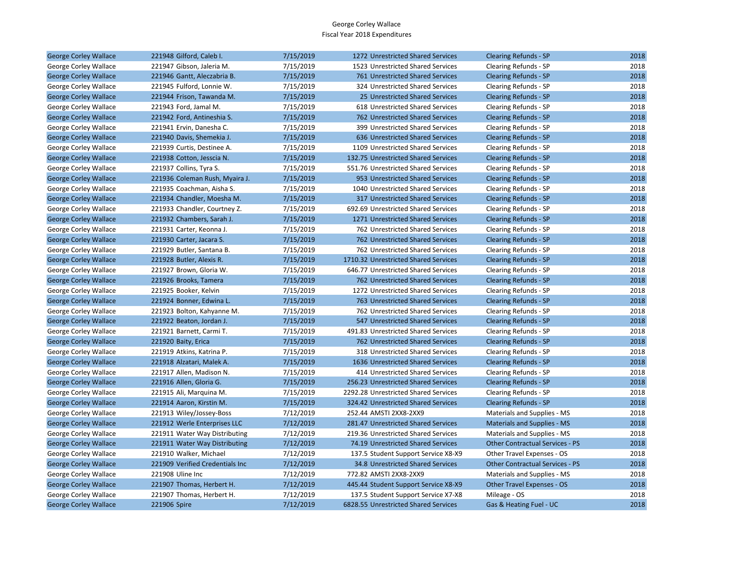George Corley Wallace
Fiscal Year 2018 Expenditures

| | | | | | | |
|---|---|---|---|---|---|---|
| George Corley Wallace | 221948 Gilford, Caleb I. | 7/15/2019 | 1272 | Unrestricted Shared Services | Clearing Refunds - SP | 2018 |
| George Corley Wallace | 221947 Gibson, Jaleria M. | 7/15/2019 | 1523 | Unrestricted Shared Services | Clearing Refunds - SP | 2018 |
| George Corley Wallace | 221946 Gantt, Aleczabria B. | 7/15/2019 | 761 | Unrestricted Shared Services | Clearing Refunds - SP | 2018 |
| George Corley Wallace | 221945 Fulford, Lonnie W. | 7/15/2019 | 324 | Unrestricted Shared Services | Clearing Refunds - SP | 2018 |
| George Corley Wallace | 221944 Frison, Tawanda M. | 7/15/2019 | 25 | Unrestricted Shared Services | Clearing Refunds - SP | 2018 |
| George Corley Wallace | 221943 Ford, Jamal M. | 7/15/2019 | 618 | Unrestricted Shared Services | Clearing Refunds - SP | 2018 |
| George Corley Wallace | 221942 Ford, Antineshia S. | 7/15/2019 | 762 | Unrestricted Shared Services | Clearing Refunds - SP | 2018 |
| George Corley Wallace | 221941 Ervin, Danesha C. | 7/15/2019 | 399 | Unrestricted Shared Services | Clearing Refunds - SP | 2018 |
| George Corley Wallace | 221940 Davis, Shemekia J. | 7/15/2019 | 636 | Unrestricted Shared Services | Clearing Refunds - SP | 2018 |
| George Corley Wallace | 221939 Curtis, Destinee A. | 7/15/2019 | 1109 | Unrestricted Shared Services | Clearing Refunds - SP | 2018 |
| George Corley Wallace | 221938 Cotton, Jesscia N. | 7/15/2019 | 132.75 | Unrestricted Shared Services | Clearing Refunds - SP | 2018 |
| George Corley Wallace | 221937 Collins, Tyra S. | 7/15/2019 | 551.76 | Unrestricted Shared Services | Clearing Refunds - SP | 2018 |
| George Corley Wallace | 221936 Coleman Rush, Myaira J. | 7/15/2019 | 953 | Unrestricted Shared Services | Clearing Refunds - SP | 2018 |
| George Corley Wallace | 221935 Coachman, Aisha S. | 7/15/2019 | 1040 | Unrestricted Shared Services | Clearing Refunds - SP | 2018 |
| George Corley Wallace | 221934 Chandler, Moesha M. | 7/15/2019 | 317 | Unrestricted Shared Services | Clearing Refunds - SP | 2018 |
| George Corley Wallace | 221933 Chandler, Courtney Z. | 7/15/2019 | 692.69 | Unrestricted Shared Services | Clearing Refunds - SP | 2018 |
| George Corley Wallace | 221932 Chambers, Sarah J. | 7/15/2019 | 1271 | Unrestricted Shared Services | Clearing Refunds - SP | 2018 |
| George Corley Wallace | 221931 Carter, Keonna J. | 7/15/2019 | 762 | Unrestricted Shared Services | Clearing Refunds - SP | 2018 |
| George Corley Wallace | 221930 Carter, Jacara S. | 7/15/2019 | 762 | Unrestricted Shared Services | Clearing Refunds - SP | 2018 |
| George Corley Wallace | 221929 Butler, Santana B. | 7/15/2019 | 762 | Unrestricted Shared Services | Clearing Refunds - SP | 2018 |
| George Corley Wallace | 221928 Butler, Alexis R. | 7/15/2019 | 1710.32 | Unrestricted Shared Services | Clearing Refunds - SP | 2018 |
| George Corley Wallace | 221927 Brown, Gloria W. | 7/15/2019 | 646.77 | Unrestricted Shared Services | Clearing Refunds - SP | 2018 |
| George Corley Wallace | 221926 Brooks, Tamera | 7/15/2019 | 762 | Unrestricted Shared Services | Clearing Refunds - SP | 2018 |
| George Corley Wallace | 221925 Booker, Kelvin | 7/15/2019 | 1272 | Unrestricted Shared Services | Clearing Refunds - SP | 2018 |
| George Corley Wallace | 221924 Bonner, Edwina L. | 7/15/2019 | 763 | Unrestricted Shared Services | Clearing Refunds - SP | 2018 |
| George Corley Wallace | 221923 Bolton, Kahyanne M. | 7/15/2019 | 762 | Unrestricted Shared Services | Clearing Refunds - SP | 2018 |
| George Corley Wallace | 221922 Beaton, Jordan J. | 7/15/2019 | 547 | Unrestricted Shared Services | Clearing Refunds - SP | 2018 |
| George Corley Wallace | 221921 Barnett, Carmi T. | 7/15/2019 | 491.83 | Unrestricted Shared Services | Clearing Refunds - SP | 2018 |
| George Corley Wallace | 221920 Baity, Erica | 7/15/2019 | 762 | Unrestricted Shared Services | Clearing Refunds - SP | 2018 |
| George Corley Wallace | 221919 Atkins, Katrina P. | 7/15/2019 | 318 | Unrestricted Shared Services | Clearing Refunds - SP | 2018 |
| George Corley Wallace | 221918 Alzatari, Malek A. | 7/15/2019 | 1636 | Unrestricted Shared Services | Clearing Refunds - SP | 2018 |
| George Corley Wallace | 221917 Allen, Madison N. | 7/15/2019 | 414 | Unrestricted Shared Services | Clearing Refunds - SP | 2018 |
| George Corley Wallace | 221916 Allen, Gloria G. | 7/15/2019 | 256.23 | Unrestricted Shared Services | Clearing Refunds - SP | 2018 |
| George Corley Wallace | 221915 Ali, Marquina M. | 7/15/2019 | 2292.28 | Unrestricted Shared Services | Clearing Refunds - SP | 2018 |
| George Corley Wallace | 221914 Aaron, Kirstin M. | 7/15/2019 | 324.42 | Unrestricted Shared Services | Clearing Refunds - SP | 2018 |
| George Corley Wallace | 221913 Wiley/Jossey-Boss | 7/12/2019 | 252.44 | AMSTI 2XX8-2XX9 | Materials and Supplies - MS | 2018 |
| George Corley Wallace | 221912 Werle Enterprises LLC | 7/12/2019 | 281.47 | Unrestricted Shared Services | Materials and Supplies - MS | 2018 |
| George Corley Wallace | 221911 Water Way Distributing | 7/12/2019 | 219.36 | Unrestricted Shared Services | Materials and Supplies - MS | 2018 |
| George Corley Wallace | 221911 Water Way Distributing | 7/12/2019 | 74.19 | Unrestricted Shared Services | Other Contractual Services - PS | 2018 |
| George Corley Wallace | 221910 Walker, Michael | 7/12/2019 | 137.5 | Student Support Service X8-X9 | Other Travel Expenses - OS | 2018 |
| George Corley Wallace | 221909 Verified Credentials Inc | 7/12/2019 | 34.8 | Unrestricted Shared Services | Other Contractual Services - PS | 2018 |
| George Corley Wallace | 221908 Uline Inc | 7/12/2019 | 772.82 | AMSTI 2XX8-2XX9 | Materials and Supplies - MS | 2018 |
| George Corley Wallace | 221907 Thomas, Herbert H. | 7/12/2019 | 445.44 | Student Support Service X8-X9 | Other Travel Expenses - OS | 2018 |
| George Corley Wallace | 221907 Thomas, Herbert H. | 7/12/2019 | 137.5 | Student Support Service X7-X8 | Mileage - OS | 2018 |
| George Corley Wallace | 221906 Spire | 7/12/2019 | 6828.55 | Unrestricted Shared Services | Gas & Heating Fuel - UC | 2018 |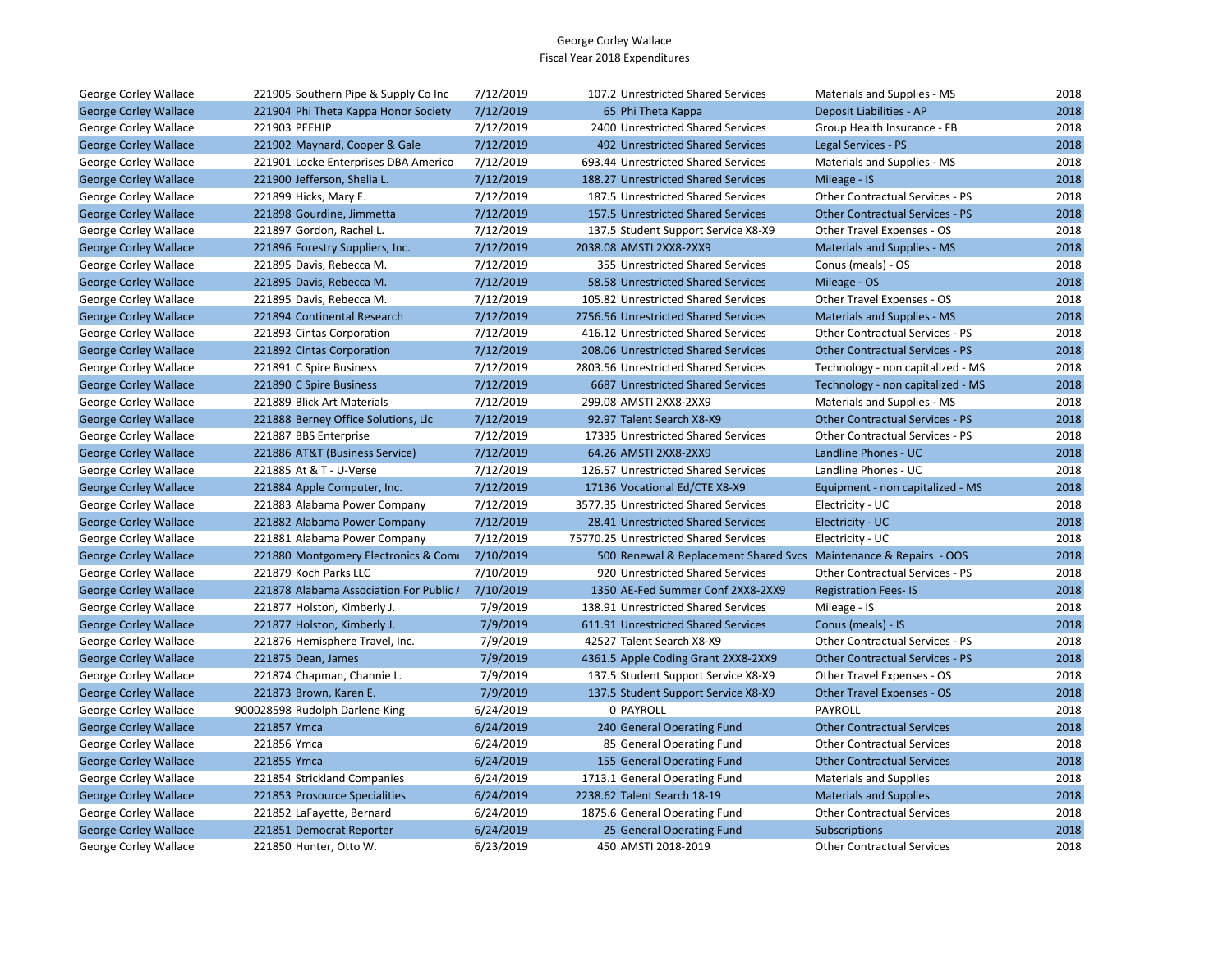George Corley Wallace
Fiscal Year 2018 Expenditures

| | | | | | | |
|---|---|---|---|---|---|---|
| George Corley Wallace | 221905 Southern Pipe & Supply Co Inc | 7/12/2019 | 107.2 | Unrestricted Shared Services | Materials and Supplies - MS | 2018 |
| George Corley Wallace | 221904 Phi Theta Kappa Honor Society | 7/12/2019 | 65 | Phi Theta Kappa | Deposit Liabilities - AP | 2018 |
| George Corley Wallace | 221903 PEEHIP | 7/12/2019 | 2400 | Unrestricted Shared Services | Group Health Insurance - FB | 2018 |
| George Corley Wallace | 221902 Maynard, Cooper & Gale | 7/12/2019 | 492 | Unrestricted Shared Services | Legal Services - PS | 2018 |
| George Corley Wallace | 221901 Locke Enterprises DBA Americo | 7/12/2019 | 693.44 | Unrestricted Shared Services | Materials and Supplies - MS | 2018 |
| George Corley Wallace | 221900 Jefferson, Shelia L. | 7/12/2019 | 188.27 | Unrestricted Shared Services | Mileage - IS | 2018 |
| George Corley Wallace | 221899 Hicks, Mary E. | 7/12/2019 | 187.5 | Unrestricted Shared Services | Other Contractual Services - PS | 2018 |
| George Corley Wallace | 221898 Gourdine, Jimmetta | 7/12/2019 | 157.5 | Unrestricted Shared Services | Other Contractual Services - PS | 2018 |
| George Corley Wallace | 221897 Gordon, Rachel L. | 7/12/2019 | 137.5 | Student Support Service X8-X9 | Other Travel Expenses - OS | 2018 |
| George Corley Wallace | 221896 Forestry Suppliers, Inc. | 7/12/2019 | 2038.08 | AMSTI 2XX8-2XX9 | Materials and Supplies - MS | 2018 |
| George Corley Wallace | 221895 Davis, Rebecca M. | 7/12/2019 | 355 | Unrestricted Shared Services | Conus (meals) - OS | 2018 |
| George Corley Wallace | 221895 Davis, Rebecca M. | 7/12/2019 | 58.58 | Unrestricted Shared Services | Mileage - OS | 2018 |
| George Corley Wallace | 221895 Davis, Rebecca M. | 7/12/2019 | 105.82 | Unrestricted Shared Services | Other Travel Expenses - OS | 2018 |
| George Corley Wallace | 221894 Continental Research | 7/12/2019 | 2756.56 | Unrestricted Shared Services | Materials and Supplies - MS | 2018 |
| George Corley Wallace | 221893 Cintas Corporation | 7/12/2019 | 416.12 | Unrestricted Shared Services | Other Contractual Services - PS | 2018 |
| George Corley Wallace | 221892 Cintas Corporation | 7/12/2019 | 208.06 | Unrestricted Shared Services | Other Contractual Services - PS | 2018 |
| George Corley Wallace | 221891 C Spire Business | 7/12/2019 | 2803.56 | Unrestricted Shared Services | Technology - non capitalized - MS | 2018 |
| George Corley Wallace | 221890 C Spire Business | 7/12/2019 | 6687 | Unrestricted Shared Services | Technology - non capitalized - MS | 2018 |
| George Corley Wallace | 221889 Blick Art Materials | 7/12/2019 | 299.08 | AMSTI 2XX8-2XX9 | Materials and Supplies - MS | 2018 |
| George Corley Wallace | 221888 Berney Office Solutions, Llc | 7/12/2019 | 92.97 | Talent Search X8-X9 | Other Contractual Services - PS | 2018 |
| George Corley Wallace | 221887 BBS Enterprise | 7/12/2019 | 17335 | Unrestricted Shared Services | Other Contractual Services - PS | 2018 |
| George Corley Wallace | 221886 AT&T (Business Service) | 7/12/2019 | 64.26 | AMSTI 2XX8-2XX9 | Landline Phones - UC | 2018 |
| George Corley Wallace | 221885 At & T - U-Verse | 7/12/2019 | 126.57 | Unrestricted Shared Services | Landline Phones - UC | 2018 |
| George Corley Wallace | 221884 Apple Computer, Inc. | 7/12/2019 | 17136 | Vocational Ed/CTE X8-X9 | Equipment - non capitalized - MS | 2018 |
| George Corley Wallace | 221883 Alabama Power Company | 7/12/2019 | 3577.35 | Unrestricted Shared Services | Electricity - UC | 2018 |
| George Corley Wallace | 221882 Alabama Power Company | 7/12/2019 | 28.41 | Unrestricted Shared Services | Electricity - UC | 2018 |
| George Corley Wallace | 221881 Alabama Power Company | 7/12/2019 | 75770.25 | Unrestricted Shared Services | Electricity - UC | 2018 |
| George Corley Wallace | 221880 Montgomery Electronics & Comı | 7/10/2019 | 500 | Renewal & Replacement Shared Svcs | Maintenance & Repairs - OOS | 2018 |
| George Corley Wallace | 221879 Koch Parks LLC | 7/10/2019 | 920 | Unrestricted Shared Services | Other Contractual Services - PS | 2018 |
| George Corley Wallace | 221878 Alabama Association For Public / | 7/10/2019 | 1350 | AE-Fed Summer Conf 2XX8-2XX9 | Registration Fees- IS | 2018 |
| George Corley Wallace | 221877 Holston, Kimberly J. | 7/9/2019 | 138.91 | Unrestricted Shared Services | Mileage - IS | 2018 |
| George Corley Wallace | 221877 Holston, Kimberly J. | 7/9/2019 | 611.91 | Unrestricted Shared Services | Conus (meals) - IS | 2018 |
| George Corley Wallace | 221876 Hemisphere Travel, Inc. | 7/9/2019 | 42527 | Talent Search X8-X9 | Other Contractual Services - PS | 2018 |
| George Corley Wallace | 221875 Dean, James | 7/9/2019 | 4361.5 | Apple Coding Grant 2XX8-2XX9 | Other Contractual Services - PS | 2018 |
| George Corley Wallace | 221874 Chapman, Channie L. | 7/9/2019 | 137.5 | Student Support Service X8-X9 | Other Travel Expenses - OS | 2018 |
| George Corley Wallace | 221873 Brown, Karen E. | 7/9/2019 | 137.5 | Student Support Service X8-X9 | Other Travel Expenses - OS | 2018 |
| George Corley Wallace | 900028598 Rudolph Darlene King | 6/24/2019 | 0 | PAYROLL | PAYROLL | 2018 |
| George Corley Wallace | 221857 Ymca | 6/24/2019 | 240 | General Operating Fund | Other Contractual Services | 2018 |
| George Corley Wallace | 221856 Ymca | 6/24/2019 | 85 | General Operating Fund | Other Contractual Services | 2018 |
| George Corley Wallace | 221855 Ymca | 6/24/2019 | 155 | General Operating Fund | Other Contractual Services | 2018 |
| George Corley Wallace | 221854 Strickland Companies | 6/24/2019 | 1713.1 | General Operating Fund | Materials and Supplies | 2018 |
| George Corley Wallace | 221853 Prosource Specialities | 6/24/2019 | 2238.62 | Talent Search 18-19 | Materials and Supplies | 2018 |
| George Corley Wallace | 221852 LaFayette, Bernard | 6/24/2019 | 1875.6 | General Operating Fund | Other Contractual Services | 2018 |
| George Corley Wallace | 221851 Democrat Reporter | 6/24/2019 | 25 | General Operating Fund | Subscriptions | 2018 |
| George Corley Wallace | 221850 Hunter, Otto W. | 6/23/2019 | 450 | AMSTI 2018-2019 | Other Contractual Services | 2018 |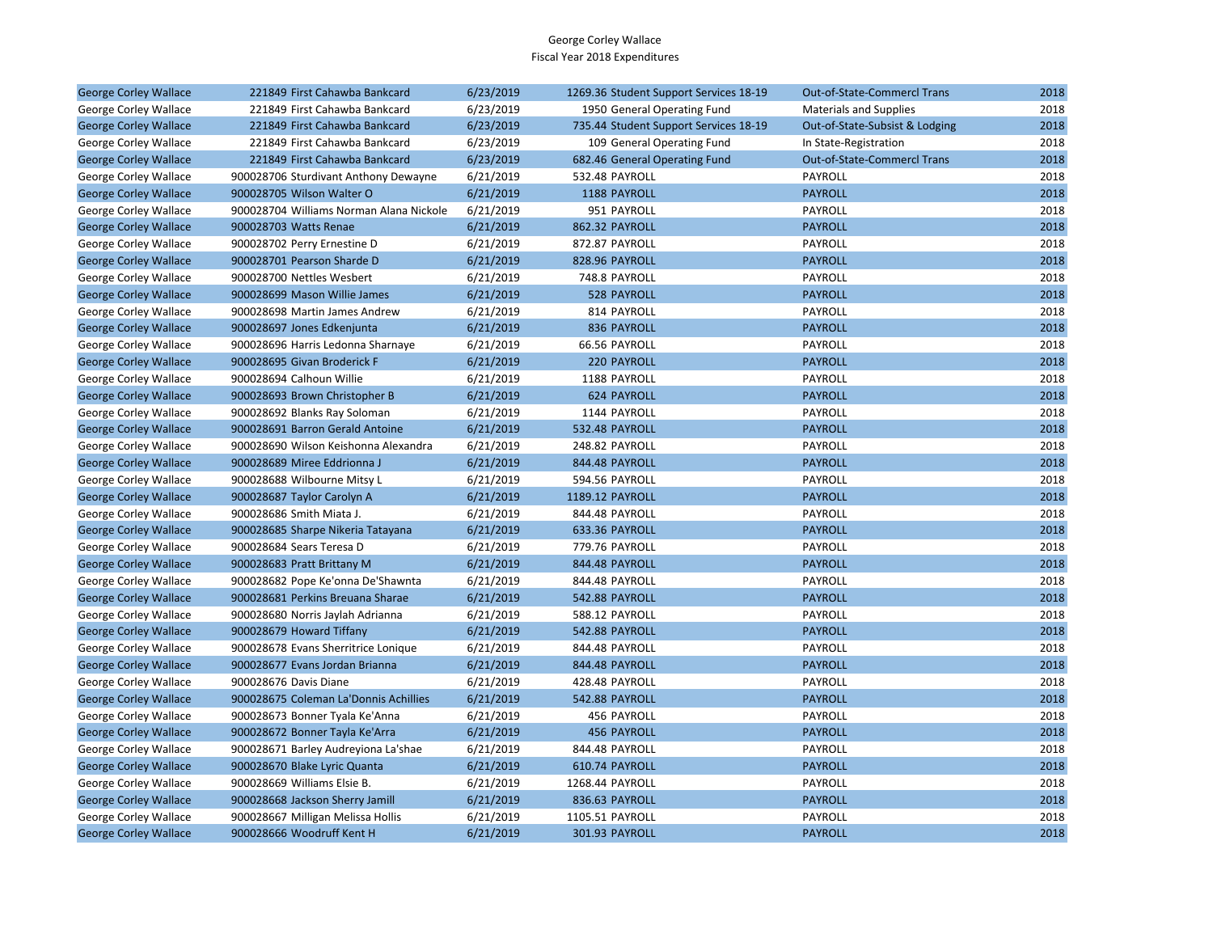George Corley Wallace
Fiscal Year 2018 Expenditures

| | | | | | | | |
|---|---|---|---|---|---|---|---|
| George Corley Wallace | 221849 | First Cahawba Bankcard | 6/23/2019 | 1269.36 | Student Support Services 18-19 | Out-of-State-Commercl Trans | 2018 |
| George Corley Wallace | 221849 | First Cahawba Bankcard | 6/23/2019 | 1950 | General Operating Fund | Materials and Supplies | 2018 |
| George Corley Wallace | 221849 | First Cahawba Bankcard | 6/23/2019 | 735.44 | Student Support Services 18-19 | Out-of-State-Subsist & Lodging | 2018 |
| George Corley Wallace | 221849 | First Cahawba Bankcard | 6/23/2019 | 109 | General Operating Fund | In State-Registration | 2018 |
| George Corley Wallace | 221849 | First Cahawba Bankcard | 6/23/2019 | 682.46 | General Operating Fund | Out-of-State-Commercl Trans | 2018 |
| George Corley Wallace | 900028706 | Sturdivant Anthony Dewayne | 6/21/2019 | 532.48 | PAYROLL | PAYROLL | 2018 |
| George Corley Wallace | 900028705 | Wilson Walter O | 6/21/2019 | 1188 | PAYROLL | PAYROLL | 2018 |
| George Corley Wallace | 900028704 | Williams Norman Alana Nickole | 6/21/2019 | 951 | PAYROLL | PAYROLL | 2018 |
| George Corley Wallace | 900028703 | Watts Renae | 6/21/2019 | 862.32 | PAYROLL | PAYROLL | 2018 |
| George Corley Wallace | 900028702 | Perry Ernestine D | 6/21/2019 | 872.87 | PAYROLL | PAYROLL | 2018 |
| George Corley Wallace | 900028701 | Pearson Sharde D | 6/21/2019 | 828.96 | PAYROLL | PAYROLL | 2018 |
| George Corley Wallace | 900028700 | Nettles Wesbert | 6/21/2019 | 748.8 | PAYROLL | PAYROLL | 2018 |
| George Corley Wallace | 900028699 | Mason Willie James | 6/21/2019 | 528 | PAYROLL | PAYROLL | 2018 |
| George Corley Wallace | 900028698 | Martin James Andrew | 6/21/2019 | 814 | PAYROLL | PAYROLL | 2018 |
| George Corley Wallace | 900028697 | Jones Edkenjunta | 6/21/2019 | 836 | PAYROLL | PAYROLL | 2018 |
| George Corley Wallace | 900028696 | Harris Ledonna Sharnaye | 6/21/2019 | 66.56 | PAYROLL | PAYROLL | 2018 |
| George Corley Wallace | 900028695 | Givan Broderick F | 6/21/2019 | 220 | PAYROLL | PAYROLL | 2018 |
| George Corley Wallace | 900028694 | Calhoun Willie | 6/21/2019 | 1188 | PAYROLL | PAYROLL | 2018 |
| George Corley Wallace | 900028693 | Brown Christopher B | 6/21/2019 | 624 | PAYROLL | PAYROLL | 2018 |
| George Corley Wallace | 900028692 | Blanks Ray Soloman | 6/21/2019 | 1144 | PAYROLL | PAYROLL | 2018 |
| George Corley Wallace | 900028691 | Barron Gerald Antoine | 6/21/2019 | 532.48 | PAYROLL | PAYROLL | 2018 |
| George Corley Wallace | 900028690 | Wilson Keishonna Alexandra | 6/21/2019 | 248.82 | PAYROLL | PAYROLL | 2018 |
| George Corley Wallace | 900028689 | Miree Eddrionna J | 6/21/2019 | 844.48 | PAYROLL | PAYROLL | 2018 |
| George Corley Wallace | 900028688 | Wilbourne Mitsy L | 6/21/2019 | 594.56 | PAYROLL | PAYROLL | 2018 |
| George Corley Wallace | 900028687 | Taylor Carolyn A | 6/21/2019 | 1189.12 | PAYROLL | PAYROLL | 2018 |
| George Corley Wallace | 900028686 | Smith Miata J. | 6/21/2019 | 844.48 | PAYROLL | PAYROLL | 2018 |
| George Corley Wallace | 900028685 | Sharpe Nikeria Tatayana | 6/21/2019 | 633.36 | PAYROLL | PAYROLL | 2018 |
| George Corley Wallace | 900028684 | Sears Teresa D | 6/21/2019 | 779.76 | PAYROLL | PAYROLL | 2018 |
| George Corley Wallace | 900028683 | Pratt Brittany M | 6/21/2019 | 844.48 | PAYROLL | PAYROLL | 2018 |
| George Corley Wallace | 900028682 | Pope Ke'onna De'Shawnta | 6/21/2019 | 844.48 | PAYROLL | PAYROLL | 2018 |
| George Corley Wallace | 900028681 | Perkins Breuana Sharae | 6/21/2019 | 542.88 | PAYROLL | PAYROLL | 2018 |
| George Corley Wallace | 900028680 | Norris Jaylah Adrianna | 6/21/2019 | 588.12 | PAYROLL | PAYROLL | 2018 |
| George Corley Wallace | 900028679 | Howard Tiffany | 6/21/2019 | 542.88 | PAYROLL | PAYROLL | 2018 |
| George Corley Wallace | 900028678 | Evans Sherritrice Lonique | 6/21/2019 | 844.48 | PAYROLL | PAYROLL | 2018 |
| George Corley Wallace | 900028677 | Evans Jordan Brianna | 6/21/2019 | 844.48 | PAYROLL | PAYROLL | 2018 |
| George Corley Wallace | 900028676 | Davis Diane | 6/21/2019 | 428.48 | PAYROLL | PAYROLL | 2018 |
| George Corley Wallace | 900028675 | Coleman La'Donnis Achillies | 6/21/2019 | 542.88 | PAYROLL | PAYROLL | 2018 |
| George Corley Wallace | 900028673 | Bonner Tyala Ke'Anna | 6/21/2019 | 456 | PAYROLL | PAYROLL | 2018 |
| George Corley Wallace | 900028672 | Bonner Tayla Ke'Arra | 6/21/2019 | 456 | PAYROLL | PAYROLL | 2018 |
| George Corley Wallace | 900028671 | Barley Audreyiona La'shae | 6/21/2019 | 844.48 | PAYROLL | PAYROLL | 2018 |
| George Corley Wallace | 900028670 | Blake Lyric Quanta | 6/21/2019 | 610.74 | PAYROLL | PAYROLL | 2018 |
| George Corley Wallace | 900028669 | Williams Elsie B. | 6/21/2019 | 1268.44 | PAYROLL | PAYROLL | 2018 |
| George Corley Wallace | 900028668 | Jackson Sherry Jamill | 6/21/2019 | 836.63 | PAYROLL | PAYROLL | 2018 |
| George Corley Wallace | 900028667 | Milligan Melissa Hollis | 6/21/2019 | 1105.51 | PAYROLL | PAYROLL | 2018 |
| George Corley Wallace | 900028666 | Woodruff Kent H | 6/21/2019 | 301.93 | PAYROLL | PAYROLL | 2018 |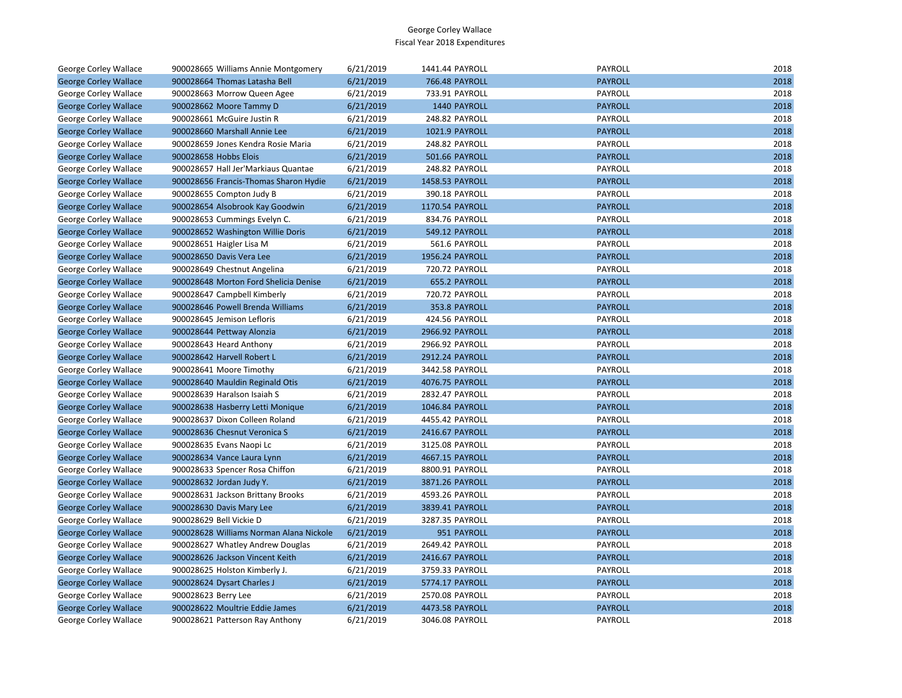| | | | | | | |
|---|---|---|---|---|---|---|
| George Corley Wallace | 900028665 | Williams Annie Montgomery | 6/21/2019 | 1441.44 PAYROLL | PAYROLL | 2018 |
| George Corley Wallace | 900028664 | Thomas Latasha Bell | 6/21/2019 | 766.48 PAYROLL | PAYROLL | 2018 |
| George Corley Wallace | 900028663 | Morrow Queen Agee | 6/21/2019 | 733.91 PAYROLL | PAYROLL | 2018 |
| George Corley Wallace | 900028662 | Moore Tammy D | 6/21/2019 | 1440 PAYROLL | PAYROLL | 2018 |
| George Corley Wallace | 900028661 | McGuire Justin R | 6/21/2019 | 248.82 PAYROLL | PAYROLL | 2018 |
| George Corley Wallace | 900028660 | Marshall Annie Lee | 6/21/2019 | 1021.9 PAYROLL | PAYROLL | 2018 |
| George Corley Wallace | 900028659 | Jones Kendra Rosie Maria | 6/21/2019 | 248.82 PAYROLL | PAYROLL | 2018 |
| George Corley Wallace | 900028658 | Hobbs Elois | 6/21/2019 | 501.66 PAYROLL | PAYROLL | 2018 |
| George Corley Wallace | 900028657 | Hall Jer'Markiaus Quantae | 6/21/2019 | 248.82 PAYROLL | PAYROLL | 2018 |
| George Corley Wallace | 900028656 | Francis-Thomas Sharon Hydie | 6/21/2019 | 1458.53 PAYROLL | PAYROLL | 2018 |
| George Corley Wallace | 900028655 | Compton Judy B | 6/21/2019 | 390.18 PAYROLL | PAYROLL | 2018 |
| George Corley Wallace | 900028654 | Alsobrook Kay Goodwin | 6/21/2019 | 1170.54 PAYROLL | PAYROLL | 2018 |
| George Corley Wallace | 900028653 | Cummings Evelyn C. | 6/21/2019 | 834.76 PAYROLL | PAYROLL | 2018 |
| George Corley Wallace | 900028652 | Washington Willie Doris | 6/21/2019 | 549.12 PAYROLL | PAYROLL | 2018 |
| George Corley Wallace | 900028651 | Haigler Lisa M | 6/21/2019 | 561.6 PAYROLL | PAYROLL | 2018 |
| George Corley Wallace | 900028650 | Davis Vera Lee | 6/21/2019 | 1956.24 PAYROLL | PAYROLL | 2018 |
| George Corley Wallace | 900028649 | Chestnut Angelina | 6/21/2019 | 720.72 PAYROLL | PAYROLL | 2018 |
| George Corley Wallace | 900028648 | Morton Ford Shelicia Denise | 6/21/2019 | 655.2 PAYROLL | PAYROLL | 2018 |
| George Corley Wallace | 900028647 | Campbell Kimberly | 6/21/2019 | 720.72 PAYROLL | PAYROLL | 2018 |
| George Corley Wallace | 900028646 | Powell Brenda Williams | 6/21/2019 | 353.8 PAYROLL | PAYROLL | 2018 |
| George Corley Wallace | 900028645 | Jemison Lefloris | 6/21/2019 | 424.56 PAYROLL | PAYROLL | 2018 |
| George Corley Wallace | 900028644 | Pettway Alonzia | 6/21/2019 | 2966.92 PAYROLL | PAYROLL | 2018 |
| George Corley Wallace | 900028643 | Heard Anthony | 6/21/2019 | 2966.92 PAYROLL | PAYROLL | 2018 |
| George Corley Wallace | 900028642 | Harvell Robert L | 6/21/2019 | 2912.24 PAYROLL | PAYROLL | 2018 |
| George Corley Wallace | 900028641 | Moore Timothy | 6/21/2019 | 3442.58 PAYROLL | PAYROLL | 2018 |
| George Corley Wallace | 900028640 | Mauldin Reginald Otis | 6/21/2019 | 4076.75 PAYROLL | PAYROLL | 2018 |
| George Corley Wallace | 900028639 | Haralson Isaiah S | 6/21/2019 | 2832.47 PAYROLL | PAYROLL | 2018 |
| George Corley Wallace | 900028638 | Hasberry Letti Monique | 6/21/2019 | 1046.84 PAYROLL | PAYROLL | 2018 |
| George Corley Wallace | 900028637 | Dixon Colleen Roland | 6/21/2019 | 4455.42 PAYROLL | PAYROLL | 2018 |
| George Corley Wallace | 900028636 | Chesnut Veronica S | 6/21/2019 | 2416.67 PAYROLL | PAYROLL | 2018 |
| George Corley Wallace | 900028635 | Evans Naopi Lc | 6/21/2019 | 3125.08 PAYROLL | PAYROLL | 2018 |
| George Corley Wallace | 900028634 | Vance Laura Lynn | 6/21/2019 | 4667.15 PAYROLL | PAYROLL | 2018 |
| George Corley Wallace | 900028633 | Spencer Rosa Chiffon | 6/21/2019 | 8800.91 PAYROLL | PAYROLL | 2018 |
| George Corley Wallace | 900028632 | Jordan Judy Y. | 6/21/2019 | 3871.26 PAYROLL | PAYROLL | 2018 |
| George Corley Wallace | 900028631 | Jackson Brittany Brooks | 6/21/2019 | 4593.26 PAYROLL | PAYROLL | 2018 |
| George Corley Wallace | 900028630 | Davis Mary Lee | 6/21/2019 | 3839.41 PAYROLL | PAYROLL | 2018 |
| George Corley Wallace | 900028629 | Bell Vickie D | 6/21/2019 | 3287.35 PAYROLL | PAYROLL | 2018 |
| George Corley Wallace | 900028628 | Williams Norman Alana Nickole | 6/21/2019 | 951 PAYROLL | PAYROLL | 2018 |
| George Corley Wallace | 900028627 | Whatley Andrew Douglas | 6/21/2019 | 2649.42 PAYROLL | PAYROLL | 2018 |
| George Corley Wallace | 900028626 | Jackson Vincent Keith | 6/21/2019 | 2416.67 PAYROLL | PAYROLL | 2018 |
| George Corley Wallace | 900028625 | Holston Kimberly J. | 6/21/2019 | 3759.33 PAYROLL | PAYROLL | 2018 |
| George Corley Wallace | 900028624 | Dysart Charles J | 6/21/2019 | 5774.17 PAYROLL | PAYROLL | 2018 |
| George Corley Wallace | 900028623 | Berry Lee | 6/21/2019 | 2570.08 PAYROLL | PAYROLL | 2018 |
| George Corley Wallace | 900028622 | Moultrie Eddie James | 6/21/2019 | 4473.58 PAYROLL | PAYROLL | 2018 |
| George Corley Wallace | 900028621 | Patterson Ray Anthony | 6/21/2019 | 3046.08 PAYROLL | PAYROLL | 2018 |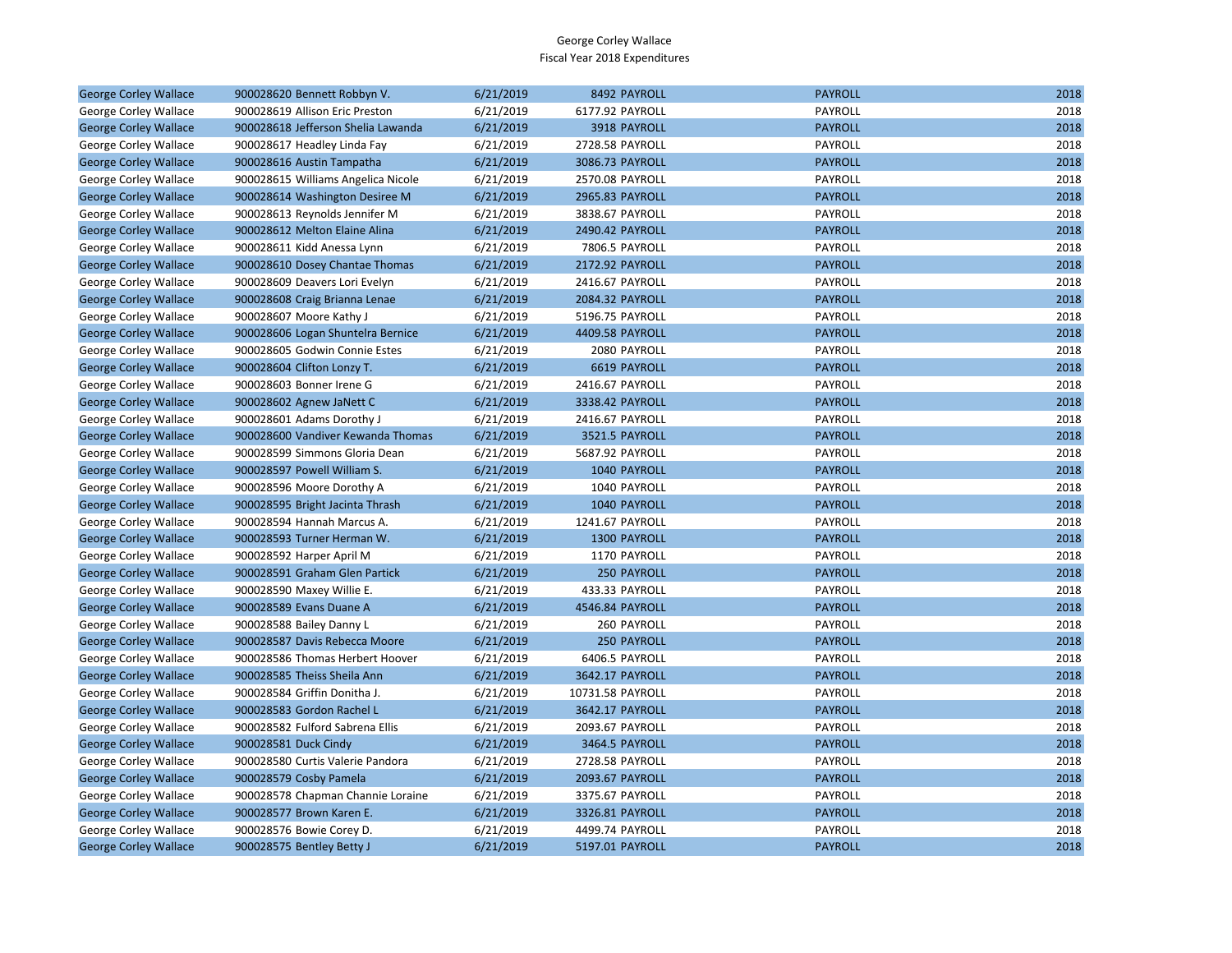George Corley Wallace
Fiscal Year 2018 Expenditures

| | | | | | | |
|---|---|---|---|---|---|---|
| George Corley Wallace | 900028620 Bennett Robbyn V. | 6/21/2019 | 8492 | PAYROLL | PAYROLL | 2018 |
| George Corley Wallace | 900028619 Allison Eric Preston | 6/21/2019 | 6177.92 | PAYROLL | PAYROLL | 2018 |
| George Corley Wallace | 900028618 Jefferson Shelia Lawanda | 6/21/2019 | 3918 | PAYROLL | PAYROLL | 2018 |
| George Corley Wallace | 900028617 Headley Linda Fay | 6/21/2019 | 2728.58 | PAYROLL | PAYROLL | 2018 |
| George Corley Wallace | 900028616 Austin Tampatha | 6/21/2019 | 3086.73 | PAYROLL | PAYROLL | 2018 |
| George Corley Wallace | 900028615 Williams Angelica Nicole | 6/21/2019 | 2570.08 | PAYROLL | PAYROLL | 2018 |
| George Corley Wallace | 900028614 Washington Desiree M | 6/21/2019 | 2965.83 | PAYROLL | PAYROLL | 2018 |
| George Corley Wallace | 900028613 Reynolds Jennifer M | 6/21/2019 | 3838.67 | PAYROLL | PAYROLL | 2018 |
| George Corley Wallace | 900028612 Melton Elaine Alina | 6/21/2019 | 2490.42 | PAYROLL | PAYROLL | 2018 |
| George Corley Wallace | 900028611 Kidd Anessa Lynn | 6/21/2019 | 7806.5 | PAYROLL | PAYROLL | 2018 |
| George Corley Wallace | 900028610 Dosey Chantae Thomas | 6/21/2019 | 2172.92 | PAYROLL | PAYROLL | 2018 |
| George Corley Wallace | 900028609 Deavers Lori Evelyn | 6/21/2019 | 2416.67 | PAYROLL | PAYROLL | 2018 |
| George Corley Wallace | 900028608 Craig Brianna Lenae | 6/21/2019 | 2084.32 | PAYROLL | PAYROLL | 2018 |
| George Corley Wallace | 900028607 Moore Kathy J | 6/21/2019 | 5196.75 | PAYROLL | PAYROLL | 2018 |
| George Corley Wallace | 900028606 Logan Shuntelra Bernice | 6/21/2019 | 4409.58 | PAYROLL | PAYROLL | 2018 |
| George Corley Wallace | 900028605 Godwin Connie Estes | 6/21/2019 | 2080 | PAYROLL | PAYROLL | 2018 |
| George Corley Wallace | 900028604 Clifton Lonzy T. | 6/21/2019 | 6619 | PAYROLL | PAYROLL | 2018 |
| George Corley Wallace | 900028603 Bonner Irene G | 6/21/2019 | 2416.67 | PAYROLL | PAYROLL | 2018 |
| George Corley Wallace | 900028602 Agnew JaNett C | 6/21/2019 | 3338.42 | PAYROLL | PAYROLL | 2018 |
| George Corley Wallace | 900028601 Adams Dorothy J | 6/21/2019 | 2416.67 | PAYROLL | PAYROLL | 2018 |
| George Corley Wallace | 900028600 Vandiver Kewanda Thomas | 6/21/2019 | 3521.5 | PAYROLL | PAYROLL | 2018 |
| George Corley Wallace | 900028599 Simmons Gloria Dean | 6/21/2019 | 5687.92 | PAYROLL | PAYROLL | 2018 |
| George Corley Wallace | 900028597 Powell William S. | 6/21/2019 | 1040 | PAYROLL | PAYROLL | 2018 |
| George Corley Wallace | 900028596 Moore Dorothy A | 6/21/2019 | 1040 | PAYROLL | PAYROLL | 2018 |
| George Corley Wallace | 900028595 Bright Jacinta Thrash | 6/21/2019 | 1040 | PAYROLL | PAYROLL | 2018 |
| George Corley Wallace | 900028594 Hannah Marcus A. | 6/21/2019 | 1241.67 | PAYROLL | PAYROLL | 2018 |
| George Corley Wallace | 900028593 Turner Herman W. | 6/21/2019 | 1300 | PAYROLL | PAYROLL | 2018 |
| George Corley Wallace | 900028592 Harper April M | 6/21/2019 | 1170 | PAYROLL | PAYROLL | 2018 |
| George Corley Wallace | 900028591 Graham Glen Partick | 6/21/2019 | 250 | PAYROLL | PAYROLL | 2018 |
| George Corley Wallace | 900028590 Maxey Willie E. | 6/21/2019 | 433.33 | PAYROLL | PAYROLL | 2018 |
| George Corley Wallace | 900028589 Evans Duane A | 6/21/2019 | 4546.84 | PAYROLL | PAYROLL | 2018 |
| George Corley Wallace | 900028588 Bailey Danny L | 6/21/2019 | 260 | PAYROLL | PAYROLL | 2018 |
| George Corley Wallace | 900028587 Davis Rebecca Moore | 6/21/2019 | 250 | PAYROLL | PAYROLL | 2018 |
| George Corley Wallace | 900028586 Thomas Herbert Hoover | 6/21/2019 | 6406.5 | PAYROLL | PAYROLL | 2018 |
| George Corley Wallace | 900028585 Theiss Sheila Ann | 6/21/2019 | 3642.17 | PAYROLL | PAYROLL | 2018 |
| George Corley Wallace | 900028584 Griffin Donitha J. | 6/21/2019 | 10731.58 | PAYROLL | PAYROLL | 2018 |
| George Corley Wallace | 900028583 Gordon Rachel L | 6/21/2019 | 3642.17 | PAYROLL | PAYROLL | 2018 |
| George Corley Wallace | 900028582 Fulford Sabrena Ellis | 6/21/2019 | 2093.67 | PAYROLL | PAYROLL | 2018 |
| George Corley Wallace | 900028581 Duck Cindy | 6/21/2019 | 3464.5 | PAYROLL | PAYROLL | 2018 |
| George Corley Wallace | 900028580 Curtis Valerie Pandora | 6/21/2019 | 2728.58 | PAYROLL | PAYROLL | 2018 |
| George Corley Wallace | 900028579 Cosby Pamela | 6/21/2019 | 2093.67 | PAYROLL | PAYROLL | 2018 |
| George Corley Wallace | 900028578 Chapman Channie Loraine | 6/21/2019 | 3375.67 | PAYROLL | PAYROLL | 2018 |
| George Corley Wallace | 900028577 Brown Karen E. | 6/21/2019 | 3326.81 | PAYROLL | PAYROLL | 2018 |
| George Corley Wallace | 900028576 Bowie Corey D. | 6/21/2019 | 4499.74 | PAYROLL | PAYROLL | 2018 |
| George Corley Wallace | 900028575 Bentley Betty J | 6/21/2019 | 5197.01 | PAYROLL | PAYROLL | 2018 |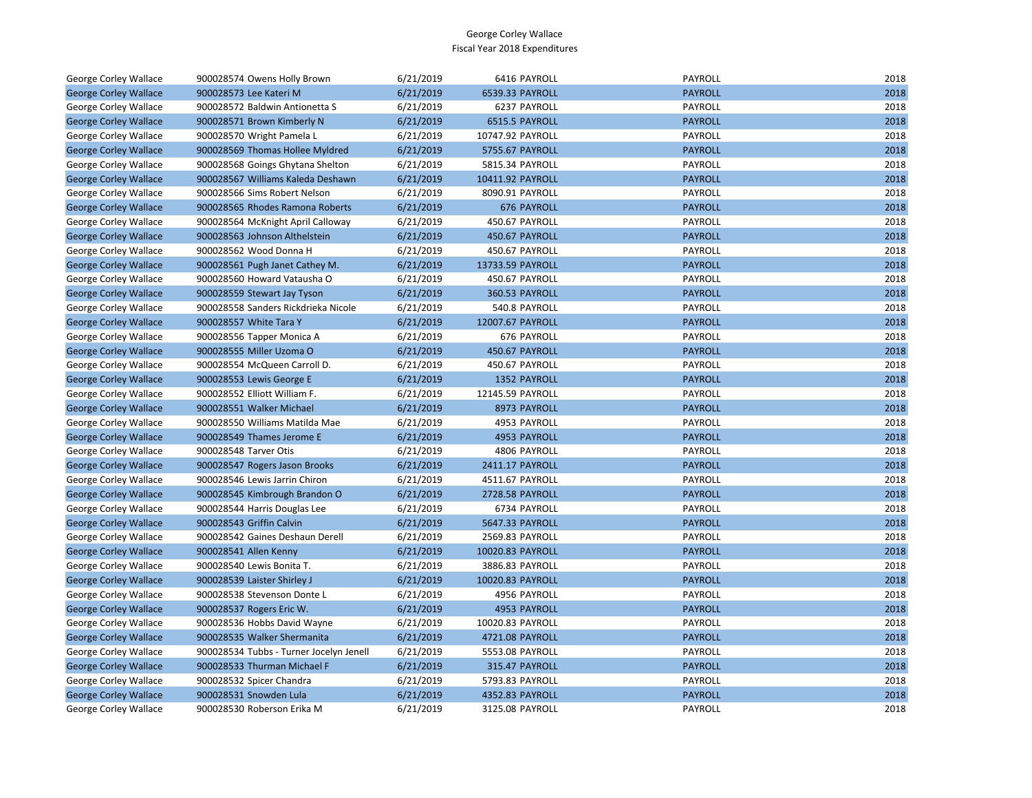| George Corley Wallace | 900028574 Owens Holly Brown | 6/21/2019 | 6416 PAYROLL | PAYROLL | 2018 |
|---|---|---|---|---|---|
| George Corley Wallace | 900028573 Lee Kateri M | 6/21/2019 | 6539.33 PAYROLL | PAYROLL | 2018 |
| George Corley Wallace | 900028572 Baldwin Antionetta S | 6/21/2019 | 6237 PAYROLL | PAYROLL | 2018 |
| George Corley Wallace | 900028571 Brown Kimberly N | 6/21/2019 | 6515.5 PAYROLL | PAYROLL | 2018 |
| George Corley Wallace | 900028570 Wright Pamela L | 6/21/2019 | 10747.92 PAYROLL | PAYROLL | 2018 |
| George Corley Wallace | 900028569 Thomas Hollee Myldred | 6/21/2019 | 5755.67 PAYROLL | PAYROLL | 2018 |
| George Corley Wallace | 900028568 Goings Ghytana Shelton | 6/21/2019 | 5815.34 PAYROLL | PAYROLL | 2018 |
| George Corley Wallace | 900028567 Williams Kaleda Deshawn | 6/21/2019 | 10411.92 PAYROLL | PAYROLL | 2018 |
| George Corley Wallace | 900028566 Sims Robert Nelson | 6/21/2019 | 8090.91 PAYROLL | PAYROLL | 2018 |
| George Corley Wallace | 900028565 Rhodes Ramona Roberts | 6/21/2019 | 676 PAYROLL | PAYROLL | 2018 |
| George Corley Wallace | 900028564 McKnight April Calloway | 6/21/2019 | 450.67 PAYROLL | PAYROLL | 2018 |
| George Corley Wallace | 900028563 Johnson Althelstein | 6/21/2019 | 450.67 PAYROLL | PAYROLL | 2018 |
| George Corley Wallace | 900028562 Wood Donna H | 6/21/2019 | 450.67 PAYROLL | PAYROLL | 2018 |
| George Corley Wallace | 900028561 Pugh Janet Cathey M. | 6/21/2019 | 13733.59 PAYROLL | PAYROLL | 2018 |
| George Corley Wallace | 900028560 Howard Vatausha O | 6/21/2019 | 450.67 PAYROLL | PAYROLL | 2018 |
| George Corley Wallace | 900028559 Stewart Jay Tyson | 6/21/2019 | 360.53 PAYROLL | PAYROLL | 2018 |
| George Corley Wallace | 900028558 Sanders Rickdrieka Nicole | 6/21/2019 | 540.8 PAYROLL | PAYROLL | 2018 |
| George Corley Wallace | 900028557 White Tara Y | 6/21/2019 | 12007.67 PAYROLL | PAYROLL | 2018 |
| George Corley Wallace | 900028556 Tapper Monica A | 6/21/2019 | 676 PAYROLL | PAYROLL | 2018 |
| George Corley Wallace | 900028555 Miller Uzoma O | 6/21/2019 | 450.67 PAYROLL | PAYROLL | 2018 |
| George Corley Wallace | 900028554 McQueen Carroll D. | 6/21/2019 | 450.67 PAYROLL | PAYROLL | 2018 |
| George Corley Wallace | 900028553 Lewis George E | 6/21/2019 | 1352 PAYROLL | PAYROLL | 2018 |
| George Corley Wallace | 900028552 Elliott William F. | 6/21/2019 | 12145.59 PAYROLL | PAYROLL | 2018 |
| George Corley Wallace | 900028551 Walker Michael | 6/21/2019 | 8973 PAYROLL | PAYROLL | 2018 |
| George Corley Wallace | 900028550 Williams Matilda Mae | 6/21/2019 | 4953 PAYROLL | PAYROLL | 2018 |
| George Corley Wallace | 900028549 Thames Jerome E | 6/21/2019 | 4953 PAYROLL | PAYROLL | 2018 |
| George Corley Wallace | 900028548 Tarver Otis | 6/21/2019 | 4806 PAYROLL | PAYROLL | 2018 |
| George Corley Wallace | 900028547 Rogers Jason Brooks | 6/21/2019 | 2411.17 PAYROLL | PAYROLL | 2018 |
| George Corley Wallace | 900028546 Lewis Jarrin Chiron | 6/21/2019 | 4511.67 PAYROLL | PAYROLL | 2018 |
| George Corley Wallace | 900028545 Kimbrough Brandon O | 6/21/2019 | 2728.58 PAYROLL | PAYROLL | 2018 |
| George Corley Wallace | 900028544 Harris Douglas Lee | 6/21/2019 | 6734 PAYROLL | PAYROLL | 2018 |
| George Corley Wallace | 900028543 Griffin Calvin | 6/21/2019 | 5647.33 PAYROLL | PAYROLL | 2018 |
| George Corley Wallace | 900028542 Gaines Deshaun Derell | 6/21/2019 | 2569.83 PAYROLL | PAYROLL | 2018 |
| George Corley Wallace | 900028541 Allen Kenny | 6/21/2019 | 10020.83 PAYROLL | PAYROLL | 2018 |
| George Corley Wallace | 900028540 Lewis Bonita T. | 6/21/2019 | 3886.83 PAYROLL | PAYROLL | 2018 |
| George Corley Wallace | 900028539 Laister Shirley J | 6/21/2019 | 10020.83 PAYROLL | PAYROLL | 2018 |
| George Corley Wallace | 900028538 Stevenson Donte L | 6/21/2019 | 4956 PAYROLL | PAYROLL | 2018 |
| George Corley Wallace | 900028537 Rogers Eric W. | 6/21/2019 | 4953 PAYROLL | PAYROLL | 2018 |
| George Corley Wallace | 900028536 Hobbs David Wayne | 6/21/2019 | 10020.83 PAYROLL | PAYROLL | 2018 |
| George Corley Wallace | 900028535 Walker Shermanita | 6/21/2019 | 4721.08 PAYROLL | PAYROLL | 2018 |
| George Corley Wallace | 900028534 Tubbs - Turner Jocelyn Jenell | 6/21/2019 | 5553.08 PAYROLL | PAYROLL | 2018 |
| George Corley Wallace | 900028533 Thurman Michael F | 6/21/2019 | 315.47 PAYROLL | PAYROLL | 2018 |
| George Corley Wallace | 900028532 Spicer Chandra | 6/21/2019 | 5793.83 PAYROLL | PAYROLL | 2018 |
| George Corley Wallace | 900028531 Snowden Lula | 6/21/2019 | 4352.83 PAYROLL | PAYROLL | 2018 |
| George Corley Wallace | 900028530 Roberson Erika M | 6/21/2019 | 3125.08 PAYROLL | PAYROLL | 2018 |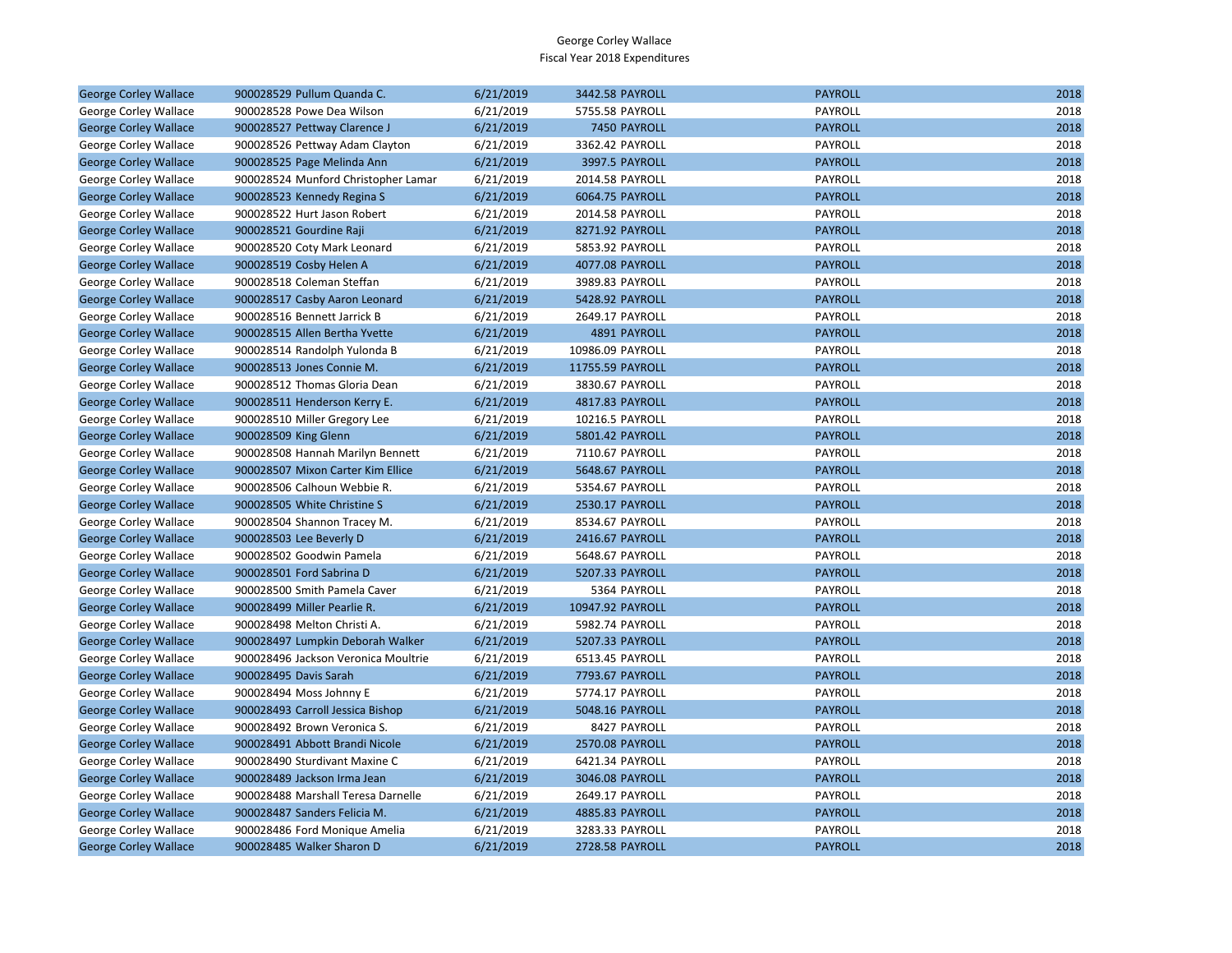George Corley Wallace
Fiscal Year 2018 Expenditures

| | | | | | | |
|---|---|---|---|---|---|---|
| George Corley Wallace | 900028529 Pullum Quanda C. | 6/21/2019 | 3442.58 | PAYROLL | PAYROLL | 2018 |
| George Corley Wallace | 900028528 Powe Dea Wilson | 6/21/2019 | 5755.58 | PAYROLL | PAYROLL | 2018 |
| George Corley Wallace | 900028527 Pettway Clarence J | 6/21/2019 | 7450 | PAYROLL | PAYROLL | 2018 |
| George Corley Wallace | 900028526 Pettway Adam Clayton | 6/21/2019 | 3362.42 | PAYROLL | PAYROLL | 2018 |
| George Corley Wallace | 900028525 Page Melinda Ann | 6/21/2019 | 3997.5 | PAYROLL | PAYROLL | 2018 |
| George Corley Wallace | 900028524 Munford Christopher Lamar | 6/21/2019 | 2014.58 | PAYROLL | PAYROLL | 2018 |
| George Corley Wallace | 900028523 Kennedy Regina S | 6/21/2019 | 6064.75 | PAYROLL | PAYROLL | 2018 |
| George Corley Wallace | 900028522 Hurt Jason Robert | 6/21/2019 | 2014.58 | PAYROLL | PAYROLL | 2018 |
| George Corley Wallace | 900028521 Gourdine Raji | 6/21/2019 | 8271.92 | PAYROLL | PAYROLL | 2018 |
| George Corley Wallace | 900028520 Coty Mark Leonard | 6/21/2019 | 5853.92 | PAYROLL | PAYROLL | 2018 |
| George Corley Wallace | 900028519 Cosby Helen A | 6/21/2019 | 4077.08 | PAYROLL | PAYROLL | 2018 |
| George Corley Wallace | 900028518 Coleman Steffan | 6/21/2019 | 3989.83 | PAYROLL | PAYROLL | 2018 |
| George Corley Wallace | 900028517 Casby Aaron Leonard | 6/21/2019 | 5428.92 | PAYROLL | PAYROLL | 2018 |
| George Corley Wallace | 900028516 Bennett Jarrick B | 6/21/2019 | 2649.17 | PAYROLL | PAYROLL | 2018 |
| George Corley Wallace | 900028515 Allen Bertha Yvette | 6/21/2019 | 4891 | PAYROLL | PAYROLL | 2018 |
| George Corley Wallace | 900028514 Randolph Yulonda B | 6/21/2019 | 10986.09 | PAYROLL | PAYROLL | 2018 |
| George Corley Wallace | 900028513 Jones Connie M. | 6/21/2019 | 11755.59 | PAYROLL | PAYROLL | 2018 |
| George Corley Wallace | 900028512 Thomas Gloria Dean | 6/21/2019 | 3830.67 | PAYROLL | PAYROLL | 2018 |
| George Corley Wallace | 900028511 Henderson Kerry E. | 6/21/2019 | 4817.83 | PAYROLL | PAYROLL | 2018 |
| George Corley Wallace | 900028510 Miller Gregory Lee | 6/21/2019 | 10216.5 | PAYROLL | PAYROLL | 2018 |
| George Corley Wallace | 900028509 King Glenn | 6/21/2019 | 5801.42 | PAYROLL | PAYROLL | 2018 |
| George Corley Wallace | 900028508 Hannah Marilyn Bennett | 6/21/2019 | 7110.67 | PAYROLL | PAYROLL | 2018 |
| George Corley Wallace | 900028507 Mixon Carter Kim Ellice | 6/21/2019 | 5648.67 | PAYROLL | PAYROLL | 2018 |
| George Corley Wallace | 900028506 Calhoun Webbie R. | 6/21/2019 | 5354.67 | PAYROLL | PAYROLL | 2018 |
| George Corley Wallace | 900028505 White Christine S | 6/21/2019 | 2530.17 | PAYROLL | PAYROLL | 2018 |
| George Corley Wallace | 900028504 Shannon Tracey M. | 6/21/2019 | 8534.67 | PAYROLL | PAYROLL | 2018 |
| George Corley Wallace | 900028503 Lee Beverly D | 6/21/2019 | 2416.67 | PAYROLL | PAYROLL | 2018 |
| George Corley Wallace | 900028502 Goodwin Pamela | 6/21/2019 | 5648.67 | PAYROLL | PAYROLL | 2018 |
| George Corley Wallace | 900028501 Ford Sabrina D | 6/21/2019 | 5207.33 | PAYROLL | PAYROLL | 2018 |
| George Corley Wallace | 900028500 Smith Pamela Caver | 6/21/2019 | 5364 | PAYROLL | PAYROLL | 2018 |
| George Corley Wallace | 900028499 Miller Pearlie R. | 6/21/2019 | 10947.92 | PAYROLL | PAYROLL | 2018 |
| George Corley Wallace | 900028498 Melton Christi A. | 6/21/2019 | 5982.74 | PAYROLL | PAYROLL | 2018 |
| George Corley Wallace | 900028497 Lumpkin Deborah Walker | 6/21/2019 | 5207.33 | PAYROLL | PAYROLL | 2018 |
| George Corley Wallace | 900028496 Jackson Veronica Moultrie | 6/21/2019 | 6513.45 | PAYROLL | PAYROLL | 2018 |
| George Corley Wallace | 900028495 Davis Sarah | 6/21/2019 | 7793.67 | PAYROLL | PAYROLL | 2018 |
| George Corley Wallace | 900028494 Moss Johnny E | 6/21/2019 | 5774.17 | PAYROLL | PAYROLL | 2018 |
| George Corley Wallace | 900028493 Carroll Jessica Bishop | 6/21/2019 | 5048.16 | PAYROLL | PAYROLL | 2018 |
| George Corley Wallace | 900028492 Brown Veronica S. | 6/21/2019 | 8427 | PAYROLL | PAYROLL | 2018 |
| George Corley Wallace | 900028491 Abbott Brandi Nicole | 6/21/2019 | 2570.08 | PAYROLL | PAYROLL | 2018 |
| George Corley Wallace | 900028490 Sturdivant Maxine C | 6/21/2019 | 6421.34 | PAYROLL | PAYROLL | 2018 |
| George Corley Wallace | 900028489 Jackson Irma Jean | 6/21/2019 | 3046.08 | PAYROLL | PAYROLL | 2018 |
| George Corley Wallace | 900028488 Marshall Teresa Darnelle | 6/21/2019 | 2649.17 | PAYROLL | PAYROLL | 2018 |
| George Corley Wallace | 900028487 Sanders Felicia M. | 6/21/2019 | 4885.83 | PAYROLL | PAYROLL | 2018 |
| George Corley Wallace | 900028486 Ford Monique Amelia | 6/21/2019 | 3283.33 | PAYROLL | PAYROLL | 2018 |
| George Corley Wallace | 900028485 Walker Sharon D | 6/21/2019 | 2728.58 | PAYROLL | PAYROLL | 2018 |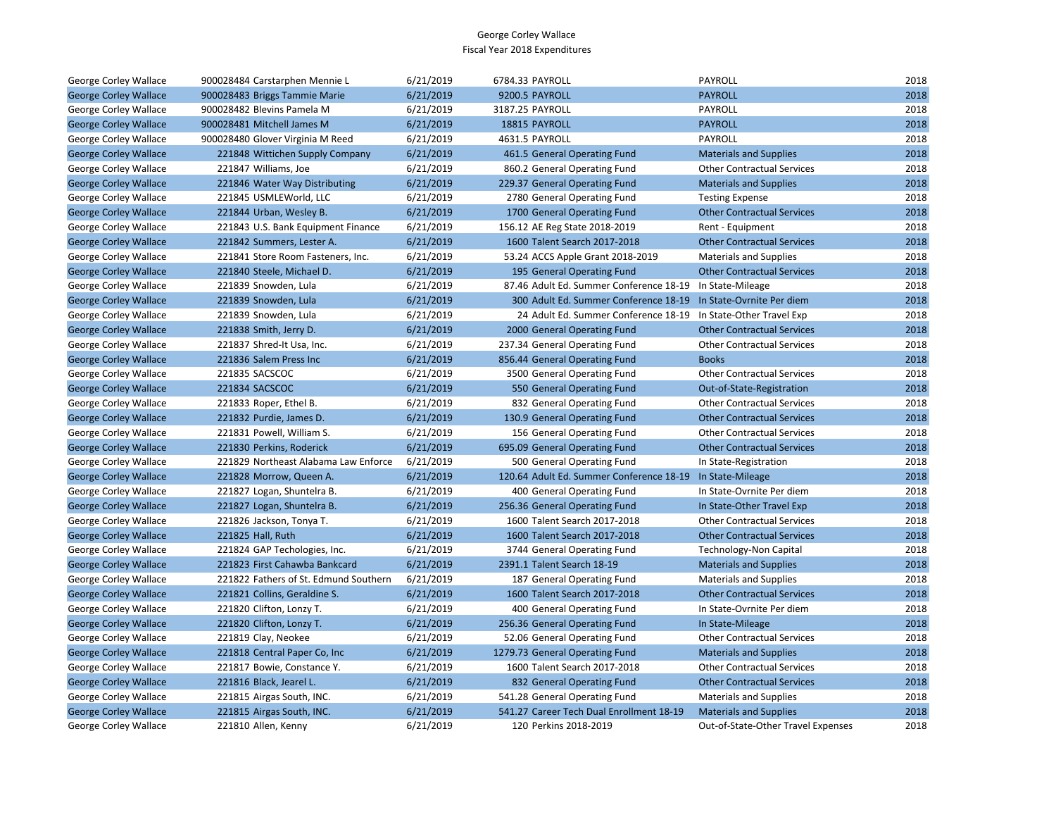George Corley Wallace
Fiscal Year 2018 Expenditures

| | | | | | | | |
|---|---|---|---|---|---|---|---|
| George Corley Wallace | 900028484 | Carstarphen Mennie L | 6/21/2019 | 6784.33 | PAYROLL | PAYROLL | 2018 |
| George Corley Wallace | 900028483 | Briggs Tammie Marie | 6/21/2019 | 9200.5 | PAYROLL | PAYROLL | 2018 |
| George Corley Wallace | 900028482 | Blevins Pamela M | 6/21/2019 | 3187.25 | PAYROLL | PAYROLL | 2018 |
| George Corley Wallace | 900028481 | Mitchell James M | 6/21/2019 | 18815 | PAYROLL | PAYROLL | 2018 |
| George Corley Wallace | 900028480 | Glover Virginia M Reed | 6/21/2019 | 4631.5 | PAYROLL | PAYROLL | 2018 |
| George Corley Wallace | 221848 | Wittichen Supply Company | 6/21/2019 | 461.5 | General Operating Fund | Materials and Supplies | 2018 |
| George Corley Wallace | 221847 | Williams, Joe | 6/21/2019 | 860.2 | General Operating Fund | Other Contractual Services | 2018 |
| George Corley Wallace | 221846 | Water Way Distributing | 6/21/2019 | 229.37 | General Operating Fund | Materials and Supplies | 2018 |
| George Corley Wallace | 221845 | USMLEWorld, LLC | 6/21/2019 | 2780 | General Operating Fund | Testing Expense | 2018 |
| George Corley Wallace | 221844 | Urban, Wesley B. | 6/21/2019 | 1700 | General Operating Fund | Other Contractual Services | 2018 |
| George Corley Wallace | 221843 | U.S. Bank Equipment Finance | 6/21/2019 | 156.12 | AE Reg State 2018-2019 | Rent - Equipment | 2018 |
| George Corley Wallace | 221842 | Summers, Lester A. | 6/21/2019 | 1600 | Talent Search 2017-2018 | Other Contractual Services | 2018 |
| George Corley Wallace | 221841 | Store Room Fasteners, Inc. | 6/21/2019 | 53.24 | ACCS Apple Grant 2018-2019 | Materials and Supplies | 2018 |
| George Corley Wallace | 221840 | Steele, Michael D. | 6/21/2019 | 195 | General Operating Fund | Other Contractual Services | 2018 |
| George Corley Wallace | 221839 | Snowden, Lula | 6/21/2019 | 87.46 | Adult Ed. Summer Conference 18-19 | In State-Mileage | 2018 |
| George Corley Wallace | 221839 | Snowden, Lula | 6/21/2019 | 300 | Adult Ed. Summer Conference 18-19 | In State-Ovrnite Per diem | 2018 |
| George Corley Wallace | 221839 | Snowden, Lula | 6/21/2019 | 24 | Adult Ed. Summer Conference 18-19 | In State-Other Travel Exp | 2018 |
| George Corley Wallace | 221838 | Smith, Jerry D. | 6/21/2019 | 2000 | General Operating Fund | Other Contractual Services | 2018 |
| George Corley Wallace | 221837 | Shred-It Usa, Inc. | 6/21/2019 | 237.34 | General Operating Fund | Other Contractual Services | 2018 |
| George Corley Wallace | 221836 | Salem Press Inc | 6/21/2019 | 856.44 | General Operating Fund | Books | 2018 |
| George Corley Wallace | 221835 | SACSCOC | 6/21/2019 | 3500 | General Operating Fund | Other Contractual Services | 2018 |
| George Corley Wallace | 221834 | SACSCOC | 6/21/2019 | 550 | General Operating Fund | Out-of-State-Registration | 2018 |
| George Corley Wallace | 221833 | Roper, Ethel B. | 6/21/2019 | 832 | General Operating Fund | Other Contractual Services | 2018 |
| George Corley Wallace | 221832 | Purdie, James D. | 6/21/2019 | 130.9 | General Operating Fund | Other Contractual Services | 2018 |
| George Corley Wallace | 221831 | Powell, William S. | 6/21/2019 | 156 | General Operating Fund | Other Contractual Services | 2018 |
| George Corley Wallace | 221830 | Perkins, Roderick | 6/21/2019 | 695.09 | General Operating Fund | Other Contractual Services | 2018 |
| George Corley Wallace | 221829 | Northeast Alabama Law Enforce | 6/21/2019 | 500 | General Operating Fund | In State-Registration | 2018 |
| George Corley Wallace | 221828 | Morrow, Queen A. | 6/21/2019 | 120.64 | Adult Ed. Summer Conference 18-19 | In State-Mileage | 2018 |
| George Corley Wallace | 221827 | Logan, Shuntelra B. | 6/21/2019 | 400 | General Operating Fund | In State-Ovrnite Per diem | 2018 |
| George Corley Wallace | 221827 | Logan, Shuntelra B. | 6/21/2019 | 256.36 | General Operating Fund | In State-Other Travel Exp | 2018 |
| George Corley Wallace | 221826 | Jackson, Tonya T. | 6/21/2019 | 1600 | Talent Search 2017-2018 | Other Contractual Services | 2018 |
| George Corley Wallace | 221825 | Hall, Ruth | 6/21/2019 | 1600 | Talent Search 2017-2018 | Other Contractual Services | 2018 |
| George Corley Wallace | 221824 | GAP Techologies, Inc. | 6/21/2019 | 3744 | General Operating Fund | Technology-Non Capital | 2018 |
| George Corley Wallace | 221823 | First Cahawba Bankcard | 6/21/2019 | 2391.1 | Talent Search 18-19 | Materials and Supplies | 2018 |
| George Corley Wallace | 221822 | Fathers of St. Edmund Southern | 6/21/2019 | 187 | General Operating Fund | Materials and Supplies | 2018 |
| George Corley Wallace | 221821 | Collins, Geraldine S. | 6/21/2019 | 1600 | Talent Search 2017-2018 | Other Contractual Services | 2018 |
| George Corley Wallace | 221820 | Clifton, Lonzy T. | 6/21/2019 | 400 | General Operating Fund | In State-Ovrnite Per diem | 2018 |
| George Corley Wallace | 221820 | Clifton, Lonzy T. | 6/21/2019 | 256.36 | General Operating Fund | In State-Mileage | 2018 |
| George Corley Wallace | 221819 | Clay, Neokee | 6/21/2019 | 52.06 | General Operating Fund | Other Contractual Services | 2018 |
| George Corley Wallace | 221818 | Central Paper Co, Inc | 6/21/2019 | 1279.73 | General Operating Fund | Materials and Supplies | 2018 |
| George Corley Wallace | 221817 | Bowie, Constance Y. | 6/21/2019 | 1600 | Talent Search 2017-2018 | Other Contractual Services | 2018 |
| George Corley Wallace | 221816 | Black, Jearel L. | 6/21/2019 | 832 | General Operating Fund | Other Contractual Services | 2018 |
| George Corley Wallace | 221815 | Airgas South, INC. | 6/21/2019 | 541.28 | General Operating Fund | Materials and Supplies | 2018 |
| George Corley Wallace | 221815 | Airgas South, INC. | 6/21/2019 | 541.27 | Career Tech Dual Enrollment 18-19 | Materials and Supplies | 2018 |
| George Corley Wallace | 221810 | Allen, Kenny | 6/21/2019 | 120 | Perkins 2018-2019 | Out-of-State-Other Travel Expenses | 2018 |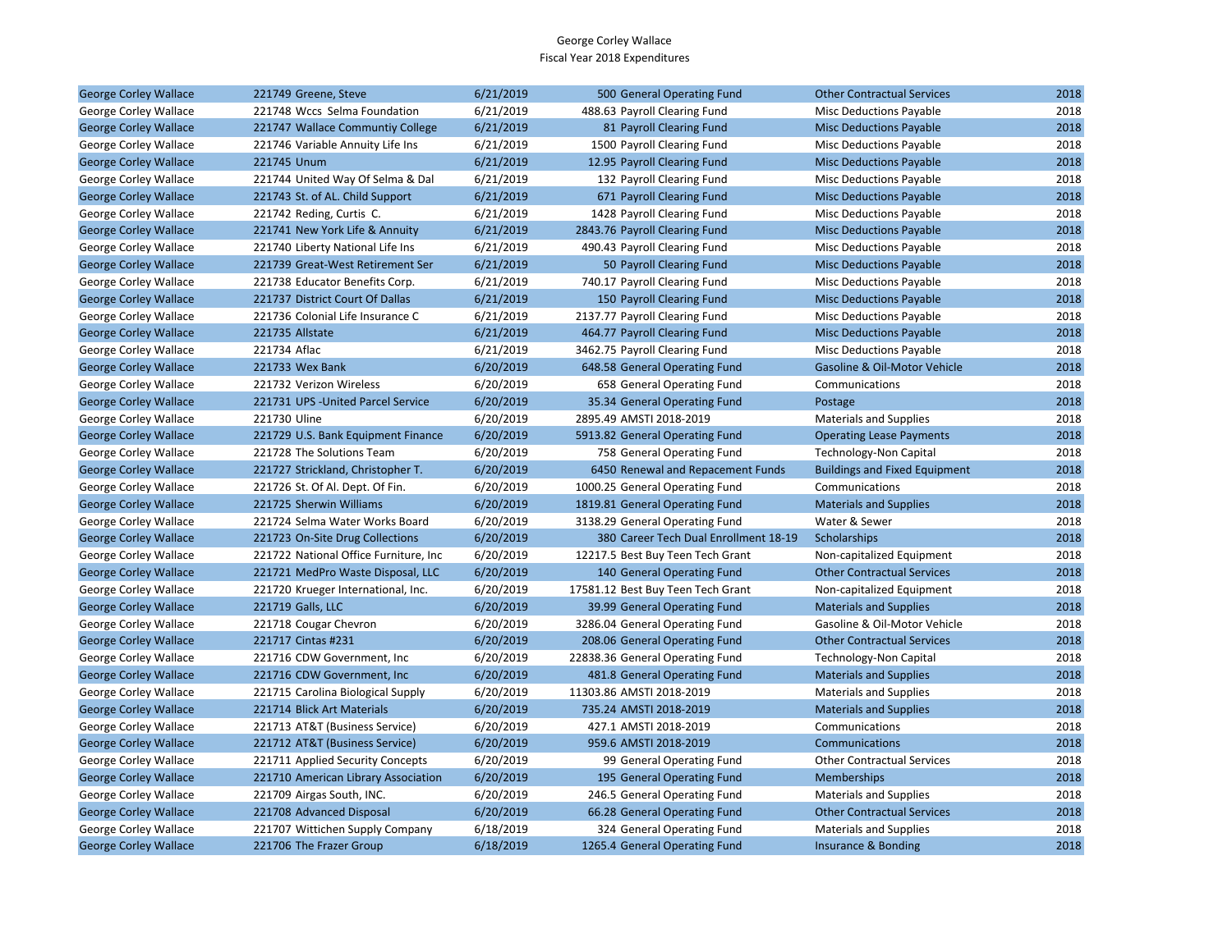George Corley Wallace
Fiscal Year 2018 Expenditures

| | | | | | | |
|---|---|---|---|---|---|---|
| George Corley Wallace | 221749 Greene, Steve | 6/21/2019 | 500 | General Operating Fund | Other Contractual Services | 2018 |
| George Corley Wallace | 221748 Wccs Selma Foundation | 6/21/2019 | 488.63 | Payroll Clearing Fund | Misc Deductions Payable | 2018 |
| George Corley Wallace | 221747 Wallace Communtiy College | 6/21/2019 | 81 | Payroll Clearing Fund | Misc Deductions Payable | 2018 |
| George Corley Wallace | 221746 Variable Annuity Life Ins | 6/21/2019 | 1500 | Payroll Clearing Fund | Misc Deductions Payable | 2018 |
| George Corley Wallace | 221745 Unum | 6/21/2019 | 12.95 | Payroll Clearing Fund | Misc Deductions Payable | 2018 |
| George Corley Wallace | 221744 United Way Of Selma & Dal | 6/21/2019 | 132 | Payroll Clearing Fund | Misc Deductions Payable | 2018 |
| George Corley Wallace | 221743 St. of AL. Child Support | 6/21/2019 | 671 | Payroll Clearing Fund | Misc Deductions Payable | 2018 |
| George Corley Wallace | 221742 Reding, Curtis C. | 6/21/2019 | 1428 | Payroll Clearing Fund | Misc Deductions Payable | 2018 |
| George Corley Wallace | 221741 New York Life & Annuity | 6/21/2019 | 2843.76 | Payroll Clearing Fund | Misc Deductions Payable | 2018 |
| George Corley Wallace | 221740 Liberty National Life Ins | 6/21/2019 | 490.43 | Payroll Clearing Fund | Misc Deductions Payable | 2018 |
| George Corley Wallace | 221739 Great-West Retirement Ser | 6/21/2019 | 50 | Payroll Clearing Fund | Misc Deductions Payable | 2018 |
| George Corley Wallace | 221738 Educator Benefits Corp. | 6/21/2019 | 740.17 | Payroll Clearing Fund | Misc Deductions Payable | 2018 |
| George Corley Wallace | 221737 District Court Of Dallas | 6/21/2019 | 150 | Payroll Clearing Fund | Misc Deductions Payable | 2018 |
| George Corley Wallace | 221736 Colonial Life Insurance C | 6/21/2019 | 2137.77 | Payroll Clearing Fund | Misc Deductions Payable | 2018 |
| George Corley Wallace | 221735 Allstate | 6/21/2019 | 464.77 | Payroll Clearing Fund | Misc Deductions Payable | 2018 |
| George Corley Wallace | 221734 Aflac | 6/21/2019 | 3462.75 | Payroll Clearing Fund | Misc Deductions Payable | 2018 |
| George Corley Wallace | 221733 Wex Bank | 6/20/2019 | 648.58 | General Operating Fund | Gasoline & Oil-Motor Vehicle | 2018 |
| George Corley Wallace | 221732 Verizon Wireless | 6/20/2019 | 658 | General Operating Fund | Communications | 2018 |
| George Corley Wallace | 221731 UPS -United Parcel Service | 6/20/2019 | 35.34 | General Operating Fund | Postage | 2018 |
| George Corley Wallace | 221730 Uline | 6/20/2019 | 2895.49 | AMSTI 2018-2019 | Materials and Supplies | 2018 |
| George Corley Wallace | 221729 U.S. Bank Equipment Finance | 6/20/2019 | 5913.82 | General Operating Fund | Operating Lease Payments | 2018 |
| George Corley Wallace | 221728 The Solutions Team | 6/20/2019 | 758 | General Operating Fund | Technology-Non Capital | 2018 |
| George Corley Wallace | 221727 Strickland, Christopher T. | 6/20/2019 | 6450 | Renewal and Repacement Funds | Buildings and Fixed Equipment | 2018 |
| George Corley Wallace | 221726 St. Of Al. Dept. Of Fin. | 6/20/2019 | 1000.25 | General Operating Fund | Communications | 2018 |
| George Corley Wallace | 221725 Sherwin Williams | 6/20/2019 | 1819.81 | General Operating Fund | Materials and Supplies | 2018 |
| George Corley Wallace | 221724 Selma Water Works Board | 6/20/2019 | 3138.29 | General Operating Fund | Water & Sewer | 2018 |
| George Corley Wallace | 221723 On-Site Drug Collections | 6/20/2019 | 380 | Career Tech Dual Enrollment 18-19 | Scholarships | 2018 |
| George Corley Wallace | 221722 National Office Furniture, Inc | 6/20/2019 | 12217.5 | Best Buy Teen Tech Grant | Non-capitalized Equipment | 2018 |
| George Corley Wallace | 221721 MedPro Waste Disposal, LLC | 6/20/2019 | 140 | General Operating Fund | Other Contractual Services | 2018 |
| George Corley Wallace | 221720 Krueger International, Inc. | 6/20/2019 | 17581.12 | Best Buy Teen Tech Grant | Non-capitalized Equipment | 2018 |
| George Corley Wallace | 221719 Galls, LLC | 6/20/2019 | 39.99 | General Operating Fund | Materials and Supplies | 2018 |
| George Corley Wallace | 221718 Cougar Chevron | 6/20/2019 | 3286.04 | General Operating Fund | Gasoline & Oil-Motor Vehicle | 2018 |
| George Corley Wallace | 221717 Cintas #231 | 6/20/2019 | 208.06 | General Operating Fund | Other Contractual Services | 2018 |
| George Corley Wallace | 221716 CDW Government, Inc | 6/20/2019 | 22838.36 | General Operating Fund | Technology-Non Capital | 2018 |
| George Corley Wallace | 221716 CDW Government, Inc | 6/20/2019 | 481.8 | General Operating Fund | Materials and Supplies | 2018 |
| George Corley Wallace | 221715 Carolina Biological Supply | 6/20/2019 | 11303.86 | AMSTI 2018-2019 | Materials and Supplies | 2018 |
| George Corley Wallace | 221714 Blick Art Materials | 6/20/2019 | 735.24 | AMSTI 2018-2019 | Materials and Supplies | 2018 |
| George Corley Wallace | 221713 AT&T (Business Service) | 6/20/2019 | 427.1 | AMSTI 2018-2019 | Communications | 2018 |
| George Corley Wallace | 221712 AT&T (Business Service) | 6/20/2019 | 959.6 | AMSTI 2018-2019 | Communications | 2018 |
| George Corley Wallace | 221711 Applied Security Concepts | 6/20/2019 | 99 | General Operating Fund | Other Contractual Services | 2018 |
| George Corley Wallace | 221710 American Library Association | 6/20/2019 | 195 | General Operating Fund | Memberships | 2018 |
| George Corley Wallace | 221709 Airgas South, INC. | 6/20/2019 | 246.5 | General Operating Fund | Materials and Supplies | 2018 |
| George Corley Wallace | 221708 Advanced Disposal | 6/20/2019 | 66.28 | General Operating Fund | Other Contractual Services | 2018 |
| George Corley Wallace | 221707 Wittichen Supply Company | 6/18/2019 | 324 | General Operating Fund | Materials and Supplies | 2018 |
| George Corley Wallace | 221706 The Frazer Group | 6/18/2019 | 1265.4 | General Operating Fund | Insurance & Bonding | 2018 |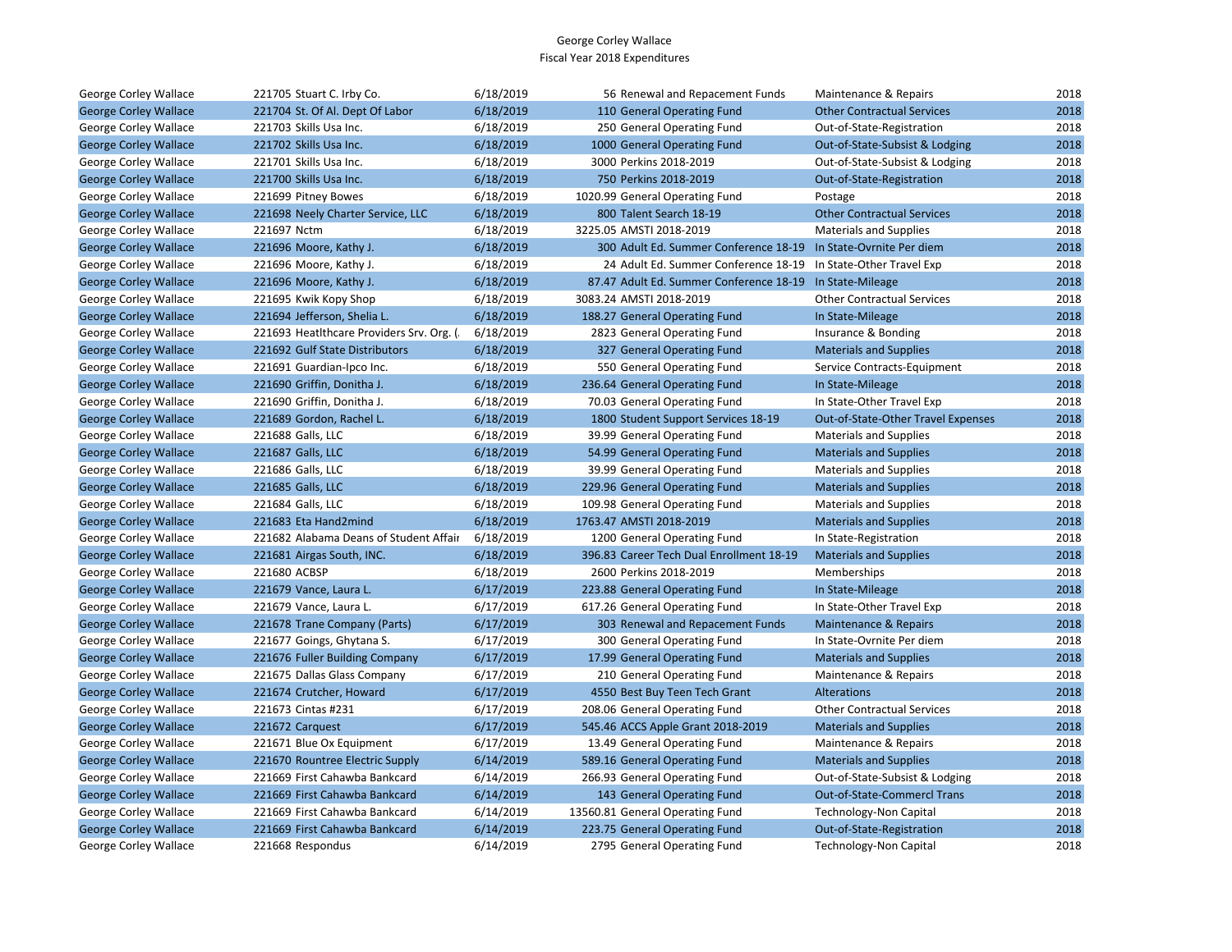George Corley Wallace
Fiscal Year 2018 Expenditures

| | | | | | | |
|---|---|---|---|---|---|---|
| George Corley Wallace | 221705 Stuart C. Irby Co. | 6/18/2019 | 56 | Renewal and Repacement Funds | Maintenance & Repairs | 2018 |
| George Corley Wallace | 221704 St. Of Al. Dept Of Labor | 6/18/2019 | 110 | General Operating Fund | Other Contractual Services | 2018 |
| George Corley Wallace | 221703 Skills Usa Inc. | 6/18/2019 | 250 | General Operating Fund | Out-of-State-Registration | 2018 |
| George Corley Wallace | 221702 Skills Usa Inc. | 6/18/2019 | 1000 | General Operating Fund | Out-of-State-Subsist & Lodging | 2018 |
| George Corley Wallace | 221701 Skills Usa Inc. | 6/18/2019 | 3000 | Perkins 2018-2019 | Out-of-State-Subsist & Lodging | 2018 |
| George Corley Wallace | 221700 Skills Usa Inc. | 6/18/2019 | 750 | Perkins 2018-2019 | Out-of-State-Registration | 2018 |
| George Corley Wallace | 221699 Pitney Bowes | 6/18/2019 | 1020.99 | General Operating Fund | Postage | 2018 |
| George Corley Wallace | 221698 Neely Charter Service, LLC | 6/18/2019 | 800 | Talent Search 18-19 | Other Contractual Services | 2018 |
| George Corley Wallace | 221697 Nctm | 6/18/2019 | 3225.05 | AMSTI 2018-2019 | Materials and Supplies | 2018 |
| George Corley Wallace | 221696 Moore, Kathy J. | 6/18/2019 | 300 | Adult Ed. Summer Conference 18-19 | In State-Ovrnite Per diem | 2018 |
| George Corley Wallace | 221696 Moore, Kathy J. | 6/18/2019 | 24 | Adult Ed. Summer Conference 18-19 | In State-Other Travel Exp | 2018 |
| George Corley Wallace | 221696 Moore, Kathy J. | 6/18/2019 | 87.47 | Adult Ed. Summer Conference 18-19 | In State-Mileage | 2018 |
| George Corley Wallace | 221695 Kwik Kopy Shop | 6/18/2019 | 3083.24 | AMSTI 2018-2019 | Other Contractual Services | 2018 |
| George Corley Wallace | 221694 Jefferson, Shelia L. | 6/18/2019 | 188.27 | General Operating Fund | In State-Mileage | 2018 |
| George Corley Wallace | 221693 Heatlthcare Providers Srv. Org. (. | 6/18/2019 | 2823 | General Operating Fund | Insurance & Bonding | 2018 |
| George Corley Wallace | 221692 Gulf State Distributors | 6/18/2019 | 327 | General Operating Fund | Materials and Supplies | 2018 |
| George Corley Wallace | 221691 Guardian-Ipco Inc. | 6/18/2019 | 550 | General Operating Fund | Service Contracts-Equipment | 2018 |
| George Corley Wallace | 221690 Griffin, Donitha J. | 6/18/2019 | 236.64 | General Operating Fund | In State-Mileage | 2018 |
| George Corley Wallace | 221690 Griffin, Donitha J. | 6/18/2019 | 70.03 | General Operating Fund | In State-Other Travel Exp | 2018 |
| George Corley Wallace | 221689 Gordon, Rachel L. | 6/18/2019 | 1800 | Student Support Services 18-19 | Out-of-State-Other Travel Expenses | 2018 |
| George Corley Wallace | 221688 Galls, LLC | 6/18/2019 | 39.99 | General Operating Fund | Materials and Supplies | 2018 |
| George Corley Wallace | 221687 Galls, LLC | 6/18/2019 | 54.99 | General Operating Fund | Materials and Supplies | 2018 |
| George Corley Wallace | 221686 Galls, LLC | 6/18/2019 | 39.99 | General Operating Fund | Materials and Supplies | 2018 |
| George Corley Wallace | 221685 Galls, LLC | 6/18/2019 | 229.96 | General Operating Fund | Materials and Supplies | 2018 |
| George Corley Wallace | 221684 Galls, LLC | 6/18/2019 | 109.98 | General Operating Fund | Materials and Supplies | 2018 |
| George Corley Wallace | 221683 Eta Hand2mind | 6/18/2019 | 1763.47 | AMSTI 2018-2019 | Materials and Supplies | 2018 |
| George Corley Wallace | 221682 Alabama Deans of Student Affair | 6/18/2019 | 1200 | General Operating Fund | In State-Registration | 2018 |
| George Corley Wallace | 221681 Airgas South, INC. | 6/18/2019 | 396.83 | Career Tech Dual Enrollment 18-19 | Materials and Supplies | 2018 |
| George Corley Wallace | 221680 ACBSP | 6/18/2019 | 2600 | Perkins 2018-2019 | Memberships | 2018 |
| George Corley Wallace | 221679 Vance, Laura L. | 6/17/2019 | 223.88 | General Operating Fund | In State-Mileage | 2018 |
| George Corley Wallace | 221679 Vance, Laura L. | 6/17/2019 | 617.26 | General Operating Fund | In State-Other Travel Exp | 2018 |
| George Corley Wallace | 221678 Trane Company (Parts) | 6/17/2019 | 303 | Renewal and Repacement Funds | Maintenance & Repairs | 2018 |
| George Corley Wallace | 221677 Goings, Ghytana S. | 6/17/2019 | 300 | General Operating Fund | In State-Ovrnite Per diem | 2018 |
| George Corley Wallace | 221676 Fuller Building Company | 6/17/2019 | 17.99 | General Operating Fund | Materials and Supplies | 2018 |
| George Corley Wallace | 221675 Dallas Glass Company | 6/17/2019 | 210 | General Operating Fund | Maintenance & Repairs | 2018 |
| George Corley Wallace | 221674 Crutcher, Howard | 6/17/2019 | 4550 | Best Buy Teen Tech Grant | Alterations | 2018 |
| George Corley Wallace | 221673 Cintas #231 | 6/17/2019 | 208.06 | General Operating Fund | Other Contractual Services | 2018 |
| George Corley Wallace | 221672 Carquest | 6/17/2019 | 545.46 | ACCS Apple Grant 2018-2019 | Materials and Supplies | 2018 |
| George Corley Wallace | 221671 Blue Ox Equipment | 6/17/2019 | 13.49 | General Operating Fund | Maintenance & Repairs | 2018 |
| George Corley Wallace | 221670 Rountree Electric Supply | 6/14/2019 | 589.16 | General Operating Fund | Materials and Supplies | 2018 |
| George Corley Wallace | 221669 First Cahawba Bankcard | 6/14/2019 | 266.93 | General Operating Fund | Out-of-State-Subsist & Lodging | 2018 |
| George Corley Wallace | 221669 First Cahawba Bankcard | 6/14/2019 | 143 | General Operating Fund | Out-of-State-Commercl Trans | 2018 |
| George Corley Wallace | 221669 First Cahawba Bankcard | 6/14/2019 | 13560.81 | General Operating Fund | Technology-Non Capital | 2018 |
| George Corley Wallace | 221669 First Cahawba Bankcard | 6/14/2019 | 223.75 | General Operating Fund | Out-of-State-Registration | 2018 |
| George Corley Wallace | 221668 Respondus | 6/14/2019 | 2795 | General Operating Fund | Technology-Non Capital | 2018 |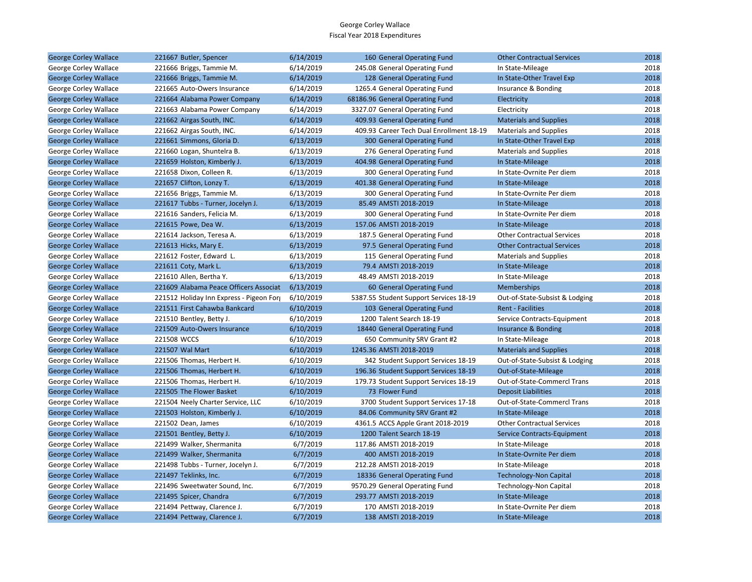George Corley Wallace
Fiscal Year 2018 Expenditures

| | | | | | | |
|---|---|---|---|---|---|---|
| George Corley Wallace | 221667 Butler, Spencer | 6/14/2019 | 160 | General Operating Fund | Other Contractual Services | 2018 |
| George Corley Wallace | 221666 Briggs, Tammie M. | 6/14/2019 | 245.08 | General Operating Fund | In State-Mileage | 2018 |
| George Corley Wallace | 221666 Briggs, Tammie M. | 6/14/2019 | 128 | General Operating Fund | In State-Other Travel Exp | 2018 |
| George Corley Wallace | 221665 Auto-Owers Insurance | 6/14/2019 | 1265.4 | General Operating Fund | Insurance & Bonding | 2018 |
| George Corley Wallace | 221664 Alabama Power Company | 6/14/2019 | 68186.96 | General Operating Fund | Electricity | 2018 |
| George Corley Wallace | 221663 Alabama Power Company | 6/14/2019 | 3327.07 | General Operating Fund | Electricity | 2018 |
| George Corley Wallace | 221662 Airgas South, INC. | 6/14/2019 | 409.93 | General Operating Fund | Materials and Supplies | 2018 |
| George Corley Wallace | 221662 Airgas South, INC. | 6/14/2019 | 409.93 | Career Tech Dual Enrollment 18-19 | Materials and Supplies | 2018 |
| George Corley Wallace | 221661 Simmons, Gloria D. | 6/13/2019 | 300 | General Operating Fund | In State-Other Travel Exp | 2018 |
| George Corley Wallace | 221660 Logan, Shuntelra B. | 6/13/2019 | 276 | General Operating Fund | Materials and Supplies | 2018 |
| George Corley Wallace | 221659 Holston, Kimberly J. | 6/13/2019 | 404.98 | General Operating Fund | In State-Mileage | 2018 |
| George Corley Wallace | 221658 Dixon, Colleen R. | 6/13/2019 | 300 | General Operating Fund | In State-Ovrnite Per diem | 2018 |
| George Corley Wallace | 221657 Clifton, Lonzy T. | 6/13/2019 | 401.38 | General Operating Fund | In State-Mileage | 2018 |
| George Corley Wallace | 221656 Briggs, Tammie M. | 6/13/2019 | 300 | General Operating Fund | In State-Ovrnite Per diem | 2018 |
| George Corley Wallace | 221617 Tubbs - Turner, Jocelyn J. | 6/13/2019 | 85.49 | AMSTI 2018-2019 | In State-Mileage | 2018 |
| George Corley Wallace | 221616 Sanders, Felicia M. | 6/13/2019 | 300 | General Operating Fund | In State-Ovrnite Per diem | 2018 |
| George Corley Wallace | 221615 Powe, Dea W. | 6/13/2019 | 157.06 | AMSTI 2018-2019 | In State-Mileage | 2018 |
| George Corley Wallace | 221614 Jackson, Teresa A. | 6/13/2019 | 187.5 | General Operating Fund | Other Contractual Services | 2018 |
| George Corley Wallace | 221613 Hicks, Mary E. | 6/13/2019 | 97.5 | General Operating Fund | Other Contractual Services | 2018 |
| George Corley Wallace | 221612 Foster, Edward L. | 6/13/2019 | 115 | General Operating Fund | Materials and Supplies | 2018 |
| George Corley Wallace | 221611 Coty, Mark L. | 6/13/2019 | 79.4 | AMSTI 2018-2019 | In State-Mileage | 2018 |
| George Corley Wallace | 221610 Allen, Bertha Y. | 6/13/2019 | 48.49 | AMSTI 2018-2019 | In State-Mileage | 2018 |
| George Corley Wallace | 221609 Alabama Peace Officers Associat | 6/13/2019 | 60 | General Operating Fund | Memberships | 2018 |
| George Corley Wallace | 221512 Holiday Inn Express - Pigeon For | 6/10/2019 | 5387.55 | Student Support Services 18-19 | Out-of-State-Subsist & Lodging | 2018 |
| George Corley Wallace | 221511 First Cahawba Bankcard | 6/10/2019 | 103 | General Operating Fund | Rent - Facilities | 2018 |
| George Corley Wallace | 221510 Bentley, Betty J. | 6/10/2019 | 1200 | Talent Search 18-19 | Service Contracts-Equipment | 2018 |
| George Corley Wallace | 221509 Auto-Owers Insurance | 6/10/2019 | 18440 | General Operating Fund | Insurance & Bonding | 2018 |
| George Corley Wallace | 221508 WCCS | 6/10/2019 | 650 | Community SRV Grant #2 | In State-Mileage | 2018 |
| George Corley Wallace | 221507 Wal Mart | 6/10/2019 | 1245.36 | AMSTI 2018-2019 | Materials and Supplies | 2018 |
| George Corley Wallace | 221506 Thomas, Herbert H. | 6/10/2019 | 342 | Student Support Services 18-19 | Out-of-State-Subsist & Lodging | 2018 |
| George Corley Wallace | 221506 Thomas, Herbert H. | 6/10/2019 | 196.36 | Student Support Services 18-19 | Out-of-State-Mileage | 2018 |
| George Corley Wallace | 221506 Thomas, Herbert H. | 6/10/2019 | 179.73 | Student Support Services 18-19 | Out-of-State-Commercl Trans | 2018 |
| George Corley Wallace | 221505 The Flower Basket | 6/10/2019 | 73 | Flower Fund | Deposit Liabilities | 2018 |
| George Corley Wallace | 221504 Neely Charter Service, LLC | 6/10/2019 | 3700 | Student Support Services 17-18 | Out-of-State-Commercl Trans | 2018 |
| George Corley Wallace | 221503 Holston, Kimberly J. | 6/10/2019 | 84.06 | Community SRV Grant #2 | In State-Mileage | 2018 |
| George Corley Wallace | 221502 Dean, James | 6/10/2019 | 4361.5 | ACCS Apple Grant 2018-2019 | Other Contractual Services | 2018 |
| George Corley Wallace | 221501 Bentley, Betty J. | 6/10/2019 | 1200 | Talent Search 18-19 | Service Contracts-Equipment | 2018 |
| George Corley Wallace | 221499 Walker, Shermanita | 6/7/2019 | 117.86 | AMSTI 2018-2019 | In State-Mileage | 2018 |
| George Corley Wallace | 221499 Walker, Shermanita | 6/7/2019 | 400 | AMSTI 2018-2019 | In State-Ovrnite Per diem | 2018 |
| George Corley Wallace | 221498 Tubbs - Turner, Jocelyn J. | 6/7/2019 | 212.28 | AMSTI 2018-2019 | In State-Mileage | 2018 |
| George Corley Wallace | 221497 Teklinks, Inc. | 6/7/2019 | 18336 | General Operating Fund | Technology-Non Capital | 2018 |
| George Corley Wallace | 221496 Sweetwater Sound, Inc. | 6/7/2019 | 9570.29 | General Operating Fund | Technology-Non Capital | 2018 |
| George Corley Wallace | 221495 Spicer, Chandra | 6/7/2019 | 293.77 | AMSTI 2018-2019 | In State-Mileage | 2018 |
| George Corley Wallace | 221494 Pettway, Clarence J. | 6/7/2019 | 170 | AMSTI 2018-2019 | In State-Ovrnite Per diem | 2018 |
| George Corley Wallace | 221494 Pettway, Clarence J. | 6/7/2019 | 138 | AMSTI 2018-2019 | In State-Mileage | 2018 |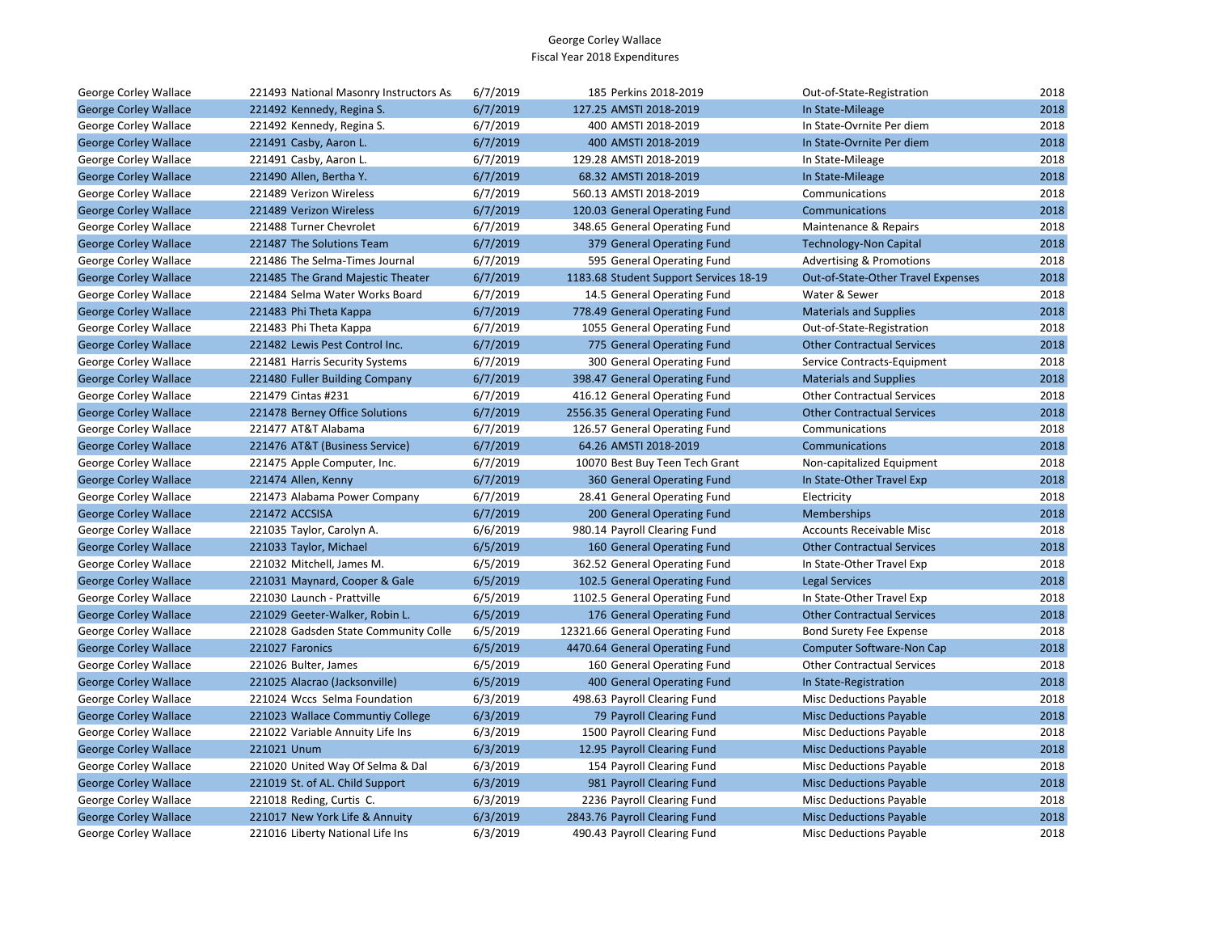George Corley Wallace
Fiscal Year 2018 Expenditures

| | | | | | | |
|---|---|---|---|---|---|---|
| George Corley Wallace | 221493 National Masonry Instructors As | 6/7/2019 | 185 | Perkins 2018-2019 | Out-of-State-Registration | 2018 |
| George Corley Wallace | 221492 Kennedy, Regina S. | 6/7/2019 | 127.25 | AMSTI 2018-2019 | In State-Mileage | 2018 |
| George Corley Wallace | 221492 Kennedy, Regina S. | 6/7/2019 | 400 | AMSTI 2018-2019 | In State-Ovrnite Per diem | 2018 |
| George Corley Wallace | 221491 Casby, Aaron L. | 6/7/2019 | 400 | AMSTI 2018-2019 | In State-Ovrnite Per diem | 2018 |
| George Corley Wallace | 221491 Casby, Aaron L. | 6/7/2019 | 129.28 | AMSTI 2018-2019 | In State-Mileage | 2018 |
| George Corley Wallace | 221490 Allen, Bertha Y. | 6/7/2019 | 68.32 | AMSTI 2018-2019 | In State-Mileage | 2018 |
| George Corley Wallace | 221489 Verizon Wireless | 6/7/2019 | 560.13 | AMSTI 2018-2019 | Communications | 2018 |
| George Corley Wallace | 221489 Verizon Wireless | 6/7/2019 | 120.03 | General Operating Fund | Communications | 2018 |
| George Corley Wallace | 221488 Turner Chevrolet | 6/7/2019 | 348.65 | General Operating Fund | Maintenance & Repairs | 2018 |
| George Corley Wallace | 221487 The Solutions Team | 6/7/2019 | 379 | General Operating Fund | Technology-Non Capital | 2018 |
| George Corley Wallace | 221486 The Selma-Times Journal | 6/7/2019 | 595 | General Operating Fund | Advertising & Promotions | 2018 |
| George Corley Wallace | 221485 The Grand Majestic Theater | 6/7/2019 | 1183.68 | Student Support Services 18-19 | Out-of-State-Other Travel Expenses | 2018 |
| George Corley Wallace | 221484 Selma Water Works Board | 6/7/2019 | 14.5 | General Operating Fund | Water & Sewer | 2018 |
| George Corley Wallace | 221483 Phi Theta Kappa | 6/7/2019 | 778.49 | General Operating Fund | Materials and Supplies | 2018 |
| George Corley Wallace | 221483 Phi Theta Kappa | 6/7/2019 | 1055 | General Operating Fund | Out-of-State-Registration | 2018 |
| George Corley Wallace | 221482 Lewis Pest Control Inc. | 6/7/2019 | 775 | General Operating Fund | Other Contractual Services | 2018 |
| George Corley Wallace | 221481 Harris Security Systems | 6/7/2019 | 300 | General Operating Fund | Service Contracts-Equipment | 2018 |
| George Corley Wallace | 221480 Fuller Building Company | 6/7/2019 | 398.47 | General Operating Fund | Materials and Supplies | 2018 |
| George Corley Wallace | 221479 Cintas #231 | 6/7/2019 | 416.12 | General Operating Fund | Other Contractual Services | 2018 |
| George Corley Wallace | 221478 Berney Office Solutions | 6/7/2019 | 2556.35 | General Operating Fund | Other Contractual Services | 2018 |
| George Corley Wallace | 221477 AT&T Alabama | 6/7/2019 | 126.57 | General Operating Fund | Communications | 2018 |
| George Corley Wallace | 221476 AT&T (Business Service) | 6/7/2019 | 64.26 | AMSTI 2018-2019 | Communications | 2018 |
| George Corley Wallace | 221475 Apple Computer, Inc. | 6/7/2019 | 10070 | Best Buy Teen Tech Grant | Non-capitalized Equipment | 2018 |
| George Corley Wallace | 221474 Allen, Kenny | 6/7/2019 | 360 | General Operating Fund | In State-Other Travel Exp | 2018 |
| George Corley Wallace | 221473 Alabama Power Company | 6/7/2019 | 28.41 | General Operating Fund | Electricity | 2018 |
| George Corley Wallace | 221472 ACCSISA | 6/7/2019 | 200 | General Operating Fund | Memberships | 2018 |
| George Corley Wallace | 221035 Taylor, Carolyn A. | 6/6/2019 | 980.14 | Payroll Clearing Fund | Accounts Receivable Misc | 2018 |
| George Corley Wallace | 221033 Taylor, Michael | 6/5/2019 | 160 | General Operating Fund | Other Contractual Services | 2018 |
| George Corley Wallace | 221032 Mitchell, James M. | 6/5/2019 | 362.52 | General Operating Fund | In State-Other Travel Exp | 2018 |
| George Corley Wallace | 221031 Maynard, Cooper & Gale | 6/5/2019 | 102.5 | General Operating Fund | Legal Services | 2018 |
| George Corley Wallace | 221030 Launch - Prattville | 6/5/2019 | 1102.5 | General Operating Fund | In State-Other Travel Exp | 2018 |
| George Corley Wallace | 221029 Geeter-Walker, Robin L. | 6/5/2019 | 176 | General Operating Fund | Other Contractual Services | 2018 |
| George Corley Wallace | 221028 Gadsden State Community Colle | 6/5/2019 | 12321.66 | General Operating Fund | Bond Surety Fee Expense | 2018 |
| George Corley Wallace | 221027 Faronics | 6/5/2019 | 4470.64 | General Operating Fund | Computer Software-Non Cap | 2018 |
| George Corley Wallace | 221026 Bulter, James | 6/5/2019 | 160 | General Operating Fund | Other Contractual Services | 2018 |
| George Corley Wallace | 221025 Alacrao (Jacksonville) | 6/5/2019 | 400 | General Operating Fund | In State-Registration | 2018 |
| George Corley Wallace | 221024 Wccs Selma Foundation | 6/3/2019 | 498.63 | Payroll Clearing Fund | Misc Deductions Payable | 2018 |
| George Corley Wallace | 221023 Wallace Communtiy College | 6/3/2019 | 79 | Payroll Clearing Fund | Misc Deductions Payable | 2018 |
| George Corley Wallace | 221022 Variable Annuity Life Ins | 6/3/2019 | 1500 | Payroll Clearing Fund | Misc Deductions Payable | 2018 |
| George Corley Wallace | 221021 Unum | 6/3/2019 | 12.95 | Payroll Clearing Fund | Misc Deductions Payable | 2018 |
| George Corley Wallace | 221020 United Way Of Selma & Dal | 6/3/2019 | 154 | Payroll Clearing Fund | Misc Deductions Payable | 2018 |
| George Corley Wallace | 221019 St. of AL. Child Support | 6/3/2019 | 981 | Payroll Clearing Fund | Misc Deductions Payable | 2018 |
| George Corley Wallace | 221018 Reding, Curtis C. | 6/3/2019 | 2236 | Payroll Clearing Fund | Misc Deductions Payable | 2018 |
| George Corley Wallace | 221017 New York Life & Annuity | 6/3/2019 | 2843.76 | Payroll Clearing Fund | Misc Deductions Payable | 2018 |
| George Corley Wallace | 221016 Liberty National Life Ins | 6/3/2019 | 490.43 | Payroll Clearing Fund | Misc Deductions Payable | 2018 |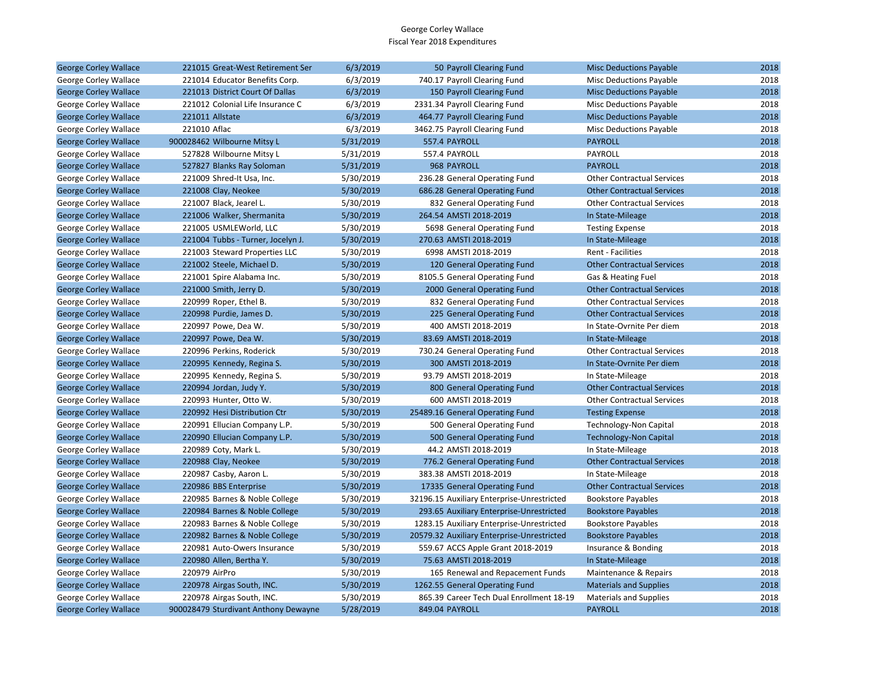George Corley Wallace
Fiscal Year 2018 Expenditures

| | | | | | | |
|---|---|---|---|---|---|---|
| George Corley Wallace | 221015 Great-West Retirement Ser | 6/3/2019 | 50 | Payroll Clearing Fund | Misc Deductions Payable | 2018 |
| George Corley Wallace | 221014 Educator Benefits Corp. | 6/3/2019 | 740.17 | Payroll Clearing Fund | Misc Deductions Payable | 2018 |
| George Corley Wallace | 221013 District Court Of Dallas | 6/3/2019 | 150 | Payroll Clearing Fund | Misc Deductions Payable | 2018 |
| George Corley Wallace | 221012 Colonial Life Insurance C | 6/3/2019 | 2331.34 | Payroll Clearing Fund | Misc Deductions Payable | 2018 |
| George Corley Wallace | 221011 Allstate | 6/3/2019 | 464.77 | Payroll Clearing Fund | Misc Deductions Payable | 2018 |
| George Corley Wallace | 221010 Aflac | 6/3/2019 | 3462.75 | Payroll Clearing Fund | Misc Deductions Payable | 2018 |
| George Corley Wallace | 900028462 Wilbourne Mitsy L | 5/31/2019 | 557.4 | PAYROLL | PAYROLL | 2018 |
| George Corley Wallace | 527828 Wilbourne Mitsy L | 5/31/2019 | 557.4 | PAYROLL | PAYROLL | 2018 |
| George Corley Wallace | 527827 Blanks Ray Soloman | 5/31/2019 | 968 | PAYROLL | PAYROLL | 2018 |
| George Corley Wallace | 221009 Shred-It Usa, Inc. | 5/30/2019 | 236.28 | General Operating Fund | Other Contractual Services | 2018 |
| George Corley Wallace | 221008 Clay, Neokee | 5/30/2019 | 686.28 | General Operating Fund | Other Contractual Services | 2018 |
| George Corley Wallace | 221007 Black, Jearel L. | 5/30/2019 | 832 | General Operating Fund | Other Contractual Services | 2018 |
| George Corley Wallace | 221006 Walker, Shermanita | 5/30/2019 | 264.54 | AMSTI 2018-2019 | In State-Mileage | 2018 |
| George Corley Wallace | 221005 USMLEWorld, LLC | 5/30/2019 | 5698 | General Operating Fund | Testing Expense | 2018 |
| George Corley Wallace | 221004 Tubbs - Turner, Jocelyn J. | 5/30/2019 | 270.63 | AMSTI 2018-2019 | In State-Mileage | 2018 |
| George Corley Wallace | 221003 Steward Properties LLC | 5/30/2019 | 6998 | AMSTI 2018-2019 | Rent - Facilities | 2018 |
| George Corley Wallace | 221002 Steele, Michael D. | 5/30/2019 | 120 | General Operating Fund | Other Contractual Services | 2018 |
| George Corley Wallace | 221001 Spire Alabama Inc. | 5/30/2019 | 8105.5 | General Operating Fund | Gas & Heating Fuel | 2018 |
| George Corley Wallace | 221000 Smith, Jerry D. | 5/30/2019 | 2000 | General Operating Fund | Other Contractual Services | 2018 |
| George Corley Wallace | 220999 Roper, Ethel B. | 5/30/2019 | 832 | General Operating Fund | Other Contractual Services | 2018 |
| George Corley Wallace | 220998 Purdie, James D. | 5/30/2019 | 225 | General Operating Fund | Other Contractual Services | 2018 |
| George Corley Wallace | 220997 Powe, Dea W. | 5/30/2019 | 400 | AMSTI 2018-2019 | In State-Ovrnite Per diem | 2018 |
| George Corley Wallace | 220997 Powe, Dea W. | 5/30/2019 | 83.69 | AMSTI 2018-2019 | In State-Mileage | 2018 |
| George Corley Wallace | 220996 Perkins, Roderick | 5/30/2019 | 730.24 | General Operating Fund | Other Contractual Services | 2018 |
| George Corley Wallace | 220995 Kennedy, Regina S. | 5/30/2019 | 300 | AMSTI 2018-2019 | In State-Ovrnite Per diem | 2018 |
| George Corley Wallace | 220995 Kennedy, Regina S. | 5/30/2019 | 93.79 | AMSTI 2018-2019 | In State-Mileage | 2018 |
| George Corley Wallace | 220994 Jordan, Judy Y. | 5/30/2019 | 800 | General Operating Fund | Other Contractual Services | 2018 |
| George Corley Wallace | 220993 Hunter, Otto W. | 5/30/2019 | 600 | AMSTI 2018-2019 | Other Contractual Services | 2018 |
| George Corley Wallace | 220992 Hesi Distribution Ctr | 5/30/2019 | 25489.16 | General Operating Fund | Testing Expense | 2018 |
| George Corley Wallace | 220991 Ellucian Company L.P. | 5/30/2019 | 500 | General Operating Fund | Technology-Non Capital | 2018 |
| George Corley Wallace | 220990 Ellucian Company L.P. | 5/30/2019 | 500 | General Operating Fund | Technology-Non Capital | 2018 |
| George Corley Wallace | 220989 Coty, Mark L. | 5/30/2019 | 44.2 | AMSTI 2018-2019 | In State-Mileage | 2018 |
| George Corley Wallace | 220988 Clay, Neokee | 5/30/2019 | 776.2 | General Operating Fund | Other Contractual Services | 2018 |
| George Corley Wallace | 220987 Casby, Aaron L. | 5/30/2019 | 383.38 | AMSTI 2018-2019 | In State-Mileage | 2018 |
| George Corley Wallace | 220986 BBS Enterprise | 5/30/2019 | 17335 | General Operating Fund | Other Contractual Services | 2018 |
| George Corley Wallace | 220985 Barnes & Noble College | 5/30/2019 | 32196.15 | Auxiliary Enterprise-Unrestricted | Bookstore Payables | 2018 |
| George Corley Wallace | 220984 Barnes & Noble College | 5/30/2019 | 293.65 | Auxiliary Enterprise-Unrestricted | Bookstore Payables | 2018 |
| George Corley Wallace | 220983 Barnes & Noble College | 5/30/2019 | 1283.15 | Auxiliary Enterprise-Unrestricted | Bookstore Payables | 2018 |
| George Corley Wallace | 220982 Barnes & Noble College | 5/30/2019 | 20579.32 | Auxiliary Enterprise-Unrestricted | Bookstore Payables | 2018 |
| George Corley Wallace | 220981 Auto-Owers Insurance | 5/30/2019 | 559.67 | ACCS Apple Grant 2018-2019 | Insurance & Bonding | 2018 |
| George Corley Wallace | 220980 Allen, Bertha Y. | 5/30/2019 | 75.63 | AMSTI 2018-2019 | In State-Mileage | 2018 |
| George Corley Wallace | 220979 AirPro | 5/30/2019 | 165 | Renewal and Repacement Funds | Maintenance & Repairs | 2018 |
| George Corley Wallace | 220978 Airgas South, INC. | 5/30/2019 | 1262.55 | General Operating Fund | Materials and Supplies | 2018 |
| George Corley Wallace | 220978 Airgas South, INC. | 5/30/2019 | 865.39 | Career Tech Dual Enrollment 18-19 | Materials and Supplies | 2018 |
| George Corley Wallace | 900028479 Sturdivant Anthony Dewayne | 5/28/2019 | 849.04 | PAYROLL | PAYROLL | 2018 |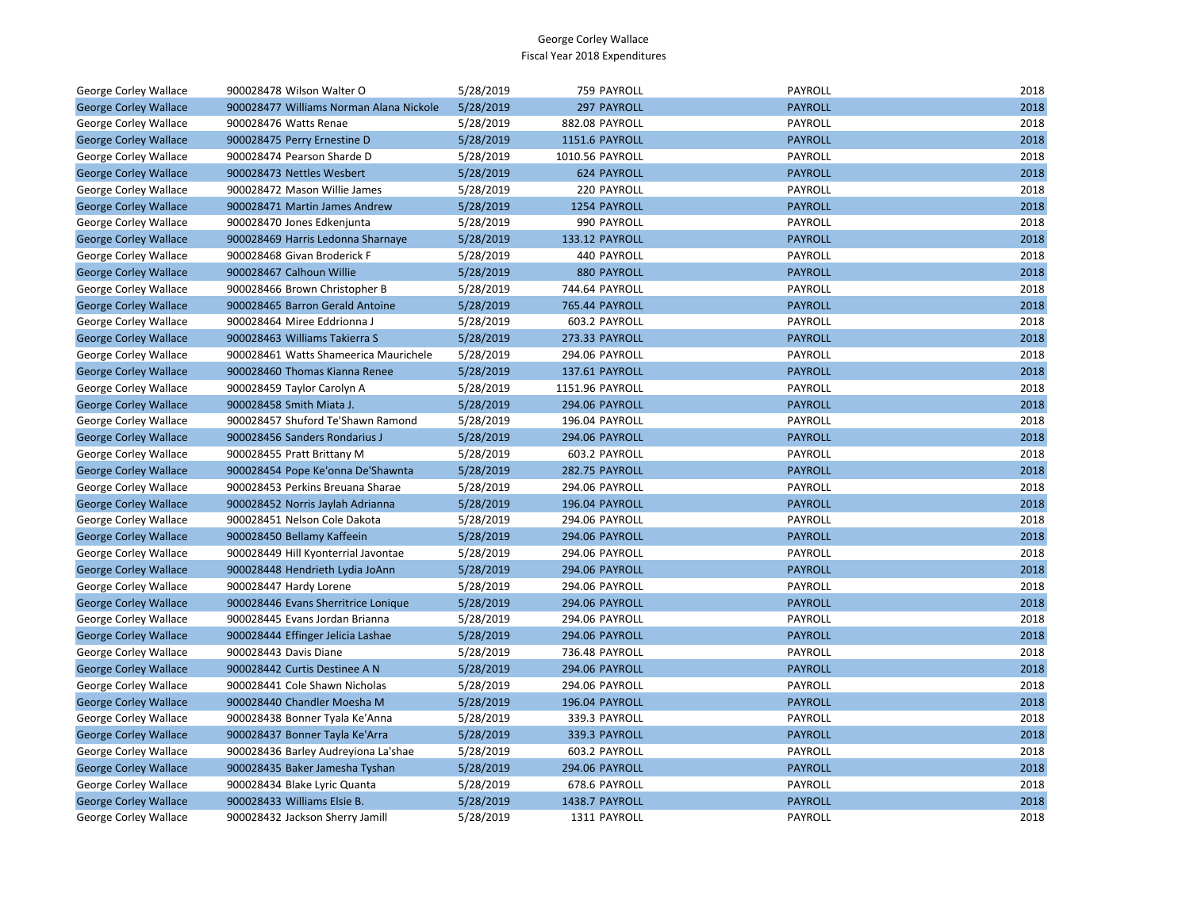George Corley Wallace
Fiscal Year 2018 Expenditures

| | | | | | | |
|---|---|---|---|---|---|---|
| George Corley Wallace | 900028478 Wilson Walter O | 5/28/2019 | 759 | PAYROLL | PAYROLL | 2018 |
| George Corley Wallace | 900028477 Williams Norman Alana Nickole | 5/28/2019 | 297 | PAYROLL | PAYROLL | 2018 |
| George Corley Wallace | 900028476 Watts Renae | 5/28/2019 | 882.08 | PAYROLL | PAYROLL | 2018 |
| George Corley Wallace | 900028475 Perry Ernestine D | 5/28/2019 | 1151.6 | PAYROLL | PAYROLL | 2018 |
| George Corley Wallace | 900028474 Pearson Sharde D | 5/28/2019 | 1010.56 | PAYROLL | PAYROLL | 2018 |
| George Corley Wallace | 900028473 Nettles Wesbert | 5/28/2019 | 624 | PAYROLL | PAYROLL | 2018 |
| George Corley Wallace | 900028472 Mason Willie James | 5/28/2019 | 220 | PAYROLL | PAYROLL | 2018 |
| George Corley Wallace | 900028471 Martin James Andrew | 5/28/2019 | 1254 | PAYROLL | PAYROLL | 2018 |
| George Corley Wallace | 900028470 Jones Edkenjunta | 5/28/2019 | 990 | PAYROLL | PAYROLL | 2018 |
| George Corley Wallace | 900028469 Harris Ledonna Sharnaye | 5/28/2019 | 133.12 | PAYROLL | PAYROLL | 2018 |
| George Corley Wallace | 900028468 Givan Broderick F | 5/28/2019 | 440 | PAYROLL | PAYROLL | 2018 |
| George Corley Wallace | 900028467 Calhoun Willie | 5/28/2019 | 880 | PAYROLL | PAYROLL | 2018 |
| George Corley Wallace | 900028466 Brown Christopher B | 5/28/2019 | 744.64 | PAYROLL | PAYROLL | 2018 |
| George Corley Wallace | 900028465 Barron Gerald Antoine | 5/28/2019 | 765.44 | PAYROLL | PAYROLL | 2018 |
| George Corley Wallace | 900028464 Miree Eddrionna J | 5/28/2019 | 603.2 | PAYROLL | PAYROLL | 2018 |
| George Corley Wallace | 900028463 Williams Takierra S | 5/28/2019 | 273.33 | PAYROLL | PAYROLL | 2018 |
| George Corley Wallace | 900028461 Watts Shameerica Maurichele | 5/28/2019 | 294.06 | PAYROLL | PAYROLL | 2018 |
| George Corley Wallace | 900028460 Thomas Kianna Renee | 5/28/2019 | 137.61 | PAYROLL | PAYROLL | 2018 |
| George Corley Wallace | 900028459 Taylor Carolyn A | 5/28/2019 | 1151.96 | PAYROLL | PAYROLL | 2018 |
| George Corley Wallace | 900028458 Smith Miata J. | 5/28/2019 | 294.06 | PAYROLL | PAYROLL | 2018 |
| George Corley Wallace | 900028457 Shuford Te'Shawn Ramond | 5/28/2019 | 196.04 | PAYROLL | PAYROLL | 2018 |
| George Corley Wallace | 900028456 Sanders Rondarius J | 5/28/2019 | 294.06 | PAYROLL | PAYROLL | 2018 |
| George Corley Wallace | 900028455 Pratt Brittany M | 5/28/2019 | 603.2 | PAYROLL | PAYROLL | 2018 |
| George Corley Wallace | 900028454 Pope Ke'onna De'Shawnta | 5/28/2019 | 282.75 | PAYROLL | PAYROLL | 2018 |
| George Corley Wallace | 900028453 Perkins Breuana Sharae | 5/28/2019 | 294.06 | PAYROLL | PAYROLL | 2018 |
| George Corley Wallace | 900028452 Norris Jaylah Adrianna | 5/28/2019 | 196.04 | PAYROLL | PAYROLL | 2018 |
| George Corley Wallace | 900028451 Nelson Cole Dakota | 5/28/2019 | 294.06 | PAYROLL | PAYROLL | 2018 |
| George Corley Wallace | 900028450 Bellamy Kaffeein | 5/28/2019 | 294.06 | PAYROLL | PAYROLL | 2018 |
| George Corley Wallace | 900028449 Hill Kyonterrial Javontae | 5/28/2019 | 294.06 | PAYROLL | PAYROLL | 2018 |
| George Corley Wallace | 900028448 Hendrieth Lydia JoAnn | 5/28/2019 | 294.06 | PAYROLL | PAYROLL | 2018 |
| George Corley Wallace | 900028447 Hardy Lorene | 5/28/2019 | 294.06 | PAYROLL | PAYROLL | 2018 |
| George Corley Wallace | 900028446 Evans Sherritrice Lonique | 5/28/2019 | 294.06 | PAYROLL | PAYROLL | 2018 |
| George Corley Wallace | 900028445 Evans Jordan Brianna | 5/28/2019 | 294.06 | PAYROLL | PAYROLL | 2018 |
| George Corley Wallace | 900028444 Effinger Jelicia Lashae | 5/28/2019 | 294.06 | PAYROLL | PAYROLL | 2018 |
| George Corley Wallace | 900028443 Davis Diane | 5/28/2019 | 736.48 | PAYROLL | PAYROLL | 2018 |
| George Corley Wallace | 900028442 Curtis Destinee A N | 5/28/2019 | 294.06 | PAYROLL | PAYROLL | 2018 |
| George Corley Wallace | 900028441 Cole Shawn Nicholas | 5/28/2019 | 294.06 | PAYROLL | PAYROLL | 2018 |
| George Corley Wallace | 900028440 Chandler Moesha M | 5/28/2019 | 196.04 | PAYROLL | PAYROLL | 2018 |
| George Corley Wallace | 900028438 Bonner Tyala Ke'Anna | 5/28/2019 | 339.3 | PAYROLL | PAYROLL | 2018 |
| George Corley Wallace | 900028437 Bonner Tayla Ke'Arra | 5/28/2019 | 339.3 | PAYROLL | PAYROLL | 2018 |
| George Corley Wallace | 900028436 Barley Audreyiona La'shae | 5/28/2019 | 603.2 | PAYROLL | PAYROLL | 2018 |
| George Corley Wallace | 900028435 Baker Jamesha Tyshan | 5/28/2019 | 294.06 | PAYROLL | PAYROLL | 2018 |
| George Corley Wallace | 900028434 Blake Lyric Quanta | 5/28/2019 | 678.6 | PAYROLL | PAYROLL | 2018 |
| George Corley Wallace | 900028433 Williams Elsie B. | 5/28/2019 | 1438.7 | PAYROLL | PAYROLL | 2018 |
| George Corley Wallace | 900028432 Jackson Sherry Jamill | 5/28/2019 | 1311 | PAYROLL | PAYROLL | 2018 |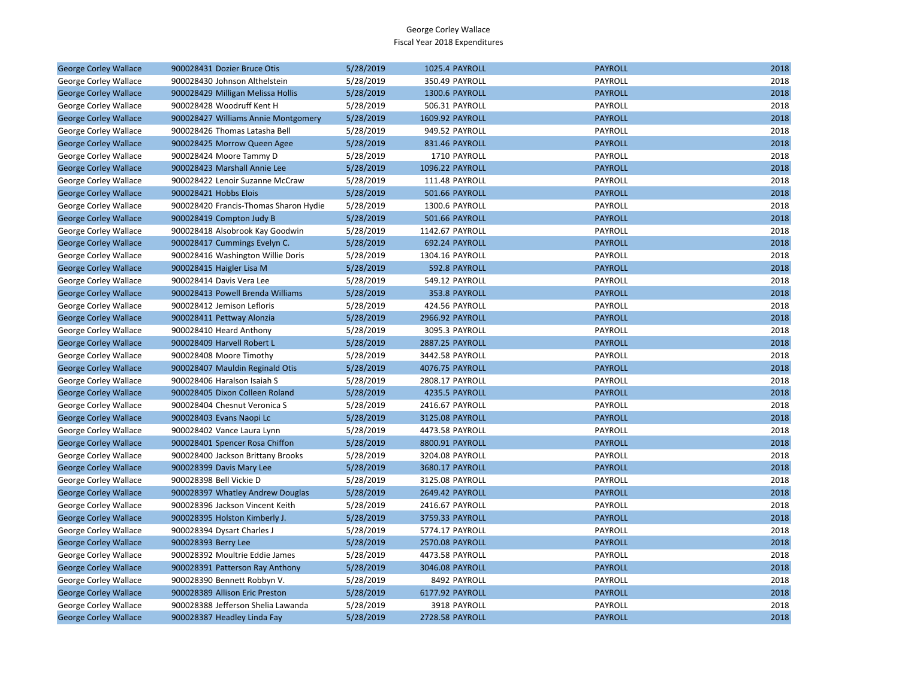George Corley Wallace
Fiscal Year 2018 Expenditures

| | | | | | | |
|---|---|---|---|---|---|---|
| George Corley Wallace | 900028431 Dozier Bruce Otis | 5/28/2019 | 1025.4 | PAYROLL | PAYROLL | 2018 |
| George Corley Wallace | 900028430 Johnson Althelstein | 5/28/2019 | 350.49 | PAYROLL | PAYROLL | 2018 |
| George Corley Wallace | 900028429 Milligan Melissa Hollis | 5/28/2019 | 1300.6 | PAYROLL | PAYROLL | 2018 |
| George Corley Wallace | 900028428 Woodruff Kent H | 5/28/2019 | 506.31 | PAYROLL | PAYROLL | 2018 |
| George Corley Wallace | 900028427 Williams Annie Montgomery | 5/28/2019 | 1609.92 | PAYROLL | PAYROLL | 2018 |
| George Corley Wallace | 900028426 Thomas Latasha Bell | 5/28/2019 | 949.52 | PAYROLL | PAYROLL | 2018 |
| George Corley Wallace | 900028425 Morrow Queen Agee | 5/28/2019 | 831.46 | PAYROLL | PAYROLL | 2018 |
| George Corley Wallace | 900028424 Moore Tammy D | 5/28/2019 | 1710 | PAYROLL | PAYROLL | 2018 |
| George Corley Wallace | 900028423 Marshall Annie Lee | 5/28/2019 | 1096.22 | PAYROLL | PAYROLL | 2018 |
| George Corley Wallace | 900028422 Lenoir Suzanne McCraw | 5/28/2019 | 111.48 | PAYROLL | PAYROLL | 2018 |
| George Corley Wallace | 900028421 Hobbs Elois | 5/28/2019 | 501.66 | PAYROLL | PAYROLL | 2018 |
| George Corley Wallace | 900028420 Francis-Thomas Sharon Hydie | 5/28/2019 | 1300.6 | PAYROLL | PAYROLL | 2018 |
| George Corley Wallace | 900028419 Compton Judy B | 5/28/2019 | 501.66 | PAYROLL | PAYROLL | 2018 |
| George Corley Wallace | 900028418 Alsobrook Kay Goodwin | 5/28/2019 | 1142.67 | PAYROLL | PAYROLL | 2018 |
| George Corley Wallace | 900028417 Cummings Evelyn C. | 5/28/2019 | 692.24 | PAYROLL | PAYROLL | 2018 |
| George Corley Wallace | 900028416 Washington Willie Doris | 5/28/2019 | 1304.16 | PAYROLL | PAYROLL | 2018 |
| George Corley Wallace | 900028415 Haigler Lisa M | 5/28/2019 | 592.8 | PAYROLL | PAYROLL | 2018 |
| George Corley Wallace | 900028414 Davis Vera Lee | 5/28/2019 | 549.12 | PAYROLL | PAYROLL | 2018 |
| George Corley Wallace | 900028413 Powell Brenda Williams | 5/28/2019 | 353.8 | PAYROLL | PAYROLL | 2018 |
| George Corley Wallace | 900028412 Jemison Lefloris | 5/28/2019 | 424.56 | PAYROLL | PAYROLL | 2018 |
| George Corley Wallace | 900028411 Pettway Alonzia | 5/28/2019 | 2966.92 | PAYROLL | PAYROLL | 2018 |
| George Corley Wallace | 900028410 Heard Anthony | 5/28/2019 | 3095.3 | PAYROLL | PAYROLL | 2018 |
| George Corley Wallace | 900028409 Harvell Robert L | 5/28/2019 | 2887.25 | PAYROLL | PAYROLL | 2018 |
| George Corley Wallace | 900028408 Moore Timothy | 5/28/2019 | 3442.58 | PAYROLL | PAYROLL | 2018 |
| George Corley Wallace | 900028407 Mauldin Reginald Otis | 5/28/2019 | 4076.75 | PAYROLL | PAYROLL | 2018 |
| George Corley Wallace | 900028406 Haralson Isaiah S | 5/28/2019 | 2808.17 | PAYROLL | PAYROLL | 2018 |
| George Corley Wallace | 900028405 Dixon Colleen Roland | 5/28/2019 | 4235.5 | PAYROLL | PAYROLL | 2018 |
| George Corley Wallace | 900028404 Chesnut Veronica S | 5/28/2019 | 2416.67 | PAYROLL | PAYROLL | 2018 |
| George Corley Wallace | 900028403 Evans Naopi Lc | 5/28/2019 | 3125.08 | PAYROLL | PAYROLL | 2018 |
| George Corley Wallace | 900028402 Vance Laura Lynn | 5/28/2019 | 4473.58 | PAYROLL | PAYROLL | 2018 |
| George Corley Wallace | 900028401 Spencer Rosa Chiffon | 5/28/2019 | 8800.91 | PAYROLL | PAYROLL | 2018 |
| George Corley Wallace | 900028400 Jackson Brittany Brooks | 5/28/2019 | 3204.08 | PAYROLL | PAYROLL | 2018 |
| George Corley Wallace | 900028399 Davis Mary Lee | 5/28/2019 | 3680.17 | PAYROLL | PAYROLL | 2018 |
| George Corley Wallace | 900028398 Bell Vickie D | 5/28/2019 | 3125.08 | PAYROLL | PAYROLL | 2018 |
| George Corley Wallace | 900028397 Whatley Andrew Douglas | 5/28/2019 | 2649.42 | PAYROLL | PAYROLL | 2018 |
| George Corley Wallace | 900028396 Jackson Vincent Keith | 5/28/2019 | 2416.67 | PAYROLL | PAYROLL | 2018 |
| George Corley Wallace | 900028395 Holston Kimberly J. | 5/28/2019 | 3759.33 | PAYROLL | PAYROLL | 2018 |
| George Corley Wallace | 900028394 Dysart Charles J | 5/28/2019 | 5774.17 | PAYROLL | PAYROLL | 2018 |
| George Corley Wallace | 900028393 Berry Lee | 5/28/2019 | 2570.08 | PAYROLL | PAYROLL | 2018 |
| George Corley Wallace | 900028392 Moultrie Eddie James | 5/28/2019 | 4473.58 | PAYROLL | PAYROLL | 2018 |
| George Corley Wallace | 900028391 Patterson Ray Anthony | 5/28/2019 | 3046.08 | PAYROLL | PAYROLL | 2018 |
| George Corley Wallace | 900028390 Bennett Robbyn V. | 5/28/2019 | 8492 | PAYROLL | PAYROLL | 2018 |
| George Corley Wallace | 900028389 Allison Eric Preston | 5/28/2019 | 6177.92 | PAYROLL | PAYROLL | 2018 |
| George Corley Wallace | 900028388 Jefferson Shelia Lawanda | 5/28/2019 | 3918 | PAYROLL | PAYROLL | 2018 |
| George Corley Wallace | 900028387 Headley Linda Fay | 5/28/2019 | 2728.58 | PAYROLL | PAYROLL | 2018 |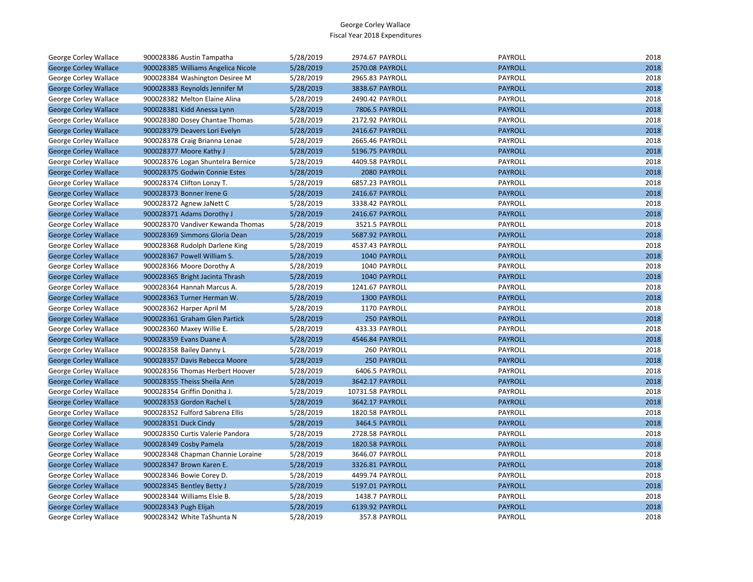George Corley Wallace
Fiscal Year 2018 Expenditures

| | | | | | | |
|---|---|---|---|---|---|---|
| George Corley Wallace | 900028386 Austin Tampatha | 5/28/2019 | 2974.67 | PAYROLL | PAYROLL | 2018 |
| George Corley Wallace | 900028385 Williams Angelica Nicole | 5/28/2019 | 2570.08 | PAYROLL | PAYROLL | 2018 |
| George Corley Wallace | 900028384 Washington Desiree M | 5/28/2019 | 2965.83 | PAYROLL | PAYROLL | 2018 |
| George Corley Wallace | 900028383 Reynolds Jennifer M | 5/28/2019 | 3838.67 | PAYROLL | PAYROLL | 2018 |
| George Corley Wallace | 900028382 Melton Elaine Alina | 5/28/2019 | 2490.42 | PAYROLL | PAYROLL | 2018 |
| George Corley Wallace | 900028381 Kidd Anessa Lynn | 5/28/2019 | 7806.5 | PAYROLL | PAYROLL | 2018 |
| George Corley Wallace | 900028380 Dosey Chantae Thomas | 5/28/2019 | 2172.92 | PAYROLL | PAYROLL | 2018 |
| George Corley Wallace | 900028379 Deavers Lori Evelyn | 5/28/2019 | 2416.67 | PAYROLL | PAYROLL | 2018 |
| George Corley Wallace | 900028378 Craig Brianna Lenae | 5/28/2019 | 2665.46 | PAYROLL | PAYROLL | 2018 |
| George Corley Wallace | 900028377 Moore Kathy J | 5/28/2019 | 5196.75 | PAYROLL | PAYROLL | 2018 |
| George Corley Wallace | 900028376 Logan Shuntelra Bernice | 5/28/2019 | 4409.58 | PAYROLL | PAYROLL | 2018 |
| George Corley Wallace | 900028375 Godwin Connie Estes | 5/28/2019 | 2080 | PAYROLL | PAYROLL | 2018 |
| George Corley Wallace | 900028374 Clifton Lonzy T. | 5/28/2019 | 6857.23 | PAYROLL | PAYROLL | 2018 |
| George Corley Wallace | 900028373 Bonner Irene G | 5/28/2019 | 2416.67 | PAYROLL | PAYROLL | 2018 |
| George Corley Wallace | 900028372 Agnew JaNett C | 5/28/2019 | 3338.42 | PAYROLL | PAYROLL | 2018 |
| George Corley Wallace | 900028371 Adams Dorothy J | 5/28/2019 | 2416.67 | PAYROLL | PAYROLL | 2018 |
| George Corley Wallace | 900028370 Vandiver Kewanda Thomas | 5/28/2019 | 3521.5 | PAYROLL | PAYROLL | 2018 |
| George Corley Wallace | 900028369 Simmons Gloria Dean | 5/28/2019 | 5687.92 | PAYROLL | PAYROLL | 2018 |
| George Corley Wallace | 900028368 Rudolph Darlene King | 5/28/2019 | 4537.43 | PAYROLL | PAYROLL | 2018 |
| George Corley Wallace | 900028367 Powell William S. | 5/28/2019 | 1040 | PAYROLL | PAYROLL | 2018 |
| George Corley Wallace | 900028366 Moore Dorothy A | 5/28/2019 | 1040 | PAYROLL | PAYROLL | 2018 |
| George Corley Wallace | 900028365 Bright Jacinta Thrash | 5/28/2019 | 1040 | PAYROLL | PAYROLL | 2018 |
| George Corley Wallace | 900028364 Hannah Marcus A. | 5/28/2019 | 1241.67 | PAYROLL | PAYROLL | 2018 |
| George Corley Wallace | 900028363 Turner Herman W. | 5/28/2019 | 1300 | PAYROLL | PAYROLL | 2018 |
| George Corley Wallace | 900028362 Harper April M | 5/28/2019 | 1170 | PAYROLL | PAYROLL | 2018 |
| George Corley Wallace | 900028361 Graham Glen Partick | 5/28/2019 | 250 | PAYROLL | PAYROLL | 2018 |
| George Corley Wallace | 900028360 Maxey Willie E. | 5/28/2019 | 433.33 | PAYROLL | PAYROLL | 2018 |
| George Corley Wallace | 900028359 Evans Duane A | 5/28/2019 | 4546.84 | PAYROLL | PAYROLL | 2018 |
| George Corley Wallace | 900028358 Bailey Danny L | 5/28/2019 | 260 | PAYROLL | PAYROLL | 2018 |
| George Corley Wallace | 900028357 Davis Rebecca Moore | 5/28/2019 | 250 | PAYROLL | PAYROLL | 2018 |
| George Corley Wallace | 900028356 Thomas Herbert Hoover | 5/28/2019 | 6406.5 | PAYROLL | PAYROLL | 2018 |
| George Corley Wallace | 900028355 Theiss Sheila Ann | 5/28/2019 | 3642.17 | PAYROLL | PAYROLL | 2018 |
| George Corley Wallace | 900028354 Griffin Donitha J. | 5/28/2019 | 10731.58 | PAYROLL | PAYROLL | 2018 |
| George Corley Wallace | 900028353 Gordon Rachel L | 5/28/2019 | 3642.17 | PAYROLL | PAYROLL | 2018 |
| George Corley Wallace | 900028352 Fulford Sabrena Ellis | 5/28/2019 | 1820.58 | PAYROLL | PAYROLL | 2018 |
| George Corley Wallace | 900028351 Duck Cindy | 5/28/2019 | 3464.5 | PAYROLL | PAYROLL | 2018 |
| George Corley Wallace | 900028350 Curtis Valerie Pandora | 5/28/2019 | 2728.58 | PAYROLL | PAYROLL | 2018 |
| George Corley Wallace | 900028349 Cosby Pamela | 5/28/2019 | 1820.58 | PAYROLL | PAYROLL | 2018 |
| George Corley Wallace | 900028348 Chapman Channie Loraine | 5/28/2019 | 3646.07 | PAYROLL | PAYROLL | 2018 |
| George Corley Wallace | 900028347 Brown Karen E. | 5/28/2019 | 3326.81 | PAYROLL | PAYROLL | 2018 |
| George Corley Wallace | 900028346 Bowie Corey D. | 5/28/2019 | 4499.74 | PAYROLL | PAYROLL | 2018 |
| George Corley Wallace | 900028345 Bentley Betty J | 5/28/2019 | 5197.01 | PAYROLL | PAYROLL | 2018 |
| George Corley Wallace | 900028344 Williams Elsie B. | 5/28/2019 | 1438.7 | PAYROLL | PAYROLL | 2018 |
| George Corley Wallace | 900028343 Pugh Elijah | 5/28/2019 | 6139.92 | PAYROLL | PAYROLL | 2018 |
| George Corley Wallace | 900028342 White TaShunta N | 5/28/2019 | 357.8 | PAYROLL | PAYROLL | 2018 |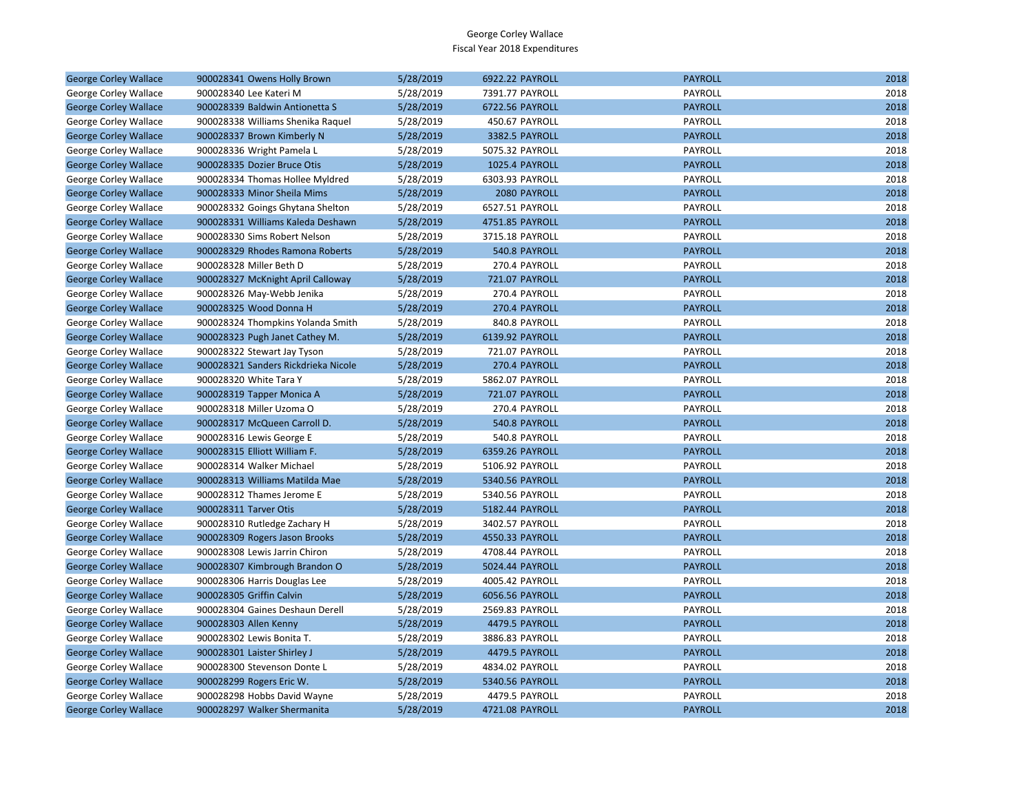George Corley Wallace
Fiscal Year 2018 Expenditures

| | | | | | |
|---|---|---|---|---|---|
| George Corley Wallace | 900028341 Owens Holly Brown | 5/28/2019 | 6922.22 PAYROLL | PAYROLL | 2018 |
| George Corley Wallace | 900028340 Lee Kateri M | 5/28/2019 | 7391.77 PAYROLL | PAYROLL | 2018 |
| George Corley Wallace | 900028339 Baldwin Antionetta S | 5/28/2019 | 6722.56 PAYROLL | PAYROLL | 2018 |
| George Corley Wallace | 900028338 Williams Shenika Raquel | 5/28/2019 | 450.67 PAYROLL | PAYROLL | 2018 |
| George Corley Wallace | 900028337 Brown Kimberly N | 5/28/2019 | 3382.5 PAYROLL | PAYROLL | 2018 |
| George Corley Wallace | 900028336 Wright Pamela L | 5/28/2019 | 5075.32 PAYROLL | PAYROLL | 2018 |
| George Corley Wallace | 900028335 Dozier Bruce Otis | 5/28/2019 | 1025.4 PAYROLL | PAYROLL | 2018 |
| George Corley Wallace | 900028334 Thomas Hollee Myldred | 5/28/2019 | 6303.93 PAYROLL | PAYROLL | 2018 |
| George Corley Wallace | 900028333 Minor Sheila Mims | 5/28/2019 | 2080 PAYROLL | PAYROLL | 2018 |
| George Corley Wallace | 900028332 Goings Ghytana Shelton | 5/28/2019 | 6527.51 PAYROLL | PAYROLL | 2018 |
| George Corley Wallace | 900028331 Williams Kaleda Deshawn | 5/28/2019 | 4751.85 PAYROLL | PAYROLL | 2018 |
| George Corley Wallace | 900028330 Sims Robert Nelson | 5/28/2019 | 3715.18 PAYROLL | PAYROLL | 2018 |
| George Corley Wallace | 900028329 Rhodes Ramona Roberts | 5/28/2019 | 540.8 PAYROLL | PAYROLL | 2018 |
| George Corley Wallace | 900028328 Miller Beth D | 5/28/2019 | 270.4 PAYROLL | PAYROLL | 2018 |
| George Corley Wallace | 900028327 McKnight April Calloway | 5/28/2019 | 721.07 PAYROLL | PAYROLL | 2018 |
| George Corley Wallace | 900028326 May-Webb Jenika | 5/28/2019 | 270.4 PAYROLL | PAYROLL | 2018 |
| George Corley Wallace | 900028325 Wood Donna H | 5/28/2019 | 270.4 PAYROLL | PAYROLL | 2018 |
| George Corley Wallace | 900028324 Thompkins Yolanda Smith | 5/28/2019 | 840.8 PAYROLL | PAYROLL | 2018 |
| George Corley Wallace | 900028323 Pugh Janet Cathey M. | 5/28/2019 | 6139.92 PAYROLL | PAYROLL | 2018 |
| George Corley Wallace | 900028322 Stewart Jay Tyson | 5/28/2019 | 721.07 PAYROLL | PAYROLL | 2018 |
| George Corley Wallace | 900028321 Sanders Rickdrieka Nicole | 5/28/2019 | 270.4 PAYROLL | PAYROLL | 2018 |
| George Corley Wallace | 900028320 White Tara Y | 5/28/2019 | 5862.07 PAYROLL | PAYROLL | 2018 |
| George Corley Wallace | 900028319 Tapper Monica A | 5/28/2019 | 721.07 PAYROLL | PAYROLL | 2018 |
| George Corley Wallace | 900028318 Miller Uzoma O | 5/28/2019 | 270.4 PAYROLL | PAYROLL | 2018 |
| George Corley Wallace | 900028317 McQueen Carroll D. | 5/28/2019 | 540.8 PAYROLL | PAYROLL | 2018 |
| George Corley Wallace | 900028316 Lewis George E | 5/28/2019 | 540.8 PAYROLL | PAYROLL | 2018 |
| George Corley Wallace | 900028315 Elliott William F. | 5/28/2019 | 6359.26 PAYROLL | PAYROLL | 2018 |
| George Corley Wallace | 900028314 Walker Michael | 5/28/2019 | 5106.92 PAYROLL | PAYROLL | 2018 |
| George Corley Wallace | 900028313 Williams Matilda Mae | 5/28/2019 | 5340.56 PAYROLL | PAYROLL | 2018 |
| George Corley Wallace | 900028312 Thames Jerome E | 5/28/2019 | 5340.56 PAYROLL | PAYROLL | 2018 |
| George Corley Wallace | 900028311 Tarver Otis | 5/28/2019 | 5182.44 PAYROLL | PAYROLL | 2018 |
| George Corley Wallace | 900028310 Rutledge Zachary H | 5/28/2019 | 3402.57 PAYROLL | PAYROLL | 2018 |
| George Corley Wallace | 900028309 Rogers Jason Brooks | 5/28/2019 | 4550.33 PAYROLL | PAYROLL | 2018 |
| George Corley Wallace | 900028308 Lewis Jarrin Chiron | 5/28/2019 | 4708.44 PAYROLL | PAYROLL | 2018 |
| George Corley Wallace | 900028307 Kimbrough Brandon O | 5/28/2019 | 5024.44 PAYROLL | PAYROLL | 2018 |
| George Corley Wallace | 900028306 Harris Douglas Lee | 5/28/2019 | 4005.42 PAYROLL | PAYROLL | 2018 |
| George Corley Wallace | 900028305 Griffin Calvin | 5/28/2019 | 6056.56 PAYROLL | PAYROLL | 2018 |
| George Corley Wallace | 900028304 Gaines Deshaun Derell | 5/28/2019 | 2569.83 PAYROLL | PAYROLL | 2018 |
| George Corley Wallace | 900028303 Allen Kenny | 5/28/2019 | 4479.5 PAYROLL | PAYROLL | 2018 |
| George Corley Wallace | 900028302 Lewis Bonita T. | 5/28/2019 | 3886.83 PAYROLL | PAYROLL | 2018 |
| George Corley Wallace | 900028301 Laister Shirley J | 5/28/2019 | 4479.5 PAYROLL | PAYROLL | 2018 |
| George Corley Wallace | 900028300 Stevenson Donte L | 5/28/2019 | 4834.02 PAYROLL | PAYROLL | 2018 |
| George Corley Wallace | 900028299 Rogers Eric W. | 5/28/2019 | 5340.56 PAYROLL | PAYROLL | 2018 |
| George Corley Wallace | 900028298 Hobbs David Wayne | 5/28/2019 | 4479.5 PAYROLL | PAYROLL | 2018 |
| George Corley Wallace | 900028297 Walker Shermanita | 5/28/2019 | 4721.08 PAYROLL | PAYROLL | 2018 |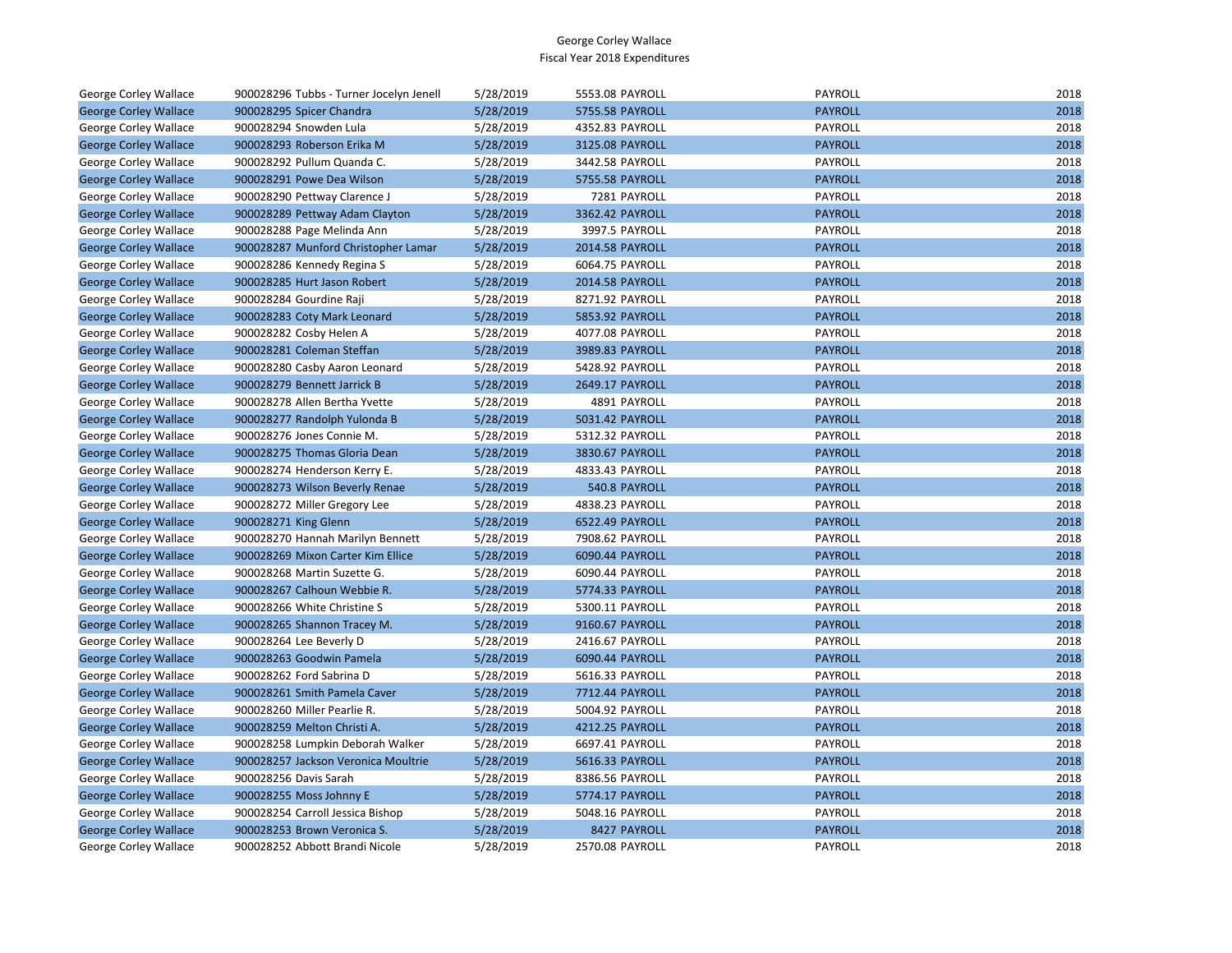# George Corley Wallace
## Fiscal Year 2018 Expenditures

| | | | | | | |
|---|---|---|---|---|---|---|
| George Corley Wallace | 900028296 Tubbs - Turner Jocelyn Jenell | 5/28/2019 | 5553.08 | PAYROLL | PAYROLL | 2018 |
| George Corley Wallace | 900028295 Spicer Chandra | 5/28/2019 | 5755.58 | PAYROLL | PAYROLL | 2018 |
| George Corley Wallace | 900028294 Snowden Lula | 5/28/2019 | 4352.83 | PAYROLL | PAYROLL | 2018 |
| George Corley Wallace | 900028293 Roberson Erika M | 5/28/2019 | 3125.08 | PAYROLL | PAYROLL | 2018 |
| George Corley Wallace | 900028292 Pullum Quanda C. | 5/28/2019 | 3442.58 | PAYROLL | PAYROLL | 2018 |
| George Corley Wallace | 900028291 Powe Dea Wilson | 5/28/2019 | 5755.58 | PAYROLL | PAYROLL | 2018 |
| George Corley Wallace | 900028290 Pettway Clarence J | 5/28/2019 | 7281 | PAYROLL | PAYROLL | 2018 |
| George Corley Wallace | 900028289 Pettway Adam Clayton | 5/28/2019 | 3362.42 | PAYROLL | PAYROLL | 2018 |
| George Corley Wallace | 900028288 Page Melinda Ann | 5/28/2019 | 3997.5 | PAYROLL | PAYROLL | 2018 |
| George Corley Wallace | 900028287 Munford Christopher Lamar | 5/28/2019 | 2014.58 | PAYROLL | PAYROLL | 2018 |
| George Corley Wallace | 900028286 Kennedy Regina S | 5/28/2019 | 6064.75 | PAYROLL | PAYROLL | 2018 |
| George Corley Wallace | 900028285 Hurt Jason Robert | 5/28/2019 | 2014.58 | PAYROLL | PAYROLL | 2018 |
| George Corley Wallace | 900028284 Gourdine Raji | 5/28/2019 | 8271.92 | PAYROLL | PAYROLL | 2018 |
| George Corley Wallace | 900028283 Coty Mark Leonard | 5/28/2019 | 5853.92 | PAYROLL | PAYROLL | 2018 |
| George Corley Wallace | 900028282 Cosby Helen A | 5/28/2019 | 4077.08 | PAYROLL | PAYROLL | 2018 |
| George Corley Wallace | 900028281 Coleman Steffan | 5/28/2019 | 3989.83 | PAYROLL | PAYROLL | 2018 |
| George Corley Wallace | 900028280 Casby Aaron Leonard | 5/28/2019 | 5428.92 | PAYROLL | PAYROLL | 2018 |
| George Corley Wallace | 900028279 Bennett Jarrick B | 5/28/2019 | 2649.17 | PAYROLL | PAYROLL | 2018 |
| George Corley Wallace | 900028278 Allen Bertha Yvette | 5/28/2019 | 4891 | PAYROLL | PAYROLL | 2018 |
| George Corley Wallace | 900028277 Randolph Yulonda B | 5/28/2019 | 5031.42 | PAYROLL | PAYROLL | 2018 |
| George Corley Wallace | 900028276 Jones Connie M. | 5/28/2019 | 5312.32 | PAYROLL | PAYROLL | 2018 |
| George Corley Wallace | 900028275 Thomas Gloria Dean | 5/28/2019 | 3830.67 | PAYROLL | PAYROLL | 2018 |
| George Corley Wallace | 900028274 Henderson Kerry E. | 5/28/2019 | 4833.43 | PAYROLL | PAYROLL | 2018 |
| George Corley Wallace | 900028273 Wilson Beverly Renae | 5/28/2019 | 540.8 | PAYROLL | PAYROLL | 2018 |
| George Corley Wallace | 900028272 Miller Gregory Lee | 5/28/2019 | 4838.23 | PAYROLL | PAYROLL | 2018 |
| George Corley Wallace | 900028271 King Glenn | 5/28/2019 | 6522.49 | PAYROLL | PAYROLL | 2018 |
| George Corley Wallace | 900028270 Hannah Marilyn Bennett | 5/28/2019 | 7908.62 | PAYROLL | PAYROLL | 2018 |
| George Corley Wallace | 900028269 Mixon Carter Kim Ellice | 5/28/2019 | 6090.44 | PAYROLL | PAYROLL | 2018 |
| George Corley Wallace | 900028268 Martin Suzette G. | 5/28/2019 | 6090.44 | PAYROLL | PAYROLL | 2018 |
| George Corley Wallace | 900028267 Calhoun Webbie R. | 5/28/2019 | 5774.33 | PAYROLL | PAYROLL | 2018 |
| George Corley Wallace | 900028266 White Christine S | 5/28/2019 | 5300.11 | PAYROLL | PAYROLL | 2018 |
| George Corley Wallace | 900028265 Shannon Tracey M. | 5/28/2019 | 9160.67 | PAYROLL | PAYROLL | 2018 |
| George Corley Wallace | 900028264 Lee Beverly D | 5/28/2019 | 2416.67 | PAYROLL | PAYROLL | 2018 |
| George Corley Wallace | 900028263 Goodwin Pamela | 5/28/2019 | 6090.44 | PAYROLL | PAYROLL | 2018 |
| George Corley Wallace | 900028262 Ford Sabrina D | 5/28/2019 | 5616.33 | PAYROLL | PAYROLL | 2018 |
| George Corley Wallace | 900028261 Smith Pamela Caver | 5/28/2019 | 7712.44 | PAYROLL | PAYROLL | 2018 |
| George Corley Wallace | 900028260 Miller Pearlie R. | 5/28/2019 | 5004.92 | PAYROLL | PAYROLL | 2018 |
| George Corley Wallace | 900028259 Melton Christi A. | 5/28/2019 | 4212.25 | PAYROLL | PAYROLL | 2018 |
| George Corley Wallace | 900028258 Lumpkin Deborah Walker | 5/28/2019 | 6697.41 | PAYROLL | PAYROLL | 2018 |
| George Corley Wallace | 900028257 Jackson Veronica Moultrie | 5/28/2019 | 5616.33 | PAYROLL | PAYROLL | 2018 |
| George Corley Wallace | 900028256 Davis Sarah | 5/28/2019 | 8386.56 | PAYROLL | PAYROLL | 2018 |
| George Corley Wallace | 900028255 Moss Johnny E | 5/28/2019 | 5774.17 | PAYROLL | PAYROLL | 2018 |
| George Corley Wallace | 900028254 Carroll Jessica Bishop | 5/28/2019 | 5048.16 | PAYROLL | PAYROLL | 2018 |
| George Corley Wallace | 900028253 Brown Veronica S. | 5/28/2019 | 8427 | PAYROLL | PAYROLL | 2018 |
| George Corley Wallace | 900028252 Abbott Brandi Nicole | 5/28/2019 | 2570.08 | PAYROLL | PAYROLL | 2018 |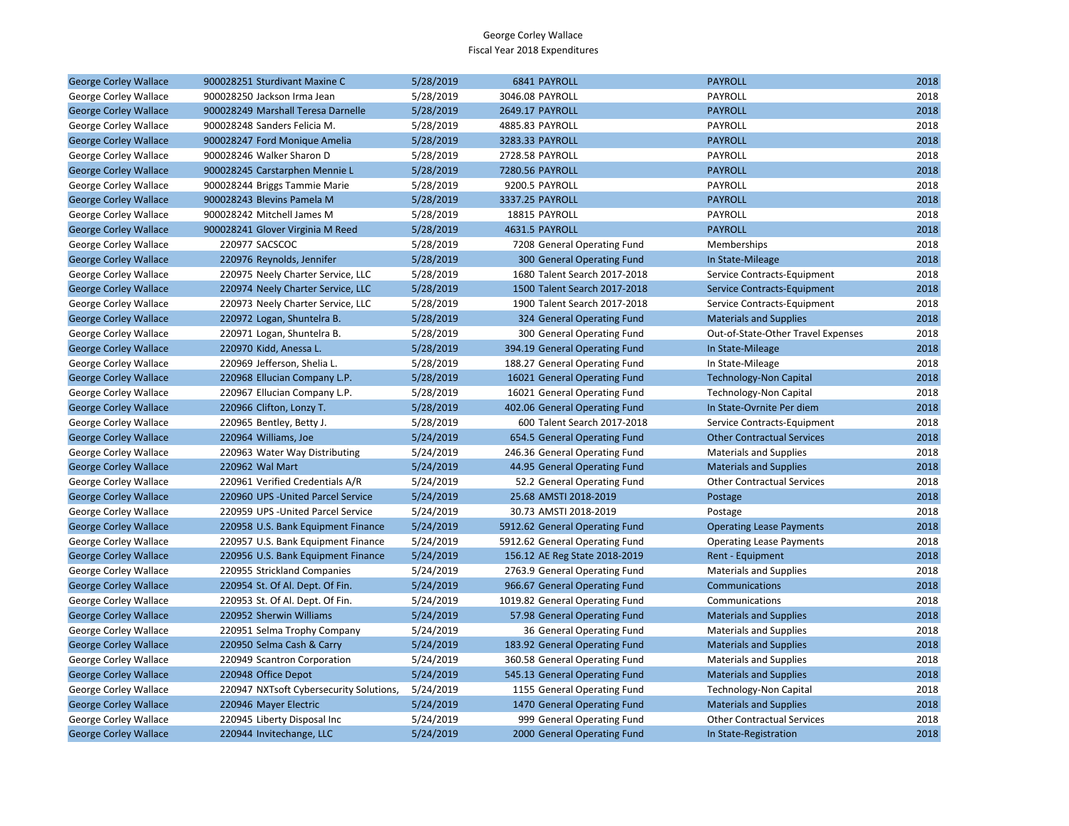George Corley Wallace
Fiscal Year 2018 Expenditures

| | | | | | | |
|---|---|---|---|---|---|---|
| George Corley Wallace | 900028251 | Sturdivant Maxine C | 5/28/2019 | 6841 | PAYROLL | PAYROLL | 2018 |
| George Corley Wallace | 900028250 | Jackson Irma Jean | 5/28/2019 | 3046.08 | PAYROLL | PAYROLL | 2018 |
| George Corley Wallace | 900028249 | Marshall Teresa Darnelle | 5/28/2019 | 2649.17 | PAYROLL | PAYROLL | 2018 |
| George Corley Wallace | 900028248 | Sanders Felicia M. | 5/28/2019 | 4885.83 | PAYROLL | PAYROLL | 2018 |
| George Corley Wallace | 900028247 | Ford Monique Amelia | 5/28/2019 | 3283.33 | PAYROLL | PAYROLL | 2018 |
| George Corley Wallace | 900028246 | Walker Sharon D | 5/28/2019 | 2728.58 | PAYROLL | PAYROLL | 2018 |
| George Corley Wallace | 900028245 | Carstarphen Mennie L | 5/28/2019 | 7280.56 | PAYROLL | PAYROLL | 2018 |
| George Corley Wallace | 900028244 | Briggs Tammie Marie | 5/28/2019 | 9200.5 | PAYROLL | PAYROLL | 2018 |
| George Corley Wallace | 900028243 | Blevins Pamela M | 5/28/2019 | 3337.25 | PAYROLL | PAYROLL | 2018 |
| George Corley Wallace | 900028242 | Mitchell James M | 5/28/2019 | 18815 | PAYROLL | PAYROLL | 2018 |
| George Corley Wallace | 900028241 | Glover Virginia M Reed | 5/28/2019 | 4631.5 | PAYROLL | PAYROLL | 2018 |
| George Corley Wallace | 220977 | SACSCOC | 5/28/2019 | 7208 | General Operating Fund | Memberships | 2018 |
| George Corley Wallace | 220976 | Reynolds, Jennifer | 5/28/2019 | 300 | General Operating Fund | In State-Mileage | 2018 |
| George Corley Wallace | 220975 | Neely Charter Service, LLC | 5/28/2019 | 1680 | Talent Search 2017-2018 | Service Contracts-Equipment | 2018 |
| George Corley Wallace | 220974 | Neely Charter Service, LLC | 5/28/2019 | 1500 | Talent Search 2017-2018 | Service Contracts-Equipment | 2018 |
| George Corley Wallace | 220973 | Neely Charter Service, LLC | 5/28/2019 | 1900 | Talent Search 2017-2018 | Service Contracts-Equipment | 2018 |
| George Corley Wallace | 220972 | Logan, Shuntelra B. | 5/28/2019 | 324 | General Operating Fund | Materials and Supplies | 2018 |
| George Corley Wallace | 220971 | Logan, Shuntelra B. | 5/28/2019 | 300 | General Operating Fund | Out-of-State-Other Travel Expenses | 2018 |
| George Corley Wallace | 220970 | Kidd, Anessa L. | 5/28/2019 | 394.19 | General Operating Fund | In State-Mileage | 2018 |
| George Corley Wallace | 220969 | Jefferson, Shelia L. | 5/28/2019 | 188.27 | General Operating Fund | In State-Mileage | 2018 |
| George Corley Wallace | 220968 | Ellucian Company L.P. | 5/28/2019 | 16021 | General Operating Fund | Technology-Non Capital | 2018 |
| George Corley Wallace | 220967 | Ellucian Company L.P. | 5/28/2019 | 16021 | General Operating Fund | Technology-Non Capital | 2018 |
| George Corley Wallace | 220966 | Clifton, Lonzy T. | 5/28/2019 | 402.06 | General Operating Fund | In State-Ovrnite Per diem | 2018 |
| George Corley Wallace | 220965 | Bentley, Betty J. | 5/28/2019 | 600 | Talent Search 2017-2018 | Service Contracts-Equipment | 2018 |
| George Corley Wallace | 220964 | Williams, Joe | 5/24/2019 | 654.5 | General Operating Fund | Other Contractual Services | 2018 |
| George Corley Wallace | 220963 | Water Way Distributing | 5/24/2019 | 246.36 | General Operating Fund | Materials and Supplies | 2018 |
| George Corley Wallace | 220962 | Wal Mart | 5/24/2019 | 44.95 | General Operating Fund | Materials and Supplies | 2018 |
| George Corley Wallace | 220961 | Verified Credentials A/R | 5/24/2019 | 52.2 | General Operating Fund | Other Contractual Services | 2018 |
| George Corley Wallace | 220960 | UPS -United Parcel Service | 5/24/2019 | 25.68 | AMSTI 2018-2019 | Postage | 2018 |
| George Corley Wallace | 220959 | UPS -United Parcel Service | 5/24/2019 | 30.73 | AMSTI 2018-2019 | Postage | 2018 |
| George Corley Wallace | 220958 | U.S. Bank Equipment Finance | 5/24/2019 | 5912.62 | General Operating Fund | Operating Lease Payments | 2018 |
| George Corley Wallace | 220957 | U.S. Bank Equipment Finance | 5/24/2019 | 5912.62 | General Operating Fund | Operating Lease Payments | 2018 |
| George Corley Wallace | 220956 | U.S. Bank Equipment Finance | 5/24/2019 | 156.12 | AE Reg State 2018-2019 | Rent - Equipment | 2018 |
| George Corley Wallace | 220955 | Strickland Companies | 5/24/2019 | 2763.9 | General Operating Fund | Materials and Supplies | 2018 |
| George Corley Wallace | 220954 | St. Of Al. Dept. Of Fin. | 5/24/2019 | 966.67 | General Operating Fund | Communications | 2018 |
| George Corley Wallace | 220953 | St. Of Al. Dept. Of Fin. | 5/24/2019 | 1019.82 | General Operating Fund | Communications | 2018 |
| George Corley Wallace | 220952 | Sherwin Williams | 5/24/2019 | 57.98 | General Operating Fund | Materials and Supplies | 2018 |
| George Corley Wallace | 220951 | Selma Trophy Company | 5/24/2019 | 36 | General Operating Fund | Materials and Supplies | 2018 |
| George Corley Wallace | 220950 | Selma Cash & Carry | 5/24/2019 | 183.92 | General Operating Fund | Materials and Supplies | 2018 |
| George Corley Wallace | 220949 | Scantron Corporation | 5/24/2019 | 360.58 | General Operating Fund | Materials and Supplies | 2018 |
| George Corley Wallace | 220948 | Office Depot | 5/24/2019 | 545.13 | General Operating Fund | Materials and Supplies | 2018 |
| George Corley Wallace | 220947 | NXTsoft Cybersecurity Solutions, | 5/24/2019 | 1155 | General Operating Fund | Technology-Non Capital | 2018 |
| George Corley Wallace | 220946 | Mayer Electric | 5/24/2019 | 1470 | General Operating Fund | Materials and Supplies | 2018 |
| George Corley Wallace | 220945 | Liberty Disposal Inc | 5/24/2019 | 999 | General Operating Fund | Other Contractual Services | 2018 |
| George Corley Wallace | 220944 | Invitechange, LLC | 5/24/2019 | 2000 | General Operating Fund | In State-Registration | 2018 |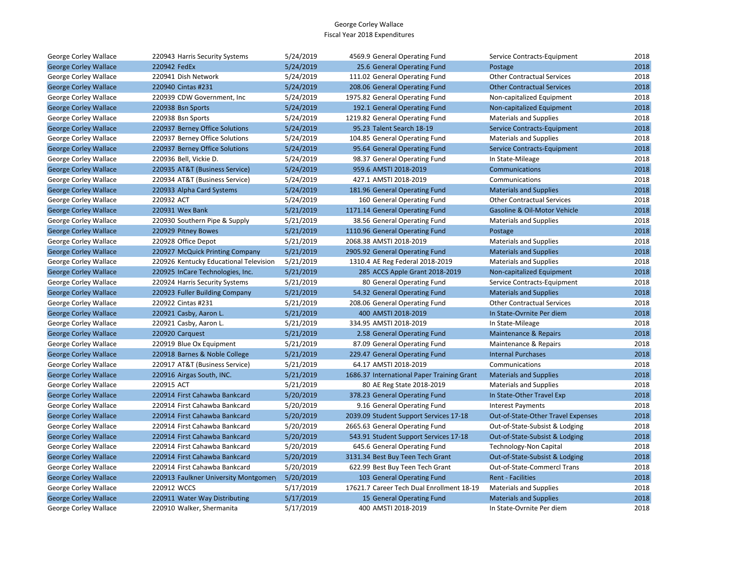George Corley Wallace
Fiscal Year 2018 Expenditures

| | | | | | | |
|---|---|---|---|---|---|---|
| George Corley Wallace | 220943 Harris Security Systems | 5/24/2019 | 4569.9 | General Operating Fund | Service Contracts-Equipment | 2018 |
| George Corley Wallace | 220942 FedEx | 5/24/2019 | 25.6 | General Operating Fund | Postage | 2018 |
| George Corley Wallace | 220941 Dish Network | 5/24/2019 | 111.02 | General Operating Fund | Other Contractual Services | 2018 |
| George Corley Wallace | 220940 Cintas #231 | 5/24/2019 | 208.06 | General Operating Fund | Other Contractual Services | 2018 |
| George Corley Wallace | 220939 CDW Government, Inc | 5/24/2019 | 1975.82 | General Operating Fund | Non-capitalized Equipment | 2018 |
| George Corley Wallace | 220938 Bsn Sports | 5/24/2019 | 192.1 | General Operating Fund | Non-capitalized Equipment | 2018 |
| George Corley Wallace | 220938 Bsn Sports | 5/24/2019 | 1219.82 | General Operating Fund | Materials and Supplies | 2018 |
| George Corley Wallace | 220937 Berney Office Solutions | 5/24/2019 | 95.23 | Talent Search 18-19 | Service Contracts-Equipment | 2018 |
| George Corley Wallace | 220937 Berney Office Solutions | 5/24/2019 | 104.85 | General Operating Fund | Materials and Supplies | 2018 |
| George Corley Wallace | 220937 Berney Office Solutions | 5/24/2019 | 95.64 | General Operating Fund | Service Contracts-Equipment | 2018 |
| George Corley Wallace | 220936 Bell, Vickie D. | 5/24/2019 | 98.37 | General Operating Fund | In State-Mileage | 2018 |
| George Corley Wallace | 220935 AT&T (Business Service) | 5/24/2019 | 959.6 | AMSTI 2018-2019 | Communications | 2018 |
| George Corley Wallace | 220934 AT&T (Business Service) | 5/24/2019 | 427.1 | AMSTI 2018-2019 | Communications | 2018 |
| George Corley Wallace | 220933 Alpha Card Systems | 5/24/2019 | 181.96 | General Operating Fund | Materials and Supplies | 2018 |
| George Corley Wallace | 220932 ACT | 5/24/2019 | 160 | General Operating Fund | Other Contractual Services | 2018 |
| George Corley Wallace | 220931 Wex Bank | 5/21/2019 | 1171.14 | General Operating Fund | Gasoline & Oil-Motor Vehicle | 2018 |
| George Corley Wallace | 220930 Southern Pipe & Supply | 5/21/2019 | 38.56 | General Operating Fund | Materials and Supplies | 2018 |
| George Corley Wallace | 220929 Pitney Bowes | 5/21/2019 | 1110.96 | General Operating Fund | Postage | 2018 |
| George Corley Wallace | 220928 Office Depot | 5/21/2019 | 2068.38 | AMSTI 2018-2019 | Materials and Supplies | 2018 |
| George Corley Wallace | 220927 McQuick Printing Company | 5/21/2019 | 2905.92 | General Operating Fund | Materials and Supplies | 2018 |
| George Corley Wallace | 220926 Kentucky Educational Television | 5/21/2019 | 1310.4 | AE Reg Federal 2018-2019 | Materials and Supplies | 2018 |
| George Corley Wallace | 220925 InCare Technologies, Inc. | 5/21/2019 | 285 | ACCS Apple Grant 2018-2019 | Non-capitalized Equipment | 2018 |
| George Corley Wallace | 220924 Harris Security Systems | 5/21/2019 | 80 | General Operating Fund | Service Contracts-Equipment | 2018 |
| George Corley Wallace | 220923 Fuller Building Company | 5/21/2019 | 54.32 | General Operating Fund | Materials and Supplies | 2018 |
| George Corley Wallace | 220922 Cintas #231 | 5/21/2019 | 208.06 | General Operating Fund | Other Contractual Services | 2018 |
| George Corley Wallace | 220921 Casby, Aaron L. | 5/21/2019 | 400 | AMSTI 2018-2019 | In State-Ovrnite Per diem | 2018 |
| George Corley Wallace | 220921 Casby, Aaron L. | 5/21/2019 | 334.95 | AMSTI 2018-2019 | In State-Mileage | 2018 |
| George Corley Wallace | 220920 Carquest | 5/21/2019 | 2.58 | General Operating Fund | Maintenance & Repairs | 2018 |
| George Corley Wallace | 220919 Blue Ox Equipment | 5/21/2019 | 87.09 | General Operating Fund | Maintenance & Repairs | 2018 |
| George Corley Wallace | 220918 Barnes & Noble College | 5/21/2019 | 229.47 | General Operating Fund | Internal Purchases | 2018 |
| George Corley Wallace | 220917 AT&T (Business Service) | 5/21/2019 | 64.17 | AMSTI 2018-2019 | Communications | 2018 |
| George Corley Wallace | 220916 Airgas South, INC. | 5/21/2019 | 1686.37 | International Paper Training Grant | Materials and Supplies | 2018 |
| George Corley Wallace | 220915 ACT | 5/21/2019 | 80 | AE Reg State 2018-2019 | Materials and Supplies | 2018 |
| George Corley Wallace | 220914 First Cahawba Bankcard | 5/20/2019 | 378.23 | General Operating Fund | In State-Other Travel Exp | 2018 |
| George Corley Wallace | 220914 First Cahawba Bankcard | 5/20/2019 | 9.16 | General Operating Fund | Interest Payments | 2018 |
| George Corley Wallace | 220914 First Cahawba Bankcard | 5/20/2019 | 2039.09 | Student Support Services 17-18 | Out-of-State-Other Travel Expenses | 2018 |
| George Corley Wallace | 220914 First Cahawba Bankcard | 5/20/2019 | 2665.63 | General Operating Fund | Out-of-State-Subsist & Lodging | 2018 |
| George Corley Wallace | 220914 First Cahawba Bankcard | 5/20/2019 | 543.91 | Student Support Services 17-18 | Out-of-State-Subsist & Lodging | 2018 |
| George Corley Wallace | 220914 First Cahawba Bankcard | 5/20/2019 | 645.6 | General Operating Fund | Technology-Non Capital | 2018 |
| George Corley Wallace | 220914 First Cahawba Bankcard | 5/20/2019 | 3131.34 | Best Buy Teen Tech Grant | Out-of-State-Subsist & Lodging | 2018 |
| George Corley Wallace | 220914 First Cahawba Bankcard | 5/20/2019 | 622.99 | Best Buy Teen Tech Grant | Out-of-State-Commercl Trans | 2018 |
| George Corley Wallace | 220913 Faulkner University Montgomery | 5/20/2019 | 103 | General Operating Fund | Rent - Facilities | 2018 |
| George Corley Wallace | 220912 WCCS | 5/17/2019 | 17621.7 | Career Tech Dual Enrollment 18-19 | Materials and Supplies | 2018 |
| George Corley Wallace | 220911 Water Way Distributing | 5/17/2019 | 15 | General Operating Fund | Materials and Supplies | 2018 |
| George Corley Wallace | 220910 Walker, Shermanita | 5/17/2019 | 400 | AMSTI 2018-2019 | In State-Ovrnite Per diem | 2018 |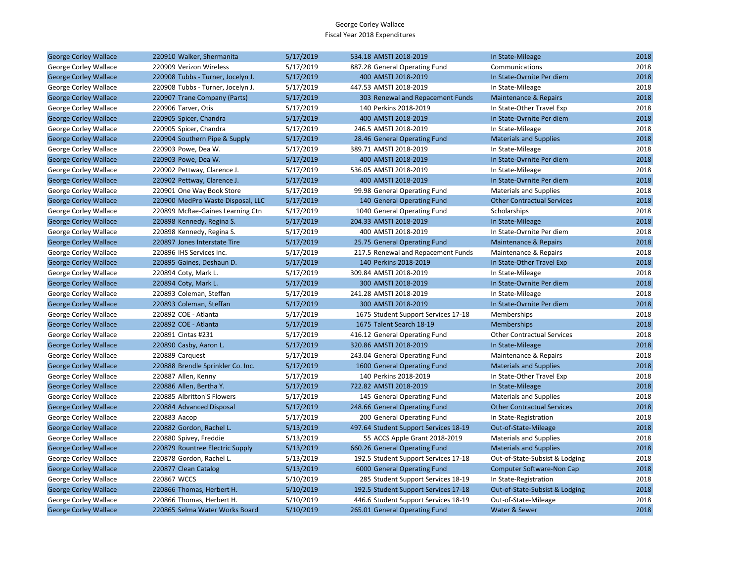George Corley Wallace
Fiscal Year 2018 Expenditures

| | | | | | | |
|---|---|---|---|---|---|---|
| George Corley Wallace | 220910 Walker, Shermanita | 5/17/2019 | 534.18 | AMSTI 2018-2019 | In State-Mileage | 2018 |
| George Corley Wallace | 220909 Verizon Wireless | 5/17/2019 | 887.28 | General Operating Fund | Communications | 2018 |
| George Corley Wallace | 220908 Tubbs - Turner, Jocelyn J. | 5/17/2019 | 400 | AMSTI 2018-2019 | In State-Ovrnite Per diem | 2018 |
| George Corley Wallace | 220908 Tubbs - Turner, Jocelyn J. | 5/17/2019 | 447.53 | AMSTI 2018-2019 | In State-Mileage | 2018 |
| George Corley Wallace | 220907 Trane Company (Parts) | 5/17/2019 | 303 | Renewal and Repacement Funds | Maintenance & Repairs | 2018 |
| George Corley Wallace | 220906 Tarver, Otis | 5/17/2019 | 140 | Perkins 2018-2019 | In State-Other Travel Exp | 2018 |
| George Corley Wallace | 220905 Spicer, Chandra | 5/17/2019 | 400 | AMSTI 2018-2019 | In State-Ovrnite Per diem | 2018 |
| George Corley Wallace | 220905 Spicer, Chandra | 5/17/2019 | 246.5 | AMSTI 2018-2019 | In State-Mileage | 2018 |
| George Corley Wallace | 220904 Southern Pipe & Supply | 5/17/2019 | 28.46 | General Operating Fund | Materials and Supplies | 2018 |
| George Corley Wallace | 220903 Powe, Dea W. | 5/17/2019 | 389.71 | AMSTI 2018-2019 | In State-Mileage | 2018 |
| George Corley Wallace | 220903 Powe, Dea W. | 5/17/2019 | 400 | AMSTI 2018-2019 | In State-Ovrnite Per diem | 2018 |
| George Corley Wallace | 220902 Pettway, Clarence J. | 5/17/2019 | 536.05 | AMSTI 2018-2019 | In State-Mileage | 2018 |
| George Corley Wallace | 220902 Pettway, Clarence J. | 5/17/2019 | 400 | AMSTI 2018-2019 | In State-Ovrnite Per diem | 2018 |
| George Corley Wallace | 220901 One Way Book Store | 5/17/2019 | 99.98 | General Operating Fund | Materials and Supplies | 2018 |
| George Corley Wallace | 220900 MedPro Waste Disposal, LLC | 5/17/2019 | 140 | General Operating Fund | Other Contractual Services | 2018 |
| George Corley Wallace | 220899 McRae-Gaines Learning Ctn | 5/17/2019 | 1040 | General Operating Fund | Scholarships | 2018 |
| George Corley Wallace | 220898 Kennedy, Regina S. | 5/17/2019 | 204.33 | AMSTI 2018-2019 | In State-Mileage | 2018 |
| George Corley Wallace | 220898 Kennedy, Regina S. | 5/17/2019 | 400 | AMSTI 2018-2019 | In State-Ovrnite Per diem | 2018 |
| George Corley Wallace | 220897 Jones Interstate Tire | 5/17/2019 | 25.75 | General Operating Fund | Maintenance & Repairs | 2018 |
| George Corley Wallace | 220896 IHS Services Inc. | 5/17/2019 | 217.5 | Renewal and Repacement Funds | Maintenance & Repairs | 2018 |
| George Corley Wallace | 220895 Gaines, Deshaun D. | 5/17/2019 | 140 | Perkins 2018-2019 | In State-Other Travel Exp | 2018 |
| George Corley Wallace | 220894 Coty, Mark L. | 5/17/2019 | 309.84 | AMSTI 2018-2019 | In State-Mileage | 2018 |
| George Corley Wallace | 220894 Coty, Mark L. | 5/17/2019 | 300 | AMSTI 2018-2019 | In State-Ovrnite Per diem | 2018 |
| George Corley Wallace | 220893 Coleman, Steffan | 5/17/2019 | 241.28 | AMSTI 2018-2019 | In State-Mileage | 2018 |
| George Corley Wallace | 220893 Coleman, Steffan | 5/17/2019 | 300 | AMSTI 2018-2019 | In State-Ovrnite Per diem | 2018 |
| George Corley Wallace | 220892 COE - Atlanta | 5/17/2019 | 1675 | Student Support Services 17-18 | Memberships | 2018 |
| George Corley Wallace | 220892 COE - Atlanta | 5/17/2019 | 1675 | Talent Search 18-19 | Memberships | 2018 |
| George Corley Wallace | 220891 Cintas #231 | 5/17/2019 | 416.12 | General Operating Fund | Other Contractual Services | 2018 |
| George Corley Wallace | 220890 Casby, Aaron L. | 5/17/2019 | 320.86 | AMSTI 2018-2019 | In State-Mileage | 2018 |
| George Corley Wallace | 220889 Carquest | 5/17/2019 | 243.04 | General Operating Fund | Maintenance & Repairs | 2018 |
| George Corley Wallace | 220888 Brendle Sprinkler Co. Inc. | 5/17/2019 | 1600 | General Operating Fund | Materials and Supplies | 2018 |
| George Corley Wallace | 220887 Allen, Kenny | 5/17/2019 | 140 | Perkins 2018-2019 | In State-Other Travel Exp | 2018 |
| George Corley Wallace | 220886 Allen, Bertha Y. | 5/17/2019 | 722.82 | AMSTI 2018-2019 | In State-Mileage | 2018 |
| George Corley Wallace | 220885 Albritton'S Flowers | 5/17/2019 | 145 | General Operating Fund | Materials and Supplies | 2018 |
| George Corley Wallace | 220884 Advanced Disposal | 5/17/2019 | 248.66 | General Operating Fund | Other Contractual Services | 2018 |
| George Corley Wallace | 220883 Aacop | 5/17/2019 | 200 | General Operating Fund | In State-Registration | 2018 |
| George Corley Wallace | 220882 Gordon, Rachel L. | 5/13/2019 | 497.64 | Student Support Services 18-19 | Out-of-State-Mileage | 2018 |
| George Corley Wallace | 220880 Spivey, Freddie | 5/13/2019 | 55 | ACCS Apple Grant 2018-2019 | Materials and Supplies | 2018 |
| George Corley Wallace | 220879 Rountree Electric Supply | 5/13/2019 | 660.26 | General Operating Fund | Materials and Supplies | 2018 |
| George Corley Wallace | 220878 Gordon, Rachel L. | 5/13/2019 | 192.5 | Student Support Services 17-18 | Out-of-State-Subsist & Lodging | 2018 |
| George Corley Wallace | 220877 Clean Catalog | 5/13/2019 | 6000 | General Operating Fund | Computer Software-Non Cap | 2018 |
| George Corley Wallace | 220867 WCCS | 5/10/2019 | 285 | Student Support Services 18-19 | In State-Registration | 2018 |
| George Corley Wallace | 220866 Thomas, Herbert H. | 5/10/2019 | 192.5 | Student Support Services 17-18 | Out-of-State-Subsist & Lodging | 2018 |
| George Corley Wallace | 220866 Thomas, Herbert H. | 5/10/2019 | 446.6 | Student Support Services 18-19 | Out-of-State-Mileage | 2018 |
| George Corley Wallace | 220865 Selma Water Works Board | 5/10/2019 | 265.01 | General Operating Fund | Water & Sewer | 2018 |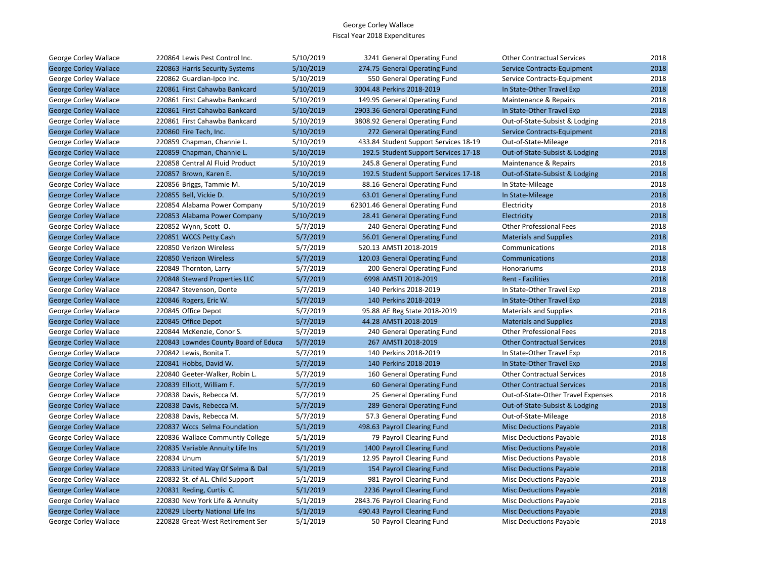George Corley Wallace
Fiscal Year 2018 Expenditures

| | | | | | | | |
|---|---|---|---|---|---|---|---|
| George Corley Wallace | 220864 | Lewis Pest Control Inc. | 5/10/2019 | 3241 | General Operating Fund | Other Contractual Services | 2018 |
| George Corley Wallace | 220863 | Harris Security Systems | 5/10/2019 | 274.75 | General Operating Fund | Service Contracts-Equipment | 2018 |
| George Corley Wallace | 220862 | Guardian-Ipco Inc. | 5/10/2019 | 550 | General Operating Fund | Service Contracts-Equipment | 2018 |
| George Corley Wallace | 220861 | First Cahawba Bankcard | 5/10/2019 | 3004.48 | Perkins 2018-2019 | In State-Other Travel Exp | 2018 |
| George Corley Wallace | 220861 | First Cahawba Bankcard | 5/10/2019 | 149.95 | General Operating Fund | Maintenance & Repairs | 2018 |
| George Corley Wallace | 220861 | First Cahawba Bankcard | 5/10/2019 | 2903.36 | General Operating Fund | In State-Other Travel Exp | 2018 |
| George Corley Wallace | 220861 | First Cahawba Bankcard | 5/10/2019 | 3808.92 | General Operating Fund | Out-of-State-Subsist & Lodging | 2018 |
| George Corley Wallace | 220860 | Fire Tech, Inc. | 5/10/2019 | 272 | General Operating Fund | Service Contracts-Equipment | 2018 |
| George Corley Wallace | 220859 | Chapman, Channie L. | 5/10/2019 | 433.84 | Student Support Services 18-19 | Out-of-State-Mileage | 2018 |
| George Corley Wallace | 220859 | Chapman, Channie L. | 5/10/2019 | 192.5 | Student Support Services 17-18 | Out-of-State-Subsist & Lodging | 2018 |
| George Corley Wallace | 220858 | Central Al Fluid Product | 5/10/2019 | 245.8 | General Operating Fund | Maintenance & Repairs | 2018 |
| George Corley Wallace | 220857 | Brown, Karen E. | 5/10/2019 | 192.5 | Student Support Services 17-18 | Out-of-State-Subsist & Lodging | 2018 |
| George Corley Wallace | 220856 | Briggs, Tammie M. | 5/10/2019 | 88.16 | General Operating Fund | In State-Mileage | 2018 |
| George Corley Wallace | 220855 | Bell, Vickie D. | 5/10/2019 | 63.01 | General Operating Fund | In State-Mileage | 2018 |
| George Corley Wallace | 220854 | Alabama Power Company | 5/10/2019 | 62301.46 | General Operating Fund | Electricity | 2018 |
| George Corley Wallace | 220853 | Alabama Power Company | 5/10/2019 | 28.41 | General Operating Fund | Electricity | 2018 |
| George Corley Wallace | 220852 | Wynn, Scott O. | 5/7/2019 | 240 | General Operating Fund | Other Professional Fees | 2018 |
| George Corley Wallace | 220851 | WCCS Petty Cash | 5/7/2019 | 56.01 | General Operating Fund | Materials and Supplies | 2018 |
| George Corley Wallace | 220850 | Verizon Wireless | 5/7/2019 | 520.13 | AMSTI 2018-2019 | Communications | 2018 |
| George Corley Wallace | 220850 | Verizon Wireless | 5/7/2019 | 120.03 | General Operating Fund | Communications | 2018 |
| George Corley Wallace | 220849 | Thornton, Larry | 5/7/2019 | 200 | General Operating Fund | Honorariums | 2018 |
| George Corley Wallace | 220848 | Steward Properties LLC | 5/7/2019 | 6998 | AMSTI 2018-2019 | Rent - Facilities | 2018 |
| George Corley Wallace | 220847 | Stevenson, Donte | 5/7/2019 | 140 | Perkins 2018-2019 | In State-Other Travel Exp | 2018 |
| George Corley Wallace | 220846 | Rogers, Eric W. | 5/7/2019 | 140 | Perkins 2018-2019 | In State-Other Travel Exp | 2018 |
| George Corley Wallace | 220845 | Office Depot | 5/7/2019 | 95.88 | AE Reg State 2018-2019 | Materials and Supplies | 2018 |
| George Corley Wallace | 220845 | Office Depot | 5/7/2019 | 44.28 | AMSTI 2018-2019 | Materials and Supplies | 2018 |
| George Corley Wallace | 220844 | McKenzie, Conor S. | 5/7/2019 | 240 | General Operating Fund | Other Professional Fees | 2018 |
| George Corley Wallace | 220843 | Lowndes County Board of Educa | 5/7/2019 | 267 | AMSTI 2018-2019 | Other Contractual Services | 2018 |
| George Corley Wallace | 220842 | Lewis, Bonita T. | 5/7/2019 | 140 | Perkins 2018-2019 | In State-Other Travel Exp | 2018 |
| George Corley Wallace | 220841 | Hobbs, David W. | 5/7/2019 | 140 | Perkins 2018-2019 | In State-Other Travel Exp | 2018 |
| George Corley Wallace | 220840 | Geeter-Walker, Robin L. | 5/7/2019 | 160 | General Operating Fund | Other Contractual Services | 2018 |
| George Corley Wallace | 220839 | Elliott, William F. | 5/7/2019 | 60 | General Operating Fund | Other Contractual Services | 2018 |
| George Corley Wallace | 220838 | Davis, Rebecca M. | 5/7/2019 | 25 | General Operating Fund | Out-of-State-Other Travel Expenses | 2018 |
| George Corley Wallace | 220838 | Davis, Rebecca M. | 5/7/2019 | 289 | General Operating Fund | Out-of-State-Subsist & Lodging | 2018 |
| George Corley Wallace | 220838 | Davis, Rebecca M. | 5/7/2019 | 57.3 | General Operating Fund | Out-of-State-Mileage | 2018 |
| George Corley Wallace | 220837 | Wccs Selma Foundation | 5/1/2019 | 498.63 | Payroll Clearing Fund | Misc Deductions Payable | 2018 |
| George Corley Wallace | 220836 | Wallace Communtiy College | 5/1/2019 | 79 | Payroll Clearing Fund | Misc Deductions Payable | 2018 |
| George Corley Wallace | 220835 | Variable Annuity Life Ins | 5/1/2019 | 1400 | Payroll Clearing Fund | Misc Deductions Payable | 2018 |
| George Corley Wallace | 220834 | Unum | 5/1/2019 | 12.95 | Payroll Clearing Fund | Misc Deductions Payable | 2018 |
| George Corley Wallace | 220833 | United Way Of Selma & Dal | 5/1/2019 | 154 | Payroll Clearing Fund | Misc Deductions Payable | 2018 |
| George Corley Wallace | 220832 | St. of AL. Child Support | 5/1/2019 | 981 | Payroll Clearing Fund | Misc Deductions Payable | 2018 |
| George Corley Wallace | 220831 | Reding, Curtis C. | 5/1/2019 | 2236 | Payroll Clearing Fund | Misc Deductions Payable | 2018 |
| George Corley Wallace | 220830 | New York Life & Annuity | 5/1/2019 | 2843.76 | Payroll Clearing Fund | Misc Deductions Payable | 2018 |
| George Corley Wallace | 220829 | Liberty National Life Ins | 5/1/2019 | 490.43 | Payroll Clearing Fund | Misc Deductions Payable | 2018 |
| George Corley Wallace | 220828 | Great-West Retirement Ser | 5/1/2019 | 50 | Payroll Clearing Fund | Misc Deductions Payable | 2018 |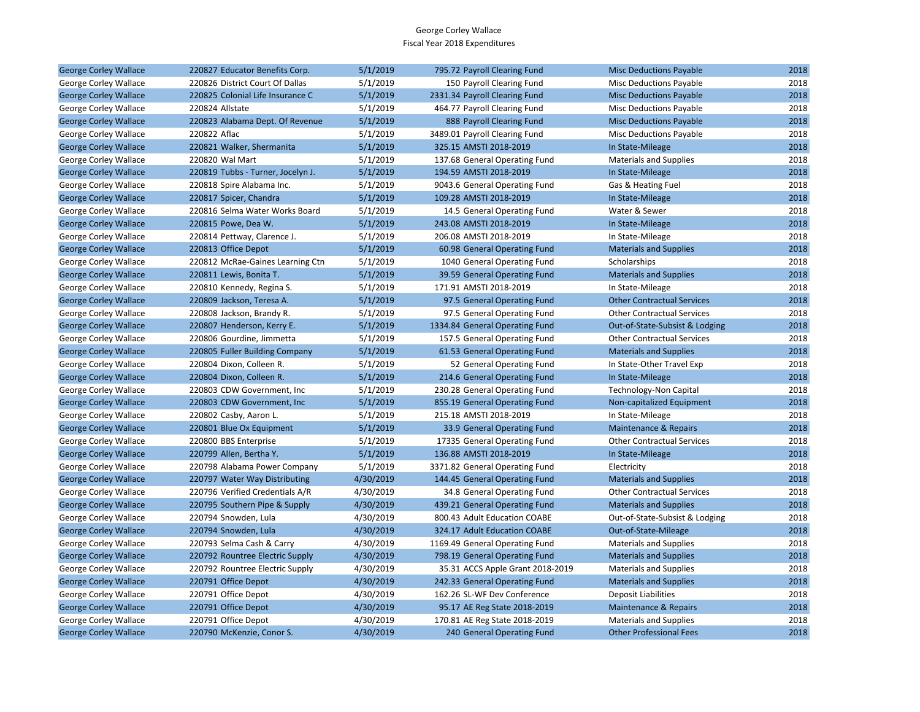George Corley Wallace
Fiscal Year 2018 Expenditures

| | | | | | | |
|---|---|---|---|---|---|---|
| George Corley Wallace | 220827 Educator Benefits Corp. | 5/1/2019 | 795.72 | Payroll Clearing Fund | Misc Deductions Payable | 2018 |
| George Corley Wallace | 220826 District Court Of Dallas | 5/1/2019 | 150 | Payroll Clearing Fund | Misc Deductions Payable | 2018 |
| George Corley Wallace | 220825 Colonial Life Insurance C | 5/1/2019 | 2331.34 | Payroll Clearing Fund | Misc Deductions Payable | 2018 |
| George Corley Wallace | 220824 Allstate | 5/1/2019 | 464.77 | Payroll Clearing Fund | Misc Deductions Payable | 2018 |
| George Corley Wallace | 220823 Alabama Dept. Of Revenue | 5/1/2019 | 888 | Payroll Clearing Fund | Misc Deductions Payable | 2018 |
| George Corley Wallace | 220822 Aflac | 5/1/2019 | 3489.01 | Payroll Clearing Fund | Misc Deductions Payable | 2018 |
| George Corley Wallace | 220821 Walker, Shermanita | 5/1/2019 | 325.15 | AMSTI 2018-2019 | In State-Mileage | 2018 |
| George Corley Wallace | 220820 Wal Mart | 5/1/2019 | 137.68 | General Operating Fund | Materials and Supplies | 2018 |
| George Corley Wallace | 220819 Tubbs - Turner, Jocelyn J. | 5/1/2019 | 194.59 | AMSTI 2018-2019 | In State-Mileage | 2018 |
| George Corley Wallace | 220818 Spire Alabama Inc. | 5/1/2019 | 9043.6 | General Operating Fund | Gas & Heating Fuel | 2018 |
| George Corley Wallace | 220817 Spicer, Chandra | 5/1/2019 | 109.28 | AMSTI 2018-2019 | In State-Mileage | 2018 |
| George Corley Wallace | 220816 Selma Water Works Board | 5/1/2019 | 14.5 | General Operating Fund | Water & Sewer | 2018 |
| George Corley Wallace | 220815 Powe, Dea W. | 5/1/2019 | 243.08 | AMSTI 2018-2019 | In State-Mileage | 2018 |
| George Corley Wallace | 220814 Pettway, Clarence J. | 5/1/2019 | 206.08 | AMSTI 2018-2019 | In State-Mileage | 2018 |
| George Corley Wallace | 220813 Office Depot | 5/1/2019 | 60.98 | General Operating Fund | Materials and Supplies | 2018 |
| George Corley Wallace | 220812 McRae-Gaines Learning Ctn | 5/1/2019 | 1040 | General Operating Fund | Scholarships | 2018 |
| George Corley Wallace | 220811 Lewis, Bonita T. | 5/1/2019 | 39.59 | General Operating Fund | Materials and Supplies | 2018 |
| George Corley Wallace | 220810 Kennedy, Regina S. | 5/1/2019 | 171.91 | AMSTI 2018-2019 | In State-Mileage | 2018 |
| George Corley Wallace | 220809 Jackson, Teresa A. | 5/1/2019 | 97.5 | General Operating Fund | Other Contractual Services | 2018 |
| George Corley Wallace | 220808 Jackson, Brandy R. | 5/1/2019 | 97.5 | General Operating Fund | Other Contractual Services | 2018 |
| George Corley Wallace | 220807 Henderson, Kerry E. | 5/1/2019 | 1334.84 | General Operating Fund | Out-of-State-Subsist & Lodging | 2018 |
| George Corley Wallace | 220806 Gourdine, Jimmetta | 5/1/2019 | 157.5 | General Operating Fund | Other Contractual Services | 2018 |
| George Corley Wallace | 220805 Fuller Building Company | 5/1/2019 | 61.53 | General Operating Fund | Materials and Supplies | 2018 |
| George Corley Wallace | 220804 Dixon, Colleen R. | 5/1/2019 | 52 | General Operating Fund | In State-Other Travel Exp | 2018 |
| George Corley Wallace | 220804 Dixon, Colleen R. | 5/1/2019 | 214.6 | General Operating Fund | In State-Mileage | 2018 |
| George Corley Wallace | 220803 CDW Government, Inc | 5/1/2019 | 230.28 | General Operating Fund | Technology-Non Capital | 2018 |
| George Corley Wallace | 220803 CDW Government, Inc | 5/1/2019 | 855.19 | General Operating Fund | Non-capitalized Equipment | 2018 |
| George Corley Wallace | 220802 Casby, Aaron L. | 5/1/2019 | 215.18 | AMSTI 2018-2019 | In State-Mileage | 2018 |
| George Corley Wallace | 220801 Blue Ox Equipment | 5/1/2019 | 33.9 | General Operating Fund | Maintenance & Repairs | 2018 |
| George Corley Wallace | 220800 BBS Enterprise | 5/1/2019 | 17335 | General Operating Fund | Other Contractual Services | 2018 |
| George Corley Wallace | 220799 Allen, Bertha Y. | 5/1/2019 | 136.88 | AMSTI 2018-2019 | In State-Mileage | 2018 |
| George Corley Wallace | 220798 Alabama Power Company | 5/1/2019 | 3371.82 | General Operating Fund | Electricity | 2018 |
| George Corley Wallace | 220797 Water Way Distributing | 4/30/2019 | 144.45 | General Operating Fund | Materials and Supplies | 2018 |
| George Corley Wallace | 220796 Verified Credentials A/R | 4/30/2019 | 34.8 | General Operating Fund | Other Contractual Services | 2018 |
| George Corley Wallace | 220795 Southern Pipe & Supply | 4/30/2019 | 439.21 | General Operating Fund | Materials and Supplies | 2018 |
| George Corley Wallace | 220794 Snowden, Lula | 4/30/2019 | 800.43 | Adult Education COABE | Out-of-State-Subsist & Lodging | 2018 |
| George Corley Wallace | 220794 Snowden, Lula | 4/30/2019 | 324.17 | Adult Education COABE | Out-of-State-Mileage | 2018 |
| George Corley Wallace | 220793 Selma Cash & Carry | 4/30/2019 | 1169.49 | General Operating Fund | Materials and Supplies | 2018 |
| George Corley Wallace | 220792 Rountree Electric Supply | 4/30/2019 | 798.19 | General Operating Fund | Materials and Supplies | 2018 |
| George Corley Wallace | 220792 Rountree Electric Supply | 4/30/2019 | 35.31 | ACCS Apple Grant 2018-2019 | Materials and Supplies | 2018 |
| George Corley Wallace | 220791 Office Depot | 4/30/2019 | 242.33 | General Operating Fund | Materials and Supplies | 2018 |
| George Corley Wallace | 220791 Office Depot | 4/30/2019 | 162.26 | SL-WF Dev Conference | Deposit Liabilities | 2018 |
| George Corley Wallace | 220791 Office Depot | 4/30/2019 | 95.17 | AE Reg State 2018-2019 | Maintenance & Repairs | 2018 |
| George Corley Wallace | 220791 Office Depot | 4/30/2019 | 170.81 | AE Reg State 2018-2019 | Materials and Supplies | 2018 |
| George Corley Wallace | 220790 McKenzie, Conor S. | 4/30/2019 | 240 | General Operating Fund | Other Professional Fees | 2018 |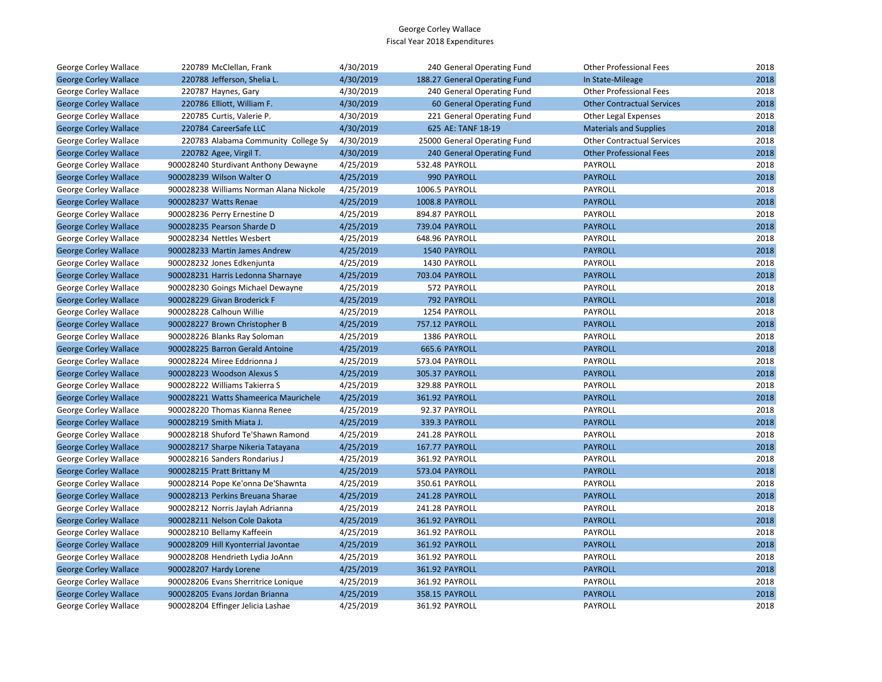George Corley Wallace
Fiscal Year 2018 Expenditures

| | | | | | | | |
|---|---|---|---|---|---|---|---|
| George Corley Wallace | 220789 | McClellan, Frank | 4/30/2019 | 240 | General Operating Fund | Other Professional Fees | 2018 |
| George Corley Wallace | 220788 | Jefferson, Shelia L. | 4/30/2019 | 188.27 | General Operating Fund | In State-Mileage | 2018 |
| George Corley Wallace | 220787 | Haynes, Gary | 4/30/2019 | 240 | General Operating Fund | Other Professional Fees | 2018 |
| George Corley Wallace | 220786 | Elliott, William F. | 4/30/2019 | 60 | General Operating Fund | Other Contractual Services | 2018 |
| George Corley Wallace | 220785 | Curtis, Valerie P. | 4/30/2019 | 221 | General Operating Fund | Other Legal Expenses | 2018 |
| George Corley Wallace | 220784 | CareerSafe LLC | 4/30/2019 | 625 | AE: TANF 18-19 | Materials and Supplies | 2018 |
| George Corley Wallace | 220783 | Alabama Community College Sy | 4/30/2019 | 25000 | General Operating Fund | Other Contractual Services | 2018 |
| George Corley Wallace | 220782 | Agee, Virgil T. | 4/30/2019 | 240 | General Operating Fund | Other Professional Fees | 2018 |
| George Corley Wallace | 900028240 | Sturdivant Anthony Dewayne | 4/25/2019 | 532.48 | PAYROLL | PAYROLL | 2018 |
| George Corley Wallace | 900028239 | Wilson Walter O | 4/25/2019 | 990 | PAYROLL | PAYROLL | 2018 |
| George Corley Wallace | 900028238 | Williams Norman Alana Nickole | 4/25/2019 | 1006.5 | PAYROLL | PAYROLL | 2018 |
| George Corley Wallace | 900028237 | Watts Renae | 4/25/2019 | 1008.8 | PAYROLL | PAYROLL | 2018 |
| George Corley Wallace | 900028236 | Perry Ernestine D | 4/25/2019 | 894.87 | PAYROLL | PAYROLL | 2018 |
| George Corley Wallace | 900028235 | Pearson Sharde D | 4/25/2019 | 739.04 | PAYROLL | PAYROLL | 2018 |
| George Corley Wallace | 900028234 | Nettles Wesbert | 4/25/2019 | 648.96 | PAYROLL | PAYROLL | 2018 |
| George Corley Wallace | 900028233 | Martin James Andrew | 4/25/2019 | 1540 | PAYROLL | PAYROLL | 2018 |
| George Corley Wallace | 900028232 | Jones Edkenjunta | 4/25/2019 | 1430 | PAYROLL | PAYROLL | 2018 |
| George Corley Wallace | 900028231 | Harris Ledonna Sharnaye | 4/25/2019 | 703.04 | PAYROLL | PAYROLL | 2018 |
| George Corley Wallace | 900028230 | Goings Michael Dewayne | 4/25/2019 | 572 | PAYROLL | PAYROLL | 2018 |
| George Corley Wallace | 900028229 | Givan Broderick F | 4/25/2019 | 792 | PAYROLL | PAYROLL | 2018 |
| George Corley Wallace | 900028228 | Calhoun Willie | 4/25/2019 | 1254 | PAYROLL | PAYROLL | 2018 |
| George Corley Wallace | 900028227 | Brown Christopher B | 4/25/2019 | 757.12 | PAYROLL | PAYROLL | 2018 |
| George Corley Wallace | 900028226 | Blanks Ray Soloman | 4/25/2019 | 1386 | PAYROLL | PAYROLL | 2018 |
| George Corley Wallace | 900028225 | Barron Gerald Antoine | 4/25/2019 | 665.6 | PAYROLL | PAYROLL | 2018 |
| George Corley Wallace | 900028224 | Miree Eddrionna J | 4/25/2019 | 573.04 | PAYROLL | PAYROLL | 2018 |
| George Corley Wallace | 900028223 | Woodson Alexus S | 4/25/2019 | 305.37 | PAYROLL | PAYROLL | 2018 |
| George Corley Wallace | 900028222 | Williams Takierra S | 4/25/2019 | 329.88 | PAYROLL | PAYROLL | 2018 |
| George Corley Wallace | 900028221 | Watts Shameerica Maurichele | 4/25/2019 | 361.92 | PAYROLL | PAYROLL | 2018 |
| George Corley Wallace | 900028220 | Thomas Kianna Renee | 4/25/2019 | 92.37 | PAYROLL | PAYROLL | 2018 |
| George Corley Wallace | 900028219 | Smith Miata J. | 4/25/2019 | 339.3 | PAYROLL | PAYROLL | 2018 |
| George Corley Wallace | 900028218 | Shuford Te'Shawn Ramond | 4/25/2019 | 241.28 | PAYROLL | PAYROLL | 2018 |
| George Corley Wallace | 900028217 | Sharpe Nikeria Tatayana | 4/25/2019 | 167.77 | PAYROLL | PAYROLL | 2018 |
| George Corley Wallace | 900028216 | Sanders Rondarius J | 4/25/2019 | 361.92 | PAYROLL | PAYROLL | 2018 |
| George Corley Wallace | 900028215 | Pratt Brittany M | 4/25/2019 | 573.04 | PAYROLL | PAYROLL | 2018 |
| George Corley Wallace | 900028214 | Pope Ke'onna De'Shawnta | 4/25/2019 | 350.61 | PAYROLL | PAYROLL | 2018 |
| George Corley Wallace | 900028213 | Perkins Breuana Sharae | 4/25/2019 | 241.28 | PAYROLL | PAYROLL | 2018 |
| George Corley Wallace | 900028212 | Norris Jaylah Adrianna | 4/25/2019 | 241.28 | PAYROLL | PAYROLL | 2018 |
| George Corley Wallace | 900028211 | Nelson Cole Dakota | 4/25/2019 | 361.92 | PAYROLL | PAYROLL | 2018 |
| George Corley Wallace | 900028210 | Bellamy Kaffeein | 4/25/2019 | 361.92 | PAYROLL | PAYROLL | 2018 |
| George Corley Wallace | 900028209 | Hill Kyonterrial Javontae | 4/25/2019 | 361.92 | PAYROLL | PAYROLL | 2018 |
| George Corley Wallace | 900028208 | Hendrieth Lydia JoAnn | 4/25/2019 | 361.92 | PAYROLL | PAYROLL | 2018 |
| George Corley Wallace | 900028207 | Hardy Lorene | 4/25/2019 | 361.92 | PAYROLL | PAYROLL | 2018 |
| George Corley Wallace | 900028206 | Evans Sherritrice Lonique | 4/25/2019 | 361.92 | PAYROLL | PAYROLL | 2018 |
| George Corley Wallace | 900028205 | Evans Jordan Brianna | 4/25/2019 | 358.15 | PAYROLL | PAYROLL | 2018 |
| George Corley Wallace | 900028204 | Effinger Jelicia Lashae | 4/25/2019 | 361.92 | PAYROLL | PAYROLL | 2018 |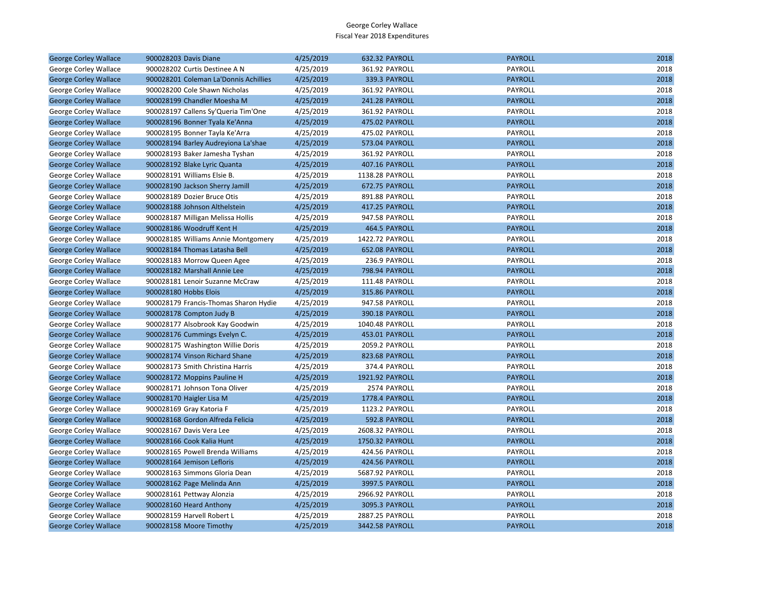George Corley Wallace
Fiscal Year 2018 Expenditures

| | | | | | | |
|---|---|---|---|---|---|---|
| George Corley Wallace | 900028203 Davis Diane | 4/25/2019 | 632.32 | PAYROLL | PAYROLL | 2018 |
| George Corley Wallace | 900028202 Curtis Destinee A N | 4/25/2019 | 361.92 | PAYROLL | PAYROLL | 2018 |
| George Corley Wallace | 900028201 Coleman La'Donnis Achillies | 4/25/2019 | 339.3 | PAYROLL | PAYROLL | 2018 |
| George Corley Wallace | 900028200 Cole Shawn Nicholas | 4/25/2019 | 361.92 | PAYROLL | PAYROLL | 2018 |
| George Corley Wallace | 900028199 Chandler Moesha M | 4/25/2019 | 241.28 | PAYROLL | PAYROLL | 2018 |
| George Corley Wallace | 900028197 Callens Sy'Queria Tim'One | 4/25/2019 | 361.92 | PAYROLL | PAYROLL | 2018 |
| George Corley Wallace | 900028196 Bonner Tyala Ke'Anna | 4/25/2019 | 475.02 | PAYROLL | PAYROLL | 2018 |
| George Corley Wallace | 900028195 Bonner Tayla Ke'Arra | 4/25/2019 | 475.02 | PAYROLL | PAYROLL | 2018 |
| George Corley Wallace | 900028194 Barley Audreyiona La'shae | 4/25/2019 | 573.04 | PAYROLL | PAYROLL | 2018 |
| George Corley Wallace | 900028193 Baker Jamesha Tyshan | 4/25/2019 | 361.92 | PAYROLL | PAYROLL | 2018 |
| George Corley Wallace | 900028192 Blake Lyric Quanta | 4/25/2019 | 407.16 | PAYROLL | PAYROLL | 2018 |
| George Corley Wallace | 900028191 Williams Elsie B. | 4/25/2019 | 1138.28 | PAYROLL | PAYROLL | 2018 |
| George Corley Wallace | 900028190 Jackson Sherry Jamill | 4/25/2019 | 672.75 | PAYROLL | PAYROLL | 2018 |
| George Corley Wallace | 900028189 Dozier Bruce Otis | 4/25/2019 | 891.88 | PAYROLL | PAYROLL | 2018 |
| George Corley Wallace | 900028188 Johnson Althelstein | 4/25/2019 | 417.25 | PAYROLL | PAYROLL | 2018 |
| George Corley Wallace | 900028187 Milligan Melissa Hollis | 4/25/2019 | 947.58 | PAYROLL | PAYROLL | 2018 |
| George Corley Wallace | 900028186 Woodruff Kent H | 4/25/2019 | 464.5 | PAYROLL | PAYROLL | 2018 |
| George Corley Wallace | 900028185 Williams Annie Montgomery | 4/25/2019 | 1422.72 | PAYROLL | PAYROLL | 2018 |
| George Corley Wallace | 900028184 Thomas Latasha Bell | 4/25/2019 | 652.08 | PAYROLL | PAYROLL | 2018 |
| George Corley Wallace | 900028183 Morrow Queen Agee | 4/25/2019 | 236.9 | PAYROLL | PAYROLL | 2018 |
| George Corley Wallace | 900028182 Marshall Annie Lee | 4/25/2019 | 798.94 | PAYROLL | PAYROLL | 2018 |
| George Corley Wallace | 900028181 Lenoir Suzanne McCraw | 4/25/2019 | 111.48 | PAYROLL | PAYROLL | 2018 |
| George Corley Wallace | 900028180 Hobbs Elois | 4/25/2019 | 315.86 | PAYROLL | PAYROLL | 2018 |
| George Corley Wallace | 900028179 Francis-Thomas Sharon Hydie | 4/25/2019 | 947.58 | PAYROLL | PAYROLL | 2018 |
| George Corley Wallace | 900028178 Compton Judy B | 4/25/2019 | 390.18 | PAYROLL | PAYROLL | 2018 |
| George Corley Wallace | 900028177 Alsobrook Kay Goodwin | 4/25/2019 | 1040.48 | PAYROLL | PAYROLL | 2018 |
| George Corley Wallace | 900028176 Cummings Evelyn C. | 4/25/2019 | 453.01 | PAYROLL | PAYROLL | 2018 |
| George Corley Wallace | 900028175 Washington Willie Doris | 4/25/2019 | 2059.2 | PAYROLL | PAYROLL | 2018 |
| George Corley Wallace | 900028174 Vinson Richard Shane | 4/25/2019 | 823.68 | PAYROLL | PAYROLL | 2018 |
| George Corley Wallace | 900028173 Smith Christina Harris | 4/25/2019 | 374.4 | PAYROLL | PAYROLL | 2018 |
| George Corley Wallace | 900028172 Moppins Pauline H | 4/25/2019 | 1921.92 | PAYROLL | PAYROLL | 2018 |
| George Corley Wallace | 900028171 Johnson Tona Oliver | 4/25/2019 | 2574 | PAYROLL | PAYROLL | 2018 |
| George Corley Wallace | 900028170 Haigler Lisa M | 4/25/2019 | 1778.4 | PAYROLL | PAYROLL | 2018 |
| George Corley Wallace | 900028169 Gray Katoria F | 4/25/2019 | 1123.2 | PAYROLL | PAYROLL | 2018 |
| George Corley Wallace | 900028168 Gordon Alfreda Felicia | 4/25/2019 | 592.8 | PAYROLL | PAYROLL | 2018 |
| George Corley Wallace | 900028167 Davis Vera Lee | 4/25/2019 | 2608.32 | PAYROLL | PAYROLL | 2018 |
| George Corley Wallace | 900028166 Cook Kalia Hunt | 4/25/2019 | 1750.32 | PAYROLL | PAYROLL | 2018 |
| George Corley Wallace | 900028165 Powell Brenda Williams | 4/25/2019 | 424.56 | PAYROLL | PAYROLL | 2018 |
| George Corley Wallace | 900028164 Jemison Lefloris | 4/25/2019 | 424.56 | PAYROLL | PAYROLL | 2018 |
| George Corley Wallace | 900028163 Simmons Gloria Dean | 4/25/2019 | 5687.92 | PAYROLL | PAYROLL | 2018 |
| George Corley Wallace | 900028162 Page Melinda Ann | 4/25/2019 | 3997.5 | PAYROLL | PAYROLL | 2018 |
| George Corley Wallace | 900028161 Pettway Alonzia | 4/25/2019 | 2966.92 | PAYROLL | PAYROLL | 2018 |
| George Corley Wallace | 900028160 Heard Anthony | 4/25/2019 | 3095.3 | PAYROLL | PAYROLL | 2018 |
| George Corley Wallace | 900028159 Harvell Robert L | 4/25/2019 | 2887.25 | PAYROLL | PAYROLL | 2018 |
| George Corley Wallace | 900028158 Moore Timothy | 4/25/2019 | 3442.58 | PAYROLL | PAYROLL | 2018 |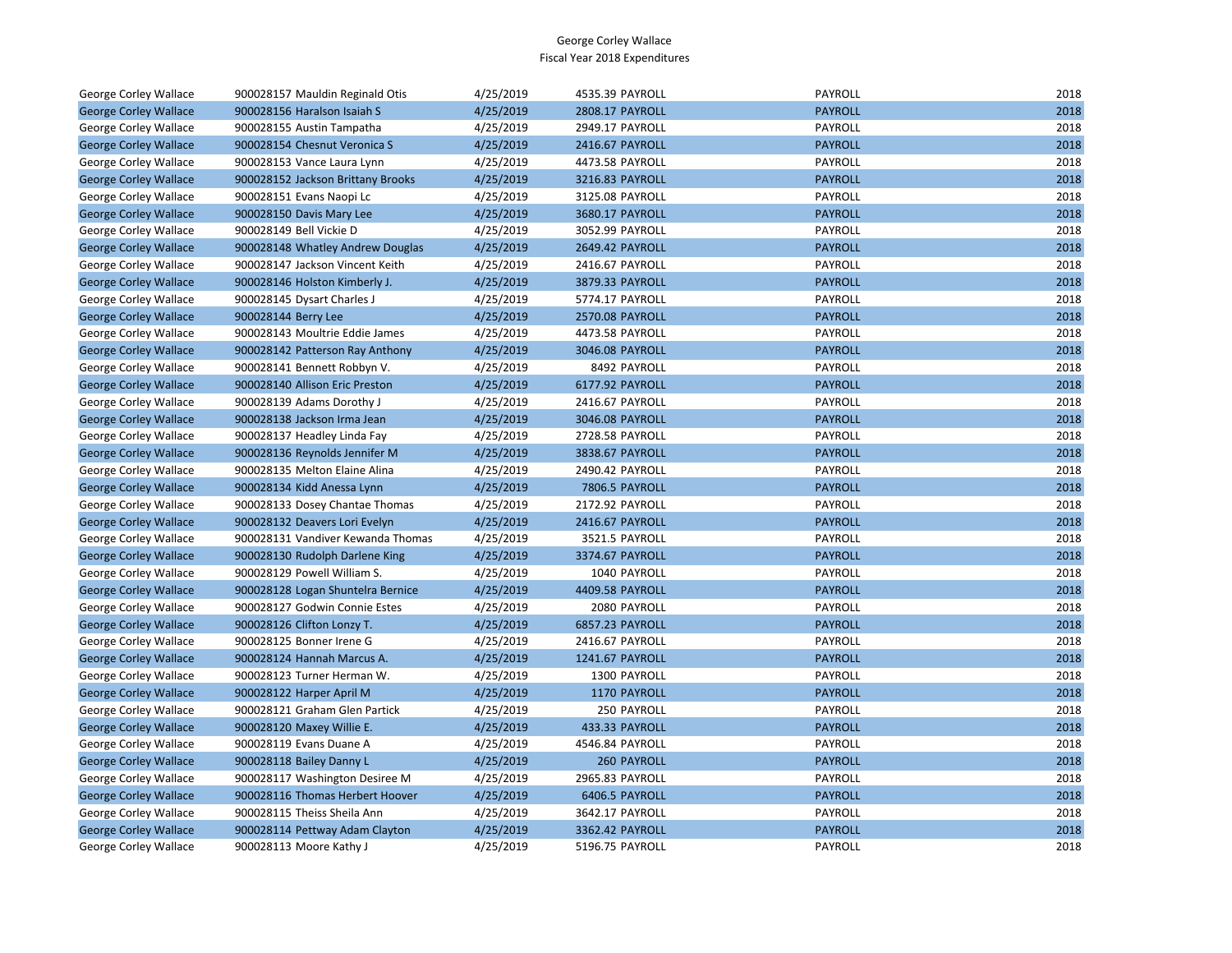| George Corley Wallace | 900028157 Mauldin Reginald Otis | 4/25/2019 | 4535.39 PAYROLL | PAYROLL | 2018 |
|---|---|---|---|---|---|
| George Corley Wallace | 900028156 Haralson Isaiah S | 4/25/2019 | 2808.17 PAYROLL | PAYROLL | 2018 |
| George Corley Wallace | 900028155 Austin Tampatha | 4/25/2019 | 2949.17 PAYROLL | PAYROLL | 2018 |
| George Corley Wallace | 900028154 Chesnut Veronica S | 4/25/2019 | 2416.67 PAYROLL | PAYROLL | 2018 |
| George Corley Wallace | 900028153 Vance Laura Lynn | 4/25/2019 | 4473.58 PAYROLL | PAYROLL | 2018 |
| George Corley Wallace | 900028152 Jackson Brittany Brooks | 4/25/2019 | 3216.83 PAYROLL | PAYROLL | 2018 |
| George Corley Wallace | 900028151 Evans Naopi Lc | 4/25/2019 | 3125.08 PAYROLL | PAYROLL | 2018 |
| George Corley Wallace | 900028150 Davis Mary Lee | 4/25/2019 | 3680.17 PAYROLL | PAYROLL | 2018 |
| George Corley Wallace | 900028149 Bell Vickie D | 4/25/2019 | 3052.99 PAYROLL | PAYROLL | 2018 |
| George Corley Wallace | 900028148 Whatley Andrew Douglas | 4/25/2019 | 2649.42 PAYROLL | PAYROLL | 2018 |
| George Corley Wallace | 900028147 Jackson Vincent Keith | 4/25/2019 | 2416.67 PAYROLL | PAYROLL | 2018 |
| George Corley Wallace | 900028146 Holston Kimberly J. | 4/25/2019 | 3879.33 PAYROLL | PAYROLL | 2018 |
| George Corley Wallace | 900028145 Dysart Charles J | 4/25/2019 | 5774.17 PAYROLL | PAYROLL | 2018 |
| George Corley Wallace | 900028144 Berry Lee | 4/25/2019 | 2570.08 PAYROLL | PAYROLL | 2018 |
| George Corley Wallace | 900028143 Moultrie Eddie James | 4/25/2019 | 4473.58 PAYROLL | PAYROLL | 2018 |
| George Corley Wallace | 900028142 Patterson Ray Anthony | 4/25/2019 | 3046.08 PAYROLL | PAYROLL | 2018 |
| George Corley Wallace | 900028141 Bennett Robbyn V. | 4/25/2019 | 8492 PAYROLL | PAYROLL | 2018 |
| George Corley Wallace | 900028140 Allison Eric Preston | 4/25/2019 | 6177.92 PAYROLL | PAYROLL | 2018 |
| George Corley Wallace | 900028139 Adams Dorothy J | 4/25/2019 | 2416.67 PAYROLL | PAYROLL | 2018 |
| George Corley Wallace | 900028138 Jackson Irma Jean | 4/25/2019 | 3046.08 PAYROLL | PAYROLL | 2018 |
| George Corley Wallace | 900028137 Headley Linda Fay | 4/25/2019 | 2728.58 PAYROLL | PAYROLL | 2018 |
| George Corley Wallace | 900028136 Reynolds Jennifer M | 4/25/2019 | 3838.67 PAYROLL | PAYROLL | 2018 |
| George Corley Wallace | 900028135 Melton Elaine Alina | 4/25/2019 | 2490.42 PAYROLL | PAYROLL | 2018 |
| George Corley Wallace | 900028134 Kidd Anessa Lynn | 4/25/2019 | 7806.5 PAYROLL | PAYROLL | 2018 |
| George Corley Wallace | 900028133 Dosey Chantae Thomas | 4/25/2019 | 2172.92 PAYROLL | PAYROLL | 2018 |
| George Corley Wallace | 900028132 Deavers Lori Evelyn | 4/25/2019 | 2416.67 PAYROLL | PAYROLL | 2018 |
| George Corley Wallace | 900028131 Vandiver Kewanda Thomas | 4/25/2019 | 3521.5 PAYROLL | PAYROLL | 2018 |
| George Corley Wallace | 900028130 Rudolph Darlene King | 4/25/2019 | 3374.67 PAYROLL | PAYROLL | 2018 |
| George Corley Wallace | 900028129 Powell William S. | 4/25/2019 | 1040 PAYROLL | PAYROLL | 2018 |
| George Corley Wallace | 900028128 Logan Shuntelra Bernice | 4/25/2019 | 4409.58 PAYROLL | PAYROLL | 2018 |
| George Corley Wallace | 900028127 Godwin Connie Estes | 4/25/2019 | 2080 PAYROLL | PAYROLL | 2018 |
| George Corley Wallace | 900028126 Clifton Lonzy T. | 4/25/2019 | 6857.23 PAYROLL | PAYROLL | 2018 |
| George Corley Wallace | 900028125 Bonner Irene G | 4/25/2019 | 2416.67 PAYROLL | PAYROLL | 2018 |
| George Corley Wallace | 900028124 Hannah Marcus A. | 4/25/2019 | 1241.67 PAYROLL | PAYROLL | 2018 |
| George Corley Wallace | 900028123 Turner Herman W. | 4/25/2019 | 1300 PAYROLL | PAYROLL | 2018 |
| George Corley Wallace | 900028122 Harper April M | 4/25/2019 | 1170 PAYROLL | PAYROLL | 2018 |
| George Corley Wallace | 900028121 Graham Glen Partick | 4/25/2019 | 250 PAYROLL | PAYROLL | 2018 |
| George Corley Wallace | 900028120 Maxey Willie E. | 4/25/2019 | 433.33 PAYROLL | PAYROLL | 2018 |
| George Corley Wallace | 900028119 Evans Duane A | 4/25/2019 | 4546.84 PAYROLL | PAYROLL | 2018 |
| George Corley Wallace | 900028118 Bailey Danny L | 4/25/2019 | 260 PAYROLL | PAYROLL | 2018 |
| George Corley Wallace | 900028117 Washington Desiree M | 4/25/2019 | 2965.83 PAYROLL | PAYROLL | 2018 |
| George Corley Wallace | 900028116 Thomas Herbert Hoover | 4/25/2019 | 6406.5 PAYROLL | PAYROLL | 2018 |
| George Corley Wallace | 900028115 Theiss Sheila Ann | 4/25/2019 | 3642.17 PAYROLL | PAYROLL | 2018 |
| George Corley Wallace | 900028114 Pettway Adam Clayton | 4/25/2019 | 3362.42 PAYROLL | PAYROLL | 2018 |
| George Corley Wallace | 900028113 Moore Kathy J | 4/25/2019 | 5196.75 PAYROLL | PAYROLL | 2018 |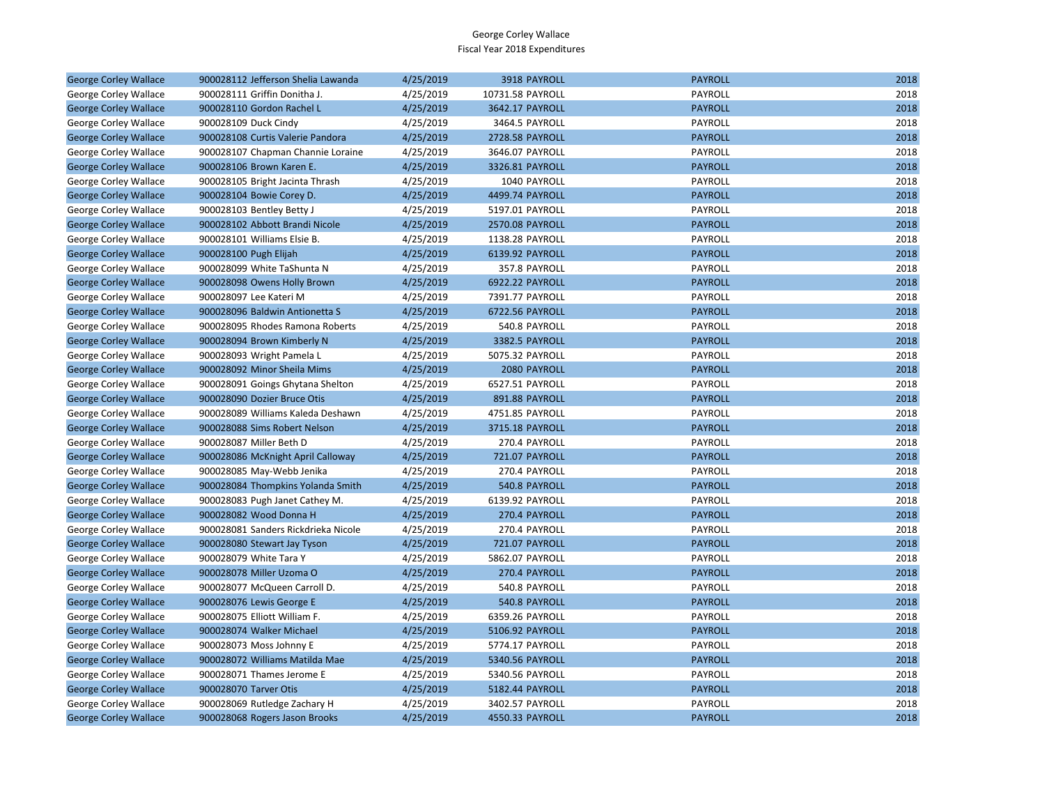George Corley Wallace
Fiscal Year 2018 Expenditures

| | | | | | | |
|---|---|---|---|---|---|---|
| George Corley Wallace | 900028112 Jefferson Shelia Lawanda | 4/25/2019 | 3918 | PAYROLL | PAYROLL | 2018 |
| George Corley Wallace | 900028111 Griffin Donitha J. | 4/25/2019 | 10731.58 | PAYROLL | PAYROLL | 2018 |
| George Corley Wallace | 900028110 Gordon Rachel L | 4/25/2019 | 3642.17 | PAYROLL | PAYROLL | 2018 |
| George Corley Wallace | 900028109 Duck Cindy | 4/25/2019 | 3464.5 | PAYROLL | PAYROLL | 2018 |
| George Corley Wallace | 900028108 Curtis Valerie Pandora | 4/25/2019 | 2728.58 | PAYROLL | PAYROLL | 2018 |
| George Corley Wallace | 900028107 Chapman Channie Loraine | 4/25/2019 | 3646.07 | PAYROLL | PAYROLL | 2018 |
| George Corley Wallace | 900028106 Brown Karen E. | 4/25/2019 | 3326.81 | PAYROLL | PAYROLL | 2018 |
| George Corley Wallace | 900028105 Bright Jacinta Thrash | 4/25/2019 | 1040 | PAYROLL | PAYROLL | 2018 |
| George Corley Wallace | 900028104 Bowie Corey D. | 4/25/2019 | 4499.74 | PAYROLL | PAYROLL | 2018 |
| George Corley Wallace | 900028103 Bentley Betty J | 4/25/2019 | 5197.01 | PAYROLL | PAYROLL | 2018 |
| George Corley Wallace | 900028102 Abbott Brandi Nicole | 4/25/2019 | 2570.08 | PAYROLL | PAYROLL | 2018 |
| George Corley Wallace | 900028101 Williams Elsie B. | 4/25/2019 | 1138.28 | PAYROLL | PAYROLL | 2018 |
| George Corley Wallace | 900028100 Pugh Elijah | 4/25/2019 | 6139.92 | PAYROLL | PAYROLL | 2018 |
| George Corley Wallace | 900028099 White TaShunta N | 4/25/2019 | 357.8 | PAYROLL | PAYROLL | 2018 |
| George Corley Wallace | 900028098 Owens Holly Brown | 4/25/2019 | 6922.22 | PAYROLL | PAYROLL | 2018 |
| George Corley Wallace | 900028097 Lee Kateri M | 4/25/2019 | 7391.77 | PAYROLL | PAYROLL | 2018 |
| George Corley Wallace | 900028096 Baldwin Antionetta S | 4/25/2019 | 6722.56 | PAYROLL | PAYROLL | 2018 |
| George Corley Wallace | 900028095 Rhodes Ramona Roberts | 4/25/2019 | 540.8 | PAYROLL | PAYROLL | 2018 |
| George Corley Wallace | 900028094 Brown Kimberly N | 4/25/2019 | 3382.5 | PAYROLL | PAYROLL | 2018 |
| George Corley Wallace | 900028093 Wright Pamela L | 4/25/2019 | 5075.32 | PAYROLL | PAYROLL | 2018 |
| George Corley Wallace | 900028092 Minor Sheila Mims | 4/25/2019 | 2080 | PAYROLL | PAYROLL | 2018 |
| George Corley Wallace | 900028091 Goings Ghytana Shelton | 4/25/2019 | 6527.51 | PAYROLL | PAYROLL | 2018 |
| George Corley Wallace | 900028090 Dozier Bruce Otis | 4/25/2019 | 891.88 | PAYROLL | PAYROLL | 2018 |
| George Corley Wallace | 900028089 Williams Kaleda Deshawn | 4/25/2019 | 4751.85 | PAYROLL | PAYROLL | 2018 |
| George Corley Wallace | 900028088 Sims Robert Nelson | 4/25/2019 | 3715.18 | PAYROLL | PAYROLL | 2018 |
| George Corley Wallace | 900028087 Miller Beth D | 4/25/2019 | 270.4 | PAYROLL | PAYROLL | 2018 |
| George Corley Wallace | 900028086 McKnight April Calloway | 4/25/2019 | 721.07 | PAYROLL | PAYROLL | 2018 |
| George Corley Wallace | 900028085 May-Webb Jenika | 4/25/2019 | 270.4 | PAYROLL | PAYROLL | 2018 |
| George Corley Wallace | 900028084 Thompkins Yolanda Smith | 4/25/2019 | 540.8 | PAYROLL | PAYROLL | 2018 |
| George Corley Wallace | 900028083 Pugh Janet Cathey M. | 4/25/2019 | 6139.92 | PAYROLL | PAYROLL | 2018 |
| George Corley Wallace | 900028082 Wood Donna H | 4/25/2019 | 270.4 | PAYROLL | PAYROLL | 2018 |
| George Corley Wallace | 900028081 Sanders Rickdrieka Nicole | 4/25/2019 | 270.4 | PAYROLL | PAYROLL | 2018 |
| George Corley Wallace | 900028080 Stewart Jay Tyson | 4/25/2019 | 721.07 | PAYROLL | PAYROLL | 2018 |
| George Corley Wallace | 900028079 White Tara Y | 4/25/2019 | 5862.07 | PAYROLL | PAYROLL | 2018 |
| George Corley Wallace | 900028078 Miller Uzoma O | 4/25/2019 | 270.4 | PAYROLL | PAYROLL | 2018 |
| George Corley Wallace | 900028077 McQueen Carroll D. | 4/25/2019 | 540.8 | PAYROLL | PAYROLL | 2018 |
| George Corley Wallace | 900028076 Lewis George E | 4/25/2019 | 540.8 | PAYROLL | PAYROLL | 2018 |
| George Corley Wallace | 900028075 Elliott William F. | 4/25/2019 | 6359.26 | PAYROLL | PAYROLL | 2018 |
| George Corley Wallace | 900028074 Walker Michael | 4/25/2019 | 5106.92 | PAYROLL | PAYROLL | 2018 |
| George Corley Wallace | 900028073 Moss Johnny E | 4/25/2019 | 5774.17 | PAYROLL | PAYROLL | 2018 |
| George Corley Wallace | 900028072 Williams Matilda Mae | 4/25/2019 | 5340.56 | PAYROLL | PAYROLL | 2018 |
| George Corley Wallace | 900028071 Thames Jerome E | 4/25/2019 | 5340.56 | PAYROLL | PAYROLL | 2018 |
| George Corley Wallace | 900028070 Tarver Otis | 4/25/2019 | 5182.44 | PAYROLL | PAYROLL | 2018 |
| George Corley Wallace | 900028069 Rutledge Zachary H | 4/25/2019 | 3402.57 | PAYROLL | PAYROLL | 2018 |
| George Corley Wallace | 900028068 Rogers Jason Brooks | 4/25/2019 | 4550.33 | PAYROLL | PAYROLL | 2018 |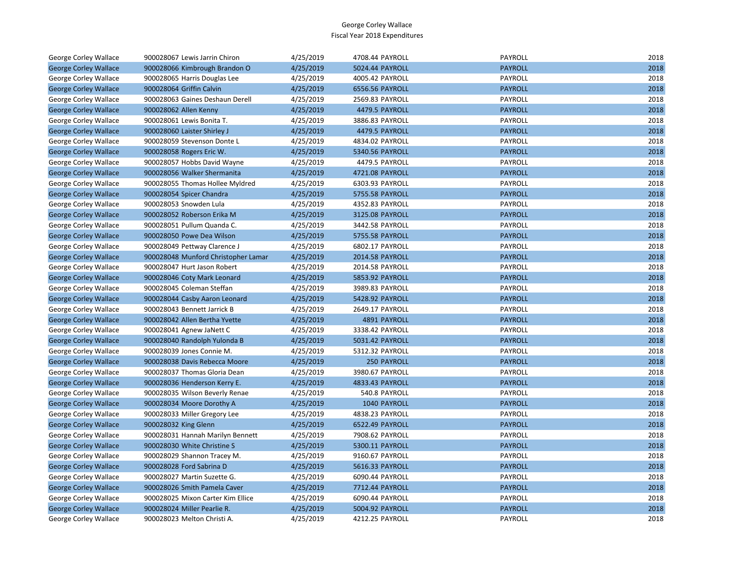George Corley Wallace
Fiscal Year 2018 Expenditures

| | | | | | | |
|---|---|---|---|---|---|---|
| George Corley Wallace | 900028067 Lewis Jarrin Chiron | 4/25/2019 | 4708.44 | PAYROLL | PAYROLL | 2018 |
| George Corley Wallace | 900028066 Kimbrough Brandon O | 4/25/2019 | 5024.44 | PAYROLL | PAYROLL | 2018 |
| George Corley Wallace | 900028065 Harris Douglas Lee | 4/25/2019 | 4005.42 | PAYROLL | PAYROLL | 2018 |
| George Corley Wallace | 900028064 Griffin Calvin | 4/25/2019 | 6556.56 | PAYROLL | PAYROLL | 2018 |
| George Corley Wallace | 900028063 Gaines Deshaun Derell | 4/25/2019 | 2569.83 | PAYROLL | PAYROLL | 2018 |
| George Corley Wallace | 900028062 Allen Kenny | 4/25/2019 | 4479.5 | PAYROLL | PAYROLL | 2018 |
| George Corley Wallace | 900028061 Lewis Bonita T. | 4/25/2019 | 3886.83 | PAYROLL | PAYROLL | 2018 |
| George Corley Wallace | 900028060 Laister Shirley J | 4/25/2019 | 4479.5 | PAYROLL | PAYROLL | 2018 |
| George Corley Wallace | 900028059 Stevenson Donte L | 4/25/2019 | 4834.02 | PAYROLL | PAYROLL | 2018 |
| George Corley Wallace | 900028058 Rogers Eric W. | 4/25/2019 | 5340.56 | PAYROLL | PAYROLL | 2018 |
| George Corley Wallace | 900028057 Hobbs David Wayne | 4/25/2019 | 4479.5 | PAYROLL | PAYROLL | 2018 |
| George Corley Wallace | 900028056 Walker Shermanita | 4/25/2019 | 4721.08 | PAYROLL | PAYROLL | 2018 |
| George Corley Wallace | 900028055 Thomas Hollee Myldred | 4/25/2019 | 6303.93 | PAYROLL | PAYROLL | 2018 |
| George Corley Wallace | 900028054 Spicer Chandra | 4/25/2019 | 5755.58 | PAYROLL | PAYROLL | 2018 |
| George Corley Wallace | 900028053 Snowden Lula | 4/25/2019 | 4352.83 | PAYROLL | PAYROLL | 2018 |
| George Corley Wallace | 900028052 Roberson Erika M | 4/25/2019 | 3125.08 | PAYROLL | PAYROLL | 2018 |
| George Corley Wallace | 900028051 Pullum Quanda C. | 4/25/2019 | 3442.58 | PAYROLL | PAYROLL | 2018 |
| George Corley Wallace | 900028050 Powe Dea Wilson | 4/25/2019 | 5755.58 | PAYROLL | PAYROLL | 2018 |
| George Corley Wallace | 900028049 Pettway Clarence J | 4/25/2019 | 6802.17 | PAYROLL | PAYROLL | 2018 |
| George Corley Wallace | 900028048 Munford Christopher Lamar | 4/25/2019 | 2014.58 | PAYROLL | PAYROLL | 2018 |
| George Corley Wallace | 900028047 Hurt Jason Robert | 4/25/2019 | 2014.58 | PAYROLL | PAYROLL | 2018 |
| George Corley Wallace | 900028046 Coty Mark Leonard | 4/25/2019 | 5853.92 | PAYROLL | PAYROLL | 2018 |
| George Corley Wallace | 900028045 Coleman Steffan | 4/25/2019 | 3989.83 | PAYROLL | PAYROLL | 2018 |
| George Corley Wallace | 900028044 Casby Aaron Leonard | 4/25/2019 | 5428.92 | PAYROLL | PAYROLL | 2018 |
| George Corley Wallace | 900028043 Bennett Jarrick B | 4/25/2019 | 2649.17 | PAYROLL | PAYROLL | 2018 |
| George Corley Wallace | 900028042 Allen Bertha Yvette | 4/25/2019 | 4891 | PAYROLL | PAYROLL | 2018 |
| George Corley Wallace | 900028041 Agnew JaNett C | 4/25/2019 | 3338.42 | PAYROLL | PAYROLL | 2018 |
| George Corley Wallace | 900028040 Randolph Yulonda B | 4/25/2019 | 5031.42 | PAYROLL | PAYROLL | 2018 |
| George Corley Wallace | 900028039 Jones Connie M. | 4/25/2019 | 5312.32 | PAYROLL | PAYROLL | 2018 |
| George Corley Wallace | 900028038 Davis Rebecca Moore | 4/25/2019 | 250 | PAYROLL | PAYROLL | 2018 |
| George Corley Wallace | 900028037 Thomas Gloria Dean | 4/25/2019 | 3980.67 | PAYROLL | PAYROLL | 2018 |
| George Corley Wallace | 900028036 Henderson Kerry E. | 4/25/2019 | 4833.43 | PAYROLL | PAYROLL | 2018 |
| George Corley Wallace | 900028035 Wilson Beverly Renae | 4/25/2019 | 540.8 | PAYROLL | PAYROLL | 2018 |
| George Corley Wallace | 900028034 Moore Dorothy A | 4/25/2019 | 1040 | PAYROLL | PAYROLL | 2018 |
| George Corley Wallace | 900028033 Miller Gregory Lee | 4/25/2019 | 4838.23 | PAYROLL | PAYROLL | 2018 |
| George Corley Wallace | 900028032 King Glenn | 4/25/2019 | 6522.49 | PAYROLL | PAYROLL | 2018 |
| George Corley Wallace | 900028031 Hannah Marilyn Bennett | 4/25/2019 | 7908.62 | PAYROLL | PAYROLL | 2018 |
| George Corley Wallace | 900028030 White Christine S | 4/25/2019 | 5300.11 | PAYROLL | PAYROLL | 2018 |
| George Corley Wallace | 900028029 Shannon Tracey M. | 4/25/2019 | 9160.67 | PAYROLL | PAYROLL | 2018 |
| George Corley Wallace | 900028028 Ford Sabrina D | 4/25/2019 | 5616.33 | PAYROLL | PAYROLL | 2018 |
| George Corley Wallace | 900028027 Martin Suzette G. | 4/25/2019 | 6090.44 | PAYROLL | PAYROLL | 2018 |
| George Corley Wallace | 900028026 Smith Pamela Caver | 4/25/2019 | 7712.44 | PAYROLL | PAYROLL | 2018 |
| George Corley Wallace | 900028025 Mixon Carter Kim Ellice | 4/25/2019 | 6090.44 | PAYROLL | PAYROLL | 2018 |
| George Corley Wallace | 900028024 Miller Pearlie R. | 4/25/2019 | 5004.92 | PAYROLL | PAYROLL | 2018 |
| George Corley Wallace | 900028023 Melton Christi A. | 4/25/2019 | 4212.25 | PAYROLL | PAYROLL | 2018 |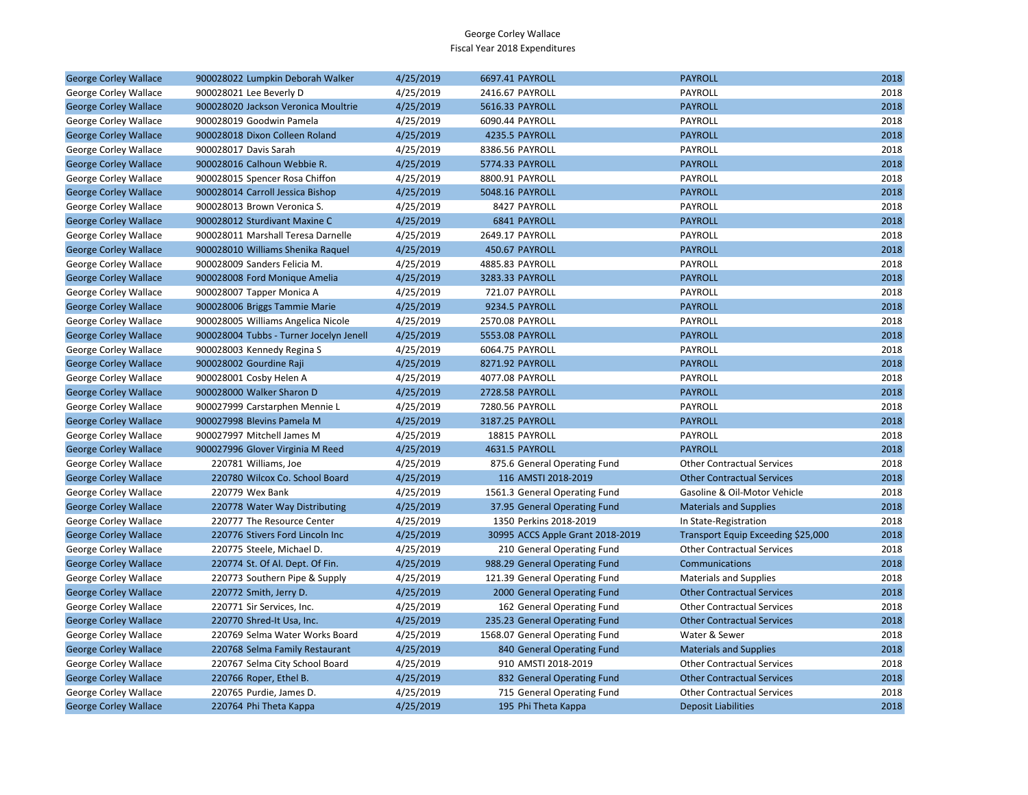George Corley Wallace
Fiscal Year 2018 Expenditures

| | | | | | | |
|---|---|---|---|---|---|---|
| George Corley Wallace | 900028022 | Lumpkin Deborah Walker | 4/25/2019 | 6697.41 PAYROLL | PAYROLL | 2018 |
| George Corley Wallace | 900028021 | Lee Beverly D | 4/25/2019 | 2416.67 PAYROLL | PAYROLL | 2018 |
| George Corley Wallace | 900028020 | Jackson Veronica Moultrie | 4/25/2019 | 5616.33 PAYROLL | PAYROLL | 2018 |
| George Corley Wallace | 900028019 | Goodwin Pamela | 4/25/2019 | 6090.44 PAYROLL | PAYROLL | 2018 |
| George Corley Wallace | 900028018 | Dixon Colleen Roland | 4/25/2019 | 4235.5 PAYROLL | PAYROLL | 2018 |
| George Corley Wallace | 900028017 | Davis Sarah | 4/25/2019 | 8386.56 PAYROLL | PAYROLL | 2018 |
| George Corley Wallace | 900028016 | Calhoun Webbie R. | 4/25/2019 | 5774.33 PAYROLL | PAYROLL | 2018 |
| George Corley Wallace | 900028015 | Spencer Rosa Chiffon | 4/25/2019 | 8800.91 PAYROLL | PAYROLL | 2018 |
| George Corley Wallace | 900028014 | Carroll Jessica Bishop | 4/25/2019 | 5048.16 PAYROLL | PAYROLL | 2018 |
| George Corley Wallace | 900028013 | Brown Veronica S. | 4/25/2019 | 8427 PAYROLL | PAYROLL | 2018 |
| George Corley Wallace | 900028012 | Sturdivant Maxine C | 4/25/2019 | 6841 PAYROLL | PAYROLL | 2018 |
| George Corley Wallace | 900028011 | Marshall Teresa Darnelle | 4/25/2019 | 2649.17 PAYROLL | PAYROLL | 2018 |
| George Corley Wallace | 900028010 | Williams Shenika Raquel | 4/25/2019 | 450.67 PAYROLL | PAYROLL | 2018 |
| George Corley Wallace | 900028009 | Sanders Felicia M. | 4/25/2019 | 4885.83 PAYROLL | PAYROLL | 2018 |
| George Corley Wallace | 900028008 | Ford Monique Amelia | 4/25/2019 | 3283.33 PAYROLL | PAYROLL | 2018 |
| George Corley Wallace | 900028007 | Tapper Monica A | 4/25/2019 | 721.07 PAYROLL | PAYROLL | 2018 |
| George Corley Wallace | 900028006 | Briggs Tammie Marie | 4/25/2019 | 9234.5 PAYROLL | PAYROLL | 2018 |
| George Corley Wallace | 900028005 | Williams Angelica Nicole | 4/25/2019 | 2570.08 PAYROLL | PAYROLL | 2018 |
| George Corley Wallace | 900028004 | Tubbs - Turner Jocelyn Jenell | 4/25/2019 | 5553.08 PAYROLL | PAYROLL | 2018 |
| George Corley Wallace | 900028003 | Kennedy Regina S | 4/25/2019 | 6064.75 PAYROLL | PAYROLL | 2018 |
| George Corley Wallace | 900028002 | Gourdine Raji | 4/25/2019 | 8271.92 PAYROLL | PAYROLL | 2018 |
| George Corley Wallace | 900028001 | Cosby Helen A | 4/25/2019 | 4077.08 PAYROLL | PAYROLL | 2018 |
| George Corley Wallace | 900028000 | Walker Sharon D | 4/25/2019 | 2728.58 PAYROLL | PAYROLL | 2018 |
| George Corley Wallace | 900027999 | Carstarphen Mennie L | 4/25/2019 | 7280.56 PAYROLL | PAYROLL | 2018 |
| George Corley Wallace | 900027998 | Blevins Pamela M | 4/25/2019 | 3187.25 PAYROLL | PAYROLL | 2018 |
| George Corley Wallace | 900027997 | Mitchell James M | 4/25/2019 | 18815 PAYROLL | PAYROLL | 2018 |
| George Corley Wallace | 900027996 | Glover Virginia M Reed | 4/25/2019 | 4631.5 PAYROLL | PAYROLL | 2018 |
| George Corley Wallace | 220781 | Williams, Joe | 4/25/2019 | 875.6 General Operating Fund | Other Contractual Services | 2018 |
| George Corley Wallace | 220780 | Wilcox Co. School Board | 4/25/2019 | 116 AMSTI 2018-2019 | Other Contractual Services | 2018 |
| George Corley Wallace | 220779 | Wex Bank | 4/25/2019 | 1561.3 General Operating Fund | Gasoline & Oil-Motor Vehicle | 2018 |
| George Corley Wallace | 220778 | Water Way Distributing | 4/25/2019 | 37.95 General Operating Fund | Materials and Supplies | 2018 |
| George Corley Wallace | 220777 | The Resource Center | 4/25/2019 | 1350 Perkins 2018-2019 | In State-Registration | 2018 |
| George Corley Wallace | 220776 | Stivers Ford Lincoln Inc | 4/25/2019 | 30995 ACCS Apple Grant 2018-2019 | Transport Equip Exceeding $25,000 | 2018 |
| George Corley Wallace | 220775 | Steele, Michael D. | 4/25/2019 | 210 General Operating Fund | Other Contractual Services | 2018 |
| George Corley Wallace | 220774 | St. Of Al. Dept. Of Fin. | 4/25/2019 | 988.29 General Operating Fund | Communications | 2018 |
| George Corley Wallace | 220773 | Southern Pipe & Supply | 4/25/2019 | 121.39 General Operating Fund | Materials and Supplies | 2018 |
| George Corley Wallace | 220772 | Smith, Jerry D. | 4/25/2019 | 2000 General Operating Fund | Other Contractual Services | 2018 |
| George Corley Wallace | 220771 | Sir Services, Inc. | 4/25/2019 | 162 General Operating Fund | Other Contractual Services | 2018 |
| George Corley Wallace | 220770 | Shred-It Usa, Inc. | 4/25/2019 | 235.23 General Operating Fund | Other Contractual Services | 2018 |
| George Corley Wallace | 220769 | Selma Water Works Board | 4/25/2019 | 1568.07 General Operating Fund | Water & Sewer | 2018 |
| George Corley Wallace | 220768 | Selma Family Restaurant | 4/25/2019 | 840 General Operating Fund | Materials and Supplies | 2018 |
| George Corley Wallace | 220767 | Selma City School Board | 4/25/2019 | 910 AMSTI 2018-2019 | Other Contractual Services | 2018 |
| George Corley Wallace | 220766 | Roper, Ethel B. | 4/25/2019 | 832 General Operating Fund | Other Contractual Services | 2018 |
| George Corley Wallace | 220765 | Purdie, James D. | 4/25/2019 | 715 General Operating Fund | Other Contractual Services | 2018 |
| George Corley Wallace | 220764 | Phi Theta Kappa | 4/25/2019 | 195 Phi Theta Kappa | Deposit Liabilities | 2018 |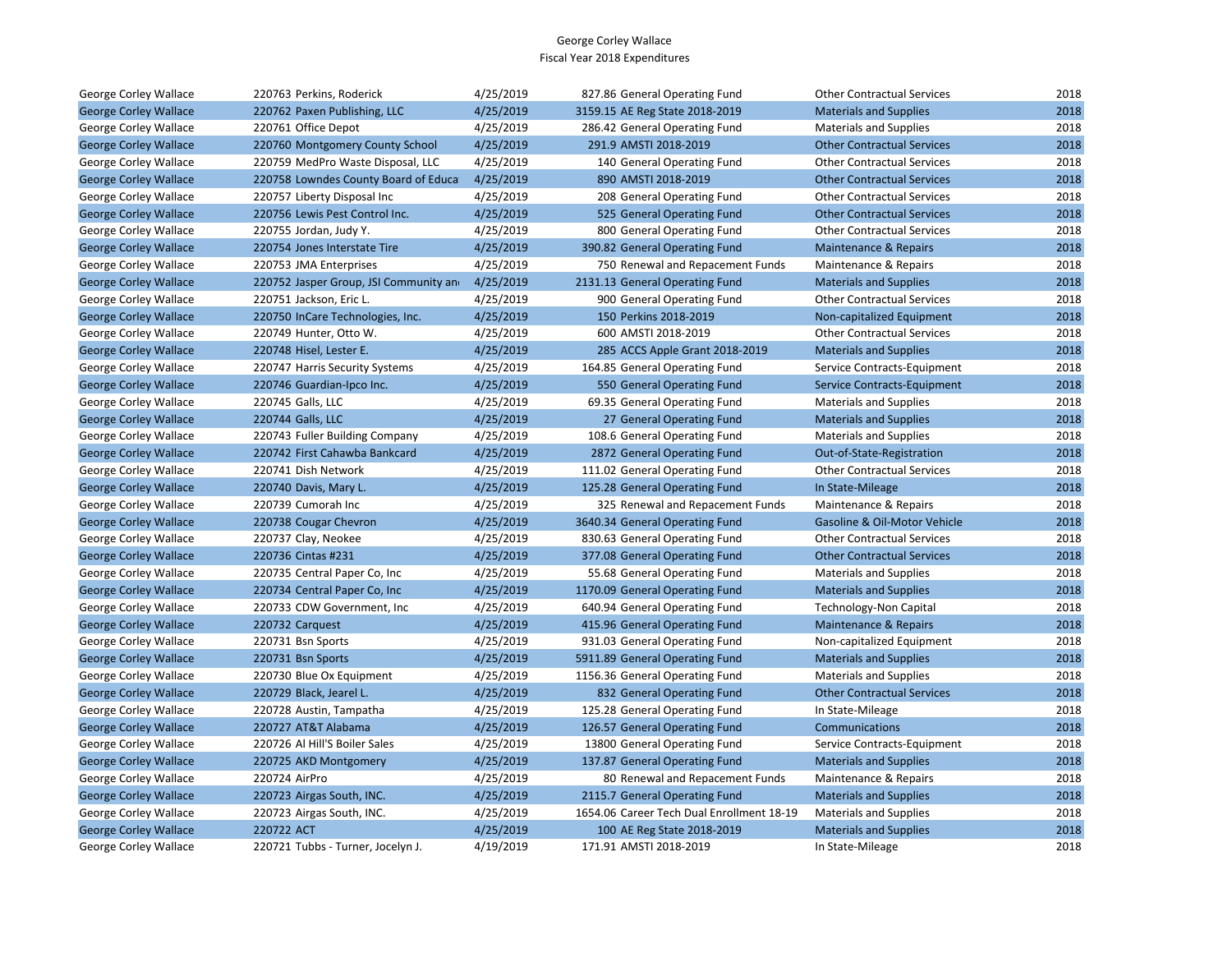# George Corley Wallace
## Fiscal Year 2018 Expenditures

| | | | | | | | |
|---|---|---|---|---|---|---|---|
| George Corley Wallace | 220763 | Perkins, Roderick | 4/25/2019 | 827.86 | General Operating Fund | Other Contractual Services | 2018 |
| George Corley Wallace | 220762 | Paxen Publishing, LLC | 4/25/2019 | 3159.15 | AE Reg State 2018-2019 | Materials and Supplies | 2018 |
| George Corley Wallace | 220761 | Office Depot | 4/25/2019 | 286.42 | General Operating Fund | Materials and Supplies | 2018 |
| George Corley Wallace | 220760 | Montgomery County School | 4/25/2019 | 291.9 | AMSTI 2018-2019 | Other Contractual Services | 2018 |
| George Corley Wallace | 220759 | MedPro Waste Disposal, LLC | 4/25/2019 | 140 | General Operating Fund | Other Contractual Services | 2018 |
| George Corley Wallace | 220758 | Lowndes County Board of Educa | 4/25/2019 | 890 | AMSTI 2018-2019 | Other Contractual Services | 2018 |
| George Corley Wallace | 220757 | Liberty Disposal Inc | 4/25/2019 | 208 | General Operating Fund | Other Contractual Services | 2018 |
| George Corley Wallace | 220756 | Lewis Pest Control Inc. | 4/25/2019 | 525 | General Operating Fund | Other Contractual Services | 2018 |
| George Corley Wallace | 220755 | Jordan, Judy Y. | 4/25/2019 | 800 | General Operating Fund | Other Contractual Services | 2018 |
| George Corley Wallace | 220754 | Jones Interstate Tire | 4/25/2019 | 390.82 | General Operating Fund | Maintenance & Repairs | 2018 |
| George Corley Wallace | 220753 | JMA Enterprises | 4/25/2019 | 750 | Renewal and Repacement Funds | Maintenance & Repairs | 2018 |
| George Corley Wallace | 220752 | Jasper Group, JSI Community an | 4/25/2019 | 2131.13 | General Operating Fund | Materials and Supplies | 2018 |
| George Corley Wallace | 220751 | Jackson, Eric L. | 4/25/2019 | 900 | General Operating Fund | Other Contractual Services | 2018 |
| George Corley Wallace | 220750 | InCare Technologies, Inc. | 4/25/2019 | 150 | Perkins 2018-2019 | Non-capitalized Equipment | 2018 |
| George Corley Wallace | 220749 | Hunter, Otto W. | 4/25/2019 | 600 | AMSTI 2018-2019 | Other Contractual Services | 2018 |
| George Corley Wallace | 220748 | Hisel, Lester E. | 4/25/2019 | 285 | ACCS Apple Grant 2018-2019 | Materials and Supplies | 2018 |
| George Corley Wallace | 220747 | Harris Security Systems | 4/25/2019 | 164.85 | General Operating Fund | Service Contracts-Equipment | 2018 |
| George Corley Wallace | 220746 | Guardian-Ipco Inc. | 4/25/2019 | 550 | General Operating Fund | Service Contracts-Equipment | 2018 |
| George Corley Wallace | 220745 | Galls, LLC | 4/25/2019 | 69.35 | General Operating Fund | Materials and Supplies | 2018 |
| George Corley Wallace | 220744 | Galls, LLC | 4/25/2019 | 27 | General Operating Fund | Materials and Supplies | 2018 |
| George Corley Wallace | 220743 | Fuller Building Company | 4/25/2019 | 108.6 | General Operating Fund | Materials and Supplies | 2018 |
| George Corley Wallace | 220742 | First Cahawba Bankcard | 4/25/2019 | 2872 | General Operating Fund | Out-of-State-Registration | 2018 |
| George Corley Wallace | 220741 | Dish Network | 4/25/2019 | 111.02 | General Operating Fund | Other Contractual Services | 2018 |
| George Corley Wallace | 220740 | Davis, Mary L. | 4/25/2019 | 125.28 | General Operating Fund | In State-Mileage | 2018 |
| George Corley Wallace | 220739 | Cumorah Inc | 4/25/2019 | 325 | Renewal and Repacement Funds | Maintenance & Repairs | 2018 |
| George Corley Wallace | 220738 | Cougar Chevron | 4/25/2019 | 3640.34 | General Operating Fund | Gasoline & Oil-Motor Vehicle | 2018 |
| George Corley Wallace | 220737 | Clay, Neokee | 4/25/2019 | 830.63 | General Operating Fund | Other Contractual Services | 2018 |
| George Corley Wallace | 220736 | Cintas #231 | 4/25/2019 | 377.08 | General Operating Fund | Other Contractual Services | 2018 |
| George Corley Wallace | 220735 | Central Paper Co, Inc | 4/25/2019 | 55.68 | General Operating Fund | Materials and Supplies | 2018 |
| George Corley Wallace | 220734 | Central Paper Co, Inc | 4/25/2019 | 1170.09 | General Operating Fund | Materials and Supplies | 2018 |
| George Corley Wallace | 220733 | CDW Government, Inc | 4/25/2019 | 640.94 | General Operating Fund | Technology-Non Capital | 2018 |
| George Corley Wallace | 220732 | Carquest | 4/25/2019 | 415.96 | General Operating Fund | Maintenance & Repairs | 2018 |
| George Corley Wallace | 220731 | Bsn Sports | 4/25/2019 | 931.03 | General Operating Fund | Non-capitalized Equipment | 2018 |
| George Corley Wallace | 220731 | Bsn Sports | 4/25/2019 | 5911.89 | General Operating Fund | Materials and Supplies | 2018 |
| George Corley Wallace | 220730 | Blue Ox Equipment | 4/25/2019 | 1156.36 | General Operating Fund | Materials and Supplies | 2018 |
| George Corley Wallace | 220729 | Black, Jearel L. | 4/25/2019 | 832 | General Operating Fund | Other Contractual Services | 2018 |
| George Corley Wallace | 220728 | Austin, Tampatha | 4/25/2019 | 125.28 | General Operating Fund | In State-Mileage | 2018 |
| George Corley Wallace | 220727 | AT&T Alabama | 4/25/2019 | 126.57 | General Operating Fund | Communications | 2018 |
| George Corley Wallace | 220726 | Al Hill'S Boiler Sales | 4/25/2019 | 13800 | General Operating Fund | Service Contracts-Equipment | 2018 |
| George Corley Wallace | 220725 | AKD Montgomery | 4/25/2019 | 137.87 | General Operating Fund | Materials and Supplies | 2018 |
| George Corley Wallace | 220724 | AirPro | 4/25/2019 | 80 | Renewal and Repacement Funds | Maintenance & Repairs | 2018 |
| George Corley Wallace | 220723 | Airgas South, INC. | 4/25/2019 | 2115.7 | General Operating Fund | Materials and Supplies | 2018 |
| George Corley Wallace | 220723 | Airgas South, INC. | 4/25/2019 | 1654.06 | Career Tech Dual Enrollment 18-19 | Materials and Supplies | 2018 |
| George Corley Wallace | 220722 | ACT | 4/25/2019 | 100 | AE Reg State 2018-2019 | Materials and Supplies | 2018 |
| George Corley Wallace | 220721 | Tubbs - Turner, Jocelyn J. | 4/19/2019 | 171.91 | AMSTI 2018-2019 | In State-Mileage | 2018 |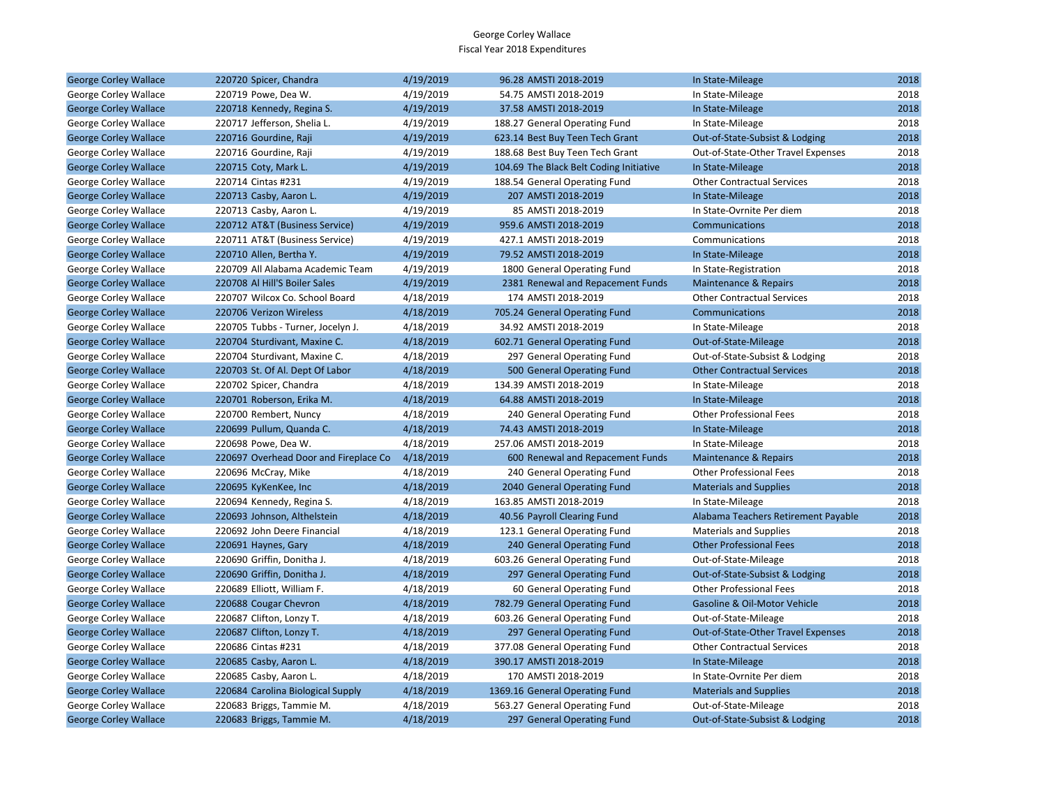# George Corley Wallace
## Fiscal Year 2018 Expenditures

| | | | | | | |
|---|---|---|---|---|---|---|
| George Corley Wallace | 220720 Spicer, Chandra | 4/19/2019 | 96.28 | AMSTI 2018-2019 | In State-Mileage | 2018 |
| George Corley Wallace | 220719 Powe, Dea W. | 4/19/2019 | 54.75 | AMSTI 2018-2019 | In State-Mileage | 2018 |
| George Corley Wallace | 220718 Kennedy, Regina S. | 4/19/2019 | 37.58 | AMSTI 2018-2019 | In State-Mileage | 2018 |
| George Corley Wallace | 220717 Jefferson, Shelia L. | 4/19/2019 | 188.27 | General Operating Fund | In State-Mileage | 2018 |
| George Corley Wallace | 220716 Gourdine, Raji | 4/19/2019 | 623.14 | Best Buy Teen Tech Grant | Out-of-State-Subsist & Lodging | 2018 |
| George Corley Wallace | 220716 Gourdine, Raji | 4/19/2019 | 188.68 | Best Buy Teen Tech Grant | Out-of-State-Other Travel Expenses | 2018 |
| George Corley Wallace | 220715 Coty, Mark L. | 4/19/2019 | 104.69 | The Black Belt Coding Initiative | In State-Mileage | 2018 |
| George Corley Wallace | 220714 Cintas #231 | 4/19/2019 | 188.54 | General Operating Fund | Other Contractual Services | 2018 |
| George Corley Wallace | 220713 Casby, Aaron L. | 4/19/2019 | 207 | AMSTI 2018-2019 | In State-Mileage | 2018 |
| George Corley Wallace | 220713 Casby, Aaron L. | 4/19/2019 | 85 | AMSTI 2018-2019 | In State-Ovrnite Per diem | 2018 |
| George Corley Wallace | 220712 AT&T (Business Service) | 4/19/2019 | 959.6 | AMSTI 2018-2019 | Communications | 2018 |
| George Corley Wallace | 220711 AT&T (Business Service) | 4/19/2019 | 427.1 | AMSTI 2018-2019 | Communications | 2018 |
| George Corley Wallace | 220710 Allen, Bertha Y. | 4/19/2019 | 79.52 | AMSTI 2018-2019 | In State-Mileage | 2018 |
| George Corley Wallace | 220709 All Alabama Academic Team | 4/19/2019 | 1800 | General Operating Fund | In State-Registration | 2018 |
| George Corley Wallace | 220708 Al Hill'S Boiler Sales | 4/19/2019 | 2381 | Renewal and Repacement Funds | Maintenance & Repairs | 2018 |
| George Corley Wallace | 220707 Wilcox Co. School Board | 4/18/2019 | 174 | AMSTI 2018-2019 | Other Contractual Services | 2018 |
| George Corley Wallace | 220706 Verizon Wireless | 4/18/2019 | 705.24 | General Operating Fund | Communications | 2018 |
| George Corley Wallace | 220705 Tubbs - Turner, Jocelyn J. | 4/18/2019 | 34.92 | AMSTI 2018-2019 | In State-Mileage | 2018 |
| George Corley Wallace | 220704 Sturdivant, Maxine C. | 4/18/2019 | 602.71 | General Operating Fund | Out-of-State-Mileage | 2018 |
| George Corley Wallace | 220704 Sturdivant, Maxine C. | 4/18/2019 | 297 | General Operating Fund | Out-of-State-Subsist & Lodging | 2018 |
| George Corley Wallace | 220703 St. Of Al. Dept Of Labor | 4/18/2019 | 500 | General Operating Fund | Other Contractual Services | 2018 |
| George Corley Wallace | 220702 Spicer, Chandra | 4/18/2019 | 134.39 | AMSTI 2018-2019 | In State-Mileage | 2018 |
| George Corley Wallace | 220701 Roberson, Erika M. | 4/18/2019 | 64.88 | AMSTI 2018-2019 | In State-Mileage | 2018 |
| George Corley Wallace | 220700 Rembert, Nuncy | 4/18/2019 | 240 | General Operating Fund | Other Professional Fees | 2018 |
| George Corley Wallace | 220699 Pullum, Quanda C. | 4/18/2019 | 74.43 | AMSTI 2018-2019 | In State-Mileage | 2018 |
| George Corley Wallace | 220698 Powe, Dea W. | 4/18/2019 | 257.06 | AMSTI 2018-2019 | In State-Mileage | 2018 |
| George Corley Wallace | 220697 Overhead Door and Fireplace Co | 4/18/2019 | 600 | Renewal and Repacement Funds | Maintenance & Repairs | 2018 |
| George Corley Wallace | 220696 McCray, Mike | 4/18/2019 | 240 | General Operating Fund | Other Professional Fees | 2018 |
| George Corley Wallace | 220695 KyKenKee, Inc | 4/18/2019 | 2040 | General Operating Fund | Materials and Supplies | 2018 |
| George Corley Wallace | 220694 Kennedy, Regina S. | 4/18/2019 | 163.85 | AMSTI 2018-2019 | In State-Mileage | 2018 |
| George Corley Wallace | 220693 Johnson, Althelstein | 4/18/2019 | 40.56 | Payroll Clearing Fund | Alabama Teachers Retirement Payable | 2018 |
| George Corley Wallace | 220692 John Deere Financial | 4/18/2019 | 123.1 | General Operating Fund | Materials and Supplies | 2018 |
| George Corley Wallace | 220691 Haynes, Gary | 4/18/2019 | 240 | General Operating Fund | Other Professional Fees | 2018 |
| George Corley Wallace | 220690 Griffin, Donitha J. | 4/18/2019 | 603.26 | General Operating Fund | Out-of-State-Mileage | 2018 |
| George Corley Wallace | 220690 Griffin, Donitha J. | 4/18/2019 | 297 | General Operating Fund | Out-of-State-Subsist & Lodging | 2018 |
| George Corley Wallace | 220689 Elliott, William F. | 4/18/2019 | 60 | General Operating Fund | Other Professional Fees | 2018 |
| George Corley Wallace | 220688 Cougar Chevron | 4/18/2019 | 782.79 | General Operating Fund | Gasoline & Oil-Motor Vehicle | 2018 |
| George Corley Wallace | 220687 Clifton, Lonzy T. | 4/18/2019 | 603.26 | General Operating Fund | Out-of-State-Mileage | 2018 |
| George Corley Wallace | 220687 Clifton, Lonzy T. | 4/18/2019 | 297 | General Operating Fund | Out-of-State-Other Travel Expenses | 2018 |
| George Corley Wallace | 220686 Cintas #231 | 4/18/2019 | 377.08 | General Operating Fund | Other Contractual Services | 2018 |
| George Corley Wallace | 220685 Casby, Aaron L. | 4/18/2019 | 390.17 | AMSTI 2018-2019 | In State-Mileage | 2018 |
| George Corley Wallace | 220685 Casby, Aaron L. | 4/18/2019 | 170 | AMSTI 2018-2019 | In State-Ovrnite Per diem | 2018 |
| George Corley Wallace | 220684 Carolina Biological Supply | 4/18/2019 | 1369.16 | General Operating Fund | Materials and Supplies | 2018 |
| George Corley Wallace | 220683 Briggs, Tammie M. | 4/18/2019 | 563.27 | General Operating Fund | Out-of-State-Mileage | 2018 |
| George Corley Wallace | 220683 Briggs, Tammie M. | 4/18/2019 | 297 | General Operating Fund | Out-of-State-Subsist & Lodging | 2018 |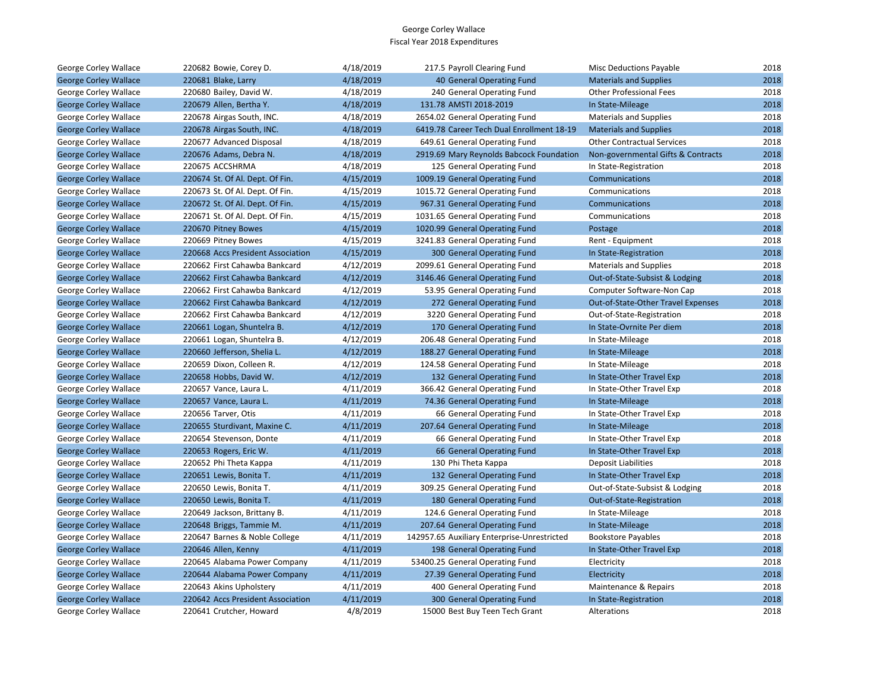George Corley Wallace
Fiscal Year 2018 Expenditures

| | | | | | | |
|---|---|---|---|---|---|---|
| George Corley Wallace | 220682 Bowie, Corey D. | 4/18/2019 | 217.5 | Payroll Clearing Fund | Misc Deductions Payable | 2018 |
| George Corley Wallace | 220681 Blake, Larry | 4/18/2019 | 40 | General Operating Fund | Materials and Supplies | 2018 |
| George Corley Wallace | 220680 Bailey, David W. | 4/18/2019 | 240 | General Operating Fund | Other Professional Fees | 2018 |
| George Corley Wallace | 220679 Allen, Bertha Y. | 4/18/2019 | 131.78 | AMSTI 2018-2019 | In State-Mileage | 2018 |
| George Corley Wallace | 220678 Airgas South, INC. | 4/18/2019 | 2654.02 | General Operating Fund | Materials and Supplies | 2018 |
| George Corley Wallace | 220678 Airgas South, INC. | 4/18/2019 | 6419.78 | Career Tech Dual Enrollment 18-19 | Materials and Supplies | 2018 |
| George Corley Wallace | 220677 Advanced Disposal | 4/18/2019 | 649.61 | General Operating Fund | Other Contractual Services | 2018 |
| George Corley Wallace | 220676 Adams, Debra N. | 4/18/2019 | 2919.69 | Mary Reynolds Babcock Foundation | Non-governmental Gifts & Contracts | 2018 |
| George Corley Wallace | 220675 ACCSHRMA | 4/18/2019 | 125 | General Operating Fund | In State-Registration | 2018 |
| George Corley Wallace | 220674 St. Of Al. Dept. Of Fin. | 4/15/2019 | 1009.19 | General Operating Fund | Communications | 2018 |
| George Corley Wallace | 220673 St. Of Al. Dept. Of Fin. | 4/15/2019 | 1015.72 | General Operating Fund | Communications | 2018 |
| George Corley Wallace | 220672 St. Of Al. Dept. Of Fin. | 4/15/2019 | 967.31 | General Operating Fund | Communications | 2018 |
| George Corley Wallace | 220671 St. Of Al. Dept. Of Fin. | 4/15/2019 | 1031.65 | General Operating Fund | Communications | 2018 |
| George Corley Wallace | 220670 Pitney Bowes | 4/15/2019 | 1020.99 | General Operating Fund | Postage | 2018 |
| George Corley Wallace | 220669 Pitney Bowes | 4/15/2019 | 3241.83 | General Operating Fund | Rent - Equipment | 2018 |
| George Corley Wallace | 220668 Accs President Association | 4/15/2019 | 300 | General Operating Fund | In State-Registration | 2018 |
| George Corley Wallace | 220662 First Cahawba Bankcard | 4/12/2019 | 2099.61 | General Operating Fund | Materials and Supplies | 2018 |
| George Corley Wallace | 220662 First Cahawba Bankcard | 4/12/2019 | 3146.46 | General Operating Fund | Out-of-State-Subsist & Lodging | 2018 |
| George Corley Wallace | 220662 First Cahawba Bankcard | 4/12/2019 | 53.95 | General Operating Fund | Computer Software-Non Cap | 2018 |
| George Corley Wallace | 220662 First Cahawba Bankcard | 4/12/2019 | 272 | General Operating Fund | Out-of-State-Other Travel Expenses | 2018 |
| George Corley Wallace | 220662 First Cahawba Bankcard | 4/12/2019 | 3220 | General Operating Fund | Out-of-State-Registration | 2018 |
| George Corley Wallace | 220661 Logan, Shuntelra B. | 4/12/2019 | 170 | General Operating Fund | In State-Ovrnite Per diem | 2018 |
| George Corley Wallace | 220661 Logan, Shuntelra B. | 4/12/2019 | 206.48 | General Operating Fund | In State-Mileage | 2018 |
| George Corley Wallace | 220660 Jefferson, Shelia L. | 4/12/2019 | 188.27 | General Operating Fund | In State-Mileage | 2018 |
| George Corley Wallace | 220659 Dixon, Colleen R. | 4/12/2019 | 124.58 | General Operating Fund | In State-Mileage | 2018 |
| George Corley Wallace | 220658 Hobbs, David W. | 4/12/2019 | 132 | General Operating Fund | In State-Other Travel Exp | 2018 |
| George Corley Wallace | 220657 Vance, Laura L. | 4/11/2019 | 366.42 | General Operating Fund | In State-Other Travel Exp | 2018 |
| George Corley Wallace | 220657 Vance, Laura L. | 4/11/2019 | 74.36 | General Operating Fund | In State-Mileage | 2018 |
| George Corley Wallace | 220656 Tarver, Otis | 4/11/2019 | 66 | General Operating Fund | In State-Other Travel Exp | 2018 |
| George Corley Wallace | 220655 Sturdivant, Maxine C. | 4/11/2019 | 207.64 | General Operating Fund | In State-Mileage | 2018 |
| George Corley Wallace | 220654 Stevenson, Donte | 4/11/2019 | 66 | General Operating Fund | In State-Other Travel Exp | 2018 |
| George Corley Wallace | 220653 Rogers, Eric W. | 4/11/2019 | 66 | General Operating Fund | In State-Other Travel Exp | 2018 |
| George Corley Wallace | 220652 Phi Theta Kappa | 4/11/2019 | 130 | Phi Theta Kappa | Deposit Liabilities | 2018 |
| George Corley Wallace | 220651 Lewis, Bonita T. | 4/11/2019 | 132 | General Operating Fund | In State-Other Travel Exp | 2018 |
| George Corley Wallace | 220650 Lewis, Bonita T. | 4/11/2019 | 309.25 | General Operating Fund | Out-of-State-Subsist & Lodging | 2018 |
| George Corley Wallace | 220650 Lewis, Bonita T. | 4/11/2019 | 180 | General Operating Fund | Out-of-State-Registration | 2018 |
| George Corley Wallace | 220649 Jackson, Brittany B. | 4/11/2019 | 124.6 | General Operating Fund | In State-Mileage | 2018 |
| George Corley Wallace | 220648 Briggs, Tammie M. | 4/11/2019 | 207.64 | General Operating Fund | In State-Mileage | 2018 |
| George Corley Wallace | 220647 Barnes & Noble College | 4/11/2019 | 142957.65 | Auxiliary Enterprise-Unrestricted | Bookstore Payables | 2018 |
| George Corley Wallace | 220646 Allen, Kenny | 4/11/2019 | 198 | General Operating Fund | In State-Other Travel Exp | 2018 |
| George Corley Wallace | 220645 Alabama Power Company | 4/11/2019 | 53400.25 | General Operating Fund | Electricity | 2018 |
| George Corley Wallace | 220644 Alabama Power Company | 4/11/2019 | 27.39 | General Operating Fund | Electricity | 2018 |
| George Corley Wallace | 220643 Akins Upholstery | 4/11/2019 | 400 | General Operating Fund | Maintenance & Repairs | 2018 |
| George Corley Wallace | 220642 Accs President Association | 4/11/2019 | 300 | General Operating Fund | In State-Registration | 2018 |
| George Corley Wallace | 220641 Crutcher, Howard | 4/8/2019 | 15000 | Best Buy Teen Tech Grant | Alterations | 2018 |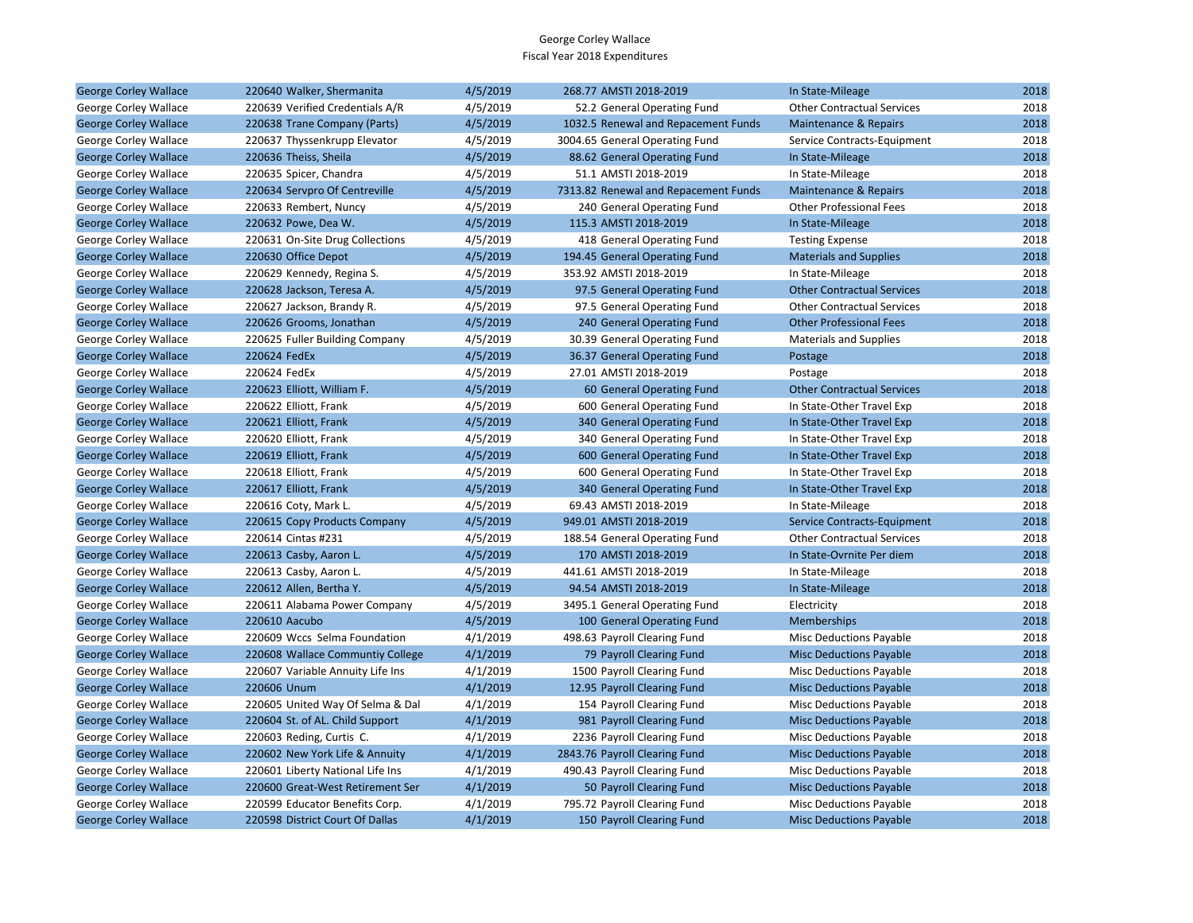George Corley Wallace
Fiscal Year 2018 Expenditures

| | | | | | | |
|---|---|---|---|---|---|---|
| George Corley Wallace | 220640 Walker, Shermanita | 4/5/2019 | 268.77 | AMSTI 2018-2019 | In State-Mileage | 2018 |
| George Corley Wallace | 220639 Verified Credentials A/R | 4/5/2019 | 52.2 | General Operating Fund | Other Contractual Services | 2018 |
| George Corley Wallace | 220638 Trane Company (Parts) | 4/5/2019 | 1032.5 | Renewal and Repacement Funds | Maintenance & Repairs | 2018 |
| George Corley Wallace | 220637 Thyssenkrupp Elevator | 4/5/2019 | 3004.65 | General Operating Fund | Service Contracts-Equipment | 2018 |
| George Corley Wallace | 220636 Theiss, Sheila | 4/5/2019 | 88.62 | General Operating Fund | In State-Mileage | 2018 |
| George Corley Wallace | 220635 Spicer, Chandra | 4/5/2019 | 51.1 | AMSTI 2018-2019 | In State-Mileage | 2018 |
| George Corley Wallace | 220634 Servpro Of Centreville | 4/5/2019 | 7313.82 | Renewal and Repacement Funds | Maintenance & Repairs | 2018 |
| George Corley Wallace | 220633 Rembert, Nuncy | 4/5/2019 | 240 | General Operating Fund | Other Professional Fees | 2018 |
| George Corley Wallace | 220632 Powe, Dea W. | 4/5/2019 | 115.3 | AMSTI 2018-2019 | In State-Mileage | 2018 |
| George Corley Wallace | 220631 On-Site Drug Collections | 4/5/2019 | 418 | General Operating Fund | Testing Expense | 2018 |
| George Corley Wallace | 220630 Office Depot | 4/5/2019 | 194.45 | General Operating Fund | Materials and Supplies | 2018 |
| George Corley Wallace | 220629 Kennedy, Regina S. | 4/5/2019 | 353.92 | AMSTI 2018-2019 | In State-Mileage | 2018 |
| George Corley Wallace | 220628 Jackson, Teresa A. | 4/5/2019 | 97.5 | General Operating Fund | Other Contractual Services | 2018 |
| George Corley Wallace | 220627 Jackson, Brandy R. | 4/5/2019 | 97.5 | General Operating Fund | Other Contractual Services | 2018 |
| George Corley Wallace | 220626 Grooms, Jonathan | 4/5/2019 | 240 | General Operating Fund | Other Professional Fees | 2018 |
| George Corley Wallace | 220625 Fuller Building Company | 4/5/2019 | 30.39 | General Operating Fund | Materials and Supplies | 2018 |
| George Corley Wallace | 220624 FedEx | 4/5/2019 | 36.37 | General Operating Fund | Postage | 2018 |
| George Corley Wallace | 220624 FedEx | 4/5/2019 | 27.01 | AMSTI 2018-2019 | Postage | 2018 |
| George Corley Wallace | 220623 Elliott, William F. | 4/5/2019 | 60 | General Operating Fund | Other Contractual Services | 2018 |
| George Corley Wallace | 220622 Elliott, Frank | 4/5/2019 | 600 | General Operating Fund | In State-Other Travel Exp | 2018 |
| George Corley Wallace | 220621 Elliott, Frank | 4/5/2019 | 340 | General Operating Fund | In State-Other Travel Exp | 2018 |
| George Corley Wallace | 220620 Elliott, Frank | 4/5/2019 | 340 | General Operating Fund | In State-Other Travel Exp | 2018 |
| George Corley Wallace | 220619 Elliott, Frank | 4/5/2019 | 600 | General Operating Fund | In State-Other Travel Exp | 2018 |
| George Corley Wallace | 220618 Elliott, Frank | 4/5/2019 | 600 | General Operating Fund | In State-Other Travel Exp | 2018 |
| George Corley Wallace | 220617 Elliott, Frank | 4/5/2019 | 340 | General Operating Fund | In State-Other Travel Exp | 2018 |
| George Corley Wallace | 220616 Coty, Mark L. | 4/5/2019 | 69.43 | AMSTI 2018-2019 | In State-Mileage | 2018 |
| George Corley Wallace | 220615 Copy Products Company | 4/5/2019 | 949.01 | AMSTI 2018-2019 | Service Contracts-Equipment | 2018 |
| George Corley Wallace | 220614 Cintas #231 | 4/5/2019 | 188.54 | General Operating Fund | Other Contractual Services | 2018 |
| George Corley Wallace | 220613 Casby, Aaron L. | 4/5/2019 | 170 | AMSTI 2018-2019 | In State-Ovrnite Per diem | 2018 |
| George Corley Wallace | 220613 Casby, Aaron L. | 4/5/2019 | 441.61 | AMSTI 2018-2019 | In State-Mileage | 2018 |
| George Corley Wallace | 220612 Allen, Bertha Y. | 4/5/2019 | 94.54 | AMSTI 2018-2019 | In State-Mileage | 2018 |
| George Corley Wallace | 220611 Alabama Power Company | 4/5/2019 | 3495.1 | General Operating Fund | Electricity | 2018 |
| George Corley Wallace | 220610 Aacubo | 4/5/2019 | 100 | General Operating Fund | Memberships | 2018 |
| George Corley Wallace | 220609 Wccs Selma Foundation | 4/1/2019 | 498.63 | Payroll Clearing Fund | Misc Deductions Payable | 2018 |
| George Corley Wallace | 220608 Wallace Communtiy College | 4/1/2019 | 79 | Payroll Clearing Fund | Misc Deductions Payable | 2018 |
| George Corley Wallace | 220607 Variable Annuity Life Ins | 4/1/2019 | 1500 | Payroll Clearing Fund | Misc Deductions Payable | 2018 |
| George Corley Wallace | 220606 Unum | 4/1/2019 | 12.95 | Payroll Clearing Fund | Misc Deductions Payable | 2018 |
| George Corley Wallace | 220605 United Way Of Selma & Dal | 4/1/2019 | 154 | Payroll Clearing Fund | Misc Deductions Payable | 2018 |
| George Corley Wallace | 220604 St. of AL. Child Support | 4/1/2019 | 981 | Payroll Clearing Fund | Misc Deductions Payable | 2018 |
| George Corley Wallace | 220603 Reding, Curtis C. | 4/1/2019 | 2236 | Payroll Clearing Fund | Misc Deductions Payable | 2018 |
| George Corley Wallace | 220602 New York Life & Annuity | 4/1/2019 | 2843.76 | Payroll Clearing Fund | Misc Deductions Payable | 2018 |
| George Corley Wallace | 220601 Liberty National Life Ins | 4/1/2019 | 490.43 | Payroll Clearing Fund | Misc Deductions Payable | 2018 |
| George Corley Wallace | 220600 Great-West Retirement Ser | 4/1/2019 | 50 | Payroll Clearing Fund | Misc Deductions Payable | 2018 |
| George Corley Wallace | 220599 Educator Benefits Corp. | 4/1/2019 | 795.72 | Payroll Clearing Fund | Misc Deductions Payable | 2018 |
| George Corley Wallace | 220598 District Court Of Dallas | 4/1/2019 | 150 | Payroll Clearing Fund | Misc Deductions Payable | 2018 |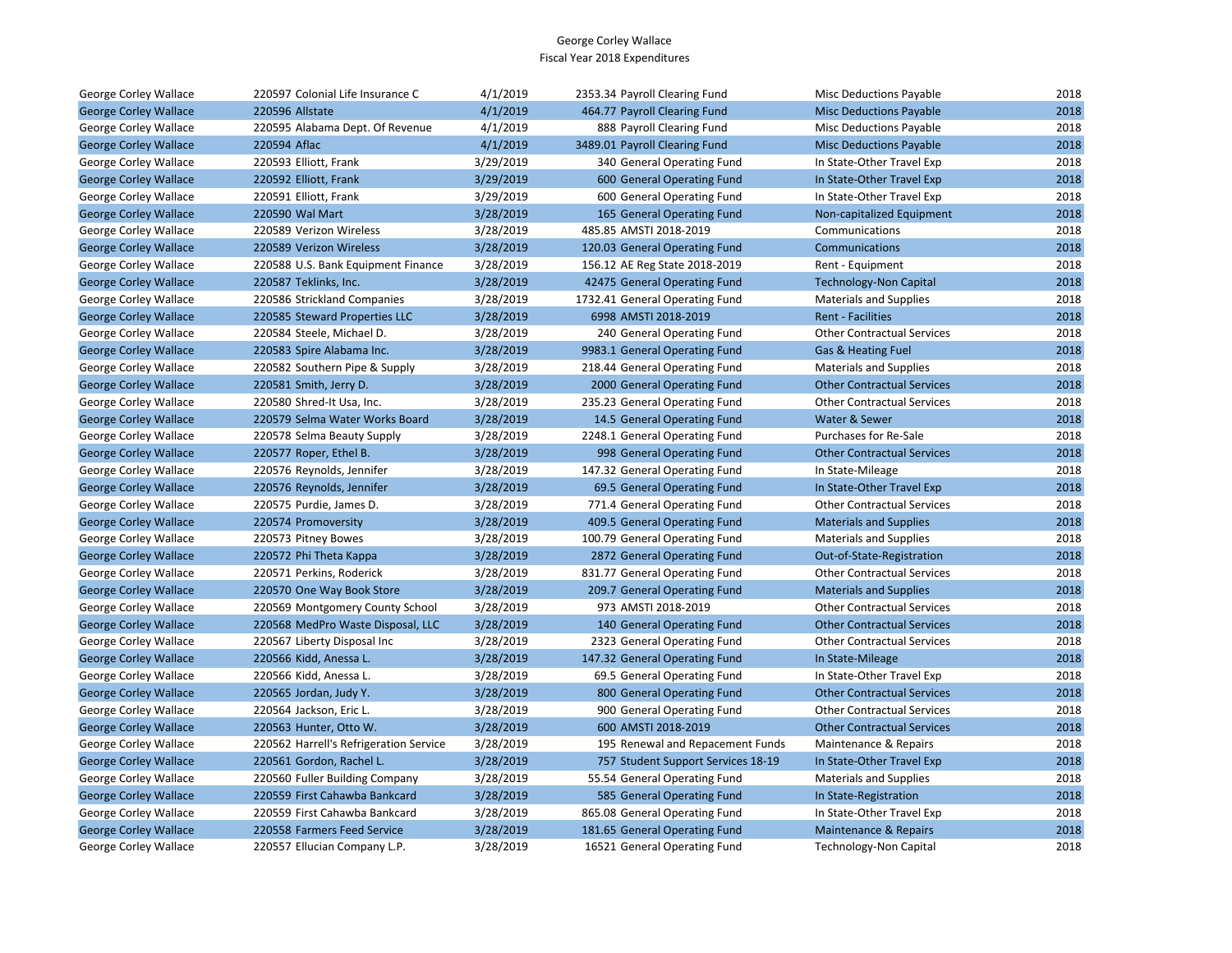George Corley Wallace
Fiscal Year 2018 Expenditures

| | | | | | | |
|---|---|---|---|---|---|---|
| George Corley Wallace | 220597 Colonial Life Insurance C | 4/1/2019 | 2353.34 | Payroll Clearing Fund | Misc Deductions Payable | 2018 |
| George Corley Wallace | 220596 Allstate | 4/1/2019 | 464.77 | Payroll Clearing Fund | Misc Deductions Payable | 2018 |
| George Corley Wallace | 220595 Alabama Dept. Of Revenue | 4/1/2019 | 888 | Payroll Clearing Fund | Misc Deductions Payable | 2018 |
| George Corley Wallace | 220594 Aflac | 4/1/2019 | 3489.01 | Payroll Clearing Fund | Misc Deductions Payable | 2018 |
| George Corley Wallace | 220593 Elliott, Frank | 3/29/2019 | 340 | General Operating Fund | In State-Other Travel Exp | 2018 |
| George Corley Wallace | 220592 Elliott, Frank | 3/29/2019 | 600 | General Operating Fund | In State-Other Travel Exp | 2018 |
| George Corley Wallace | 220591 Elliott, Frank | 3/29/2019 | 600 | General Operating Fund | In State-Other Travel Exp | 2018 |
| George Corley Wallace | 220590 Wal Mart | 3/28/2019 | 165 | General Operating Fund | Non-capitalized Equipment | 2018 |
| George Corley Wallace | 220589 Verizon Wireless | 3/28/2019 | 485.85 | AMSTI 2018-2019 | Communications | 2018 |
| George Corley Wallace | 220589 Verizon Wireless | 3/28/2019 | 120.03 | General Operating Fund | Communications | 2018 |
| George Corley Wallace | 220588 U.S. Bank Equipment Finance | 3/28/2019 | 156.12 | AE Reg State 2018-2019 | Rent - Equipment | 2018 |
| George Corley Wallace | 220587 Teklinks, Inc. | 3/28/2019 | 42475 | General Operating Fund | Technology-Non Capital | 2018 |
| George Corley Wallace | 220586 Strickland Companies | 3/28/2019 | 1732.41 | General Operating Fund | Materials and Supplies | 2018 |
| George Corley Wallace | 220585 Steward Properties LLC | 3/28/2019 | 6998 | AMSTI 2018-2019 | Rent - Facilities | 2018 |
| George Corley Wallace | 220584 Steele, Michael D. | 3/28/2019 | 240 | General Operating Fund | Other Contractual Services | 2018 |
| George Corley Wallace | 220583 Spire Alabama Inc. | 3/28/2019 | 9983.1 | General Operating Fund | Gas & Heating Fuel | 2018 |
| George Corley Wallace | 220582 Southern Pipe & Supply | 3/28/2019 | 218.44 | General Operating Fund | Materials and Supplies | 2018 |
| George Corley Wallace | 220581 Smith, Jerry D. | 3/28/2019 | 2000 | General Operating Fund | Other Contractual Services | 2018 |
| George Corley Wallace | 220580 Shred-It Usa, Inc. | 3/28/2019 | 235.23 | General Operating Fund | Other Contractual Services | 2018 |
| George Corley Wallace | 220579 Selma Water Works Board | 3/28/2019 | 14.5 | General Operating Fund | Water & Sewer | 2018 |
| George Corley Wallace | 220578 Selma Beauty Supply | 3/28/2019 | 2248.1 | General Operating Fund | Purchases for Re-Sale | 2018 |
| George Corley Wallace | 220577 Roper, Ethel B. | 3/28/2019 | 998 | General Operating Fund | Other Contractual Services | 2018 |
| George Corley Wallace | 220576 Reynolds, Jennifer | 3/28/2019 | 147.32 | General Operating Fund | In State-Mileage | 2018 |
| George Corley Wallace | 220576 Reynolds, Jennifer | 3/28/2019 | 69.5 | General Operating Fund | In State-Other Travel Exp | 2018 |
| George Corley Wallace | 220575 Purdie, James D. | 3/28/2019 | 771.4 | General Operating Fund | Other Contractual Services | 2018 |
| George Corley Wallace | 220574 Promoversity | 3/28/2019 | 409.5 | General Operating Fund | Materials and Supplies | 2018 |
| George Corley Wallace | 220573 Pitney Bowes | 3/28/2019 | 100.79 | General Operating Fund | Materials and Supplies | 2018 |
| George Corley Wallace | 220572 Phi Theta Kappa | 3/28/2019 | 2872 | General Operating Fund | Out-of-State-Registration | 2018 |
| George Corley Wallace | 220571 Perkins, Roderick | 3/28/2019 | 831.77 | General Operating Fund | Other Contractual Services | 2018 |
| George Corley Wallace | 220570 One Way Book Store | 3/28/2019 | 209.7 | General Operating Fund | Materials and Supplies | 2018 |
| George Corley Wallace | 220569 Montgomery County School | 3/28/2019 | 973 | AMSTI 2018-2019 | Other Contractual Services | 2018 |
| George Corley Wallace | 220568 MedPro Waste Disposal, LLC | 3/28/2019 | 140 | General Operating Fund | Other Contractual Services | 2018 |
| George Corley Wallace | 220567 Liberty Disposal Inc | 3/28/2019 | 2323 | General Operating Fund | Other Contractual Services | 2018 |
| George Corley Wallace | 220566 Kidd, Anessa L. | 3/28/2019 | 147.32 | General Operating Fund | In State-Mileage | 2018 |
| George Corley Wallace | 220566 Kidd, Anessa L. | 3/28/2019 | 69.5 | General Operating Fund | In State-Other Travel Exp | 2018 |
| George Corley Wallace | 220565 Jordan, Judy Y. | 3/28/2019 | 800 | General Operating Fund | Other Contractual Services | 2018 |
| George Corley Wallace | 220564 Jackson, Eric L. | 3/28/2019 | 900 | General Operating Fund | Other Contractual Services | 2018 |
| George Corley Wallace | 220563 Hunter, Otto W. | 3/28/2019 | 600 | AMSTI 2018-2019 | Other Contractual Services | 2018 |
| George Corley Wallace | 220562 Harrell's Refrigeration Service | 3/28/2019 | 195 | Renewal and Repacement Funds | Maintenance & Repairs | 2018 |
| George Corley Wallace | 220561 Gordon, Rachel L. | 3/28/2019 | 757 | Student Support Services 18-19 | In State-Other Travel Exp | 2018 |
| George Corley Wallace | 220560 Fuller Building Company | 3/28/2019 | 55.54 | General Operating Fund | Materials and Supplies | 2018 |
| George Corley Wallace | 220559 First Cahawba Bankcard | 3/28/2019 | 585 | General Operating Fund | In State-Registration | 2018 |
| George Corley Wallace | 220559 First Cahawba Bankcard | 3/28/2019 | 865.08 | General Operating Fund | In State-Other Travel Exp | 2018 |
| George Corley Wallace | 220558 Farmers Feed Service | 3/28/2019 | 181.65 | General Operating Fund | Maintenance & Repairs | 2018 |
| George Corley Wallace | 220557 Ellucian Company L.P. | 3/28/2019 | 16521 | General Operating Fund | Technology-Non Capital | 2018 |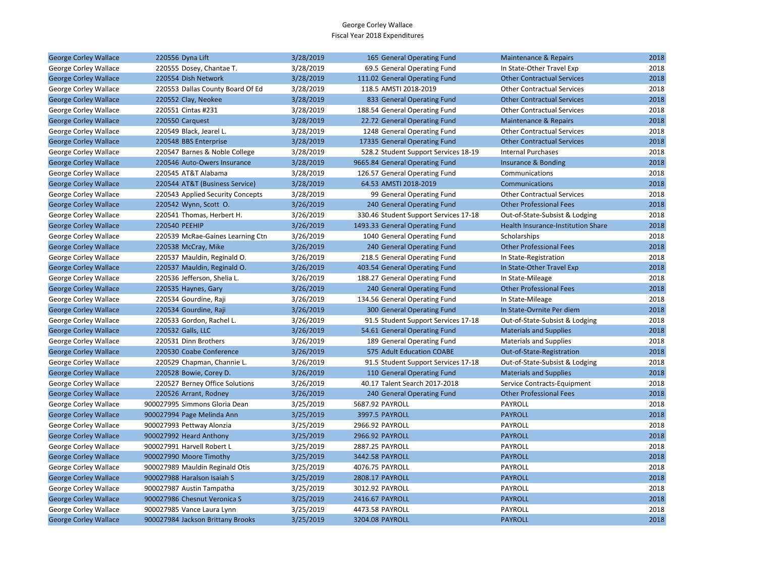George Corley Wallace
Fiscal Year 2018 Expenditures

| | | | | | | |
|---|---|---|---|---|---|---|
| George Corley Wallace | 220556 Dyna Lift | 3/28/2019 | 165 | General Operating Fund | Maintenance & Repairs | 2018 |
| George Corley Wallace | 220555 Dosey, Chantae T. | 3/28/2019 | 69.5 | General Operating Fund | In State-Other Travel Exp | 2018 |
| George Corley Wallace | 220554 Dish Network | 3/28/2019 | 111.02 | General Operating Fund | Other Contractual Services | 2018 |
| George Corley Wallace | 220553 Dallas County Board Of Ed | 3/28/2019 | 118.5 | AMSTI 2018-2019 | Other Contractual Services | 2018 |
| George Corley Wallace | 220552 Clay, Neokee | 3/28/2019 | 833 | General Operating Fund | Other Contractual Services | 2018 |
| George Corley Wallace | 220551 Cintas #231 | 3/28/2019 | 188.54 | General Operating Fund | Other Contractual Services | 2018 |
| George Corley Wallace | 220550 Carquest | 3/28/2019 | 22.72 | General Operating Fund | Maintenance & Repairs | 2018 |
| George Corley Wallace | 220549 Black, Jearel L. | 3/28/2019 | 1248 | General Operating Fund | Other Contractual Services | 2018 |
| George Corley Wallace | 220548 BBS Enterprise | 3/28/2019 | 17335 | General Operating Fund | Other Contractual Services | 2018 |
| George Corley Wallace | 220547 Barnes & Noble College | 3/28/2019 | 528.2 | Student Support Services 18-19 | Internal Purchases | 2018 |
| George Corley Wallace | 220546 Auto-Owers Insurance | 3/28/2019 | 9665.84 | General Operating Fund | Insurance & Bonding | 2018 |
| George Corley Wallace | 220545 AT&T Alabama | 3/28/2019 | 126.57 | General Operating Fund | Communications | 2018 |
| George Corley Wallace | 220544 AT&T (Business Service) | 3/28/2019 | 64.53 | AMSTI 2018-2019 | Communications | 2018 |
| George Corley Wallace | 220543 Applied Security Concepts | 3/28/2019 | 99 | General Operating Fund | Other Contractual Services | 2018 |
| George Corley Wallace | 220542 Wynn, Scott O. | 3/26/2019 | 240 | General Operating Fund | Other Professional Fees | 2018 |
| George Corley Wallace | 220541 Thomas, Herbert H. | 3/26/2019 | 330.46 | Student Support Services 17-18 | Out-of-State-Subsist & Lodging | 2018 |
| George Corley Wallace | 220540 PEEHIP | 3/26/2019 | 1493.33 | General Operating Fund | Health Insurance-Institution Share | 2018 |
| George Corley Wallace | 220539 McRae-Gaines Learning Ctn | 3/26/2019 | 1040 | General Operating Fund | Scholarships | 2018 |
| George Corley Wallace | 220538 McCray, Mike | 3/26/2019 | 240 | General Operating Fund | Other Professional Fees | 2018 |
| George Corley Wallace | 220537 Mauldin, Reginald O. | 3/26/2019 | 218.5 | General Operating Fund | In State-Registration | 2018 |
| George Corley Wallace | 220537 Mauldin, Reginald O. | 3/26/2019 | 403.54 | General Operating Fund | In State-Other Travel Exp | 2018 |
| George Corley Wallace | 220536 Jefferson, Shelia L. | 3/26/2019 | 188.27 | General Operating Fund | In State-Mileage | 2018 |
| George Corley Wallace | 220535 Haynes, Gary | 3/26/2019 | 240 | General Operating Fund | Other Professional Fees | 2018 |
| George Corley Wallace | 220534 Gourdine, Raji | 3/26/2019 | 134.56 | General Operating Fund | In State-Mileage | 2018 |
| George Corley Wallace | 220534 Gourdine, Raji | 3/26/2019 | 300 | General Operating Fund | In State-Ovrnite Per diem | 2018 |
| George Corley Wallace | 220533 Gordon, Rachel L. | 3/26/2019 | 91.5 | Student Support Services 17-18 | Out-of-State-Subsist & Lodging | 2018 |
| George Corley Wallace | 220532 Galls, LLC | 3/26/2019 | 54.61 | General Operating Fund | Materials and Supplies | 2018 |
| George Corley Wallace | 220531 Dinn Brothers | 3/26/2019 | 189 | General Operating Fund | Materials and Supplies | 2018 |
| George Corley Wallace | 220530 Coabe Conference | 3/26/2019 | 575 | Adult Education COABE | Out-of-State-Registration | 2018 |
| George Corley Wallace | 220529 Chapman, Channie L. | 3/26/2019 | 91.5 | Student Support Services 17-18 | Out-of-State-Subsist & Lodging | 2018 |
| George Corley Wallace | 220528 Bowie, Corey D. | 3/26/2019 | 110 | General Operating Fund | Materials and Supplies | 2018 |
| George Corley Wallace | 220527 Berney Office Solutions | 3/26/2019 | 40.17 | Talent Search 2017-2018 | Service Contracts-Equipment | 2018 |
| George Corley Wallace | 220526 Arrant, Rodney | 3/26/2019 | 240 | General Operating Fund | Other Professional Fees | 2018 |
| George Corley Wallace | 900027995 Simmons Gloria Dean | 3/25/2019 | 5687.92 | PAYROLL | PAYROLL | 2018 |
| George Corley Wallace | 900027994 Page Melinda Ann | 3/25/2019 | 3997.5 | PAYROLL | PAYROLL | 2018 |
| George Corley Wallace | 900027993 Pettway Alonzia | 3/25/2019 | 2966.92 | PAYROLL | PAYROLL | 2018 |
| George Corley Wallace | 900027992 Heard Anthony | 3/25/2019 | 2966.92 | PAYROLL | PAYROLL | 2018 |
| George Corley Wallace | 900027991 Harvell Robert L | 3/25/2019 | 2887.25 | PAYROLL | PAYROLL | 2018 |
| George Corley Wallace | 900027990 Moore Timothy | 3/25/2019 | 3442.58 | PAYROLL | PAYROLL | 2018 |
| George Corley Wallace | 900027989 Mauldin Reginald Otis | 3/25/2019 | 4076.75 | PAYROLL | PAYROLL | 2018 |
| George Corley Wallace | 900027988 Haralson Isaiah S | 3/25/2019 | 2808.17 | PAYROLL | PAYROLL | 2018 |
| George Corley Wallace | 900027987 Austin Tampatha | 3/25/2019 | 3012.92 | PAYROLL | PAYROLL | 2018 |
| George Corley Wallace | 900027986 Chesnut Veronica S | 3/25/2019 | 2416.67 | PAYROLL | PAYROLL | 2018 |
| George Corley Wallace | 900027985 Vance Laura Lynn | 3/25/2019 | 4473.58 | PAYROLL | PAYROLL | 2018 |
| George Corley Wallace | 900027984 Jackson Brittany Brooks | 3/25/2019 | 3204.08 | PAYROLL | PAYROLL | 2018 |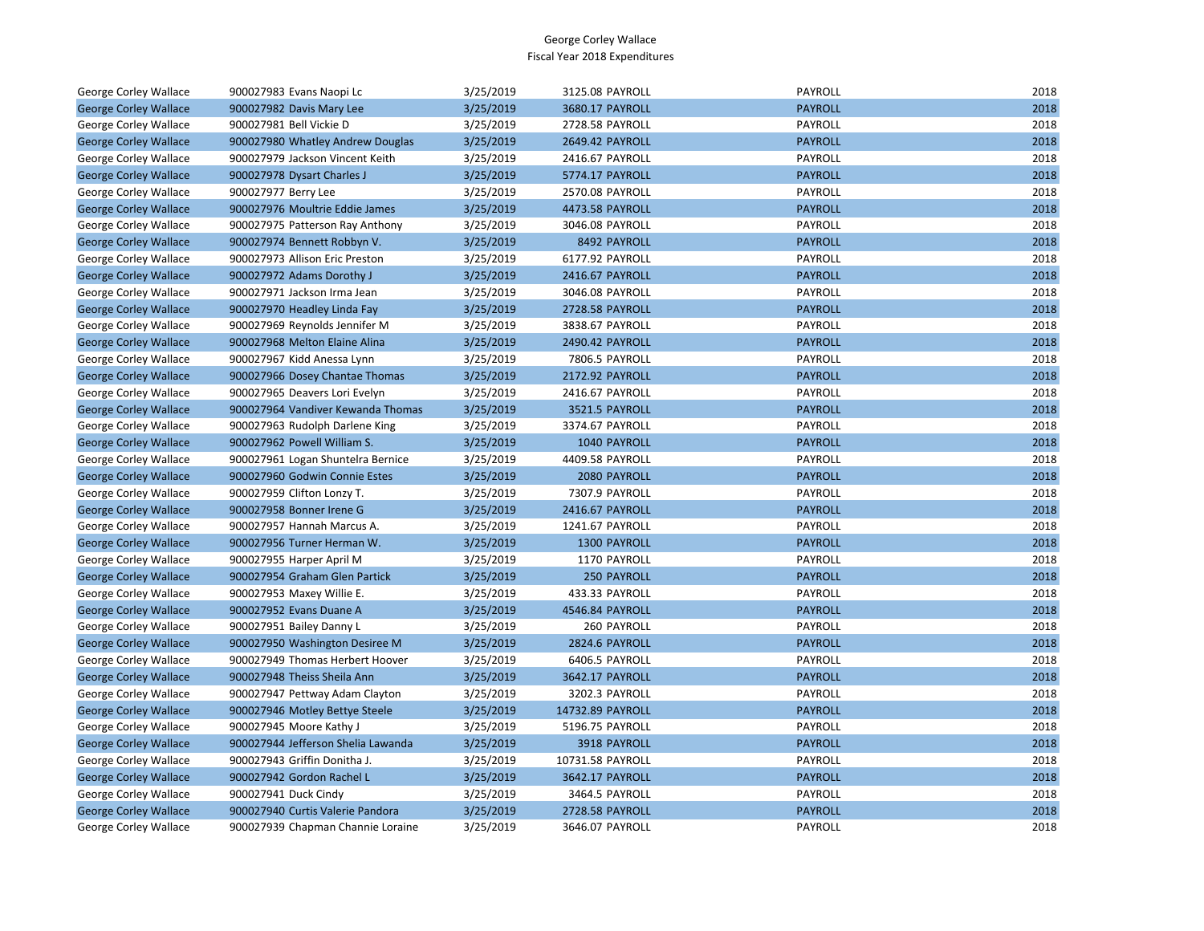George Corley Wallace
Fiscal Year 2018 Expenditures

| | | | | | |
|---|---|---|---|---|---|
| George Corley Wallace | 900027983 Evans Naopi Lc | 3/25/2019 | 3125.08 PAYROLL | PAYROLL | 2018 |
| George Corley Wallace | 900027982 Davis Mary Lee | 3/25/2019 | 3680.17 PAYROLL | PAYROLL | 2018 |
| George Corley Wallace | 900027981 Bell Vickie D | 3/25/2019 | 2728.58 PAYROLL | PAYROLL | 2018 |
| George Corley Wallace | 900027980 Whatley Andrew Douglas | 3/25/2019 | 2649.42 PAYROLL | PAYROLL | 2018 |
| George Corley Wallace | 900027979 Jackson Vincent Keith | 3/25/2019 | 2416.67 PAYROLL | PAYROLL | 2018 |
| George Corley Wallace | 900027978 Dysart Charles J | 3/25/2019 | 5774.17 PAYROLL | PAYROLL | 2018 |
| George Corley Wallace | 900027977 Berry Lee | 3/25/2019 | 2570.08 PAYROLL | PAYROLL | 2018 |
| George Corley Wallace | 900027976 Moultrie Eddie James | 3/25/2019 | 4473.58 PAYROLL | PAYROLL | 2018 |
| George Corley Wallace | 900027975 Patterson Ray Anthony | 3/25/2019 | 3046.08 PAYROLL | PAYROLL | 2018 |
| George Corley Wallace | 900027974 Bennett Robbyn V. | 3/25/2019 | 8492 PAYROLL | PAYROLL | 2018 |
| George Corley Wallace | 900027973 Allison Eric Preston | 3/25/2019 | 6177.92 PAYROLL | PAYROLL | 2018 |
| George Corley Wallace | 900027972 Adams Dorothy J | 3/25/2019 | 2416.67 PAYROLL | PAYROLL | 2018 |
| George Corley Wallace | 900027971 Jackson Irma Jean | 3/25/2019 | 3046.08 PAYROLL | PAYROLL | 2018 |
| George Corley Wallace | 900027970 Headley Linda Fay | 3/25/2019 | 2728.58 PAYROLL | PAYROLL | 2018 |
| George Corley Wallace | 900027969 Reynolds Jennifer M | 3/25/2019 | 3838.67 PAYROLL | PAYROLL | 2018 |
| George Corley Wallace | 900027968 Melton Elaine Alina | 3/25/2019 | 2490.42 PAYROLL | PAYROLL | 2018 |
| George Corley Wallace | 900027967 Kidd Anessa Lynn | 3/25/2019 | 7806.5 PAYROLL | PAYROLL | 2018 |
| George Corley Wallace | 900027966 Dosey Chantae Thomas | 3/25/2019 | 2172.92 PAYROLL | PAYROLL | 2018 |
| George Corley Wallace | 900027965 Deavers Lori Evelyn | 3/25/2019 | 2416.67 PAYROLL | PAYROLL | 2018 |
| George Corley Wallace | 900027964 Vandiver Kewanda Thomas | 3/25/2019 | 3521.5 PAYROLL | PAYROLL | 2018 |
| George Corley Wallace | 900027963 Rudolph Darlene King | 3/25/2019 | 3374.67 PAYROLL | PAYROLL | 2018 |
| George Corley Wallace | 900027962 Powell William S. | 3/25/2019 | 1040 PAYROLL | PAYROLL | 2018 |
| George Corley Wallace | 900027961 Logan Shuntelra Bernice | 3/25/2019 | 4409.58 PAYROLL | PAYROLL | 2018 |
| George Corley Wallace | 900027960 Godwin Connie Estes | 3/25/2019 | 2080 PAYROLL | PAYROLL | 2018 |
| George Corley Wallace | 900027959 Clifton Lonzy T. | 3/25/2019 | 7307.9 PAYROLL | PAYROLL | 2018 |
| George Corley Wallace | 900027958 Bonner Irene G | 3/25/2019 | 2416.67 PAYROLL | PAYROLL | 2018 |
| George Corley Wallace | 900027957 Hannah Marcus A. | 3/25/2019 | 1241.67 PAYROLL | PAYROLL | 2018 |
| George Corley Wallace | 900027956 Turner Herman W. | 3/25/2019 | 1300 PAYROLL | PAYROLL | 2018 |
| George Corley Wallace | 900027955 Harper April M | 3/25/2019 | 1170 PAYROLL | PAYROLL | 2018 |
| George Corley Wallace | 900027954 Graham Glen Partick | 3/25/2019 | 250 PAYROLL | PAYROLL | 2018 |
| George Corley Wallace | 900027953 Maxey Willie E. | 3/25/2019 | 433.33 PAYROLL | PAYROLL | 2018 |
| George Corley Wallace | 900027952 Evans Duane A | 3/25/2019 | 4546.84 PAYROLL | PAYROLL | 2018 |
| George Corley Wallace | 900027951 Bailey Danny L | 3/25/2019 | 260 PAYROLL | PAYROLL | 2018 |
| George Corley Wallace | 900027950 Washington Desiree M | 3/25/2019 | 2824.6 PAYROLL | PAYROLL | 2018 |
| George Corley Wallace | 900027949 Thomas Herbert Hoover | 3/25/2019 | 6406.5 PAYROLL | PAYROLL | 2018 |
| George Corley Wallace | 900027948 Theiss Sheila Ann | 3/25/2019 | 3642.17 PAYROLL | PAYROLL | 2018 |
| George Corley Wallace | 900027947 Pettway Adam Clayton | 3/25/2019 | 3202.3 PAYROLL | PAYROLL | 2018 |
| George Corley Wallace | 900027946 Motley Bettye Steele | 3/25/2019 | 14732.89 PAYROLL | PAYROLL | 2018 |
| George Corley Wallace | 900027945 Moore Kathy J | 3/25/2019 | 5196.75 PAYROLL | PAYROLL | 2018 |
| George Corley Wallace | 900027944 Jefferson Shelia Lawanda | 3/25/2019 | 3918 PAYROLL | PAYROLL | 2018 |
| George Corley Wallace | 900027943 Griffin Donitha J. | 3/25/2019 | 10731.58 PAYROLL | PAYROLL | 2018 |
| George Corley Wallace | 900027942 Gordon Rachel L | 3/25/2019 | 3642.17 PAYROLL | PAYROLL | 2018 |
| George Corley Wallace | 900027941 Duck Cindy | 3/25/2019 | 3464.5 PAYROLL | PAYROLL | 2018 |
| George Corley Wallace | 900027940 Curtis Valerie Pandora | 3/25/2019 | 2728.58 PAYROLL | PAYROLL | 2018 |
| George Corley Wallace | 900027939 Chapman Channie Loraine | 3/25/2019 | 3646.07 PAYROLL | PAYROLL | 2018 |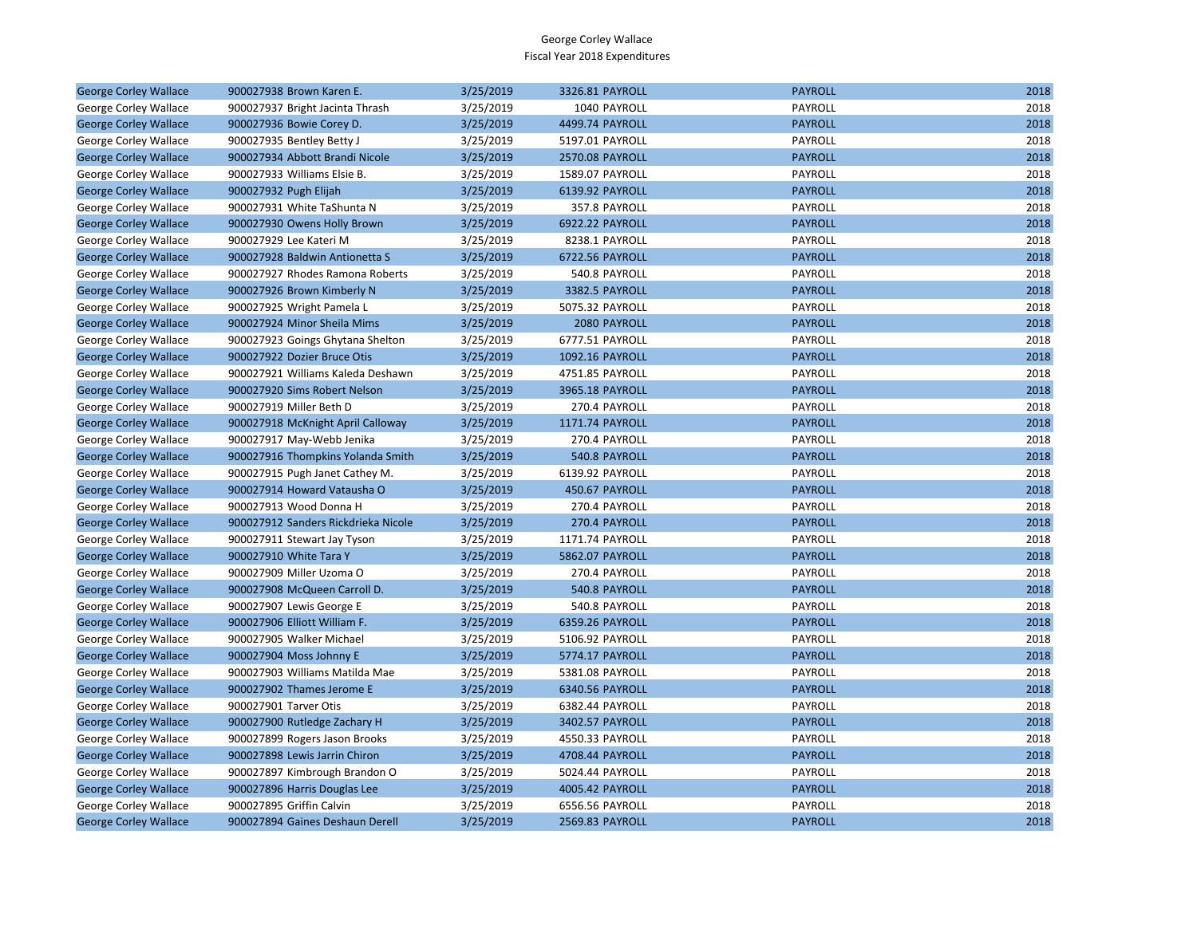George Corley Wallace
Fiscal Year 2018 Expenditures

| | | | | | | |
|---|---|---|---|---|---|---|
| George Corley Wallace | 900027938 Brown Karen E. | 3/25/2019 | 3326.81 | PAYROLL | PAYROLL | 2018 |
| George Corley Wallace | 900027937 Bright Jacinta Thrash | 3/25/2019 | 1040 | PAYROLL | PAYROLL | 2018 |
| George Corley Wallace | 900027936 Bowie Corey D. | 3/25/2019 | 4499.74 | PAYROLL | PAYROLL | 2018 |
| George Corley Wallace | 900027935 Bentley Betty J | 3/25/2019 | 5197.01 | PAYROLL | PAYROLL | 2018 |
| George Corley Wallace | 900027934 Abbott Brandi Nicole | 3/25/2019 | 2570.08 | PAYROLL | PAYROLL | 2018 |
| George Corley Wallace | 900027933 Williams Elsie B. | 3/25/2019 | 1589.07 | PAYROLL | PAYROLL | 2018 |
| George Corley Wallace | 900027932 Pugh Elijah | 3/25/2019 | 6139.92 | PAYROLL | PAYROLL | 2018 |
| George Corley Wallace | 900027931 White TaShunta N | 3/25/2019 | 357.8 | PAYROLL | PAYROLL | 2018 |
| George Corley Wallace | 900027930 Owens Holly Brown | 3/25/2019 | 6922.22 | PAYROLL | PAYROLL | 2018 |
| George Corley Wallace | 900027929 Lee Kateri M | 3/25/2019 | 8238.1 | PAYROLL | PAYROLL | 2018 |
| George Corley Wallace | 900027928 Baldwin Antionetta S | 3/25/2019 | 6722.56 | PAYROLL | PAYROLL | 2018 |
| George Corley Wallace | 900027927 Rhodes Ramona Roberts | 3/25/2019 | 540.8 | PAYROLL | PAYROLL | 2018 |
| George Corley Wallace | 900027926 Brown Kimberly N | 3/25/2019 | 3382.5 | PAYROLL | PAYROLL | 2018 |
| George Corley Wallace | 900027925 Wright Pamela L | 3/25/2019 | 5075.32 | PAYROLL | PAYROLL | 2018 |
| George Corley Wallace | 900027924 Minor Sheila Mims | 3/25/2019 | 2080 | PAYROLL | PAYROLL | 2018 |
| George Corley Wallace | 900027923 Goings Ghytana Shelton | 3/25/2019 | 6777.51 | PAYROLL | PAYROLL | 2018 |
| George Corley Wallace | 900027922 Dozier Bruce Otis | 3/25/2019 | 1092.16 | PAYROLL | PAYROLL | 2018 |
| George Corley Wallace | 900027921 Williams Kaleda Deshawn | 3/25/2019 | 4751.85 | PAYROLL | PAYROLL | 2018 |
| George Corley Wallace | 900027920 Sims Robert Nelson | 3/25/2019 | 3965.18 | PAYROLL | PAYROLL | 2018 |
| George Corley Wallace | 900027919 Miller Beth D | 3/25/2019 | 270.4 | PAYROLL | PAYROLL | 2018 |
| George Corley Wallace | 900027918 McKnight April Calloway | 3/25/2019 | 1171.74 | PAYROLL | PAYROLL | 2018 |
| George Corley Wallace | 900027917 May-Webb Jenika | 3/25/2019 | 270.4 | PAYROLL | PAYROLL | 2018 |
| George Corley Wallace | 900027916 Thompkins Yolanda Smith | 3/25/2019 | 540.8 | PAYROLL | PAYROLL | 2018 |
| George Corley Wallace | 900027915 Pugh Janet Cathey M. | 3/25/2019 | 6139.92 | PAYROLL | PAYROLL | 2018 |
| George Corley Wallace | 900027914 Howard Vatausha O | 3/25/2019 | 450.67 | PAYROLL | PAYROLL | 2018 |
| George Corley Wallace | 900027913 Wood Donna H | 3/25/2019 | 270.4 | PAYROLL | PAYROLL | 2018 |
| George Corley Wallace | 900027912 Sanders Rickdrieka Nicole | 3/25/2019 | 270.4 | PAYROLL | PAYROLL | 2018 |
| George Corley Wallace | 900027911 Stewart Jay Tyson | 3/25/2019 | 1171.74 | PAYROLL | PAYROLL | 2018 |
| George Corley Wallace | 900027910 White Tara Y | 3/25/2019 | 5862.07 | PAYROLL | PAYROLL | 2018 |
| George Corley Wallace | 900027909 Miller Uzoma O | 3/25/2019 | 270.4 | PAYROLL | PAYROLL | 2018 |
| George Corley Wallace | 900027908 McQueen Carroll D. | 3/25/2019 | 540.8 | PAYROLL | PAYROLL | 2018 |
| George Corley Wallace | 900027907 Lewis George E | 3/25/2019 | 540.8 | PAYROLL | PAYROLL | 2018 |
| George Corley Wallace | 900027906 Elliott William F. | 3/25/2019 | 6359.26 | PAYROLL | PAYROLL | 2018 |
| George Corley Wallace | 900027905 Walker Michael | 3/25/2019 | 5106.92 | PAYROLL | PAYROLL | 2018 |
| George Corley Wallace | 900027904 Moss Johnny E | 3/25/2019 | 5774.17 | PAYROLL | PAYROLL | 2018 |
| George Corley Wallace | 900027903 Williams Matilda Mae | 3/25/2019 | 5381.08 | PAYROLL | PAYROLL | 2018 |
| George Corley Wallace | 900027902 Thames Jerome E | 3/25/2019 | 6340.56 | PAYROLL | PAYROLL | 2018 |
| George Corley Wallace | 900027901 Tarver Otis | 3/25/2019 | 6382.44 | PAYROLL | PAYROLL | 2018 |
| George Corley Wallace | 900027900 Rutledge Zachary H | 3/25/2019 | 3402.57 | PAYROLL | PAYROLL | 2018 |
| George Corley Wallace | 900027899 Rogers Jason Brooks | 3/25/2019 | 4550.33 | PAYROLL | PAYROLL | 2018 |
| George Corley Wallace | 900027898 Lewis Jarrin Chiron | 3/25/2019 | 4708.44 | PAYROLL | PAYROLL | 2018 |
| George Corley Wallace | 900027897 Kimbrough Brandon O | 3/25/2019 | 5024.44 | PAYROLL | PAYROLL | 2018 |
| George Corley Wallace | 900027896 Harris Douglas Lee | 3/25/2019 | 4005.42 | PAYROLL | PAYROLL | 2018 |
| George Corley Wallace | 900027895 Griffin Calvin | 3/25/2019 | 6556.56 | PAYROLL | PAYROLL | 2018 |
| George Corley Wallace | 900027894 Gaines Deshaun Derell | 3/25/2019 | 2569.83 | PAYROLL | PAYROLL | 2018 |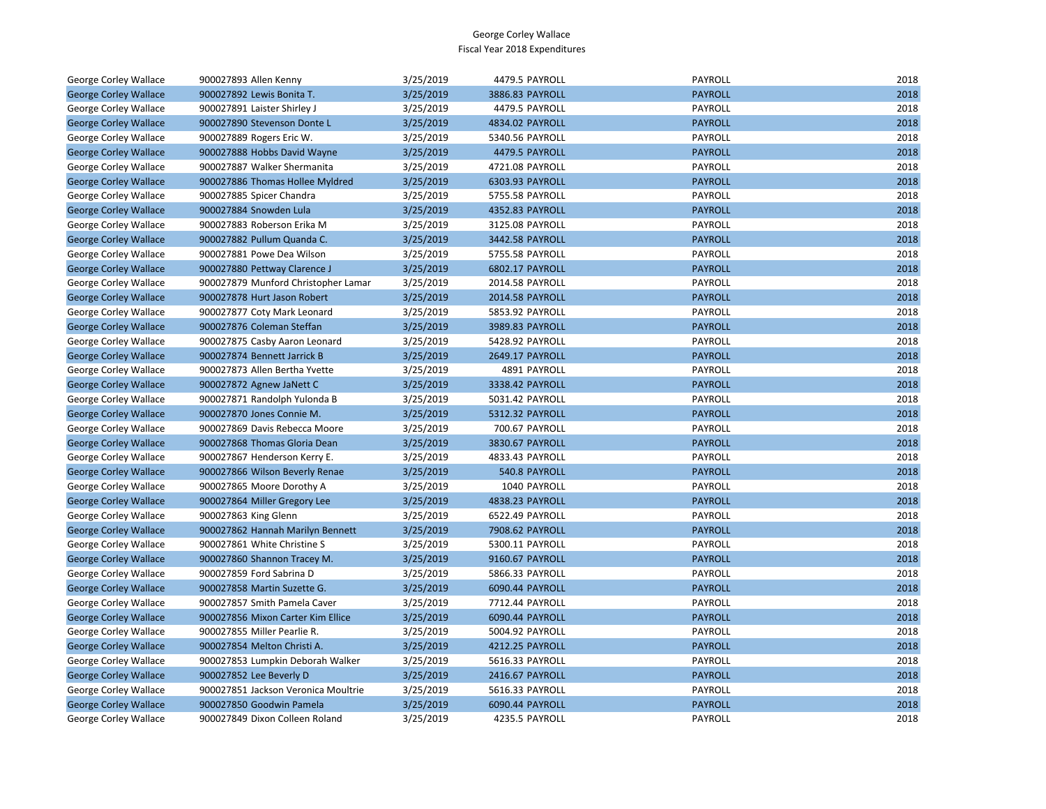George Corley Wallace
Fiscal Year 2018 Expenditures

| | | | | | | |
|---|---|---|---|---|---|---|
| George Corley Wallace | 900027893 Allen Kenny | 3/25/2019 | 4479.5 | PAYROLL | PAYROLL | 2018 |
| George Corley Wallace | 900027892 Lewis Bonita T. | 3/25/2019 | 3886.83 | PAYROLL | PAYROLL | 2018 |
| George Corley Wallace | 900027891 Laister Shirley J | 3/25/2019 | 4479.5 | PAYROLL | PAYROLL | 2018 |
| George Corley Wallace | 900027890 Stevenson Donte L | 3/25/2019 | 4834.02 | PAYROLL | PAYROLL | 2018 |
| George Corley Wallace | 900027889 Rogers Eric W. | 3/25/2019 | 5340.56 | PAYROLL | PAYROLL | 2018 |
| George Corley Wallace | 900027888 Hobbs David Wayne | 3/25/2019 | 4479.5 | PAYROLL | PAYROLL | 2018 |
| George Corley Wallace | 900027887 Walker Shermanita | 3/25/2019 | 4721.08 | PAYROLL | PAYROLL | 2018 |
| George Corley Wallace | 900027886 Thomas Hollee Myldred | 3/25/2019 | 6303.93 | PAYROLL | PAYROLL | 2018 |
| George Corley Wallace | 900027885 Spicer Chandra | 3/25/2019 | 5755.58 | PAYROLL | PAYROLL | 2018 |
| George Corley Wallace | 900027884 Snowden Lula | 3/25/2019 | 4352.83 | PAYROLL | PAYROLL | 2018 |
| George Corley Wallace | 900027883 Roberson Erika M | 3/25/2019 | 3125.08 | PAYROLL | PAYROLL | 2018 |
| George Corley Wallace | 900027882 Pullum Quanda C. | 3/25/2019 | 3442.58 | PAYROLL | PAYROLL | 2018 |
| George Corley Wallace | 900027881 Powe Dea Wilson | 3/25/2019 | 5755.58 | PAYROLL | PAYROLL | 2018 |
| George Corley Wallace | 900027880 Pettway Clarence J | 3/25/2019 | 6802.17 | PAYROLL | PAYROLL | 2018 |
| George Corley Wallace | 900027879 Munford Christopher Lamar | 3/25/2019 | 2014.58 | PAYROLL | PAYROLL | 2018 |
| George Corley Wallace | 900027878 Hurt Jason Robert | 3/25/2019 | 2014.58 | PAYROLL | PAYROLL | 2018 |
| George Corley Wallace | 900027877 Coty Mark Leonard | 3/25/2019 | 5853.92 | PAYROLL | PAYROLL | 2018 |
| George Corley Wallace | 900027876 Coleman Steffan | 3/25/2019 | 3989.83 | PAYROLL | PAYROLL | 2018 |
| George Corley Wallace | 900027875 Casby Aaron Leonard | 3/25/2019 | 5428.92 | PAYROLL | PAYROLL | 2018 |
| George Corley Wallace | 900027874 Bennett Jarrick B | 3/25/2019 | 2649.17 | PAYROLL | PAYROLL | 2018 |
| George Corley Wallace | 900027873 Allen Bertha Yvette | 3/25/2019 | 4891 | PAYROLL | PAYROLL | 2018 |
| George Corley Wallace | 900027872 Agnew JaNett C | 3/25/2019 | 3338.42 | PAYROLL | PAYROLL | 2018 |
| George Corley Wallace | 900027871 Randolph Yulonda B | 3/25/2019 | 5031.42 | PAYROLL | PAYROLL | 2018 |
| George Corley Wallace | 900027870 Jones Connie M. | 3/25/2019 | 5312.32 | PAYROLL | PAYROLL | 2018 |
| George Corley Wallace | 900027869 Davis Rebecca Moore | 3/25/2019 | 700.67 | PAYROLL | PAYROLL | 2018 |
| George Corley Wallace | 900027868 Thomas Gloria Dean | 3/25/2019 | 3830.67 | PAYROLL | PAYROLL | 2018 |
| George Corley Wallace | 900027867 Henderson Kerry E. | 3/25/2019 | 4833.43 | PAYROLL | PAYROLL | 2018 |
| George Corley Wallace | 900027866 Wilson Beverly Renae | 3/25/2019 | 540.8 | PAYROLL | PAYROLL | 2018 |
| George Corley Wallace | 900027865 Moore Dorothy A | 3/25/2019 | 1040 | PAYROLL | PAYROLL | 2018 |
| George Corley Wallace | 900027864 Miller Gregory Lee | 3/25/2019 | 4838.23 | PAYROLL | PAYROLL | 2018 |
| George Corley Wallace | 900027863 King Glenn | 3/25/2019 | 6522.49 | PAYROLL | PAYROLL | 2018 |
| George Corley Wallace | 900027862 Hannah Marilyn Bennett | 3/25/2019 | 7908.62 | PAYROLL | PAYROLL | 2018 |
| George Corley Wallace | 900027861 White Christine S | 3/25/2019 | 5300.11 | PAYROLL | PAYROLL | 2018 |
| George Corley Wallace | 900027860 Shannon Tracey M. | 3/25/2019 | 9160.67 | PAYROLL | PAYROLL | 2018 |
| George Corley Wallace | 900027859 Ford Sabrina D | 3/25/2019 | 5866.33 | PAYROLL | PAYROLL | 2018 |
| George Corley Wallace | 900027858 Martin Suzette G. | 3/25/2019 | 6090.44 | PAYROLL | PAYROLL | 2018 |
| George Corley Wallace | 900027857 Smith Pamela Caver | 3/25/2019 | 7712.44 | PAYROLL | PAYROLL | 2018 |
| George Corley Wallace | 900027856 Mixon Carter Kim Ellice | 3/25/2019 | 6090.44 | PAYROLL | PAYROLL | 2018 |
| George Corley Wallace | 900027855 Miller Pearlie R. | 3/25/2019 | 5004.92 | PAYROLL | PAYROLL | 2018 |
| George Corley Wallace | 900027854 Melton Christi A. | 3/25/2019 | 4212.25 | PAYROLL | PAYROLL | 2018 |
| George Corley Wallace | 900027853 Lumpkin Deborah Walker | 3/25/2019 | 5616.33 | PAYROLL | PAYROLL | 2018 |
| George Corley Wallace | 900027852 Lee Beverly D | 3/25/2019 | 2416.67 | PAYROLL | PAYROLL | 2018 |
| George Corley Wallace | 900027851 Jackson Veronica Moultrie | 3/25/2019 | 5616.33 | PAYROLL | PAYROLL | 2018 |
| George Corley Wallace | 900027850 Goodwin Pamela | 3/25/2019 | 6090.44 | PAYROLL | PAYROLL | 2018 |
| George Corley Wallace | 900027849 Dixon Colleen Roland | 3/25/2019 | 4235.5 | PAYROLL | PAYROLL | 2018 |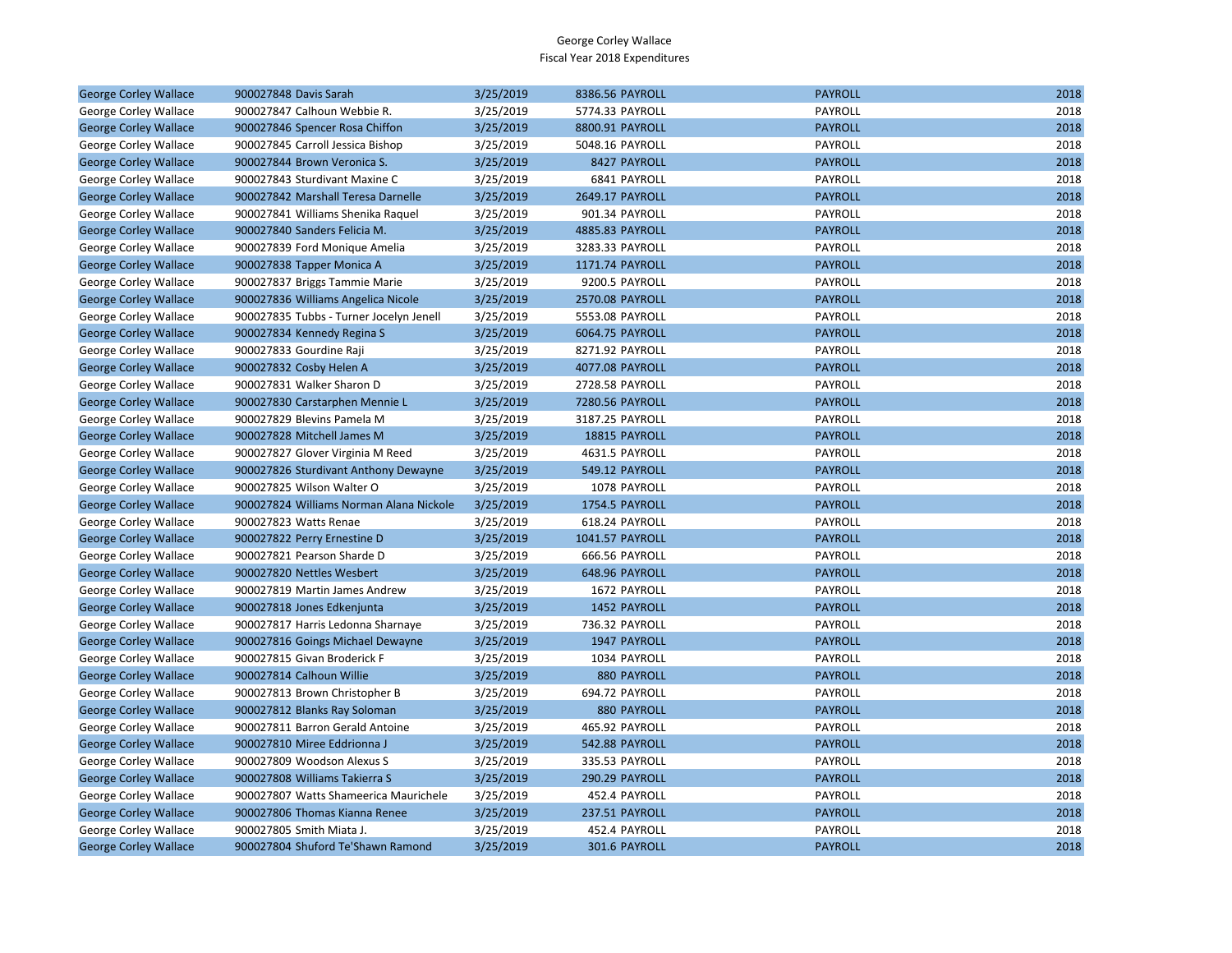George Corley Wallace
Fiscal Year 2018 Expenditures

| | | | | | | |
|---|---|---|---|---|---|---|
| George Corley Wallace | 900027848 | Davis Sarah | 3/25/2019 | 8386.56 | PAYROLL | PAYROLL | 2018 |
| George Corley Wallace | 900027847 | Calhoun Webbie R. | 3/25/2019 | 5774.33 | PAYROLL | PAYROLL | 2018 |
| George Corley Wallace | 900027846 | Spencer Rosa Chiffon | 3/25/2019 | 8800.91 | PAYROLL | PAYROLL | 2018 |
| George Corley Wallace | 900027845 | Carroll Jessica Bishop | 3/25/2019 | 5048.16 | PAYROLL | PAYROLL | 2018 |
| George Corley Wallace | 900027844 | Brown Veronica S. | 3/25/2019 | 8427 | PAYROLL | PAYROLL | 2018 |
| George Corley Wallace | 900027843 | Sturdivant Maxine C | 3/25/2019 | 6841 | PAYROLL | PAYROLL | 2018 |
| George Corley Wallace | 900027842 | Marshall Teresa Darnelle | 3/25/2019 | 2649.17 | PAYROLL | PAYROLL | 2018 |
| George Corley Wallace | 900027841 | Williams Shenika Raquel | 3/25/2019 | 901.34 | PAYROLL | PAYROLL | 2018 |
| George Corley Wallace | 900027840 | Sanders Felicia M. | 3/25/2019 | 4885.83 | PAYROLL | PAYROLL | 2018 |
| George Corley Wallace | 900027839 | Ford Monique Amelia | 3/25/2019 | 3283.33 | PAYROLL | PAYROLL | 2018 |
| George Corley Wallace | 900027838 | Tapper Monica A | 3/25/2019 | 1171.74 | PAYROLL | PAYROLL | 2018 |
| George Corley Wallace | 900027837 | Briggs Tammie Marie | 3/25/2019 | 9200.5 | PAYROLL | PAYROLL | 2018 |
| George Corley Wallace | 900027836 | Williams Angelica Nicole | 3/25/2019 | 2570.08 | PAYROLL | PAYROLL | 2018 |
| George Corley Wallace | 900027835 | Tubbs - Turner Jocelyn Jenell | 3/25/2019 | 5553.08 | PAYROLL | PAYROLL | 2018 |
| George Corley Wallace | 900027834 | Kennedy Regina S | 3/25/2019 | 6064.75 | PAYROLL | PAYROLL | 2018 |
| George Corley Wallace | 900027833 | Gourdine Raji | 3/25/2019 | 8271.92 | PAYROLL | PAYROLL | 2018 |
| George Corley Wallace | 900027832 | Cosby Helen A | 3/25/2019 | 4077.08 | PAYROLL | PAYROLL | 2018 |
| George Corley Wallace | 900027831 | Walker Sharon D | 3/25/2019 | 2728.58 | PAYROLL | PAYROLL | 2018 |
| George Corley Wallace | 900027830 | Carstarphen Mennie L | 3/25/2019 | 7280.56 | PAYROLL | PAYROLL | 2018 |
| George Corley Wallace | 900027829 | Blevins Pamela M | 3/25/2019 | 3187.25 | PAYROLL | PAYROLL | 2018 |
| George Corley Wallace | 900027828 | Mitchell James M | 3/25/2019 | 18815 | PAYROLL | PAYROLL | 2018 |
| George Corley Wallace | 900027827 | Glover Virginia M Reed | 3/25/2019 | 4631.5 | PAYROLL | PAYROLL | 2018 |
| George Corley Wallace | 900027826 | Sturdivant Anthony Dewayne | 3/25/2019 | 549.12 | PAYROLL | PAYROLL | 2018 |
| George Corley Wallace | 900027825 | Wilson Walter O | 3/25/2019 | 1078 | PAYROLL | PAYROLL | 2018 |
| George Corley Wallace | 900027824 | Williams Norman Alana Nickole | 3/25/2019 | 1754.5 | PAYROLL | PAYROLL | 2018 |
| George Corley Wallace | 900027823 | Watts Renae | 3/25/2019 | 618.24 | PAYROLL | PAYROLL | 2018 |
| George Corley Wallace | 900027822 | Perry Ernestine D | 3/25/2019 | 1041.57 | PAYROLL | PAYROLL | 2018 |
| George Corley Wallace | 900027821 | Pearson Sharde D | 3/25/2019 | 666.56 | PAYROLL | PAYROLL | 2018 |
| George Corley Wallace | 900027820 | Nettles Wesbert | 3/25/2019 | 648.96 | PAYROLL | PAYROLL | 2018 |
| George Corley Wallace | 900027819 | Martin James Andrew | 3/25/2019 | 1672 | PAYROLL | PAYROLL | 2018 |
| George Corley Wallace | 900027818 | Jones Edkenjunta | 3/25/2019 | 1452 | PAYROLL | PAYROLL | 2018 |
| George Corley Wallace | 900027817 | Harris Ledonna Sharnaye | 3/25/2019 | 736.32 | PAYROLL | PAYROLL | 2018 |
| George Corley Wallace | 900027816 | Goings Michael Dewayne | 3/25/2019 | 1947 | PAYROLL | PAYROLL | 2018 |
| George Corley Wallace | 900027815 | Givan Broderick F | 3/25/2019 | 1034 | PAYROLL | PAYROLL | 2018 |
| George Corley Wallace | 900027814 | Calhoun Willie | 3/25/2019 | 880 | PAYROLL | PAYROLL | 2018 |
| George Corley Wallace | 900027813 | Brown Christopher B | 3/25/2019 | 694.72 | PAYROLL | PAYROLL | 2018 |
| George Corley Wallace | 900027812 | Blanks Ray Soloman | 3/25/2019 | 880 | PAYROLL | PAYROLL | 2018 |
| George Corley Wallace | 900027811 | Barron Gerald Antoine | 3/25/2019 | 465.92 | PAYROLL | PAYROLL | 2018 |
| George Corley Wallace | 900027810 | Miree Eddrionna J | 3/25/2019 | 542.88 | PAYROLL | PAYROLL | 2018 |
| George Corley Wallace | 900027809 | Woodson Alexus S | 3/25/2019 | 335.53 | PAYROLL | PAYROLL | 2018 |
| George Corley Wallace | 900027808 | Williams Takierra S | 3/25/2019 | 290.29 | PAYROLL | PAYROLL | 2018 |
| George Corley Wallace | 900027807 | Watts Shameerica Maurichele | 3/25/2019 | 452.4 | PAYROLL | PAYROLL | 2018 |
| George Corley Wallace | 900027806 | Thomas Kianna Renee | 3/25/2019 | 237.51 | PAYROLL | PAYROLL | 2018 |
| George Corley Wallace | 900027805 | Smith Miata J. | 3/25/2019 | 452.4 | PAYROLL | PAYROLL | 2018 |
| George Corley Wallace | 900027804 | Shuford Te'Shawn Ramond | 3/25/2019 | 301.6 | PAYROLL | PAYROLL | 2018 |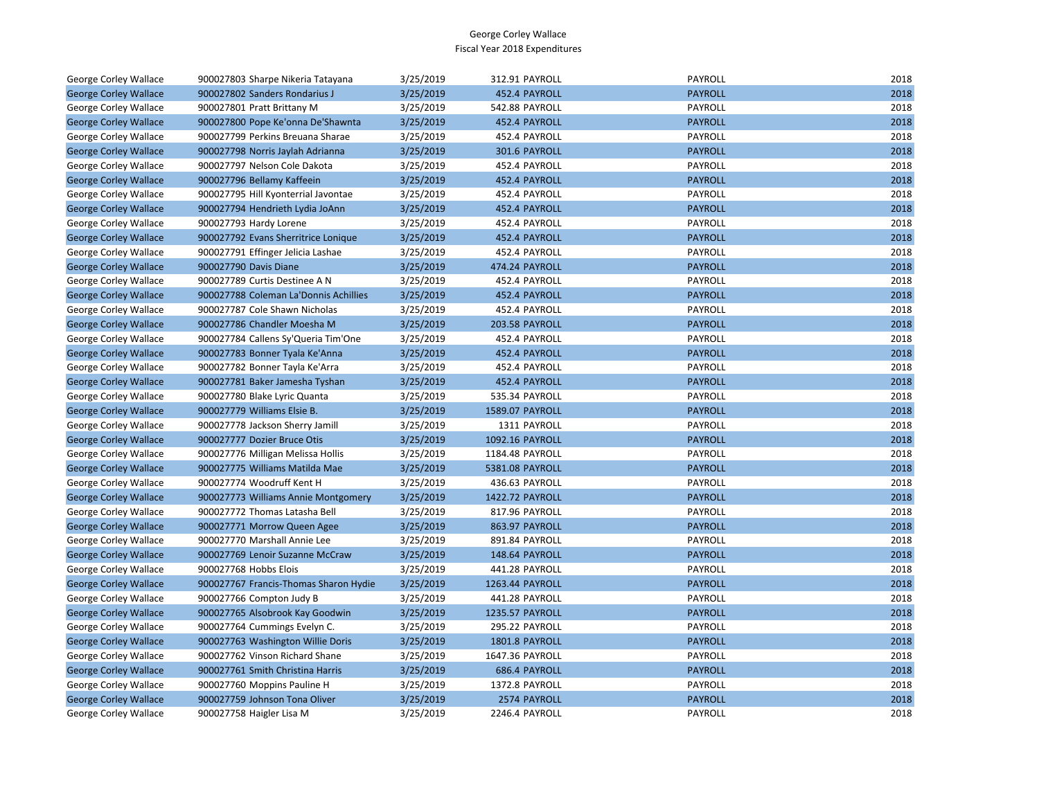George Corley Wallace
Fiscal Year 2018 Expenditures

| | | | | | | |
|---|---|---|---|---|---|---|
| George Corley Wallace | 900027803 Sharpe Nikeria Tatayana | 3/25/2019 | 312.91 | PAYROLL | PAYROLL | 2018 |
| George Corley Wallace | 900027802 Sanders Rondarius J | 3/25/2019 | 452.4 | PAYROLL | PAYROLL | 2018 |
| George Corley Wallace | 900027801 Pratt Brittany M | 3/25/2019 | 542.88 | PAYROLL | PAYROLL | 2018 |
| George Corley Wallace | 900027800 Pope Ke'onna De'Shawnta | 3/25/2019 | 452.4 | PAYROLL | PAYROLL | 2018 |
| George Corley Wallace | 900027799 Perkins Breuana Sharae | 3/25/2019 | 452.4 | PAYROLL | PAYROLL | 2018 |
| George Corley Wallace | 900027798 Norris Jaylah Adrianna | 3/25/2019 | 301.6 | PAYROLL | PAYROLL | 2018 |
| George Corley Wallace | 900027797 Nelson Cole Dakota | 3/25/2019 | 452.4 | PAYROLL | PAYROLL | 2018 |
| George Corley Wallace | 900027796 Bellamy Kaffeein | 3/25/2019 | 452.4 | PAYROLL | PAYROLL | 2018 |
| George Corley Wallace | 900027795 Hill Kyonterrial Javontae | 3/25/2019 | 452.4 | PAYROLL | PAYROLL | 2018 |
| George Corley Wallace | 900027794 Hendrieth Lydia JoAnn | 3/25/2019 | 452.4 | PAYROLL | PAYROLL | 2018 |
| George Corley Wallace | 900027793 Hardy Lorene | 3/25/2019 | 452.4 | PAYROLL | PAYROLL | 2018 |
| George Corley Wallace | 900027792 Evans Sherritrice Lonique | 3/25/2019 | 452.4 | PAYROLL | PAYROLL | 2018 |
| George Corley Wallace | 900027791 Effinger Jelicia Lashae | 3/25/2019 | 452.4 | PAYROLL | PAYROLL | 2018 |
| George Corley Wallace | 900027790 Davis Diane | 3/25/2019 | 474.24 | PAYROLL | PAYROLL | 2018 |
| George Corley Wallace | 900027789 Curtis Destinee A N | 3/25/2019 | 452.4 | PAYROLL | PAYROLL | 2018 |
| George Corley Wallace | 900027788 Coleman La'Donnis Achillies | 3/25/2019 | 452.4 | PAYROLL | PAYROLL | 2018 |
| George Corley Wallace | 900027787 Cole Shawn Nicholas | 3/25/2019 | 452.4 | PAYROLL | PAYROLL | 2018 |
| George Corley Wallace | 900027786 Chandler Moesha M | 3/25/2019 | 203.58 | PAYROLL | PAYROLL | 2018 |
| George Corley Wallace | 900027784 Callens Sy'Queria Tim'One | 3/25/2019 | 452.4 | PAYROLL | PAYROLL | 2018 |
| George Corley Wallace | 900027783 Bonner Tyala Ke'Anna | 3/25/2019 | 452.4 | PAYROLL | PAYROLL | 2018 |
| George Corley Wallace | 900027782 Bonner Tayla Ke'Arra | 3/25/2019 | 452.4 | PAYROLL | PAYROLL | 2018 |
| George Corley Wallace | 900027781 Baker Jamesha Tyshan | 3/25/2019 | 452.4 | PAYROLL | PAYROLL | 2018 |
| George Corley Wallace | 900027780 Blake Lyric Quanta | 3/25/2019 | 535.34 | PAYROLL | PAYROLL | 2018 |
| George Corley Wallace | 900027779 Williams Elsie B. | 3/25/2019 | 1589.07 | PAYROLL | PAYROLL | 2018 |
| George Corley Wallace | 900027778 Jackson Sherry Jamill | 3/25/2019 | 1311 | PAYROLL | PAYROLL | 2018 |
| George Corley Wallace | 900027777 Dozier Bruce Otis | 3/25/2019 | 1092.16 | PAYROLL | PAYROLL | 2018 |
| George Corley Wallace | 900027776 Milligan Melissa Hollis | 3/25/2019 | 1184.48 | PAYROLL | PAYROLL | 2018 |
| George Corley Wallace | 900027775 Williams Matilda Mae | 3/25/2019 | 5381.08 | PAYROLL | PAYROLL | 2018 |
| George Corley Wallace | 900027774 Woodruff Kent H | 3/25/2019 | 436.63 | PAYROLL | PAYROLL | 2018 |
| George Corley Wallace | 900027773 Williams Annie Montgomery | 3/25/2019 | 1422.72 | PAYROLL | PAYROLL | 2018 |
| George Corley Wallace | 900027772 Thomas Latasha Bell | 3/25/2019 | 817.96 | PAYROLL | PAYROLL | 2018 |
| George Corley Wallace | 900027771 Morrow Queen Agee | 3/25/2019 | 863.97 | PAYROLL | PAYROLL | 2018 |
| George Corley Wallace | 900027770 Marshall Annie Lee | 3/25/2019 | 891.84 | PAYROLL | PAYROLL | 2018 |
| George Corley Wallace | 900027769 Lenoir Suzanne McCraw | 3/25/2019 | 148.64 | PAYROLL | PAYROLL | 2018 |
| George Corley Wallace | 900027768 Hobbs Elois | 3/25/2019 | 441.28 | PAYROLL | PAYROLL | 2018 |
| George Corley Wallace | 900027767 Francis-Thomas Sharon Hydie | 3/25/2019 | 1263.44 | PAYROLL | PAYROLL | 2018 |
| George Corley Wallace | 900027766 Compton Judy B | 3/25/2019 | 441.28 | PAYROLL | PAYROLL | 2018 |
| George Corley Wallace | 900027765 Alsobrook Kay Goodwin | 3/25/2019 | 1235.57 | PAYROLL | PAYROLL | 2018 |
| George Corley Wallace | 900027764 Cummings Evelyn C. | 3/25/2019 | 295.22 | PAYROLL | PAYROLL | 2018 |
| George Corley Wallace | 900027763 Washington Willie Doris | 3/25/2019 | 1801.8 | PAYROLL | PAYROLL | 2018 |
| George Corley Wallace | 900027762 Vinson Richard Shane | 3/25/2019 | 1647.36 | PAYROLL | PAYROLL | 2018 |
| George Corley Wallace | 900027761 Smith Christina Harris | 3/25/2019 | 686.4 | PAYROLL | PAYROLL | 2018 |
| George Corley Wallace | 900027760 Moppins Pauline H | 3/25/2019 | 1372.8 | PAYROLL | PAYROLL | 2018 |
| George Corley Wallace | 900027759 Johnson Tona Oliver | 3/25/2019 | 2574 | PAYROLL | PAYROLL | 2018 |
| George Corley Wallace | 900027758 Haigler Lisa M | 3/25/2019 | 2246.4 | PAYROLL | PAYROLL | 2018 |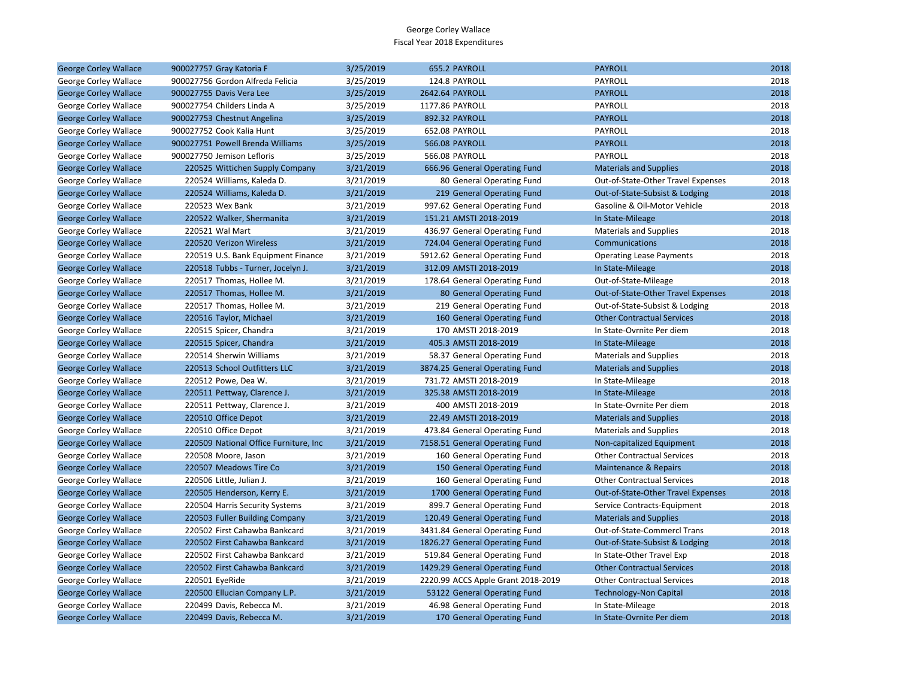George Corley Wallace
Fiscal Year 2018 Expenditures

| | | | | | | |
|---|---|---|---|---|---|---|
| George Corley Wallace | 900027757 Gray Katoria F | 3/25/2019 | 655.2 | PAYROLL | PAYROLL | 2018 |
| George Corley Wallace | 900027756 Gordon Alfreda Felicia | 3/25/2019 | 124.8 | PAYROLL | PAYROLL | 2018 |
| George Corley Wallace | 900027755 Davis Vera Lee | 3/25/2019 | 2642.64 | PAYROLL | PAYROLL | 2018 |
| George Corley Wallace | 900027754 Childers Linda A | 3/25/2019 | 1177.86 | PAYROLL | PAYROLL | 2018 |
| George Corley Wallace | 900027753 Chestnut Angelina | 3/25/2019 | 892.32 | PAYROLL | PAYROLL | 2018 |
| George Corley Wallace | 900027752 Cook Kalia Hunt | 3/25/2019 | 652.08 | PAYROLL | PAYROLL | 2018 |
| George Corley Wallace | 900027751 Powell Brenda Williams | 3/25/2019 | 566.08 | PAYROLL | PAYROLL | 2018 |
| George Corley Wallace | 900027750 Jemison Lefloris | 3/25/2019 | 566.08 | PAYROLL | PAYROLL | 2018 |
| George Corley Wallace | 220525 Wittichen Supply Company | 3/21/2019 | 666.96 | General Operating Fund | Materials and Supplies | 2018 |
| George Corley Wallace | 220524 Williams, Kaleda D. | 3/21/2019 | 80 | General Operating Fund | Out-of-State-Other Travel Expenses | 2018 |
| George Corley Wallace | 220524 Williams, Kaleda D. | 3/21/2019 | 219 | General Operating Fund | Out-of-State-Subsist & Lodging | 2018 |
| George Corley Wallace | 220523 Wex Bank | 3/21/2019 | 997.62 | General Operating Fund | Gasoline & Oil-Motor Vehicle | 2018 |
| George Corley Wallace | 220522 Walker, Shermanita | 3/21/2019 | 151.21 | AMSTI 2018-2019 | In State-Mileage | 2018 |
| George Corley Wallace | 220521 Wal Mart | 3/21/2019 | 436.97 | General Operating Fund | Materials and Supplies | 2018 |
| George Corley Wallace | 220520 Verizon Wireless | 3/21/2019 | 724.04 | General Operating Fund | Communications | 2018 |
| George Corley Wallace | 220519 U.S. Bank Equipment Finance | 3/21/2019 | 5912.62 | General Operating Fund | Operating Lease Payments | 2018 |
| George Corley Wallace | 220518 Tubbs - Turner, Jocelyn J. | 3/21/2019 | 312.09 | AMSTI 2018-2019 | In State-Mileage | 2018 |
| George Corley Wallace | 220517 Thomas, Hollee M. | 3/21/2019 | 178.64 | General Operating Fund | Out-of-State-Mileage | 2018 |
| George Corley Wallace | 220517 Thomas, Hollee M. | 3/21/2019 | 80 | General Operating Fund | Out-of-State-Other Travel Expenses | 2018 |
| George Corley Wallace | 220517 Thomas, Hollee M. | 3/21/2019 | 219 | General Operating Fund | Out-of-State-Subsist & Lodging | 2018 |
| George Corley Wallace | 220516 Taylor, Michael | 3/21/2019 | 160 | General Operating Fund | Other Contractual Services | 2018 |
| George Corley Wallace | 220515 Spicer, Chandra | 3/21/2019 | 170 | AMSTI 2018-2019 | In State-Ovrnite Per diem | 2018 |
| George Corley Wallace | 220515 Spicer, Chandra | 3/21/2019 | 405.3 | AMSTI 2018-2019 | In State-Mileage | 2018 |
| George Corley Wallace | 220514 Sherwin Williams | 3/21/2019 | 58.37 | General Operating Fund | Materials and Supplies | 2018 |
| George Corley Wallace | 220513 School Outfitters LLC | 3/21/2019 | 3874.25 | General Operating Fund | Materials and Supplies | 2018 |
| George Corley Wallace | 220512 Powe, Dea W. | 3/21/2019 | 731.72 | AMSTI 2018-2019 | In State-Mileage | 2018 |
| George Corley Wallace | 220511 Pettway, Clarence J. | 3/21/2019 | 325.38 | AMSTI 2018-2019 | In State-Mileage | 2018 |
| George Corley Wallace | 220511 Pettway, Clarence J. | 3/21/2019 | 400 | AMSTI 2018-2019 | In State-Ovrnite Per diem | 2018 |
| George Corley Wallace | 220510 Office Depot | 3/21/2019 | 22.49 | AMSTI 2018-2019 | Materials and Supplies | 2018 |
| George Corley Wallace | 220510 Office Depot | 3/21/2019 | 473.84 | General Operating Fund | Materials and Supplies | 2018 |
| George Corley Wallace | 220509 National Office Furniture, Inc | 3/21/2019 | 7158.51 | General Operating Fund | Non-capitalized Equipment | 2018 |
| George Corley Wallace | 220508 Moore, Jason | 3/21/2019 | 160 | General Operating Fund | Other Contractual Services | 2018 |
| George Corley Wallace | 220507 Meadows Tire Co | 3/21/2019 | 150 | General Operating Fund | Maintenance & Repairs | 2018 |
| George Corley Wallace | 220506 Little, Julian J. | 3/21/2019 | 160 | General Operating Fund | Other Contractual Services | 2018 |
| George Corley Wallace | 220505 Henderson, Kerry E. | 3/21/2019 | 1700 | General Operating Fund | Out-of-State-Other Travel Expenses | 2018 |
| George Corley Wallace | 220504 Harris Security Systems | 3/21/2019 | 899.7 | General Operating Fund | Service Contracts-Equipment | 2018 |
| George Corley Wallace | 220503 Fuller Building Company | 3/21/2019 | 120.49 | General Operating Fund | Materials and Supplies | 2018 |
| George Corley Wallace | 220502 First Cahawba Bankcard | 3/21/2019 | 3431.84 | General Operating Fund | Out-of-State-Commercl Trans | 2018 |
| George Corley Wallace | 220502 First Cahawba Bankcard | 3/21/2019 | 1826.27 | General Operating Fund | Out-of-State-Subsist & Lodging | 2018 |
| George Corley Wallace | 220502 First Cahawba Bankcard | 3/21/2019 | 519.84 | General Operating Fund | In State-Other Travel Exp | 2018 |
| George Corley Wallace | 220502 First Cahawba Bankcard | 3/21/2019 | 1429.29 | General Operating Fund | Other Contractual Services | 2018 |
| George Corley Wallace | 220501 EyeRide | 3/21/2019 | 2220.99 | ACCS Apple Grant 2018-2019 | Other Contractual Services | 2018 |
| George Corley Wallace | 220500 Ellucian Company L.P. | 3/21/2019 | 53122 | General Operating Fund | Technology-Non Capital | 2018 |
| George Corley Wallace | 220499 Davis, Rebecca M. | 3/21/2019 | 46.98 | General Operating Fund | In State-Mileage | 2018 |
| George Corley Wallace | 220499 Davis, Rebecca M. | 3/21/2019 | 170 | General Operating Fund | In State-Ovrnite Per diem | 2018 |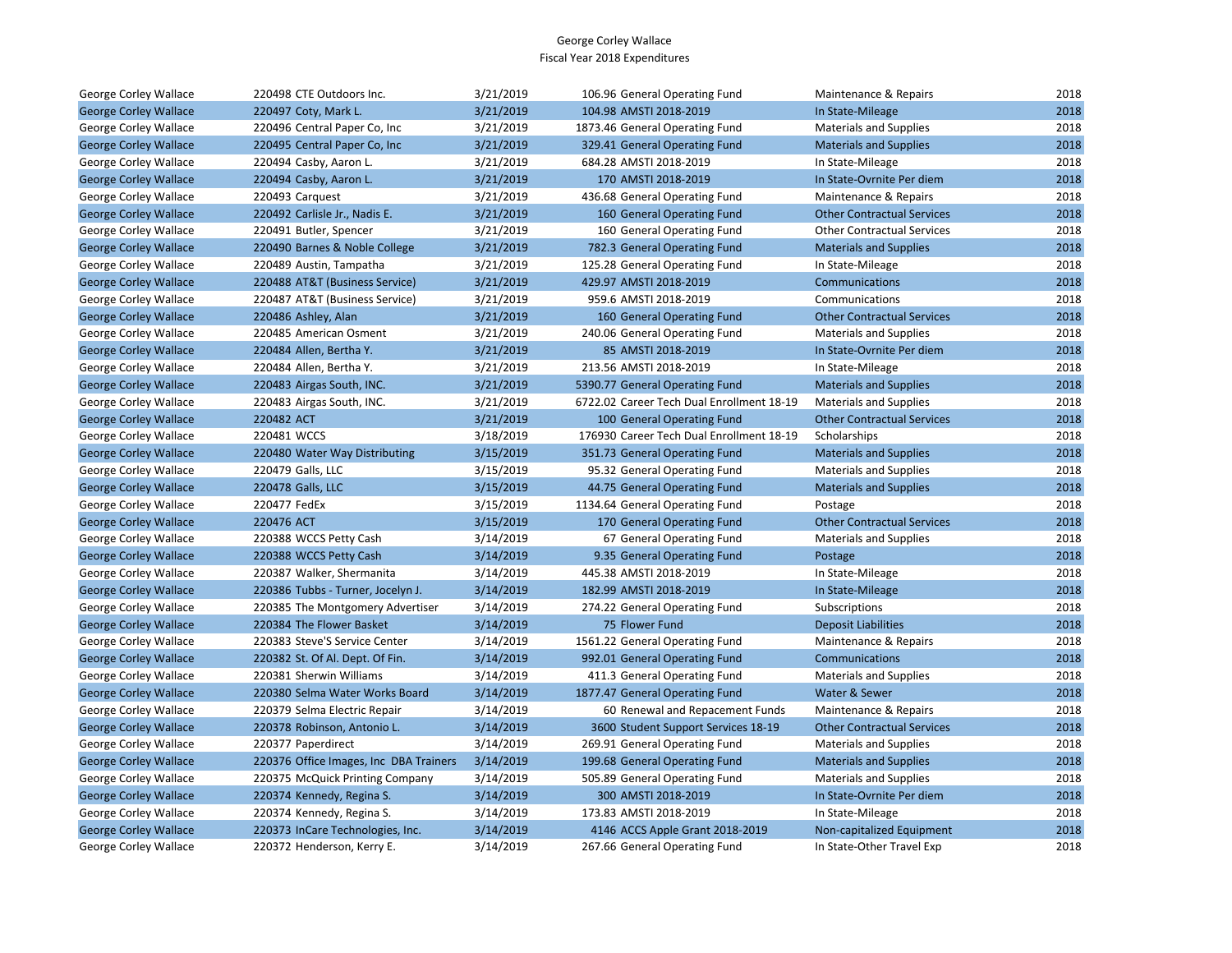# George Corley Wallace
## Fiscal Year 2018 Expenditures

| | | | | | | |
|---|---|---|---|---|---|---|
| George Corley Wallace | 220498 CTE Outdoors Inc. | 3/21/2019 | 106.96 | General Operating Fund | Maintenance & Repairs | 2018 |
| George Corley Wallace | 220497 Coty, Mark L. | 3/21/2019 | 104.98 | AMSTI 2018-2019 | In State-Mileage | 2018 |
| George Corley Wallace | 220496 Central Paper Co, Inc | 3/21/2019 | 1873.46 | General Operating Fund | Materials and Supplies | 2018 |
| George Corley Wallace | 220495 Central Paper Co, Inc | 3/21/2019 | 329.41 | General Operating Fund | Materials and Supplies | 2018 |
| George Corley Wallace | 220494 Casby, Aaron L. | 3/21/2019 | 684.28 | AMSTI 2018-2019 | In State-Mileage | 2018 |
| George Corley Wallace | 220494 Casby, Aaron L. | 3/21/2019 | 170 | AMSTI 2018-2019 | In State-Ovrnite Per diem | 2018 |
| George Corley Wallace | 220493 Carquest | 3/21/2019 | 436.68 | General Operating Fund | Maintenance & Repairs | 2018 |
| George Corley Wallace | 220492 Carlisle Jr., Nadis E. | 3/21/2019 | 160 | General Operating Fund | Other Contractual Services | 2018 |
| George Corley Wallace | 220491 Butler, Spencer | 3/21/2019 | 160 | General Operating Fund | Other Contractual Services | 2018 |
| George Corley Wallace | 220490 Barnes & Noble College | 3/21/2019 | 782.3 | General Operating Fund | Materials and Supplies | 2018 |
| George Corley Wallace | 220489 Austin, Tampatha | 3/21/2019 | 125.28 | General Operating Fund | In State-Mileage | 2018 |
| George Corley Wallace | 220488 AT&T (Business Service) | 3/21/2019 | 429.97 | AMSTI 2018-2019 | Communications | 2018 |
| George Corley Wallace | 220487 AT&T (Business Service) | 3/21/2019 | 959.6 | AMSTI 2018-2019 | Communications | 2018 |
| George Corley Wallace | 220486 Ashley, Alan | 3/21/2019 | 160 | General Operating Fund | Other Contractual Services | 2018 |
| George Corley Wallace | 220485 American Osment | 3/21/2019 | 240.06 | General Operating Fund | Materials and Supplies | 2018 |
| George Corley Wallace | 220484 Allen, Bertha Y. | 3/21/2019 | 85 | AMSTI 2018-2019 | In State-Ovrnite Per diem | 2018 |
| George Corley Wallace | 220484 Allen, Bertha Y. | 3/21/2019 | 213.56 | AMSTI 2018-2019 | In State-Mileage | 2018 |
| George Corley Wallace | 220483 Airgas South, INC. | 3/21/2019 | 5390.77 | General Operating Fund | Materials and Supplies | 2018 |
| George Corley Wallace | 220483 Airgas South, INC. | 3/21/2019 | 6722.02 | Career Tech Dual Enrollment 18-19 | Materials and Supplies | 2018 |
| George Corley Wallace | 220482 ACT | 3/21/2019 | 100 | General Operating Fund | Other Contractual Services | 2018 |
| George Corley Wallace | 220481 WCCS | 3/18/2019 | 176930 | Career Tech Dual Enrollment 18-19 | Scholarships | 2018 |
| George Corley Wallace | 220480 Water Way Distributing | 3/15/2019 | 351.73 | General Operating Fund | Materials and Supplies | 2018 |
| George Corley Wallace | 220479 Galls, LLC | 3/15/2019 | 95.32 | General Operating Fund | Materials and Supplies | 2018 |
| George Corley Wallace | 220478 Galls, LLC | 3/15/2019 | 44.75 | General Operating Fund | Materials and Supplies | 2018 |
| George Corley Wallace | 220477 FedEx | 3/15/2019 | 1134.64 | General Operating Fund | Postage | 2018 |
| George Corley Wallace | 220476 ACT | 3/15/2019 | 170 | General Operating Fund | Other Contractual Services | 2018 |
| George Corley Wallace | 220388 WCCS Petty Cash | 3/14/2019 | 67 | General Operating Fund | Materials and Supplies | 2018 |
| George Corley Wallace | 220388 WCCS Petty Cash | 3/14/2019 | 9.35 | General Operating Fund | Postage | 2018 |
| George Corley Wallace | 220387 Walker, Shermanita | 3/14/2019 | 445.38 | AMSTI 2018-2019 | In State-Mileage | 2018 |
| George Corley Wallace | 220386 Tubbs - Turner, Jocelyn J. | 3/14/2019 | 182.99 | AMSTI 2018-2019 | In State-Mileage | 2018 |
| George Corley Wallace | 220385 The Montgomery Advertiser | 3/14/2019 | 274.22 | General Operating Fund | Subscriptions | 2018 |
| George Corley Wallace | 220384 The Flower Basket | 3/14/2019 | 75 | Flower Fund | Deposit Liabilities | 2018 |
| George Corley Wallace | 220383 Steve'S Service Center | 3/14/2019 | 1561.22 | General Operating Fund | Maintenance & Repairs | 2018 |
| George Corley Wallace | 220382 St. Of Al. Dept. Of Fin. | 3/14/2019 | 992.01 | General Operating Fund | Communications | 2018 |
| George Corley Wallace | 220381 Sherwin Williams | 3/14/2019 | 411.3 | General Operating Fund | Materials and Supplies | 2018 |
| George Corley Wallace | 220380 Selma Water Works Board | 3/14/2019 | 1877.47 | General Operating Fund | Water & Sewer | 2018 |
| George Corley Wallace | 220379 Selma Electric Repair | 3/14/2019 | 60 | Renewal and Repacement Funds | Maintenance & Repairs | 2018 |
| George Corley Wallace | 220378 Robinson, Antonio L. | 3/14/2019 | 3600 | Student Support Services 18-19 | Other Contractual Services | 2018 |
| George Corley Wallace | 220377 Paperdirect | 3/14/2019 | 269.91 | General Operating Fund | Materials and Supplies | 2018 |
| George Corley Wallace | 220376 Office Images, Inc DBA Trainers | 3/14/2019 | 199.68 | General Operating Fund | Materials and Supplies | 2018 |
| George Corley Wallace | 220375 McQuick Printing Company | 3/14/2019 | 505.89 | General Operating Fund | Materials and Supplies | 2018 |
| George Corley Wallace | 220374 Kennedy, Regina S. | 3/14/2019 | 300 | AMSTI 2018-2019 | In State-Ovrnite Per diem | 2018 |
| George Corley Wallace | 220374 Kennedy, Regina S. | 3/14/2019 | 173.83 | AMSTI 2018-2019 | In State-Mileage | 2018 |
| George Corley Wallace | 220373 InCare Technologies, Inc. | 3/14/2019 | 4146 | ACCS Apple Grant 2018-2019 | Non-capitalized Equipment | 2018 |
| George Corley Wallace | 220372 Henderson, Kerry E. | 3/14/2019 | 267.66 | General Operating Fund | In State-Other Travel Exp | 2018 |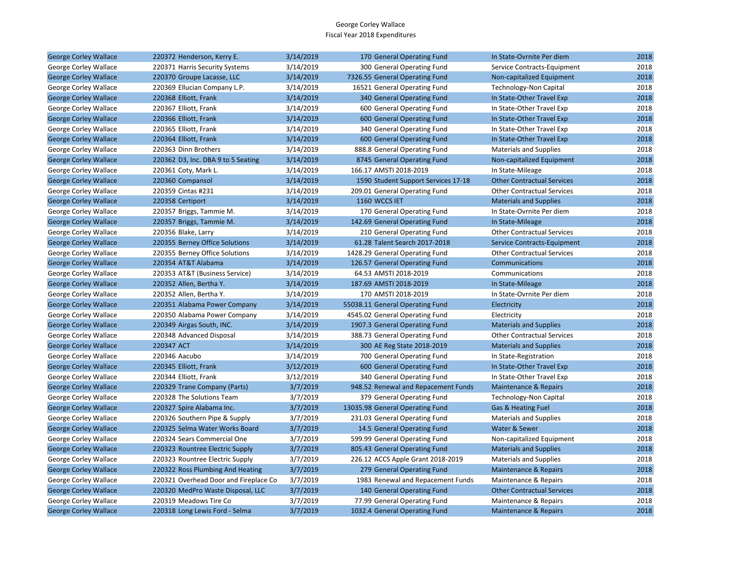George Corley Wallace
Fiscal Year 2018 Expenditures

| | | | | | | |
|---|---|---|---|---|---|---|
| George Corley Wallace | 220372 Henderson, Kerry E. | 3/14/2019 | 170 | General Operating Fund | In State-Ovrnite Per diem | 2018 |
| George Corley Wallace | 220371 Harris Security Systems | 3/14/2019 | 300 | General Operating Fund | Service Contracts-Equipment | 2018 |
| George Corley Wallace | 220370 Groupe Lacasse, LLC | 3/14/2019 | 7326.55 | General Operating Fund | Non-capitalized Equipment | 2018 |
| George Corley Wallace | 220369 Ellucian Company L.P. | 3/14/2019 | 16521 | General Operating Fund | Technology-Non Capital | 2018 |
| George Corley Wallace | 220368 Elliott, Frank | 3/14/2019 | 340 | General Operating Fund | In State-Other Travel Exp | 2018 |
| George Corley Wallace | 220367 Elliott, Frank | 3/14/2019 | 600 | General Operating Fund | In State-Other Travel Exp | 2018 |
| George Corley Wallace | 220366 Elliott, Frank | 3/14/2019 | 600 | General Operating Fund | In State-Other Travel Exp | 2018 |
| George Corley Wallace | 220365 Elliott, Frank | 3/14/2019 | 340 | General Operating Fund | In State-Other Travel Exp | 2018 |
| George Corley Wallace | 220364 Elliott, Frank | 3/14/2019 | 600 | General Operating Fund | In State-Other Travel Exp | 2018 |
| George Corley Wallace | 220363 Dinn Brothers | 3/14/2019 | 888.8 | General Operating Fund | Materials and Supplies | 2018 |
| George Corley Wallace | 220362 D3, Inc. DBA 9 to 5 Seating | 3/14/2019 | 8745 | General Operating Fund | Non-capitalized Equipment | 2018 |
| George Corley Wallace | 220361 Coty, Mark L. | 3/14/2019 | 166.17 | AMSTI 2018-2019 | In State-Mileage | 2018 |
| George Corley Wallace | 220360 Compansol | 3/14/2019 | 1590 | Student Support Services 17-18 | Other Contractual Services | 2018 |
| George Corley Wallace | 220359 Cintas #231 | 3/14/2019 | 209.01 | General Operating Fund | Other Contractual Services | 2018 |
| George Corley Wallace | 220358 Certiport | 3/14/2019 | 1160 | WCCS IET | Materials and Supplies | 2018 |
| George Corley Wallace | 220357 Briggs, Tammie M. | 3/14/2019 | 170 | General Operating Fund | In State-Ovrnite Per diem | 2018 |
| George Corley Wallace | 220357 Briggs, Tammie M. | 3/14/2019 | 142.69 | General Operating Fund | In State-Mileage | 2018 |
| George Corley Wallace | 220356 Blake, Larry | 3/14/2019 | 210 | General Operating Fund | Other Contractual Services | 2018 |
| George Corley Wallace | 220355 Berney Office Solutions | 3/14/2019 | 61.28 | Talent Search 2017-2018 | Service Contracts-Equipment | 2018 |
| George Corley Wallace | 220355 Berney Office Solutions | 3/14/2019 | 1428.29 | General Operating Fund | Other Contractual Services | 2018 |
| George Corley Wallace | 220354 AT&T Alabama | 3/14/2019 | 126.57 | General Operating Fund | Communications | 2018 |
| George Corley Wallace | 220353 AT&T (Business Service) | 3/14/2019 | 64.53 | AMSTI 2018-2019 | Communications | 2018 |
| George Corley Wallace | 220352 Allen, Bertha Y. | 3/14/2019 | 187.69 | AMSTI 2018-2019 | In State-Mileage | 2018 |
| George Corley Wallace | 220352 Allen, Bertha Y. | 3/14/2019 | 170 | AMSTI 2018-2019 | In State-Ovrnite Per diem | 2018 |
| George Corley Wallace | 220351 Alabama Power Company | 3/14/2019 | 55038.11 | General Operating Fund | Electricity | 2018 |
| George Corley Wallace | 220350 Alabama Power Company | 3/14/2019 | 4545.02 | General Operating Fund | Electricity | 2018 |
| George Corley Wallace | 220349 Airgas South, INC. | 3/14/2019 | 1907.3 | General Operating Fund | Materials and Supplies | 2018 |
| George Corley Wallace | 220348 Advanced Disposal | 3/14/2019 | 388.73 | General Operating Fund | Other Contractual Services | 2018 |
| George Corley Wallace | 220347 ACT | 3/14/2019 | 300 | AE Reg State 2018-2019 | Materials and Supplies | 2018 |
| George Corley Wallace | 220346 Aacubo | 3/14/2019 | 700 | General Operating Fund | In State-Registration | 2018 |
| George Corley Wallace | 220345 Elliott, Frank | 3/12/2019 | 600 | General Operating Fund | In State-Other Travel Exp | 2018 |
| George Corley Wallace | 220344 Elliott, Frank | 3/12/2019 | 340 | General Operating Fund | In State-Other Travel Exp | 2018 |
| George Corley Wallace | 220329 Trane Company (Parts) | 3/7/2019 | 948.52 | Renewal and Repacement Funds | Maintenance & Repairs | 2018 |
| George Corley Wallace | 220328 The Solutions Team | 3/7/2019 | 379 | General Operating Fund | Technology-Non Capital | 2018 |
| George Corley Wallace | 220327 Spire Alabama Inc. | 3/7/2019 | 13035.98 | General Operating Fund | Gas & Heating Fuel | 2018 |
| George Corley Wallace | 220326 Southern Pipe & Supply | 3/7/2019 | 231.03 | General Operating Fund | Materials and Supplies | 2018 |
| George Corley Wallace | 220325 Selma Water Works Board | 3/7/2019 | 14.5 | General Operating Fund | Water & Sewer | 2018 |
| George Corley Wallace | 220324 Sears Commercial One | 3/7/2019 | 599.99 | General Operating Fund | Non-capitalized Equipment | 2018 |
| George Corley Wallace | 220323 Rountree Electric Supply | 3/7/2019 | 805.43 | General Operating Fund | Materials and Supplies | 2018 |
| George Corley Wallace | 220323 Rountree Electric Supply | 3/7/2019 | 226.12 | ACCS Apple Grant 2018-2019 | Materials and Supplies | 2018 |
| George Corley Wallace | 220322 Ross Plumbing And Heating | 3/7/2019 | 279 | General Operating Fund | Maintenance & Repairs | 2018 |
| George Corley Wallace | 220321 Overhead Door and Fireplace Co | 3/7/2019 | 1983 | Renewal and Repacement Funds | Maintenance & Repairs | 2018 |
| George Corley Wallace | 220320 MedPro Waste Disposal, LLC | 3/7/2019 | 140 | General Operating Fund | Other Contractual Services | 2018 |
| George Corley Wallace | 220319 Meadows Tire Co | 3/7/2019 | 77.99 | General Operating Fund | Maintenance & Repairs | 2018 |
| George Corley Wallace | 220318 Long Lewis Ford - Selma | 3/7/2019 | 1032.4 | General Operating Fund | Maintenance & Repairs | 2018 |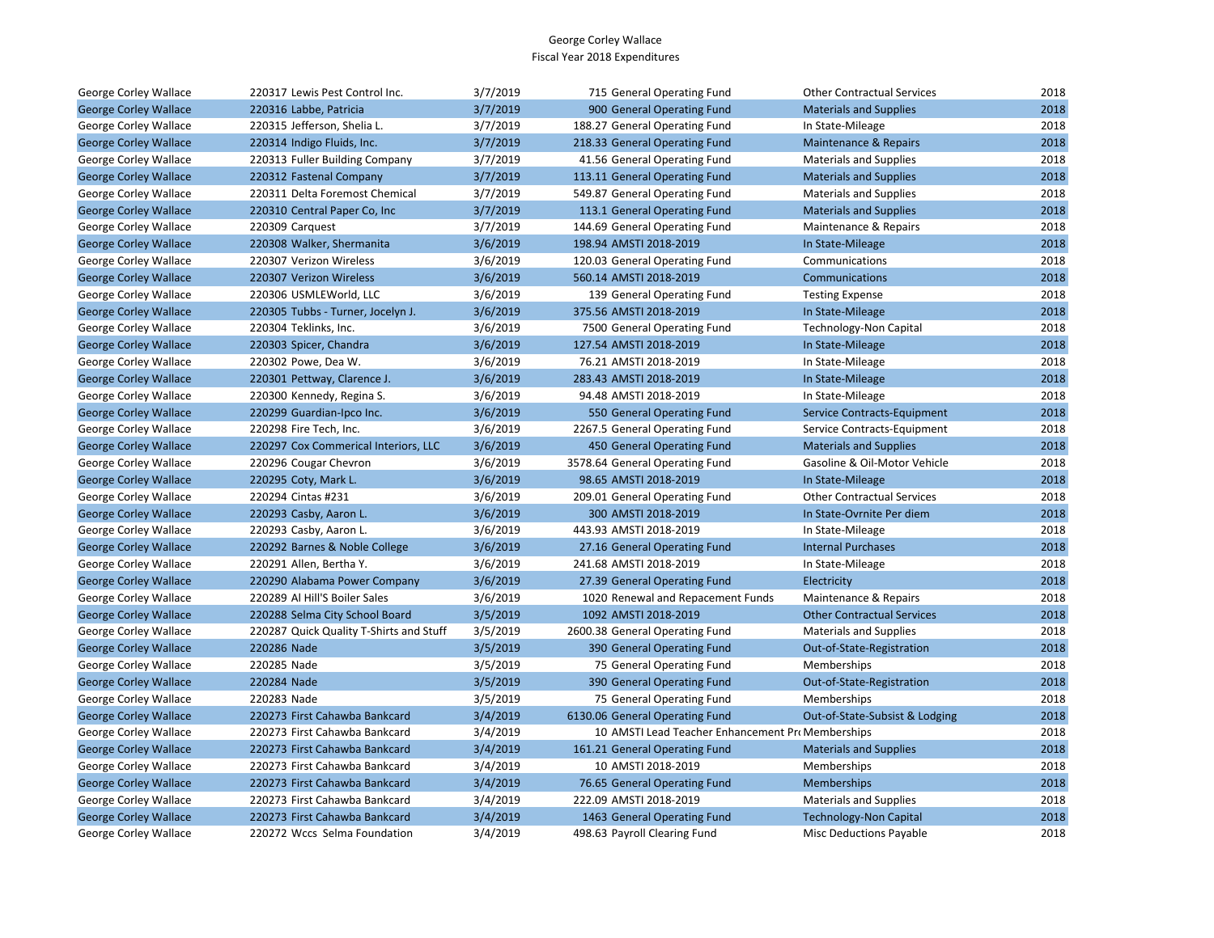# George Corley Wallace
## Fiscal Year 2018 Expenditures

| | | | | | | |
|---|---|---|---|---|---|---|
| George Corley Wallace | 220317 Lewis Pest Control Inc. | 3/7/2019 | 715 | General Operating Fund | Other Contractual Services | 2018 |
| George Corley Wallace | 220316 Labbe, Patricia | 3/7/2019 | 900 | General Operating Fund | Materials and Supplies | 2018 |
| George Corley Wallace | 220315 Jefferson, Shelia L. | 3/7/2019 | 188.27 | General Operating Fund | In State-Mileage | 2018 |
| George Corley Wallace | 220314 Indigo Fluids, Inc. | 3/7/2019 | 218.33 | General Operating Fund | Maintenance & Repairs | 2018 |
| George Corley Wallace | 220313 Fuller Building Company | 3/7/2019 | 41.56 | General Operating Fund | Materials and Supplies | 2018 |
| George Corley Wallace | 220312 Fastenal Company | 3/7/2019 | 113.11 | General Operating Fund | Materials and Supplies | 2018 |
| George Corley Wallace | 220311 Delta Foremost Chemical | 3/7/2019 | 549.87 | General Operating Fund | Materials and Supplies | 2018 |
| George Corley Wallace | 220310 Central Paper Co, Inc | 3/7/2019 | 113.1 | General Operating Fund | Materials and Supplies | 2018 |
| George Corley Wallace | 220309 Carquest | 3/7/2019 | 144.69 | General Operating Fund | Maintenance & Repairs | 2018 |
| George Corley Wallace | 220308 Walker, Shermanita | 3/6/2019 | 198.94 | AMSTI 2018-2019 | In State-Mileage | 2018 |
| George Corley Wallace | 220307 Verizon Wireless | 3/6/2019 | 120.03 | General Operating Fund | Communications | 2018 |
| George Corley Wallace | 220307 Verizon Wireless | 3/6/2019 | 560.14 | AMSTI 2018-2019 | Communications | 2018 |
| George Corley Wallace | 220306 USMLEWorld, LLC | 3/6/2019 | 139 | General Operating Fund | Testing Expense | 2018 |
| George Corley Wallace | 220305 Tubbs - Turner, Jocelyn J. | 3/6/2019 | 375.56 | AMSTI 2018-2019 | In State-Mileage | 2018 |
| George Corley Wallace | 220304 Teklinks, Inc. | 3/6/2019 | 7500 | General Operating Fund | Technology-Non Capital | 2018 |
| George Corley Wallace | 220303 Spicer, Chandra | 3/6/2019 | 127.54 | AMSTI 2018-2019 | In State-Mileage | 2018 |
| George Corley Wallace | 220302 Powe, Dea W. | 3/6/2019 | 76.21 | AMSTI 2018-2019 | In State-Mileage | 2018 |
| George Corley Wallace | 220301 Pettway, Clarence J. | 3/6/2019 | 283.43 | AMSTI 2018-2019 | In State-Mileage | 2018 |
| George Corley Wallace | 220300 Kennedy, Regina S. | 3/6/2019 | 94.48 | AMSTI 2018-2019 | In State-Mileage | 2018 |
| George Corley Wallace | 220299 Guardian-Ipco Inc. | 3/6/2019 | 550 | General Operating Fund | Service Contracts-Equipment | 2018 |
| George Corley Wallace | 220298 Fire Tech, Inc. | 3/6/2019 | 2267.5 | General Operating Fund | Service Contracts-Equipment | 2018 |
| George Corley Wallace | 220297 Cox Commerical Interiors, LLC | 3/6/2019 | 450 | General Operating Fund | Materials and Supplies | 2018 |
| George Corley Wallace | 220296 Cougar Chevron | 3/6/2019 | 3578.64 | General Operating Fund | Gasoline & Oil-Motor Vehicle | 2018 |
| George Corley Wallace | 220295 Coty, Mark L. | 3/6/2019 | 98.65 | AMSTI 2018-2019 | In State-Mileage | 2018 |
| George Corley Wallace | 220294 Cintas #231 | 3/6/2019 | 209.01 | General Operating Fund | Other Contractual Services | 2018 |
| George Corley Wallace | 220293 Casby, Aaron L. | 3/6/2019 | 300 | AMSTI 2018-2019 | In State-Ovrnite Per diem | 2018 |
| George Corley Wallace | 220293 Casby, Aaron L. | 3/6/2019 | 443.93 | AMSTI 2018-2019 | In State-Mileage | 2018 |
| George Corley Wallace | 220292 Barnes & Noble College | 3/6/2019 | 27.16 | General Operating Fund | Internal Purchases | 2018 |
| George Corley Wallace | 220291 Allen, Bertha Y. | 3/6/2019 | 241.68 | AMSTI 2018-2019 | In State-Mileage | 2018 |
| George Corley Wallace | 220290 Alabama Power Company | 3/6/2019 | 27.39 | General Operating Fund | Electricity | 2018 |
| George Corley Wallace | 220289 Al Hill'S Boiler Sales | 3/6/2019 | 1020 | Renewal and Repacement Funds | Maintenance & Repairs | 2018 |
| George Corley Wallace | 220288 Selma City School Board | 3/5/2019 | 1092 | AMSTI 2018-2019 | Other Contractual Services | 2018 |
| George Corley Wallace | 220287 Quick Quality T-Shirts and Stuff | 3/5/2019 | 2600.38 | General Operating Fund | Materials and Supplies | 2018 |
| George Corley Wallace | 220286 Nade | 3/5/2019 | 390 | General Operating Fund | Out-of-State-Registration | 2018 |
| George Corley Wallace | 220285 Nade | 3/5/2019 | 75 | General Operating Fund | Memberships | 2018 |
| George Corley Wallace | 220284 Nade | 3/5/2019 | 390 | General Operating Fund | Out-of-State-Registration | 2018 |
| George Corley Wallace | 220283 Nade | 3/5/2019 | 75 | General Operating Fund | Memberships | 2018 |
| George Corley Wallace | 220273 First Cahawba Bankcard | 3/4/2019 | 6130.06 | General Operating Fund | Out-of-State-Subsist & Lodging | 2018 |
| George Corley Wallace | 220273 First Cahawba Bankcard | 3/4/2019 | 10 | AMSTI Lead Teacher Enhancement Pr | Memberships | 2018 |
| George Corley Wallace | 220273 First Cahawba Bankcard | 3/4/2019 | 161.21 | General Operating Fund | Materials and Supplies | 2018 |
| George Corley Wallace | 220273 First Cahawba Bankcard | 3/4/2019 | 10 | AMSTI 2018-2019 | Memberships | 2018 |
| George Corley Wallace | 220273 First Cahawba Bankcard | 3/4/2019 | 76.65 | General Operating Fund | Memberships | 2018 |
| George Corley Wallace | 220273 First Cahawba Bankcard | 3/4/2019 | 222.09 | AMSTI 2018-2019 | Materials and Supplies | 2018 |
| George Corley Wallace | 220273 First Cahawba Bankcard | 3/4/2019 | 1463 | General Operating Fund | Technology-Non Capital | 2018 |
| George Corley Wallace | 220272 Wccs Selma Foundation | 3/4/2019 | 498.63 | Payroll Clearing Fund | Misc Deductions Payable | 2018 |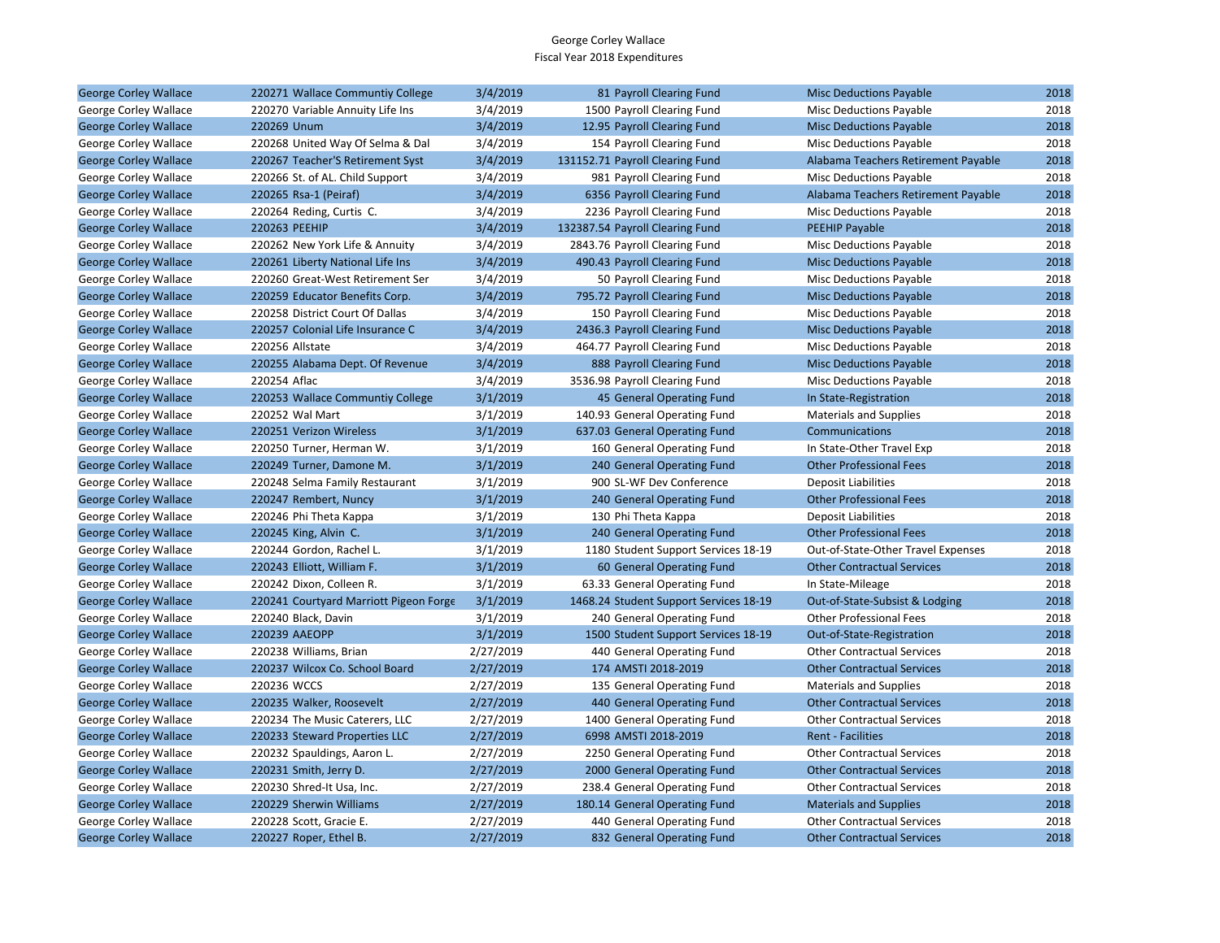George Corley Wallace
Fiscal Year 2018 Expenditures

| | | | | | | |
|---|---|---|---|---|---|---|
| George Corley Wallace | 220271 Wallace Communtiy College | 3/4/2019 | 81 | Payroll Clearing Fund | Misc Deductions Payable | 2018 |
| George Corley Wallace | 220270 Variable Annuity Life Ins | 3/4/2019 | 1500 | Payroll Clearing Fund | Misc Deductions Payable | 2018 |
| George Corley Wallace | 220269 Unum | 3/4/2019 | 12.95 | Payroll Clearing Fund | Misc Deductions Payable | 2018 |
| George Corley Wallace | 220268 United Way Of Selma & Dal | 3/4/2019 | 154 | Payroll Clearing Fund | Misc Deductions Payable | 2018 |
| George Corley Wallace | 220267 Teacher'S Retirement Syst | 3/4/2019 | 131152.71 | Payroll Clearing Fund | Alabama Teachers Retirement Payable | 2018 |
| George Corley Wallace | 220266 St. of AL. Child Support | 3/4/2019 | 981 | Payroll Clearing Fund | Misc Deductions Payable | 2018 |
| George Corley Wallace | 220265 Rsa-1 (Peiraf) | 3/4/2019 | 6356 | Payroll Clearing Fund | Alabama Teachers Retirement Payable | 2018 |
| George Corley Wallace | 220264 Reding, Curtis C. | 3/4/2019 | 2236 | Payroll Clearing Fund | Misc Deductions Payable | 2018 |
| George Corley Wallace | 220263 PEEHIP | 3/4/2019 | 132387.54 | Payroll Clearing Fund | PEEHIP Payable | 2018 |
| George Corley Wallace | 220262 New York Life & Annuity | 3/4/2019 | 2843.76 | Payroll Clearing Fund | Misc Deductions Payable | 2018 |
| George Corley Wallace | 220261 Liberty National Life Ins | 3/4/2019 | 490.43 | Payroll Clearing Fund | Misc Deductions Payable | 2018 |
| George Corley Wallace | 220260 Great-West Retirement Ser | 3/4/2019 | 50 | Payroll Clearing Fund | Misc Deductions Payable | 2018 |
| George Corley Wallace | 220259 Educator Benefits Corp. | 3/4/2019 | 795.72 | Payroll Clearing Fund | Misc Deductions Payable | 2018 |
| George Corley Wallace | 220258 District Court Of Dallas | 3/4/2019 | 150 | Payroll Clearing Fund | Misc Deductions Payable | 2018 |
| George Corley Wallace | 220257 Colonial Life Insurance C | 3/4/2019 | 2436.3 | Payroll Clearing Fund | Misc Deductions Payable | 2018 |
| George Corley Wallace | 220256 Allstate | 3/4/2019 | 464.77 | Payroll Clearing Fund | Misc Deductions Payable | 2018 |
| George Corley Wallace | 220255 Alabama Dept. Of Revenue | 3/4/2019 | 888 | Payroll Clearing Fund | Misc Deductions Payable | 2018 |
| George Corley Wallace | 220254 Aflac | 3/4/2019 | 3536.98 | Payroll Clearing Fund | Misc Deductions Payable | 2018 |
| George Corley Wallace | 220253 Wallace Communtiy College | 3/1/2019 | 45 | General Operating Fund | In State-Registration | 2018 |
| George Corley Wallace | 220252 Wal Mart | 3/1/2019 | 140.93 | General Operating Fund | Materials and Supplies | 2018 |
| George Corley Wallace | 220251 Verizon Wireless | 3/1/2019 | 637.03 | General Operating Fund | Communications | 2018 |
| George Corley Wallace | 220250 Turner, Herman W. | 3/1/2019 | 160 | General Operating Fund | In State-Other Travel Exp | 2018 |
| George Corley Wallace | 220249 Turner, Damone M. | 3/1/2019 | 240 | General Operating Fund | Other Professional Fees | 2018 |
| George Corley Wallace | 220248 Selma Family Restaurant | 3/1/2019 | 900 | SL-WF Dev Conference | Deposit Liabilities | 2018 |
| George Corley Wallace | 220247 Rembert, Nuncy | 3/1/2019 | 240 | General Operating Fund | Other Professional Fees | 2018 |
| George Corley Wallace | 220246 Phi Theta Kappa | 3/1/2019 | 130 | Phi Theta Kappa | Deposit Liabilities | 2018 |
| George Corley Wallace | 220245 King, Alvin C. | 3/1/2019 | 240 | General Operating Fund | Other Professional Fees | 2018 |
| George Corley Wallace | 220244 Gordon, Rachel L. | 3/1/2019 | 1180 | Student Support Services 18-19 | Out-of-State-Other Travel Expenses | 2018 |
| George Corley Wallace | 220243 Elliott, William F. | 3/1/2019 | 60 | General Operating Fund | Other Contractual Services | 2018 |
| George Corley Wallace | 220242 Dixon, Colleen R. | 3/1/2019 | 63.33 | General Operating Fund | In State-Mileage | 2018 |
| George Corley Wallace | 220241 Courtyard Marriott Pigeon Forge | 3/1/2019 | 1468.24 | Student Support Services 18-19 | Out-of-State-Subsist & Lodging | 2018 |
| George Corley Wallace | 220240 Black, Davin | 3/1/2019 | 240 | General Operating Fund | Other Professional Fees | 2018 |
| George Corley Wallace | 220239 AAEOPP | 3/1/2019 | 1500 | Student Support Services 18-19 | Out-of-State-Registration | 2018 |
| George Corley Wallace | 220238 Williams, Brian | 2/27/2019 | 440 | General Operating Fund | Other Contractual Services | 2018 |
| George Corley Wallace | 220237 Wilcox Co. School Board | 2/27/2019 | 174 | AMSTI 2018-2019 | Other Contractual Services | 2018 |
| George Corley Wallace | 220236 WCCS | 2/27/2019 | 135 | General Operating Fund | Materials and Supplies | 2018 |
| George Corley Wallace | 220235 Walker, Roosevelt | 2/27/2019 | 440 | General Operating Fund | Other Contractual Services | 2018 |
| George Corley Wallace | 220234 The Music Caterers, LLC | 2/27/2019 | 1400 | General Operating Fund | Other Contractual Services | 2018 |
| George Corley Wallace | 220233 Steward Properties LLC | 2/27/2019 | 6998 | AMSTI 2018-2019 | Rent - Facilities | 2018 |
| George Corley Wallace | 220232 Spauldings, Aaron L. | 2/27/2019 | 2250 | General Operating Fund | Other Contractual Services | 2018 |
| George Corley Wallace | 220231 Smith, Jerry D. | 2/27/2019 | 2000 | General Operating Fund | Other Contractual Services | 2018 |
| George Corley Wallace | 220230 Shred-It Usa, Inc. | 2/27/2019 | 238.4 | General Operating Fund | Other Contractual Services | 2018 |
| George Corley Wallace | 220229 Sherwin Williams | 2/27/2019 | 180.14 | General Operating Fund | Materials and Supplies | 2018 |
| George Corley Wallace | 220228 Scott, Gracie E. | 2/27/2019 | 440 | General Operating Fund | Other Contractual Services | 2018 |
| George Corley Wallace | 220227 Roper, Ethel B. | 2/27/2019 | 832 | General Operating Fund | Other Contractual Services | 2018 |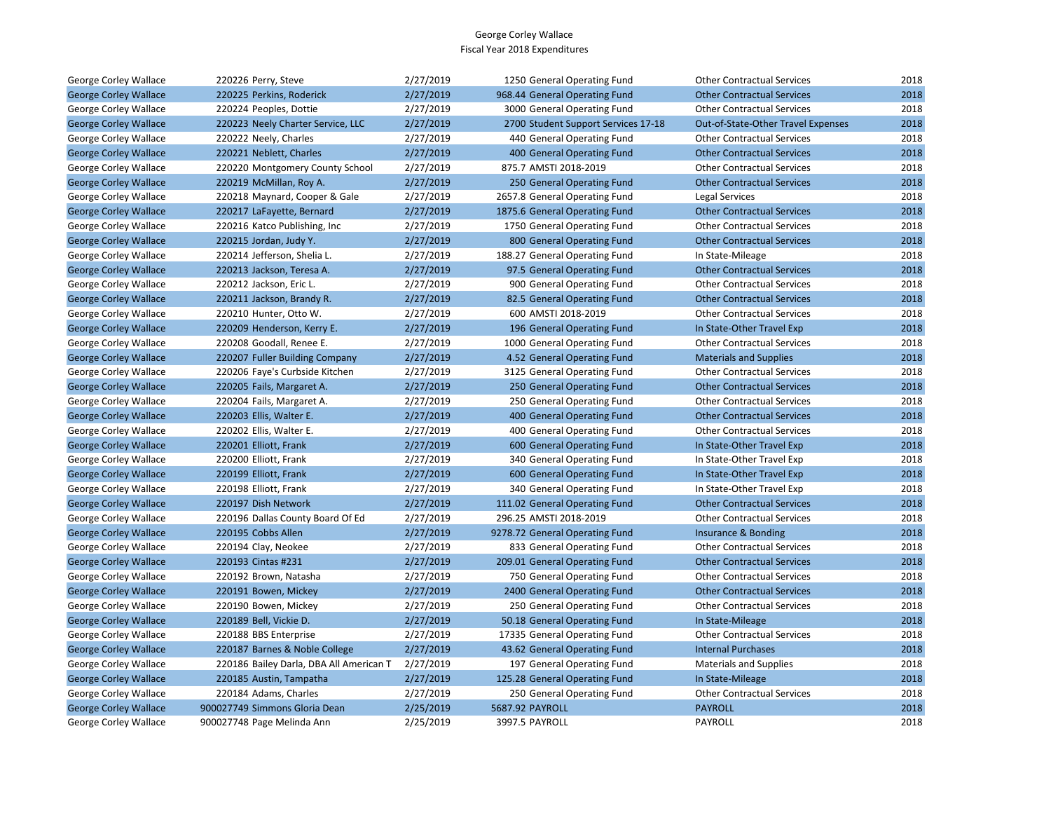George Corley Wallace
Fiscal Year 2018 Expenditures

| | | | | | | | |
|---|---|---|---|---|---|---|---|
| George Corley Wallace | 220226 | Perry, Steve | 2/27/2019 | 1250 | General Operating Fund | Other Contractual Services | 2018 |
| George Corley Wallace | 220225 | Perkins, Roderick | 2/27/2019 | 968.44 | General Operating Fund | Other Contractual Services | 2018 |
| George Corley Wallace | 220224 | Peoples, Dottie | 2/27/2019 | 3000 | General Operating Fund | Other Contractual Services | 2018 |
| George Corley Wallace | 220223 | Neely Charter Service, LLC | 2/27/2019 | 2700 | Student Support Services 17-18 | Out-of-State-Other Travel Expenses | 2018 |
| George Corley Wallace | 220222 | Neely, Charles | 2/27/2019 | 440 | General Operating Fund | Other Contractual Services | 2018 |
| George Corley Wallace | 220221 | Neblett, Charles | 2/27/2019 | 400 | General Operating Fund | Other Contractual Services | 2018 |
| George Corley Wallace | 220220 | Montgomery County School | 2/27/2019 | 875.7 | AMSTI 2018-2019 | Other Contractual Services | 2018 |
| George Corley Wallace | 220219 | McMillan, Roy A. | 2/27/2019 | 250 | General Operating Fund | Other Contractual Services | 2018 |
| George Corley Wallace | 220218 | Maynard, Cooper & Gale | 2/27/2019 | 2657.8 | General Operating Fund | Legal Services | 2018 |
| George Corley Wallace | 220217 | LaFayette, Bernard | 2/27/2019 | 1875.6 | General Operating Fund | Other Contractual Services | 2018 |
| George Corley Wallace | 220216 | Katco Publishing, Inc | 2/27/2019 | 1750 | General Operating Fund | Other Contractual Services | 2018 |
| George Corley Wallace | 220215 | Jordan, Judy Y. | 2/27/2019 | 800 | General Operating Fund | Other Contractual Services | 2018 |
| George Corley Wallace | 220214 | Jefferson, Shelia L. | 2/27/2019 | 188.27 | General Operating Fund | In State-Mileage | 2018 |
| George Corley Wallace | 220213 | Jackson, Teresa A. | 2/27/2019 | 97.5 | General Operating Fund | Other Contractual Services | 2018 |
| George Corley Wallace | 220212 | Jackson, Eric L. | 2/27/2019 | 900 | General Operating Fund | Other Contractual Services | 2018 |
| George Corley Wallace | 220211 | Jackson, Brandy R. | 2/27/2019 | 82.5 | General Operating Fund | Other Contractual Services | 2018 |
| George Corley Wallace | 220210 | Hunter, Otto W. | 2/27/2019 | 600 | AMSTI 2018-2019 | Other Contractual Services | 2018 |
| George Corley Wallace | 220209 | Henderson, Kerry E. | 2/27/2019 | 196 | General Operating Fund | In State-Other Travel Exp | 2018 |
| George Corley Wallace | 220208 | Goodall, Renee E. | 2/27/2019 | 1000 | General Operating Fund | Other Contractual Services | 2018 |
| George Corley Wallace | 220207 | Fuller Building Company | 2/27/2019 | 4.52 | General Operating Fund | Materials and Supplies | 2018 |
| George Corley Wallace | 220206 | Faye's Curbside Kitchen | 2/27/2019 | 3125 | General Operating Fund | Other Contractual Services | 2018 |
| George Corley Wallace | 220205 | Fails, Margaret A. | 2/27/2019 | 250 | General Operating Fund | Other Contractual Services | 2018 |
| George Corley Wallace | 220204 | Fails, Margaret A. | 2/27/2019 | 250 | General Operating Fund | Other Contractual Services | 2018 |
| George Corley Wallace | 220203 | Ellis, Walter E. | 2/27/2019 | 400 | General Operating Fund | Other Contractual Services | 2018 |
| George Corley Wallace | 220202 | Ellis, Walter E. | 2/27/2019 | 400 | General Operating Fund | Other Contractual Services | 2018 |
| George Corley Wallace | 220201 | Elliott, Frank | 2/27/2019 | 600 | General Operating Fund | In State-Other Travel Exp | 2018 |
| George Corley Wallace | 220200 | Elliott, Frank | 2/27/2019 | 340 | General Operating Fund | In State-Other Travel Exp | 2018 |
| George Corley Wallace | 220199 | Elliott, Frank | 2/27/2019 | 600 | General Operating Fund | In State-Other Travel Exp | 2018 |
| George Corley Wallace | 220198 | Elliott, Frank | 2/27/2019 | 340 | General Operating Fund | In State-Other Travel Exp | 2018 |
| George Corley Wallace | 220197 | Dish Network | 2/27/2019 | 111.02 | General Operating Fund | Other Contractual Services | 2018 |
| George Corley Wallace | 220196 | Dallas County Board Of Ed | 2/27/2019 | 296.25 | AMSTI 2018-2019 | Other Contractual Services | 2018 |
| George Corley Wallace | 220195 | Cobbs Allen | 2/27/2019 | 9278.72 | General Operating Fund | Insurance & Bonding | 2018 |
| George Corley Wallace | 220194 | Clay, Neokee | 2/27/2019 | 833 | General Operating Fund | Other Contractual Services | 2018 |
| George Corley Wallace | 220193 | Cintas #231 | 2/27/2019 | 209.01 | General Operating Fund | Other Contractual Services | 2018 |
| George Corley Wallace | 220192 | Brown, Natasha | 2/27/2019 | 750 | General Operating Fund | Other Contractual Services | 2018 |
| George Corley Wallace | 220191 | Bowen, Mickey | 2/27/2019 | 2400 | General Operating Fund | Other Contractual Services | 2018 |
| George Corley Wallace | 220190 | Bowen, Mickey | 2/27/2019 | 250 | General Operating Fund | Other Contractual Services | 2018 |
| George Corley Wallace | 220189 | Bell, Vickie D. | 2/27/2019 | 50.18 | General Operating Fund | In State-Mileage | 2018 |
| George Corley Wallace | 220188 | BBS Enterprise | 2/27/2019 | 17335 | General Operating Fund | Other Contractual Services | 2018 |
| George Corley Wallace | 220187 | Barnes & Noble College | 2/27/2019 | 43.62 | General Operating Fund | Internal Purchases | 2018 |
| George Corley Wallace | 220186 | Bailey Darla, DBA All American T | 2/27/2019 | 197 | General Operating Fund | Materials and Supplies | 2018 |
| George Corley Wallace | 220185 | Austin, Tampatha | 2/27/2019 | 125.28 | General Operating Fund | In State-Mileage | 2018 |
| George Corley Wallace | 220184 | Adams, Charles | 2/27/2019 | 250 | General Operating Fund | Other Contractual Services | 2018 |
| George Corley Wallace | 900027749 | Simmons Gloria Dean | 2/25/2019 | 5687.92 | PAYROLL | PAYROLL | 2018 |
| George Corley Wallace | 900027748 | Page Melinda Ann | 2/25/2019 | 3997.5 | PAYROLL | PAYROLL | 2018 |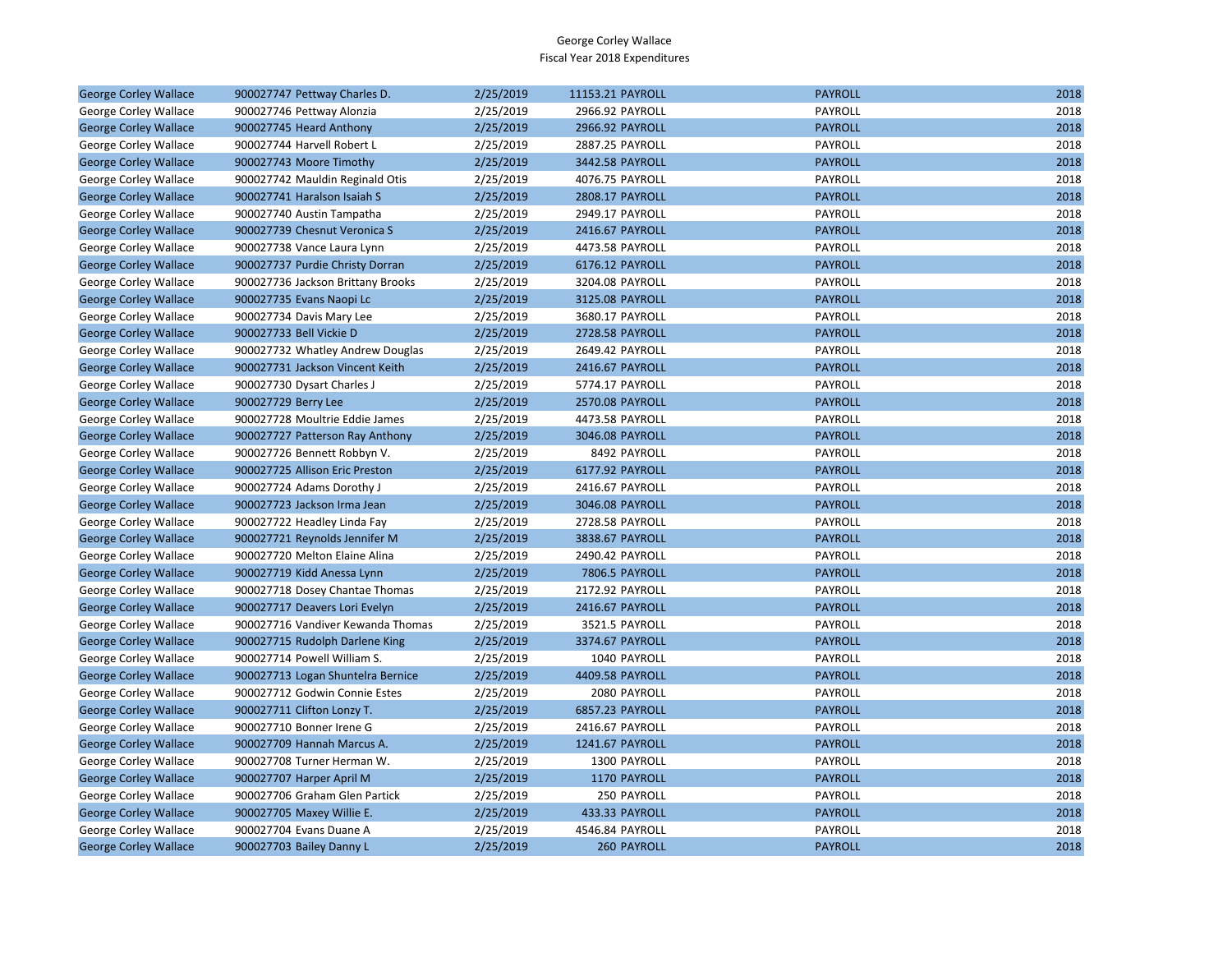George Corley Wallace
Fiscal Year 2018 Expenditures

| | | | | | | |
|---|---|---|---|---|---|---|
| George Corley Wallace | 900027747 Pettway Charles D. | 2/25/2019 | 11153.21 | PAYROLL | PAYROLL | 2018 |
| George Corley Wallace | 900027746 Pettway Alonzia | 2/25/2019 | 2966.92 | PAYROLL | PAYROLL | 2018 |
| George Corley Wallace | 900027745 Heard Anthony | 2/25/2019 | 2966.92 | PAYROLL | PAYROLL | 2018 |
| George Corley Wallace | 900027744 Harvell Robert L | 2/25/2019 | 2887.25 | PAYROLL | PAYROLL | 2018 |
| George Corley Wallace | 900027743 Moore Timothy | 2/25/2019 | 3442.58 | PAYROLL | PAYROLL | 2018 |
| George Corley Wallace | 900027742 Mauldin Reginald Otis | 2/25/2019 | 4076.75 | PAYROLL | PAYROLL | 2018 |
| George Corley Wallace | 900027741 Haralson Isaiah S | 2/25/2019 | 2808.17 | PAYROLL | PAYROLL | 2018 |
| George Corley Wallace | 900027740 Austin Tampatha | 2/25/2019 | 2949.17 | PAYROLL | PAYROLL | 2018 |
| George Corley Wallace | 900027739 Chesnut Veronica S | 2/25/2019 | 2416.67 | PAYROLL | PAYROLL | 2018 |
| George Corley Wallace | 900027738 Vance Laura Lynn | 2/25/2019 | 4473.58 | PAYROLL | PAYROLL | 2018 |
| George Corley Wallace | 900027737 Purdie Christy Dorran | 2/25/2019 | 6176.12 | PAYROLL | PAYROLL | 2018 |
| George Corley Wallace | 900027736 Jackson Brittany Brooks | 2/25/2019 | 3204.08 | PAYROLL | PAYROLL | 2018 |
| George Corley Wallace | 900027735 Evans Naopi Lc | 2/25/2019 | 3125.08 | PAYROLL | PAYROLL | 2018 |
| George Corley Wallace | 900027734 Davis Mary Lee | 2/25/2019 | 3680.17 | PAYROLL | PAYROLL | 2018 |
| George Corley Wallace | 900027733 Bell Vickie D | 2/25/2019 | 2728.58 | PAYROLL | PAYROLL | 2018 |
| George Corley Wallace | 900027732 Whatley Andrew Douglas | 2/25/2019 | 2649.42 | PAYROLL | PAYROLL | 2018 |
| George Corley Wallace | 900027731 Jackson Vincent Keith | 2/25/2019 | 2416.67 | PAYROLL | PAYROLL | 2018 |
| George Corley Wallace | 900027730 Dysart Charles J | 2/25/2019 | 5774.17 | PAYROLL | PAYROLL | 2018 |
| George Corley Wallace | 900027729 Berry Lee | 2/25/2019 | 2570.08 | PAYROLL | PAYROLL | 2018 |
| George Corley Wallace | 900027728 Moultrie Eddie James | 2/25/2019 | 4473.58 | PAYROLL | PAYROLL | 2018 |
| George Corley Wallace | 900027727 Patterson Ray Anthony | 2/25/2019 | 3046.08 | PAYROLL | PAYROLL | 2018 |
| George Corley Wallace | 900027726 Bennett Robbyn V. | 2/25/2019 | 8492 | PAYROLL | PAYROLL | 2018 |
| George Corley Wallace | 900027725 Allison Eric Preston | 2/25/2019 | 6177.92 | PAYROLL | PAYROLL | 2018 |
| George Corley Wallace | 900027724 Adams Dorothy J | 2/25/2019 | 2416.67 | PAYROLL | PAYROLL | 2018 |
| George Corley Wallace | 900027723 Jackson Irma Jean | 2/25/2019 | 3046.08 | PAYROLL | PAYROLL | 2018 |
| George Corley Wallace | 900027722 Headley Linda Fay | 2/25/2019 | 2728.58 | PAYROLL | PAYROLL | 2018 |
| George Corley Wallace | 900027721 Reynolds Jennifer M | 2/25/2019 | 3838.67 | PAYROLL | PAYROLL | 2018 |
| George Corley Wallace | 900027720 Melton Elaine Alina | 2/25/2019 | 2490.42 | PAYROLL | PAYROLL | 2018 |
| George Corley Wallace | 900027719 Kidd Anessa Lynn | 2/25/2019 | 7806.5 | PAYROLL | PAYROLL | 2018 |
| George Corley Wallace | 900027718 Dosey Chantae Thomas | 2/25/2019 | 2172.92 | PAYROLL | PAYROLL | 2018 |
| George Corley Wallace | 900027717 Deavers Lori Evelyn | 2/25/2019 | 2416.67 | PAYROLL | PAYROLL | 2018 |
| George Corley Wallace | 900027716 Vandiver Kewanda Thomas | 2/25/2019 | 3521.5 | PAYROLL | PAYROLL | 2018 |
| George Corley Wallace | 900027715 Rudolph Darlene King | 2/25/2019 | 3374.67 | PAYROLL | PAYROLL | 2018 |
| George Corley Wallace | 900027714 Powell William S. | 2/25/2019 | 1040 | PAYROLL | PAYROLL | 2018 |
| George Corley Wallace | 900027713 Logan Shuntelra Bernice | 2/25/2019 | 4409.58 | PAYROLL | PAYROLL | 2018 |
| George Corley Wallace | 900027712 Godwin Connie Estes | 2/25/2019 | 2080 | PAYROLL | PAYROLL | 2018 |
| George Corley Wallace | 900027711 Clifton Lonzy T. | 2/25/2019 | 6857.23 | PAYROLL | PAYROLL | 2018 |
| George Corley Wallace | 900027710 Bonner Irene G | 2/25/2019 | 2416.67 | PAYROLL | PAYROLL | 2018 |
| George Corley Wallace | 900027709 Hannah Marcus A. | 2/25/2019 | 1241.67 | PAYROLL | PAYROLL | 2018 |
| George Corley Wallace | 900027708 Turner Herman W. | 2/25/2019 | 1300 | PAYROLL | PAYROLL | 2018 |
| George Corley Wallace | 900027707 Harper April M | 2/25/2019 | 1170 | PAYROLL | PAYROLL | 2018 |
| George Corley Wallace | 900027706 Graham Glen Partick | 2/25/2019 | 250 | PAYROLL | PAYROLL | 2018 |
| George Corley Wallace | 900027705 Maxey Willie E. | 2/25/2019 | 433.33 | PAYROLL | PAYROLL | 2018 |
| George Corley Wallace | 900027704 Evans Duane A | 2/25/2019 | 4546.84 | PAYROLL | PAYROLL | 2018 |
| George Corley Wallace | 900027703 Bailey Danny L | 2/25/2019 | 260 | PAYROLL | PAYROLL | 2018 |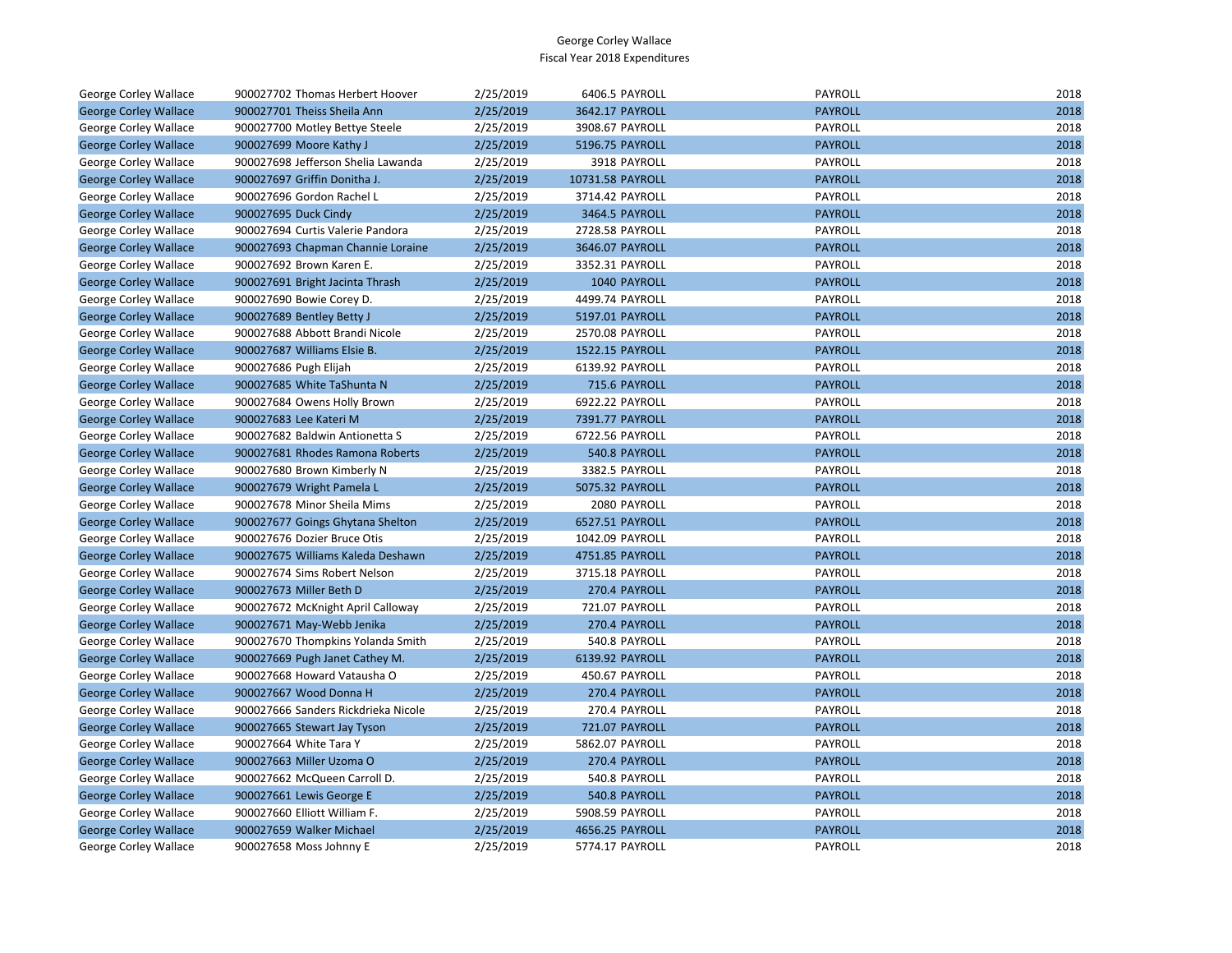George Corley Wallace
Fiscal Year 2018 Expenditures

| | | | | | | |
|---|---|---|---|---|---|---|
| George Corley Wallace | 900027702 Thomas Herbert Hoover | 2/25/2019 | 6406.5 | PAYROLL | PAYROLL | 2018 |
| George Corley Wallace | 900027701 Theiss Sheila Ann | 2/25/2019 | 3642.17 | PAYROLL | PAYROLL | 2018 |
| George Corley Wallace | 900027700 Motley Bettye Steele | 2/25/2019 | 3908.67 | PAYROLL | PAYROLL | 2018 |
| George Corley Wallace | 900027699 Moore Kathy J | 2/25/2019 | 5196.75 | PAYROLL | PAYROLL | 2018 |
| George Corley Wallace | 900027698 Jefferson Shelia Lawanda | 2/25/2019 | 3918 | PAYROLL | PAYROLL | 2018 |
| George Corley Wallace | 900027697 Griffin Donitha J. | 2/25/2019 | 10731.58 | PAYROLL | PAYROLL | 2018 |
| George Corley Wallace | 900027696 Gordon Rachel L | 2/25/2019 | 3714.42 | PAYROLL | PAYROLL | 2018 |
| George Corley Wallace | 900027695 Duck Cindy | 2/25/2019 | 3464.5 | PAYROLL | PAYROLL | 2018 |
| George Corley Wallace | 900027694 Curtis Valerie Pandora | 2/25/2019 | 2728.58 | PAYROLL | PAYROLL | 2018 |
| George Corley Wallace | 900027693 Chapman Channie Loraine | 2/25/2019 | 3646.07 | PAYROLL | PAYROLL | 2018 |
| George Corley Wallace | 900027692 Brown Karen E. | 2/25/2019 | 3352.31 | PAYROLL | PAYROLL | 2018 |
| George Corley Wallace | 900027691 Bright Jacinta Thrash | 2/25/2019 | 1040 | PAYROLL | PAYROLL | 2018 |
| George Corley Wallace | 900027690 Bowie Corey D. | 2/25/2019 | 4499.74 | PAYROLL | PAYROLL | 2018 |
| George Corley Wallace | 900027689 Bentley Betty J | 2/25/2019 | 5197.01 | PAYROLL | PAYROLL | 2018 |
| George Corley Wallace | 900027688 Abbott Brandi Nicole | 2/25/2019 | 2570.08 | PAYROLL | PAYROLL | 2018 |
| George Corley Wallace | 900027687 Williams Elsie B. | 2/25/2019 | 1522.15 | PAYROLL | PAYROLL | 2018 |
| George Corley Wallace | 900027686 Pugh Elijah | 2/25/2019 | 6139.92 | PAYROLL | PAYROLL | 2018 |
| George Corley Wallace | 900027685 White TaShunta N | 2/25/2019 | 715.6 | PAYROLL | PAYROLL | 2018 |
| George Corley Wallace | 900027684 Owens Holly Brown | 2/25/2019 | 6922.22 | PAYROLL | PAYROLL | 2018 |
| George Corley Wallace | 900027683 Lee Kateri M | 2/25/2019 | 7391.77 | PAYROLL | PAYROLL | 2018 |
| George Corley Wallace | 900027682 Baldwin Antionetta S | 2/25/2019 | 6722.56 | PAYROLL | PAYROLL | 2018 |
| George Corley Wallace | 900027681 Rhodes Ramona Roberts | 2/25/2019 | 540.8 | PAYROLL | PAYROLL | 2018 |
| George Corley Wallace | 900027680 Brown Kimberly N | 2/25/2019 | 3382.5 | PAYROLL | PAYROLL | 2018 |
| George Corley Wallace | 900027679 Wright Pamela L | 2/25/2019 | 5075.32 | PAYROLL | PAYROLL | 2018 |
| George Corley Wallace | 900027678 Minor Sheila Mims | 2/25/2019 | 2080 | PAYROLL | PAYROLL | 2018 |
| George Corley Wallace | 900027677 Goings Ghytana Shelton | 2/25/2019 | 6527.51 | PAYROLL | PAYROLL | 2018 |
| George Corley Wallace | 900027676 Dozier Bruce Otis | 2/25/2019 | 1042.09 | PAYROLL | PAYROLL | 2018 |
| George Corley Wallace | 900027675 Williams Kaleda Deshawn | 2/25/2019 | 4751.85 | PAYROLL | PAYROLL | 2018 |
| George Corley Wallace | 900027674 Sims Robert Nelson | 2/25/2019 | 3715.18 | PAYROLL | PAYROLL | 2018 |
| George Corley Wallace | 900027673 Miller Beth D | 2/25/2019 | 270.4 | PAYROLL | PAYROLL | 2018 |
| George Corley Wallace | 900027672 McKnight April Calloway | 2/25/2019 | 721.07 | PAYROLL | PAYROLL | 2018 |
| George Corley Wallace | 900027671 May-Webb Jenika | 2/25/2019 | 270.4 | PAYROLL | PAYROLL | 2018 |
| George Corley Wallace | 900027670 Thompkins Yolanda Smith | 2/25/2019 | 540.8 | PAYROLL | PAYROLL | 2018 |
| George Corley Wallace | 900027669 Pugh Janet Cathey M. | 2/25/2019 | 6139.92 | PAYROLL | PAYROLL | 2018 |
| George Corley Wallace | 900027668 Howard Vatausha O | 2/25/2019 | 450.67 | PAYROLL | PAYROLL | 2018 |
| George Corley Wallace | 900027667 Wood Donna H | 2/25/2019 | 270.4 | PAYROLL | PAYROLL | 2018 |
| George Corley Wallace | 900027666 Sanders Rickdrieka Nicole | 2/25/2019 | 270.4 | PAYROLL | PAYROLL | 2018 |
| George Corley Wallace | 900027665 Stewart Jay Tyson | 2/25/2019 | 721.07 | PAYROLL | PAYROLL | 2018 |
| George Corley Wallace | 900027664 White Tara Y | 2/25/2019 | 5862.07 | PAYROLL | PAYROLL | 2018 |
| George Corley Wallace | 900027663 Miller Uzoma O | 2/25/2019 | 270.4 | PAYROLL | PAYROLL | 2018 |
| George Corley Wallace | 900027662 McQueen Carroll D. | 2/25/2019 | 540.8 | PAYROLL | PAYROLL | 2018 |
| George Corley Wallace | 900027661 Lewis George E | 2/25/2019 | 540.8 | PAYROLL | PAYROLL | 2018 |
| George Corley Wallace | 900027660 Elliott William F. | 2/25/2019 | 5908.59 | PAYROLL | PAYROLL | 2018 |
| George Corley Wallace | 900027659 Walker Michael | 2/25/2019 | 4656.25 | PAYROLL | PAYROLL | 2018 |
| George Corley Wallace | 900027658 Moss Johnny E | 2/25/2019 | 5774.17 | PAYROLL | PAYROLL | 2018 |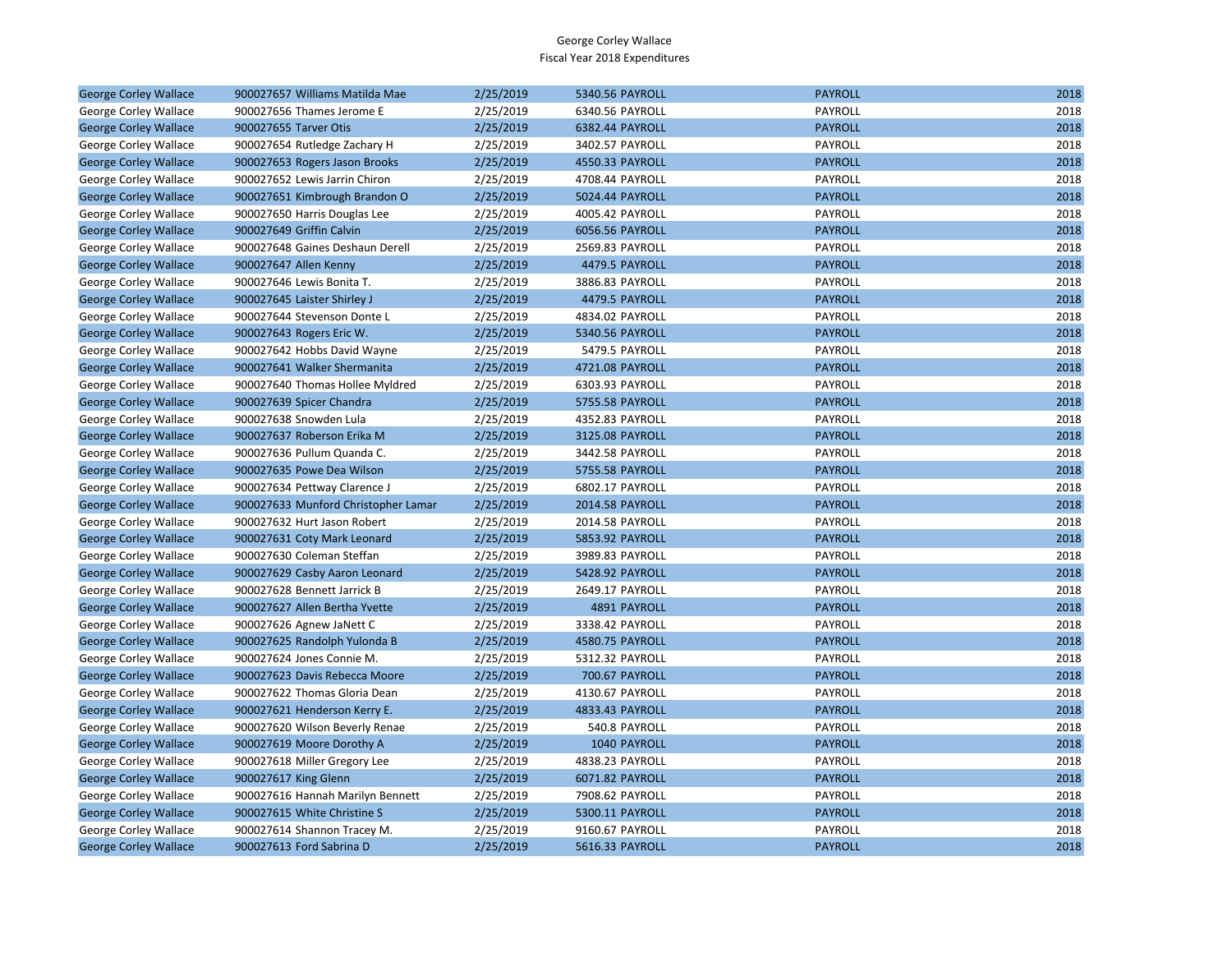George Corley Wallace
Fiscal Year 2018 Expenditures

| | | | | | | |
|---|---|---|---|---|---|---|
| George Corley Wallace | 900027657 Williams Matilda Mae | 2/25/2019 | 5340.56 | PAYROLL | PAYROLL | 2018 |
| George Corley Wallace | 900027656 Thames Jerome E | 2/25/2019 | 6340.56 | PAYROLL | PAYROLL | 2018 |
| George Corley Wallace | 900027655 Tarver Otis | 2/25/2019 | 6382.44 | PAYROLL | PAYROLL | 2018 |
| George Corley Wallace | 900027654 Rutledge Zachary H | 2/25/2019 | 3402.57 | PAYROLL | PAYROLL | 2018 |
| George Corley Wallace | 900027653 Rogers Jason Brooks | 2/25/2019 | 4550.33 | PAYROLL | PAYROLL | 2018 |
| George Corley Wallace | 900027652 Lewis Jarrin Chiron | 2/25/2019 | 4708.44 | PAYROLL | PAYROLL | 2018 |
| George Corley Wallace | 900027651 Kimbrough Brandon O | 2/25/2019 | 5024.44 | PAYROLL | PAYROLL | 2018 |
| George Corley Wallace | 900027650 Harris Douglas Lee | 2/25/2019 | 4005.42 | PAYROLL | PAYROLL | 2018 |
| George Corley Wallace | 900027649 Griffin Calvin | 2/25/2019 | 6056.56 | PAYROLL | PAYROLL | 2018 |
| George Corley Wallace | 900027648 Gaines Deshaun Derell | 2/25/2019 | 2569.83 | PAYROLL | PAYROLL | 2018 |
| George Corley Wallace | 900027647 Allen Kenny | 2/25/2019 | 4479.5 | PAYROLL | PAYROLL | 2018 |
| George Corley Wallace | 900027646 Lewis Bonita T. | 2/25/2019 | 3886.83 | PAYROLL | PAYROLL | 2018 |
| George Corley Wallace | 900027645 Laister Shirley J | 2/25/2019 | 4479.5 | PAYROLL | PAYROLL | 2018 |
| George Corley Wallace | 900027644 Stevenson Donte L | 2/25/2019 | 4834.02 | PAYROLL | PAYROLL | 2018 |
| George Corley Wallace | 900027643 Rogers Eric W. | 2/25/2019 | 5340.56 | PAYROLL | PAYROLL | 2018 |
| George Corley Wallace | 900027642 Hobbs David Wayne | 2/25/2019 | 5479.5 | PAYROLL | PAYROLL | 2018 |
| George Corley Wallace | 900027641 Walker Shermanita | 2/25/2019 | 4721.08 | PAYROLL | PAYROLL | 2018 |
| George Corley Wallace | 900027640 Thomas Hollee Myldred | 2/25/2019 | 6303.93 | PAYROLL | PAYROLL | 2018 |
| George Corley Wallace | 900027639 Spicer Chandra | 2/25/2019 | 5755.58 | PAYROLL | PAYROLL | 2018 |
| George Corley Wallace | 900027638 Snowden Lula | 2/25/2019 | 4352.83 | PAYROLL | PAYROLL | 2018 |
| George Corley Wallace | 900027637 Roberson Erika M | 2/25/2019 | 3125.08 | PAYROLL | PAYROLL | 2018 |
| George Corley Wallace | 900027636 Pullum Quanda C. | 2/25/2019 | 3442.58 | PAYROLL | PAYROLL | 2018 |
| George Corley Wallace | 900027635 Powe Dea Wilson | 2/25/2019 | 5755.58 | PAYROLL | PAYROLL | 2018 |
| George Corley Wallace | 900027634 Pettway Clarence J | 2/25/2019 | 6802.17 | PAYROLL | PAYROLL | 2018 |
| George Corley Wallace | 900027633 Munford Christopher Lamar | 2/25/2019 | 2014.58 | PAYROLL | PAYROLL | 2018 |
| George Corley Wallace | 900027632 Hurt Jason Robert | 2/25/2019 | 2014.58 | PAYROLL | PAYROLL | 2018 |
| George Corley Wallace | 900027631 Coty Mark Leonard | 2/25/2019 | 5853.92 | PAYROLL | PAYROLL | 2018 |
| George Corley Wallace | 900027630 Coleman Steffan | 2/25/2019 | 3989.83 | PAYROLL | PAYROLL | 2018 |
| George Corley Wallace | 900027629 Casby Aaron Leonard | 2/25/2019 | 5428.92 | PAYROLL | PAYROLL | 2018 |
| George Corley Wallace | 900027628 Bennett Jarrick B | 2/25/2019 | 2649.17 | PAYROLL | PAYROLL | 2018 |
| George Corley Wallace | 900027627 Allen Bertha Yvette | 2/25/2019 | 4891 | PAYROLL | PAYROLL | 2018 |
| George Corley Wallace | 900027626 Agnew JaNett C | 2/25/2019 | 3338.42 | PAYROLL | PAYROLL | 2018 |
| George Corley Wallace | 900027625 Randolph Yulonda B | 2/25/2019 | 4580.75 | PAYROLL | PAYROLL | 2018 |
| George Corley Wallace | 900027624 Jones Connie M. | 2/25/2019 | 5312.32 | PAYROLL | PAYROLL | 2018 |
| George Corley Wallace | 900027623 Davis Rebecca Moore | 2/25/2019 | 700.67 | PAYROLL | PAYROLL | 2018 |
| George Corley Wallace | 900027622 Thomas Gloria Dean | 2/25/2019 | 4130.67 | PAYROLL | PAYROLL | 2018 |
| George Corley Wallace | 900027621 Henderson Kerry E. | 2/25/2019 | 4833.43 | PAYROLL | PAYROLL | 2018 |
| George Corley Wallace | 900027620 Wilson Beverly Renae | 2/25/2019 | 540.8 | PAYROLL | PAYROLL | 2018 |
| George Corley Wallace | 900027619 Moore Dorothy A | 2/25/2019 | 1040 | PAYROLL | PAYROLL | 2018 |
| George Corley Wallace | 900027618 Miller Gregory Lee | 2/25/2019 | 4838.23 | PAYROLL | PAYROLL | 2018 |
| George Corley Wallace | 900027617 King Glenn | 2/25/2019 | 6071.82 | PAYROLL | PAYROLL | 2018 |
| George Corley Wallace | 900027616 Hannah Marilyn Bennett | 2/25/2019 | 7908.62 | PAYROLL | PAYROLL | 2018 |
| George Corley Wallace | 900027615 White Christine S | 2/25/2019 | 5300.11 | PAYROLL | PAYROLL | 2018 |
| George Corley Wallace | 900027614 Shannon Tracey M. | 2/25/2019 | 9160.67 | PAYROLL | PAYROLL | 2018 |
| George Corley Wallace | 900027613 Ford Sabrina D | 2/25/2019 | 5616.33 | PAYROLL | PAYROLL | 2018 |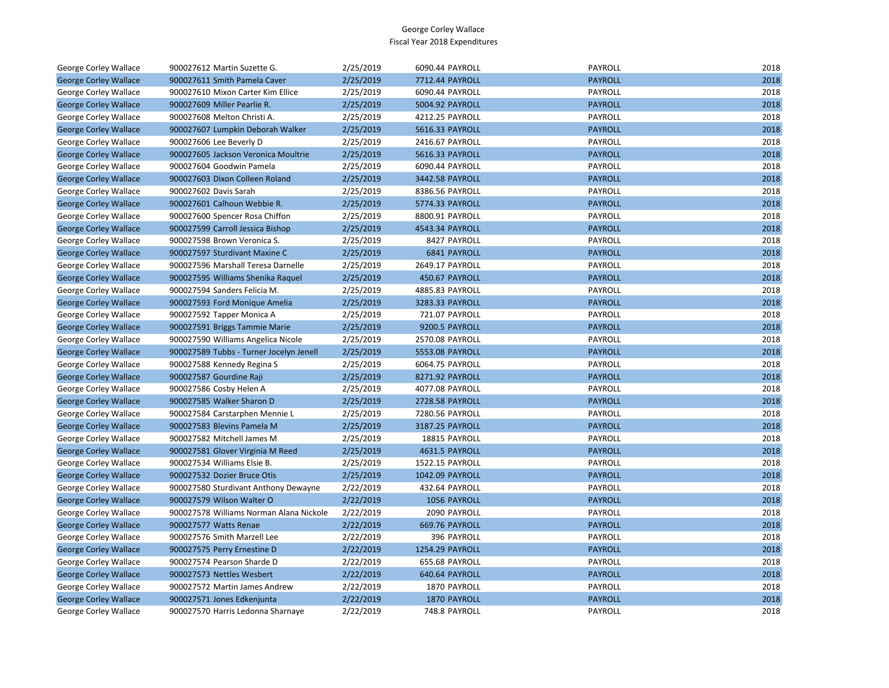George Corley Wallace
Fiscal Year 2018 Expenditures

| | | | | | | |
|---|---|---|---|---|---|---|
| George Corley Wallace | 900027612 Martin Suzette G. | 2/25/2019 | 6090.44 | PAYROLL | PAYROLL | 2018 |
| George Corley Wallace | 900027611 Smith Pamela Caver | 2/25/2019 | 7712.44 | PAYROLL | PAYROLL | 2018 |
| George Corley Wallace | 900027610 Mixon Carter Kim Ellice | 2/25/2019 | 6090.44 | PAYROLL | PAYROLL | 2018 |
| George Corley Wallace | 900027609 Miller Pearlie R. | 2/25/2019 | 5004.92 | PAYROLL | PAYROLL | 2018 |
| George Corley Wallace | 900027608 Melton Christi A. | 2/25/2019 | 4212.25 | PAYROLL | PAYROLL | 2018 |
| George Corley Wallace | 900027607 Lumpkin Deborah Walker | 2/25/2019 | 5616.33 | PAYROLL | PAYROLL | 2018 |
| George Corley Wallace | 900027606 Lee Beverly D | 2/25/2019 | 2416.67 | PAYROLL | PAYROLL | 2018 |
| George Corley Wallace | 900027605 Jackson Veronica Moultrie | 2/25/2019 | 5616.33 | PAYROLL | PAYROLL | 2018 |
| George Corley Wallace | 900027604 Goodwin Pamela | 2/25/2019 | 6090.44 | PAYROLL | PAYROLL | 2018 |
| George Corley Wallace | 900027603 Dixon Colleen Roland | 2/25/2019 | 3442.58 | PAYROLL | PAYROLL | 2018 |
| George Corley Wallace | 900027602 Davis Sarah | 2/25/2019 | 8386.56 | PAYROLL | PAYROLL | 2018 |
| George Corley Wallace | 900027601 Calhoun Webbie R. | 2/25/2019 | 5774.33 | PAYROLL | PAYROLL | 2018 |
| George Corley Wallace | 900027600 Spencer Rosa Chiffon | 2/25/2019 | 8800.91 | PAYROLL | PAYROLL | 2018 |
| George Corley Wallace | 900027599 Carroll Jessica Bishop | 2/25/2019 | 4543.34 | PAYROLL | PAYROLL | 2018 |
| George Corley Wallace | 900027598 Brown Veronica S. | 2/25/2019 | 8427 | PAYROLL | PAYROLL | 2018 |
| George Corley Wallace | 900027597 Sturdivant Maxine C | 2/25/2019 | 6841 | PAYROLL | PAYROLL | 2018 |
| George Corley Wallace | 900027596 Marshall Teresa Darnelle | 2/25/2019 | 2649.17 | PAYROLL | PAYROLL | 2018 |
| George Corley Wallace | 900027595 Williams Shenika Raquel | 2/25/2019 | 450.67 | PAYROLL | PAYROLL | 2018 |
| George Corley Wallace | 900027594 Sanders Felicia M. | 2/25/2019 | 4885.83 | PAYROLL | PAYROLL | 2018 |
| George Corley Wallace | 900027593 Ford Monique Amelia | 2/25/2019 | 3283.33 | PAYROLL | PAYROLL | 2018 |
| George Corley Wallace | 900027592 Tapper Monica A | 2/25/2019 | 721.07 | PAYROLL | PAYROLL | 2018 |
| George Corley Wallace | 900027591 Briggs Tammie Marie | 2/25/2019 | 9200.5 | PAYROLL | PAYROLL | 2018 |
| George Corley Wallace | 900027590 Williams Angelica Nicole | 2/25/2019 | 2570.08 | PAYROLL | PAYROLL | 2018 |
| George Corley Wallace | 900027589 Tubbs - Turner Jocelyn Jenell | 2/25/2019 | 5553.08 | PAYROLL | PAYROLL | 2018 |
| George Corley Wallace | 900027588 Kennedy Regina S | 2/25/2019 | 6064.75 | PAYROLL | PAYROLL | 2018 |
| George Corley Wallace | 900027587 Gourdine Raji | 2/25/2019 | 8271.92 | PAYROLL | PAYROLL | 2018 |
| George Corley Wallace | 900027586 Cosby Helen A | 2/25/2019 | 4077.08 | PAYROLL | PAYROLL | 2018 |
| George Corley Wallace | 900027585 Walker Sharon D | 2/25/2019 | 2728.58 | PAYROLL | PAYROLL | 2018 |
| George Corley Wallace | 900027584 Carstarphen Mennie L | 2/25/2019 | 7280.56 | PAYROLL | PAYROLL | 2018 |
| George Corley Wallace | 900027583 Blevins Pamela M | 2/25/2019 | 3187.25 | PAYROLL | PAYROLL | 2018 |
| George Corley Wallace | 900027582 Mitchell James M | 2/25/2019 | 18815 | PAYROLL | PAYROLL | 2018 |
| George Corley Wallace | 900027581 Glover Virginia M Reed | 2/25/2019 | 4631.5 | PAYROLL | PAYROLL | 2018 |
| George Corley Wallace | 900027534 Williams Elsie B. | 2/25/2019 | 1522.15 | PAYROLL | PAYROLL | 2018 |
| George Corley Wallace | 900027532 Dozier Bruce Otis | 2/25/2019 | 1042.09 | PAYROLL | PAYROLL | 2018 |
| George Corley Wallace | 900027580 Sturdivant Anthony Dewayne | 2/22/2019 | 432.64 | PAYROLL | PAYROLL | 2018 |
| George Corley Wallace | 900027579 Wilson Walter O | 2/22/2019 | 1056 | PAYROLL | PAYROLL | 2018 |
| George Corley Wallace | 900027578 Williams Norman Alana Nickole | 2/22/2019 | 2090 | PAYROLL | PAYROLL | 2018 |
| George Corley Wallace | 900027577 Watts Renae | 2/22/2019 | 669.76 | PAYROLL | PAYROLL | 2018 |
| George Corley Wallace | 900027576 Smith Marzell Lee | 2/22/2019 | 396 | PAYROLL | PAYROLL | 2018 |
| George Corley Wallace | 900027575 Perry Ernestine D | 2/22/2019 | 1254.29 | PAYROLL | PAYROLL | 2018 |
| George Corley Wallace | 900027574 Pearson Sharde D | 2/22/2019 | 655.68 | PAYROLL | PAYROLL | 2018 |
| George Corley Wallace | 900027573 Nettles Wesbert | 2/22/2019 | 640.64 | PAYROLL | PAYROLL | 2018 |
| George Corley Wallace | 900027572 Martin James Andrew | 2/22/2019 | 1870 | PAYROLL | PAYROLL | 2018 |
| George Corley Wallace | 900027571 Jones Edkenjunta | 2/22/2019 | 1870 | PAYROLL | PAYROLL | 2018 |
| George Corley Wallace | 900027570 Harris Ledonna Sharnaye | 2/22/2019 | 748.8 | PAYROLL | PAYROLL | 2018 |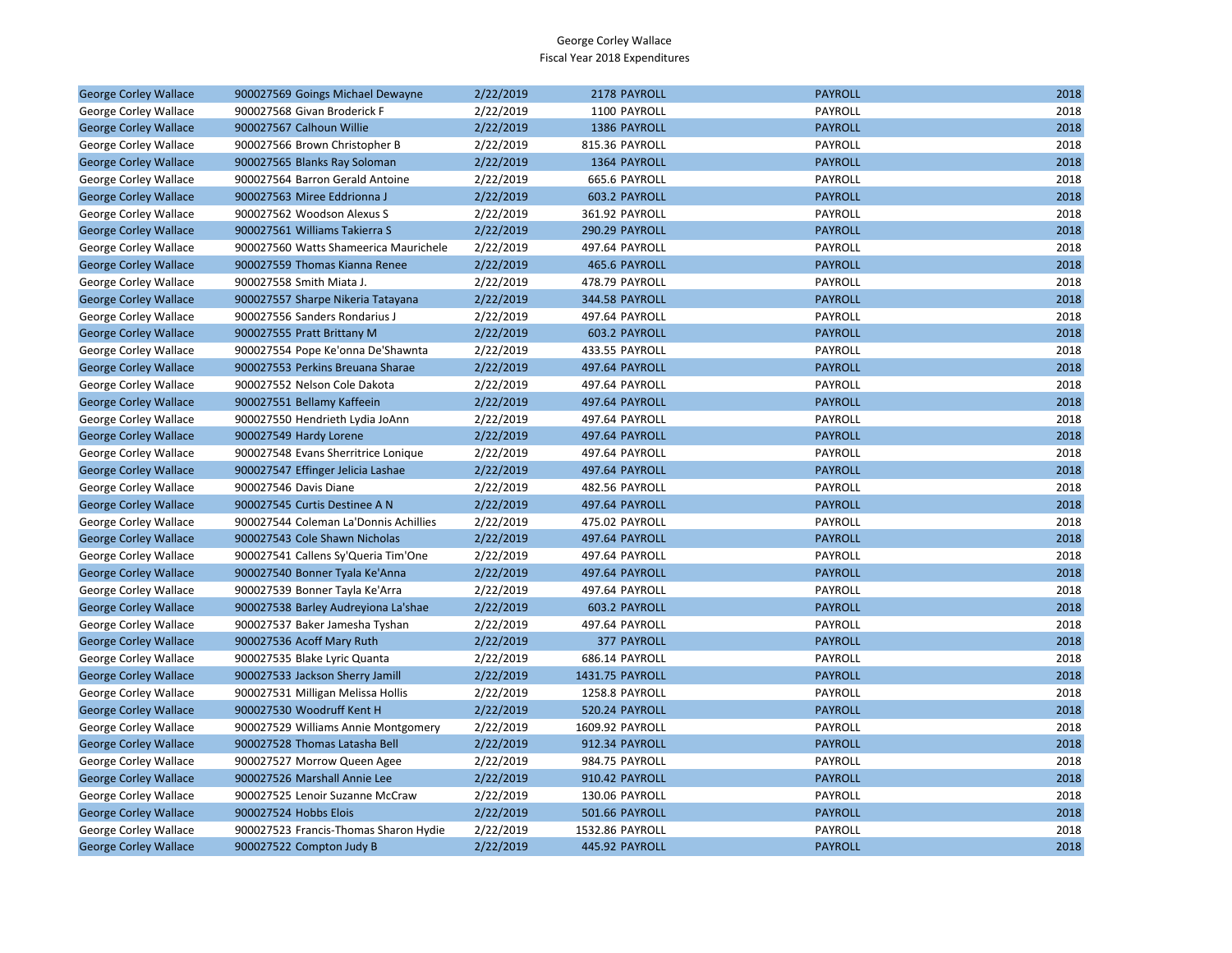George Corley Wallace
Fiscal Year 2018 Expenditures

| | | | | | |
|---|---|---|---|---|---|
| George Corley Wallace | 900027569 Goings Michael Dewayne | 2/22/2019 | 2178 PAYROLL | PAYROLL | 2018 |
| George Corley Wallace | 900027568 Givan Broderick F | 2/22/2019 | 1100 PAYROLL | PAYROLL | 2018 |
| George Corley Wallace | 900027567 Calhoun Willie | 2/22/2019 | 1386 PAYROLL | PAYROLL | 2018 |
| George Corley Wallace | 900027566 Brown Christopher B | 2/22/2019 | 815.36 PAYROLL | PAYROLL | 2018 |
| George Corley Wallace | 900027565 Blanks Ray Soloman | 2/22/2019 | 1364 PAYROLL | PAYROLL | 2018 |
| George Corley Wallace | 900027564 Barron Gerald Antoine | 2/22/2019 | 665.6 PAYROLL | PAYROLL | 2018 |
| George Corley Wallace | 900027563 Miree Eddrionna J | 2/22/2019 | 603.2 PAYROLL | PAYROLL | 2018 |
| George Corley Wallace | 900027562 Woodson Alexus S | 2/22/2019 | 361.92 PAYROLL | PAYROLL | 2018 |
| George Corley Wallace | 900027561 Williams Takierra S | 2/22/2019 | 290.29 PAYROLL | PAYROLL | 2018 |
| George Corley Wallace | 900027560 Watts Shameerica Maurichele | 2/22/2019 | 497.64 PAYROLL | PAYROLL | 2018 |
| George Corley Wallace | 900027559 Thomas Kianna Renee | 2/22/2019 | 465.6 PAYROLL | PAYROLL | 2018 |
| George Corley Wallace | 900027558 Smith Miata J. | 2/22/2019 | 478.79 PAYROLL | PAYROLL | 2018 |
| George Corley Wallace | 900027557 Sharpe Nikeria Tatayana | 2/22/2019 | 344.58 PAYROLL | PAYROLL | 2018 |
| George Corley Wallace | 900027556 Sanders Rondarius J | 2/22/2019 | 497.64 PAYROLL | PAYROLL | 2018 |
| George Corley Wallace | 900027555 Pratt Brittany M | 2/22/2019 | 603.2 PAYROLL | PAYROLL | 2018 |
| George Corley Wallace | 900027554 Pope Ke'onna De'Shawnta | 2/22/2019 | 433.55 PAYROLL | PAYROLL | 2018 |
| George Corley Wallace | 900027553 Perkins Breuana Sharae | 2/22/2019 | 497.64 PAYROLL | PAYROLL | 2018 |
| George Corley Wallace | 900027552 Nelson Cole Dakota | 2/22/2019 | 497.64 PAYROLL | PAYROLL | 2018 |
| George Corley Wallace | 900027551 Bellamy Kaffeein | 2/22/2019 | 497.64 PAYROLL | PAYROLL | 2018 |
| George Corley Wallace | 900027550 Hendrieth Lydia JoAnn | 2/22/2019 | 497.64 PAYROLL | PAYROLL | 2018 |
| George Corley Wallace | 900027549 Hardy Lorene | 2/22/2019 | 497.64 PAYROLL | PAYROLL | 2018 |
| George Corley Wallace | 900027548 Evans Sherritrice Lonique | 2/22/2019 | 497.64 PAYROLL | PAYROLL | 2018 |
| George Corley Wallace | 900027547 Effinger Jelicia Lashae | 2/22/2019 | 497.64 PAYROLL | PAYROLL | 2018 |
| George Corley Wallace | 900027546 Davis Diane | 2/22/2019 | 482.56 PAYROLL | PAYROLL | 2018 |
| George Corley Wallace | 900027545 Curtis Destinee A N | 2/22/2019 | 497.64 PAYROLL | PAYROLL | 2018 |
| George Corley Wallace | 900027544 Coleman La'Donnis Achillies | 2/22/2019 | 475.02 PAYROLL | PAYROLL | 2018 |
| George Corley Wallace | 900027543 Cole Shawn Nicholas | 2/22/2019 | 497.64 PAYROLL | PAYROLL | 2018 |
| George Corley Wallace | 900027541 Callens Sy'Queria Tim'One | 2/22/2019 | 497.64 PAYROLL | PAYROLL | 2018 |
| George Corley Wallace | 900027540 Bonner Tyala Ke'Anna | 2/22/2019 | 497.64 PAYROLL | PAYROLL | 2018 |
| George Corley Wallace | 900027539 Bonner Tayla Ke'Arra | 2/22/2019 | 497.64 PAYROLL | PAYROLL | 2018 |
| George Corley Wallace | 900027538 Barley Audreyiona La'shae | 2/22/2019 | 603.2 PAYROLL | PAYROLL | 2018 |
| George Corley Wallace | 900027537 Baker Jamesha Tyshan | 2/22/2019 | 497.64 PAYROLL | PAYROLL | 2018 |
| George Corley Wallace | 900027536 Acoff Mary Ruth | 2/22/2019 | 377 PAYROLL | PAYROLL | 2018 |
| George Corley Wallace | 900027535 Blake Lyric Quanta | 2/22/2019 | 686.14 PAYROLL | PAYROLL | 2018 |
| George Corley Wallace | 900027533 Jackson Sherry Jamill | 2/22/2019 | 1431.75 PAYROLL | PAYROLL | 2018 |
| George Corley Wallace | 900027531 Milligan Melissa Hollis | 2/22/2019 | 1258.8 PAYROLL | PAYROLL | 2018 |
| George Corley Wallace | 900027530 Woodruff Kent H | 2/22/2019 | 520.24 PAYROLL | PAYROLL | 2018 |
| George Corley Wallace | 900027529 Williams Annie Montgomery | 2/22/2019 | 1609.92 PAYROLL | PAYROLL | 2018 |
| George Corley Wallace | 900027528 Thomas Latasha Bell | 2/22/2019 | 912.34 PAYROLL | PAYROLL | 2018 |
| George Corley Wallace | 900027527 Morrow Queen Agee | 2/22/2019 | 984.75 PAYROLL | PAYROLL | 2018 |
| George Corley Wallace | 900027526 Marshall Annie Lee | 2/22/2019 | 910.42 PAYROLL | PAYROLL | 2018 |
| George Corley Wallace | 900027525 Lenoir Suzanne McCraw | 2/22/2019 | 130.06 PAYROLL | PAYROLL | 2018 |
| George Corley Wallace | 900027524 Hobbs Elois | 2/22/2019 | 501.66 PAYROLL | PAYROLL | 2018 |
| George Corley Wallace | 900027523 Francis-Thomas Sharon Hydie | 2/22/2019 | 1532.86 PAYROLL | PAYROLL | 2018 |
| George Corley Wallace | 900027522 Compton Judy B | 2/22/2019 | 445.92 PAYROLL | PAYROLL | 2018 |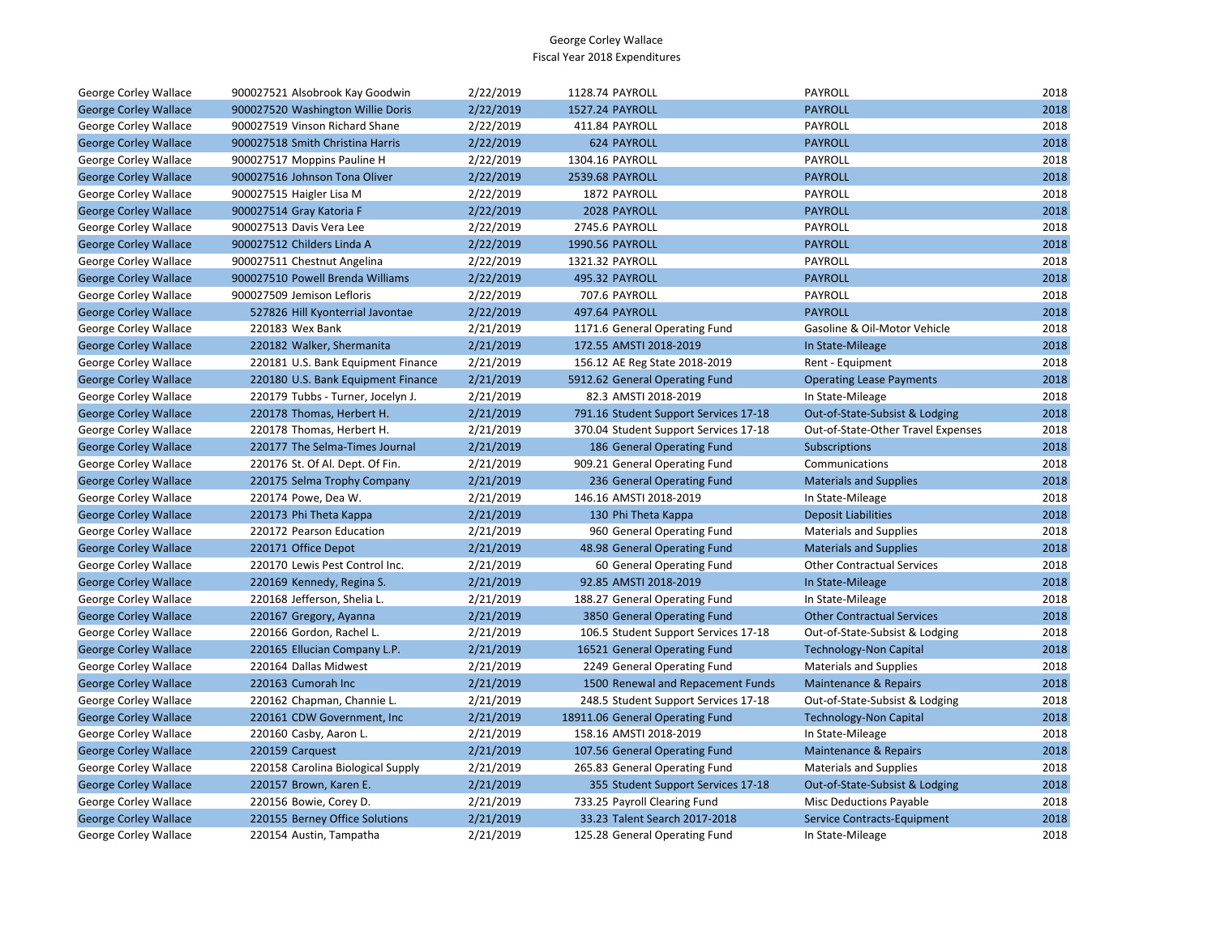George Corley Wallace
Fiscal Year 2018 Expenditures

| | | | | | | |
|---|---|---|---|---|---|---|
| George Corley Wallace | 900027521 Alsobrook Kay Goodwin | 2/22/2019 | 1128.74 | PAYROLL | PAYROLL | 2018 |
| George Corley Wallace | 900027520 Washington Willie Doris | 2/22/2019 | 1527.24 | PAYROLL | PAYROLL | 2018 |
| George Corley Wallace | 900027519 Vinson Richard Shane | 2/22/2019 | 411.84 | PAYROLL | PAYROLL | 2018 |
| George Corley Wallace | 900027518 Smith Christina Harris | 2/22/2019 | 624 | PAYROLL | PAYROLL | 2018 |
| George Corley Wallace | 900027517 Moppins Pauline H | 2/22/2019 | 1304.16 | PAYROLL | PAYROLL | 2018 |
| George Corley Wallace | 900027516 Johnson Tona Oliver | 2/22/2019 | 2539.68 | PAYROLL | PAYROLL | 2018 |
| George Corley Wallace | 900027515 Haigler Lisa M | 2/22/2019 | 1872 | PAYROLL | PAYROLL | 2018 |
| George Corley Wallace | 900027514 Gray Katoria F | 2/22/2019 | 2028 | PAYROLL | PAYROLL | 2018 |
| George Corley Wallace | 900027513 Davis Vera Lee | 2/22/2019 | 2745.6 | PAYROLL | PAYROLL | 2018 |
| George Corley Wallace | 900027512 Childers Linda A | 2/22/2019 | 1990.56 | PAYROLL | PAYROLL | 2018 |
| George Corley Wallace | 900027511 Chestnut Angelina | 2/22/2019 | 1321.32 | PAYROLL | PAYROLL | 2018 |
| George Corley Wallace | 900027510 Powell Brenda Williams | 2/22/2019 | 495.32 | PAYROLL | PAYROLL | 2018 |
| George Corley Wallace | 900027509 Jemison Lefloris | 2/22/2019 | 707.6 | PAYROLL | PAYROLL | 2018 |
| George Corley Wallace | 527826 Hill Kyonterrial Javontae | 2/22/2019 | 497.64 | PAYROLL | PAYROLL | 2018 |
| George Corley Wallace | 220183 Wex Bank | 2/21/2019 | 1171.6 | General Operating Fund | Gasoline & Oil-Motor Vehicle | 2018 |
| George Corley Wallace | 220182 Walker, Shermanita | 2/21/2019 | 172.55 | AMSTI 2018-2019 | In State-Mileage | 2018 |
| George Corley Wallace | 220181 U.S. Bank Equipment Finance | 2/21/2019 | 156.12 | AE Reg State 2018-2019 | Rent - Equipment | 2018 |
| George Corley Wallace | 220180 U.S. Bank Equipment Finance | 2/21/2019 | 5912.62 | General Operating Fund | Operating Lease Payments | 2018 |
| George Corley Wallace | 220179 Tubbs - Turner, Jocelyn J. | 2/21/2019 | 82.3 | AMSTI 2018-2019 | In State-Mileage | 2018 |
| George Corley Wallace | 220178 Thomas, Herbert H. | 2/21/2019 | 791.16 | Student Support Services 17-18 | Out-of-State-Subsist & Lodging | 2018 |
| George Corley Wallace | 220178 Thomas, Herbert H. | 2/21/2019 | 370.04 | Student Support Services 17-18 | Out-of-State-Other Travel Expenses | 2018 |
| George Corley Wallace | 220177 The Selma-Times Journal | 2/21/2019 | 186 | General Operating Fund | Subscriptions | 2018 |
| George Corley Wallace | 220176 St. Of Al. Dept. Of Fin. | 2/21/2019 | 909.21 | General Operating Fund | Communications | 2018 |
| George Corley Wallace | 220175 Selma Trophy Company | 2/21/2019 | 236 | General Operating Fund | Materials and Supplies | 2018 |
| George Corley Wallace | 220174 Powe, Dea W. | 2/21/2019 | 146.16 | AMSTI 2018-2019 | In State-Mileage | 2018 |
| George Corley Wallace | 220173 Phi Theta Kappa | 2/21/2019 | 130 | Phi Theta Kappa | Deposit Liabilities | 2018 |
| George Corley Wallace | 220172 Pearson Education | 2/21/2019 | 960 | General Operating Fund | Materials and Supplies | 2018 |
| George Corley Wallace | 220171 Office Depot | 2/21/2019 | 48.98 | General Operating Fund | Materials and Supplies | 2018 |
| George Corley Wallace | 220170 Lewis Pest Control Inc. | 2/21/2019 | 60 | General Operating Fund | Other Contractual Services | 2018 |
| George Corley Wallace | 220169 Kennedy, Regina S. | 2/21/2019 | 92.85 | AMSTI 2018-2019 | In State-Mileage | 2018 |
| George Corley Wallace | 220168 Jefferson, Shelia L. | 2/21/2019 | 188.27 | General Operating Fund | In State-Mileage | 2018 |
| George Corley Wallace | 220167 Gregory, Ayanna | 2/21/2019 | 3850 | General Operating Fund | Other Contractual Services | 2018 |
| George Corley Wallace | 220166 Gordon, Rachel L. | 2/21/2019 | 106.5 | Student Support Services 17-18 | Out-of-State-Subsist & Lodging | 2018 |
| George Corley Wallace | 220165 Ellucian Company L.P. | 2/21/2019 | 16521 | General Operating Fund | Technology-Non Capital | 2018 |
| George Corley Wallace | 220164 Dallas Midwest | 2/21/2019 | 2249 | General Operating Fund | Materials and Supplies | 2018 |
| George Corley Wallace | 220163 Cumorah Inc | 2/21/2019 | 1500 | Renewal and Repacement Funds | Maintenance & Repairs | 2018 |
| George Corley Wallace | 220162 Chapman, Channie L. | 2/21/2019 | 248.5 | Student Support Services 17-18 | Out-of-State-Subsist & Lodging | 2018 |
| George Corley Wallace | 220161 CDW Government, Inc | 2/21/2019 | 18911.06 | General Operating Fund | Technology-Non Capital | 2018 |
| George Corley Wallace | 220160 Casby, Aaron L. | 2/21/2019 | 158.16 | AMSTI 2018-2019 | In State-Mileage | 2018 |
| George Corley Wallace | 220159 Carquest | 2/21/2019 | 107.56 | General Operating Fund | Maintenance & Repairs | 2018 |
| George Corley Wallace | 220158 Carolina Biological Supply | 2/21/2019 | 265.83 | General Operating Fund | Materials and Supplies | 2018 |
| George Corley Wallace | 220157 Brown, Karen E. | 2/21/2019 | 355 | Student Support Services 17-18 | Out-of-State-Subsist & Lodging | 2018 |
| George Corley Wallace | 220156 Bowie, Corey D. | 2/21/2019 | 733.25 | Payroll Clearing Fund | Misc Deductions Payable | 2018 |
| George Corley Wallace | 220155 Berney Office Solutions | 2/21/2019 | 33.23 | Talent Search 2017-2018 | Service Contracts-Equipment | 2018 |
| George Corley Wallace | 220154 Austin, Tampatha | 2/21/2019 | 125.28 | General Operating Fund | In State-Mileage | 2018 |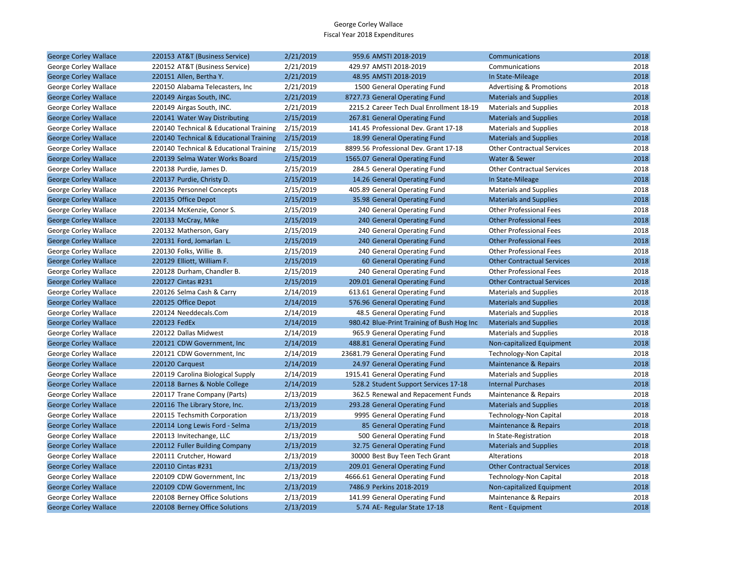George Corley Wallace
Fiscal Year 2018 Expenditures

| | | | | | | |
|---|---|---|---|---|---|---|
| George Corley Wallace | 220153 AT&T (Business Service) | 2/21/2019 | 959.6 | AMSTI 2018-2019 | Communications | 2018 |
| George Corley Wallace | 220152 AT&T (Business Service) | 2/21/2019 | 429.97 | AMSTI 2018-2019 | Communications | 2018 |
| George Corley Wallace | 220151 Allen, Bertha Y. | 2/21/2019 | 48.95 | AMSTI 2018-2019 | In State-Mileage | 2018 |
| George Corley Wallace | 220150 Alabama Telecasters, Inc | 2/21/2019 | 1500 | General Operating Fund | Advertising & Promotions | 2018 |
| George Corley Wallace | 220149 Airgas South, INC. | 2/21/2019 | 8727.73 | General Operating Fund | Materials and Supplies | 2018 |
| George Corley Wallace | 220149 Airgas South, INC. | 2/21/2019 | 2215.2 | Career Tech Dual Enrollment 18-19 | Materials and Supplies | 2018 |
| George Corley Wallace | 220141 Water Way Distributing | 2/15/2019 | 267.81 | General Operating Fund | Materials and Supplies | 2018 |
| George Corley Wallace | 220140 Technical & Educational Training | 2/15/2019 | 141.45 | Professional Dev. Grant 17-18 | Materials and Supplies | 2018 |
| George Corley Wallace | 220140 Technical & Educational Training | 2/15/2019 | 18.99 | General Operating Fund | Materials and Supplies | 2018 |
| George Corley Wallace | 220140 Technical & Educational Training | 2/15/2019 | 8899.56 | Professional Dev. Grant 17-18 | Other Contractual Services | 2018 |
| George Corley Wallace | 220139 Selma Water Works Board | 2/15/2019 | 1565.07 | General Operating Fund | Water & Sewer | 2018 |
| George Corley Wallace | 220138 Purdie, James D. | 2/15/2019 | 284.5 | General Operating Fund | Other Contractual Services | 2018 |
| George Corley Wallace | 220137 Purdie, Christy D. | 2/15/2019 | 14.26 | General Operating Fund | In State-Mileage | 2018 |
| George Corley Wallace | 220136 Personnel Concepts | 2/15/2019 | 405.89 | General Operating Fund | Materials and Supplies | 2018 |
| George Corley Wallace | 220135 Office Depot | 2/15/2019 | 35.98 | General Operating Fund | Materials and Supplies | 2018 |
| George Corley Wallace | 220134 McKenzie, Conor S. | 2/15/2019 | 240 | General Operating Fund | Other Professional Fees | 2018 |
| George Corley Wallace | 220133 McCray, Mike | 2/15/2019 | 240 | General Operating Fund | Other Professional Fees | 2018 |
| George Corley Wallace | 220132 Matherson, Gary | 2/15/2019 | 240 | General Operating Fund | Other Professional Fees | 2018 |
| George Corley Wallace | 220131 Ford, Jomarlan L. | 2/15/2019 | 240 | General Operating Fund | Other Professional Fees | 2018 |
| George Corley Wallace | 220130 Folks, Willie B. | 2/15/2019 | 240 | General Operating Fund | Other Professional Fees | 2018 |
| George Corley Wallace | 220129 Elliott, William F. | 2/15/2019 | 60 | General Operating Fund | Other Contractual Services | 2018 |
| George Corley Wallace | 220128 Durham, Chandler B. | 2/15/2019 | 240 | General Operating Fund | Other Professional Fees | 2018 |
| George Corley Wallace | 220127 Cintas #231 | 2/15/2019 | 209.01 | General Operating Fund | Other Contractual Services | 2018 |
| George Corley Wallace | 220126 Selma Cash & Carry | 2/14/2019 | 613.61 | General Operating Fund | Materials and Supplies | 2018 |
| George Corley Wallace | 220125 Office Depot | 2/14/2019 | 576.96 | General Operating Fund | Materials and Supplies | 2018 |
| George Corley Wallace | 220124 Needdecals.Com | 2/14/2019 | 48.5 | General Operating Fund | Materials and Supplies | 2018 |
| George Corley Wallace | 220123 FedEx | 2/14/2019 | 980.42 | Blue-Print Training of Bush Hog Inc | Materials and Supplies | 2018 |
| George Corley Wallace | 220122 Dallas Midwest | 2/14/2019 | 965.9 | General Operating Fund | Materials and Supplies | 2018 |
| George Corley Wallace | 220121 CDW Government, Inc | 2/14/2019 | 488.81 | General Operating Fund | Non-capitalized Equipment | 2018 |
| George Corley Wallace | 220121 CDW Government, Inc | 2/14/2019 | 23681.79 | General Operating Fund | Technology-Non Capital | 2018 |
| George Corley Wallace | 220120 Carquest | 2/14/2019 | 24.97 | General Operating Fund | Maintenance & Repairs | 2018 |
| George Corley Wallace | 220119 Carolina Biological Supply | 2/14/2019 | 1915.41 | General Operating Fund | Materials and Supplies | 2018 |
| George Corley Wallace | 220118 Barnes & Noble College | 2/14/2019 | 528.2 | Student Support Services 17-18 | Internal Purchases | 2018 |
| George Corley Wallace | 220117 Trane Company (Parts) | 2/13/2019 | 362.5 | Renewal and Repacement Funds | Maintenance & Repairs | 2018 |
| George Corley Wallace | 220116 The Library Store, Inc. | 2/13/2019 | 293.28 | General Operating Fund | Materials and Supplies | 2018 |
| George Corley Wallace | 220115 Techsmith Corporation | 2/13/2019 | 9995 | General Operating Fund | Technology-Non Capital | 2018 |
| George Corley Wallace | 220114 Long Lewis Ford - Selma | 2/13/2019 | 85 | General Operating Fund | Maintenance & Repairs | 2018 |
| George Corley Wallace | 220113 Invitechange, LLC | 2/13/2019 | 500 | General Operating Fund | In State-Registration | 2018 |
| George Corley Wallace | 220112 Fuller Building Company | 2/13/2019 | 32.75 | General Operating Fund | Materials and Supplies | 2018 |
| George Corley Wallace | 220111 Crutcher, Howard | 2/13/2019 | 30000 | Best Buy Teen Tech Grant | Alterations | 2018 |
| George Corley Wallace | 220110 Cintas #231 | 2/13/2019 | 209.01 | General Operating Fund | Other Contractual Services | 2018 |
| George Corley Wallace | 220109 CDW Government, Inc | 2/13/2019 | 4666.61 | General Operating Fund | Technology-Non Capital | 2018 |
| George Corley Wallace | 220109 CDW Government, Inc | 2/13/2019 | 7486.9 | Perkins 2018-2019 | Non-capitalized Equipment | 2018 |
| George Corley Wallace | 220108 Berney Office Solutions | 2/13/2019 | 141.99 | General Operating Fund | Maintenance & Repairs | 2018 |
| George Corley Wallace | 220108 Berney Office Solutions | 2/13/2019 | 5.74 | AE- Regular State 17-18 | Rent - Equipment | 2018 |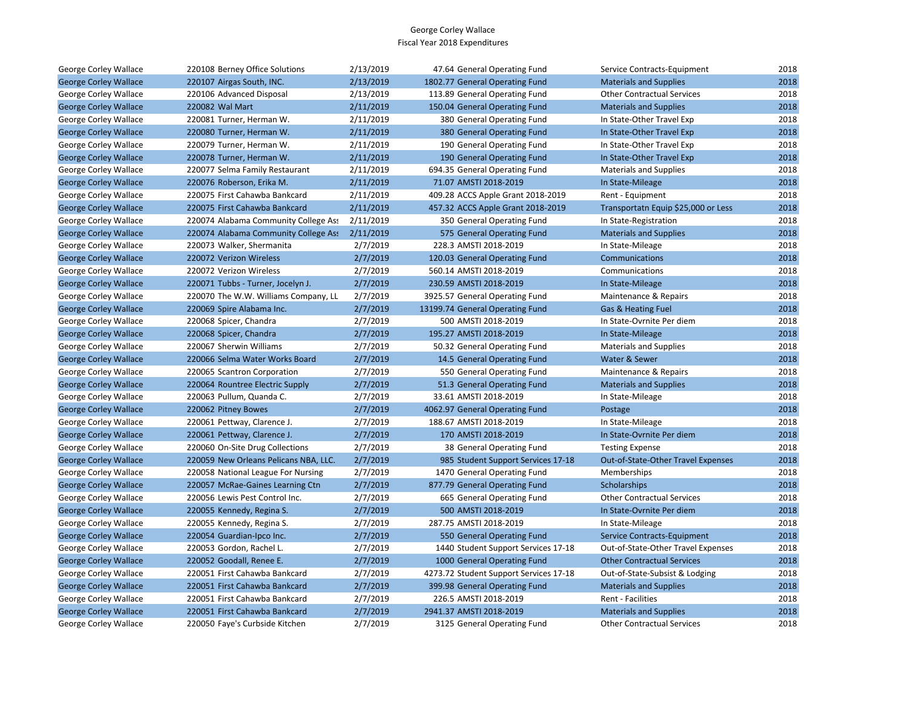George Corley Wallace
Fiscal Year 2018 Expenditures

| | | | | | | |
|---|---|---|---|---|---|---|
| George Corley Wallace | 220108 Berney Office Solutions | 2/13/2019 | 47.64 | General Operating Fund | Service Contracts-Equipment | 2018 |
| George Corley Wallace | 220107 Airgas South, INC. | 2/13/2019 | 1802.77 | General Operating Fund | Materials and Supplies | 2018 |
| George Corley Wallace | 220106 Advanced Disposal | 2/13/2019 | 113.89 | General Operating Fund | Other Contractual Services | 2018 |
| George Corley Wallace | 220082 Wal Mart | 2/11/2019 | 150.04 | General Operating Fund | Materials and Supplies | 2018 |
| George Corley Wallace | 220081 Turner, Herman W. | 2/11/2019 | 380 | General Operating Fund | In State-Other Travel Exp | 2018 |
| George Corley Wallace | 220080 Turner, Herman W. | 2/11/2019 | 380 | General Operating Fund | In State-Other Travel Exp | 2018 |
| George Corley Wallace | 220079 Turner, Herman W. | 2/11/2019 | 190 | General Operating Fund | In State-Other Travel Exp | 2018 |
| George Corley Wallace | 220078 Turner, Herman W. | 2/11/2019 | 190 | General Operating Fund | In State-Other Travel Exp | 2018 |
| George Corley Wallace | 220077 Selma Family Restaurant | 2/11/2019 | 694.35 | General Operating Fund | Materials and Supplies | 2018 |
| George Corley Wallace | 220076 Roberson, Erika M. | 2/11/2019 | 71.07 | AMSTI 2018-2019 | In State-Mileage | 2018 |
| George Corley Wallace | 220075 First Cahawba Bankcard | 2/11/2019 | 409.28 | ACCS Apple Grant 2018-2019 | Rent - Equipment | 2018 |
| George Corley Wallace | 220075 First Cahawba Bankcard | 2/11/2019 | 457.32 | ACCS Apple Grant 2018-2019 | Transportatn Equip $25,000 or Less | 2018 |
| George Corley Wallace | 220074 Alabama Community College Ass | 2/11/2019 | 350 | General Operating Fund | In State-Registration | 2018 |
| George Corley Wallace | 220074 Alabama Community College Ass | 2/11/2019 | 575 | General Operating Fund | Materials and Supplies | 2018 |
| George Corley Wallace | 220073 Walker, Shermanita | 2/7/2019 | 228.3 | AMSTI 2018-2019 | In State-Mileage | 2018 |
| George Corley Wallace | 220072 Verizon Wireless | 2/7/2019 | 120.03 | General Operating Fund | Communications | 2018 |
| George Corley Wallace | 220072 Verizon Wireless | 2/7/2019 | 560.14 | AMSTI 2018-2019 | Communications | 2018 |
| George Corley Wallace | 220071 Tubbs - Turner, Jocelyn J. | 2/7/2019 | 230.59 | AMSTI 2018-2019 | In State-Mileage | 2018 |
| George Corley Wallace | 220070 The W.W. Williams Company, LL | 2/7/2019 | 3925.57 | General Operating Fund | Maintenance & Repairs | 2018 |
| George Corley Wallace | 220069 Spire Alabama Inc. | 2/7/2019 | 13199.74 | General Operating Fund | Gas & Heating Fuel | 2018 |
| George Corley Wallace | 220068 Spicer, Chandra | 2/7/2019 | 500 | AMSTI 2018-2019 | In State-Ovrnite Per diem | 2018 |
| George Corley Wallace | 220068 Spicer, Chandra | 2/7/2019 | 195.27 | AMSTI 2018-2019 | In State-Mileage | 2018 |
| George Corley Wallace | 220067 Sherwin Williams | 2/7/2019 | 50.32 | General Operating Fund | Materials and Supplies | 2018 |
| George Corley Wallace | 220066 Selma Water Works Board | 2/7/2019 | 14.5 | General Operating Fund | Water & Sewer | 2018 |
| George Corley Wallace | 220065 Scantron Corporation | 2/7/2019 | 550 | General Operating Fund | Maintenance & Repairs | 2018 |
| George Corley Wallace | 220064 Rountree Electric Supply | 2/7/2019 | 51.3 | General Operating Fund | Materials and Supplies | 2018 |
| George Corley Wallace | 220063 Pullum, Quanda C. | 2/7/2019 | 33.61 | AMSTI 2018-2019 | In State-Mileage | 2018 |
| George Corley Wallace | 220062 Pitney Bowes | 2/7/2019 | 4062.97 | General Operating Fund | Postage | 2018 |
| George Corley Wallace | 220061 Pettway, Clarence J. | 2/7/2019 | 188.67 | AMSTI 2018-2019 | In State-Mileage | 2018 |
| George Corley Wallace | 220061 Pettway, Clarence J. | 2/7/2019 | 170 | AMSTI 2018-2019 | In State-Ovrnite Per diem | 2018 |
| George Corley Wallace | 220060 On-Site Drug Collections | 2/7/2019 | 38 | General Operating Fund | Testing Expense | 2018 |
| George Corley Wallace | 220059 New Orleans Pelicans NBA, LLC. | 2/7/2019 | 985 | Student Support Services 17-18 | Out-of-State-Other Travel Expenses | 2018 |
| George Corley Wallace | 220058 National League For Nursing | 2/7/2019 | 1470 | General Operating Fund | Memberships | 2018 |
| George Corley Wallace | 220057 McRae-Gaines Learning Ctn | 2/7/2019 | 877.79 | General Operating Fund | Scholarships | 2018 |
| George Corley Wallace | 220056 Lewis Pest Control Inc. | 2/7/2019 | 665 | General Operating Fund | Other Contractual Services | 2018 |
| George Corley Wallace | 220055 Kennedy, Regina S. | 2/7/2019 | 500 | AMSTI 2018-2019 | In State-Ovrnite Per diem | 2018 |
| George Corley Wallace | 220055 Kennedy, Regina S. | 2/7/2019 | 287.75 | AMSTI 2018-2019 | In State-Mileage | 2018 |
| George Corley Wallace | 220054 Guardian-Ipco Inc. | 2/7/2019 | 550 | General Operating Fund | Service Contracts-Equipment | 2018 |
| George Corley Wallace | 220053 Gordon, Rachel L. | 2/7/2019 | 1440 | Student Support Services 17-18 | Out-of-State-Other Travel Expenses | 2018 |
| George Corley Wallace | 220052 Goodall, Renee E. | 2/7/2019 | 1000 | General Operating Fund | Other Contractual Services | 2018 |
| George Corley Wallace | 220051 First Cahawba Bankcard | 2/7/2019 | 4273.72 | Student Support Services 17-18 | Out-of-State-Subsist & Lodging | 2018 |
| George Corley Wallace | 220051 First Cahawba Bankcard | 2/7/2019 | 399.98 | General Operating Fund | Materials and Supplies | 2018 |
| George Corley Wallace | 220051 First Cahawba Bankcard | 2/7/2019 | 226.5 | AMSTI 2018-2019 | Rent - Facilities | 2018 |
| George Corley Wallace | 220051 First Cahawba Bankcard | 2/7/2019 | 2941.37 | AMSTI 2018-2019 | Materials and Supplies | 2018 |
| George Corley Wallace | 220050 Faye's Curbside Kitchen | 2/7/2019 | 3125 | General Operating Fund | Other Contractual Services | 2018 |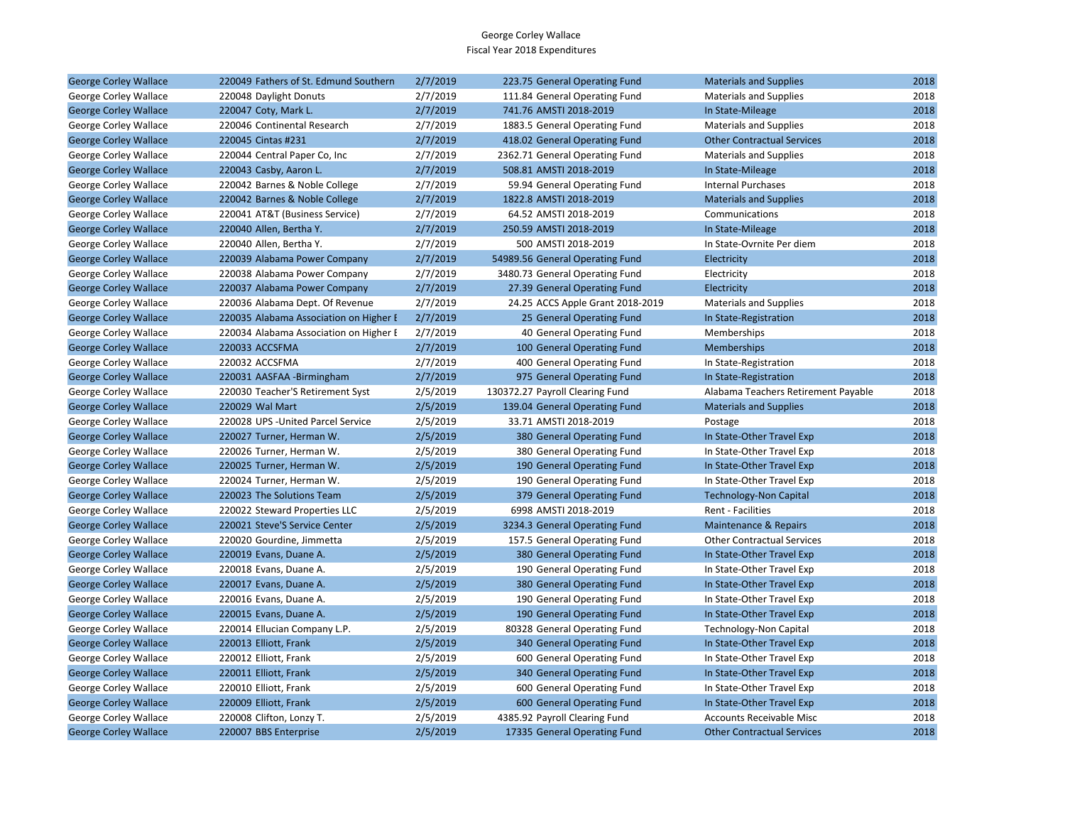George Corley Wallace
Fiscal Year 2018 Expenditures

| | | | | | | |
|---|---|---|---|---|---|---|
| George Corley Wallace | 220049 Fathers of St. Edmund Southern | 2/7/2019 | 223.75 | General Operating Fund | Materials and Supplies | 2018 |
| George Corley Wallace | 220048 Daylight Donuts | 2/7/2019 | 111.84 | General Operating Fund | Materials and Supplies | 2018 |
| George Corley Wallace | 220047 Coty, Mark L. | 2/7/2019 | 741.76 | AMSTI 2018-2019 | In State-Mileage | 2018 |
| George Corley Wallace | 220046 Continental Research | 2/7/2019 | 1883.5 | General Operating Fund | Materials and Supplies | 2018 |
| George Corley Wallace | 220045 Cintas #231 | 2/7/2019 | 418.02 | General Operating Fund | Other Contractual Services | 2018 |
| George Corley Wallace | 220044 Central Paper Co, Inc | 2/7/2019 | 2362.71 | General Operating Fund | Materials and Supplies | 2018 |
| George Corley Wallace | 220043 Casby, Aaron L. | 2/7/2019 | 508.81 | AMSTI 2018-2019 | In State-Mileage | 2018 |
| George Corley Wallace | 220042 Barnes & Noble College | 2/7/2019 | 59.94 | General Operating Fund | Internal Purchases | 2018 |
| George Corley Wallace | 220042 Barnes & Noble College | 2/7/2019 | 1822.8 | AMSTI 2018-2019 | Materials and Supplies | 2018 |
| George Corley Wallace | 220041 AT&T (Business Service) | 2/7/2019 | 64.52 | AMSTI 2018-2019 | Communications | 2018 |
| George Corley Wallace | 220040 Allen, Bertha Y. | 2/7/2019 | 250.59 | AMSTI 2018-2019 | In State-Mileage | 2018 |
| George Corley Wallace | 220040 Allen, Bertha Y. | 2/7/2019 | 500 | AMSTI 2018-2019 | In State-Ovrnite Per diem | 2018 |
| George Corley Wallace | 220039 Alabama Power Company | 2/7/2019 | 54989.56 | General Operating Fund | Electricity | 2018 |
| George Corley Wallace | 220038 Alabama Power Company | 2/7/2019 | 3480.73 | General Operating Fund | Electricity | 2018 |
| George Corley Wallace | 220037 Alabama Power Company | 2/7/2019 | 27.39 | General Operating Fund | Electricity | 2018 |
| George Corley Wallace | 220036 Alabama Dept. Of Revenue | 2/7/2019 | 24.25 | ACCS Apple Grant 2018-2019 | Materials and Supplies | 2018 |
| George Corley Wallace | 220035 Alabama Association on Higher E | 2/7/2019 | 25 | General Operating Fund | In State-Registration | 2018 |
| George Corley Wallace | 220034 Alabama Association on Higher E | 2/7/2019 | 40 | General Operating Fund | Memberships | 2018 |
| George Corley Wallace | 220033 ACCSFMA | 2/7/2019 | 100 | General Operating Fund | Memberships | 2018 |
| George Corley Wallace | 220032 ACCSFMA | 2/7/2019 | 400 | General Operating Fund | In State-Registration | 2018 |
| George Corley Wallace | 220031 AASFAA -Birmingham | 2/7/2019 | 975 | General Operating Fund | In State-Registration | 2018 |
| George Corley Wallace | 220030 Teacher'S Retirement Syst | 2/5/2019 | 130372.27 | Payroll Clearing Fund | Alabama Teachers Retirement Payable | 2018 |
| George Corley Wallace | 220029 Wal Mart | 2/5/2019 | 139.04 | General Operating Fund | Materials and Supplies | 2018 |
| George Corley Wallace | 220028 UPS -United Parcel Service | 2/5/2019 | 33.71 | AMSTI 2018-2019 | Postage | 2018 |
| George Corley Wallace | 220027 Turner, Herman W. | 2/5/2019 | 380 | General Operating Fund | In State-Other Travel Exp | 2018 |
| George Corley Wallace | 220026 Turner, Herman W. | 2/5/2019 | 380 | General Operating Fund | In State-Other Travel Exp | 2018 |
| George Corley Wallace | 220025 Turner, Herman W. | 2/5/2019 | 190 | General Operating Fund | In State-Other Travel Exp | 2018 |
| George Corley Wallace | 220024 Turner, Herman W. | 2/5/2019 | 190 | General Operating Fund | In State-Other Travel Exp | 2018 |
| George Corley Wallace | 220023 The Solutions Team | 2/5/2019 | 379 | General Operating Fund | Technology-Non Capital | 2018 |
| George Corley Wallace | 220022 Steward Properties LLC | 2/5/2019 | 6998 | AMSTI 2018-2019 | Rent - Facilities | 2018 |
| George Corley Wallace | 220021 Steve'S Service Center | 2/5/2019 | 3234.3 | General Operating Fund | Maintenance & Repairs | 2018 |
| George Corley Wallace | 220020 Gourdine, Jimmetta | 2/5/2019 | 157.5 | General Operating Fund | Other Contractual Services | 2018 |
| George Corley Wallace | 220019 Evans, Duane A. | 2/5/2019 | 380 | General Operating Fund | In State-Other Travel Exp | 2018 |
| George Corley Wallace | 220018 Evans, Duane A. | 2/5/2019 | 190 | General Operating Fund | In State-Other Travel Exp | 2018 |
| George Corley Wallace | 220017 Evans, Duane A. | 2/5/2019 | 380 | General Operating Fund | In State-Other Travel Exp | 2018 |
| George Corley Wallace | 220016 Evans, Duane A. | 2/5/2019 | 190 | General Operating Fund | In State-Other Travel Exp | 2018 |
| George Corley Wallace | 220015 Evans, Duane A. | 2/5/2019 | 190 | General Operating Fund | In State-Other Travel Exp | 2018 |
| George Corley Wallace | 220014 Ellucian Company L.P. | 2/5/2019 | 80328 | General Operating Fund | Technology-Non Capital | 2018 |
| George Corley Wallace | 220013 Elliott, Frank | 2/5/2019 | 340 | General Operating Fund | In State-Other Travel Exp | 2018 |
| George Corley Wallace | 220012 Elliott, Frank | 2/5/2019 | 600 | General Operating Fund | In State-Other Travel Exp | 2018 |
| George Corley Wallace | 220011 Elliott, Frank | 2/5/2019 | 340 | General Operating Fund | In State-Other Travel Exp | 2018 |
| George Corley Wallace | 220010 Elliott, Frank | 2/5/2019 | 600 | General Operating Fund | In State-Other Travel Exp | 2018 |
| George Corley Wallace | 220009 Elliott, Frank | 2/5/2019 | 600 | General Operating Fund | In State-Other Travel Exp | 2018 |
| George Corley Wallace | 220008 Clifton, Lonzy T. | 2/5/2019 | 4385.92 | Payroll Clearing Fund | Accounts Receivable Misc | 2018 |
| George Corley Wallace | 220007 BBS Enterprise | 2/5/2019 | 17335 | General Operating Fund | Other Contractual Services | 2018 |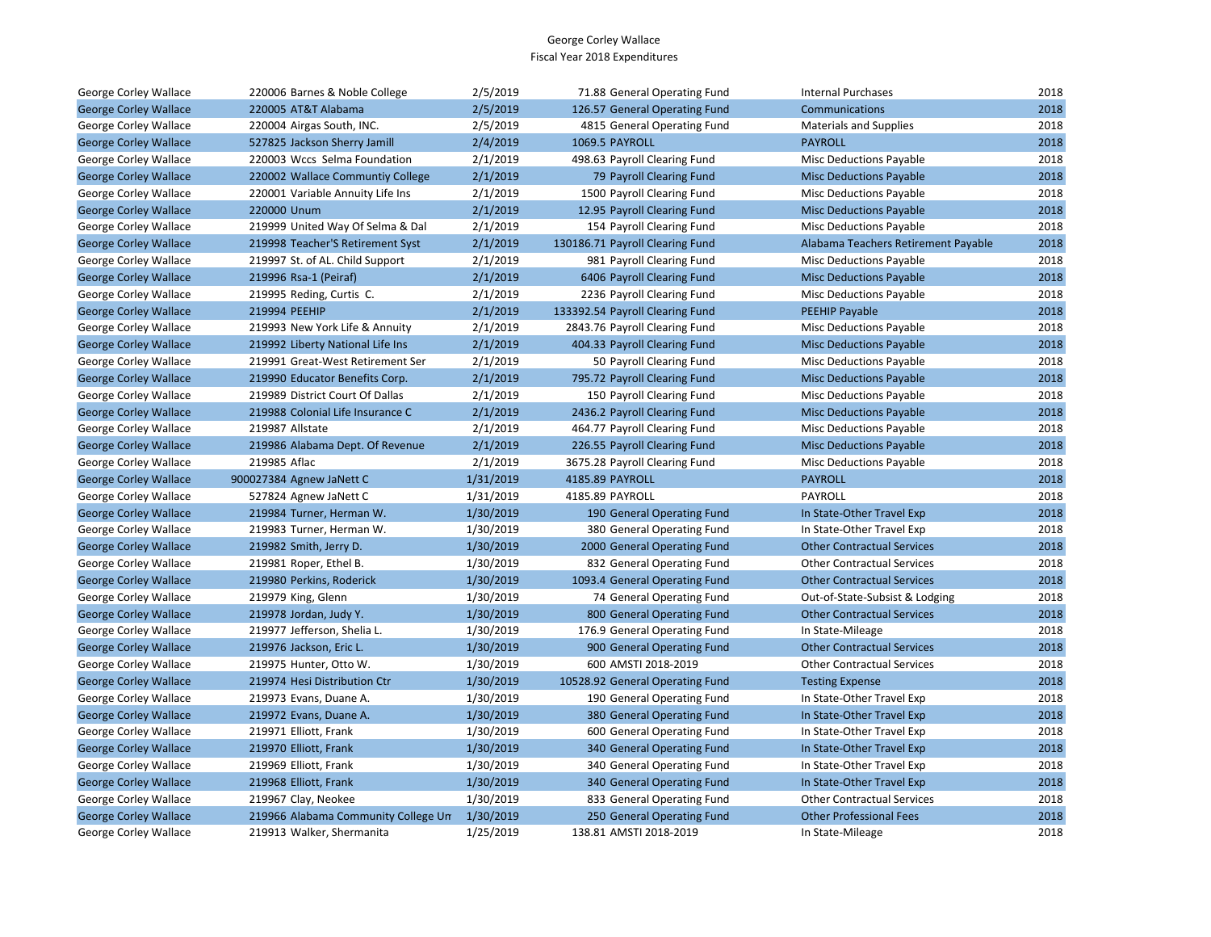George Corley Wallace
Fiscal Year 2018 Expenditures

| | | | | | | | |
|---|---|---|---|---|---|---|---|
| George Corley Wallace | 220006 | Barnes & Noble College | 2/5/2019 | 71.88 | General Operating Fund | Internal Purchases | 2018 |
| George Corley Wallace | 220005 | AT&T Alabama | 2/5/2019 | 126.57 | General Operating Fund | Communications | 2018 |
| George Corley Wallace | 220004 | Airgas South, INC. | 2/5/2019 | 4815 | General Operating Fund | Materials and Supplies | 2018 |
| George Corley Wallace | 527825 | Jackson Sherry Jamill | 2/4/2019 | 1069.5 | PAYROLL | PAYROLL | 2018 |
| George Corley Wallace | 220003 | Wccs Selma Foundation | 2/1/2019 | 498.63 | Payroll Clearing Fund | Misc Deductions Payable | 2018 |
| George Corley Wallace | 220002 | Wallace Communtiy College | 2/1/2019 | 79 | Payroll Clearing Fund | Misc Deductions Payable | 2018 |
| George Corley Wallace | 220001 | Variable Annuity Life Ins | 2/1/2019 | 1500 | Payroll Clearing Fund | Misc Deductions Payable | 2018 |
| George Corley Wallace | 220000 | Unum | 2/1/2019 | 12.95 | Payroll Clearing Fund | Misc Deductions Payable | 2018 |
| George Corley Wallace | 219999 | United Way Of Selma & Dal | 2/1/2019 | 154 | Payroll Clearing Fund | Misc Deductions Payable | 2018 |
| George Corley Wallace | 219998 | Teacher'S Retirement Syst | 2/1/2019 | 130186.71 | Payroll Clearing Fund | Alabama Teachers Retirement Payable | 2018 |
| George Corley Wallace | 219997 | St. of AL. Child Support | 2/1/2019 | 981 | Payroll Clearing Fund | Misc Deductions Payable | 2018 |
| George Corley Wallace | 219996 | Rsa-1 (Peiraf) | 2/1/2019 | 6406 | Payroll Clearing Fund | Misc Deductions Payable | 2018 |
| George Corley Wallace | 219995 | Reding, Curtis C. | 2/1/2019 | 2236 | Payroll Clearing Fund | Misc Deductions Payable | 2018 |
| George Corley Wallace | 219994 | PEEHIP | 2/1/2019 | 133392.54 | Payroll Clearing Fund | PEEHIP Payable | 2018 |
| George Corley Wallace | 219993 | New York Life & Annuity | 2/1/2019 | 2843.76 | Payroll Clearing Fund | Misc Deductions Payable | 2018 |
| George Corley Wallace | 219992 | Liberty National Life Ins | 2/1/2019 | 404.33 | Payroll Clearing Fund | Misc Deductions Payable | 2018 |
| George Corley Wallace | 219991 | Great-West Retirement Ser | 2/1/2019 | 50 | Payroll Clearing Fund | Misc Deductions Payable | 2018 |
| George Corley Wallace | 219990 | Educator Benefits Corp. | 2/1/2019 | 795.72 | Payroll Clearing Fund | Misc Deductions Payable | 2018 |
| George Corley Wallace | 219989 | District Court Of Dallas | 2/1/2019 | 150 | Payroll Clearing Fund | Misc Deductions Payable | 2018 |
| George Corley Wallace | 219988 | Colonial Life Insurance C | 2/1/2019 | 2436.2 | Payroll Clearing Fund | Misc Deductions Payable | 2018 |
| George Corley Wallace | 219987 | Allstate | 2/1/2019 | 464.77 | Payroll Clearing Fund | Misc Deductions Payable | 2018 |
| George Corley Wallace | 219986 | Alabama Dept. Of Revenue | 2/1/2019 | 226.55 | Payroll Clearing Fund | Misc Deductions Payable | 2018 |
| George Corley Wallace | 219985 | Aflac | 2/1/2019 | 3675.28 | Payroll Clearing Fund | Misc Deductions Payable | 2018 |
| George Corley Wallace | 900027384 | Agnew JaNett C | 1/31/2019 | 4185.89 | PAYROLL | PAYROLL | 2018 |
| George Corley Wallace | 527824 | Agnew JaNett C | 1/31/2019 | 4185.89 | PAYROLL | PAYROLL | 2018 |
| George Corley Wallace | 219984 | Turner, Herman W. | 1/30/2019 | 190 | General Operating Fund | In State-Other Travel Exp | 2018 |
| George Corley Wallace | 219983 | Turner, Herman W. | 1/30/2019 | 380 | General Operating Fund | In State-Other Travel Exp | 2018 |
| George Corley Wallace | 219982 | Smith, Jerry D. | 1/30/2019 | 2000 | General Operating Fund | Other Contractual Services | 2018 |
| George Corley Wallace | 219981 | Roper, Ethel B. | 1/30/2019 | 832 | General Operating Fund | Other Contractual Services | 2018 |
| George Corley Wallace | 219980 | Perkins, Roderick | 1/30/2019 | 1093.4 | General Operating Fund | Other Contractual Services | 2018 |
| George Corley Wallace | 219979 | King, Glenn | 1/30/2019 | 74 | General Operating Fund | Out-of-State-Subsist & Lodging | 2018 |
| George Corley Wallace | 219978 | Jordan, Judy Y. | 1/30/2019 | 800 | General Operating Fund | Other Contractual Services | 2018 |
| George Corley Wallace | 219977 | Jefferson, Shelia L. | 1/30/2019 | 176.9 | General Operating Fund | In State-Mileage | 2018 |
| George Corley Wallace | 219976 | Jackson, Eric L. | 1/30/2019 | 900 | General Operating Fund | Other Contractual Services | 2018 |
| George Corley Wallace | 219975 | Hunter, Otto W. | 1/30/2019 | 600 | AMSTI 2018-2019 | Other Contractual Services | 2018 |
| George Corley Wallace | 219974 | Hesi Distribution Ctr | 1/30/2019 | 10528.92 | General Operating Fund | Testing Expense | 2018 |
| George Corley Wallace | 219973 | Evans, Duane A. | 1/30/2019 | 190 | General Operating Fund | In State-Other Travel Exp | 2018 |
| George Corley Wallace | 219972 | Evans, Duane A. | 1/30/2019 | 380 | General Operating Fund | In State-Other Travel Exp | 2018 |
| George Corley Wallace | 219971 | Elliott, Frank | 1/30/2019 | 600 | General Operating Fund | In State-Other Travel Exp | 2018 |
| George Corley Wallace | 219970 | Elliott, Frank | 1/30/2019 | 340 | General Operating Fund | In State-Other Travel Exp | 2018 |
| George Corley Wallace | 219969 | Elliott, Frank | 1/30/2019 | 340 | General Operating Fund | In State-Other Travel Exp | 2018 |
| George Corley Wallace | 219968 | Elliott, Frank | 1/30/2019 | 340 | General Operating Fund | In State-Other Travel Exp | 2018 |
| George Corley Wallace | 219967 | Clay, Neokee | 1/30/2019 | 833 | General Operating Fund | Other Contractual Services | 2018 |
| George Corley Wallace | 219966 | Alabama Community College Un | 1/30/2019 | 250 | General Operating Fund | Other Professional Fees | 2018 |
| George Corley Wallace | 219913 | Walker, Shermanita | 1/25/2019 | 138.81 | AMSTI 2018-2019 | In State-Mileage | 2018 |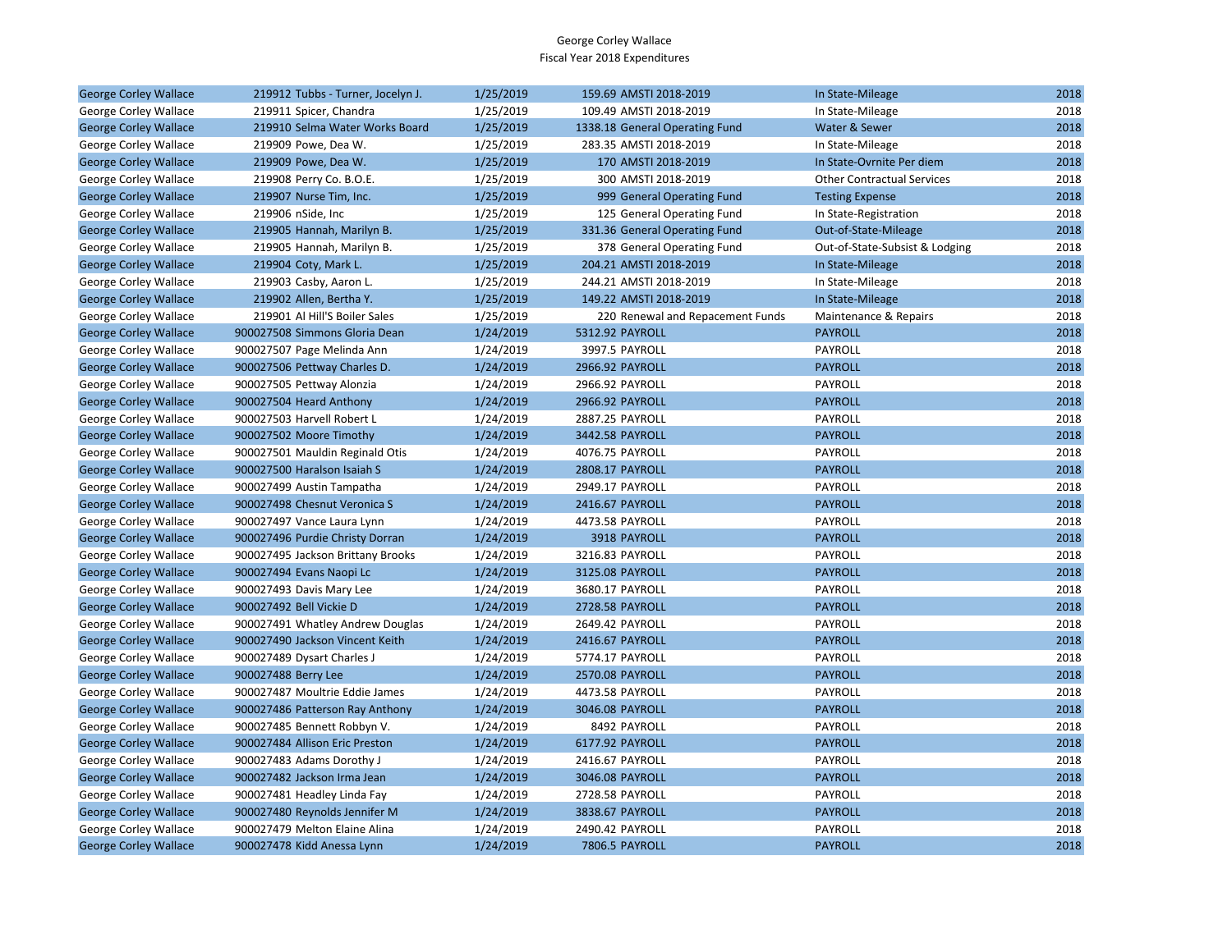George Corley Wallace
Fiscal Year 2018 Expenditures

| | | | | | | | |
|---|---|---|---|---|---|---|---|
| George Corley Wallace | 219912 | Tubbs - Turner, Jocelyn J. | 1/25/2019 | 159.69 | AMSTI 2018-2019 | In State-Mileage | 2018 |
| George Corley Wallace | 219911 | Spicer, Chandra | 1/25/2019 | 109.49 | AMSTI 2018-2019 | In State-Mileage | 2018 |
| George Corley Wallace | 219910 | Selma Water Works Board | 1/25/2019 | 1338.18 | General Operating Fund | Water & Sewer | 2018 |
| George Corley Wallace | 219909 | Powe, Dea W. | 1/25/2019 | 283.35 | AMSTI 2018-2019 | In State-Mileage | 2018 |
| George Corley Wallace | 219909 | Powe, Dea W. | 1/25/2019 | 170 | AMSTI 2018-2019 | In State-Ovrnite Per diem | 2018 |
| George Corley Wallace | 219908 | Perry Co. B.O.E. | 1/25/2019 | 300 | AMSTI 2018-2019 | Other Contractual Services | 2018 |
| George Corley Wallace | 219907 | Nurse Tim, Inc. | 1/25/2019 | 999 | General Operating Fund | Testing Expense | 2018 |
| George Corley Wallace | 219906 | nSide, Inc | 1/25/2019 | 125 | General Operating Fund | In State-Registration | 2018 |
| George Corley Wallace | 219905 | Hannah, Marilyn B. | 1/25/2019 | 331.36 | General Operating Fund | Out-of-State-Mileage | 2018 |
| George Corley Wallace | 219905 | Hannah, Marilyn B. | 1/25/2019 | 378 | General Operating Fund | Out-of-State-Subsist & Lodging | 2018 |
| George Corley Wallace | 219904 | Coty, Mark L. | 1/25/2019 | 204.21 | AMSTI 2018-2019 | In State-Mileage | 2018 |
| George Corley Wallace | 219903 | Casby, Aaron L. | 1/25/2019 | 244.21 | AMSTI 2018-2019 | In State-Mileage | 2018 |
| George Corley Wallace | 219902 | Allen, Bertha Y. | 1/25/2019 | 149.22 | AMSTI 2018-2019 | In State-Mileage | 2018 |
| George Corley Wallace | 219901 | Al Hill'S Boiler Sales | 1/25/2019 | 220 | Renewal and Repacement Funds | Maintenance & Repairs | 2018 |
| George Corley Wallace | 900027508 | Simmons Gloria Dean | 1/24/2019 | 5312.92 | PAYROLL | PAYROLL | 2018 |
| George Corley Wallace | 900027507 | Page Melinda Ann | 1/24/2019 | 3997.5 | PAYROLL | PAYROLL | 2018 |
| George Corley Wallace | 900027506 | Pettway Charles D. | 1/24/2019 | 2966.92 | PAYROLL | PAYROLL | 2018 |
| George Corley Wallace | 900027505 | Pettway Alonzia | 1/24/2019 | 2966.92 | PAYROLL | PAYROLL | 2018 |
| George Corley Wallace | 900027504 | Heard Anthony | 1/24/2019 | 2966.92 | PAYROLL | PAYROLL | 2018 |
| George Corley Wallace | 900027503 | Harvell Robert L | 1/24/2019 | 2887.25 | PAYROLL | PAYROLL | 2018 |
| George Corley Wallace | 900027502 | Moore Timothy | 1/24/2019 | 3442.58 | PAYROLL | PAYROLL | 2018 |
| George Corley Wallace | 900027501 | Mauldin Reginald Otis | 1/24/2019 | 4076.75 | PAYROLL | PAYROLL | 2018 |
| George Corley Wallace | 900027500 | Haralson Isaiah S | 1/24/2019 | 2808.17 | PAYROLL | PAYROLL | 2018 |
| George Corley Wallace | 900027499 | Austin Tampatha | 1/24/2019 | 2949.17 | PAYROLL | PAYROLL | 2018 |
| George Corley Wallace | 900027498 | Chesnut Veronica S | 1/24/2019 | 2416.67 | PAYROLL | PAYROLL | 2018 |
| George Corley Wallace | 900027497 | Vance Laura Lynn | 1/24/2019 | 4473.58 | PAYROLL | PAYROLL | 2018 |
| George Corley Wallace | 900027496 | Purdie Christy Dorran | 1/24/2019 | 3918 | PAYROLL | PAYROLL | 2018 |
| George Corley Wallace | 900027495 | Jackson Brittany Brooks | 1/24/2019 | 3216.83 | PAYROLL | PAYROLL | 2018 |
| George Corley Wallace | 900027494 | Evans Naopi Lc | 1/24/2019 | 3125.08 | PAYROLL | PAYROLL | 2018 |
| George Corley Wallace | 900027493 | Davis Mary Lee | 1/24/2019 | 3680.17 | PAYROLL | PAYROLL | 2018 |
| George Corley Wallace | 900027492 | Bell Vickie D | 1/24/2019 | 2728.58 | PAYROLL | PAYROLL | 2018 |
| George Corley Wallace | 900027491 | Whatley Andrew Douglas | 1/24/2019 | 2649.42 | PAYROLL | PAYROLL | 2018 |
| George Corley Wallace | 900027490 | Jackson Vincent Keith | 1/24/2019 | 2416.67 | PAYROLL | PAYROLL | 2018 |
| George Corley Wallace | 900027489 | Dysart Charles J | 1/24/2019 | 5774.17 | PAYROLL | PAYROLL | 2018 |
| George Corley Wallace | 900027488 | Berry Lee | 1/24/2019 | 2570.08 | PAYROLL | PAYROLL | 2018 |
| George Corley Wallace | 900027487 | Moultrie Eddie James | 1/24/2019 | 4473.58 | PAYROLL | PAYROLL | 2018 |
| George Corley Wallace | 900027486 | Patterson Ray Anthony | 1/24/2019 | 3046.08 | PAYROLL | PAYROLL | 2018 |
| George Corley Wallace | 900027485 | Bennett Robbyn V. | 1/24/2019 | 8492 | PAYROLL | PAYROLL | 2018 |
| George Corley Wallace | 900027484 | Allison Eric Preston | 1/24/2019 | 6177.92 | PAYROLL | PAYROLL | 2018 |
| George Corley Wallace | 900027483 | Adams Dorothy J | 1/24/2019 | 2416.67 | PAYROLL | PAYROLL | 2018 |
| George Corley Wallace | 900027482 | Jackson Irma Jean | 1/24/2019 | 3046.08 | PAYROLL | PAYROLL | 2018 |
| George Corley Wallace | 900027481 | Headley Linda Fay | 1/24/2019 | 2728.58 | PAYROLL | PAYROLL | 2018 |
| George Corley Wallace | 900027480 | Reynolds Jennifer M | 1/24/2019 | 3838.67 | PAYROLL | PAYROLL | 2018 |
| George Corley Wallace | 900027479 | Melton Elaine Alina | 1/24/2019 | 2490.42 | PAYROLL | PAYROLL | 2018 |
| George Corley Wallace | 900027478 | Kidd Anessa Lynn | 1/24/2019 | 7806.5 | PAYROLL | PAYROLL | 2018 |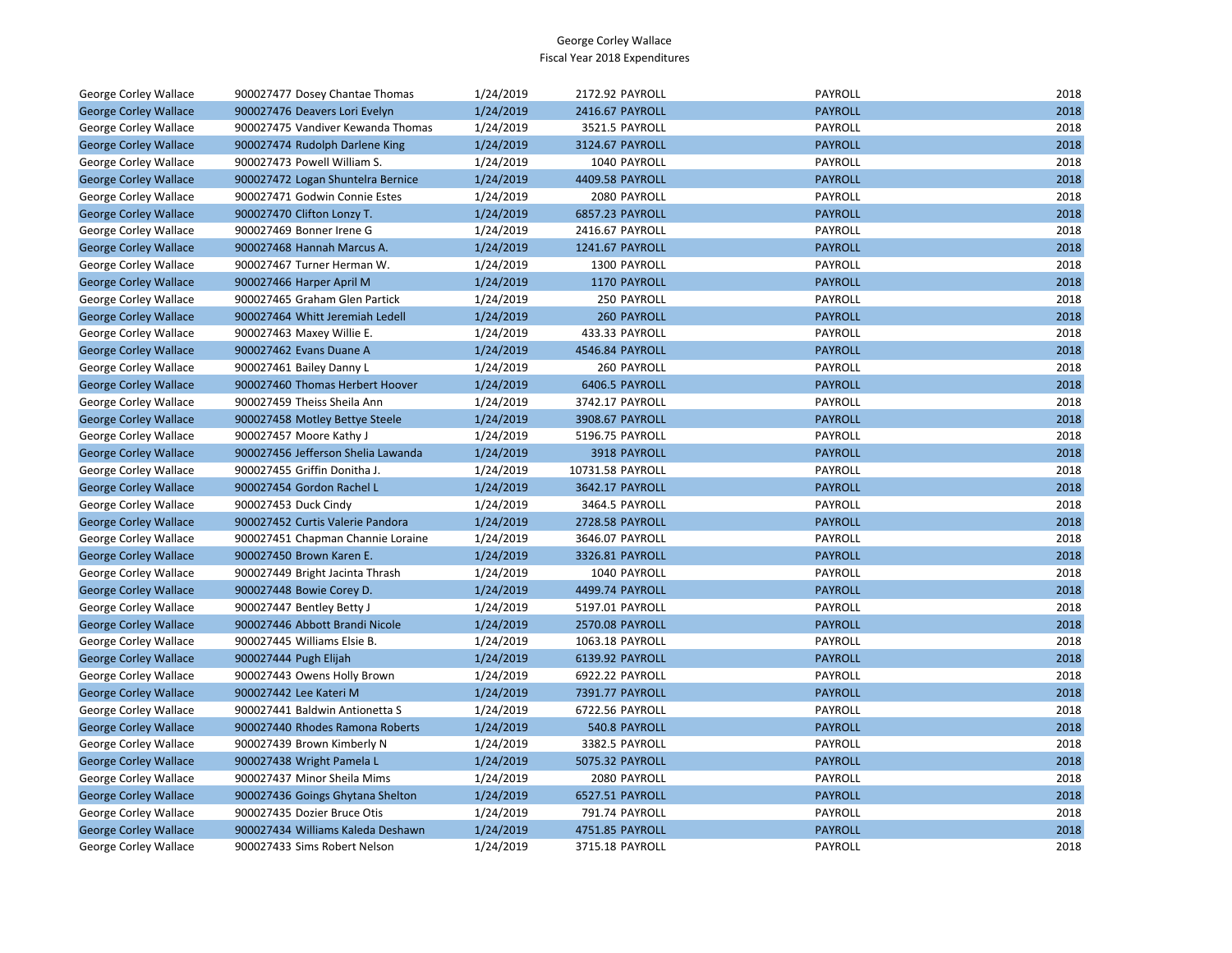George Corley Wallace
Fiscal Year 2018 Expenditures

| | | | | | | |
|---|---|---|---|---|---|---|
| George Corley Wallace | 900027477 Dosey Chantae Thomas | 1/24/2019 | 2172.92 | PAYROLL | PAYROLL | 2018 |
| George Corley Wallace | 900027476 Deavers Lori Evelyn | 1/24/2019 | 2416.67 | PAYROLL | PAYROLL | 2018 |
| George Corley Wallace | 900027475 Vandiver Kewanda Thomas | 1/24/2019 | 3521.5 | PAYROLL | PAYROLL | 2018 |
| George Corley Wallace | 900027474 Rudolph Darlene King | 1/24/2019 | 3124.67 | PAYROLL | PAYROLL | 2018 |
| George Corley Wallace | 900027473 Powell William S. | 1/24/2019 | 1040 | PAYROLL | PAYROLL | 2018 |
| George Corley Wallace | 900027472 Logan Shuntelra Bernice | 1/24/2019 | 4409.58 | PAYROLL | PAYROLL | 2018 |
| George Corley Wallace | 900027471 Godwin Connie Estes | 1/24/2019 | 2080 | PAYROLL | PAYROLL | 2018 |
| George Corley Wallace | 900027470 Clifton Lonzy T. | 1/24/2019 | 6857.23 | PAYROLL | PAYROLL | 2018 |
| George Corley Wallace | 900027469 Bonner Irene G | 1/24/2019 | 2416.67 | PAYROLL | PAYROLL | 2018 |
| George Corley Wallace | 900027468 Hannah Marcus A. | 1/24/2019 | 1241.67 | PAYROLL | PAYROLL | 2018 |
| George Corley Wallace | 900027467 Turner Herman W. | 1/24/2019 | 1300 | PAYROLL | PAYROLL | 2018 |
| George Corley Wallace | 900027466 Harper April M | 1/24/2019 | 1170 | PAYROLL | PAYROLL | 2018 |
| George Corley Wallace | 900027465 Graham Glen Partick | 1/24/2019 | 250 | PAYROLL | PAYROLL | 2018 |
| George Corley Wallace | 900027464 Whitt Jeremiah Ledell | 1/24/2019 | 260 | PAYROLL | PAYROLL | 2018 |
| George Corley Wallace | 900027463 Maxey Willie E. | 1/24/2019 | 433.33 | PAYROLL | PAYROLL | 2018 |
| George Corley Wallace | 900027462 Evans Duane A | 1/24/2019 | 4546.84 | PAYROLL | PAYROLL | 2018 |
| George Corley Wallace | 900027461 Bailey Danny L | 1/24/2019 | 260 | PAYROLL | PAYROLL | 2018 |
| George Corley Wallace | 900027460 Thomas Herbert Hoover | 1/24/2019 | 6406.5 | PAYROLL | PAYROLL | 2018 |
| George Corley Wallace | 900027459 Theiss Sheila Ann | 1/24/2019 | 3742.17 | PAYROLL | PAYROLL | 2018 |
| George Corley Wallace | 900027458 Motley Bettye Steele | 1/24/2019 | 3908.67 | PAYROLL | PAYROLL | 2018 |
| George Corley Wallace | 900027457 Moore Kathy J | 1/24/2019 | 5196.75 | PAYROLL | PAYROLL | 2018 |
| George Corley Wallace | 900027456 Jefferson Shelia Lawanda | 1/24/2019 | 3918 | PAYROLL | PAYROLL | 2018 |
| George Corley Wallace | 900027455 Griffin Donitha J. | 1/24/2019 | 10731.58 | PAYROLL | PAYROLL | 2018 |
| George Corley Wallace | 900027454 Gordon Rachel L | 1/24/2019 | 3642.17 | PAYROLL | PAYROLL | 2018 |
| George Corley Wallace | 900027453 Duck Cindy | 1/24/2019 | 3464.5 | PAYROLL | PAYROLL | 2018 |
| George Corley Wallace | 900027452 Curtis Valerie Pandora | 1/24/2019 | 2728.58 | PAYROLL | PAYROLL | 2018 |
| George Corley Wallace | 900027451 Chapman Channie Loraine | 1/24/2019 | 3646.07 | PAYROLL | PAYROLL | 2018 |
| George Corley Wallace | 900027450 Brown Karen E. | 1/24/2019 | 3326.81 | PAYROLL | PAYROLL | 2018 |
| George Corley Wallace | 900027449 Bright Jacinta Thrash | 1/24/2019 | 1040 | PAYROLL | PAYROLL | 2018 |
| George Corley Wallace | 900027448 Bowie Corey D. | 1/24/2019 | 4499.74 | PAYROLL | PAYROLL | 2018 |
| George Corley Wallace | 900027447 Bentley Betty J | 1/24/2019 | 5197.01 | PAYROLL | PAYROLL | 2018 |
| George Corley Wallace | 900027446 Abbott Brandi Nicole | 1/24/2019 | 2570.08 | PAYROLL | PAYROLL | 2018 |
| George Corley Wallace | 900027445 Williams Elsie B. | 1/24/2019 | 1063.18 | PAYROLL | PAYROLL | 2018 |
| George Corley Wallace | 900027444 Pugh Elijah | 1/24/2019 | 6139.92 | PAYROLL | PAYROLL | 2018 |
| George Corley Wallace | 900027443 Owens Holly Brown | 1/24/2019 | 6922.22 | PAYROLL | PAYROLL | 2018 |
| George Corley Wallace | 900027442 Lee Kateri M | 1/24/2019 | 7391.77 | PAYROLL | PAYROLL | 2018 |
| George Corley Wallace | 900027441 Baldwin Antionetta S | 1/24/2019 | 6722.56 | PAYROLL | PAYROLL | 2018 |
| George Corley Wallace | 900027440 Rhodes Ramona Roberts | 1/24/2019 | 540.8 | PAYROLL | PAYROLL | 2018 |
| George Corley Wallace | 900027439 Brown Kimberly N | 1/24/2019 | 3382.5 | PAYROLL | PAYROLL | 2018 |
| George Corley Wallace | 900027438 Wright Pamela L | 1/24/2019 | 5075.32 | PAYROLL | PAYROLL | 2018 |
| George Corley Wallace | 900027437 Minor Sheila Mims | 1/24/2019 | 2080 | PAYROLL | PAYROLL | 2018 |
| George Corley Wallace | 900027436 Goings Ghytana Shelton | 1/24/2019 | 6527.51 | PAYROLL | PAYROLL | 2018 |
| George Corley Wallace | 900027435 Dozier Bruce Otis | 1/24/2019 | 791.74 | PAYROLL | PAYROLL | 2018 |
| George Corley Wallace | 900027434 Williams Kaleda Deshawn | 1/24/2019 | 4751.85 | PAYROLL | PAYROLL | 2018 |
| George Corley Wallace | 900027433 Sims Robert Nelson | 1/24/2019 | 3715.18 | PAYROLL | PAYROLL | 2018 |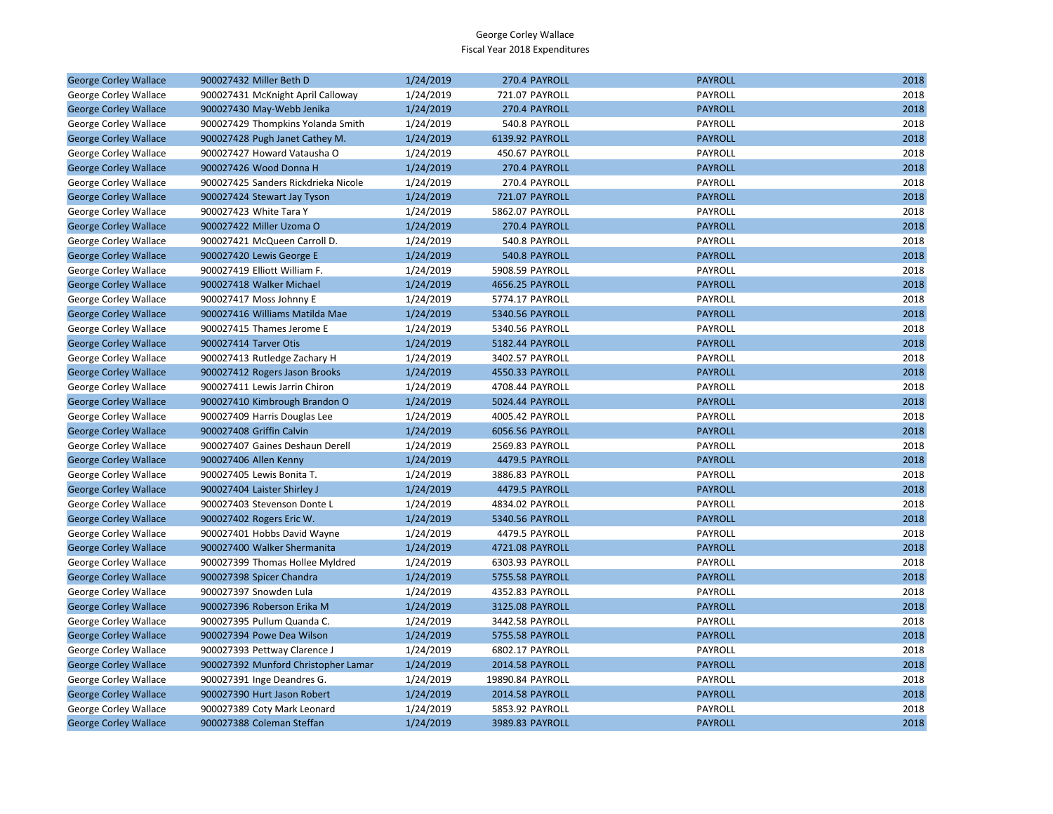George Corley Wallace
Fiscal Year 2018 Expenditures

| | | | | | | |
|---|---|---|---|---|---|---|
| George Corley Wallace | 900027432 Miller Beth D | 1/24/2019 | 270.4 | PAYROLL | PAYROLL | 2018 |
| George Corley Wallace | 900027431 McKnight April Calloway | 1/24/2019 | 721.07 | PAYROLL | PAYROLL | 2018 |
| George Corley Wallace | 900027430 May-Webb Jenika | 1/24/2019 | 270.4 | PAYROLL | PAYROLL | 2018 |
| George Corley Wallace | 900027429 Thompkins Yolanda Smith | 1/24/2019 | 540.8 | PAYROLL | PAYROLL | 2018 |
| George Corley Wallace | 900027428 Pugh Janet Cathey M. | 1/24/2019 | 6139.92 | PAYROLL | PAYROLL | 2018 |
| George Corley Wallace | 900027427 Howard Vatausha O | 1/24/2019 | 450.67 | PAYROLL | PAYROLL | 2018 |
| George Corley Wallace | 900027426 Wood Donna H | 1/24/2019 | 270.4 | PAYROLL | PAYROLL | 2018 |
| George Corley Wallace | 900027425 Sanders Rickdrieka Nicole | 1/24/2019 | 270.4 | PAYROLL | PAYROLL | 2018 |
| George Corley Wallace | 900027424 Stewart Jay Tyson | 1/24/2019 | 721.07 | PAYROLL | PAYROLL | 2018 |
| George Corley Wallace | 900027423 White Tara Y | 1/24/2019 | 5862.07 | PAYROLL | PAYROLL | 2018 |
| George Corley Wallace | 900027422 Miller Uzoma O | 1/24/2019 | 270.4 | PAYROLL | PAYROLL | 2018 |
| George Corley Wallace | 900027421 McQueen Carroll D. | 1/24/2019 | 540.8 | PAYROLL | PAYROLL | 2018 |
| George Corley Wallace | 900027420 Lewis George E | 1/24/2019 | 540.8 | PAYROLL | PAYROLL | 2018 |
| George Corley Wallace | 900027419 Elliott William F. | 1/24/2019 | 5908.59 | PAYROLL | PAYROLL | 2018 |
| George Corley Wallace | 900027418 Walker Michael | 1/24/2019 | 4656.25 | PAYROLL | PAYROLL | 2018 |
| George Corley Wallace | 900027417 Moss Johnny E | 1/24/2019 | 5774.17 | PAYROLL | PAYROLL | 2018 |
| George Corley Wallace | 900027416 Williams Matilda Mae | 1/24/2019 | 5340.56 | PAYROLL | PAYROLL | 2018 |
| George Corley Wallace | 900027415 Thames Jerome E | 1/24/2019 | 5340.56 | PAYROLL | PAYROLL | 2018 |
| George Corley Wallace | 900027414 Tarver Otis | 1/24/2019 | 5182.44 | PAYROLL | PAYROLL | 2018 |
| George Corley Wallace | 900027413 Rutledge Zachary H | 1/24/2019 | 3402.57 | PAYROLL | PAYROLL | 2018 |
| George Corley Wallace | 900027412 Rogers Jason Brooks | 1/24/2019 | 4550.33 | PAYROLL | PAYROLL | 2018 |
| George Corley Wallace | 900027411 Lewis Jarrin Chiron | 1/24/2019 | 4708.44 | PAYROLL | PAYROLL | 2018 |
| George Corley Wallace | 900027410 Kimbrough Brandon O | 1/24/2019 | 5024.44 | PAYROLL | PAYROLL | 2018 |
| George Corley Wallace | 900027409 Harris Douglas Lee | 1/24/2019 | 4005.42 | PAYROLL | PAYROLL | 2018 |
| George Corley Wallace | 900027408 Griffin Calvin | 1/24/2019 | 6056.56 | PAYROLL | PAYROLL | 2018 |
| George Corley Wallace | 900027407 Gaines Deshaun Derell | 1/24/2019 | 2569.83 | PAYROLL | PAYROLL | 2018 |
| George Corley Wallace | 900027406 Allen Kenny | 1/24/2019 | 4479.5 | PAYROLL | PAYROLL | 2018 |
| George Corley Wallace | 900027405 Lewis Bonita T. | 1/24/2019 | 3886.83 | PAYROLL | PAYROLL | 2018 |
| George Corley Wallace | 900027404 Laister Shirley J | 1/24/2019 | 4479.5 | PAYROLL | PAYROLL | 2018 |
| George Corley Wallace | 900027403 Stevenson Donte L | 1/24/2019 | 4834.02 | PAYROLL | PAYROLL | 2018 |
| George Corley Wallace | 900027402 Rogers Eric W. | 1/24/2019 | 5340.56 | PAYROLL | PAYROLL | 2018 |
| George Corley Wallace | 900027401 Hobbs David Wayne | 1/24/2019 | 4479.5 | PAYROLL | PAYROLL | 2018 |
| George Corley Wallace | 900027400 Walker Shermanita | 1/24/2019 | 4721.08 | PAYROLL | PAYROLL | 2018 |
| George Corley Wallace | 900027399 Thomas Hollee Myldred | 1/24/2019 | 6303.93 | PAYROLL | PAYROLL | 2018 |
| George Corley Wallace | 900027398 Spicer Chandra | 1/24/2019 | 5755.58 | PAYROLL | PAYROLL | 2018 |
| George Corley Wallace | 900027397 Snowden Lula | 1/24/2019 | 4352.83 | PAYROLL | PAYROLL | 2018 |
| George Corley Wallace | 900027396 Roberson Erika M | 1/24/2019 | 3125.08 | PAYROLL | PAYROLL | 2018 |
| George Corley Wallace | 900027395 Pullum Quanda C. | 1/24/2019 | 3442.58 | PAYROLL | PAYROLL | 2018 |
| George Corley Wallace | 900027394 Powe Dea Wilson | 1/24/2019 | 5755.58 | PAYROLL | PAYROLL | 2018 |
| George Corley Wallace | 900027393 Pettway Clarence J | 1/24/2019 | 6802.17 | PAYROLL | PAYROLL | 2018 |
| George Corley Wallace | 900027392 Munford Christopher Lamar | 1/24/2019 | 2014.58 | PAYROLL | PAYROLL | 2018 |
| George Corley Wallace | 900027391 Inge Deandres G. | 1/24/2019 | 19890.84 | PAYROLL | PAYROLL | 2018 |
| George Corley Wallace | 900027390 Hurt Jason Robert | 1/24/2019 | 2014.58 | PAYROLL | PAYROLL | 2018 |
| George Corley Wallace | 900027389 Coty Mark Leonard | 1/24/2019 | 5853.92 | PAYROLL | PAYROLL | 2018 |
| George Corley Wallace | 900027388 Coleman Steffan | 1/24/2019 | 3989.83 | PAYROLL | PAYROLL | 2018 |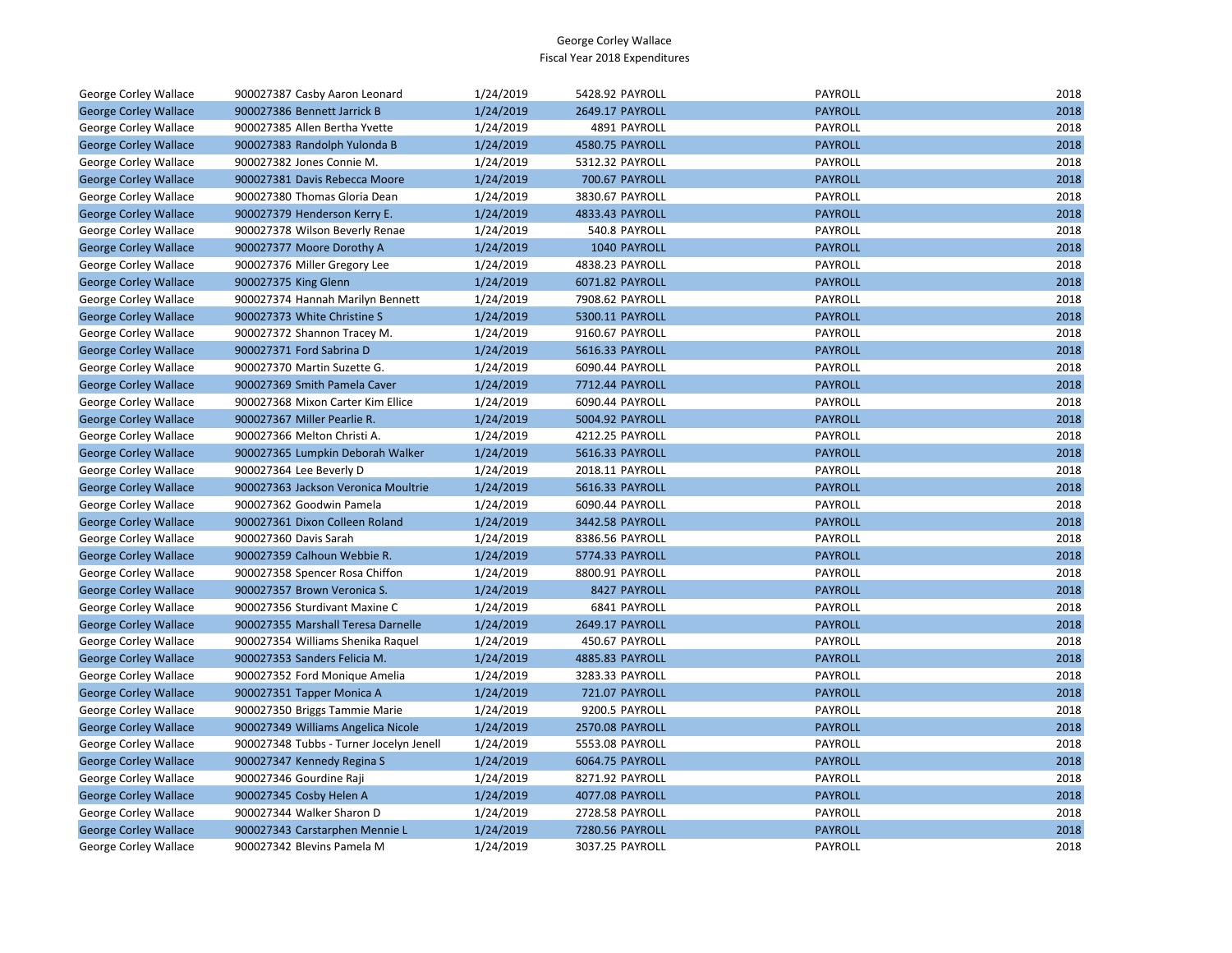George Corley Wallace
Fiscal Year 2018 Expenditures

| | | | | | | |
|---|---|---|---|---|---|---|
| George Corley Wallace | 900027387 | Casby Aaron Leonard | 1/24/2019 | 5428.92 PAYROLL | PAYROLL | 2018 |
| George Corley Wallace | 900027386 | Bennett Jarrick B | 1/24/2019 | 2649.17 PAYROLL | PAYROLL | 2018 |
| George Corley Wallace | 900027385 | Allen Bertha Yvette | 1/24/2019 | 4891 PAYROLL | PAYROLL | 2018 |
| George Corley Wallace | 900027383 | Randolph Yulonda B | 1/24/2019 | 4580.75 PAYROLL | PAYROLL | 2018 |
| George Corley Wallace | 900027382 | Jones Connie M. | 1/24/2019 | 5312.32 PAYROLL | PAYROLL | 2018 |
| George Corley Wallace | 900027381 | Davis Rebecca Moore | 1/24/2019 | 700.67 PAYROLL | PAYROLL | 2018 |
| George Corley Wallace | 900027380 | Thomas Gloria Dean | 1/24/2019 | 3830.67 PAYROLL | PAYROLL | 2018 |
| George Corley Wallace | 900027379 | Henderson Kerry E. | 1/24/2019 | 4833.43 PAYROLL | PAYROLL | 2018 |
| George Corley Wallace | 900027378 | Wilson Beverly Renae | 1/24/2019 | 540.8 PAYROLL | PAYROLL | 2018 |
| George Corley Wallace | 900027377 | Moore Dorothy A | 1/24/2019 | 1040 PAYROLL | PAYROLL | 2018 |
| George Corley Wallace | 900027376 | Miller Gregory Lee | 1/24/2019 | 4838.23 PAYROLL | PAYROLL | 2018 |
| George Corley Wallace | 900027375 | King Glenn | 1/24/2019 | 6071.82 PAYROLL | PAYROLL | 2018 |
| George Corley Wallace | 900027374 | Hannah Marilyn Bennett | 1/24/2019 | 7908.62 PAYROLL | PAYROLL | 2018 |
| George Corley Wallace | 900027373 | White Christine S | 1/24/2019 | 5300.11 PAYROLL | PAYROLL | 2018 |
| George Corley Wallace | 900027372 | Shannon Tracey M. | 1/24/2019 | 9160.67 PAYROLL | PAYROLL | 2018 |
| George Corley Wallace | 900027371 | Ford Sabrina D | 1/24/2019 | 5616.33 PAYROLL | PAYROLL | 2018 |
| George Corley Wallace | 900027370 | Martin Suzette G. | 1/24/2019 | 6090.44 PAYROLL | PAYROLL | 2018 |
| George Corley Wallace | 900027369 | Smith Pamela Caver | 1/24/2019 | 7712.44 PAYROLL | PAYROLL | 2018 |
| George Corley Wallace | 900027368 | Mixon Carter Kim Ellice | 1/24/2019 | 6090.44 PAYROLL | PAYROLL | 2018 |
| George Corley Wallace | 900027367 | Miller Pearlie R. | 1/24/2019 | 5004.92 PAYROLL | PAYROLL | 2018 |
| George Corley Wallace | 900027366 | Melton Christi A. | 1/24/2019 | 4212.25 PAYROLL | PAYROLL | 2018 |
| George Corley Wallace | 900027365 | Lumpkin Deborah Walker | 1/24/2019 | 5616.33 PAYROLL | PAYROLL | 2018 |
| George Corley Wallace | 900027364 | Lee Beverly D | 1/24/2019 | 2018.11 PAYROLL | PAYROLL | 2018 |
| George Corley Wallace | 900027363 | Jackson Veronica Moultrie | 1/24/2019 | 5616.33 PAYROLL | PAYROLL | 2018 |
| George Corley Wallace | 900027362 | Goodwin Pamela | 1/24/2019 | 6090.44 PAYROLL | PAYROLL | 2018 |
| George Corley Wallace | 900027361 | Dixon Colleen Roland | 1/24/2019 | 3442.58 PAYROLL | PAYROLL | 2018 |
| George Corley Wallace | 900027360 | Davis Sarah | 1/24/2019 | 8386.56 PAYROLL | PAYROLL | 2018 |
| George Corley Wallace | 900027359 | Calhoun Webbie R. | 1/24/2019 | 5774.33 PAYROLL | PAYROLL | 2018 |
| George Corley Wallace | 900027358 | Spencer Rosa Chiffon | 1/24/2019 | 8800.91 PAYROLL | PAYROLL | 2018 |
| George Corley Wallace | 900027357 | Brown Veronica S. | 1/24/2019 | 8427 PAYROLL | PAYROLL | 2018 |
| George Corley Wallace | 900027356 | Sturdivant Maxine C | 1/24/2019 | 6841 PAYROLL | PAYROLL | 2018 |
| George Corley Wallace | 900027355 | Marshall Teresa Darnelle | 1/24/2019 | 2649.17 PAYROLL | PAYROLL | 2018 |
| George Corley Wallace | 900027354 | Williams Shenika Raquel | 1/24/2019 | 450.67 PAYROLL | PAYROLL | 2018 |
| George Corley Wallace | 900027353 | Sanders Felicia M. | 1/24/2019 | 4885.83 PAYROLL | PAYROLL | 2018 |
| George Corley Wallace | 900027352 | Ford Monique Amelia | 1/24/2019 | 3283.33 PAYROLL | PAYROLL | 2018 |
| George Corley Wallace | 900027351 | Tapper Monica A | 1/24/2019 | 721.07 PAYROLL | PAYROLL | 2018 |
| George Corley Wallace | 900027350 | Briggs Tammie Marie | 1/24/2019 | 9200.5 PAYROLL | PAYROLL | 2018 |
| George Corley Wallace | 900027349 | Williams Angelica Nicole | 1/24/2019 | 2570.08 PAYROLL | PAYROLL | 2018 |
| George Corley Wallace | 900027348 | Tubbs - Turner Jocelyn Jenell | 1/24/2019 | 5553.08 PAYROLL | PAYROLL | 2018 |
| George Corley Wallace | 900027347 | Kennedy Regina S | 1/24/2019 | 6064.75 PAYROLL | PAYROLL | 2018 |
| George Corley Wallace | 900027346 | Gourdine Raji | 1/24/2019 | 8271.92 PAYROLL | PAYROLL | 2018 |
| George Corley Wallace | 900027345 | Cosby Helen A | 1/24/2019 | 4077.08 PAYROLL | PAYROLL | 2018 |
| George Corley Wallace | 900027344 | Walker Sharon D | 1/24/2019 | 2728.58 PAYROLL | PAYROLL | 2018 |
| George Corley Wallace | 900027343 | Carstarphen Mennie L | 1/24/2019 | 7280.56 PAYROLL | PAYROLL | 2018 |
| George Corley Wallace | 900027342 | Blevins Pamela M | 1/24/2019 | 3037.25 PAYROLL | PAYROLL | 2018 |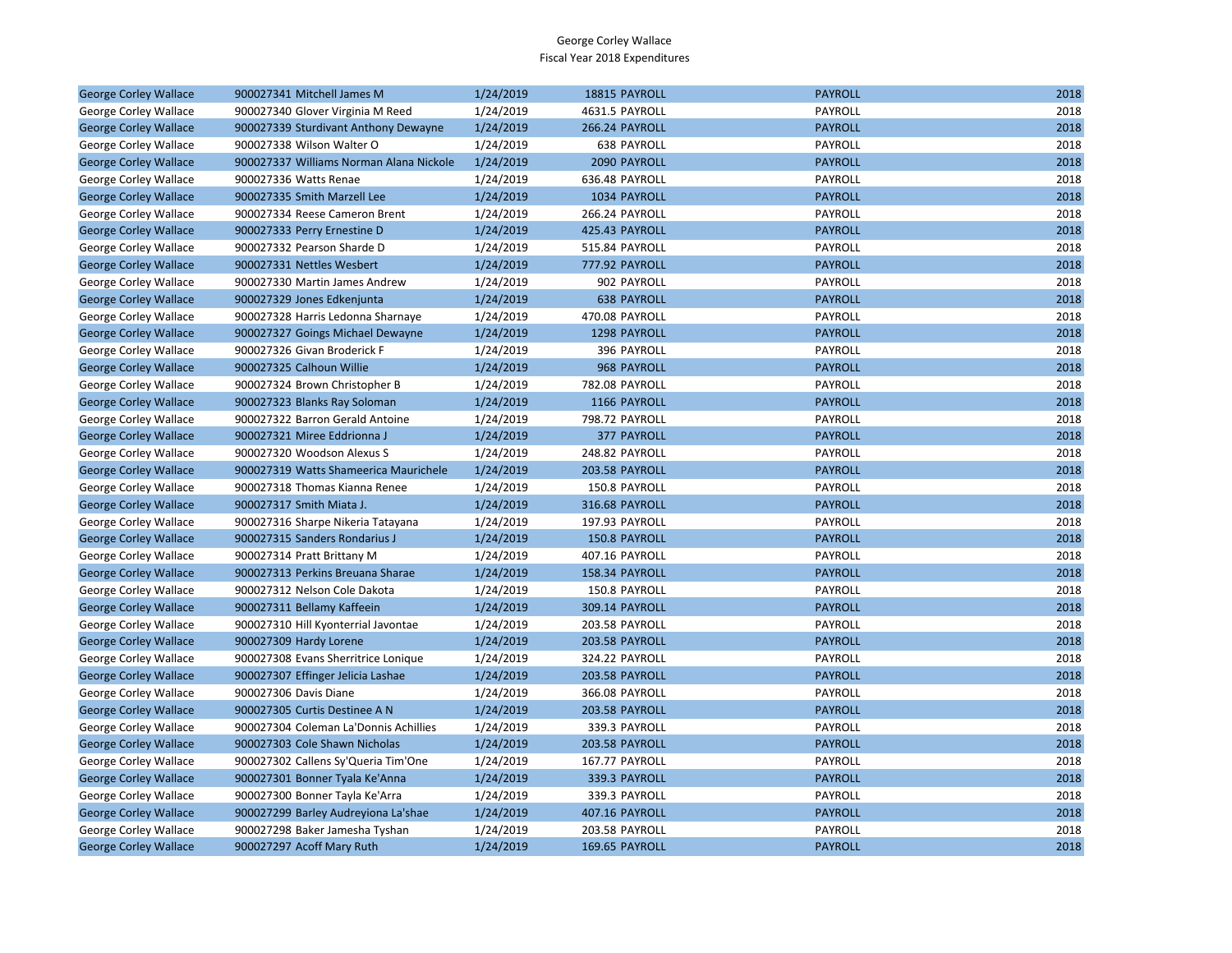George Corley Wallace
Fiscal Year 2018 Expenditures

| | | | | | | |
|---|---|---|---|---|---|---|
| George Corley Wallace | 900027341 Mitchell James M | 1/24/2019 | 18815 | PAYROLL | PAYROLL | 2018 |
| George Corley Wallace | 900027340 Glover Virginia M Reed | 1/24/2019 | 4631.5 | PAYROLL | PAYROLL | 2018 |
| George Corley Wallace | 900027339 Sturdivant Anthony Dewayne | 1/24/2019 | 266.24 | PAYROLL | PAYROLL | 2018 |
| George Corley Wallace | 900027338 Wilson Walter O | 1/24/2019 | 638 | PAYROLL | PAYROLL | 2018 |
| George Corley Wallace | 900027337 Williams Norman Alana Nickole | 1/24/2019 | 2090 | PAYROLL | PAYROLL | 2018 |
| George Corley Wallace | 900027336 Watts Renae | 1/24/2019 | 636.48 | PAYROLL | PAYROLL | 2018 |
| George Corley Wallace | 900027335 Smith Marzell Lee | 1/24/2019 | 1034 | PAYROLL | PAYROLL | 2018 |
| George Corley Wallace | 900027334 Reese Cameron Brent | 1/24/2019 | 266.24 | PAYROLL | PAYROLL | 2018 |
| George Corley Wallace | 900027333 Perry Ernestine D | 1/24/2019 | 425.43 | PAYROLL | PAYROLL | 2018 |
| George Corley Wallace | 900027332 Pearson Sharde D | 1/24/2019 | 515.84 | PAYROLL | PAYROLL | 2018 |
| George Corley Wallace | 900027331 Nettles Wesbert | 1/24/2019 | 777.92 | PAYROLL | PAYROLL | 2018 |
| George Corley Wallace | 900027330 Martin James Andrew | 1/24/2019 | 902 | PAYROLL | PAYROLL | 2018 |
| George Corley Wallace | 900027329 Jones Edkenjunta | 1/24/2019 | 638 | PAYROLL | PAYROLL | 2018 |
| George Corley Wallace | 900027328 Harris Ledonna Sharnaye | 1/24/2019 | 470.08 | PAYROLL | PAYROLL | 2018 |
| George Corley Wallace | 900027327 Goings Michael Dewayne | 1/24/2019 | 1298 | PAYROLL | PAYROLL | 2018 |
| George Corley Wallace | 900027326 Givan Broderick F | 1/24/2019 | 396 | PAYROLL | PAYROLL | 2018 |
| George Corley Wallace | 900027325 Calhoun Willie | 1/24/2019 | 968 | PAYROLL | PAYROLL | 2018 |
| George Corley Wallace | 900027324 Brown Christopher B | 1/24/2019 | 782.08 | PAYROLL | PAYROLL | 2018 |
| George Corley Wallace | 900027323 Blanks Ray Soloman | 1/24/2019 | 1166 | PAYROLL | PAYROLL | 2018 |
| George Corley Wallace | 900027322 Barron Gerald Antoine | 1/24/2019 | 798.72 | PAYROLL | PAYROLL | 2018 |
| George Corley Wallace | 900027321 Miree Eddrionna J | 1/24/2019 | 377 | PAYROLL | PAYROLL | 2018 |
| George Corley Wallace | 900027320 Woodson Alexus S | 1/24/2019 | 248.82 | PAYROLL | PAYROLL | 2018 |
| George Corley Wallace | 900027319 Watts Shameerica Maurichele | 1/24/2019 | 203.58 | PAYROLL | PAYROLL | 2018 |
| George Corley Wallace | 900027318 Thomas Kianna Renee | 1/24/2019 | 150.8 | PAYROLL | PAYROLL | 2018 |
| George Corley Wallace | 900027317 Smith Miata J. | 1/24/2019 | 316.68 | PAYROLL | PAYROLL | 2018 |
| George Corley Wallace | 900027316 Sharpe Nikeria Tatayana | 1/24/2019 | 197.93 | PAYROLL | PAYROLL | 2018 |
| George Corley Wallace | 900027315 Sanders Rondarius J | 1/24/2019 | 150.8 | PAYROLL | PAYROLL | 2018 |
| George Corley Wallace | 900027314 Pratt Brittany M | 1/24/2019 | 407.16 | PAYROLL | PAYROLL | 2018 |
| George Corley Wallace | 900027313 Perkins Breuana Sharae | 1/24/2019 | 158.34 | PAYROLL | PAYROLL | 2018 |
| George Corley Wallace | 900027312 Nelson Cole Dakota | 1/24/2019 | 150.8 | PAYROLL | PAYROLL | 2018 |
| George Corley Wallace | 900027311 Bellamy Kaffeein | 1/24/2019 | 309.14 | PAYROLL | PAYROLL | 2018 |
| George Corley Wallace | 900027310 Hill Kyonterrial Javontae | 1/24/2019 | 203.58 | PAYROLL | PAYROLL | 2018 |
| George Corley Wallace | 900027309 Hardy Lorene | 1/24/2019 | 203.58 | PAYROLL | PAYROLL | 2018 |
| George Corley Wallace | 900027308 Evans Sherritrice Lonique | 1/24/2019 | 324.22 | PAYROLL | PAYROLL | 2018 |
| George Corley Wallace | 900027307 Effinger Jelicia Lashae | 1/24/2019 | 203.58 | PAYROLL | PAYROLL | 2018 |
| George Corley Wallace | 900027306 Davis Diane | 1/24/2019 | 366.08 | PAYROLL | PAYROLL | 2018 |
| George Corley Wallace | 900027305 Curtis Destinee A N | 1/24/2019 | 203.58 | PAYROLL | PAYROLL | 2018 |
| George Corley Wallace | 900027304 Coleman La'Donnis Achillies | 1/24/2019 | 339.3 | PAYROLL | PAYROLL | 2018 |
| George Corley Wallace | 900027303 Cole Shawn Nicholas | 1/24/2019 | 203.58 | PAYROLL | PAYROLL | 2018 |
| George Corley Wallace | 900027302 Callens Sy'Queria Tim'One | 1/24/2019 | 167.77 | PAYROLL | PAYROLL | 2018 |
| George Corley Wallace | 900027301 Bonner Tyala Ke'Anna | 1/24/2019 | 339.3 | PAYROLL | PAYROLL | 2018 |
| George Corley Wallace | 900027300 Bonner Tayla Ke'Arra | 1/24/2019 | 339.3 | PAYROLL | PAYROLL | 2018 |
| George Corley Wallace | 900027299 Barley Audreyiona La'shae | 1/24/2019 | 407.16 | PAYROLL | PAYROLL | 2018 |
| George Corley Wallace | 900027298 Baker Jamesha Tyshan | 1/24/2019 | 203.58 | PAYROLL | PAYROLL | 2018 |
| George Corley Wallace | 900027297 Acoff Mary Ruth | 1/24/2019 | 169.65 | PAYROLL | PAYROLL | 2018 |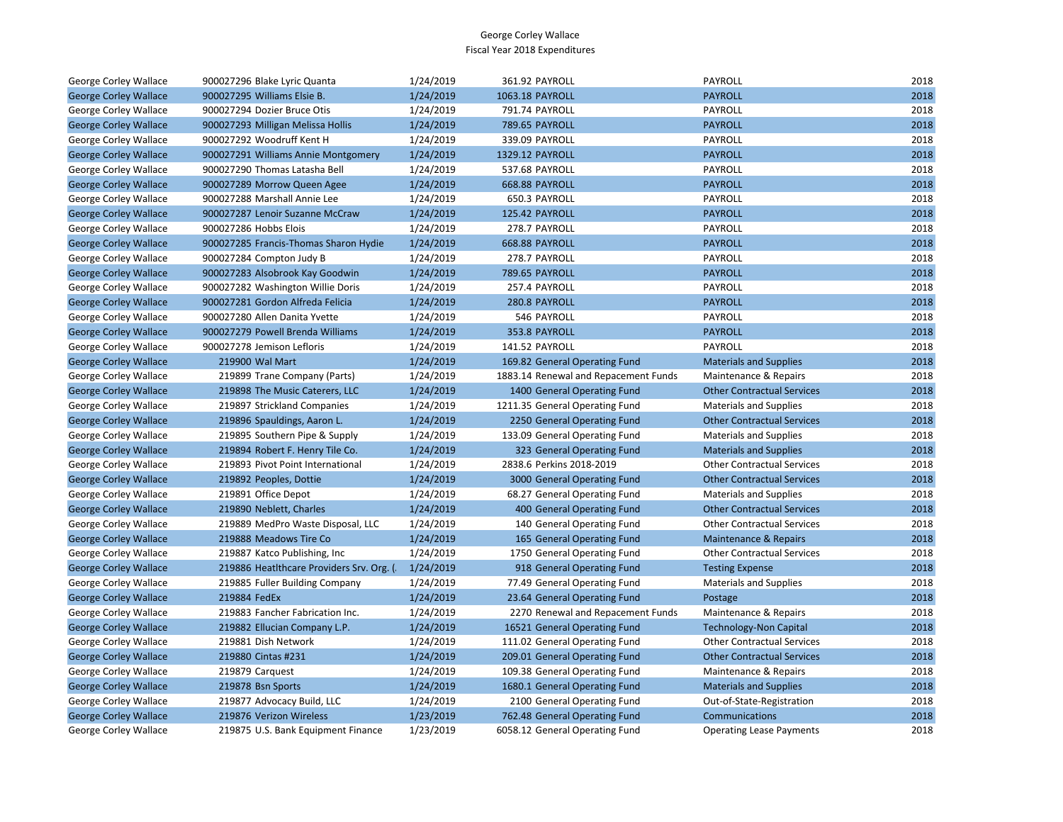George Corley Wallace
Fiscal Year 2018 Expenditures

| | | | | | | |
|---|---|---|---|---|---|---|
| George Corley Wallace | 900027296 Blake Lyric Quanta | 1/24/2019 | 361.92 | PAYROLL | PAYROLL | 2018 |
| George Corley Wallace | 900027295 Williams Elsie B. | 1/24/2019 | 1063.18 | PAYROLL | PAYROLL | 2018 |
| George Corley Wallace | 900027294 Dozier Bruce Otis | 1/24/2019 | 791.74 | PAYROLL | PAYROLL | 2018 |
| George Corley Wallace | 900027293 Milligan Melissa Hollis | 1/24/2019 | 789.65 | PAYROLL | PAYROLL | 2018 |
| George Corley Wallace | 900027292 Woodruff Kent H | 1/24/2019 | 339.09 | PAYROLL | PAYROLL | 2018 |
| George Corley Wallace | 900027291 Williams Annie Montgomery | 1/24/2019 | 1329.12 | PAYROLL | PAYROLL | 2018 |
| George Corley Wallace | 900027290 Thomas Latasha Bell | 1/24/2019 | 537.68 | PAYROLL | PAYROLL | 2018 |
| George Corley Wallace | 900027289 Morrow Queen Agee | 1/24/2019 | 668.88 | PAYROLL | PAYROLL | 2018 |
| George Corley Wallace | 900027288 Marshall Annie Lee | 1/24/2019 | 650.3 | PAYROLL | PAYROLL | 2018 |
| George Corley Wallace | 900027287 Lenoir Suzanne McCraw | 1/24/2019 | 125.42 | PAYROLL | PAYROLL | 2018 |
| George Corley Wallace | 900027286 Hobbs Elois | 1/24/2019 | 278.7 | PAYROLL | PAYROLL | 2018 |
| George Corley Wallace | 900027285 Francis-Thomas Sharon Hydie | 1/24/2019 | 668.88 | PAYROLL | PAYROLL | 2018 |
| George Corley Wallace | 900027284 Compton Judy B | 1/24/2019 | 278.7 | PAYROLL | PAYROLL | 2018 |
| George Corley Wallace | 900027283 Alsobrook Kay Goodwin | 1/24/2019 | 789.65 | PAYROLL | PAYROLL | 2018 |
| George Corley Wallace | 900027282 Washington Willie Doris | 1/24/2019 | 257.4 | PAYROLL | PAYROLL | 2018 |
| George Corley Wallace | 900027281 Gordon Alfreda Felicia | 1/24/2019 | 280.8 | PAYROLL | PAYROLL | 2018 |
| George Corley Wallace | 900027280 Allen Danita Yvette | 1/24/2019 | 546 | PAYROLL | PAYROLL | 2018 |
| George Corley Wallace | 900027279 Powell Brenda Williams | 1/24/2019 | 353.8 | PAYROLL | PAYROLL | 2018 |
| George Corley Wallace | 900027278 Jemison Lefloris | 1/24/2019 | 141.52 | PAYROLL | PAYROLL | 2018 |
| George Corley Wallace | 219900 Wal Mart | 1/24/2019 | 169.82 | General Operating Fund | Materials and Supplies | 2018 |
| George Corley Wallace | 219899 Trane Company (Parts) | 1/24/2019 | 1883.14 | Renewal and Repacement Funds | Maintenance & Repairs | 2018 |
| George Corley Wallace | 219898 The Music Caterers, LLC | 1/24/2019 | 1400 | General Operating Fund | Other Contractual Services | 2018 |
| George Corley Wallace | 219897 Strickland Companies | 1/24/2019 | 1211.35 | General Operating Fund | Materials and Supplies | 2018 |
| George Corley Wallace | 219896 Spauldings, Aaron L. | 1/24/2019 | 2250 | General Operating Fund | Other Contractual Services | 2018 |
| George Corley Wallace | 219895 Southern Pipe & Supply | 1/24/2019 | 133.09 | General Operating Fund | Materials and Supplies | 2018 |
| George Corley Wallace | 219894 Robert F. Henry Tile Co. | 1/24/2019 | 323 | General Operating Fund | Materials and Supplies | 2018 |
| George Corley Wallace | 219893 Pivot Point International | 1/24/2019 | 2838.6 | Perkins 2018-2019 | Other Contractual Services | 2018 |
| George Corley Wallace | 219892 Peoples, Dottie | 1/24/2019 | 3000 | General Operating Fund | Other Contractual Services | 2018 |
| George Corley Wallace | 219891 Office Depot | 1/24/2019 | 68.27 | General Operating Fund | Materials and Supplies | 2018 |
| George Corley Wallace | 219890 Neblett, Charles | 1/24/2019 | 400 | General Operating Fund | Other Contractual Services | 2018 |
| George Corley Wallace | 219889 MedPro Waste Disposal, LLC | 1/24/2019 | 140 | General Operating Fund | Other Contractual Services | 2018 |
| George Corley Wallace | 219888 Meadows Tire Co | 1/24/2019 | 165 | General Operating Fund | Maintenance & Repairs | 2018 |
| George Corley Wallace | 219887 Katco Publishing, Inc | 1/24/2019 | 1750 | General Operating Fund | Other Contractual Services | 2018 |
| George Corley Wallace | 219886 Heatlthcare Providers Srv. Org. ( | 1/24/2019 | 918 | General Operating Fund | Testing Expense | 2018 |
| George Corley Wallace | 219885 Fuller Building Company | 1/24/2019 | 77.49 | General Operating Fund | Materials and Supplies | 2018 |
| George Corley Wallace | 219884 FedEx | 1/24/2019 | 23.64 | General Operating Fund | Postage | 2018 |
| George Corley Wallace | 219883 Fancher Fabrication Inc. | 1/24/2019 | 2270 | Renewal and Repacement Funds | Maintenance & Repairs | 2018 |
| George Corley Wallace | 219882 Ellucian Company L.P. | 1/24/2019 | 16521 | General Operating Fund | Technology-Non Capital | 2018 |
| George Corley Wallace | 219881 Dish Network | 1/24/2019 | 111.02 | General Operating Fund | Other Contractual Services | 2018 |
| George Corley Wallace | 219880 Cintas #231 | 1/24/2019 | 209.01 | General Operating Fund | Other Contractual Services | 2018 |
| George Corley Wallace | 219879 Carquest | 1/24/2019 | 109.38 | General Operating Fund | Maintenance & Repairs | 2018 |
| George Corley Wallace | 219878 Bsn Sports | 1/24/2019 | 1680.1 | General Operating Fund | Materials and Supplies | 2018 |
| George Corley Wallace | 219877 Advocacy Build, LLC | 1/24/2019 | 2100 | General Operating Fund | Out-of-State-Registration | 2018 |
| George Corley Wallace | 219876 Verizon Wireless | 1/23/2019 | 762.48 | General Operating Fund | Communications | 2018 |
| George Corley Wallace | 219875 U.S. Bank Equipment Finance | 1/23/2019 | 6058.12 | General Operating Fund | Operating Lease Payments | 2018 |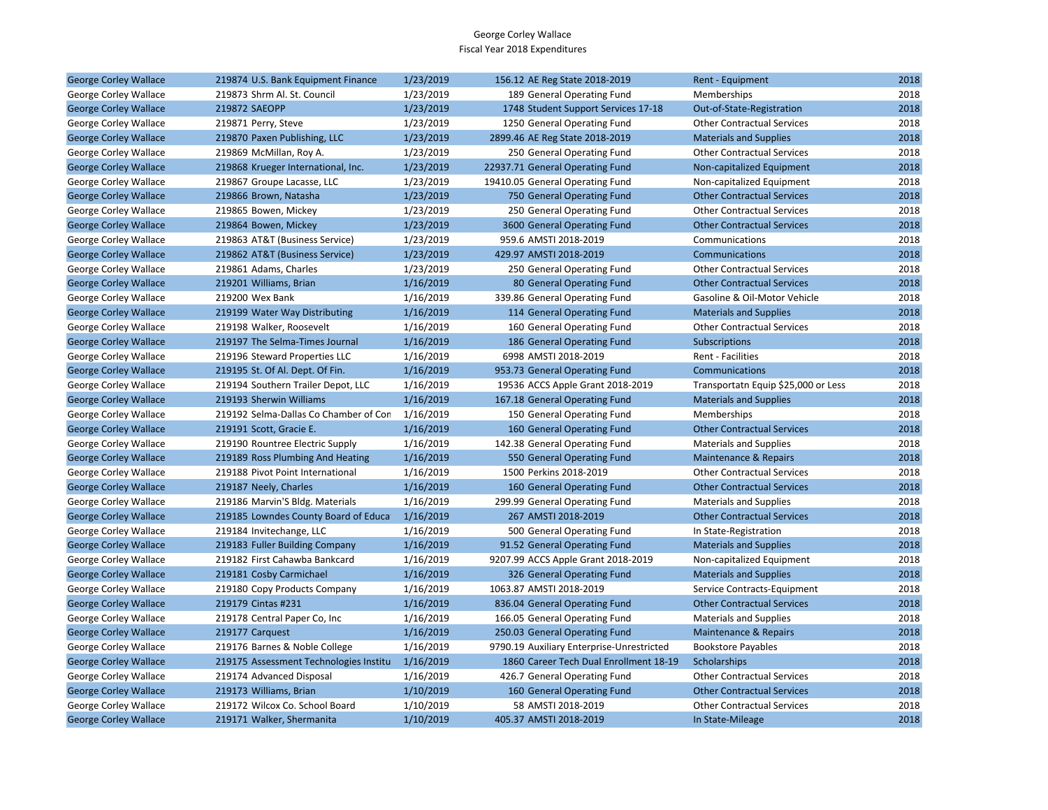George Corley Wallace
Fiscal Year 2018 Expenditures

| | | | | | | |
|---|---|---|---|---|---|---|
| George Corley Wallace | 219874 U.S. Bank Equipment Finance | 1/23/2019 | 156.12 | AE Reg State 2018-2019 | Rent - Equipment | 2018 |
| George Corley Wallace | 219873 Shrm Al. St. Council | 1/23/2019 | 189 | General Operating Fund | Memberships | 2018 |
| George Corley Wallace | 219872 SAEOPP | 1/23/2019 | 1748 | Student Support Services 17-18 | Out-of-State-Registration | 2018 |
| George Corley Wallace | 219871 Perry, Steve | 1/23/2019 | 1250 | General Operating Fund | Other Contractual Services | 2018 |
| George Corley Wallace | 219870 Paxen Publishing, LLC | 1/23/2019 | 2899.46 | AE Reg State 2018-2019 | Materials and Supplies | 2018 |
| George Corley Wallace | 219869 McMillan, Roy A. | 1/23/2019 | 250 | General Operating Fund | Other Contractual Services | 2018 |
| George Corley Wallace | 219868 Krueger International, Inc. | 1/23/2019 | 22937.71 | General Operating Fund | Non-capitalized Equipment | 2018 |
| George Corley Wallace | 219867 Groupe Lacasse, LLC | 1/23/2019 | 19410.05 | General Operating Fund | Non-capitalized Equipment | 2018 |
| George Corley Wallace | 219866 Brown, Natasha | 1/23/2019 | 750 | General Operating Fund | Other Contractual Services | 2018 |
| George Corley Wallace | 219865 Bowen, Mickey | 1/23/2019 | 250 | General Operating Fund | Other Contractual Services | 2018 |
| George Corley Wallace | 219864 Bowen, Mickey | 1/23/2019 | 3600 | General Operating Fund | Other Contractual Services | 2018 |
| George Corley Wallace | 219863 AT&T (Business Service) | 1/23/2019 | 959.6 | AMSTI 2018-2019 | Communications | 2018 |
| George Corley Wallace | 219862 AT&T (Business Service) | 1/23/2019 | 429.97 | AMSTI 2018-2019 | Communications | 2018 |
| George Corley Wallace | 219861 Adams, Charles | 1/23/2019 | 250 | General Operating Fund | Other Contractual Services | 2018 |
| George Corley Wallace | 219201 Williams, Brian | 1/16/2019 | 80 | General Operating Fund | Other Contractual Services | 2018 |
| George Corley Wallace | 219200 Wex Bank | 1/16/2019 | 339.86 | General Operating Fund | Gasoline & Oil-Motor Vehicle | 2018 |
| George Corley Wallace | 219199 Water Way Distributing | 1/16/2019 | 114 | General Operating Fund | Materials and Supplies | 2018 |
| George Corley Wallace | 219198 Walker, Roosevelt | 1/16/2019 | 160 | General Operating Fund | Other Contractual Services | 2018 |
| George Corley Wallace | 219197 The Selma-Times Journal | 1/16/2019 | 186 | General Operating Fund | Subscriptions | 2018 |
| George Corley Wallace | 219196 Steward Properties LLC | 1/16/2019 | 6998 | AMSTI 2018-2019 | Rent - Facilities | 2018 |
| George Corley Wallace | 219195 St. Of Al. Dept. Of Fin. | 1/16/2019 | 953.73 | General Operating Fund | Communications | 2018 |
| George Corley Wallace | 219194 Southern Trailer Depot, LLC | 1/16/2019 | 19536 | ACCS Apple Grant 2018-2019 | Transportatn Equip $25,000 or Less | 2018 |
| George Corley Wallace | 219193 Sherwin Williams | 1/16/2019 | 167.18 | General Operating Fund | Materials and Supplies | 2018 |
| George Corley Wallace | 219192 Selma-Dallas Co Chamber of Con | 1/16/2019 | 150 | General Operating Fund | Memberships | 2018 |
| George Corley Wallace | 219191 Scott, Gracie E. | 1/16/2019 | 160 | General Operating Fund | Other Contractual Services | 2018 |
| George Corley Wallace | 219190 Rountree Electric Supply | 1/16/2019 | 142.38 | General Operating Fund | Materials and Supplies | 2018 |
| George Corley Wallace | 219189 Ross Plumbing And Heating | 1/16/2019 | 550 | General Operating Fund | Maintenance & Repairs | 2018 |
| George Corley Wallace | 219188 Pivot Point International | 1/16/2019 | 1500 | Perkins 2018-2019 | Other Contractual Services | 2018 |
| George Corley Wallace | 219187 Neely, Charles | 1/16/2019 | 160 | General Operating Fund | Other Contractual Services | 2018 |
| George Corley Wallace | 219186 Marvin'S Bldg. Materials | 1/16/2019 | 299.99 | General Operating Fund | Materials and Supplies | 2018 |
| George Corley Wallace | 219185 Lowndes County Board of Educa | 1/16/2019 | 267 | AMSTI 2018-2019 | Other Contractual Services | 2018 |
| George Corley Wallace | 219184 Invitechange, LLC | 1/16/2019 | 500 | General Operating Fund | In State-Registration | 2018 |
| George Corley Wallace | 219183 Fuller Building Company | 1/16/2019 | 91.52 | General Operating Fund | Materials and Supplies | 2018 |
| George Corley Wallace | 219182 First Cahawba Bankcard | 1/16/2019 | 9207.99 | ACCS Apple Grant 2018-2019 | Non-capitalized Equipment | 2018 |
| George Corley Wallace | 219181 Cosby Carmichael | 1/16/2019 | 326 | General Operating Fund | Materials and Supplies | 2018 |
| George Corley Wallace | 219180 Copy Products Company | 1/16/2019 | 1063.87 | AMSTI 2018-2019 | Service Contracts-Equipment | 2018 |
| George Corley Wallace | 219179 Cintas #231 | 1/16/2019 | 836.04 | General Operating Fund | Other Contractual Services | 2018 |
| George Corley Wallace | 219178 Central Paper Co, Inc | 1/16/2019 | 166.05 | General Operating Fund | Materials and Supplies | 2018 |
| George Corley Wallace | 219177 Carquest | 1/16/2019 | 250.03 | General Operating Fund | Maintenance & Repairs | 2018 |
| George Corley Wallace | 219176 Barnes & Noble College | 1/16/2019 | 9790.19 | Auxiliary Enterprise-Unrestricted | Bookstore Payables | 2018 |
| George Corley Wallace | 219175 Assessment Technologies Institu | 1/16/2019 | 1860 | Career Tech Dual Enrollment 18-19 | Scholarships | 2018 |
| George Corley Wallace | 219174 Advanced Disposal | 1/16/2019 | 426.7 | General Operating Fund | Other Contractual Services | 2018 |
| George Corley Wallace | 219173 Williams, Brian | 1/10/2019 | 160 | General Operating Fund | Other Contractual Services | 2018 |
| George Corley Wallace | 219172 Wilcox Co. School Board | 1/10/2019 | 58 | AMSTI 2018-2019 | Other Contractual Services | 2018 |
| George Corley Wallace | 219171 Walker, Shermanita | 1/10/2019 | 405.37 | AMSTI 2018-2019 | In State-Mileage | 2018 |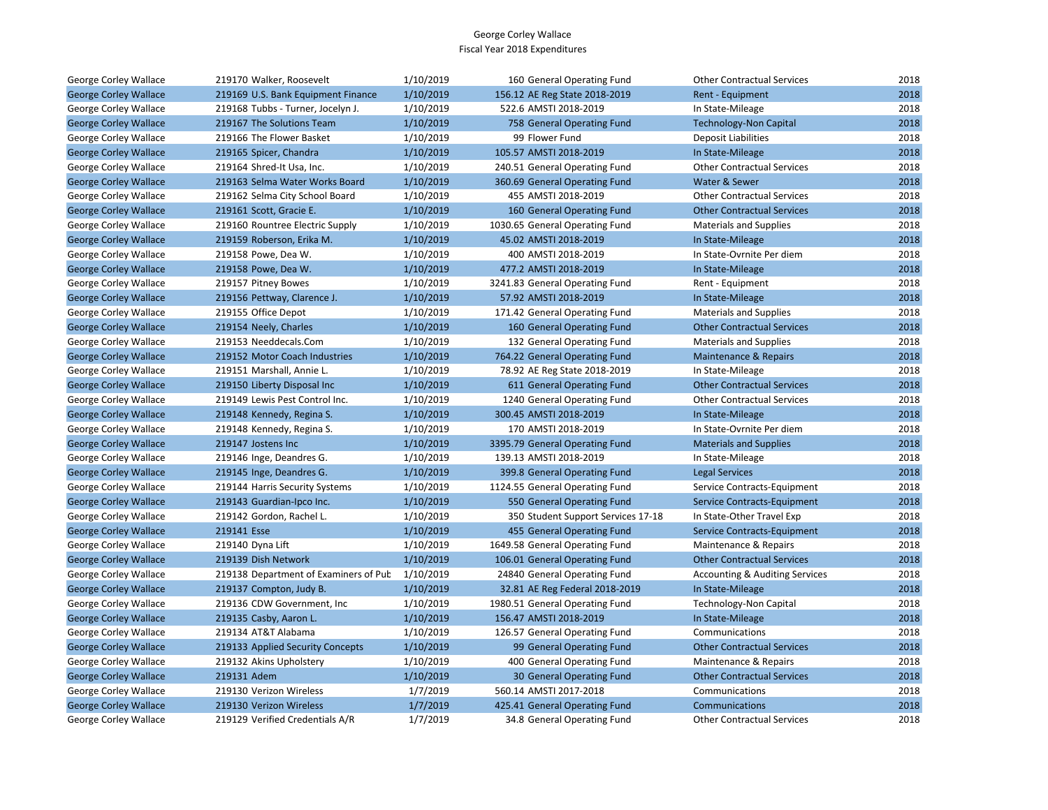George Corley Wallace
Fiscal Year 2018 Expenditures

| | | | | | | |
|---|---|---|---|---|---|---|
| George Corley Wallace | 219170 Walker, Roosevelt | 1/10/2019 | 160 | General Operating Fund | Other Contractual Services | 2018 |
| George Corley Wallace | 219169 U.S. Bank Equipment Finance | 1/10/2019 | 156.12 | AE Reg State 2018-2019 | Rent - Equipment | 2018 |
| George Corley Wallace | 219168 Tubbs - Turner, Jocelyn J. | 1/10/2019 | 522.6 | AMSTI 2018-2019 | In State-Mileage | 2018 |
| George Corley Wallace | 219167 The Solutions Team | 1/10/2019 | 758 | General Operating Fund | Technology-Non Capital | 2018 |
| George Corley Wallace | 219166 The Flower Basket | 1/10/2019 | 99 | Flower Fund | Deposit Liabilities | 2018 |
| George Corley Wallace | 219165 Spicer, Chandra | 1/10/2019 | 105.57 | AMSTI 2018-2019 | In State-Mileage | 2018 |
| George Corley Wallace | 219164 Shred-It Usa, Inc. | 1/10/2019 | 240.51 | General Operating Fund | Other Contractual Services | 2018 |
| George Corley Wallace | 219163 Selma Water Works Board | 1/10/2019 | 360.69 | General Operating Fund | Water & Sewer | 2018 |
| George Corley Wallace | 219162 Selma City School Board | 1/10/2019 | 455 | AMSTI 2018-2019 | Other Contractual Services | 2018 |
| George Corley Wallace | 219161 Scott, Gracie E. | 1/10/2019 | 160 | General Operating Fund | Other Contractual Services | 2018 |
| George Corley Wallace | 219160 Rountree Electric Supply | 1/10/2019 | 1030.65 | General Operating Fund | Materials and Supplies | 2018 |
| George Corley Wallace | 219159 Roberson, Erika M. | 1/10/2019 | 45.02 | AMSTI 2018-2019 | In State-Mileage | 2018 |
| George Corley Wallace | 219158 Powe, Dea W. | 1/10/2019 | 400 | AMSTI 2018-2019 | In State-Ovrnite Per diem | 2018 |
| George Corley Wallace | 219158 Powe, Dea W. | 1/10/2019 | 477.2 | AMSTI 2018-2019 | In State-Mileage | 2018 |
| George Corley Wallace | 219157 Pitney Bowes | 1/10/2019 | 3241.83 | General Operating Fund | Rent - Equipment | 2018 |
| George Corley Wallace | 219156 Pettway, Clarence J. | 1/10/2019 | 57.92 | AMSTI 2018-2019 | In State-Mileage | 2018 |
| George Corley Wallace | 219155 Office Depot | 1/10/2019 | 171.42 | General Operating Fund | Materials and Supplies | 2018 |
| George Corley Wallace | 219154 Neely, Charles | 1/10/2019 | 160 | General Operating Fund | Other Contractual Services | 2018 |
| George Corley Wallace | 219153 Needdecals.Com | 1/10/2019 | 132 | General Operating Fund | Materials and Supplies | 2018 |
| George Corley Wallace | 219152 Motor Coach Industries | 1/10/2019 | 764.22 | General Operating Fund | Maintenance & Repairs | 2018 |
| George Corley Wallace | 219151 Marshall, Annie L. | 1/10/2019 | 78.92 | AE Reg State 2018-2019 | In State-Mileage | 2018 |
| George Corley Wallace | 219150 Liberty Disposal Inc | 1/10/2019 | 611 | General Operating Fund | Other Contractual Services | 2018 |
| George Corley Wallace | 219149 Lewis Pest Control Inc. | 1/10/2019 | 1240 | General Operating Fund | Other Contractual Services | 2018 |
| George Corley Wallace | 219148 Kennedy, Regina S. | 1/10/2019 | 300.45 | AMSTI 2018-2019 | In State-Mileage | 2018 |
| George Corley Wallace | 219148 Kennedy, Regina S. | 1/10/2019 | 170 | AMSTI 2018-2019 | In State-Ovrnite Per diem | 2018 |
| George Corley Wallace | 219147 Jostens Inc | 1/10/2019 | 3395.79 | General Operating Fund | Materials and Supplies | 2018 |
| George Corley Wallace | 219146 Inge, Deandres G. | 1/10/2019 | 139.13 | AMSTI 2018-2019 | In State-Mileage | 2018 |
| George Corley Wallace | 219145 Inge, Deandres G. | 1/10/2019 | 399.8 | General Operating Fund | Legal Services | 2018 |
| George Corley Wallace | 219144 Harris Security Systems | 1/10/2019 | 1124.55 | General Operating Fund | Service Contracts-Equipment | 2018 |
| George Corley Wallace | 219143 Guardian-Ipco Inc. | 1/10/2019 | 550 | General Operating Fund | Service Contracts-Equipment | 2018 |
| George Corley Wallace | 219142 Gordon, Rachel L. | 1/10/2019 | 350 | Student Support Services 17-18 | In State-Other Travel Exp | 2018 |
| George Corley Wallace | 219141 Esse | 1/10/2019 | 455 | General Operating Fund | Service Contracts-Equipment | 2018 |
| George Corley Wallace | 219140 Dyna Lift | 1/10/2019 | 1649.58 | General Operating Fund | Maintenance & Repairs | 2018 |
| George Corley Wallace | 219139 Dish Network | 1/10/2019 | 106.01 | General Operating Fund | Other Contractual Services | 2018 |
| George Corley Wallace | 219138 Department of Examiners of Pub | 1/10/2019 | 24840 | General Operating Fund | Accounting & Auditing Services | 2018 |
| George Corley Wallace | 219137 Compton, Judy B. | 1/10/2019 | 32.81 | AE Reg Federal 2018-2019 | In State-Mileage | 2018 |
| George Corley Wallace | 219136 CDW Government, Inc | 1/10/2019 | 1980.51 | General Operating Fund | Technology-Non Capital | 2018 |
| George Corley Wallace | 219135 Casby, Aaron L. | 1/10/2019 | 156.47 | AMSTI 2018-2019 | In State-Mileage | 2018 |
| George Corley Wallace | 219134 AT&T Alabama | 1/10/2019 | 126.57 | General Operating Fund | Communications | 2018 |
| George Corley Wallace | 219133 Applied Security Concepts | 1/10/2019 | 99 | General Operating Fund | Other Contractual Services | 2018 |
| George Corley Wallace | 219132 Akins Upholstery | 1/10/2019 | 400 | General Operating Fund | Maintenance & Repairs | 2018 |
| George Corley Wallace | 219131 Adem | 1/10/2019 | 30 | General Operating Fund | Other Contractual Services | 2018 |
| George Corley Wallace | 219130 Verizon Wireless | 1/7/2019 | 560.14 | AMSTI 2017-2018 | Communications | 2018 |
| George Corley Wallace | 219130 Verizon Wireless | 1/7/2019 | 425.41 | General Operating Fund | Communications | 2018 |
| George Corley Wallace | 219129 Verified Credentials A/R | 1/7/2019 | 34.8 | General Operating Fund | Other Contractual Services | 2018 |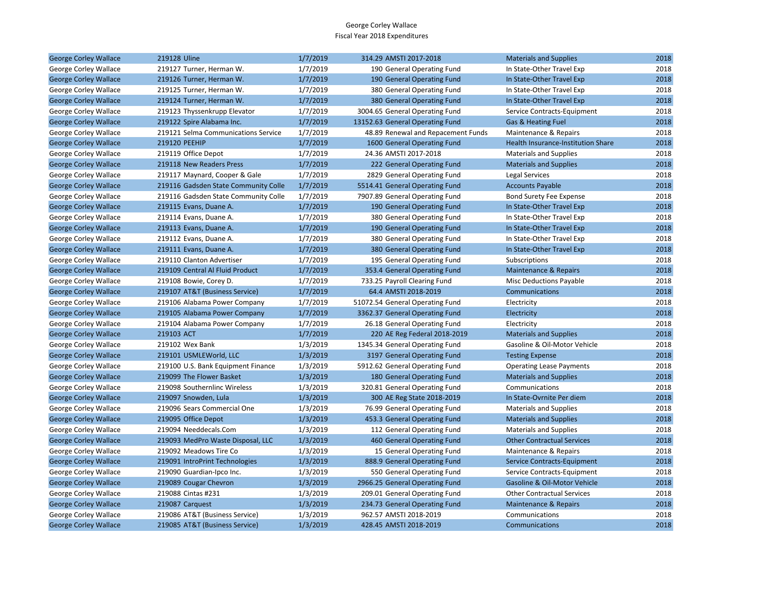George Corley Wallace
Fiscal Year 2018 Expenditures

| | | | | | | |
|---|---|---|---|---|---|---|
| George Corley Wallace | 219128 Uline | 1/7/2019 | 314.29 | AMSTI 2017-2018 | Materials and Supplies | 2018 |
| George Corley Wallace | 219127 Turner, Herman W. | 1/7/2019 | 190 | General Operating Fund | In State-Other Travel Exp | 2018 |
| George Corley Wallace | 219126 Turner, Herman W. | 1/7/2019 | 190 | General Operating Fund | In State-Other Travel Exp | 2018 |
| George Corley Wallace | 219125 Turner, Herman W. | 1/7/2019 | 380 | General Operating Fund | In State-Other Travel Exp | 2018 |
| George Corley Wallace | 219124 Turner, Herman W. | 1/7/2019 | 380 | General Operating Fund | In State-Other Travel Exp | 2018 |
| George Corley Wallace | 219123 Thyssenkrupp Elevator | 1/7/2019 | 3004.65 | General Operating Fund | Service Contracts-Equipment | 2018 |
| George Corley Wallace | 219122 Spire Alabama Inc. | 1/7/2019 | 13152.63 | General Operating Fund | Gas & Heating Fuel | 2018 |
| George Corley Wallace | 219121 Selma Communications Service | 1/7/2019 | 48.89 | Renewal and Repacement Funds | Maintenance & Repairs | 2018 |
| George Corley Wallace | 219120 PEEHIP | 1/7/2019 | 1600 | General Operating Fund | Health Insurance-Institution Share | 2018 |
| George Corley Wallace | 219119 Office Depot | 1/7/2019 | 24.36 | AMSTI 2017-2018 | Materials and Supplies | 2018 |
| George Corley Wallace | 219118 New Readers Press | 1/7/2019 | 222 | General Operating Fund | Materials and Supplies | 2018 |
| George Corley Wallace | 219117 Maynard, Cooper & Gale | 1/7/2019 | 2829 | General Operating Fund | Legal Services | 2018 |
| George Corley Wallace | 219116 Gadsden State Community Colle | 1/7/2019 | 5514.41 | General Operating Fund | Accounts Payable | 2018 |
| George Corley Wallace | 219116 Gadsden State Community Colle | 1/7/2019 | 7907.89 | General Operating Fund | Bond Surety Fee Expense | 2018 |
| George Corley Wallace | 219115 Evans, Duane A. | 1/7/2019 | 190 | General Operating Fund | In State-Other Travel Exp | 2018 |
| George Corley Wallace | 219114 Evans, Duane A. | 1/7/2019 | 380 | General Operating Fund | In State-Other Travel Exp | 2018 |
| George Corley Wallace | 219113 Evans, Duane A. | 1/7/2019 | 190 | General Operating Fund | In State-Other Travel Exp | 2018 |
| George Corley Wallace | 219112 Evans, Duane A. | 1/7/2019 | 380 | General Operating Fund | In State-Other Travel Exp | 2018 |
| George Corley Wallace | 219111 Evans, Duane A. | 1/7/2019 | 380 | General Operating Fund | In State-Other Travel Exp | 2018 |
| George Corley Wallace | 219110 Clanton Advertiser | 1/7/2019 | 195 | General Operating Fund | Subscriptions | 2018 |
| George Corley Wallace | 219109 Central Al Fluid Product | 1/7/2019 | 353.4 | General Operating Fund | Maintenance & Repairs | 2018 |
| George Corley Wallace | 219108 Bowie, Corey D. | 1/7/2019 | 733.25 | Payroll Clearing Fund | Misc Deductions Payable | 2018 |
| George Corley Wallace | 219107 AT&T (Business Service) | 1/7/2019 | 64.4 | AMSTI 2018-2019 | Communications | 2018 |
| George Corley Wallace | 219106 Alabama Power Company | 1/7/2019 | 51072.54 | General Operating Fund | Electricity | 2018 |
| George Corley Wallace | 219105 Alabama Power Company | 1/7/2019 | 3362.37 | General Operating Fund | Electricity | 2018 |
| George Corley Wallace | 219104 Alabama Power Company | 1/7/2019 | 26.18 | General Operating Fund | Electricity | 2018 |
| George Corley Wallace | 219103 ACT | 1/7/2019 | 220 | AE Reg Federal 2018-2019 | Materials and Supplies | 2018 |
| George Corley Wallace | 219102 Wex Bank | 1/3/2019 | 1345.34 | General Operating Fund | Gasoline & Oil-Motor Vehicle | 2018 |
| George Corley Wallace | 219101 USMLEWorld, LLC | 1/3/2019 | 3197 | General Operating Fund | Testing Expense | 2018 |
| George Corley Wallace | 219100 U.S. Bank Equipment Finance | 1/3/2019 | 5912.62 | General Operating Fund | Operating Lease Payments | 2018 |
| George Corley Wallace | 219099 The Flower Basket | 1/3/2019 | 180 | General Operating Fund | Materials and Supplies | 2018 |
| George Corley Wallace | 219098 Southernlinc Wireless | 1/3/2019 | 320.81 | General Operating Fund | Communications | 2018 |
| George Corley Wallace | 219097 Snowden, Lula | 1/3/2019 | 300 | AE Reg State 2018-2019 | In State-Ovrnite Per diem | 2018 |
| George Corley Wallace | 219096 Sears Commercial One | 1/3/2019 | 76.99 | General Operating Fund | Materials and Supplies | 2018 |
| George Corley Wallace | 219095 Office Depot | 1/3/2019 | 453.3 | General Operating Fund | Materials and Supplies | 2018 |
| George Corley Wallace | 219094 Needdecals.Com | 1/3/2019 | 112 | General Operating Fund | Materials and Supplies | 2018 |
| George Corley Wallace | 219093 MedPro Waste Disposal, LLC | 1/3/2019 | 460 | General Operating Fund | Other Contractual Services | 2018 |
| George Corley Wallace | 219092 Meadows Tire Co | 1/3/2019 | 15 | General Operating Fund | Maintenance & Repairs | 2018 |
| George Corley Wallace | 219091 IntroPrint Technologies | 1/3/2019 | 888.9 | General Operating Fund | Service Contracts-Equipment | 2018 |
| George Corley Wallace | 219090 Guardian-Ipco Inc. | 1/3/2019 | 550 | General Operating Fund | Service Contracts-Equipment | 2018 |
| George Corley Wallace | 219089 Cougar Chevron | 1/3/2019 | 2966.25 | General Operating Fund | Gasoline & Oil-Motor Vehicle | 2018 |
| George Corley Wallace | 219088 Cintas #231 | 1/3/2019 | 209.01 | General Operating Fund | Other Contractual Services | 2018 |
| George Corley Wallace | 219087 Carquest | 1/3/2019 | 234.73 | General Operating Fund | Maintenance & Repairs | 2018 |
| George Corley Wallace | 219086 AT&T (Business Service) | 1/3/2019 | 962.57 | AMSTI 2018-2019 | Communications | 2018 |
| George Corley Wallace | 219085 AT&T (Business Service) | 1/3/2019 | 428.45 | AMSTI 2018-2019 | Communications | 2018 |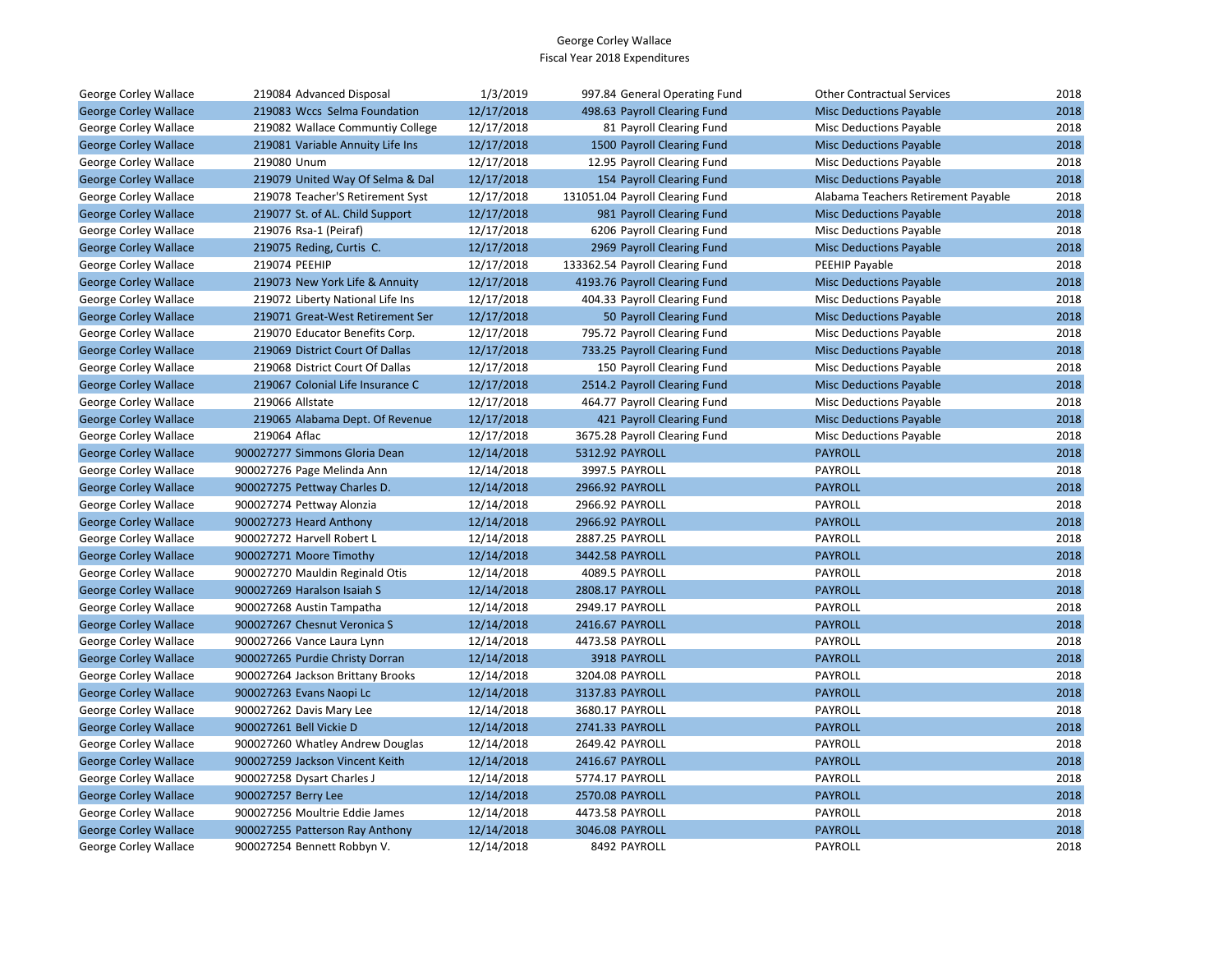George Corley Wallace
Fiscal Year 2018 Expenditures

| | | | | | | | |
|---|---|---|---|---|---|---|---|
| George Corley Wallace | 219084 | Advanced Disposal | 1/3/2019 | 997.84 | General Operating Fund | Other Contractual Services | 2018 |
| George Corley Wallace | 219083 | Wccs Selma Foundation | 12/17/2018 | 498.63 | Payroll Clearing Fund | Misc Deductions Payable | 2018 |
| George Corley Wallace | 219082 | Wallace Communtiy College | 12/17/2018 | 81 | Payroll Clearing Fund | Misc Deductions Payable | 2018 |
| George Corley Wallace | 219081 | Variable Annuity Life Ins | 12/17/2018 | 1500 | Payroll Clearing Fund | Misc Deductions Payable | 2018 |
| George Corley Wallace | 219080 | Unum | 12/17/2018 | 12.95 | Payroll Clearing Fund | Misc Deductions Payable | 2018 |
| George Corley Wallace | 219079 | United Way Of Selma & Dal | 12/17/2018 | 154 | Payroll Clearing Fund | Misc Deductions Payable | 2018 |
| George Corley Wallace | 219078 | Teacher'S Retirement Syst | 12/17/2018 | 131051.04 | Payroll Clearing Fund | Alabama Teachers Retirement Payable | 2018 |
| George Corley Wallace | 219077 | St. of AL. Child Support | 12/17/2018 | 981 | Payroll Clearing Fund | Misc Deductions Payable | 2018 |
| George Corley Wallace | 219076 | Rsa-1 (Peiraf) | 12/17/2018 | 6206 | Payroll Clearing Fund | Misc Deductions Payable | 2018 |
| George Corley Wallace | 219075 | Reding, Curtis C. | 12/17/2018 | 2969 | Payroll Clearing Fund | Misc Deductions Payable | 2018 |
| George Corley Wallace | 219074 | PEEHIP | 12/17/2018 | 133362.54 | Payroll Clearing Fund | PEEHIP Payable | 2018 |
| George Corley Wallace | 219073 | New York Life & Annuity | 12/17/2018 | 4193.76 | Payroll Clearing Fund | Misc Deductions Payable | 2018 |
| George Corley Wallace | 219072 | Liberty National Life Ins | 12/17/2018 | 404.33 | Payroll Clearing Fund | Misc Deductions Payable | 2018 |
| George Corley Wallace | 219071 | Great-West Retirement Ser | 12/17/2018 | 50 | Payroll Clearing Fund | Misc Deductions Payable | 2018 |
| George Corley Wallace | 219070 | Educator Benefits Corp. | 12/17/2018 | 795.72 | Payroll Clearing Fund | Misc Deductions Payable | 2018 |
| George Corley Wallace | 219069 | District Court Of Dallas | 12/17/2018 | 733.25 | Payroll Clearing Fund | Misc Deductions Payable | 2018 |
| George Corley Wallace | 219068 | District Court Of Dallas | 12/17/2018 | 150 | Payroll Clearing Fund | Misc Deductions Payable | 2018 |
| George Corley Wallace | 219067 | Colonial Life Insurance C | 12/17/2018 | 2514.2 | Payroll Clearing Fund | Misc Deductions Payable | 2018 |
| George Corley Wallace | 219066 | Allstate | 12/17/2018 | 464.77 | Payroll Clearing Fund | Misc Deductions Payable | 2018 |
| George Corley Wallace | 219065 | Alabama Dept. Of Revenue | 12/17/2018 | 421 | Payroll Clearing Fund | Misc Deductions Payable | 2018 |
| George Corley Wallace | 219064 | Aflac | 12/17/2018 | 3675.28 | Payroll Clearing Fund | Misc Deductions Payable | 2018 |
| George Corley Wallace | 900027277 | Simmons Gloria Dean | 12/14/2018 | 5312.92 | PAYROLL | PAYROLL | 2018 |
| George Corley Wallace | 900027276 | Page Melinda Ann | 12/14/2018 | 3997.5 | PAYROLL | PAYROLL | 2018 |
| George Corley Wallace | 900027275 | Pettway Charles D. | 12/14/2018 | 2966.92 | PAYROLL | PAYROLL | 2018 |
| George Corley Wallace | 900027274 | Pettway Alonzia | 12/14/2018 | 2966.92 | PAYROLL | PAYROLL | 2018 |
| George Corley Wallace | 900027273 | Heard Anthony | 12/14/2018 | 2966.92 | PAYROLL | PAYROLL | 2018 |
| George Corley Wallace | 900027272 | Harvell Robert L | 12/14/2018 | 2887.25 | PAYROLL | PAYROLL | 2018 |
| George Corley Wallace | 900027271 | Moore Timothy | 12/14/2018 | 3442.58 | PAYROLL | PAYROLL | 2018 |
| George Corley Wallace | 900027270 | Mauldin Reginald Otis | 12/14/2018 | 4089.5 | PAYROLL | PAYROLL | 2018 |
| George Corley Wallace | 900027269 | Haralson Isaiah S | 12/14/2018 | 2808.17 | PAYROLL | PAYROLL | 2018 |
| George Corley Wallace | 900027268 | Austin Tampatha | 12/14/2018 | 2949.17 | PAYROLL | PAYROLL | 2018 |
| George Corley Wallace | 900027267 | Chesnut Veronica S | 12/14/2018 | 2416.67 | PAYROLL | PAYROLL | 2018 |
| George Corley Wallace | 900027266 | Vance Laura Lynn | 12/14/2018 | 4473.58 | PAYROLL | PAYROLL | 2018 |
| George Corley Wallace | 900027265 | Purdie Christy Dorran | 12/14/2018 | 3918 | PAYROLL | PAYROLL | 2018 |
| George Corley Wallace | 900027264 | Jackson Brittany Brooks | 12/14/2018 | 3204.08 | PAYROLL | PAYROLL | 2018 |
| George Corley Wallace | 900027263 | Evans Naopi Lc | 12/14/2018 | 3137.83 | PAYROLL | PAYROLL | 2018 |
| George Corley Wallace | 900027262 | Davis Mary Lee | 12/14/2018 | 3680.17 | PAYROLL | PAYROLL | 2018 |
| George Corley Wallace | 900027261 | Bell Vickie D | 12/14/2018 | 2741.33 | PAYROLL | PAYROLL | 2018 |
| George Corley Wallace | 900027260 | Whatley Andrew Douglas | 12/14/2018 | 2649.42 | PAYROLL | PAYROLL | 2018 |
| George Corley Wallace | 900027259 | Jackson Vincent Keith | 12/14/2018 | 2416.67 | PAYROLL | PAYROLL | 2018 |
| George Corley Wallace | 900027258 | Dysart Charles J | 12/14/2018 | 5774.17 | PAYROLL | PAYROLL | 2018 |
| George Corley Wallace | 900027257 | Berry Lee | 12/14/2018 | 2570.08 | PAYROLL | PAYROLL | 2018 |
| George Corley Wallace | 900027256 | Moultrie Eddie James | 12/14/2018 | 4473.58 | PAYROLL | PAYROLL | 2018 |
| George Corley Wallace | 900027255 | Patterson Ray Anthony | 12/14/2018 | 3046.08 | PAYROLL | PAYROLL | 2018 |
| George Corley Wallace | 900027254 | Bennett Robbyn V. | 12/14/2018 | 8492 | PAYROLL | PAYROLL | 2018 |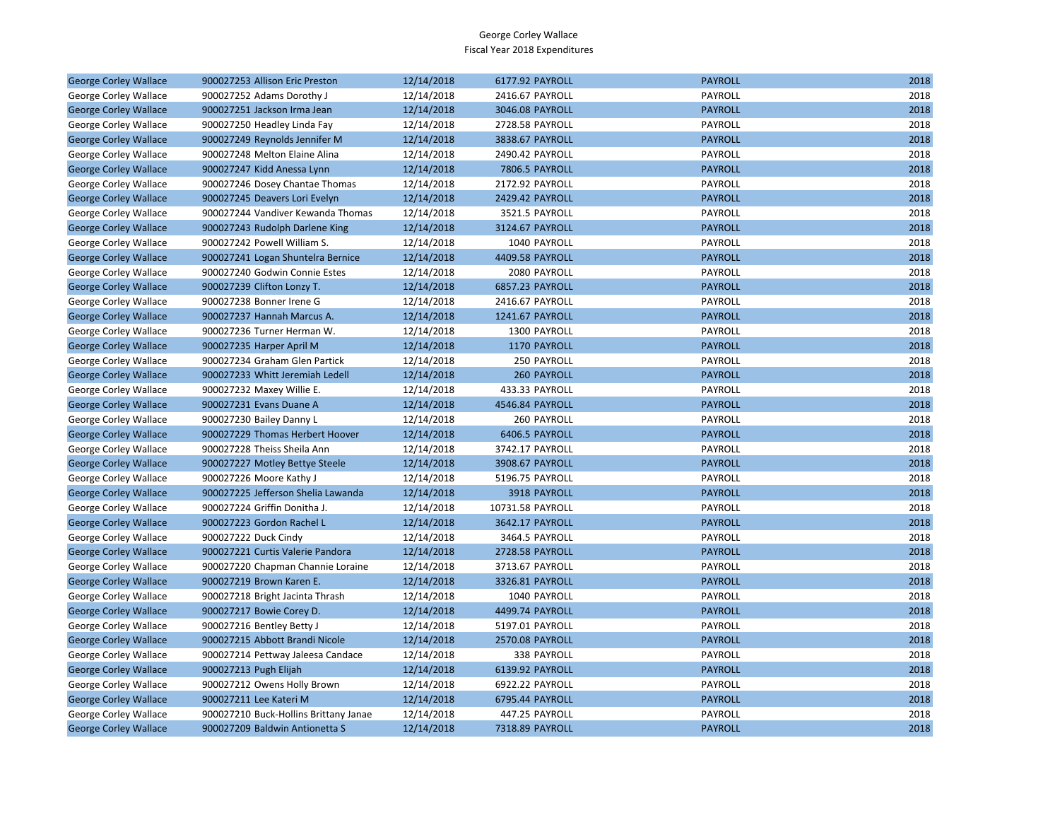George Corley Wallace
Fiscal Year 2018 Expenditures

| | | | | | | |
|---|---|---|---|---|---|---|
| George Corley Wallace | 900027253 Allison Eric Preston | 12/14/2018 | 6177.92 | PAYROLL | PAYROLL | 2018 |
| George Corley Wallace | 900027252 Adams Dorothy J | 12/14/2018 | 2416.67 | PAYROLL | PAYROLL | 2018 |
| George Corley Wallace | 900027251 Jackson Irma Jean | 12/14/2018 | 3046.08 | PAYROLL | PAYROLL | 2018 |
| George Corley Wallace | 900027250 Headley Linda Fay | 12/14/2018 | 2728.58 | PAYROLL | PAYROLL | 2018 |
| George Corley Wallace | 900027249 Reynolds Jennifer M | 12/14/2018 | 3838.67 | PAYROLL | PAYROLL | 2018 |
| George Corley Wallace | 900027248 Melton Elaine Alina | 12/14/2018 | 2490.42 | PAYROLL | PAYROLL | 2018 |
| George Corley Wallace | 900027247 Kidd Anessa Lynn | 12/14/2018 | 7806.5 | PAYROLL | PAYROLL | 2018 |
| George Corley Wallace | 900027246 Dosey Chantae Thomas | 12/14/2018 | 2172.92 | PAYROLL | PAYROLL | 2018 |
| George Corley Wallace | 900027245 Deavers Lori Evelyn | 12/14/2018 | 2429.42 | PAYROLL | PAYROLL | 2018 |
| George Corley Wallace | 900027244 Vandiver Kewanda Thomas | 12/14/2018 | 3521.5 | PAYROLL | PAYROLL | 2018 |
| George Corley Wallace | 900027243 Rudolph Darlene King | 12/14/2018 | 3124.67 | PAYROLL | PAYROLL | 2018 |
| George Corley Wallace | 900027242 Powell William S. | 12/14/2018 | 1040 | PAYROLL | PAYROLL | 2018 |
| George Corley Wallace | 900027241 Logan Shuntelra Bernice | 12/14/2018 | 4409.58 | PAYROLL | PAYROLL | 2018 |
| George Corley Wallace | 900027240 Godwin Connie Estes | 12/14/2018 | 2080 | PAYROLL | PAYROLL | 2018 |
| George Corley Wallace | 900027239 Clifton Lonzy T. | 12/14/2018 | 6857.23 | PAYROLL | PAYROLL | 2018 |
| George Corley Wallace | 900027238 Bonner Irene G | 12/14/2018 | 2416.67 | PAYROLL | PAYROLL | 2018 |
| George Corley Wallace | 900027237 Hannah Marcus A. | 12/14/2018 | 1241.67 | PAYROLL | PAYROLL | 2018 |
| George Corley Wallace | 900027236 Turner Herman W. | 12/14/2018 | 1300 | PAYROLL | PAYROLL | 2018 |
| George Corley Wallace | 900027235 Harper April M | 12/14/2018 | 1170 | PAYROLL | PAYROLL | 2018 |
| George Corley Wallace | 900027234 Graham Glen Partick | 12/14/2018 | 250 | PAYROLL | PAYROLL | 2018 |
| George Corley Wallace | 900027233 Whitt Jeremiah Ledell | 12/14/2018 | 260 | PAYROLL | PAYROLL | 2018 |
| George Corley Wallace | 900027232 Maxey Willie E. | 12/14/2018 | 433.33 | PAYROLL | PAYROLL | 2018 |
| George Corley Wallace | 900027231 Evans Duane A | 12/14/2018 | 4546.84 | PAYROLL | PAYROLL | 2018 |
| George Corley Wallace | 900027230 Bailey Danny L | 12/14/2018 | 260 | PAYROLL | PAYROLL | 2018 |
| George Corley Wallace | 900027229 Thomas Herbert Hoover | 12/14/2018 | 6406.5 | PAYROLL | PAYROLL | 2018 |
| George Corley Wallace | 900027228 Theiss Sheila Ann | 12/14/2018 | 3742.17 | PAYROLL | PAYROLL | 2018 |
| George Corley Wallace | 900027227 Motley Bettye Steele | 12/14/2018 | 3908.67 | PAYROLL | PAYROLL | 2018 |
| George Corley Wallace | 900027226 Moore Kathy J | 12/14/2018 | 5196.75 | PAYROLL | PAYROLL | 2018 |
| George Corley Wallace | 900027225 Jefferson Shelia Lawanda | 12/14/2018 | 3918 | PAYROLL | PAYROLL | 2018 |
| George Corley Wallace | 900027224 Griffin Donitha J. | 12/14/2018 | 10731.58 | PAYROLL | PAYROLL | 2018 |
| George Corley Wallace | 900027223 Gordon Rachel L | 12/14/2018 | 3642.17 | PAYROLL | PAYROLL | 2018 |
| George Corley Wallace | 900027222 Duck Cindy | 12/14/2018 | 3464.5 | PAYROLL | PAYROLL | 2018 |
| George Corley Wallace | 900027221 Curtis Valerie Pandora | 12/14/2018 | 2728.58 | PAYROLL | PAYROLL | 2018 |
| George Corley Wallace | 900027220 Chapman Channie Loraine | 12/14/2018 | 3713.67 | PAYROLL | PAYROLL | 2018 |
| George Corley Wallace | 900027219 Brown Karen E. | 12/14/2018 | 3326.81 | PAYROLL | PAYROLL | 2018 |
| George Corley Wallace | 900027218 Bright Jacinta Thrash | 12/14/2018 | 1040 | PAYROLL | PAYROLL | 2018 |
| George Corley Wallace | 900027217 Bowie Corey D. | 12/14/2018 | 4499.74 | PAYROLL | PAYROLL | 2018 |
| George Corley Wallace | 900027216 Bentley Betty J | 12/14/2018 | 5197.01 | PAYROLL | PAYROLL | 2018 |
| George Corley Wallace | 900027215 Abbott Brandi Nicole | 12/14/2018 | 2570.08 | PAYROLL | PAYROLL | 2018 |
| George Corley Wallace | 900027214 Pettway Jaleesa Candace | 12/14/2018 | 338 | PAYROLL | PAYROLL | 2018 |
| George Corley Wallace | 900027213 Pugh Elijah | 12/14/2018 | 6139.92 | PAYROLL | PAYROLL | 2018 |
| George Corley Wallace | 900027212 Owens Holly Brown | 12/14/2018 | 6922.22 | PAYROLL | PAYROLL | 2018 |
| George Corley Wallace | 900027211 Lee Kateri M | 12/14/2018 | 6795.44 | PAYROLL | PAYROLL | 2018 |
| George Corley Wallace | 900027210 Buck-Hollins Brittany Janae | 12/14/2018 | 447.25 | PAYROLL | PAYROLL | 2018 |
| George Corley Wallace | 900027209 Baldwin Antionetta S | 12/14/2018 | 7318.89 | PAYROLL | PAYROLL | 2018 |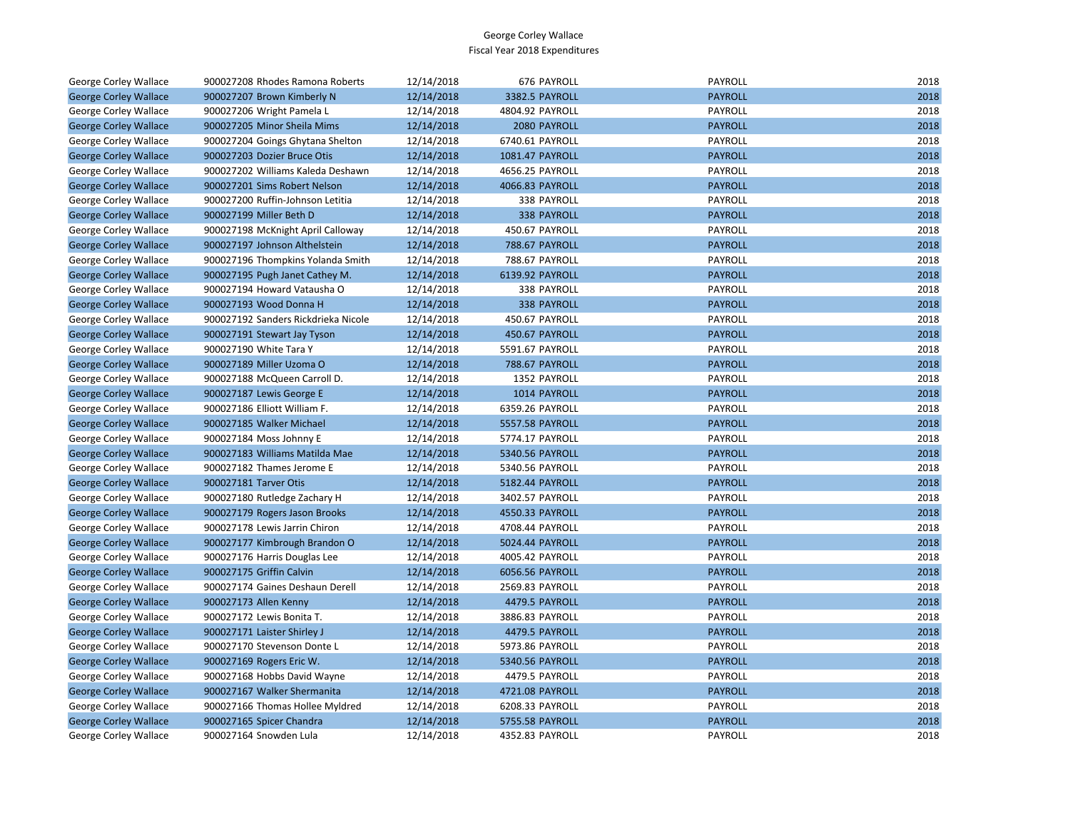# George Corley Wallace
## Fiscal Year 2018 Expenditures

| | | | | | |
|---|---|---|---|---|---|
| George Corley Wallace | 900027208 Rhodes Ramona Roberts | 12/14/2018 | 676 PAYROLL | PAYROLL | 2018 |
| George Corley Wallace | 900027207 Brown Kimberly N | 12/14/2018 | 3382.5 PAYROLL | PAYROLL | 2018 |
| George Corley Wallace | 900027206 Wright Pamela L | 12/14/2018 | 4804.92 PAYROLL | PAYROLL | 2018 |
| George Corley Wallace | 900027205 Minor Sheila Mims | 12/14/2018 | 2080 PAYROLL | PAYROLL | 2018 |
| George Corley Wallace | 900027204 Goings Ghytana Shelton | 12/14/2018 | 6740.61 PAYROLL | PAYROLL | 2018 |
| George Corley Wallace | 900027203 Dozier Bruce Otis | 12/14/2018 | 1081.47 PAYROLL | PAYROLL | 2018 |
| George Corley Wallace | 900027202 Williams Kaleda Deshawn | 12/14/2018 | 4656.25 PAYROLL | PAYROLL | 2018 |
| George Corley Wallace | 900027201 Sims Robert Nelson | 12/14/2018 | 4066.83 PAYROLL | PAYROLL | 2018 |
| George Corley Wallace | 900027200 Ruffin-Johnson Letitia | 12/14/2018 | 338 PAYROLL | PAYROLL | 2018 |
| George Corley Wallace | 900027199 Miller Beth D | 12/14/2018 | 338 PAYROLL | PAYROLL | 2018 |
| George Corley Wallace | 900027198 McKnight April Calloway | 12/14/2018 | 450.67 PAYROLL | PAYROLL | 2018 |
| George Corley Wallace | 900027197 Johnson Althelstein | 12/14/2018 | 788.67 PAYROLL | PAYROLL | 2018 |
| George Corley Wallace | 900027196 Thompkins Yolanda Smith | 12/14/2018 | 788.67 PAYROLL | PAYROLL | 2018 |
| George Corley Wallace | 900027195 Pugh Janet Cathey M. | 12/14/2018 | 6139.92 PAYROLL | PAYROLL | 2018 |
| George Corley Wallace | 900027194 Howard Vatausha O | 12/14/2018 | 338 PAYROLL | PAYROLL | 2018 |
| George Corley Wallace | 900027193 Wood Donna H | 12/14/2018 | 338 PAYROLL | PAYROLL | 2018 |
| George Corley Wallace | 900027192 Sanders Rickdrieka Nicole | 12/14/2018 | 450.67 PAYROLL | PAYROLL | 2018 |
| George Corley Wallace | 900027191 Stewart Jay Tyson | 12/14/2018 | 450.67 PAYROLL | PAYROLL | 2018 |
| George Corley Wallace | 900027190 White Tara Y | 12/14/2018 | 5591.67 PAYROLL | PAYROLL | 2018 |
| George Corley Wallace | 900027189 Miller Uzoma O | 12/14/2018 | 788.67 PAYROLL | PAYROLL | 2018 |
| George Corley Wallace | 900027188 McQueen Carroll D. | 12/14/2018 | 1352 PAYROLL | PAYROLL | 2018 |
| George Corley Wallace | 900027187 Lewis George E | 12/14/2018 | 1014 PAYROLL | PAYROLL | 2018 |
| George Corley Wallace | 900027186 Elliott William F. | 12/14/2018 | 6359.26 PAYROLL | PAYROLL | 2018 |
| George Corley Wallace | 900027185 Walker Michael | 12/14/2018 | 5557.58 PAYROLL | PAYROLL | 2018 |
| George Corley Wallace | 900027184 Moss Johnny E | 12/14/2018 | 5774.17 PAYROLL | PAYROLL | 2018 |
| George Corley Wallace | 900027183 Williams Matilda Mae | 12/14/2018 | 5340.56 PAYROLL | PAYROLL | 2018 |
| George Corley Wallace | 900027182 Thames Jerome E | 12/14/2018 | 5340.56 PAYROLL | PAYROLL | 2018 |
| George Corley Wallace | 900027181 Tarver Otis | 12/14/2018 | 5182.44 PAYROLL | PAYROLL | 2018 |
| George Corley Wallace | 900027180 Rutledge Zachary H | 12/14/2018 | 3402.57 PAYROLL | PAYROLL | 2018 |
| George Corley Wallace | 900027179 Rogers Jason Brooks | 12/14/2018 | 4550.33 PAYROLL | PAYROLL | 2018 |
| George Corley Wallace | 900027178 Lewis Jarrin Chiron | 12/14/2018 | 4708.44 PAYROLL | PAYROLL | 2018 |
| George Corley Wallace | 900027177 Kimbrough Brandon O | 12/14/2018 | 5024.44 PAYROLL | PAYROLL | 2018 |
| George Corley Wallace | 900027176 Harris Douglas Lee | 12/14/2018 | 4005.42 PAYROLL | PAYROLL | 2018 |
| George Corley Wallace | 900027175 Griffin Calvin | 12/14/2018 | 6056.56 PAYROLL | PAYROLL | 2018 |
| George Corley Wallace | 900027174 Gaines Deshaun Derell | 12/14/2018 | 2569.83 PAYROLL | PAYROLL | 2018 |
| George Corley Wallace | 900027173 Allen Kenny | 12/14/2018 | 4479.5 PAYROLL | PAYROLL | 2018 |
| George Corley Wallace | 900027172 Lewis Bonita T. | 12/14/2018 | 3886.83 PAYROLL | PAYROLL | 2018 |
| George Corley Wallace | 900027171 Laister Shirley J | 12/14/2018 | 4479.5 PAYROLL | PAYROLL | 2018 |
| George Corley Wallace | 900027170 Stevenson Donte L | 12/14/2018 | 5973.86 PAYROLL | PAYROLL | 2018 |
| George Corley Wallace | 900027169 Rogers Eric W. | 12/14/2018 | 5340.56 PAYROLL | PAYROLL | 2018 |
| George Corley Wallace | 900027168 Hobbs David Wayne | 12/14/2018 | 4479.5 PAYROLL | PAYROLL | 2018 |
| George Corley Wallace | 900027167 Walker Shermanita | 12/14/2018 | 4721.08 PAYROLL | PAYROLL | 2018 |
| George Corley Wallace | 900027166 Thomas Hollee Myldred | 12/14/2018 | 6208.33 PAYROLL | PAYROLL | 2018 |
| George Corley Wallace | 900027165 Spicer Chandra | 12/14/2018 | 5755.58 PAYROLL | PAYROLL | 2018 |
| George Corley Wallace | 900027164 Snowden Lula | 12/14/2018 | 4352.83 PAYROLL | PAYROLL | 2018 |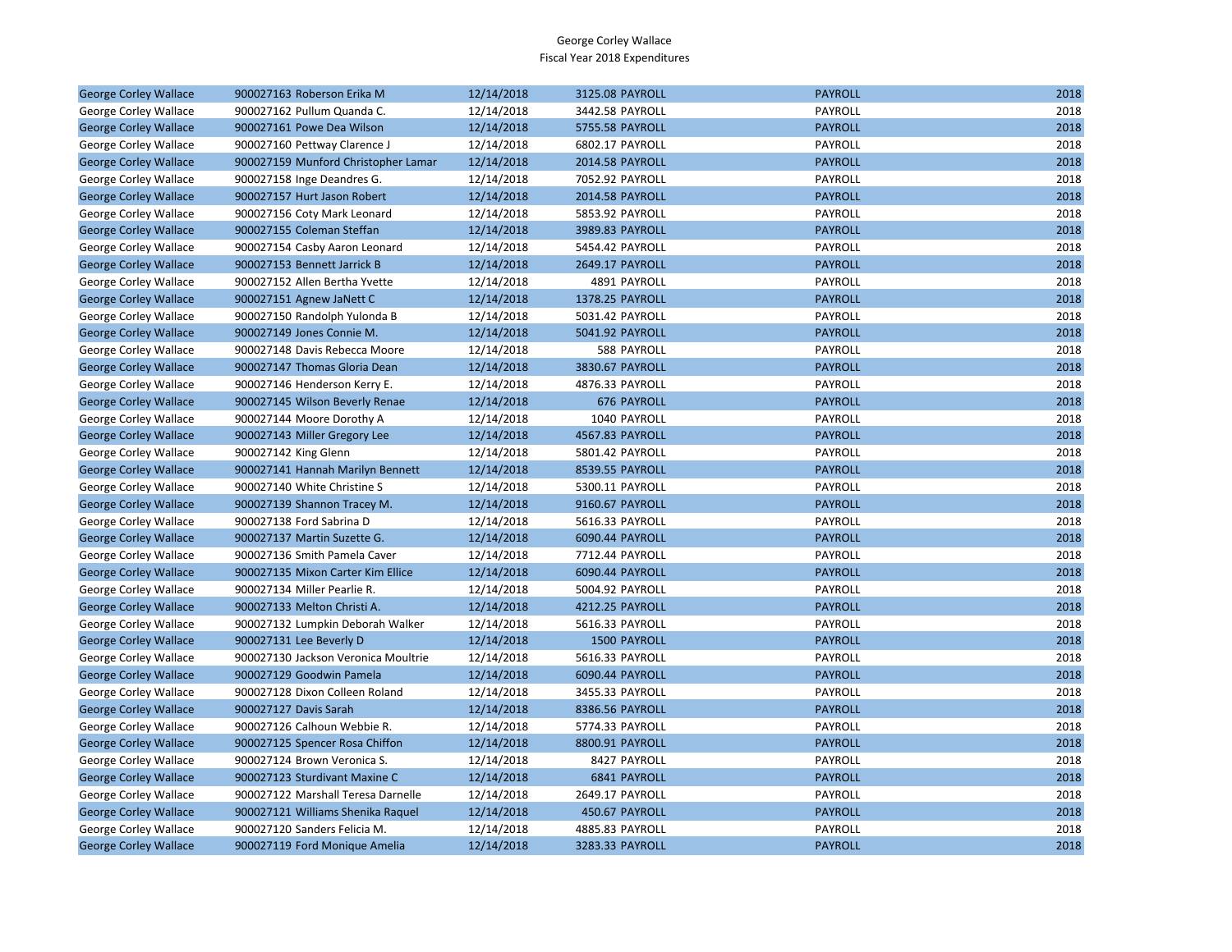George Corley Wallace
Fiscal Year 2018 Expenditures

| | | | | | |
|---|---|---|---|---|---|
| George Corley Wallace | 900027163 Roberson Erika M | 12/14/2018 | 3125.08 PAYROLL | PAYROLL | 2018 |
| George Corley Wallace | 900027162 Pullum Quanda C. | 12/14/2018 | 3442.58 PAYROLL | PAYROLL | 2018 |
| George Corley Wallace | 900027161 Powe Dea Wilson | 12/14/2018 | 5755.58 PAYROLL | PAYROLL | 2018 |
| George Corley Wallace | 900027160 Pettway Clarence J | 12/14/2018 | 6802.17 PAYROLL | PAYROLL | 2018 |
| George Corley Wallace | 900027159 Munford Christopher Lamar | 12/14/2018 | 2014.58 PAYROLL | PAYROLL | 2018 |
| George Corley Wallace | 900027158 Inge Deandres G. | 12/14/2018 | 7052.92 PAYROLL | PAYROLL | 2018 |
| George Corley Wallace | 900027157 Hurt Jason Robert | 12/14/2018 | 2014.58 PAYROLL | PAYROLL | 2018 |
| George Corley Wallace | 900027156 Coty Mark Leonard | 12/14/2018 | 5853.92 PAYROLL | PAYROLL | 2018 |
| George Corley Wallace | 900027155 Coleman Steffan | 12/14/2018 | 3989.83 PAYROLL | PAYROLL | 2018 |
| George Corley Wallace | 900027154 Casby Aaron Leonard | 12/14/2018 | 5454.42 PAYROLL | PAYROLL | 2018 |
| George Corley Wallace | 900027153 Bennett Jarrick B | 12/14/2018 | 2649.17 PAYROLL | PAYROLL | 2018 |
| George Corley Wallace | 900027152 Allen Bertha Yvette | 12/14/2018 | 4891 PAYROLL | PAYROLL | 2018 |
| George Corley Wallace | 900027151 Agnew JaNett C | 12/14/2018 | 1378.25 PAYROLL | PAYROLL | 2018 |
| George Corley Wallace | 900027150 Randolph Yulonda B | 12/14/2018 | 5031.42 PAYROLL | PAYROLL | 2018 |
| George Corley Wallace | 900027149 Jones Connie M. | 12/14/2018 | 5041.92 PAYROLL | PAYROLL | 2018 |
| George Corley Wallace | 900027148 Davis Rebecca Moore | 12/14/2018 | 588 PAYROLL | PAYROLL | 2018 |
| George Corley Wallace | 900027147 Thomas Gloria Dean | 12/14/2018 | 3830.67 PAYROLL | PAYROLL | 2018 |
| George Corley Wallace | 900027146 Henderson Kerry E. | 12/14/2018 | 4876.33 PAYROLL | PAYROLL | 2018 |
| George Corley Wallace | 900027145 Wilson Beverly Renae | 12/14/2018 | 676 PAYROLL | PAYROLL | 2018 |
| George Corley Wallace | 900027144 Moore Dorothy A | 12/14/2018 | 1040 PAYROLL | PAYROLL | 2018 |
| George Corley Wallace | 900027143 Miller Gregory Lee | 12/14/2018 | 4567.83 PAYROLL | PAYROLL | 2018 |
| George Corley Wallace | 900027142 King Glenn | 12/14/2018 | 5801.42 PAYROLL | PAYROLL | 2018 |
| George Corley Wallace | 900027141 Hannah Marilyn Bennett | 12/14/2018 | 8539.55 PAYROLL | PAYROLL | 2018 |
| George Corley Wallace | 900027140 White Christine S | 12/14/2018 | 5300.11 PAYROLL | PAYROLL | 2018 |
| George Corley Wallace | 900027139 Shannon Tracey M. | 12/14/2018 | 9160.67 PAYROLL | PAYROLL | 2018 |
| George Corley Wallace | 900027138 Ford Sabrina D | 12/14/2018 | 5616.33 PAYROLL | PAYROLL | 2018 |
| George Corley Wallace | 900027137 Martin Suzette G. | 12/14/2018 | 6090.44 PAYROLL | PAYROLL | 2018 |
| George Corley Wallace | 900027136 Smith Pamela Caver | 12/14/2018 | 7712.44 PAYROLL | PAYROLL | 2018 |
| George Corley Wallace | 900027135 Mixon Carter Kim Ellice | 12/14/2018 | 6090.44 PAYROLL | PAYROLL | 2018 |
| George Corley Wallace | 900027134 Miller Pearlie R. | 12/14/2018 | 5004.92 PAYROLL | PAYROLL | 2018 |
| George Corley Wallace | 900027133 Melton Christi A. | 12/14/2018 | 4212.25 PAYROLL | PAYROLL | 2018 |
| George Corley Wallace | 900027132 Lumpkin Deborah Walker | 12/14/2018 | 5616.33 PAYROLL | PAYROLL | 2018 |
| George Corley Wallace | 900027131 Lee Beverly D | 12/14/2018 | 1500 PAYROLL | PAYROLL | 2018 |
| George Corley Wallace | 900027130 Jackson Veronica Moultrie | 12/14/2018 | 5616.33 PAYROLL | PAYROLL | 2018 |
| George Corley Wallace | 900027129 Goodwin Pamela | 12/14/2018 | 6090.44 PAYROLL | PAYROLL | 2018 |
| George Corley Wallace | 900027128 Dixon Colleen Roland | 12/14/2018 | 3455.33 PAYROLL | PAYROLL | 2018 |
| George Corley Wallace | 900027127 Davis Sarah | 12/14/2018 | 8386.56 PAYROLL | PAYROLL | 2018 |
| George Corley Wallace | 900027126 Calhoun Webbie R. | 12/14/2018 | 5774.33 PAYROLL | PAYROLL | 2018 |
| George Corley Wallace | 900027125 Spencer Rosa Chiffon | 12/14/2018 | 8800.91 PAYROLL | PAYROLL | 2018 |
| George Corley Wallace | 900027124 Brown Veronica S. | 12/14/2018 | 8427 PAYROLL | PAYROLL | 2018 |
| George Corley Wallace | 900027123 Sturdivant Maxine C | 12/14/2018 | 6841 PAYROLL | PAYROLL | 2018 |
| George Corley Wallace | 900027122 Marshall Teresa Darnelle | 12/14/2018 | 2649.17 PAYROLL | PAYROLL | 2018 |
| George Corley Wallace | 900027121 Williams Shenika Raquel | 12/14/2018 | 450.67 PAYROLL | PAYROLL | 2018 |
| George Corley Wallace | 900027120 Sanders Felicia M. | 12/14/2018 | 4885.83 PAYROLL | PAYROLL | 2018 |
| George Corley Wallace | 900027119 Ford Monique Amelia | 12/14/2018 | 3283.33 PAYROLL | PAYROLL | 2018 |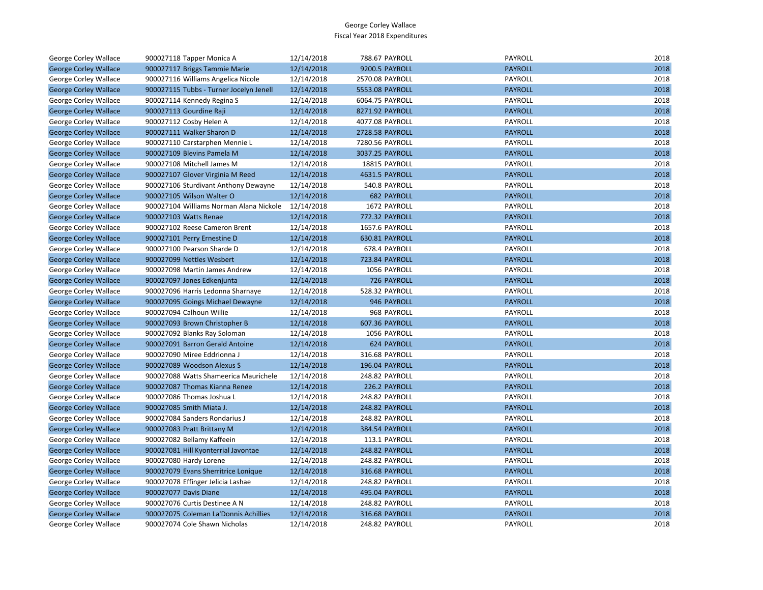George Corley Wallace
Fiscal Year 2018 Expenditures

| | | | | | | |
|---|---|---|---|---|---|---|
| George Corley Wallace | 900027118 Tapper Monica A | 12/14/2018 | 788.67 | PAYROLL | PAYROLL | 2018 |
| George Corley Wallace | 900027117 Briggs Tammie Marie | 12/14/2018 | 9200.5 | PAYROLL | PAYROLL | 2018 |
| George Corley Wallace | 900027116 Williams Angelica Nicole | 12/14/2018 | 2570.08 | PAYROLL | PAYROLL | 2018 |
| George Corley Wallace | 900027115 Tubbs - Turner Jocelyn Jenell | 12/14/2018 | 5553.08 | PAYROLL | PAYROLL | 2018 |
| George Corley Wallace | 900027114 Kennedy Regina S | 12/14/2018 | 6064.75 | PAYROLL | PAYROLL | 2018 |
| George Corley Wallace | 900027113 Gourdine Raji | 12/14/2018 | 8271.92 | PAYROLL | PAYROLL | 2018 |
| George Corley Wallace | 900027112 Cosby Helen A | 12/14/2018 | 4077.08 | PAYROLL | PAYROLL | 2018 |
| George Corley Wallace | 900027111 Walker Sharon D | 12/14/2018 | 2728.58 | PAYROLL | PAYROLL | 2018 |
| George Corley Wallace | 900027110 Carstarphen Mennie L | 12/14/2018 | 7280.56 | PAYROLL | PAYROLL | 2018 |
| George Corley Wallace | 900027109 Blevins Pamela M | 12/14/2018 | 3037.25 | PAYROLL | PAYROLL | 2018 |
| George Corley Wallace | 900027108 Mitchell James M | 12/14/2018 | 18815 | PAYROLL | PAYROLL | 2018 |
| George Corley Wallace | 900027107 Glover Virginia M Reed | 12/14/2018 | 4631.5 | PAYROLL | PAYROLL | 2018 |
| George Corley Wallace | 900027106 Sturdivant Anthony Dewayne | 12/14/2018 | 540.8 | PAYROLL | PAYROLL | 2018 |
| George Corley Wallace | 900027105 Wilson Walter O | 12/14/2018 | 682 | PAYROLL | PAYROLL | 2018 |
| George Corley Wallace | 900027104 Williams Norman Alana Nickole | 12/14/2018 | 1672 | PAYROLL | PAYROLL | 2018 |
| George Corley Wallace | 900027103 Watts Renae | 12/14/2018 | 772.32 | PAYROLL | PAYROLL | 2018 |
| George Corley Wallace | 900027102 Reese Cameron Brent | 12/14/2018 | 1657.6 | PAYROLL | PAYROLL | 2018 |
| George Corley Wallace | 900027101 Perry Ernestine D | 12/14/2018 | 630.81 | PAYROLL | PAYROLL | 2018 |
| George Corley Wallace | 900027100 Pearson Sharde D | 12/14/2018 | 678.4 | PAYROLL | PAYROLL | 2018 |
| George Corley Wallace | 900027099 Nettles Wesbert | 12/14/2018 | 723.84 | PAYROLL | PAYROLL | 2018 |
| George Corley Wallace | 900027098 Martin James Andrew | 12/14/2018 | 1056 | PAYROLL | PAYROLL | 2018 |
| George Corley Wallace | 900027097 Jones Edkenjunta | 12/14/2018 | 726 | PAYROLL | PAYROLL | 2018 |
| George Corley Wallace | 900027096 Harris Ledonna Sharnaye | 12/14/2018 | 528.32 | PAYROLL | PAYROLL | 2018 |
| George Corley Wallace | 900027095 Goings Michael Dewayne | 12/14/2018 | 946 | PAYROLL | PAYROLL | 2018 |
| George Corley Wallace | 900027094 Calhoun Willie | 12/14/2018 | 968 | PAYROLL | PAYROLL | 2018 |
| George Corley Wallace | 900027093 Brown Christopher B | 12/14/2018 | 607.36 | PAYROLL | PAYROLL | 2018 |
| George Corley Wallace | 900027092 Blanks Ray Soloman | 12/14/2018 | 1056 | PAYROLL | PAYROLL | 2018 |
| George Corley Wallace | 900027091 Barron Gerald Antoine | 12/14/2018 | 624 | PAYROLL | PAYROLL | 2018 |
| George Corley Wallace | 900027090 Miree Eddrionna J | 12/14/2018 | 316.68 | PAYROLL | PAYROLL | 2018 |
| George Corley Wallace | 900027089 Woodson Alexus S | 12/14/2018 | 196.04 | PAYROLL | PAYROLL | 2018 |
| George Corley Wallace | 900027088 Watts Shameerica Maurichele | 12/14/2018 | 248.82 | PAYROLL | PAYROLL | 2018 |
| George Corley Wallace | 900027087 Thomas Kianna Renee | 12/14/2018 | 226.2 | PAYROLL | PAYROLL | 2018 |
| George Corley Wallace | 900027086 Thomas Joshua L | 12/14/2018 | 248.82 | PAYROLL | PAYROLL | 2018 |
| George Corley Wallace | 900027085 Smith Miata J. | 12/14/2018 | 248.82 | PAYROLL | PAYROLL | 2018 |
| George Corley Wallace | 900027084 Sanders Rondarius J | 12/14/2018 | 248.82 | PAYROLL | PAYROLL | 2018 |
| George Corley Wallace | 900027083 Pratt Brittany M | 12/14/2018 | 384.54 | PAYROLL | PAYROLL | 2018 |
| George Corley Wallace | 900027082 Bellamy Kaffeein | 12/14/2018 | 113.1 | PAYROLL | PAYROLL | 2018 |
| George Corley Wallace | 900027081 Hill Kyonterrial Javontae | 12/14/2018 | 248.82 | PAYROLL | PAYROLL | 2018 |
| George Corley Wallace | 900027080 Hardy Lorene | 12/14/2018 | 248.82 | PAYROLL | PAYROLL | 2018 |
| George Corley Wallace | 900027079 Evans Sherritrice Lonique | 12/14/2018 | 316.68 | PAYROLL | PAYROLL | 2018 |
| George Corley Wallace | 900027078 Effinger Jelicia Lashae | 12/14/2018 | 248.82 | PAYROLL | PAYROLL | 2018 |
| George Corley Wallace | 900027077 Davis Diane | 12/14/2018 | 495.04 | PAYROLL | PAYROLL | 2018 |
| George Corley Wallace | 900027076 Curtis Destinee A N | 12/14/2018 | 248.82 | PAYROLL | PAYROLL | 2018 |
| George Corley Wallace | 900027075 Coleman La'Donnis Achillies | 12/14/2018 | 316.68 | PAYROLL | PAYROLL | 2018 |
| George Corley Wallace | 900027074 Cole Shawn Nicholas | 12/14/2018 | 248.82 | PAYROLL | PAYROLL | 2018 |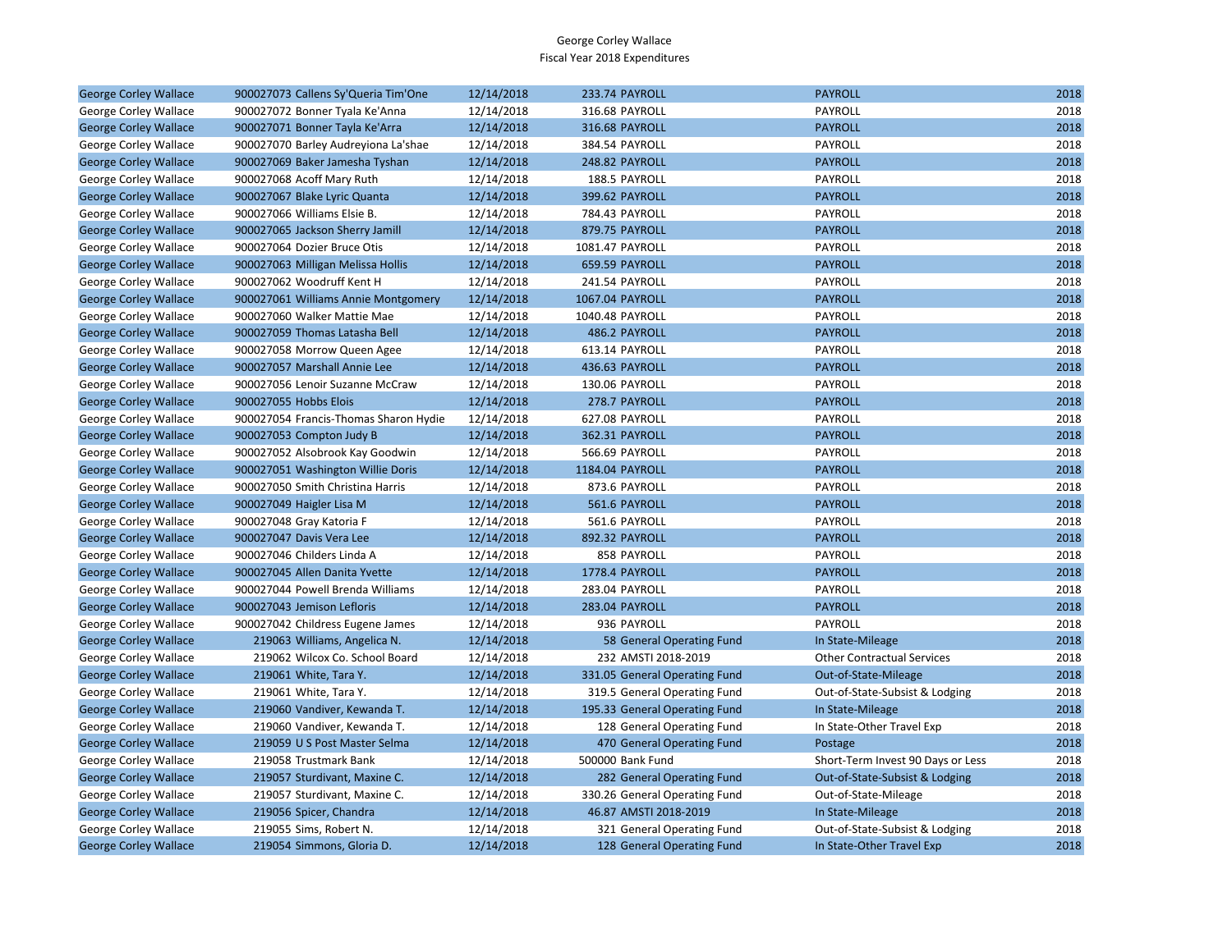George Corley Wallace
Fiscal Year 2018 Expenditures

| | | | | | | |
|---|---|---|---|---|---|---|
| George Corley Wallace | 900027073 Callens Sy'Queria Tim'One | 12/14/2018 | 233.74 | PAYROLL | PAYROLL | 2018 |
| George Corley Wallace | 900027072 Bonner Tyala Ke'Anna | 12/14/2018 | 316.68 | PAYROLL | PAYROLL | 2018 |
| George Corley Wallace | 900027071 Bonner Tayla Ke'Arra | 12/14/2018 | 316.68 | PAYROLL | PAYROLL | 2018 |
| George Corley Wallace | 900027070 Barley Audreyiona La'shae | 12/14/2018 | 384.54 | PAYROLL | PAYROLL | 2018 |
| George Corley Wallace | 900027069 Baker Jamesha Tyshan | 12/14/2018 | 248.82 | PAYROLL | PAYROLL | 2018 |
| George Corley Wallace | 900027068 Acoff Mary Ruth | 12/14/2018 | 188.5 | PAYROLL | PAYROLL | 2018 |
| George Corley Wallace | 900027067 Blake Lyric Quanta | 12/14/2018 | 399.62 | PAYROLL | PAYROLL | 2018 |
| George Corley Wallace | 900027066 Williams Elsie B. | 12/14/2018 | 784.43 | PAYROLL | PAYROLL | 2018 |
| George Corley Wallace | 900027065 Jackson Sherry Jamill | 12/14/2018 | 879.75 | PAYROLL | PAYROLL | 2018 |
| George Corley Wallace | 900027064 Dozier Bruce Otis | 12/14/2018 | 1081.47 | PAYROLL | PAYROLL | 2018 |
| George Corley Wallace | 900027063 Milligan Melissa Hollis | 12/14/2018 | 659.59 | PAYROLL | PAYROLL | 2018 |
| George Corley Wallace | 900027062 Woodruff Kent H | 12/14/2018 | 241.54 | PAYROLL | PAYROLL | 2018 |
| George Corley Wallace | 900027061 Williams Annie Montgomery | 12/14/2018 | 1067.04 | PAYROLL | PAYROLL | 2018 |
| George Corley Wallace | 900027060 Walker Mattie Mae | 12/14/2018 | 1040.48 | PAYROLL | PAYROLL | 2018 |
| George Corley Wallace | 900027059 Thomas Latasha Bell | 12/14/2018 | 486.2 | PAYROLL | PAYROLL | 2018 |
| George Corley Wallace | 900027058 Morrow Queen Agee | 12/14/2018 | 613.14 | PAYROLL | PAYROLL | 2018 |
| George Corley Wallace | 900027057 Marshall Annie Lee | 12/14/2018 | 436.63 | PAYROLL | PAYROLL | 2018 |
| George Corley Wallace | 900027056 Lenoir Suzanne McCraw | 12/14/2018 | 130.06 | PAYROLL | PAYROLL | 2018 |
| George Corley Wallace | 900027055 Hobbs Elois | 12/14/2018 | 278.7 | PAYROLL | PAYROLL | 2018 |
| George Corley Wallace | 900027054 Francis-Thomas Sharon Hydie | 12/14/2018 | 627.08 | PAYROLL | PAYROLL | 2018 |
| George Corley Wallace | 900027053 Compton Judy B | 12/14/2018 | 362.31 | PAYROLL | PAYROLL | 2018 |
| George Corley Wallace | 900027052 Alsobrook Kay Goodwin | 12/14/2018 | 566.69 | PAYROLL | PAYROLL | 2018 |
| George Corley Wallace | 900027051 Washington Willie Doris | 12/14/2018 | 1184.04 | PAYROLL | PAYROLL | 2018 |
| George Corley Wallace | 900027050 Smith Christina Harris | 12/14/2018 | 873.6 | PAYROLL | PAYROLL | 2018 |
| George Corley Wallace | 900027049 Haigler Lisa M | 12/14/2018 | 561.6 | PAYROLL | PAYROLL | 2018 |
| George Corley Wallace | 900027048 Gray Katoria F | 12/14/2018 | 561.6 | PAYROLL | PAYROLL | 2018 |
| George Corley Wallace | 900027047 Davis Vera Lee | 12/14/2018 | 892.32 | PAYROLL | PAYROLL | 2018 |
| George Corley Wallace | 900027046 Childers Linda A | 12/14/2018 | 858 | PAYROLL | PAYROLL | 2018 |
| George Corley Wallace | 900027045 Allen Danita Yvette | 12/14/2018 | 1778.4 | PAYROLL | PAYROLL | 2018 |
| George Corley Wallace | 900027044 Powell Brenda Williams | 12/14/2018 | 283.04 | PAYROLL | PAYROLL | 2018 |
| George Corley Wallace | 900027043 Jemison Lefloris | 12/14/2018 | 283.04 | PAYROLL | PAYROLL | 2018 |
| George Corley Wallace | 900027042 Childress Eugene James | 12/14/2018 | 936 | PAYROLL | PAYROLL | 2018 |
| George Corley Wallace | 219063 Williams, Angelica N. | 12/14/2018 | 58 | General Operating Fund | In State-Mileage | 2018 |
| George Corley Wallace | 219062 Wilcox Co. School Board | 12/14/2018 | 232 | AMSTI 2018-2019 | Other Contractual Services | 2018 |
| George Corley Wallace | 219061 White, Tara Y. | 12/14/2018 | 331.05 | General Operating Fund | Out-of-State-Mileage | 2018 |
| George Corley Wallace | 219061 White, Tara Y. | 12/14/2018 | 319.5 | General Operating Fund | Out-of-State-Subsist & Lodging | 2018 |
| George Corley Wallace | 219060 Vandiver, Kewanda T. | 12/14/2018 | 195.33 | General Operating Fund | In State-Mileage | 2018 |
| George Corley Wallace | 219060 Vandiver, Kewanda T. | 12/14/2018 | 128 | General Operating Fund | In State-Other Travel Exp | 2018 |
| George Corley Wallace | 219059 U S Post Master Selma | 12/14/2018 | 470 | General Operating Fund | Postage | 2018 |
| George Corley Wallace | 219058 Trustmark Bank | 12/14/2018 | 500000 | Bank Fund | Short-Term Invest 90 Days or Less | 2018 |
| George Corley Wallace | 219057 Sturdivant, Maxine C. | 12/14/2018 | 282 | General Operating Fund | Out-of-State-Subsist & Lodging | 2018 |
| George Corley Wallace | 219057 Sturdivant, Maxine C. | 12/14/2018 | 330.26 | General Operating Fund | Out-of-State-Mileage | 2018 |
| George Corley Wallace | 219056 Spicer, Chandra | 12/14/2018 | 46.87 | AMSTI 2018-2019 | In State-Mileage | 2018 |
| George Corley Wallace | 219055 Sims, Robert N. | 12/14/2018 | 321 | General Operating Fund | Out-of-State-Subsist & Lodging | 2018 |
| George Corley Wallace | 219054 Simmons, Gloria D. | 12/14/2018 | 128 | General Operating Fund | In State-Other Travel Exp | 2018 |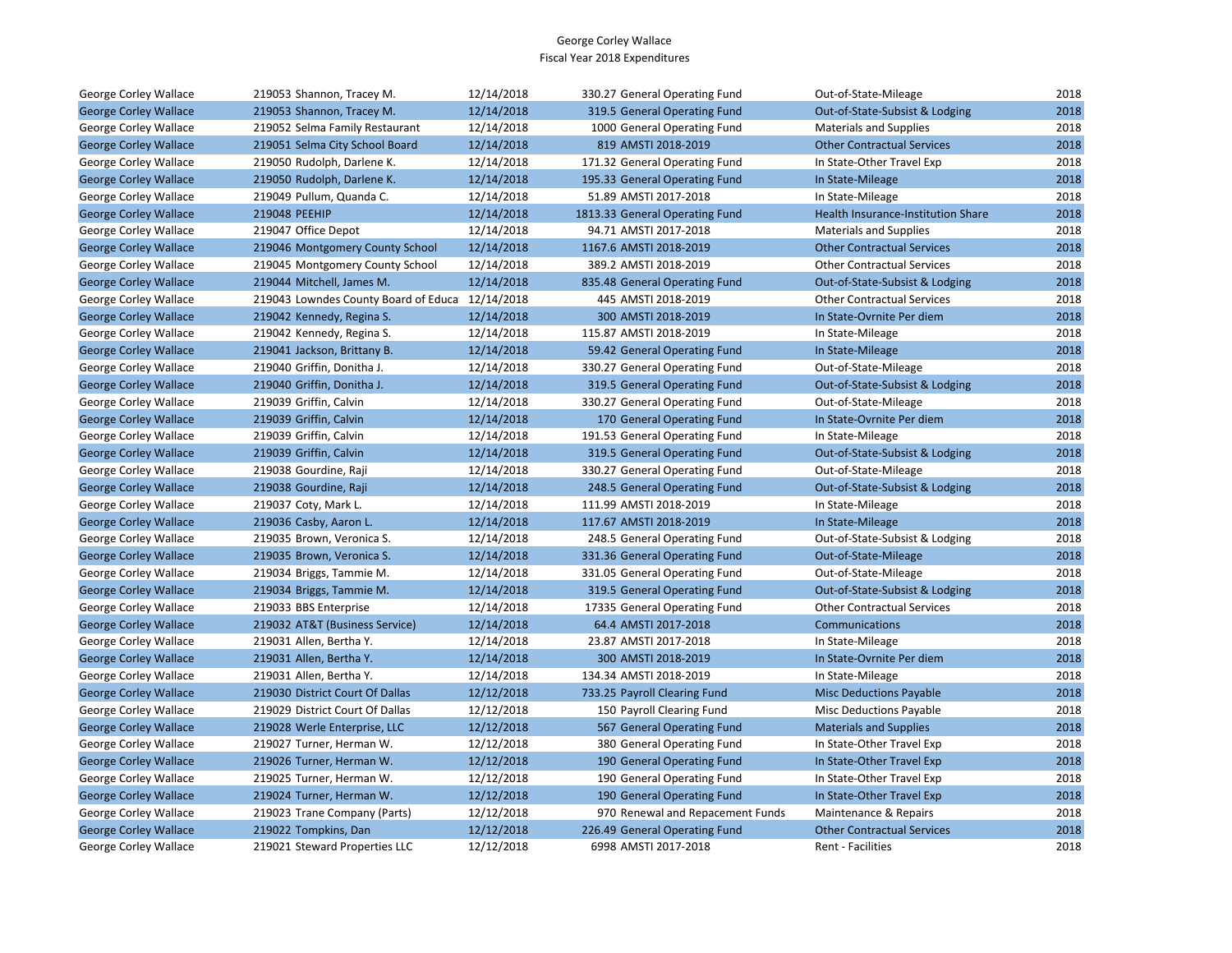George Corley Wallace
Fiscal Year 2018 Expenditures

| | | | | | | |
|---|---|---|---|---|---|---|
| George Corley Wallace | 219053 Shannon, Tracey M. | 12/14/2018 | 330.27 | General Operating Fund | Out-of-State-Mileage | 2018 |
| George Corley Wallace | 219053 Shannon, Tracey M. | 12/14/2018 | 319.5 | General Operating Fund | Out-of-State-Subsist & Lodging | 2018 |
| George Corley Wallace | 219052 Selma Family Restaurant | 12/14/2018 | 1000 | General Operating Fund | Materials and Supplies | 2018 |
| George Corley Wallace | 219051 Selma City School Board | 12/14/2018 | 819 | AMSTI 2018-2019 | Other Contractual Services | 2018 |
| George Corley Wallace | 219050 Rudolph, Darlene K. | 12/14/2018 | 171.32 | General Operating Fund | In State-Other Travel Exp | 2018 |
| George Corley Wallace | 219050 Rudolph, Darlene K. | 12/14/2018 | 195.33 | General Operating Fund | In State-Mileage | 2018 |
| George Corley Wallace | 219049 Pullum, Quanda C. | 12/14/2018 | 51.89 | AMSTI 2017-2018 | In State-Mileage | 2018 |
| George Corley Wallace | 219048 PEEHIP | 12/14/2018 | 1813.33 | General Operating Fund | Health Insurance-Institution Share | 2018 |
| George Corley Wallace | 219047 Office Depot | 12/14/2018 | 94.71 | AMSTI 2017-2018 | Materials and Supplies | 2018 |
| George Corley Wallace | 219046 Montgomery County School | 12/14/2018 | 1167.6 | AMSTI 2018-2019 | Other Contractual Services | 2018 |
| George Corley Wallace | 219045 Montgomery County School | 12/14/2018 | 389.2 | AMSTI 2018-2019 | Other Contractual Services | 2018 |
| George Corley Wallace | 219044 Mitchell, James M. | 12/14/2018 | 835.48 | General Operating Fund | Out-of-State-Subsist & Lodging | 2018 |
| George Corley Wallace | 219043 Lowndes County Board of Educa | 12/14/2018 | 445 | AMSTI 2018-2019 | Other Contractual Services | 2018 |
| George Corley Wallace | 219042 Kennedy, Regina S. | 12/14/2018 | 300 | AMSTI 2018-2019 | In State-Ovrnite Per diem | 2018 |
| George Corley Wallace | 219042 Kennedy, Regina S. | 12/14/2018 | 115.87 | AMSTI 2018-2019 | In State-Mileage | 2018 |
| George Corley Wallace | 219041 Jackson, Brittany B. | 12/14/2018 | 59.42 | General Operating Fund | In State-Mileage | 2018 |
| George Corley Wallace | 219040 Griffin, Donitha J. | 12/14/2018 | 330.27 | General Operating Fund | Out-of-State-Mileage | 2018 |
| George Corley Wallace | 219040 Griffin, Donitha J. | 12/14/2018 | 319.5 | General Operating Fund | Out-of-State-Subsist & Lodging | 2018 |
| George Corley Wallace | 219039 Griffin, Calvin | 12/14/2018 | 330.27 | General Operating Fund | Out-of-State-Mileage | 2018 |
| George Corley Wallace | 219039 Griffin, Calvin | 12/14/2018 | 170 | General Operating Fund | In State-Ovrnite Per diem | 2018 |
| George Corley Wallace | 219039 Griffin, Calvin | 12/14/2018 | 191.53 | General Operating Fund | In State-Mileage | 2018 |
| George Corley Wallace | 219039 Griffin, Calvin | 12/14/2018 | 319.5 | General Operating Fund | Out-of-State-Subsist & Lodging | 2018 |
| George Corley Wallace | 219038 Gourdine, Raji | 12/14/2018 | 330.27 | General Operating Fund | Out-of-State-Mileage | 2018 |
| George Corley Wallace | 219038 Gourdine, Raji | 12/14/2018 | 248.5 | General Operating Fund | Out-of-State-Subsist & Lodging | 2018 |
| George Corley Wallace | 219037 Coty, Mark L. | 12/14/2018 | 111.99 | AMSTI 2018-2019 | In State-Mileage | 2018 |
| George Corley Wallace | 219036 Casby, Aaron L. | 12/14/2018 | 117.67 | AMSTI 2018-2019 | In State-Mileage | 2018 |
| George Corley Wallace | 219035 Brown, Veronica S. | 12/14/2018 | 248.5 | General Operating Fund | Out-of-State-Subsist & Lodging | 2018 |
| George Corley Wallace | 219035 Brown, Veronica S. | 12/14/2018 | 331.36 | General Operating Fund | Out-of-State-Mileage | 2018 |
| George Corley Wallace | 219034 Briggs, Tammie M. | 12/14/2018 | 331.05 | General Operating Fund | Out-of-State-Mileage | 2018 |
| George Corley Wallace | 219034 Briggs, Tammie M. | 12/14/2018 | 319.5 | General Operating Fund | Out-of-State-Subsist & Lodging | 2018 |
| George Corley Wallace | 219033 BBS Enterprise | 12/14/2018 | 17335 | General Operating Fund | Other Contractual Services | 2018 |
| George Corley Wallace | 219032 AT&T (Business Service) | 12/14/2018 | 64.4 | AMSTI 2017-2018 | Communications | 2018 |
| George Corley Wallace | 219031 Allen, Bertha Y. | 12/14/2018 | 23.87 | AMSTI 2017-2018 | In State-Mileage | 2018 |
| George Corley Wallace | 219031 Allen, Bertha Y. | 12/14/2018 | 300 | AMSTI 2018-2019 | In State-Ovrnite Per diem | 2018 |
| George Corley Wallace | 219031 Allen, Bertha Y. | 12/14/2018 | 134.34 | AMSTI 2018-2019 | In State-Mileage | 2018 |
| George Corley Wallace | 219030 District Court Of Dallas | 12/12/2018 | 733.25 | Payroll Clearing Fund | Misc Deductions Payable | 2018 |
| George Corley Wallace | 219029 District Court Of Dallas | 12/12/2018 | 150 | Payroll Clearing Fund | Misc Deductions Payable | 2018 |
| George Corley Wallace | 219028 Werle Enterprise, LLC | 12/12/2018 | 567 | General Operating Fund | Materials and Supplies | 2018 |
| George Corley Wallace | 219027 Turner, Herman W. | 12/12/2018 | 380 | General Operating Fund | In State-Other Travel Exp | 2018 |
| George Corley Wallace | 219026 Turner, Herman W. | 12/12/2018 | 190 | General Operating Fund | In State-Other Travel Exp | 2018 |
| George Corley Wallace | 219025 Turner, Herman W. | 12/12/2018 | 190 | General Operating Fund | In State-Other Travel Exp | 2018 |
| George Corley Wallace | 219024 Turner, Herman W. | 12/12/2018 | 190 | General Operating Fund | In State-Other Travel Exp | 2018 |
| George Corley Wallace | 219023 Trane Company (Parts) | 12/12/2018 | 970 | Renewal and Repacement Funds | Maintenance & Repairs | 2018 |
| George Corley Wallace | 219022 Tompkins, Dan | 12/12/2018 | 226.49 | General Operating Fund | Other Contractual Services | 2018 |
| George Corley Wallace | 219021 Steward Properties LLC | 12/12/2018 | 6998 | AMSTI 2017-2018 | Rent - Facilities | 2018 |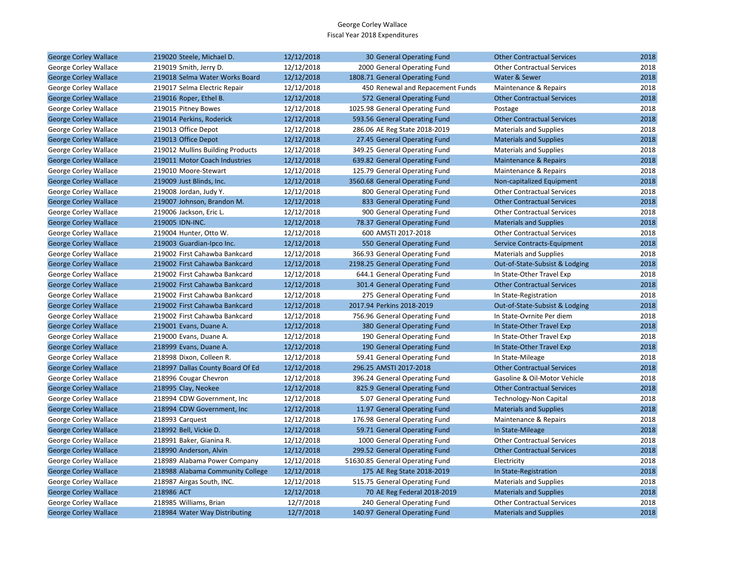George Corley Wallace
Fiscal Year 2018 Expenditures

| | | | | | | |
|---|---|---|---|---|---|---|
| George Corley Wallace | 219020 Steele, Michael D. | 12/12/2018 | 30 | General Operating Fund | Other Contractual Services | 2018 |
| George Corley Wallace | 219019 Smith, Jerry D. | 12/12/2018 | 2000 | General Operating Fund | Other Contractual Services | 2018 |
| George Corley Wallace | 219018 Selma Water Works Board | 12/12/2018 | 1808.71 | General Operating Fund | Water & Sewer | 2018 |
| George Corley Wallace | 219017 Selma Electric Repair | 12/12/2018 | 450 | Renewal and Repacement Funds | Maintenance & Repairs | 2018 |
| George Corley Wallace | 219016 Roper, Ethel B. | 12/12/2018 | 572 | General Operating Fund | Other Contractual Services | 2018 |
| George Corley Wallace | 219015 Pitney Bowes | 12/12/2018 | 1025.98 | General Operating Fund | Postage | 2018 |
| George Corley Wallace | 219014 Perkins, Roderick | 12/12/2018 | 593.56 | General Operating Fund | Other Contractual Services | 2018 |
| George Corley Wallace | 219013 Office Depot | 12/12/2018 | 286.06 | AE Reg State 2018-2019 | Materials and Supplies | 2018 |
| George Corley Wallace | 219013 Office Depot | 12/12/2018 | 27.45 | General Operating Fund | Materials and Supplies | 2018 |
| George Corley Wallace | 219012 Mullins Building Products | 12/12/2018 | 349.25 | General Operating Fund | Materials and Supplies | 2018 |
| George Corley Wallace | 219011 Motor Coach Industries | 12/12/2018 | 639.82 | General Operating Fund | Maintenance & Repairs | 2018 |
| George Corley Wallace | 219010 Moore-Stewart | 12/12/2018 | 125.79 | General Operating Fund | Maintenance & Repairs | 2018 |
| George Corley Wallace | 219009 Just Blinds, Inc. | 12/12/2018 | 3560.68 | General Operating Fund | Non-capitalized Equipment | 2018 |
| George Corley Wallace | 219008 Jordan, Judy Y. | 12/12/2018 | 800 | General Operating Fund | Other Contractual Services | 2018 |
| George Corley Wallace | 219007 Johnson, Brandon M. | 12/12/2018 | 833 | General Operating Fund | Other Contractual Services | 2018 |
| George Corley Wallace | 219006 Jackson, Eric L. | 12/12/2018 | 900 | General Operating Fund | Other Contractual Services | 2018 |
| George Corley Wallace | 219005 IDN-INC. | 12/12/2018 | 78.37 | General Operating Fund | Materials and Supplies | 2018 |
| George Corley Wallace | 219004 Hunter, Otto W. | 12/12/2018 | 600 | AMSTI 2017-2018 | Other Contractual Services | 2018 |
| George Corley Wallace | 219003 Guardian-Ipco Inc. | 12/12/2018 | 550 | General Operating Fund | Service Contracts-Equipment | 2018 |
| George Corley Wallace | 219002 First Cahawba Bankcard | 12/12/2018 | 366.93 | General Operating Fund | Materials and Supplies | 2018 |
| George Corley Wallace | 219002 First Cahawba Bankcard | 12/12/2018 | 2198.25 | General Operating Fund | Out-of-State-Subsist & Lodging | 2018 |
| George Corley Wallace | 219002 First Cahawba Bankcard | 12/12/2018 | 644.1 | General Operating Fund | In State-Other Travel Exp | 2018 |
| George Corley Wallace | 219002 First Cahawba Bankcard | 12/12/2018 | 301.4 | General Operating Fund | Other Contractual Services | 2018 |
| George Corley Wallace | 219002 First Cahawba Bankcard | 12/12/2018 | 275 | General Operating Fund | In State-Registration | 2018 |
| George Corley Wallace | 219002 First Cahawba Bankcard | 12/12/2018 | 2017.94 | Perkins 2018-2019 | Out-of-State-Subsist & Lodging | 2018 |
| George Corley Wallace | 219002 First Cahawba Bankcard | 12/12/2018 | 756.96 | General Operating Fund | In State-Ovrnite Per diem | 2018 |
| George Corley Wallace | 219001 Evans, Duane A. | 12/12/2018 | 380 | General Operating Fund | In State-Other Travel Exp | 2018 |
| George Corley Wallace | 219000 Evans, Duane A. | 12/12/2018 | 190 | General Operating Fund | In State-Other Travel Exp | 2018 |
| George Corley Wallace | 218999 Evans, Duane A. | 12/12/2018 | 190 | General Operating Fund | In State-Other Travel Exp | 2018 |
| George Corley Wallace | 218998 Dixon, Colleen R. | 12/12/2018 | 59.41 | General Operating Fund | In State-Mileage | 2018 |
| George Corley Wallace | 218997 Dallas County Board Of Ed | 12/12/2018 | 296.25 | AMSTI 2017-2018 | Other Contractual Services | 2018 |
| George Corley Wallace | 218996 Cougar Chevron | 12/12/2018 | 396.24 | General Operating Fund | Gasoline & Oil-Motor Vehicle | 2018 |
| George Corley Wallace | 218995 Clay, Neokee | 12/12/2018 | 825.9 | General Operating Fund | Other Contractual Services | 2018 |
| George Corley Wallace | 218994 CDW Government, Inc | 12/12/2018 | 5.07 | General Operating Fund | Technology-Non Capital | 2018 |
| George Corley Wallace | 218994 CDW Government, Inc | 12/12/2018 | 11.97 | General Operating Fund | Materials and Supplies | 2018 |
| George Corley Wallace | 218993 Carquest | 12/12/2018 | 176.98 | General Operating Fund | Maintenance & Repairs | 2018 |
| George Corley Wallace | 218992 Bell, Vickie D. | 12/12/2018 | 59.71 | General Operating Fund | In State-Mileage | 2018 |
| George Corley Wallace | 218991 Baker, Gianina R. | 12/12/2018 | 1000 | General Operating Fund | Other Contractual Services | 2018 |
| George Corley Wallace | 218990 Anderson, Alvin | 12/12/2018 | 299.52 | General Operating Fund | Other Contractual Services | 2018 |
| George Corley Wallace | 218989 Alabama Power Company | 12/12/2018 | 51630.85 | General Operating Fund | Electricity | 2018 |
| George Corley Wallace | 218988 Alabama Community College | 12/12/2018 | 175 | AE Reg State 2018-2019 | In State-Registration | 2018 |
| George Corley Wallace | 218987 Airgas South, INC. | 12/12/2018 | 515.75 | General Operating Fund | Materials and Supplies | 2018 |
| George Corley Wallace | 218986 ACT | 12/12/2018 | 70 | AE Reg Federal 2018-2019 | Materials and Supplies | 2018 |
| George Corley Wallace | 218985 Williams, Brian | 12/7/2018 | 240 | General Operating Fund | Other Contractual Services | 2018 |
| George Corley Wallace | 218984 Water Way Distributing | 12/7/2018 | 140.97 | General Operating Fund | Materials and Supplies | 2018 |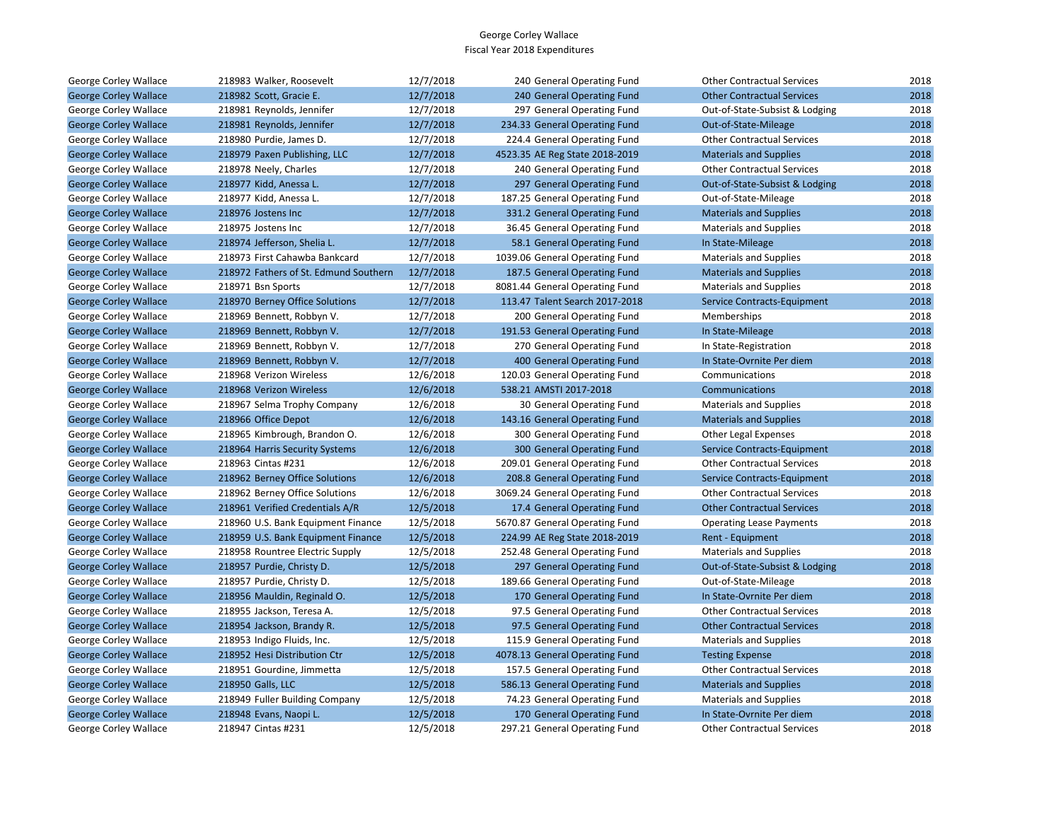George Corley Wallace
Fiscal Year 2018 Expenditures

| | | | | | | |
|---|---|---|---|---|---|---|
| George Corley Wallace | 218983 Walker, Roosevelt | 12/7/2018 | 240 | General Operating Fund | Other Contractual Services | 2018 |
| George Corley Wallace | 218982 Scott, Gracie E. | 12/7/2018 | 240 | General Operating Fund | Other Contractual Services | 2018 |
| George Corley Wallace | 218981 Reynolds, Jennifer | 12/7/2018 | 297 | General Operating Fund | Out-of-State-Subsist & Lodging | 2018 |
| George Corley Wallace | 218981 Reynolds, Jennifer | 12/7/2018 | 234.33 | General Operating Fund | Out-of-State-Mileage | 2018 |
| George Corley Wallace | 218980 Purdie, James D. | 12/7/2018 | 224.4 | General Operating Fund | Other Contractual Services | 2018 |
| George Corley Wallace | 218979 Paxen Publishing, LLC | 12/7/2018 | 4523.35 | AE Reg State 2018-2019 | Materials and Supplies | 2018 |
| George Corley Wallace | 218978 Neely, Charles | 12/7/2018 | 240 | General Operating Fund | Other Contractual Services | 2018 |
| George Corley Wallace | 218977 Kidd, Anessa L. | 12/7/2018 | 297 | General Operating Fund | Out-of-State-Subsist & Lodging | 2018 |
| George Corley Wallace | 218977 Kidd, Anessa L. | 12/7/2018 | 187.25 | General Operating Fund | Out-of-State-Mileage | 2018 |
| George Corley Wallace | 218976 Jostens Inc | 12/7/2018 | 331.2 | General Operating Fund | Materials and Supplies | 2018 |
| George Corley Wallace | 218975 Jostens Inc | 12/7/2018 | 36.45 | General Operating Fund | Materials and Supplies | 2018 |
| George Corley Wallace | 218974 Jefferson, Shelia L. | 12/7/2018 | 58.1 | General Operating Fund | In State-Mileage | 2018 |
| George Corley Wallace | 218973 First Cahawba Bankcard | 12/7/2018 | 1039.06 | General Operating Fund | Materials and Supplies | 2018 |
| George Corley Wallace | 218972 Fathers of St. Edmund Southern | 12/7/2018 | 187.5 | General Operating Fund | Materials and Supplies | 2018 |
| George Corley Wallace | 218971 Bsn Sports | 12/7/2018 | 8081.44 | General Operating Fund | Materials and Supplies | 2018 |
| George Corley Wallace | 218970 Berney Office Solutions | 12/7/2018 | 113.47 | Talent Search 2017-2018 | Service Contracts-Equipment | 2018 |
| George Corley Wallace | 218969 Bennett, Robbyn V. | 12/7/2018 | 200 | General Operating Fund | Memberships | 2018 |
| George Corley Wallace | 218969 Bennett, Robbyn V. | 12/7/2018 | 191.53 | General Operating Fund | In State-Mileage | 2018 |
| George Corley Wallace | 218969 Bennett, Robbyn V. | 12/7/2018 | 270 | General Operating Fund | In State-Registration | 2018 |
| George Corley Wallace | 218969 Bennett, Robbyn V. | 12/7/2018 | 400 | General Operating Fund | In State-Ovrnite Per diem | 2018 |
| George Corley Wallace | 218968 Verizon Wireless | 12/6/2018 | 120.03 | General Operating Fund | Communications | 2018 |
| George Corley Wallace | 218968 Verizon Wireless | 12/6/2018 | 538.21 | AMSTI 2017-2018 | Communications | 2018 |
| George Corley Wallace | 218967 Selma Trophy Company | 12/6/2018 | 30 | General Operating Fund | Materials and Supplies | 2018 |
| George Corley Wallace | 218966 Office Depot | 12/6/2018 | 143.16 | General Operating Fund | Materials and Supplies | 2018 |
| George Corley Wallace | 218965 Kimbrough, Brandon O. | 12/6/2018 | 300 | General Operating Fund | Other Legal Expenses | 2018 |
| George Corley Wallace | 218964 Harris Security Systems | 12/6/2018 | 300 | General Operating Fund | Service Contracts-Equipment | 2018 |
| George Corley Wallace | 218963 Cintas #231 | 12/6/2018 | 209.01 | General Operating Fund | Other Contractual Services | 2018 |
| George Corley Wallace | 218962 Berney Office Solutions | 12/6/2018 | 208.8 | General Operating Fund | Service Contracts-Equipment | 2018 |
| George Corley Wallace | 218962 Berney Office Solutions | 12/6/2018 | 3069.24 | General Operating Fund | Other Contractual Services | 2018 |
| George Corley Wallace | 218961 Verified Credentials A/R | 12/5/2018 | 17.4 | General Operating Fund | Other Contractual Services | 2018 |
| George Corley Wallace | 218960 U.S. Bank Equipment Finance | 12/5/2018 | 5670.87 | General Operating Fund | Operating Lease Payments | 2018 |
| George Corley Wallace | 218959 U.S. Bank Equipment Finance | 12/5/2018 | 224.99 | AE Reg State 2018-2019 | Rent - Equipment | 2018 |
| George Corley Wallace | 218958 Rountree Electric Supply | 12/5/2018 | 252.48 | General Operating Fund | Materials and Supplies | 2018 |
| George Corley Wallace | 218957 Purdie, Christy D. | 12/5/2018 | 297 | General Operating Fund | Out-of-State-Subsist & Lodging | 2018 |
| George Corley Wallace | 218957 Purdie, Christy D. | 12/5/2018 | 189.66 | General Operating Fund | Out-of-State-Mileage | 2018 |
| George Corley Wallace | 218956 Mauldin, Reginald O. | 12/5/2018 | 170 | General Operating Fund | In State-Ovrnite Per diem | 2018 |
| George Corley Wallace | 218955 Jackson, Teresa A. | 12/5/2018 | 97.5 | General Operating Fund | Other Contractual Services | 2018 |
| George Corley Wallace | 218954 Jackson, Brandy R. | 12/5/2018 | 97.5 | General Operating Fund | Other Contractual Services | 2018 |
| George Corley Wallace | 218953 Indigo Fluids, Inc. | 12/5/2018 | 115.9 | General Operating Fund | Materials and Supplies | 2018 |
| George Corley Wallace | 218952 Hesi Distribution Ctr | 12/5/2018 | 4078.13 | General Operating Fund | Testing Expense | 2018 |
| George Corley Wallace | 218951 Gourdine, Jimmetta | 12/5/2018 | 157.5 | General Operating Fund | Other Contractual Services | 2018 |
| George Corley Wallace | 218950 Galls, LLC | 12/5/2018 | 586.13 | General Operating Fund | Materials and Supplies | 2018 |
| George Corley Wallace | 218949 Fuller Building Company | 12/5/2018 | 74.23 | General Operating Fund | Materials and Supplies | 2018 |
| George Corley Wallace | 218948 Evans, Naopi L. | 12/5/2018 | 170 | General Operating Fund | In State-Ovrnite Per diem | 2018 |
| George Corley Wallace | 218947 Cintas #231 | 12/5/2018 | 297.21 | General Operating Fund | Other Contractual Services | 2018 |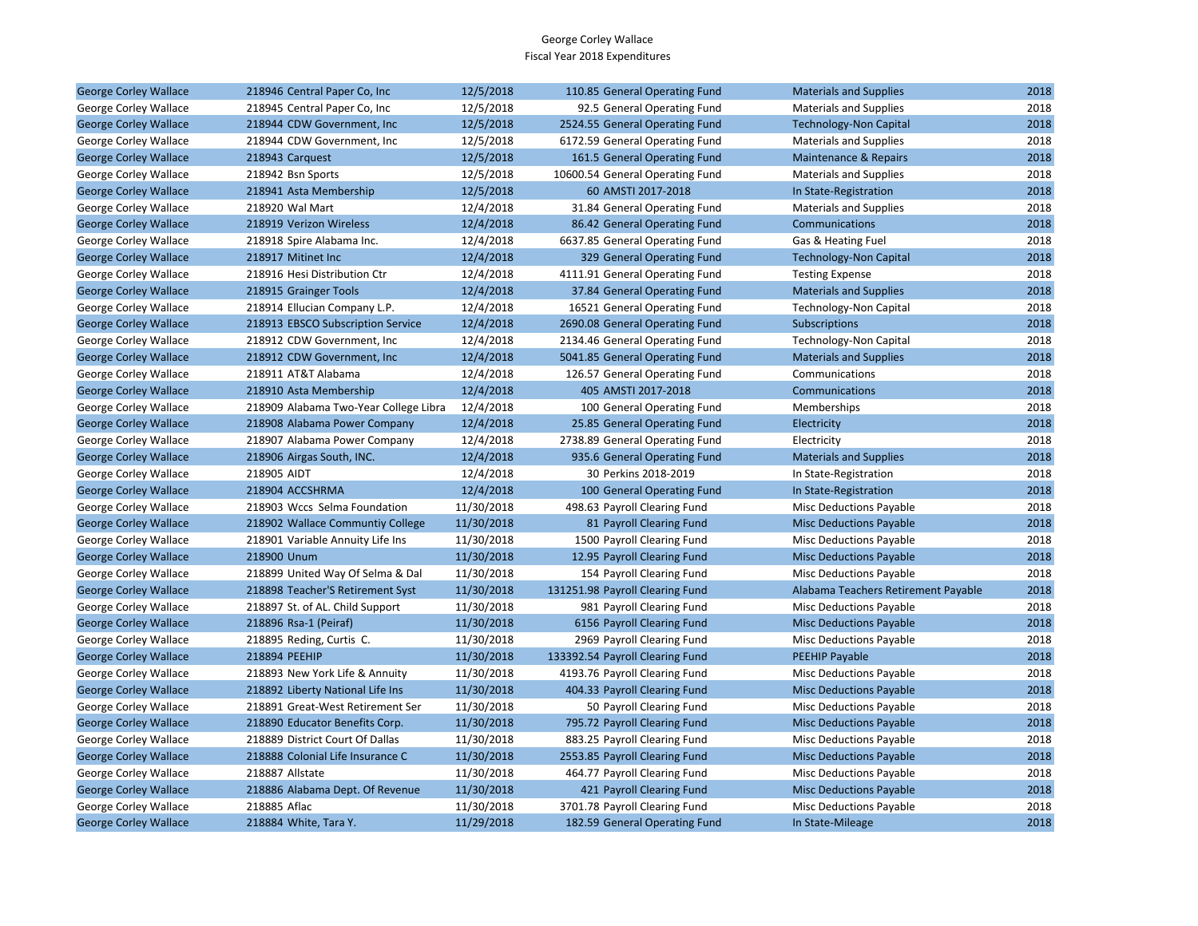George Corley Wallace
Fiscal Year 2018 Expenditures

| | | | | | | |
|---|---|---|---|---|---|---|
| George Corley Wallace | 218946 Central Paper Co, Inc | 12/5/2018 | 110.85 | General Operating Fund | Materials and Supplies | 2018 |
| George Corley Wallace | 218945 Central Paper Co, Inc | 12/5/2018 | 92.5 | General Operating Fund | Materials and Supplies | 2018 |
| George Corley Wallace | 218944 CDW Government, Inc | 12/5/2018 | 2524.55 | General Operating Fund | Technology-Non Capital | 2018 |
| George Corley Wallace | 218944 CDW Government, Inc | 12/5/2018 | 6172.59 | General Operating Fund | Materials and Supplies | 2018 |
| George Corley Wallace | 218943 Carquest | 12/5/2018 | 161.5 | General Operating Fund | Maintenance & Repairs | 2018 |
| George Corley Wallace | 218942 Bsn Sports | 12/5/2018 | 10600.54 | General Operating Fund | Materials and Supplies | 2018 |
| George Corley Wallace | 218941 Asta Membership | 12/5/2018 | 60 | AMSTI 2017-2018 | In State-Registration | 2018 |
| George Corley Wallace | 218920 Wal Mart | 12/4/2018 | 31.84 | General Operating Fund | Materials and Supplies | 2018 |
| George Corley Wallace | 218919 Verizon Wireless | 12/4/2018 | 86.42 | General Operating Fund | Communications | 2018 |
| George Corley Wallace | 218918 Spire Alabama Inc. | 12/4/2018 | 6637.85 | General Operating Fund | Gas & Heating Fuel | 2018 |
| George Corley Wallace | 218917 Mitinet Inc | 12/4/2018 | 329 | General Operating Fund | Technology-Non Capital | 2018 |
| George Corley Wallace | 218916 Hesi Distribution Ctr | 12/4/2018 | 4111.91 | General Operating Fund | Testing Expense | 2018 |
| George Corley Wallace | 218915 Grainger Tools | 12/4/2018 | 37.84 | General Operating Fund | Materials and Supplies | 2018 |
| George Corley Wallace | 218914 Ellucian Company L.P. | 12/4/2018 | 16521 | General Operating Fund | Technology-Non Capital | 2018 |
| George Corley Wallace | 218913 EBSCO Subscription Service | 12/4/2018 | 2690.08 | General Operating Fund | Subscriptions | 2018 |
| George Corley Wallace | 218912 CDW Government, Inc | 12/4/2018 | 2134.46 | General Operating Fund | Technology-Non Capital | 2018 |
| George Corley Wallace | 218912 CDW Government, Inc | 12/4/2018 | 5041.85 | General Operating Fund | Materials and Supplies | 2018 |
| George Corley Wallace | 218911 AT&T Alabama | 12/4/2018 | 126.57 | General Operating Fund | Communications | 2018 |
| George Corley Wallace | 218910 Asta Membership | 12/4/2018 | 405 | AMSTI 2017-2018 | Communications | 2018 |
| George Corley Wallace | 218909 Alabama Two-Year College Libra | 12/4/2018 | 100 | General Operating Fund | Memberships | 2018 |
| George Corley Wallace | 218908 Alabama Power Company | 12/4/2018 | 25.85 | General Operating Fund | Electricity | 2018 |
| George Corley Wallace | 218907 Alabama Power Company | 12/4/2018 | 2738.89 | General Operating Fund | Electricity | 2018 |
| George Corley Wallace | 218906 Airgas South, INC. | 12/4/2018 | 935.6 | General Operating Fund | Materials and Supplies | 2018 |
| George Corley Wallace | 218905 AIDT | 12/4/2018 | 30 | Perkins 2018-2019 | In State-Registration | 2018 |
| George Corley Wallace | 218904 ACCSHRMA | 12/4/2018 | 100 | General Operating Fund | In State-Registration | 2018 |
| George Corley Wallace | 218903 Wccs Selma Foundation | 11/30/2018 | 498.63 | Payroll Clearing Fund | Misc Deductions Payable | 2018 |
| George Corley Wallace | 218902 Wallace Communtiy College | 11/30/2018 | 81 | Payroll Clearing Fund | Misc Deductions Payable | 2018 |
| George Corley Wallace | 218901 Variable Annuity Life Ins | 11/30/2018 | 1500 | Payroll Clearing Fund | Misc Deductions Payable | 2018 |
| George Corley Wallace | 218900 Unum | 11/30/2018 | 12.95 | Payroll Clearing Fund | Misc Deductions Payable | 2018 |
| George Corley Wallace | 218899 United Way Of Selma & Dal | 11/30/2018 | 154 | Payroll Clearing Fund | Misc Deductions Payable | 2018 |
| George Corley Wallace | 218898 Teacher'S Retirement Syst | 11/30/2018 | 131251.98 | Payroll Clearing Fund | Alabama Teachers Retirement Payable | 2018 |
| George Corley Wallace | 218897 St. of AL. Child Support | 11/30/2018 | 981 | Payroll Clearing Fund | Misc Deductions Payable | 2018 |
| George Corley Wallace | 218896 Rsa-1 (Peiraf) | 11/30/2018 | 6156 | Payroll Clearing Fund | Misc Deductions Payable | 2018 |
| George Corley Wallace | 218895 Reding, Curtis C. | 11/30/2018 | 2969 | Payroll Clearing Fund | Misc Deductions Payable | 2018 |
| George Corley Wallace | 218894 PEEHIP | 11/30/2018 | 133392.54 | Payroll Clearing Fund | PEEHIP Payable | 2018 |
| George Corley Wallace | 218893 New York Life & Annuity | 11/30/2018 | 4193.76 | Payroll Clearing Fund | Misc Deductions Payable | 2018 |
| George Corley Wallace | 218892 Liberty National Life Ins | 11/30/2018 | 404.33 | Payroll Clearing Fund | Misc Deductions Payable | 2018 |
| George Corley Wallace | 218891 Great-West Retirement Ser | 11/30/2018 | 50 | Payroll Clearing Fund | Misc Deductions Payable | 2018 |
| George Corley Wallace | 218890 Educator Benefits Corp. | 11/30/2018 | 795.72 | Payroll Clearing Fund | Misc Deductions Payable | 2018 |
| George Corley Wallace | 218889 District Court Of Dallas | 11/30/2018 | 883.25 | Payroll Clearing Fund | Misc Deductions Payable | 2018 |
| George Corley Wallace | 218888 Colonial Life Insurance C | 11/30/2018 | 2553.85 | Payroll Clearing Fund | Misc Deductions Payable | 2018 |
| George Corley Wallace | 218887 Allstate | 11/30/2018 | 464.77 | Payroll Clearing Fund | Misc Deductions Payable | 2018 |
| George Corley Wallace | 218886 Alabama Dept. Of Revenue | 11/30/2018 | 421 | Payroll Clearing Fund | Misc Deductions Payable | 2018 |
| George Corley Wallace | 218885 Aflac | 11/30/2018 | 3701.78 | Payroll Clearing Fund | Misc Deductions Payable | 2018 |
| George Corley Wallace | 218884 White, Tara Y. | 11/29/2018 | 182.59 | General Operating Fund | In State-Mileage | 2018 |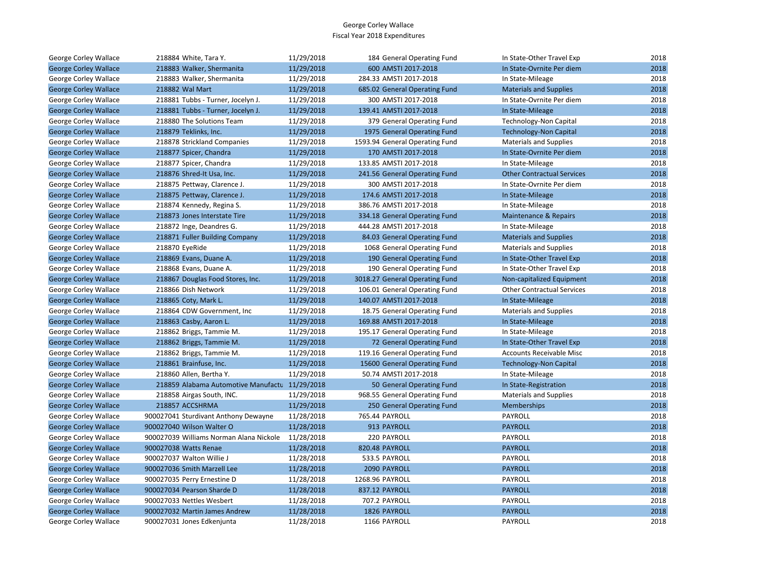George Corley Wallace
Fiscal Year 2018 Expenditures

| | | | | | | | |
|---|---|---|---|---|---|---|---|
| George Corley Wallace | 218884 | White, Tara Y. | 11/29/2018 | 184 | General Operating Fund | In State-Other Travel Exp | 2018 |
| George Corley Wallace | 218883 | Walker, Shermanita | 11/29/2018 | 600 | AMSTI 2017-2018 | In State-Ovrnite Per diem | 2018 |
| George Corley Wallace | 218883 | Walker, Shermanita | 11/29/2018 | 284.33 | AMSTI 2017-2018 | In State-Mileage | 2018 |
| George Corley Wallace | 218882 | Wal Mart | 11/29/2018 | 685.02 | General Operating Fund | Materials and Supplies | 2018 |
| George Corley Wallace | 218881 | Tubbs - Turner, Jocelyn J. | 11/29/2018 | 300 | AMSTI 2017-2018 | In State-Ovrnite Per diem | 2018 |
| George Corley Wallace | 218881 | Tubbs - Turner, Jocelyn J. | 11/29/2018 | 139.41 | AMSTI 2017-2018 | In State-Mileage | 2018 |
| George Corley Wallace | 218880 | The Solutions Team | 11/29/2018 | 379 | General Operating Fund | Technology-Non Capital | 2018 |
| George Corley Wallace | 218879 | Teklinks, Inc. | 11/29/2018 | 1975 | General Operating Fund | Technology-Non Capital | 2018 |
| George Corley Wallace | 218878 | Strickland Companies | 11/29/2018 | 1593.94 | General Operating Fund | Materials and Supplies | 2018 |
| George Corley Wallace | 218877 | Spicer, Chandra | 11/29/2018 | 170 | AMSTI 2017-2018 | In State-Ovrnite Per diem | 2018 |
| George Corley Wallace | 218877 | Spicer, Chandra | 11/29/2018 | 133.85 | AMSTI 2017-2018 | In State-Mileage | 2018 |
| George Corley Wallace | 218876 | Shred-It Usa, Inc. | 11/29/2018 | 241.56 | General Operating Fund | Other Contractual Services | 2018 |
| George Corley Wallace | 218875 | Pettway, Clarence J. | 11/29/2018 | 300 | AMSTI 2017-2018 | In State-Ovrnite Per diem | 2018 |
| George Corley Wallace | 218875 | Pettway, Clarence J. | 11/29/2018 | 174.6 | AMSTI 2017-2018 | In State-Mileage | 2018 |
| George Corley Wallace | 218874 | Kennedy, Regina S. | 11/29/2018 | 386.76 | AMSTI 2017-2018 | In State-Mileage | 2018 |
| George Corley Wallace | 218873 | Jones Interstate Tire | 11/29/2018 | 334.18 | General Operating Fund | Maintenance & Repairs | 2018 |
| George Corley Wallace | 218872 | Inge, Deandres G. | 11/29/2018 | 444.28 | AMSTI 2017-2018 | In State-Mileage | 2018 |
| George Corley Wallace | 218871 | Fuller Building Company | 11/29/2018 | 84.03 | General Operating Fund | Materials and Supplies | 2018 |
| George Corley Wallace | 218870 | EyeRide | 11/29/2018 | 1068 | General Operating Fund | Materials and Supplies | 2018 |
| George Corley Wallace | 218869 | Evans, Duane A. | 11/29/2018 | 190 | General Operating Fund | In State-Other Travel Exp | 2018 |
| George Corley Wallace | 218868 | Evans, Duane A. | 11/29/2018 | 190 | General Operating Fund | In State-Other Travel Exp | 2018 |
| George Corley Wallace | 218867 | Douglas Food Stores, Inc. | 11/29/2018 | 3018.27 | General Operating Fund | Non-capitalized Equipment | 2018 |
| George Corley Wallace | 218866 | Dish Network | 11/29/2018 | 106.01 | General Operating Fund | Other Contractual Services | 2018 |
| George Corley Wallace | 218865 | Coty, Mark L. | 11/29/2018 | 140.07 | AMSTI 2017-2018 | In State-Mileage | 2018 |
| George Corley Wallace | 218864 | CDW Government, Inc | 11/29/2018 | 18.75 | General Operating Fund | Materials and Supplies | 2018 |
| George Corley Wallace | 218863 | Casby, Aaron L. | 11/29/2018 | 169.88 | AMSTI 2017-2018 | In State-Mileage | 2018 |
| George Corley Wallace | 218862 | Briggs, Tammie M. | 11/29/2018 | 195.17 | General Operating Fund | In State-Mileage | 2018 |
| George Corley Wallace | 218862 | Briggs, Tammie M. | 11/29/2018 | 72 | General Operating Fund | In State-Other Travel Exp | 2018 |
| George Corley Wallace | 218862 | Briggs, Tammie M. | 11/29/2018 | 119.16 | General Operating Fund | Accounts Receivable Misc | 2018 |
| George Corley Wallace | 218861 | Brainfuse, Inc. | 11/29/2018 | 15600 | General Operating Fund | Technology-Non Capital | 2018 |
| George Corley Wallace | 218860 | Allen, Bertha Y. | 11/29/2018 | 50.74 | AMSTI 2017-2018 | In State-Mileage | 2018 |
| George Corley Wallace | 218859 | Alabama Automotive Manufactu | 11/29/2018 | 50 | General Operating Fund | In State-Registration | 2018 |
| George Corley Wallace | 218858 | Airgas South, INC. | 11/29/2018 | 968.55 | General Operating Fund | Materials and Supplies | 2018 |
| George Corley Wallace | 218857 | ACCSHRMA | 11/29/2018 | 250 | General Operating Fund | Memberships | 2018 |
| George Corley Wallace | 900027041 | Sturdivant Anthony Dewayne | 11/28/2018 | 765.44 | PAYROLL | PAYROLL | 2018 |
| George Corley Wallace | 900027040 | Wilson Walter O | 11/28/2018 | 913 | PAYROLL | PAYROLL | 2018 |
| George Corley Wallace | 900027039 | Williams Norman Alana Nickole | 11/28/2018 | 220 | PAYROLL | PAYROLL | 2018 |
| George Corley Wallace | 900027038 | Watts Renae | 11/28/2018 | 820.48 | PAYROLL | PAYROLL | 2018 |
| George Corley Wallace | 900027037 | Walton Willie J | 11/28/2018 | 533.5 | PAYROLL | PAYROLL | 2018 |
| George Corley Wallace | 900027036 | Smith Marzell Lee | 11/28/2018 | 2090 | PAYROLL | PAYROLL | 2018 |
| George Corley Wallace | 900027035 | Perry Ernestine D | 11/28/2018 | 1268.96 | PAYROLL | PAYROLL | 2018 |
| George Corley Wallace | 900027034 | Pearson Sharde D | 11/28/2018 | 837.12 | PAYROLL | PAYROLL | 2018 |
| George Corley Wallace | 900027033 | Nettles Wesbert | 11/28/2018 | 707.2 | PAYROLL | PAYROLL | 2018 |
| George Corley Wallace | 900027032 | Martin James Andrew | 11/28/2018 | 1826 | PAYROLL | PAYROLL | 2018 |
| George Corley Wallace | 900027031 | Jones Edkenjunta | 11/28/2018 | 1166 | PAYROLL | PAYROLL | 2018 |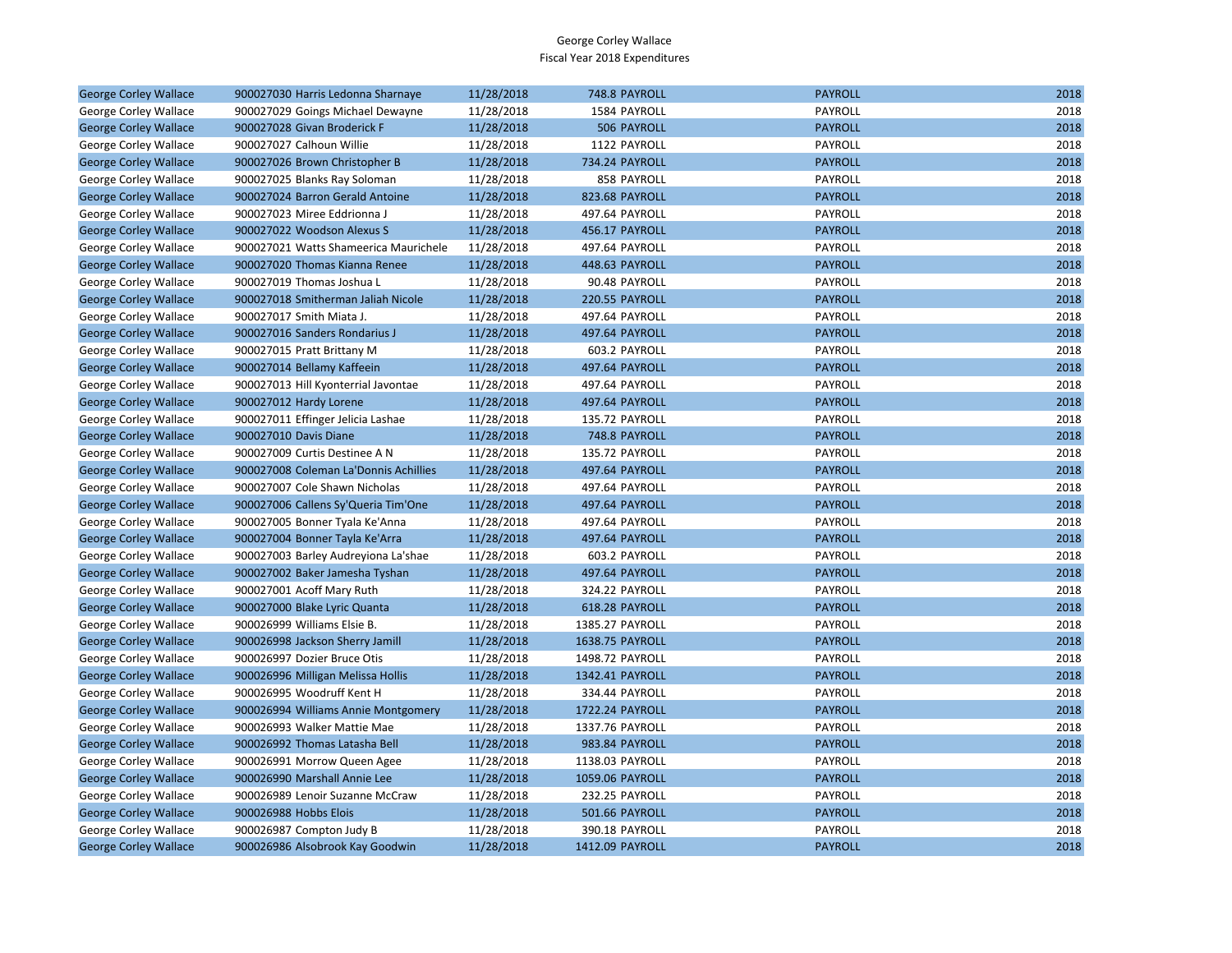George Corley Wallace
Fiscal Year 2018 Expenditures

| | | | | | | |
|---|---|---|---|---|---|---|
| George Corley Wallace | 900027030 Harris Ledonna Sharnaye | 11/28/2018 | 748.8 | PAYROLL | PAYROLL | 2018 |
| George Corley Wallace | 900027029 Goings Michael Dewayne | 11/28/2018 | 1584 | PAYROLL | PAYROLL | 2018 |
| George Corley Wallace | 900027028 Givan Broderick F | 11/28/2018 | 506 | PAYROLL | PAYROLL | 2018 |
| George Corley Wallace | 900027027 Calhoun Willie | 11/28/2018 | 1122 | PAYROLL | PAYROLL | 2018 |
| George Corley Wallace | 900027026 Brown Christopher B | 11/28/2018 | 734.24 | PAYROLL | PAYROLL | 2018 |
| George Corley Wallace | 900027025 Blanks Ray Soloman | 11/28/2018 | 858 | PAYROLL | PAYROLL | 2018 |
| George Corley Wallace | 900027024 Barron Gerald Antoine | 11/28/2018 | 823.68 | PAYROLL | PAYROLL | 2018 |
| George Corley Wallace | 900027023 Miree Eddrionna J | 11/28/2018 | 497.64 | PAYROLL | PAYROLL | 2018 |
| George Corley Wallace | 900027022 Woodson Alexus S | 11/28/2018 | 456.17 | PAYROLL | PAYROLL | 2018 |
| George Corley Wallace | 900027021 Watts Shameerica Maurichele | 11/28/2018 | 497.64 | PAYROLL | PAYROLL | 2018 |
| George Corley Wallace | 900027020 Thomas Kianna Renee | 11/28/2018 | 448.63 | PAYROLL | PAYROLL | 2018 |
| George Corley Wallace | 900027019 Thomas Joshua L | 11/28/2018 | 90.48 | PAYROLL | PAYROLL | 2018 |
| George Corley Wallace | 900027018 Smitherman Jaliah Nicole | 11/28/2018 | 220.55 | PAYROLL | PAYROLL | 2018 |
| George Corley Wallace | 900027017 Smith Miata J. | 11/28/2018 | 497.64 | PAYROLL | PAYROLL | 2018 |
| George Corley Wallace | 900027016 Sanders Rondarius J | 11/28/2018 | 497.64 | PAYROLL | PAYROLL | 2018 |
| George Corley Wallace | 900027015 Pratt Brittany M | 11/28/2018 | 603.2 | PAYROLL | PAYROLL | 2018 |
| George Corley Wallace | 900027014 Bellamy Kaffeein | 11/28/2018 | 497.64 | PAYROLL | PAYROLL | 2018 |
| George Corley Wallace | 900027013 Hill Kyonterrial Javontae | 11/28/2018 | 497.64 | PAYROLL | PAYROLL | 2018 |
| George Corley Wallace | 900027012 Hardy Lorene | 11/28/2018 | 497.64 | PAYROLL | PAYROLL | 2018 |
| George Corley Wallace | 900027011 Effinger Jelicia Lashae | 11/28/2018 | 135.72 | PAYROLL | PAYROLL | 2018 |
| George Corley Wallace | 900027010 Davis Diane | 11/28/2018 | 748.8 | PAYROLL | PAYROLL | 2018 |
| George Corley Wallace | 900027009 Curtis Destinee A N | 11/28/2018 | 135.72 | PAYROLL | PAYROLL | 2018 |
| George Corley Wallace | 900027008 Coleman La'Donnis Achillies | 11/28/2018 | 497.64 | PAYROLL | PAYROLL | 2018 |
| George Corley Wallace | 900027007 Cole Shawn Nicholas | 11/28/2018 | 497.64 | PAYROLL | PAYROLL | 2018 |
| George Corley Wallace | 900027006 Callens Sy'Queria Tim'One | 11/28/2018 | 497.64 | PAYROLL | PAYROLL | 2018 |
| George Corley Wallace | 900027005 Bonner Tyala Ke'Anna | 11/28/2018 | 497.64 | PAYROLL | PAYROLL | 2018 |
| George Corley Wallace | 900027004 Bonner Tayla Ke'Arra | 11/28/2018 | 497.64 | PAYROLL | PAYROLL | 2018 |
| George Corley Wallace | 900027003 Barley Audreyiona La'shae | 11/28/2018 | 603.2 | PAYROLL | PAYROLL | 2018 |
| George Corley Wallace | 900027002 Baker Jamesha Tyshan | 11/28/2018 | 497.64 | PAYROLL | PAYROLL | 2018 |
| George Corley Wallace | 900027001 Acoff Mary Ruth | 11/28/2018 | 324.22 | PAYROLL | PAYROLL | 2018 |
| George Corley Wallace | 900027000 Blake Lyric Quanta | 11/28/2018 | 618.28 | PAYROLL | PAYROLL | 2018 |
| George Corley Wallace | 900026999 Williams Elsie B. | 11/28/2018 | 1385.27 | PAYROLL | PAYROLL | 2018 |
| George Corley Wallace | 900026998 Jackson Sherry Jamill | 11/28/2018 | 1638.75 | PAYROLL | PAYROLL | 2018 |
| George Corley Wallace | 900026997 Dozier Bruce Otis | 11/28/2018 | 1498.72 | PAYROLL | PAYROLL | 2018 |
| George Corley Wallace | 900026996 Milligan Melissa Hollis | 11/28/2018 | 1342.41 | PAYROLL | PAYROLL | 2018 |
| George Corley Wallace | 900026995 Woodruff Kent H | 11/28/2018 | 334.44 | PAYROLL | PAYROLL | 2018 |
| George Corley Wallace | 900026994 Williams Annie Montgomery | 11/28/2018 | 1722.24 | PAYROLL | PAYROLL | 2018 |
| George Corley Wallace | 900026993 Walker Mattie Mae | 11/28/2018 | 1337.76 | PAYROLL | PAYROLL | 2018 |
| George Corley Wallace | 900026992 Thomas Latasha Bell | 11/28/2018 | 983.84 | PAYROLL | PAYROLL | 2018 |
| George Corley Wallace | 900026991 Morrow Queen Agee | 11/28/2018 | 1138.03 | PAYROLL | PAYROLL | 2018 |
| George Corley Wallace | 900026990 Marshall Annie Lee | 11/28/2018 | 1059.06 | PAYROLL | PAYROLL | 2018 |
| George Corley Wallace | 900026989 Lenoir Suzanne McCraw | 11/28/2018 | 232.25 | PAYROLL | PAYROLL | 2018 |
| George Corley Wallace | 900026988 Hobbs Elois | 11/28/2018 | 501.66 | PAYROLL | PAYROLL | 2018 |
| George Corley Wallace | 900026987 Compton Judy B | 11/28/2018 | 390.18 | PAYROLL | PAYROLL | 2018 |
| George Corley Wallace | 900026986 Alsobrook Kay Goodwin | 11/28/2018 | 1412.09 | PAYROLL | PAYROLL | 2018 |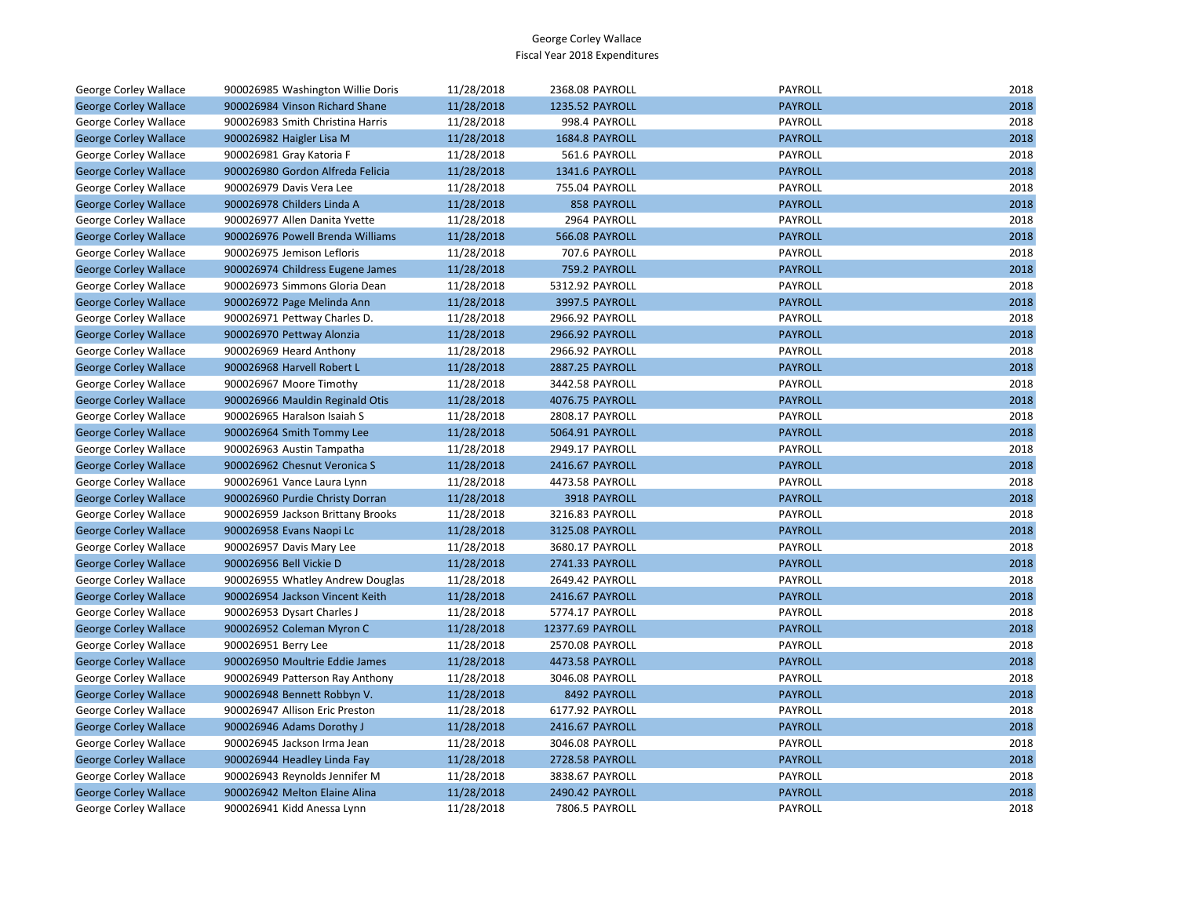George Corley Wallace
Fiscal Year 2018 Expenditures

| | | | | | | |
|---|---|---|---|---|---|---|
| George Corley Wallace | 900026985 Washington Willie Doris | 11/28/2018 | 2368.08 | PAYROLL | PAYROLL | 2018 |
| George Corley Wallace | 900026984 Vinson Richard Shane | 11/28/2018 | 1235.52 | PAYROLL | PAYROLL | 2018 |
| George Corley Wallace | 900026983 Smith Christina Harris | 11/28/2018 | 998.4 | PAYROLL | PAYROLL | 2018 |
| George Corley Wallace | 900026982 Haigler Lisa M | 11/28/2018 | 1684.8 | PAYROLL | PAYROLL | 2018 |
| George Corley Wallace | 900026981 Gray Katoria F | 11/28/2018 | 561.6 | PAYROLL | PAYROLL | 2018 |
| George Corley Wallace | 900026980 Gordon Alfreda Felicia | 11/28/2018 | 1341.6 | PAYROLL | PAYROLL | 2018 |
| George Corley Wallace | 900026979 Davis Vera Lee | 11/28/2018 | 755.04 | PAYROLL | PAYROLL | 2018 |
| George Corley Wallace | 900026978 Childers Linda A | 11/28/2018 | 858 | PAYROLL | PAYROLL | 2018 |
| George Corley Wallace | 900026977 Allen Danita Yvette | 11/28/2018 | 2964 | PAYROLL | PAYROLL | 2018 |
| George Corley Wallace | 900026976 Powell Brenda Williams | 11/28/2018 | 566.08 | PAYROLL | PAYROLL | 2018 |
| George Corley Wallace | 900026975 Jemison Lefloris | 11/28/2018 | 707.6 | PAYROLL | PAYROLL | 2018 |
| George Corley Wallace | 900026974 Childress Eugene James | 11/28/2018 | 759.2 | PAYROLL | PAYROLL | 2018 |
| George Corley Wallace | 900026973 Simmons Gloria Dean | 11/28/2018 | 5312.92 | PAYROLL | PAYROLL | 2018 |
| George Corley Wallace | 900026972 Page Melinda Ann | 11/28/2018 | 3997.5 | PAYROLL | PAYROLL | 2018 |
| George Corley Wallace | 900026971 Pettway Charles D. | 11/28/2018 | 2966.92 | PAYROLL | PAYROLL | 2018 |
| George Corley Wallace | 900026970 Pettway Alonzia | 11/28/2018 | 2966.92 | PAYROLL | PAYROLL | 2018 |
| George Corley Wallace | 900026969 Heard Anthony | 11/28/2018 | 2966.92 | PAYROLL | PAYROLL | 2018 |
| George Corley Wallace | 900026968 Harvell Robert L | 11/28/2018 | 2887.25 | PAYROLL | PAYROLL | 2018 |
| George Corley Wallace | 900026967 Moore Timothy | 11/28/2018 | 3442.58 | PAYROLL | PAYROLL | 2018 |
| George Corley Wallace | 900026966 Mauldin Reginald Otis | 11/28/2018 | 4076.75 | PAYROLL | PAYROLL | 2018 |
| George Corley Wallace | 900026965 Haralson Isaiah S | 11/28/2018 | 2808.17 | PAYROLL | PAYROLL | 2018 |
| George Corley Wallace | 900026964 Smith Tommy Lee | 11/28/2018 | 5064.91 | PAYROLL | PAYROLL | 2018 |
| George Corley Wallace | 900026963 Austin Tampatha | 11/28/2018 | 2949.17 | PAYROLL | PAYROLL | 2018 |
| George Corley Wallace | 900026962 Chesnut Veronica S | 11/28/2018 | 2416.67 | PAYROLL | PAYROLL | 2018 |
| George Corley Wallace | 900026961 Vance Laura Lynn | 11/28/2018 | 4473.58 | PAYROLL | PAYROLL | 2018 |
| George Corley Wallace | 900026960 Purdie Christy Dorran | 11/28/2018 | 3918 | PAYROLL | PAYROLL | 2018 |
| George Corley Wallace | 900026959 Jackson Brittany Brooks | 11/28/2018 | 3216.83 | PAYROLL | PAYROLL | 2018 |
| George Corley Wallace | 900026958 Evans Naopi Lc | 11/28/2018 | 3125.08 | PAYROLL | PAYROLL | 2018 |
| George Corley Wallace | 900026957 Davis Mary Lee | 11/28/2018 | 3680.17 | PAYROLL | PAYROLL | 2018 |
| George Corley Wallace | 900026956 Bell Vickie D | 11/28/2018 | 2741.33 | PAYROLL | PAYROLL | 2018 |
| George Corley Wallace | 900026955 Whatley Andrew Douglas | 11/28/2018 | 2649.42 | PAYROLL | PAYROLL | 2018 |
| George Corley Wallace | 900026954 Jackson Vincent Keith | 11/28/2018 | 2416.67 | PAYROLL | PAYROLL | 2018 |
| George Corley Wallace | 900026953 Dysart Charles J | 11/28/2018 | 5774.17 | PAYROLL | PAYROLL | 2018 |
| George Corley Wallace | 900026952 Coleman Myron C | 11/28/2018 | 12377.69 | PAYROLL | PAYROLL | 2018 |
| George Corley Wallace | 900026951 Berry Lee | 11/28/2018 | 2570.08 | PAYROLL | PAYROLL | 2018 |
| George Corley Wallace | 900026950 Moultrie Eddie James | 11/28/2018 | 4473.58 | PAYROLL | PAYROLL | 2018 |
| George Corley Wallace | 900026949 Patterson Ray Anthony | 11/28/2018 | 3046.08 | PAYROLL | PAYROLL | 2018 |
| George Corley Wallace | 900026948 Bennett Robbyn V. | 11/28/2018 | 8492 | PAYROLL | PAYROLL | 2018 |
| George Corley Wallace | 900026947 Allison Eric Preston | 11/28/2018 | 6177.92 | PAYROLL | PAYROLL | 2018 |
| George Corley Wallace | 900026946 Adams Dorothy J | 11/28/2018 | 2416.67 | PAYROLL | PAYROLL | 2018 |
| George Corley Wallace | 900026945 Jackson Irma Jean | 11/28/2018 | 3046.08 | PAYROLL | PAYROLL | 2018 |
| George Corley Wallace | 900026944 Headley Linda Fay | 11/28/2018 | 2728.58 | PAYROLL | PAYROLL | 2018 |
| George Corley Wallace | 900026943 Reynolds Jennifer M | 11/28/2018 | 3838.67 | PAYROLL | PAYROLL | 2018 |
| George Corley Wallace | 900026942 Melton Elaine Alina | 11/28/2018 | 2490.42 | PAYROLL | PAYROLL | 2018 |
| George Corley Wallace | 900026941 Kidd Anessa Lynn | 11/28/2018 | 7806.5 | PAYROLL | PAYROLL | 2018 |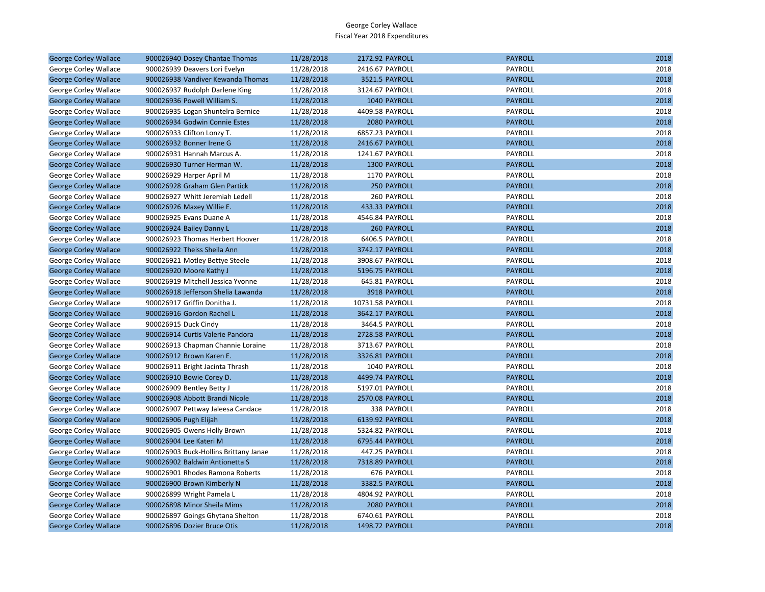George Corley Wallace
Fiscal Year 2018 Expenditures

| | | | | | | |
|---|---|---|---|---|---|---|
| George Corley Wallace | 900026940 Dosey Chantae Thomas | 11/28/2018 | 2172.92 | PAYROLL | PAYROLL | 2018 |
| George Corley Wallace | 900026939 Deavers Lori Evelyn | 11/28/2018 | 2416.67 | PAYROLL | PAYROLL | 2018 |
| George Corley Wallace | 900026938 Vandiver Kewanda Thomas | 11/28/2018 | 3521.5 | PAYROLL | PAYROLL | 2018 |
| George Corley Wallace | 900026937 Rudolph Darlene King | 11/28/2018 | 3124.67 | PAYROLL | PAYROLL | 2018 |
| George Corley Wallace | 900026936 Powell William S. | 11/28/2018 | 1040 | PAYROLL | PAYROLL | 2018 |
| George Corley Wallace | 900026935 Logan Shuntelra Bernice | 11/28/2018 | 4409.58 | PAYROLL | PAYROLL | 2018 |
| George Corley Wallace | 900026934 Godwin Connie Estes | 11/28/2018 | 2080 | PAYROLL | PAYROLL | 2018 |
| George Corley Wallace | 900026933 Clifton Lonzy T. | 11/28/2018 | 6857.23 | PAYROLL | PAYROLL | 2018 |
| George Corley Wallace | 900026932 Bonner Irene G | 11/28/2018 | 2416.67 | PAYROLL | PAYROLL | 2018 |
| George Corley Wallace | 900026931 Hannah Marcus A. | 11/28/2018 | 1241.67 | PAYROLL | PAYROLL | 2018 |
| George Corley Wallace | 900026930 Turner Herman W. | 11/28/2018 | 1300 | PAYROLL | PAYROLL | 2018 |
| George Corley Wallace | 900026929 Harper April M | 11/28/2018 | 1170 | PAYROLL | PAYROLL | 2018 |
| George Corley Wallace | 900026928 Graham Glen Partick | 11/28/2018 | 250 | PAYROLL | PAYROLL | 2018 |
| George Corley Wallace | 900026927 Whitt Jeremiah Ledell | 11/28/2018 | 260 | PAYROLL | PAYROLL | 2018 |
| George Corley Wallace | 900026926 Maxey Willie E. | 11/28/2018 | 433.33 | PAYROLL | PAYROLL | 2018 |
| George Corley Wallace | 900026925 Evans Duane A | 11/28/2018 | 4546.84 | PAYROLL | PAYROLL | 2018 |
| George Corley Wallace | 900026924 Bailey Danny L | 11/28/2018 | 260 | PAYROLL | PAYROLL | 2018 |
| George Corley Wallace | 900026923 Thomas Herbert Hoover | 11/28/2018 | 6406.5 | PAYROLL | PAYROLL | 2018 |
| George Corley Wallace | 900026922 Theiss Sheila Ann | 11/28/2018 | 3742.17 | PAYROLL | PAYROLL | 2018 |
| George Corley Wallace | 900026921 Motley Bettye Steele | 11/28/2018 | 3908.67 | PAYROLL | PAYROLL | 2018 |
| George Corley Wallace | 900026920 Moore Kathy J | 11/28/2018 | 5196.75 | PAYROLL | PAYROLL | 2018 |
| George Corley Wallace | 900026919 Mitchell Jessica Yvonne | 11/28/2018 | 645.81 | PAYROLL | PAYROLL | 2018 |
| George Corley Wallace | 900026918 Jefferson Shelia Lawanda | 11/28/2018 | 3918 | PAYROLL | PAYROLL | 2018 |
| George Corley Wallace | 900026917 Griffin Donitha J. | 11/28/2018 | 10731.58 | PAYROLL | PAYROLL | 2018 |
| George Corley Wallace | 900026916 Gordon Rachel L | 11/28/2018 | 3642.17 | PAYROLL | PAYROLL | 2018 |
| George Corley Wallace | 900026915 Duck Cindy | 11/28/2018 | 3464.5 | PAYROLL | PAYROLL | 2018 |
| George Corley Wallace | 900026914 Curtis Valerie Pandora | 11/28/2018 | 2728.58 | PAYROLL | PAYROLL | 2018 |
| George Corley Wallace | 900026913 Chapman Channie Loraine | 11/28/2018 | 3713.67 | PAYROLL | PAYROLL | 2018 |
| George Corley Wallace | 900026912 Brown Karen E. | 11/28/2018 | 3326.81 | PAYROLL | PAYROLL | 2018 |
| George Corley Wallace | 900026911 Bright Jacinta Thrash | 11/28/2018 | 1040 | PAYROLL | PAYROLL | 2018 |
| George Corley Wallace | 900026910 Bowie Corey D. | 11/28/2018 | 4499.74 | PAYROLL | PAYROLL | 2018 |
| George Corley Wallace | 900026909 Bentley Betty J | 11/28/2018 | 5197.01 | PAYROLL | PAYROLL | 2018 |
| George Corley Wallace | 900026908 Abbott Brandi Nicole | 11/28/2018 | 2570.08 | PAYROLL | PAYROLL | 2018 |
| George Corley Wallace | 900026907 Pettway Jaleesa Candace | 11/28/2018 | 338 | PAYROLL | PAYROLL | 2018 |
| George Corley Wallace | 900026906 Pugh Elijah | 11/28/2018 | 6139.92 | PAYROLL | PAYROLL | 2018 |
| George Corley Wallace | 900026905 Owens Holly Brown | 11/28/2018 | 5324.82 | PAYROLL | PAYROLL | 2018 |
| George Corley Wallace | 900026904 Lee Kateri M | 11/28/2018 | 6795.44 | PAYROLL | PAYROLL | 2018 |
| George Corley Wallace | 900026903 Buck-Hollins Brittany Janae | 11/28/2018 | 447.25 | PAYROLL | PAYROLL | 2018 |
| George Corley Wallace | 900026902 Baldwin Antionetta S | 11/28/2018 | 7318.89 | PAYROLL | PAYROLL | 2018 |
| George Corley Wallace | 900026901 Rhodes Ramona Roberts | 11/28/2018 | 676 | PAYROLL | PAYROLL | 2018 |
| George Corley Wallace | 900026900 Brown Kimberly N | 11/28/2018 | 3382.5 | PAYROLL | PAYROLL | 2018 |
| George Corley Wallace | 900026899 Wright Pamela L | 11/28/2018 | 4804.92 | PAYROLL | PAYROLL | 2018 |
| George Corley Wallace | 900026898 Minor Sheila Mims | 11/28/2018 | 2080 | PAYROLL | PAYROLL | 2018 |
| George Corley Wallace | 900026897 Goings Ghytana Shelton | 11/28/2018 | 6740.61 | PAYROLL | PAYROLL | 2018 |
| George Corley Wallace | 900026896 Dozier Bruce Otis | 11/28/2018 | 1498.72 | PAYROLL | PAYROLL | 2018 |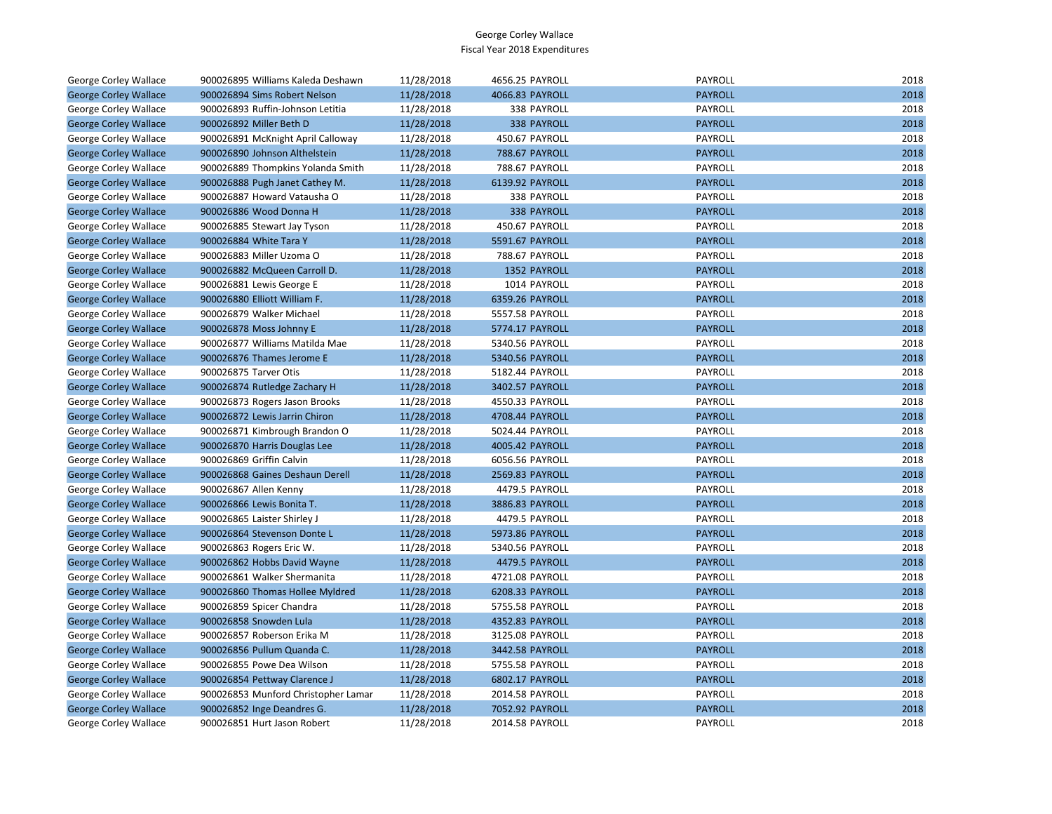George Corley Wallace
Fiscal Year 2018 Expenditures

| | | | | | | |
|---|---|---|---|---|---|---|
| George Corley Wallace | 900026895 Williams Kaleda Deshawn | 11/28/2018 | 4656.25 | PAYROLL | PAYROLL | 2018 |
| George Corley Wallace | 900026894 Sims Robert Nelson | 11/28/2018 | 4066.83 | PAYROLL | PAYROLL | 2018 |
| George Corley Wallace | 900026893 Ruffin-Johnson Letitia | 11/28/2018 | 338 | PAYROLL | PAYROLL | 2018 |
| George Corley Wallace | 900026892 Miller Beth D | 11/28/2018 | 338 | PAYROLL | PAYROLL | 2018 |
| George Corley Wallace | 900026891 McKnight April Calloway | 11/28/2018 | 450.67 | PAYROLL | PAYROLL | 2018 |
| George Corley Wallace | 900026890 Johnson Althelstein | 11/28/2018 | 788.67 | PAYROLL | PAYROLL | 2018 |
| George Corley Wallace | 900026889 Thompkins Yolanda Smith | 11/28/2018 | 788.67 | PAYROLL | PAYROLL | 2018 |
| George Corley Wallace | 900026888 Pugh Janet Cathey M. | 11/28/2018 | 6139.92 | PAYROLL | PAYROLL | 2018 |
| George Corley Wallace | 900026887 Howard Vatausha O | 11/28/2018 | 338 | PAYROLL | PAYROLL | 2018 |
| George Corley Wallace | 900026886 Wood Donna H | 11/28/2018 | 338 | PAYROLL | PAYROLL | 2018 |
| George Corley Wallace | 900026885 Stewart Jay Tyson | 11/28/2018 | 450.67 | PAYROLL | PAYROLL | 2018 |
| George Corley Wallace | 900026884 White Tara Y | 11/28/2018 | 5591.67 | PAYROLL | PAYROLL | 2018 |
| George Corley Wallace | 900026883 Miller Uzoma O | 11/28/2018 | 788.67 | PAYROLL | PAYROLL | 2018 |
| George Corley Wallace | 900026882 McQueen Carroll D. | 11/28/2018 | 1352 | PAYROLL | PAYROLL | 2018 |
| George Corley Wallace | 900026881 Lewis George E | 11/28/2018 | 1014 | PAYROLL | PAYROLL | 2018 |
| George Corley Wallace | 900026880 Elliott William F. | 11/28/2018 | 6359.26 | PAYROLL | PAYROLL | 2018 |
| George Corley Wallace | 900026879 Walker Michael | 11/28/2018 | 5557.58 | PAYROLL | PAYROLL | 2018 |
| George Corley Wallace | 900026878 Moss Johnny E | 11/28/2018 | 5774.17 | PAYROLL | PAYROLL | 2018 |
| George Corley Wallace | 900026877 Williams Matilda Mae | 11/28/2018 | 5340.56 | PAYROLL | PAYROLL | 2018 |
| George Corley Wallace | 900026876 Thames Jerome E | 11/28/2018 | 5340.56 | PAYROLL | PAYROLL | 2018 |
| George Corley Wallace | 900026875 Tarver Otis | 11/28/2018 | 5182.44 | PAYROLL | PAYROLL | 2018 |
| George Corley Wallace | 900026874 Rutledge Zachary H | 11/28/2018 | 3402.57 | PAYROLL | PAYROLL | 2018 |
| George Corley Wallace | 900026873 Rogers Jason Brooks | 11/28/2018 | 4550.33 | PAYROLL | PAYROLL | 2018 |
| George Corley Wallace | 900026872 Lewis Jarrin Chiron | 11/28/2018 | 4708.44 | PAYROLL | PAYROLL | 2018 |
| George Corley Wallace | 900026871 Kimbrough Brandon O | 11/28/2018 | 5024.44 | PAYROLL | PAYROLL | 2018 |
| George Corley Wallace | 900026870 Harris Douglas Lee | 11/28/2018 | 4005.42 | PAYROLL | PAYROLL | 2018 |
| George Corley Wallace | 900026869 Griffin Calvin | 11/28/2018 | 6056.56 | PAYROLL | PAYROLL | 2018 |
| George Corley Wallace | 900026868 Gaines Deshaun Derell | 11/28/2018 | 2569.83 | PAYROLL | PAYROLL | 2018 |
| George Corley Wallace | 900026867 Allen Kenny | 11/28/2018 | 4479.5 | PAYROLL | PAYROLL | 2018 |
| George Corley Wallace | 900026866 Lewis Bonita T. | 11/28/2018 | 3886.83 | PAYROLL | PAYROLL | 2018 |
| George Corley Wallace | 900026865 Laister Shirley J | 11/28/2018 | 4479.5 | PAYROLL | PAYROLL | 2018 |
| George Corley Wallace | 900026864 Stevenson Donte L | 11/28/2018 | 5973.86 | PAYROLL | PAYROLL | 2018 |
| George Corley Wallace | 900026863 Rogers Eric W. | 11/28/2018 | 5340.56 | PAYROLL | PAYROLL | 2018 |
| George Corley Wallace | 900026862 Hobbs David Wayne | 11/28/2018 | 4479.5 | PAYROLL | PAYROLL | 2018 |
| George Corley Wallace | 900026861 Walker Shermanita | 11/28/2018 | 4721.08 | PAYROLL | PAYROLL | 2018 |
| George Corley Wallace | 900026860 Thomas Hollee Myldred | 11/28/2018 | 6208.33 | PAYROLL | PAYROLL | 2018 |
| George Corley Wallace | 900026859 Spicer Chandra | 11/28/2018 | 5755.58 | PAYROLL | PAYROLL | 2018 |
| George Corley Wallace | 900026858 Snowden Lula | 11/28/2018 | 4352.83 | PAYROLL | PAYROLL | 2018 |
| George Corley Wallace | 900026857 Roberson Erika M | 11/28/2018 | 3125.08 | PAYROLL | PAYROLL | 2018 |
| George Corley Wallace | 900026856 Pullum Quanda C. | 11/28/2018 | 3442.58 | PAYROLL | PAYROLL | 2018 |
| George Corley Wallace | 900026855 Powe Dea Wilson | 11/28/2018 | 5755.58 | PAYROLL | PAYROLL | 2018 |
| George Corley Wallace | 900026854 Pettway Clarence J | 11/28/2018 | 6802.17 | PAYROLL | PAYROLL | 2018 |
| George Corley Wallace | 900026853 Munford Christopher Lamar | 11/28/2018 | 2014.58 | PAYROLL | PAYROLL | 2018 |
| George Corley Wallace | 900026852 Inge Deandres G. | 11/28/2018 | 7052.92 | PAYROLL | PAYROLL | 2018 |
| George Corley Wallace | 900026851 Hurt Jason Robert | 11/28/2018 | 2014.58 | PAYROLL | PAYROLL | 2018 |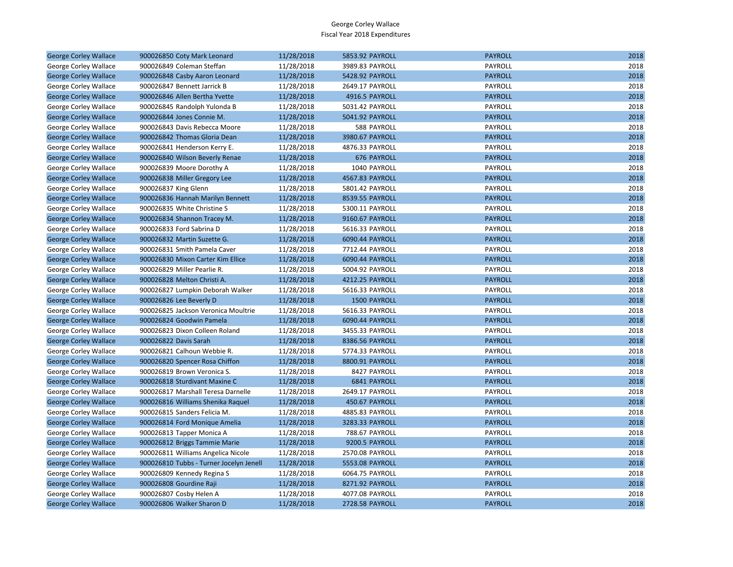George Corley Wallace
Fiscal Year 2018 Expenditures

| | | | | | | |
|---|---|---|---|---|---|---|
| George Corley Wallace | 900026850 Coty Mark Leonard | 11/28/2018 | 5853.92 | PAYROLL | PAYROLL | 2018 |
| George Corley Wallace | 900026849 Coleman Steffan | 11/28/2018 | 3989.83 | PAYROLL | PAYROLL | 2018 |
| George Corley Wallace | 900026848 Casby Aaron Leonard | 11/28/2018 | 5428.92 | PAYROLL | PAYROLL | 2018 |
| George Corley Wallace | 900026847 Bennett Jarrick B | 11/28/2018 | 2649.17 | PAYROLL | PAYROLL | 2018 |
| George Corley Wallace | 900026846 Allen Bertha Yvette | 11/28/2018 | 4916.5 | PAYROLL | PAYROLL | 2018 |
| George Corley Wallace | 900026845 Randolph Yulonda B | 11/28/2018 | 5031.42 | PAYROLL | PAYROLL | 2018 |
| George Corley Wallace | 900026844 Jones Connie M. | 11/28/2018 | 5041.92 | PAYROLL | PAYROLL | 2018 |
| George Corley Wallace | 900026843 Davis Rebecca Moore | 11/28/2018 | 588 | PAYROLL | PAYROLL | 2018 |
| George Corley Wallace | 900026842 Thomas Gloria Dean | 11/28/2018 | 3980.67 | PAYROLL | PAYROLL | 2018 |
| George Corley Wallace | 900026841 Henderson Kerry E. | 11/28/2018 | 4876.33 | PAYROLL | PAYROLL | 2018 |
| George Corley Wallace | 900026840 Wilson Beverly Renae | 11/28/2018 | 676 | PAYROLL | PAYROLL | 2018 |
| George Corley Wallace | 900026839 Moore Dorothy A | 11/28/2018 | 1040 | PAYROLL | PAYROLL | 2018 |
| George Corley Wallace | 900026838 Miller Gregory Lee | 11/28/2018 | 4567.83 | PAYROLL | PAYROLL | 2018 |
| George Corley Wallace | 900026837 King Glenn | 11/28/2018 | 5801.42 | PAYROLL | PAYROLL | 2018 |
| George Corley Wallace | 900026836 Hannah Marilyn Bennett | 11/28/2018 | 8539.55 | PAYROLL | PAYROLL | 2018 |
| George Corley Wallace | 900026835 White Christine S | 11/28/2018 | 5300.11 | PAYROLL | PAYROLL | 2018 |
| George Corley Wallace | 900026834 Shannon Tracey M. | 11/28/2018 | 9160.67 | PAYROLL | PAYROLL | 2018 |
| George Corley Wallace | 900026833 Ford Sabrina D | 11/28/2018 | 5616.33 | PAYROLL | PAYROLL | 2018 |
| George Corley Wallace | 900026832 Martin Suzette G. | 11/28/2018 | 6090.44 | PAYROLL | PAYROLL | 2018 |
| George Corley Wallace | 900026831 Smith Pamela Caver | 11/28/2018 | 7712.44 | PAYROLL | PAYROLL | 2018 |
| George Corley Wallace | 900026830 Mixon Carter Kim Ellice | 11/28/2018 | 6090.44 | PAYROLL | PAYROLL | 2018 |
| George Corley Wallace | 900026829 Miller Pearlie R. | 11/28/2018 | 5004.92 | PAYROLL | PAYROLL | 2018 |
| George Corley Wallace | 900026828 Melton Christi A. | 11/28/2018 | 4212.25 | PAYROLL | PAYROLL | 2018 |
| George Corley Wallace | 900026827 Lumpkin Deborah Walker | 11/28/2018 | 5616.33 | PAYROLL | PAYROLL | 2018 |
| George Corley Wallace | 900026826 Lee Beverly D | 11/28/2018 | 1500 | PAYROLL | PAYROLL | 2018 |
| George Corley Wallace | 900026825 Jackson Veronica Moultrie | 11/28/2018 | 5616.33 | PAYROLL | PAYROLL | 2018 |
| George Corley Wallace | 900026824 Goodwin Pamela | 11/28/2018 | 6090.44 | PAYROLL | PAYROLL | 2018 |
| George Corley Wallace | 900026823 Dixon Colleen Roland | 11/28/2018 | 3455.33 | PAYROLL | PAYROLL | 2018 |
| George Corley Wallace | 900026822 Davis Sarah | 11/28/2018 | 8386.56 | PAYROLL | PAYROLL | 2018 |
| George Corley Wallace | 900026821 Calhoun Webbie R. | 11/28/2018 | 5774.33 | PAYROLL | PAYROLL | 2018 |
| George Corley Wallace | 900026820 Spencer Rosa Chiffon | 11/28/2018 | 8800.91 | PAYROLL | PAYROLL | 2018 |
| George Corley Wallace | 900026819 Brown Veronica S. | 11/28/2018 | 8427 | PAYROLL | PAYROLL | 2018 |
| George Corley Wallace | 900026818 Sturdivant Maxine C | 11/28/2018 | 6841 | PAYROLL | PAYROLL | 2018 |
| George Corley Wallace | 900026817 Marshall Teresa Darnelle | 11/28/2018 | 2649.17 | PAYROLL | PAYROLL | 2018 |
| George Corley Wallace | 900026816 Williams Shenika Raquel | 11/28/2018 | 450.67 | PAYROLL | PAYROLL | 2018 |
| George Corley Wallace | 900026815 Sanders Felicia M. | 11/28/2018 | 4885.83 | PAYROLL | PAYROLL | 2018 |
| George Corley Wallace | 900026814 Ford Monique Amelia | 11/28/2018 | 3283.33 | PAYROLL | PAYROLL | 2018 |
| George Corley Wallace | 900026813 Tapper Monica A | 11/28/2018 | 788.67 | PAYROLL | PAYROLL | 2018 |
| George Corley Wallace | 900026812 Briggs Tammie Marie | 11/28/2018 | 9200.5 | PAYROLL | PAYROLL | 2018 |
| George Corley Wallace | 900026811 Williams Angelica Nicole | 11/28/2018 | 2570.08 | PAYROLL | PAYROLL | 2018 |
| George Corley Wallace | 900026810 Tubbs - Turner Jocelyn Jenell | 11/28/2018 | 5553.08 | PAYROLL | PAYROLL | 2018 |
| George Corley Wallace | 900026809 Kennedy Regina S | 11/28/2018 | 6064.75 | PAYROLL | PAYROLL | 2018 |
| George Corley Wallace | 900026808 Gourdine Raji | 11/28/2018 | 8271.92 | PAYROLL | PAYROLL | 2018 |
| George Corley Wallace | 900026807 Cosby Helen A | 11/28/2018 | 4077.08 | PAYROLL | PAYROLL | 2018 |
| George Corley Wallace | 900026806 Walker Sharon D | 11/28/2018 | 2728.58 | PAYROLL | PAYROLL | 2018 |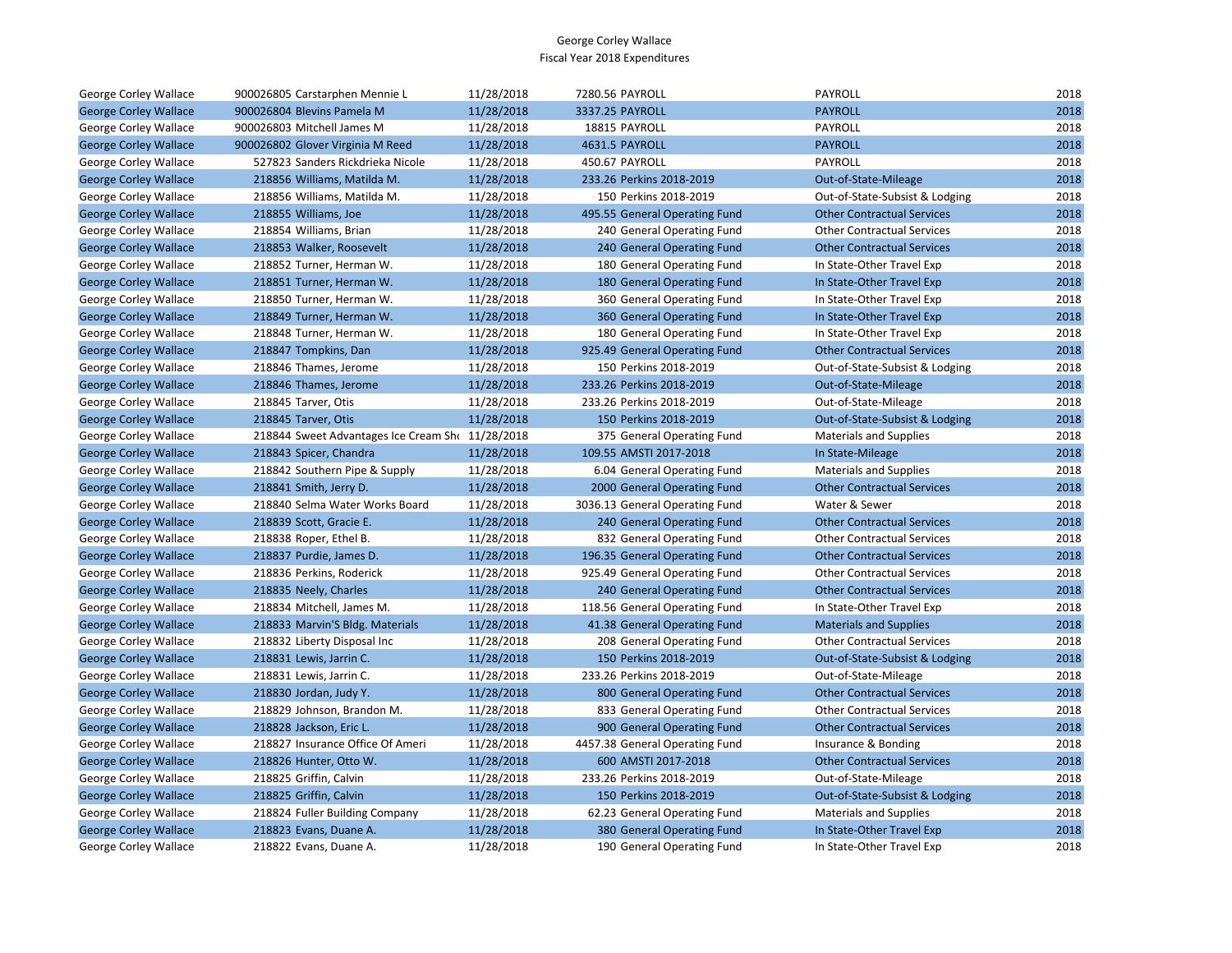George Corley Wallace
Fiscal Year 2018 Expenditures

| | | | | | | |
|---|---|---|---|---|---|---|
| George Corley Wallace | 900026805 Carstarphen Mennie L | 11/28/2018 | 7280.56 | PAYROLL | PAYROLL | 2018 |
| George Corley Wallace | 900026804 Blevins Pamela M | 11/28/2018 | 3337.25 | PAYROLL | PAYROLL | 2018 |
| George Corley Wallace | 900026803 Mitchell James M | 11/28/2018 | 18815 | PAYROLL | PAYROLL | 2018 |
| George Corley Wallace | 900026802 Glover Virginia M Reed | 11/28/2018 | 4631.5 | PAYROLL | PAYROLL | 2018 |
| George Corley Wallace | 527823 Sanders Rickdrieka Nicole | 11/28/2018 | 450.67 | PAYROLL | PAYROLL | 2018 |
| George Corley Wallace | 218856 Williams, Matilda M. | 11/28/2018 | 233.26 | Perkins 2018-2019 | Out-of-State-Mileage | 2018 |
| George Corley Wallace | 218856 Williams, Matilda M. | 11/28/2018 | 150 | Perkins 2018-2019 | Out-of-State-Subsist & Lodging | 2018 |
| George Corley Wallace | 218855 Williams, Joe | 11/28/2018 | 495.55 | General Operating Fund | Other Contractual Services | 2018 |
| George Corley Wallace | 218854 Williams, Brian | 11/28/2018 | 240 | General Operating Fund | Other Contractual Services | 2018 |
| George Corley Wallace | 218853 Walker, Roosevelt | 11/28/2018 | 240 | General Operating Fund | Other Contractual Services | 2018 |
| George Corley Wallace | 218852 Turner, Herman W. | 11/28/2018 | 180 | General Operating Fund | In State-Other Travel Exp | 2018 |
| George Corley Wallace | 218851 Turner, Herman W. | 11/28/2018 | 180 | General Operating Fund | In State-Other Travel Exp | 2018 |
| George Corley Wallace | 218850 Turner, Herman W. | 11/28/2018 | 360 | General Operating Fund | In State-Other Travel Exp | 2018 |
| George Corley Wallace | 218849 Turner, Herman W. | 11/28/2018 | 360 | General Operating Fund | In State-Other Travel Exp | 2018 |
| George Corley Wallace | 218848 Turner, Herman W. | 11/28/2018 | 180 | General Operating Fund | In State-Other Travel Exp | 2018 |
| George Corley Wallace | 218847 Tompkins, Dan | 11/28/2018 | 925.49 | General Operating Fund | Other Contractual Services | 2018 |
| George Corley Wallace | 218846 Thames, Jerome | 11/28/2018 | 150 | Perkins 2018-2019 | Out-of-State-Subsist & Lodging | 2018 |
| George Corley Wallace | 218846 Thames, Jerome | 11/28/2018 | 233.26 | Perkins 2018-2019 | Out-of-State-Mileage | 2018 |
| George Corley Wallace | 218845 Tarver, Otis | 11/28/2018 | 233.26 | Perkins 2018-2019 | Out-of-State-Mileage | 2018 |
| George Corley Wallace | 218845 Tarver, Otis | 11/28/2018 | 150 | Perkins 2018-2019 | Out-of-State-Subsist & Lodging | 2018 |
| George Corley Wallace | 218844 Sweet Advantages Ice Cream Sho | 11/28/2018 | 375 | General Operating Fund | Materials and Supplies | 2018 |
| George Corley Wallace | 218843 Spicer, Chandra | 11/28/2018 | 109.55 | AMSTI 2017-2018 | In State-Mileage | 2018 |
| George Corley Wallace | 218842 Southern Pipe & Supply | 11/28/2018 | 6.04 | General Operating Fund | Materials and Supplies | 2018 |
| George Corley Wallace | 218841 Smith, Jerry D. | 11/28/2018 | 2000 | General Operating Fund | Other Contractual Services | 2018 |
| George Corley Wallace | 218840 Selma Water Works Board | 11/28/2018 | 3036.13 | General Operating Fund | Water & Sewer | 2018 |
| George Corley Wallace | 218839 Scott, Gracie E. | 11/28/2018 | 240 | General Operating Fund | Other Contractual Services | 2018 |
| George Corley Wallace | 218838 Roper, Ethel B. | 11/28/2018 | 832 | General Operating Fund | Other Contractual Services | 2018 |
| George Corley Wallace | 218837 Purdie, James D. | 11/28/2018 | 196.35 | General Operating Fund | Other Contractual Services | 2018 |
| George Corley Wallace | 218836 Perkins, Roderick | 11/28/2018 | 925.49 | General Operating Fund | Other Contractual Services | 2018 |
| George Corley Wallace | 218835 Neely, Charles | 11/28/2018 | 240 | General Operating Fund | Other Contractual Services | 2018 |
| George Corley Wallace | 218834 Mitchell, James M. | 11/28/2018 | 118.56 | General Operating Fund | In State-Other Travel Exp | 2018 |
| George Corley Wallace | 218833 Marvin'S Bldg. Materials | 11/28/2018 | 41.38 | General Operating Fund | Materials and Supplies | 2018 |
| George Corley Wallace | 218832 Liberty Disposal Inc | 11/28/2018 | 208 | General Operating Fund | Other Contractual Services | 2018 |
| George Corley Wallace | 218831 Lewis, Jarrin C. | 11/28/2018 | 150 | Perkins 2018-2019 | Out-of-State-Subsist & Lodging | 2018 |
| George Corley Wallace | 218831 Lewis, Jarrin C. | 11/28/2018 | 233.26 | Perkins 2018-2019 | Out-of-State-Mileage | 2018 |
| George Corley Wallace | 218830 Jordan, Judy Y. | 11/28/2018 | 800 | General Operating Fund | Other Contractual Services | 2018 |
| George Corley Wallace | 218829 Johnson, Brandon M. | 11/28/2018 | 833 | General Operating Fund | Other Contractual Services | 2018 |
| George Corley Wallace | 218828 Jackson, Eric L. | 11/28/2018 | 900 | General Operating Fund | Other Contractual Services | 2018 |
| George Corley Wallace | 218827 Insurance Office Of Ameri | 11/28/2018 | 4457.38 | General Operating Fund | Insurance & Bonding | 2018 |
| George Corley Wallace | 218826 Hunter, Otto W. | 11/28/2018 | 600 | AMSTI 2017-2018 | Other Contractual Services | 2018 |
| George Corley Wallace | 218825 Griffin, Calvin | 11/28/2018 | 233.26 | Perkins 2018-2019 | Out-of-State-Mileage | 2018 |
| George Corley Wallace | 218825 Griffin, Calvin | 11/28/2018 | 150 | Perkins 2018-2019 | Out-of-State-Subsist & Lodging | 2018 |
| George Corley Wallace | 218824 Fuller Building Company | 11/28/2018 | 62.23 | General Operating Fund | Materials and Supplies | 2018 |
| George Corley Wallace | 218823 Evans, Duane A. | 11/28/2018 | 380 | General Operating Fund | In State-Other Travel Exp | 2018 |
| George Corley Wallace | 218822 Evans, Duane A. | 11/28/2018 | 190 | General Operating Fund | In State-Other Travel Exp | 2018 |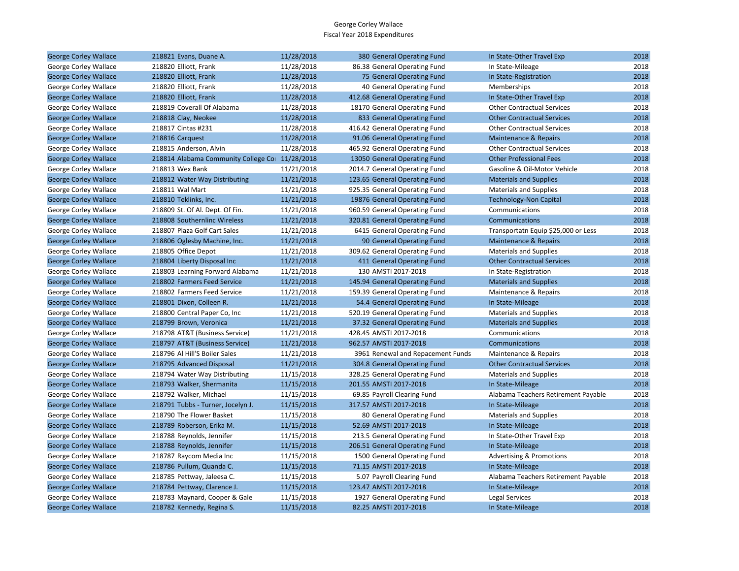George Corley Wallace
Fiscal Year 2018 Expenditures

| | | | | | | |
|---|---|---|---|---|---|---|
| George Corley Wallace | 218821 Evans, Duane A. | 11/28/2018 | 380 | General Operating Fund | In State-Other Travel Exp | 2018 |
| George Corley Wallace | 218820 Elliott, Frank | 11/28/2018 | 86.38 | General Operating Fund | In State-Mileage | 2018 |
| George Corley Wallace | 218820 Elliott, Frank | 11/28/2018 | 75 | General Operating Fund | In State-Registration | 2018 |
| George Corley Wallace | 218820 Elliott, Frank | 11/28/2018 | 40 | General Operating Fund | Memberships | 2018 |
| George Corley Wallace | 218820 Elliott, Frank | 11/28/2018 | 412.68 | General Operating Fund | In State-Other Travel Exp | 2018 |
| George Corley Wallace | 218819 Coverall Of Alabama | 11/28/2018 | 18170 | General Operating Fund | Other Contractual Services | 2018 |
| George Corley Wallace | 218818 Clay, Neokee | 11/28/2018 | 833 | General Operating Fund | Other Contractual Services | 2018 |
| George Corley Wallace | 218817 Cintas #231 | 11/28/2018 | 416.42 | General Operating Fund | Other Contractual Services | 2018 |
| George Corley Wallace | 218816 Carquest | 11/28/2018 | 91.06 | General Operating Fund | Maintenance & Repairs | 2018 |
| George Corley Wallace | 218815 Anderson, Alvin | 11/28/2018 | 465.92 | General Operating Fund | Other Contractual Services | 2018 |
| George Corley Wallace | 218814 Alabama Community College Co | 11/28/2018 | 13050 | General Operating Fund | Other Professional Fees | 2018 |
| George Corley Wallace | 218813 Wex Bank | 11/21/2018 | 2014.7 | General Operating Fund | Gasoline & Oil-Motor Vehicle | 2018 |
| George Corley Wallace | 218812 Water Way Distributing | 11/21/2018 | 123.65 | General Operating Fund | Materials and Supplies | 2018 |
| George Corley Wallace | 218811 Wal Mart | 11/21/2018 | 925.35 | General Operating Fund | Materials and Supplies | 2018 |
| George Corley Wallace | 218810 Teklinks, Inc. | 11/21/2018 | 19876 | General Operating Fund | Technology-Non Capital | 2018 |
| George Corley Wallace | 218809 St. Of Al. Dept. Of Fin. | 11/21/2018 | 960.59 | General Operating Fund | Communications | 2018 |
| George Corley Wallace | 218808 Southernlinc Wireless | 11/21/2018 | 320.81 | General Operating Fund | Communications | 2018 |
| George Corley Wallace | 218807 Plaza Golf Cart Sales | 11/21/2018 | 6415 | General Operating Fund | Transportatn Equip $25,000 or Less | 2018 |
| George Corley Wallace | 218806 Oglesby Machine, Inc. | 11/21/2018 | 90 | General Operating Fund | Maintenance & Repairs | 2018 |
| George Corley Wallace | 218805 Office Depot | 11/21/2018 | 309.62 | General Operating Fund | Materials and Supplies | 2018 |
| George Corley Wallace | 218804 Liberty Disposal Inc | 11/21/2018 | 411 | General Operating Fund | Other Contractual Services | 2018 |
| George Corley Wallace | 218803 Learning Forward Alabama | 11/21/2018 | 130 | AMSTI 2017-2018 | In State-Registration | 2018 |
| George Corley Wallace | 218802 Farmers Feed Service | 11/21/2018 | 145.94 | General Operating Fund | Materials and Supplies | 2018 |
| George Corley Wallace | 218802 Farmers Feed Service | 11/21/2018 | 159.39 | General Operating Fund | Maintenance & Repairs | 2018 |
| George Corley Wallace | 218801 Dixon, Colleen R. | 11/21/2018 | 54.4 | General Operating Fund | In State-Mileage | 2018 |
| George Corley Wallace | 218800 Central Paper Co, Inc | 11/21/2018 | 520.19 | General Operating Fund | Materials and Supplies | 2018 |
| George Corley Wallace | 218799 Brown, Veronica | 11/21/2018 | 37.32 | General Operating Fund | Materials and Supplies | 2018 |
| George Corley Wallace | 218798 AT&T (Business Service) | 11/21/2018 | 428.45 | AMSTI 2017-2018 | Communications | 2018 |
| George Corley Wallace | 218797 AT&T (Business Service) | 11/21/2018 | 962.57 | AMSTI 2017-2018 | Communications | 2018 |
| George Corley Wallace | 218796 Al Hill'S Boiler Sales | 11/21/2018 | 3961 | Renewal and Repacement Funds | Maintenance & Repairs | 2018 |
| George Corley Wallace | 218795 Advanced Disposal | 11/21/2018 | 304.8 | General Operating Fund | Other Contractual Services | 2018 |
| George Corley Wallace | 218794 Water Way Distributing | 11/15/2018 | 328.25 | General Operating Fund | Materials and Supplies | 2018 |
| George Corley Wallace | 218793 Walker, Shermanita | 11/15/2018 | 201.55 | AMSTI 2017-2018 | In State-Mileage | 2018 |
| George Corley Wallace | 218792 Walker, Michael | 11/15/2018 | 69.85 | Payroll Clearing Fund | Alabama Teachers Retirement Payable | 2018 |
| George Corley Wallace | 218791 Tubbs - Turner, Jocelyn J. | 11/15/2018 | 317.57 | AMSTI 2017-2018 | In State-Mileage | 2018 |
| George Corley Wallace | 218790 The Flower Basket | 11/15/2018 | 80 | General Operating Fund | Materials and Supplies | 2018 |
| George Corley Wallace | 218789 Roberson, Erika M. | 11/15/2018 | 52.69 | AMSTI 2017-2018 | In State-Mileage | 2018 |
| George Corley Wallace | 218788 Reynolds, Jennifer | 11/15/2018 | 213.5 | General Operating Fund | In State-Other Travel Exp | 2018 |
| George Corley Wallace | 218788 Reynolds, Jennifer | 11/15/2018 | 206.51 | General Operating Fund | In State-Mileage | 2018 |
| George Corley Wallace | 218787 Raycom Media Inc | 11/15/2018 | 1500 | General Operating Fund | Advertising & Promotions | 2018 |
| George Corley Wallace | 218786 Pullum, Quanda C. | 11/15/2018 | 71.15 | AMSTI 2017-2018 | In State-Mileage | 2018 |
| George Corley Wallace | 218785 Pettway, Jaleesa C. | 11/15/2018 | 5.07 | Payroll Clearing Fund | Alabama Teachers Retirement Payable | 2018 |
| George Corley Wallace | 218784 Pettway, Clarence J. | 11/15/2018 | 123.47 | AMSTI 2017-2018 | In State-Mileage | 2018 |
| George Corley Wallace | 218783 Maynard, Cooper & Gale | 11/15/2018 | 1927 | General Operating Fund | Legal Services | 2018 |
| George Corley Wallace | 218782 Kennedy, Regina S. | 11/15/2018 | 82.25 | AMSTI 2017-2018 | In State-Mileage | 2018 |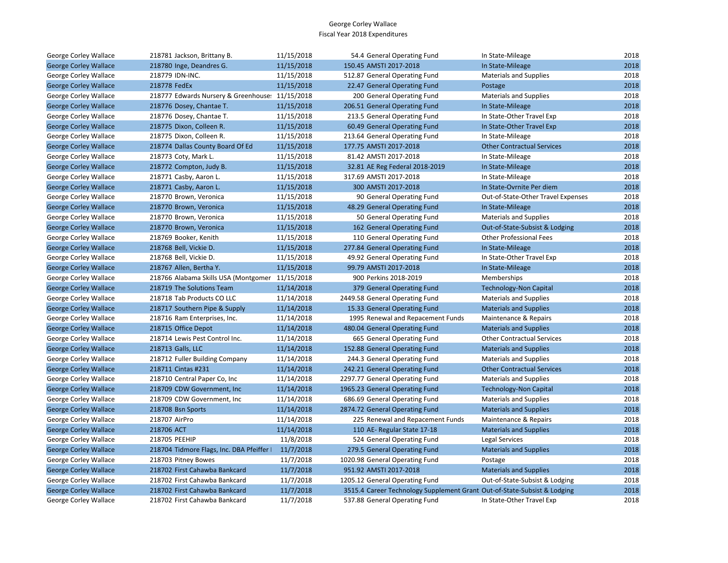# George Corley Wallace
## Fiscal Year 2018 Expenditures

| | | | | | | | |
|---|---|---|---|---|---|---|---|
| George Corley Wallace | 218781 | Jackson, Brittany B. | 11/15/2018 | 54.4 | General Operating Fund | In State-Mileage | 2018 |
| George Corley Wallace | 218780 | Inge, Deandres G. | 11/15/2018 | 150.45 | AMSTI 2017-2018 | In State-Mileage | 2018 |
| George Corley Wallace | 218779 | IDN-INC. | 11/15/2018 | 512.87 | General Operating Fund | Materials and Supplies | 2018 |
| George Corley Wallace | 218778 | FedEx | 11/15/2018 | 22.47 | General Operating Fund | Postage | 2018 |
| George Corley Wallace | 218777 | Edwards Nursery & Greenhouse: | 11/15/2018 | 200 | General Operating Fund | Materials and Supplies | 2018 |
| George Corley Wallace | 218776 | Dosey, Chantae T. | 11/15/2018 | 206.51 | General Operating Fund | In State-Mileage | 2018 |
| George Corley Wallace | 218776 | Dosey, Chantae T. | 11/15/2018 | 213.5 | General Operating Fund | In State-Other Travel Exp | 2018 |
| George Corley Wallace | 218775 | Dixon, Colleen R. | 11/15/2018 | 60.49 | General Operating Fund | In State-Other Travel Exp | 2018 |
| George Corley Wallace | 218775 | Dixon, Colleen R. | 11/15/2018 | 213.64 | General Operating Fund | In State-Mileage | 2018 |
| George Corley Wallace | 218774 | Dallas County Board Of Ed | 11/15/2018 | 177.75 | AMSTI 2017-2018 | Other Contractual Services | 2018 |
| George Corley Wallace | 218773 | Coty, Mark L. | 11/15/2018 | 81.42 | AMSTI 2017-2018 | In State-Mileage | 2018 |
| George Corley Wallace | 218772 | Compton, Judy B. | 11/15/2018 | 32.81 | AE Reg Federal 2018-2019 | In State-Mileage | 2018 |
| George Corley Wallace | 218771 | Casby, Aaron L. | 11/15/2018 | 317.69 | AMSTI 2017-2018 | In State-Mileage | 2018 |
| George Corley Wallace | 218771 | Casby, Aaron L. | 11/15/2018 | 300 | AMSTI 2017-2018 | In State-Ovrnite Per diem | 2018 |
| George Corley Wallace | 218770 | Brown, Veronica | 11/15/2018 | 90 | General Operating Fund | Out-of-State-Other Travel Expenses | 2018 |
| George Corley Wallace | 218770 | Brown, Veronica | 11/15/2018 | 48.29 | General Operating Fund | In State-Mileage | 2018 |
| George Corley Wallace | 218770 | Brown, Veronica | 11/15/2018 | 50 | General Operating Fund | Materials and Supplies | 2018 |
| George Corley Wallace | 218770 | Brown, Veronica | 11/15/2018 | 162 | General Operating Fund | Out-of-State-Subsist & Lodging | 2018 |
| George Corley Wallace | 218769 | Booker, Kenith | 11/15/2018 | 110 | General Operating Fund | Other Professional Fees | 2018 |
| George Corley Wallace | 218768 | Bell, Vickie D. | 11/15/2018 | 277.84 | General Operating Fund | In State-Mileage | 2018 |
| George Corley Wallace | 218768 | Bell, Vickie D. | 11/15/2018 | 49.92 | General Operating Fund | In State-Other Travel Exp | 2018 |
| George Corley Wallace | 218767 | Allen, Bertha Y. | 11/15/2018 | 99.79 | AMSTI 2017-2018 | In State-Mileage | 2018 |
| George Corley Wallace | 218766 | Alabama Skills USA (Montgomer | 11/15/2018 | 900 | Perkins 2018-2019 | Memberships | 2018 |
| George Corley Wallace | 218719 | The Solutions Team | 11/14/2018 | 379 | General Operating Fund | Technology-Non Capital | 2018 |
| George Corley Wallace | 218718 | Tab Products CO LLC | 11/14/2018 | 2449.58 | General Operating Fund | Materials and Supplies | 2018 |
| George Corley Wallace | 218717 | Southern Pipe & Supply | 11/14/2018 | 15.33 | General Operating Fund | Materials and Supplies | 2018 |
| George Corley Wallace | 218716 | Ram Enterprises, Inc. | 11/14/2018 | 1995 | Renewal and Repacement Funds | Maintenance & Repairs | 2018 |
| George Corley Wallace | 218715 | Office Depot | 11/14/2018 | 480.04 | General Operating Fund | Materials and Supplies | 2018 |
| George Corley Wallace | 218714 | Lewis Pest Control Inc. | 11/14/2018 | 665 | General Operating Fund | Other Contractual Services | 2018 |
| George Corley Wallace | 218713 | Galls, LLC | 11/14/2018 | 152.88 | General Operating Fund | Materials and Supplies | 2018 |
| George Corley Wallace | 218712 | Fuller Building Company | 11/14/2018 | 244.3 | General Operating Fund | Materials and Supplies | 2018 |
| George Corley Wallace | 218711 | Cintas #231 | 11/14/2018 | 242.21 | General Operating Fund | Other Contractual Services | 2018 |
| George Corley Wallace | 218710 | Central Paper Co, Inc | 11/14/2018 | 2297.77 | General Operating Fund | Materials and Supplies | 2018 |
| George Corley Wallace | 218709 | CDW Government, Inc | 11/14/2018 | 1965.23 | General Operating Fund | Technology-Non Capital | 2018 |
| George Corley Wallace | 218709 | CDW Government, Inc | 11/14/2018 | 686.69 | General Operating Fund | Materials and Supplies | 2018 |
| George Corley Wallace | 218708 | Bsn Sports | 11/14/2018 | 2874.72 | General Operating Fund | Materials and Supplies | 2018 |
| George Corley Wallace | 218707 | AirPro | 11/14/2018 | 225 | Renewal and Repacement Funds | Maintenance & Repairs | 2018 |
| George Corley Wallace | 218706 | ACT | 11/14/2018 | 110 | AE- Regular State 17-18 | Materials and Supplies | 2018 |
| George Corley Wallace | 218705 | PEEHIP | 11/8/2018 | 524 | General Operating Fund | Legal Services | 2018 |
| George Corley Wallace | 218704 | Tidmore Flags, Inc. DBA Pfeiffer I | 11/7/2018 | 279.5 | General Operating Fund | Materials and Supplies | 2018 |
| George Corley Wallace | 218703 | Pitney Bowes | 11/7/2018 | 1020.98 | General Operating Fund | Postage | 2018 |
| George Corley Wallace | 218702 | First Cahawba Bankcard | 11/7/2018 | 951.92 | AMSTI 2017-2018 | Materials and Supplies | 2018 |
| George Corley Wallace | 218702 | First Cahawba Bankcard | 11/7/2018 | 1205.12 | General Operating Fund | Out-of-State-Subsist & Lodging | 2018 |
| George Corley Wallace | 218702 | First Cahawba Bankcard | 11/7/2018 | 3515.4 | Career Technology Supplement Grant | Out-of-State-Subsist & Lodging | 2018 |
| George Corley Wallace | 218702 | First Cahawba Bankcard | 11/7/2018 | 537.88 | General Operating Fund | In State-Other Travel Exp | 2018 |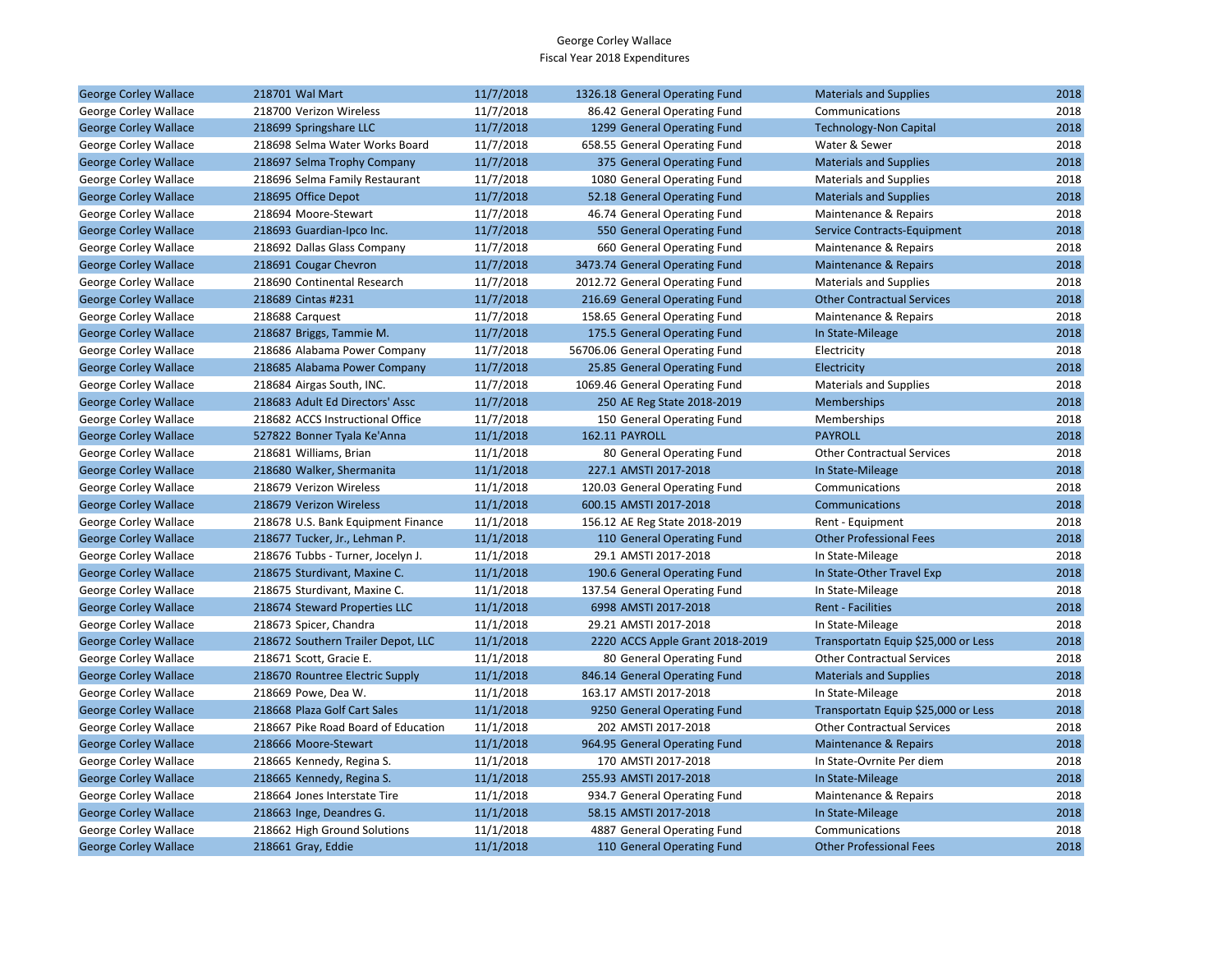George Corley Wallace
Fiscal Year 2018 Expenditures

| | | | | | | |
|---|---|---|---|---|---|---|
| George Corley Wallace | 218701 Wal Mart | 11/7/2018 | 1326.18 | General Operating Fund | Materials and Supplies | 2018 |
| George Corley Wallace | 218700 Verizon Wireless | 11/7/2018 | 86.42 | General Operating Fund | Communications | 2018 |
| George Corley Wallace | 218699 Springshare LLC | 11/7/2018 | 1299 | General Operating Fund | Technology-Non Capital | 2018 |
| George Corley Wallace | 218698 Selma Water Works Board | 11/7/2018 | 658.55 | General Operating Fund | Water & Sewer | 2018 |
| George Corley Wallace | 218697 Selma Trophy Company | 11/7/2018 | 375 | General Operating Fund | Materials and Supplies | 2018 |
| George Corley Wallace | 218696 Selma Family Restaurant | 11/7/2018 | 1080 | General Operating Fund | Materials and Supplies | 2018 |
| George Corley Wallace | 218695 Office Depot | 11/7/2018 | 52.18 | General Operating Fund | Materials and Supplies | 2018 |
| George Corley Wallace | 218694 Moore-Stewart | 11/7/2018 | 46.74 | General Operating Fund | Maintenance & Repairs | 2018 |
| George Corley Wallace | 218693 Guardian-Ipco Inc. | 11/7/2018 | 550 | General Operating Fund | Service Contracts-Equipment | 2018 |
| George Corley Wallace | 218692 Dallas Glass Company | 11/7/2018 | 660 | General Operating Fund | Maintenance & Repairs | 2018 |
| George Corley Wallace | 218691 Cougar Chevron | 11/7/2018 | 3473.74 | General Operating Fund | Maintenance & Repairs | 2018 |
| George Corley Wallace | 218690 Continental Research | 11/7/2018 | 2012.72 | General Operating Fund | Materials and Supplies | 2018 |
| George Corley Wallace | 218689 Cintas #231 | 11/7/2018 | 216.69 | General Operating Fund | Other Contractual Services | 2018 |
| George Corley Wallace | 218688 Carquest | 11/7/2018 | 158.65 | General Operating Fund | Maintenance & Repairs | 2018 |
| George Corley Wallace | 218687 Briggs, Tammie M. | 11/7/2018 | 175.5 | General Operating Fund | In State-Mileage | 2018 |
| George Corley Wallace | 218686 Alabama Power Company | 11/7/2018 | 56706.06 | General Operating Fund | Electricity | 2018 |
| George Corley Wallace | 218685 Alabama Power Company | 11/7/2018 | 25.85 | General Operating Fund | Electricity | 2018 |
| George Corley Wallace | 218684 Airgas South, INC. | 11/7/2018 | 1069.46 | General Operating Fund | Materials and Supplies | 2018 |
| George Corley Wallace | 218683 Adult Ed Directors' Assc | 11/7/2018 | 250 | AE Reg State 2018-2019 | Memberships | 2018 |
| George Corley Wallace | 218682 ACCS Instructional Office | 11/7/2018 | 150 | General Operating Fund | Memberships | 2018 |
| George Corley Wallace | 527822 Bonner Tyala Ke'Anna | 11/1/2018 | 162.11 | PAYROLL | PAYROLL | 2018 |
| George Corley Wallace | 218681 Williams, Brian | 11/1/2018 | 80 | General Operating Fund | Other Contractual Services | 2018 |
| George Corley Wallace | 218680 Walker, Shermanita | 11/1/2018 | 227.1 | AMSTI 2017-2018 | In State-Mileage | 2018 |
| George Corley Wallace | 218679 Verizon Wireless | 11/1/2018 | 120.03 | General Operating Fund | Communications | 2018 |
| George Corley Wallace | 218679 Verizon Wireless | 11/1/2018 | 600.15 | AMSTI 2017-2018 | Communications | 2018 |
| George Corley Wallace | 218678 U.S. Bank Equipment Finance | 11/1/2018 | 156.12 | AE Reg State 2018-2019 | Rent - Equipment | 2018 |
| George Corley Wallace | 218677 Tucker, Jr., Lehman P. | 11/1/2018 | 110 | General Operating Fund | Other Professional Fees | 2018 |
| George Corley Wallace | 218676 Tubbs - Turner, Jocelyn J. | 11/1/2018 | 29.1 | AMSTI 2017-2018 | In State-Mileage | 2018 |
| George Corley Wallace | 218675 Sturdivant, Maxine C. | 11/1/2018 | 190.6 | General Operating Fund | In State-Other Travel Exp | 2018 |
| George Corley Wallace | 218675 Sturdivant, Maxine C. | 11/1/2018 | 137.54 | General Operating Fund | In State-Mileage | 2018 |
| George Corley Wallace | 218674 Steward Properties LLC | 11/1/2018 | 6998 | AMSTI 2017-2018 | Rent - Facilities | 2018 |
| George Corley Wallace | 218673 Spicer, Chandra | 11/1/2018 | 29.21 | AMSTI 2017-2018 | In State-Mileage | 2018 |
| George Corley Wallace | 218672 Southern Trailer Depot, LLC | 11/1/2018 | 2220 | ACCS Apple Grant 2018-2019 | Transportatn Equip $25,000 or Less | 2018 |
| George Corley Wallace | 218671 Scott, Gracie E. | 11/1/2018 | 80 | General Operating Fund | Other Contractual Services | 2018 |
| George Corley Wallace | 218670 Rountree Electric Supply | 11/1/2018 | 846.14 | General Operating Fund | Materials and Supplies | 2018 |
| George Corley Wallace | 218669 Powe, Dea W. | 11/1/2018 | 163.17 | AMSTI 2017-2018 | In State-Mileage | 2018 |
| George Corley Wallace | 218668 Plaza Golf Cart Sales | 11/1/2018 | 9250 | General Operating Fund | Transportatn Equip $25,000 or Less | 2018 |
| George Corley Wallace | 218667 Pike Road Board of Education | 11/1/2018 | 202 | AMSTI 2017-2018 | Other Contractual Services | 2018 |
| George Corley Wallace | 218666 Moore-Stewart | 11/1/2018 | 964.95 | General Operating Fund | Maintenance & Repairs | 2018 |
| George Corley Wallace | 218665 Kennedy, Regina S. | 11/1/2018 | 170 | AMSTI 2017-2018 | In State-Ovrnite Per diem | 2018 |
| George Corley Wallace | 218665 Kennedy, Regina S. | 11/1/2018 | 255.93 | AMSTI 2017-2018 | In State-Mileage | 2018 |
| George Corley Wallace | 218664 Jones Interstate Tire | 11/1/2018 | 934.7 | General Operating Fund | Maintenance & Repairs | 2018 |
| George Corley Wallace | 218663 Inge, Deandres G. | 11/1/2018 | 58.15 | AMSTI 2017-2018 | In State-Mileage | 2018 |
| George Corley Wallace | 218662 High Ground Solutions | 11/1/2018 | 4887 | General Operating Fund | Communications | 2018 |
| George Corley Wallace | 218661 Gray, Eddie | 11/1/2018 | 110 | General Operating Fund | Other Professional Fees | 2018 |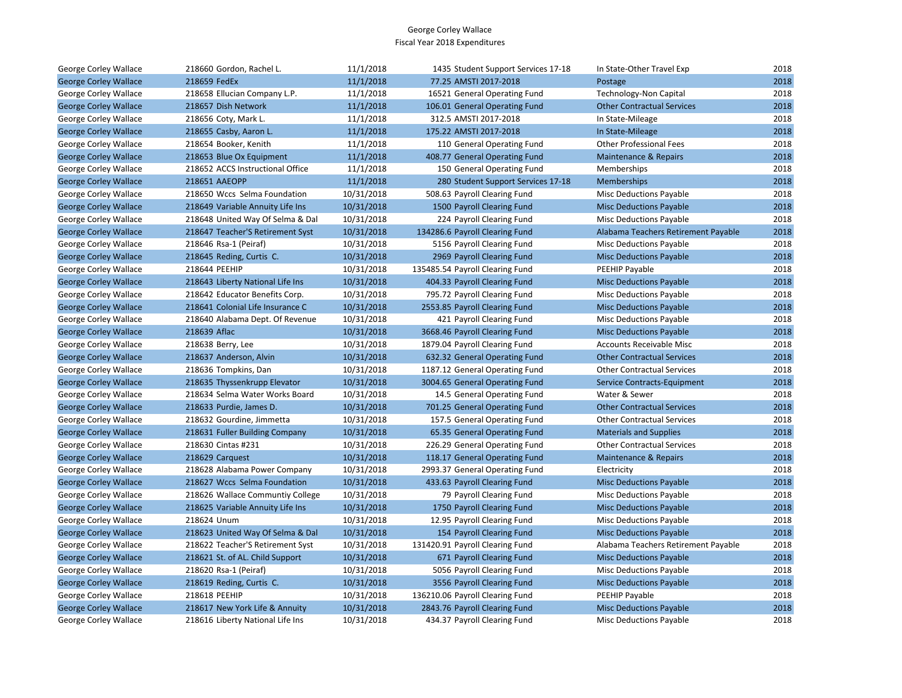George Corley Wallace
Fiscal Year 2018 Expenditures

| | | | | | | | |
|---|---|---|---|---|---|---|---|
| George Corley Wallace | 218660 | Gordon, Rachel L. | 11/1/2018 | 1435 | Student Support Services 17-18 | In State-Other Travel Exp | 2018 |
| George Corley Wallace | 218659 | FedEx | 11/1/2018 | 77.25 | AMSTI 2017-2018 | Postage | 2018 |
| George Corley Wallace | 218658 | Ellucian Company L.P. | 11/1/2018 | 16521 | General Operating Fund | Technology-Non Capital | 2018 |
| George Corley Wallace | 218657 | Dish Network | 11/1/2018 | 106.01 | General Operating Fund | Other Contractual Services | 2018 |
| George Corley Wallace | 218656 | Coty, Mark L. | 11/1/2018 | 312.5 | AMSTI 2017-2018 | In State-Mileage | 2018 |
| George Corley Wallace | 218655 | Casby, Aaron L. | 11/1/2018 | 175.22 | AMSTI 2017-2018 | In State-Mileage | 2018 |
| George Corley Wallace | 218654 | Booker, Kenith | 11/1/2018 | 110 | General Operating Fund | Other Professional Fees | 2018 |
| George Corley Wallace | 218653 | Blue Ox Equipment | 11/1/2018 | 408.77 | General Operating Fund | Maintenance & Repairs | 2018 |
| George Corley Wallace | 218652 | ACCS Instructional Office | 11/1/2018 | 150 | General Operating Fund | Memberships | 2018 |
| George Corley Wallace | 218651 | AAEOPP | 11/1/2018 | 280 | Student Support Services 17-18 | Memberships | 2018 |
| George Corley Wallace | 218650 | Wccs Selma Foundation | 10/31/2018 | 508.63 | Payroll Clearing Fund | Misc Deductions Payable | 2018 |
| George Corley Wallace | 218649 | Variable Annuity Life Ins | 10/31/2018 | 1500 | Payroll Clearing Fund | Misc Deductions Payable | 2018 |
| George Corley Wallace | 218648 | United Way Of Selma & Dal | 10/31/2018 | 224 | Payroll Clearing Fund | Misc Deductions Payable | 2018 |
| George Corley Wallace | 218647 | Teacher'S Retirement Syst | 10/31/2018 | 134286.6 | Payroll Clearing Fund | Alabama Teachers Retirement Payable | 2018 |
| George Corley Wallace | 218646 | Rsa-1 (Peiraf) | 10/31/2018 | 5156 | Payroll Clearing Fund | Misc Deductions Payable | 2018 |
| George Corley Wallace | 218645 | Reding, Curtis C. | 10/31/2018 | 2969 | Payroll Clearing Fund | Misc Deductions Payable | 2018 |
| George Corley Wallace | 218644 | PEEHIP | 10/31/2018 | 135485.54 | Payroll Clearing Fund | PEEHIP Payable | 2018 |
| George Corley Wallace | 218643 | Liberty National Life Ins | 10/31/2018 | 404.33 | Payroll Clearing Fund | Misc Deductions Payable | 2018 |
| George Corley Wallace | 218642 | Educator Benefits Corp. | 10/31/2018 | 795.72 | Payroll Clearing Fund | Misc Deductions Payable | 2018 |
| George Corley Wallace | 218641 | Colonial Life Insurance C | 10/31/2018 | 2553.85 | Payroll Clearing Fund | Misc Deductions Payable | 2018 |
| George Corley Wallace | 218640 | Alabama Dept. Of Revenue | 10/31/2018 | 421 | Payroll Clearing Fund | Misc Deductions Payable | 2018 |
| George Corley Wallace | 218639 | Aflac | 10/31/2018 | 3668.46 | Payroll Clearing Fund | Misc Deductions Payable | 2018 |
| George Corley Wallace | 218638 | Berry, Lee | 10/31/2018 | 1879.04 | Payroll Clearing Fund | Accounts Receivable Misc | 2018 |
| George Corley Wallace | 218637 | Anderson, Alvin | 10/31/2018 | 632.32 | General Operating Fund | Other Contractual Services | 2018 |
| George Corley Wallace | 218636 | Tompkins, Dan | 10/31/2018 | 1187.12 | General Operating Fund | Other Contractual Services | 2018 |
| George Corley Wallace | 218635 | Thyssenkrupp Elevator | 10/31/2018 | 3004.65 | General Operating Fund | Service Contracts-Equipment | 2018 |
| George Corley Wallace | 218634 | Selma Water Works Board | 10/31/2018 | 14.5 | General Operating Fund | Water & Sewer | 2018 |
| George Corley Wallace | 218633 | Purdie, James D. | 10/31/2018 | 701.25 | General Operating Fund | Other Contractual Services | 2018 |
| George Corley Wallace | 218632 | Gourdine, Jimmetta | 10/31/2018 | 157.5 | General Operating Fund | Other Contractual Services | 2018 |
| George Corley Wallace | 218631 | Fuller Building Company | 10/31/2018 | 65.35 | General Operating Fund | Materials and Supplies | 2018 |
| George Corley Wallace | 218630 | Cintas #231 | 10/31/2018 | 226.29 | General Operating Fund | Other Contractual Services | 2018 |
| George Corley Wallace | 218629 | Carquest | 10/31/2018 | 118.17 | General Operating Fund | Maintenance & Repairs | 2018 |
| George Corley Wallace | 218628 | Alabama Power Company | 10/31/2018 | 2993.37 | General Operating Fund | Electricity | 2018 |
| George Corley Wallace | 218627 | Wccs Selma Foundation | 10/31/2018 | 433.63 | Payroll Clearing Fund | Misc Deductions Payable | 2018 |
| George Corley Wallace | 218626 | Wallace Communtiy College | 10/31/2018 | 79 | Payroll Clearing Fund | Misc Deductions Payable | 2018 |
| George Corley Wallace | 218625 | Variable Annuity Life Ins | 10/31/2018 | 1750 | Payroll Clearing Fund | Misc Deductions Payable | 2018 |
| George Corley Wallace | 218624 | Unum | 10/31/2018 | 12.95 | Payroll Clearing Fund | Misc Deductions Payable | 2018 |
| George Corley Wallace | 218623 | United Way Of Selma & Dal | 10/31/2018 | 154 | Payroll Clearing Fund | Misc Deductions Payable | 2018 |
| George Corley Wallace | 218622 | Teacher'S Retirement Syst | 10/31/2018 | 131420.91 | Payroll Clearing Fund | Alabama Teachers Retirement Payable | 2018 |
| George Corley Wallace | 218621 | St. of AL. Child Support | 10/31/2018 | 671 | Payroll Clearing Fund | Misc Deductions Payable | 2018 |
| George Corley Wallace | 218620 | Rsa-1 (Peiraf) | 10/31/2018 | 5056 | Payroll Clearing Fund | Misc Deductions Payable | 2018 |
| George Corley Wallace | 218619 | Reding, Curtis C. | 10/31/2018 | 3556 | Payroll Clearing Fund | Misc Deductions Payable | 2018 |
| George Corley Wallace | 218618 | PEEHIP | 10/31/2018 | 136210.06 | Payroll Clearing Fund | PEEHIP Payable | 2018 |
| George Corley Wallace | 218617 | New York Life & Annuity | 10/31/2018 | 2843.76 | Payroll Clearing Fund | Misc Deductions Payable | 2018 |
| George Corley Wallace | 218616 | Liberty National Life Ins | 10/31/2018 | 434.37 | Payroll Clearing Fund | Misc Deductions Payable | 2018 |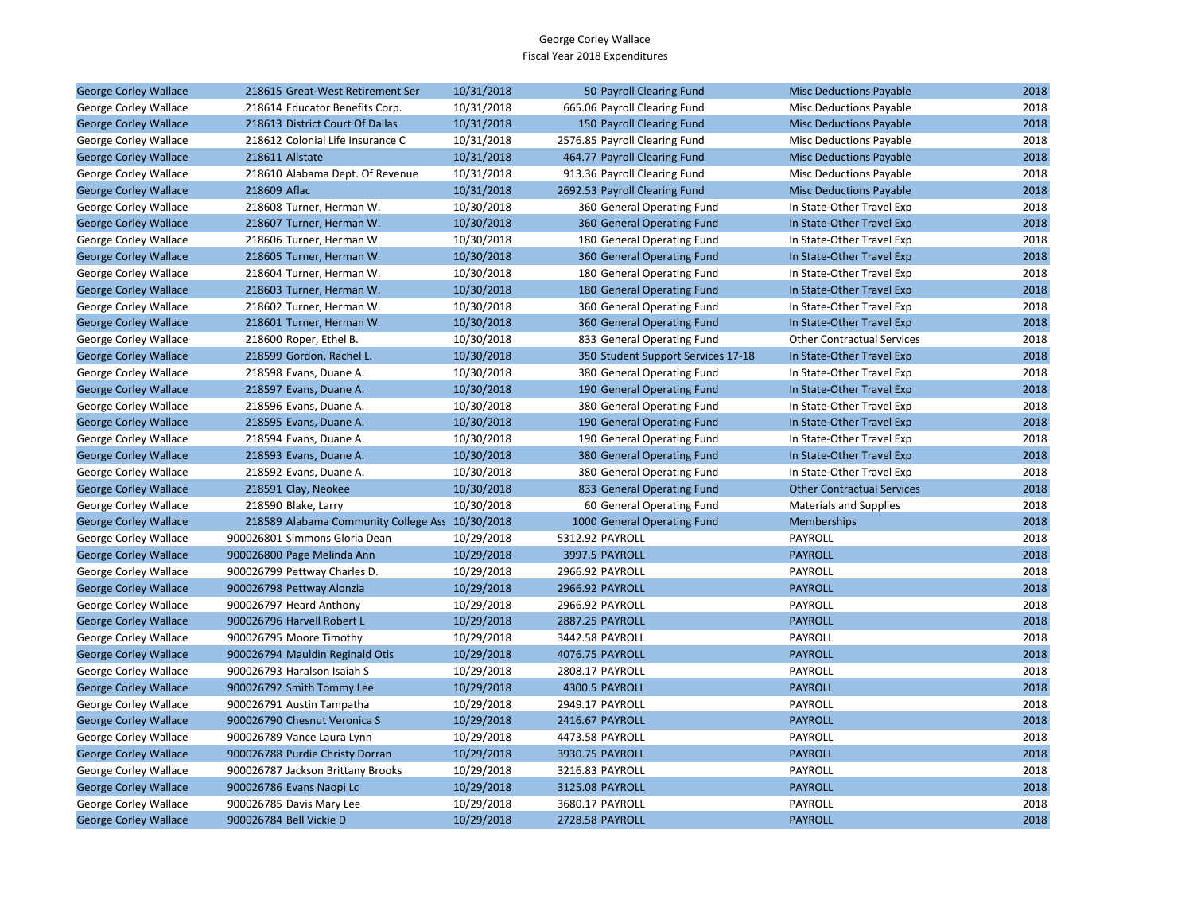George Corley Wallace
Fiscal Year 2018 Expenditures

| | | | | | | |
|---|---|---|---|---|---|---|
| George Corley Wallace | 218615 Great-West Retirement Ser | 10/31/2018 | 50 | Payroll Clearing Fund | Misc Deductions Payable | 2018 |
| George Corley Wallace | 218614 Educator Benefits Corp. | 10/31/2018 | 665.06 | Payroll Clearing Fund | Misc Deductions Payable | 2018 |
| George Corley Wallace | 218613 District Court Of Dallas | 10/31/2018 | 150 | Payroll Clearing Fund | Misc Deductions Payable | 2018 |
| George Corley Wallace | 218612 Colonial Life Insurance C | 10/31/2018 | 2576.85 | Payroll Clearing Fund | Misc Deductions Payable | 2018 |
| George Corley Wallace | 218611 Allstate | 10/31/2018 | 464.77 | Payroll Clearing Fund | Misc Deductions Payable | 2018 |
| George Corley Wallace | 218610 Alabama Dept. Of Revenue | 10/31/2018 | 913.36 | Payroll Clearing Fund | Misc Deductions Payable | 2018 |
| George Corley Wallace | 218609 Aflac | 10/31/2018 | 2692.53 | Payroll Clearing Fund | Misc Deductions Payable | 2018 |
| George Corley Wallace | 218608 Turner, Herman W. | 10/30/2018 | 360 | General Operating Fund | In State-Other Travel Exp | 2018 |
| George Corley Wallace | 218607 Turner, Herman W. | 10/30/2018 | 360 | General Operating Fund | In State-Other Travel Exp | 2018 |
| George Corley Wallace | 218606 Turner, Herman W. | 10/30/2018 | 180 | General Operating Fund | In State-Other Travel Exp | 2018 |
| George Corley Wallace | 218605 Turner, Herman W. | 10/30/2018 | 360 | General Operating Fund | In State-Other Travel Exp | 2018 |
| George Corley Wallace | 218604 Turner, Herman W. | 10/30/2018 | 180 | General Operating Fund | In State-Other Travel Exp | 2018 |
| George Corley Wallace | 218603 Turner, Herman W. | 10/30/2018 | 180 | General Operating Fund | In State-Other Travel Exp | 2018 |
| George Corley Wallace | 218602 Turner, Herman W. | 10/30/2018 | 360 | General Operating Fund | In State-Other Travel Exp | 2018 |
| George Corley Wallace | 218601 Turner, Herman W. | 10/30/2018 | 360 | General Operating Fund | In State-Other Travel Exp | 2018 |
| George Corley Wallace | 218600 Roper, Ethel B. | 10/30/2018 | 833 | General Operating Fund | Other Contractual Services | 2018 |
| George Corley Wallace | 218599 Gordon, Rachel L. | 10/30/2018 | 350 | Student Support Services 17-18 | In State-Other Travel Exp | 2018 |
| George Corley Wallace | 218598 Evans, Duane A. | 10/30/2018 | 380 | General Operating Fund | In State-Other Travel Exp | 2018 |
| George Corley Wallace | 218597 Evans, Duane A. | 10/30/2018 | 190 | General Operating Fund | In State-Other Travel Exp | 2018 |
| George Corley Wallace | 218596 Evans, Duane A. | 10/30/2018 | 380 | General Operating Fund | In State-Other Travel Exp | 2018 |
| George Corley Wallace | 218595 Evans, Duane A. | 10/30/2018 | 190 | General Operating Fund | In State-Other Travel Exp | 2018 |
| George Corley Wallace | 218594 Evans, Duane A. | 10/30/2018 | 190 | General Operating Fund | In State-Other Travel Exp | 2018 |
| George Corley Wallace | 218593 Evans, Duane A. | 10/30/2018 | 380 | General Operating Fund | In State-Other Travel Exp | 2018 |
| George Corley Wallace | 218592 Evans, Duane A. | 10/30/2018 | 380 | General Operating Fund | In State-Other Travel Exp | 2018 |
| George Corley Wallace | 218591 Clay, Neokee | 10/30/2018 | 833 | General Operating Fund | Other Contractual Services | 2018 |
| George Corley Wallace | 218590 Blake, Larry | 10/30/2018 | 60 | General Operating Fund | Materials and Supplies | 2018 |
| George Corley Wallace | 218589 Alabama Community College Ass | 10/30/2018 | 1000 | General Operating Fund | Memberships | 2018 |
| George Corley Wallace | 900026801 Simmons Gloria Dean | 10/29/2018 | 5312.92 | PAYROLL | PAYROLL | 2018 |
| George Corley Wallace | 900026800 Page Melinda Ann | 10/29/2018 | 3997.5 | PAYROLL | PAYROLL | 2018 |
| George Corley Wallace | 900026799 Pettway Charles D. | 10/29/2018 | 2966.92 | PAYROLL | PAYROLL | 2018 |
| George Corley Wallace | 900026798 Pettway Alonzia | 10/29/2018 | 2966.92 | PAYROLL | PAYROLL | 2018 |
| George Corley Wallace | 900026797 Heard Anthony | 10/29/2018 | 2966.92 | PAYROLL | PAYROLL | 2018 |
| George Corley Wallace | 900026796 Harvell Robert L | 10/29/2018 | 2887.25 | PAYROLL | PAYROLL | 2018 |
| George Corley Wallace | 900026795 Moore Timothy | 10/29/2018 | 3442.58 | PAYROLL | PAYROLL | 2018 |
| George Corley Wallace | 900026794 Mauldin Reginald Otis | 10/29/2018 | 4076.75 | PAYROLL | PAYROLL | 2018 |
| George Corley Wallace | 900026793 Haralson Isaiah S | 10/29/2018 | 2808.17 | PAYROLL | PAYROLL | 2018 |
| George Corley Wallace | 900026792 Smith Tommy Lee | 10/29/2018 | 4300.5 | PAYROLL | PAYROLL | 2018 |
| George Corley Wallace | 900026791 Austin Tampatha | 10/29/2018 | 2949.17 | PAYROLL | PAYROLL | 2018 |
| George Corley Wallace | 900026790 Chesnut Veronica S | 10/29/2018 | 2416.67 | PAYROLL | PAYROLL | 2018 |
| George Corley Wallace | 900026789 Vance Laura Lynn | 10/29/2018 | 4473.58 | PAYROLL | PAYROLL | 2018 |
| George Corley Wallace | 900026788 Purdie Christy Dorran | 10/29/2018 | 3930.75 | PAYROLL | PAYROLL | 2018 |
| George Corley Wallace | 900026787 Jackson Brittany Brooks | 10/29/2018 | 3216.83 | PAYROLL | PAYROLL | 2018 |
| George Corley Wallace | 900026786 Evans Naopi Lc | 10/29/2018 | 3125.08 | PAYROLL | PAYROLL | 2018 |
| George Corley Wallace | 900026785 Davis Mary Lee | 10/29/2018 | 3680.17 | PAYROLL | PAYROLL | 2018 |
| George Corley Wallace | 900026784 Bell Vickie D | 10/29/2018 | 2728.58 | PAYROLL | PAYROLL | 2018 |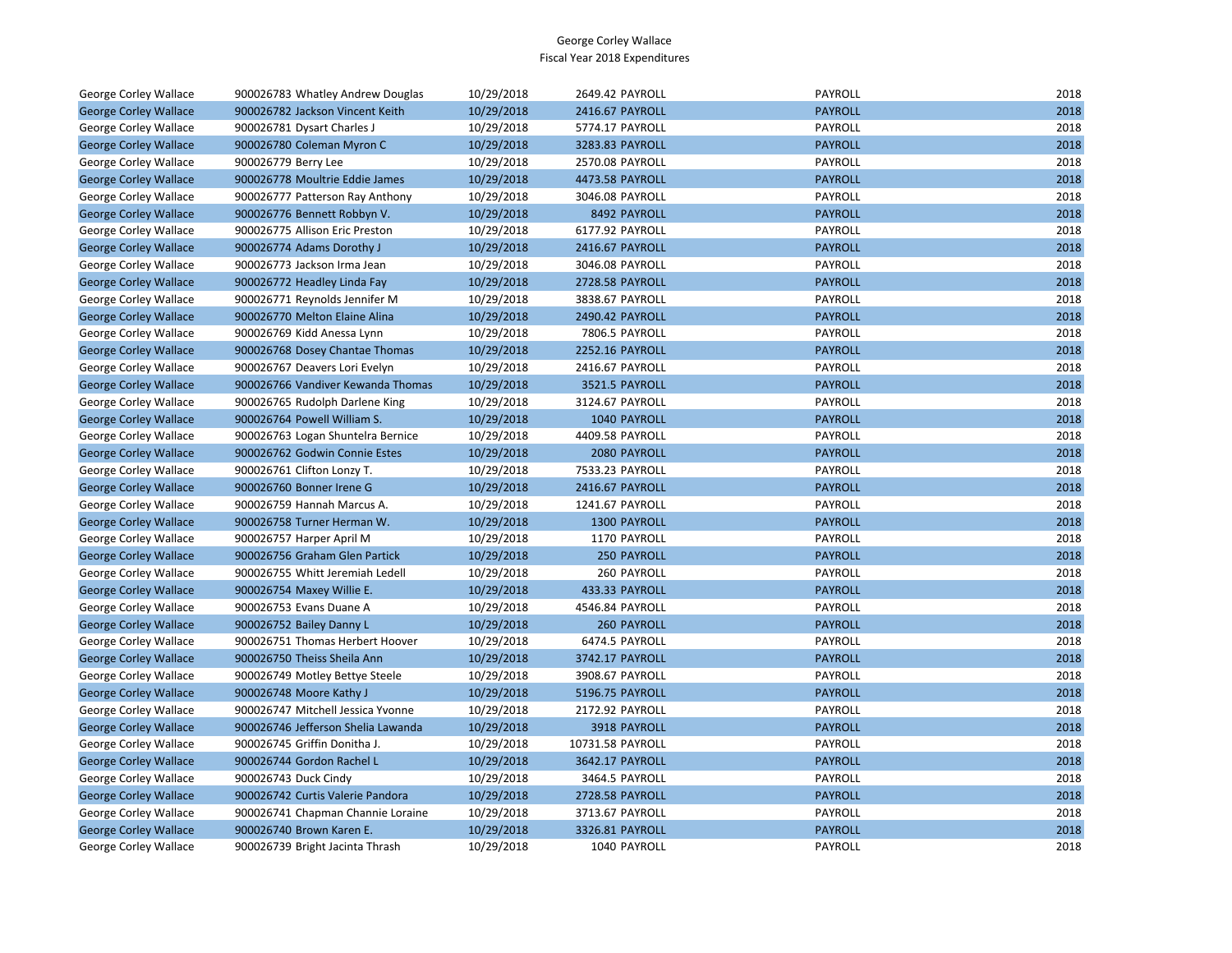George Corley Wallace
Fiscal Year 2018 Expenditures

| | | | | | | |
|---|---|---|---|---|---|---|
| George Corley Wallace | 900026783 Whatley Andrew Douglas | 10/29/2018 | 2649.42 | PAYROLL | PAYROLL | 2018 |
| George Corley Wallace | 900026782 Jackson Vincent Keith | 10/29/2018 | 2416.67 | PAYROLL | PAYROLL | 2018 |
| George Corley Wallace | 900026781 Dysart Charles J | 10/29/2018 | 5774.17 | PAYROLL | PAYROLL | 2018 |
| George Corley Wallace | 900026780 Coleman Myron C | 10/29/2018 | 3283.83 | PAYROLL | PAYROLL | 2018 |
| George Corley Wallace | 900026779 Berry Lee | 10/29/2018 | 2570.08 | PAYROLL | PAYROLL | 2018 |
| George Corley Wallace | 900026778 Moultrie Eddie James | 10/29/2018 | 4473.58 | PAYROLL | PAYROLL | 2018 |
| George Corley Wallace | 900026777 Patterson Ray Anthony | 10/29/2018 | 3046.08 | PAYROLL | PAYROLL | 2018 |
| George Corley Wallace | 900026776 Bennett Robbyn V. | 10/29/2018 | 8492 | PAYROLL | PAYROLL | 2018 |
| George Corley Wallace | 900026775 Allison Eric Preston | 10/29/2018 | 6177.92 | PAYROLL | PAYROLL | 2018 |
| George Corley Wallace | 900026774 Adams Dorothy J | 10/29/2018 | 2416.67 | PAYROLL | PAYROLL | 2018 |
| George Corley Wallace | 900026773 Jackson Irma Jean | 10/29/2018 | 3046.08 | PAYROLL | PAYROLL | 2018 |
| George Corley Wallace | 900026772 Headley Linda Fay | 10/29/2018 | 2728.58 | PAYROLL | PAYROLL | 2018 |
| George Corley Wallace | 900026771 Reynolds Jennifer M | 10/29/2018 | 3838.67 | PAYROLL | PAYROLL | 2018 |
| George Corley Wallace | 900026770 Melton Elaine Alina | 10/29/2018 | 2490.42 | PAYROLL | PAYROLL | 2018 |
| George Corley Wallace | 900026769 Kidd Anessa Lynn | 10/29/2018 | 7806.5 | PAYROLL | PAYROLL | 2018 |
| George Corley Wallace | 900026768 Dosey Chantae Thomas | 10/29/2018 | 2252.16 | PAYROLL | PAYROLL | 2018 |
| George Corley Wallace | 900026767 Deavers Lori Evelyn | 10/29/2018 | 2416.67 | PAYROLL | PAYROLL | 2018 |
| George Corley Wallace | 900026766 Vandiver Kewanda Thomas | 10/29/2018 | 3521.5 | PAYROLL | PAYROLL | 2018 |
| George Corley Wallace | 900026765 Rudolph Darlene King | 10/29/2018 | 3124.67 | PAYROLL | PAYROLL | 2018 |
| George Corley Wallace | 900026764 Powell William S. | 10/29/2018 | 1040 | PAYROLL | PAYROLL | 2018 |
| George Corley Wallace | 900026763 Logan Shuntelra Bernice | 10/29/2018 | 4409.58 | PAYROLL | PAYROLL | 2018 |
| George Corley Wallace | 900026762 Godwin Connie Estes | 10/29/2018 | 2080 | PAYROLL | PAYROLL | 2018 |
| George Corley Wallace | 900026761 Clifton Lonzy T. | 10/29/2018 | 7533.23 | PAYROLL | PAYROLL | 2018 |
| George Corley Wallace | 900026760 Bonner Irene G | 10/29/2018 | 2416.67 | PAYROLL | PAYROLL | 2018 |
| George Corley Wallace | 900026759 Hannah Marcus A. | 10/29/2018 | 1241.67 | PAYROLL | PAYROLL | 2018 |
| George Corley Wallace | 900026758 Turner Herman W. | 10/29/2018 | 1300 | PAYROLL | PAYROLL | 2018 |
| George Corley Wallace | 900026757 Harper April M | 10/29/2018 | 1170 | PAYROLL | PAYROLL | 2018 |
| George Corley Wallace | 900026756 Graham Glen Partick | 10/29/2018 | 250 | PAYROLL | PAYROLL | 2018 |
| George Corley Wallace | 900026755 Whitt Jeremiah Ledell | 10/29/2018 | 260 | PAYROLL | PAYROLL | 2018 |
| George Corley Wallace | 900026754 Maxey Willie E. | 10/29/2018 | 433.33 | PAYROLL | PAYROLL | 2018 |
| George Corley Wallace | 900026753 Evans Duane A | 10/29/2018 | 4546.84 | PAYROLL | PAYROLL | 2018 |
| George Corley Wallace | 900026752 Bailey Danny L | 10/29/2018 | 260 | PAYROLL | PAYROLL | 2018 |
| George Corley Wallace | 900026751 Thomas Herbert Hoover | 10/29/2018 | 6474.5 | PAYROLL | PAYROLL | 2018 |
| George Corley Wallace | 900026750 Theiss Sheila Ann | 10/29/2018 | 3742.17 | PAYROLL | PAYROLL | 2018 |
| George Corley Wallace | 900026749 Motley Bettye Steele | 10/29/2018 | 3908.67 | PAYROLL | PAYROLL | 2018 |
| George Corley Wallace | 900026748 Moore Kathy J | 10/29/2018 | 5196.75 | PAYROLL | PAYROLL | 2018 |
| George Corley Wallace | 900026747 Mitchell Jessica Yvonne | 10/29/2018 | 2172.92 | PAYROLL | PAYROLL | 2018 |
| George Corley Wallace | 900026746 Jefferson Shelia Lawanda | 10/29/2018 | 3918 | PAYROLL | PAYROLL | 2018 |
| George Corley Wallace | 900026745 Griffin Donitha J. | 10/29/2018 | 10731.58 | PAYROLL | PAYROLL | 2018 |
| George Corley Wallace | 900026744 Gordon Rachel L | 10/29/2018 | 3642.17 | PAYROLL | PAYROLL | 2018 |
| George Corley Wallace | 900026743 Duck Cindy | 10/29/2018 | 3464.5 | PAYROLL | PAYROLL | 2018 |
| George Corley Wallace | 900026742 Curtis Valerie Pandora | 10/29/2018 | 2728.58 | PAYROLL | PAYROLL | 2018 |
| George Corley Wallace | 900026741 Chapman Channie Loraine | 10/29/2018 | 3713.67 | PAYROLL | PAYROLL | 2018 |
| George Corley Wallace | 900026740 Brown Karen E. | 10/29/2018 | 3326.81 | PAYROLL | PAYROLL | 2018 |
| George Corley Wallace | 900026739 Bright Jacinta Thrash | 10/29/2018 | 1040 | PAYROLL | PAYROLL | 2018 |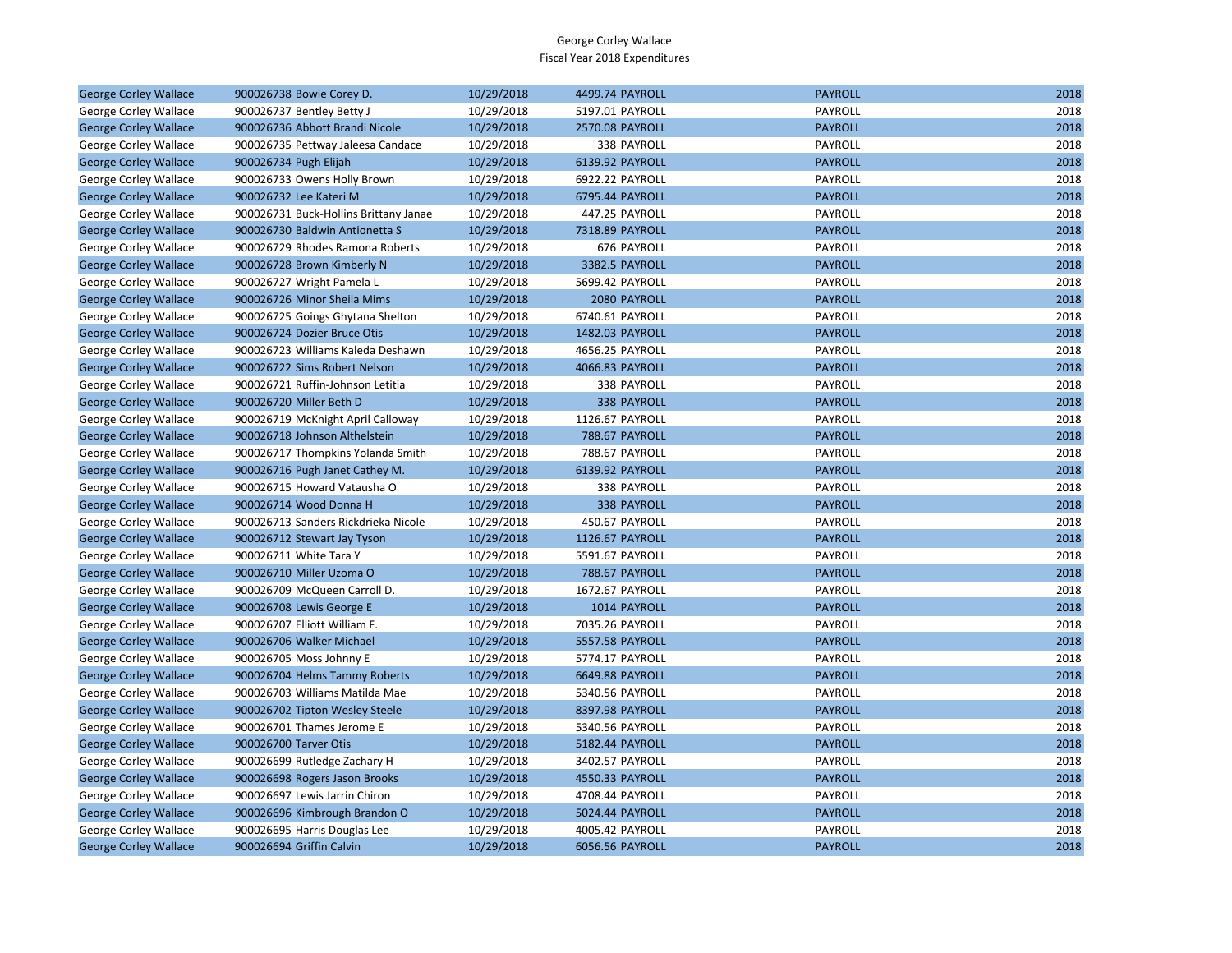George Corley Wallace
Fiscal Year 2018 Expenditures

| | | | | | |
|---|---|---|---|---|---|
| George Corley Wallace | 900026738 Bowie Corey D. | 10/29/2018 | 4499.74 PAYROLL | PAYROLL | 2018 |
| George Corley Wallace | 900026737 Bentley Betty J | 10/29/2018 | 5197.01 PAYROLL | PAYROLL | 2018 |
| George Corley Wallace | 900026736 Abbott Brandi Nicole | 10/29/2018 | 2570.08 PAYROLL | PAYROLL | 2018 |
| George Corley Wallace | 900026735 Pettway Jaleesa Candace | 10/29/2018 | 338 PAYROLL | PAYROLL | 2018 |
| George Corley Wallace | 900026734 Pugh Elijah | 10/29/2018 | 6139.92 PAYROLL | PAYROLL | 2018 |
| George Corley Wallace | 900026733 Owens Holly Brown | 10/29/2018 | 6922.22 PAYROLL | PAYROLL | 2018 |
| George Corley Wallace | 900026732 Lee Kateri M | 10/29/2018 | 6795.44 PAYROLL | PAYROLL | 2018 |
| George Corley Wallace | 900026731 Buck-Hollins Brittany Janae | 10/29/2018 | 447.25 PAYROLL | PAYROLL | 2018 |
| George Corley Wallace | 900026730 Baldwin Antionetta S | 10/29/2018 | 7318.89 PAYROLL | PAYROLL | 2018 |
| George Corley Wallace | 900026729 Rhodes Ramona Roberts | 10/29/2018 | 676 PAYROLL | PAYROLL | 2018 |
| George Corley Wallace | 900026728 Brown Kimberly N | 10/29/2018 | 3382.5 PAYROLL | PAYROLL | 2018 |
| George Corley Wallace | 900026727 Wright Pamela L | 10/29/2018 | 5699.42 PAYROLL | PAYROLL | 2018 |
| George Corley Wallace | 900026726 Minor Sheila Mims | 10/29/2018 | 2080 PAYROLL | PAYROLL | 2018 |
| George Corley Wallace | 900026725 Goings Ghytana Shelton | 10/29/2018 | 6740.61 PAYROLL | PAYROLL | 2018 |
| George Corley Wallace | 900026724 Dozier Bruce Otis | 10/29/2018 | 1482.03 PAYROLL | PAYROLL | 2018 |
| George Corley Wallace | 900026723 Williams Kaleda Deshawn | 10/29/2018 | 4656.25 PAYROLL | PAYROLL | 2018 |
| George Corley Wallace | 900026722 Sims Robert Nelson | 10/29/2018 | 4066.83 PAYROLL | PAYROLL | 2018 |
| George Corley Wallace | 900026721 Ruffin-Johnson Letitia | 10/29/2018 | 338 PAYROLL | PAYROLL | 2018 |
| George Corley Wallace | 900026720 Miller Beth D | 10/29/2018 | 338 PAYROLL | PAYROLL | 2018 |
| George Corley Wallace | 900026719 McKnight April Calloway | 10/29/2018 | 1126.67 PAYROLL | PAYROLL | 2018 |
| George Corley Wallace | 900026718 Johnson Althelstein | 10/29/2018 | 788.67 PAYROLL | PAYROLL | 2018 |
| George Corley Wallace | 900026717 Thompkins Yolanda Smith | 10/29/2018 | 788.67 PAYROLL | PAYROLL | 2018 |
| George Corley Wallace | 900026716 Pugh Janet Cathey M. | 10/29/2018 | 6139.92 PAYROLL | PAYROLL | 2018 |
| George Corley Wallace | 900026715 Howard Vatausha O | 10/29/2018 | 338 PAYROLL | PAYROLL | 2018 |
| George Corley Wallace | 900026714 Wood Donna H | 10/29/2018 | 338 PAYROLL | PAYROLL | 2018 |
| George Corley Wallace | 900026713 Sanders Rickdrieka Nicole | 10/29/2018 | 450.67 PAYROLL | PAYROLL | 2018 |
| George Corley Wallace | 900026712 Stewart Jay Tyson | 10/29/2018 | 1126.67 PAYROLL | PAYROLL | 2018 |
| George Corley Wallace | 900026711 White Tara Y | 10/29/2018 | 5591.67 PAYROLL | PAYROLL | 2018 |
| George Corley Wallace | 900026710 Miller Uzoma O | 10/29/2018 | 788.67 PAYROLL | PAYROLL | 2018 |
| George Corley Wallace | 900026709 McQueen Carroll D. | 10/29/2018 | 1672.67 PAYROLL | PAYROLL | 2018 |
| George Corley Wallace | 900026708 Lewis George E | 10/29/2018 | 1014 PAYROLL | PAYROLL | 2018 |
| George Corley Wallace | 900026707 Elliott William F. | 10/29/2018 | 7035.26 PAYROLL | PAYROLL | 2018 |
| George Corley Wallace | 900026706 Walker Michael | 10/29/2018 | 5557.58 PAYROLL | PAYROLL | 2018 |
| George Corley Wallace | 900026705 Moss Johnny E | 10/29/2018 | 5774.17 PAYROLL | PAYROLL | 2018 |
| George Corley Wallace | 900026704 Helms Tammy Roberts | 10/29/2018 | 6649.88 PAYROLL | PAYROLL | 2018 |
| George Corley Wallace | 900026703 Williams Matilda Mae | 10/29/2018 | 5340.56 PAYROLL | PAYROLL | 2018 |
| George Corley Wallace | 900026702 Tipton Wesley Steele | 10/29/2018 | 8397.98 PAYROLL | PAYROLL | 2018 |
| George Corley Wallace | 900026701 Thames Jerome E | 10/29/2018 | 5340.56 PAYROLL | PAYROLL | 2018 |
| George Corley Wallace | 900026700 Tarver Otis | 10/29/2018 | 5182.44 PAYROLL | PAYROLL | 2018 |
| George Corley Wallace | 900026699 Rutledge Zachary H | 10/29/2018 | 3402.57 PAYROLL | PAYROLL | 2018 |
| George Corley Wallace | 900026698 Rogers Jason Brooks | 10/29/2018 | 4550.33 PAYROLL | PAYROLL | 2018 |
| George Corley Wallace | 900026697 Lewis Jarrin Chiron | 10/29/2018 | 4708.44 PAYROLL | PAYROLL | 2018 |
| George Corley Wallace | 900026696 Kimbrough Brandon O | 10/29/2018 | 5024.44 PAYROLL | PAYROLL | 2018 |
| George Corley Wallace | 900026695 Harris Douglas Lee | 10/29/2018 | 4005.42 PAYROLL | PAYROLL | 2018 |
| George Corley Wallace | 900026694 Griffin Calvin | 10/29/2018 | 6056.56 PAYROLL | PAYROLL | 2018 |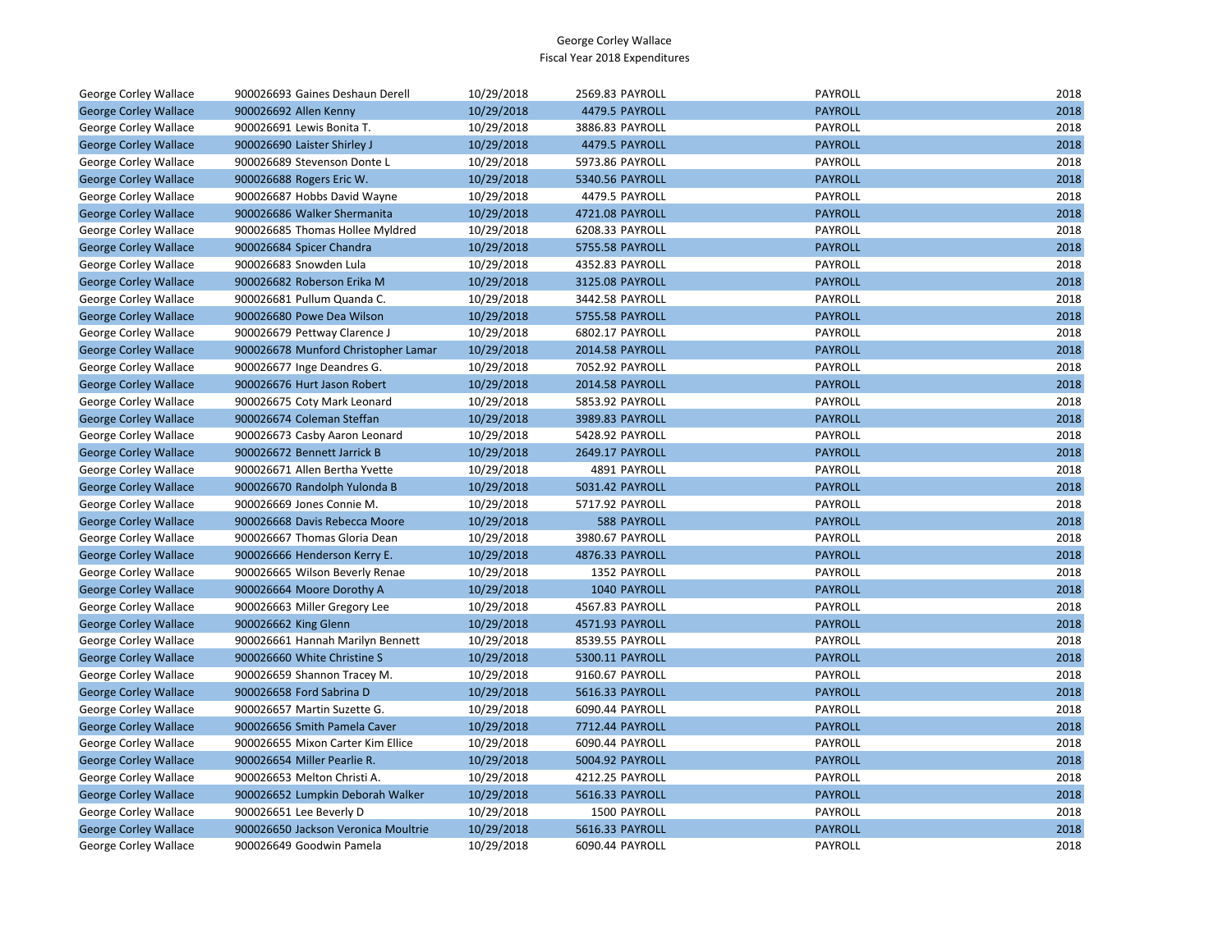George Corley Wallace
Fiscal Year 2018 Expenditures

| | | | | | | |
|---|---|---|---|---|---|---|
| George Corley Wallace | 900026693 Gaines Deshaun Derell | 10/29/2018 | 2569.83 | PAYROLL | PAYROLL | 2018 |
| George Corley Wallace | 900026692 Allen Kenny | 10/29/2018 | 4479.5 | PAYROLL | PAYROLL | 2018 |
| George Corley Wallace | 900026691 Lewis Bonita T. | 10/29/2018 | 3886.83 | PAYROLL | PAYROLL | 2018 |
| George Corley Wallace | 900026690 Laister Shirley J | 10/29/2018 | 4479.5 | PAYROLL | PAYROLL | 2018 |
| George Corley Wallace | 900026689 Stevenson Donte L | 10/29/2018 | 5973.86 | PAYROLL | PAYROLL | 2018 |
| George Corley Wallace | 900026688 Rogers Eric W. | 10/29/2018 | 5340.56 | PAYROLL | PAYROLL | 2018 |
| George Corley Wallace | 900026687 Hobbs David Wayne | 10/29/2018 | 4479.5 | PAYROLL | PAYROLL | 2018 |
| George Corley Wallace | 900026686 Walker Shermanita | 10/29/2018 | 4721.08 | PAYROLL | PAYROLL | 2018 |
| George Corley Wallace | 900026685 Thomas Hollee Myldred | 10/29/2018 | 6208.33 | PAYROLL | PAYROLL | 2018 |
| George Corley Wallace | 900026684 Spicer Chandra | 10/29/2018 | 5755.58 | PAYROLL | PAYROLL | 2018 |
| George Corley Wallace | 900026683 Snowden Lula | 10/29/2018 | 4352.83 | PAYROLL | PAYROLL | 2018 |
| George Corley Wallace | 900026682 Roberson Erika M | 10/29/2018 | 3125.08 | PAYROLL | PAYROLL | 2018 |
| George Corley Wallace | 900026681 Pullum Quanda C. | 10/29/2018 | 3442.58 | PAYROLL | PAYROLL | 2018 |
| George Corley Wallace | 900026680 Powe Dea Wilson | 10/29/2018 | 5755.58 | PAYROLL | PAYROLL | 2018 |
| George Corley Wallace | 900026679 Pettway Clarence J | 10/29/2018 | 6802.17 | PAYROLL | PAYROLL | 2018 |
| George Corley Wallace | 900026678 Munford Christopher Lamar | 10/29/2018 | 2014.58 | PAYROLL | PAYROLL | 2018 |
| George Corley Wallace | 900026677 Inge Deandres G. | 10/29/2018 | 7052.92 | PAYROLL | PAYROLL | 2018 |
| George Corley Wallace | 900026676 Hurt Jason Robert | 10/29/2018 | 2014.58 | PAYROLL | PAYROLL | 2018 |
| George Corley Wallace | 900026675 Coty Mark Leonard | 10/29/2018 | 5853.92 | PAYROLL | PAYROLL | 2018 |
| George Corley Wallace | 900026674 Coleman Steffan | 10/29/2018 | 3989.83 | PAYROLL | PAYROLL | 2018 |
| George Corley Wallace | 900026673 Casby Aaron Leonard | 10/29/2018 | 5428.92 | PAYROLL | PAYROLL | 2018 |
| George Corley Wallace | 900026672 Bennett Jarrick B | 10/29/2018 | 2649.17 | PAYROLL | PAYROLL | 2018 |
| George Corley Wallace | 900026671 Allen Bertha Yvette | 10/29/2018 | 4891 | PAYROLL | PAYROLL | 2018 |
| George Corley Wallace | 900026670 Randolph Yulonda B | 10/29/2018 | 5031.42 | PAYROLL | PAYROLL | 2018 |
| George Corley Wallace | 900026669 Jones Connie M. | 10/29/2018 | 5717.92 | PAYROLL | PAYROLL | 2018 |
| George Corley Wallace | 900026668 Davis Rebecca Moore | 10/29/2018 | 588 | PAYROLL | PAYROLL | 2018 |
| George Corley Wallace | 900026667 Thomas Gloria Dean | 10/29/2018 | 3980.67 | PAYROLL | PAYROLL | 2018 |
| George Corley Wallace | 900026666 Henderson Kerry E. | 10/29/2018 | 4876.33 | PAYROLL | PAYROLL | 2018 |
| George Corley Wallace | 900026665 Wilson Beverly Renae | 10/29/2018 | 1352 | PAYROLL | PAYROLL | 2018 |
| George Corley Wallace | 900026664 Moore Dorothy A | 10/29/2018 | 1040 | PAYROLL | PAYROLL | 2018 |
| George Corley Wallace | 900026663 Miller Gregory Lee | 10/29/2018 | 4567.83 | PAYROLL | PAYROLL | 2018 |
| George Corley Wallace | 900026662 King Glenn | 10/29/2018 | 4571.93 | PAYROLL | PAYROLL | 2018 |
| George Corley Wallace | 900026661 Hannah Marilyn Bennett | 10/29/2018 | 8539.55 | PAYROLL | PAYROLL | 2018 |
| George Corley Wallace | 900026660 White Christine S | 10/29/2018 | 5300.11 | PAYROLL | PAYROLL | 2018 |
| George Corley Wallace | 900026659 Shannon Tracey M. | 10/29/2018 | 9160.67 | PAYROLL | PAYROLL | 2018 |
| George Corley Wallace | 900026658 Ford Sabrina D | 10/29/2018 | 5616.33 | PAYROLL | PAYROLL | 2018 |
| George Corley Wallace | 900026657 Martin Suzette G. | 10/29/2018 | 6090.44 | PAYROLL | PAYROLL | 2018 |
| George Corley Wallace | 900026656 Smith Pamela Caver | 10/29/2018 | 7712.44 | PAYROLL | PAYROLL | 2018 |
| George Corley Wallace | 900026655 Mixon Carter Kim Ellice | 10/29/2018 | 6090.44 | PAYROLL | PAYROLL | 2018 |
| George Corley Wallace | 900026654 Miller Pearlie R. | 10/29/2018 | 5004.92 | PAYROLL | PAYROLL | 2018 |
| George Corley Wallace | 900026653 Melton Christi A. | 10/29/2018 | 4212.25 | PAYROLL | PAYROLL | 2018 |
| George Corley Wallace | 900026652 Lumpkin Deborah Walker | 10/29/2018 | 5616.33 | PAYROLL | PAYROLL | 2018 |
| George Corley Wallace | 900026651 Lee Beverly D | 10/29/2018 | 1500 | PAYROLL | PAYROLL | 2018 |
| George Corley Wallace | 900026650 Jackson Veronica Moultrie | 10/29/2018 | 5616.33 | PAYROLL | PAYROLL | 2018 |
| George Corley Wallace | 900026649 Goodwin Pamela | 10/29/2018 | 6090.44 | PAYROLL | PAYROLL | 2018 |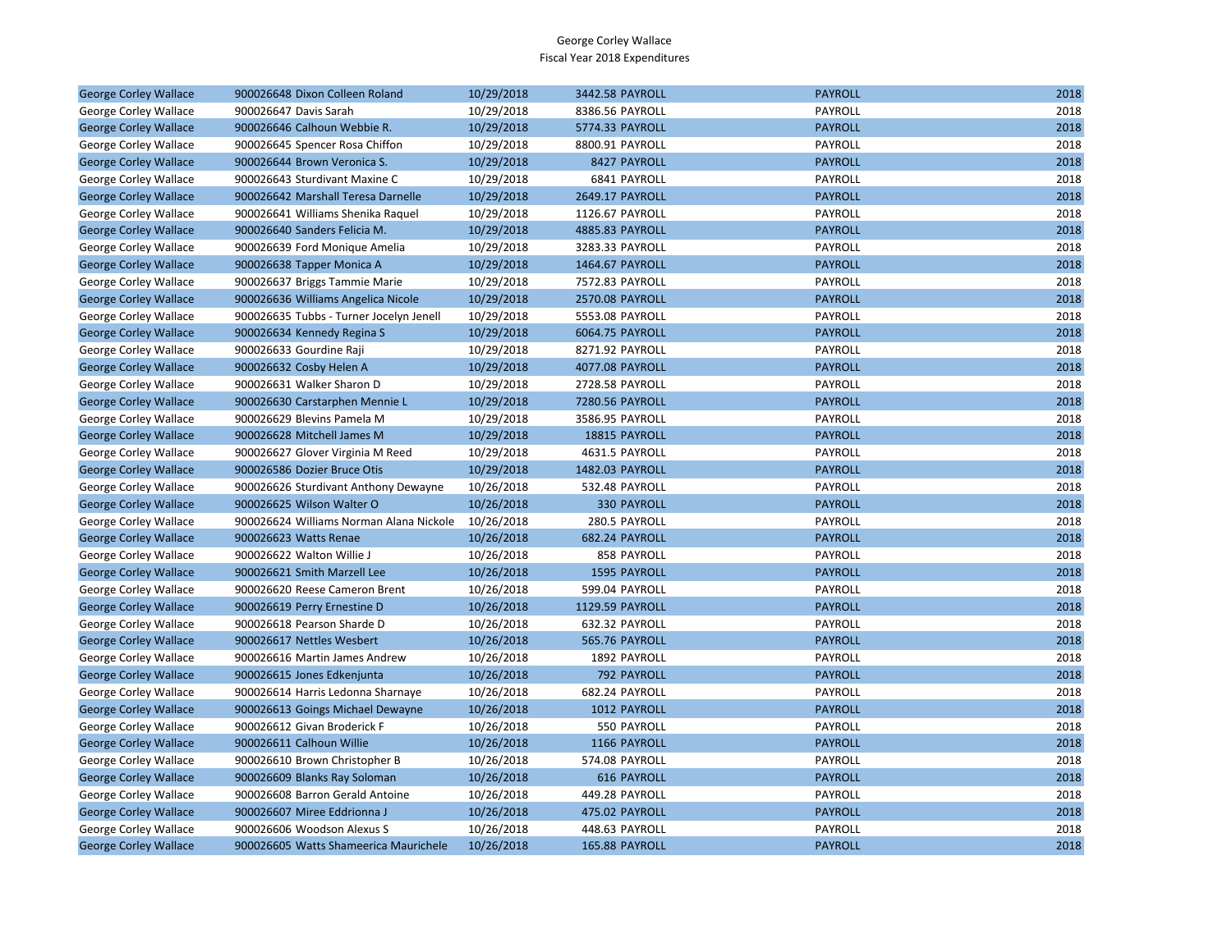George Corley Wallace
Fiscal Year 2018 Expenditures

| | | | | | | |
|---|---|---|---|---|---|---|
| George Corley Wallace | 900026648 Dixon Colleen Roland | 10/29/2018 | 3442.58 | PAYROLL | PAYROLL | 2018 |
| George Corley Wallace | 900026647 Davis Sarah | 10/29/2018 | 8386.56 | PAYROLL | PAYROLL | 2018 |
| George Corley Wallace | 900026646 Calhoun Webbie R. | 10/29/2018 | 5774.33 | PAYROLL | PAYROLL | 2018 |
| George Corley Wallace | 900026645 Spencer Rosa Chiffon | 10/29/2018 | 8800.91 | PAYROLL | PAYROLL | 2018 |
| George Corley Wallace | 900026644 Brown Veronica S. | 10/29/2018 | 8427 | PAYROLL | PAYROLL | 2018 |
| George Corley Wallace | 900026643 Sturdivant Maxine C | 10/29/2018 | 6841 | PAYROLL | PAYROLL | 2018 |
| George Corley Wallace | 900026642 Marshall Teresa Darnelle | 10/29/2018 | 2649.17 | PAYROLL | PAYROLL | 2018 |
| George Corley Wallace | 900026641 Williams Shenika Raquel | 10/29/2018 | 1126.67 | PAYROLL | PAYROLL | 2018 |
| George Corley Wallace | 900026640 Sanders Felicia M. | 10/29/2018 | 4885.83 | PAYROLL | PAYROLL | 2018 |
| George Corley Wallace | 900026639 Ford Monique Amelia | 10/29/2018 | 3283.33 | PAYROLL | PAYROLL | 2018 |
| George Corley Wallace | 900026638 Tapper Monica A | 10/29/2018 | 1464.67 | PAYROLL | PAYROLL | 2018 |
| George Corley Wallace | 900026637 Briggs Tammie Marie | 10/29/2018 | 7572.83 | PAYROLL | PAYROLL | 2018 |
| George Corley Wallace | 900026636 Williams Angelica Nicole | 10/29/2018 | 2570.08 | PAYROLL | PAYROLL | 2018 |
| George Corley Wallace | 900026635 Tubbs - Turner Jocelyn Jenell | 10/29/2018 | 5553.08 | PAYROLL | PAYROLL | 2018 |
| George Corley Wallace | 900026634 Kennedy Regina S | 10/29/2018 | 6064.75 | PAYROLL | PAYROLL | 2018 |
| George Corley Wallace | 900026633 Gourdine Raji | 10/29/2018 | 8271.92 | PAYROLL | PAYROLL | 2018 |
| George Corley Wallace | 900026632 Cosby Helen A | 10/29/2018 | 4077.08 | PAYROLL | PAYROLL | 2018 |
| George Corley Wallace | 900026631 Walker Sharon D | 10/29/2018 | 2728.58 | PAYROLL | PAYROLL | 2018 |
| George Corley Wallace | 900026630 Carstarphen Mennie L | 10/29/2018 | 7280.56 | PAYROLL | PAYROLL | 2018 |
| George Corley Wallace | 900026629 Blevins Pamela M | 10/29/2018 | 3586.95 | PAYROLL | PAYROLL | 2018 |
| George Corley Wallace | 900026628 Mitchell James M | 10/29/2018 | 18815 | PAYROLL | PAYROLL | 2018 |
| George Corley Wallace | 900026627 Glover Virginia M Reed | 10/29/2018 | 4631.5 | PAYROLL | PAYROLL | 2018 |
| George Corley Wallace | 900026586 Dozier Bruce Otis | 10/29/2018 | 1482.03 | PAYROLL | PAYROLL | 2018 |
| George Corley Wallace | 900026626 Sturdivant Anthony Dewayne | 10/26/2018 | 532.48 | PAYROLL | PAYROLL | 2018 |
| George Corley Wallace | 900026625 Wilson Walter O | 10/26/2018 | 330 | PAYROLL | PAYROLL | 2018 |
| George Corley Wallace | 900026624 Williams Norman Alana Nickole | 10/26/2018 | 280.5 | PAYROLL | PAYROLL | 2018 |
| George Corley Wallace | 900026623 Watts Renae | 10/26/2018 | 682.24 | PAYROLL | PAYROLL | 2018 |
| George Corley Wallace | 900026622 Walton Willie J | 10/26/2018 | 858 | PAYROLL | PAYROLL | 2018 |
| George Corley Wallace | 900026621 Smith Marzell Lee | 10/26/2018 | 1595 | PAYROLL | PAYROLL | 2018 |
| George Corley Wallace | 900026620 Reese Cameron Brent | 10/26/2018 | 599.04 | PAYROLL | PAYROLL | 2018 |
| George Corley Wallace | 900026619 Perry Ernestine D | 10/26/2018 | 1129.59 | PAYROLL | PAYROLL | 2018 |
| George Corley Wallace | 900026618 Pearson Sharde D | 10/26/2018 | 632.32 | PAYROLL | PAYROLL | 2018 |
| George Corley Wallace | 900026617 Nettles Wesbert | 10/26/2018 | 565.76 | PAYROLL | PAYROLL | 2018 |
| George Corley Wallace | 900026616 Martin James Andrew | 10/26/2018 | 1892 | PAYROLL | PAYROLL | 2018 |
| George Corley Wallace | 900026615 Jones Edkenjunta | 10/26/2018 | 792 | PAYROLL | PAYROLL | 2018 |
| George Corley Wallace | 900026614 Harris Ledonna Sharnaye | 10/26/2018 | 682.24 | PAYROLL | PAYROLL | 2018 |
| George Corley Wallace | 900026613 Goings Michael Dewayne | 10/26/2018 | 1012 | PAYROLL | PAYROLL | 2018 |
| George Corley Wallace | 900026612 Givan Broderick F | 10/26/2018 | 550 | PAYROLL | PAYROLL | 2018 |
| George Corley Wallace | 900026611 Calhoun Willie | 10/26/2018 | 1166 | PAYROLL | PAYROLL | 2018 |
| George Corley Wallace | 900026610 Brown Christopher B | 10/26/2018 | 574.08 | PAYROLL | PAYROLL | 2018 |
| George Corley Wallace | 900026609 Blanks Ray Soloman | 10/26/2018 | 616 | PAYROLL | PAYROLL | 2018 |
| George Corley Wallace | 900026608 Barron Gerald Antoine | 10/26/2018 | 449.28 | PAYROLL | PAYROLL | 2018 |
| George Corley Wallace | 900026607 Miree Eddrionna J | 10/26/2018 | 475.02 | PAYROLL | PAYROLL | 2018 |
| George Corley Wallace | 900026606 Woodson Alexus S | 10/26/2018 | 448.63 | PAYROLL | PAYROLL | 2018 |
| George Corley Wallace | 900026605 Watts Shameerica Maurichele | 10/26/2018 | 165.88 | PAYROLL | PAYROLL | 2018 |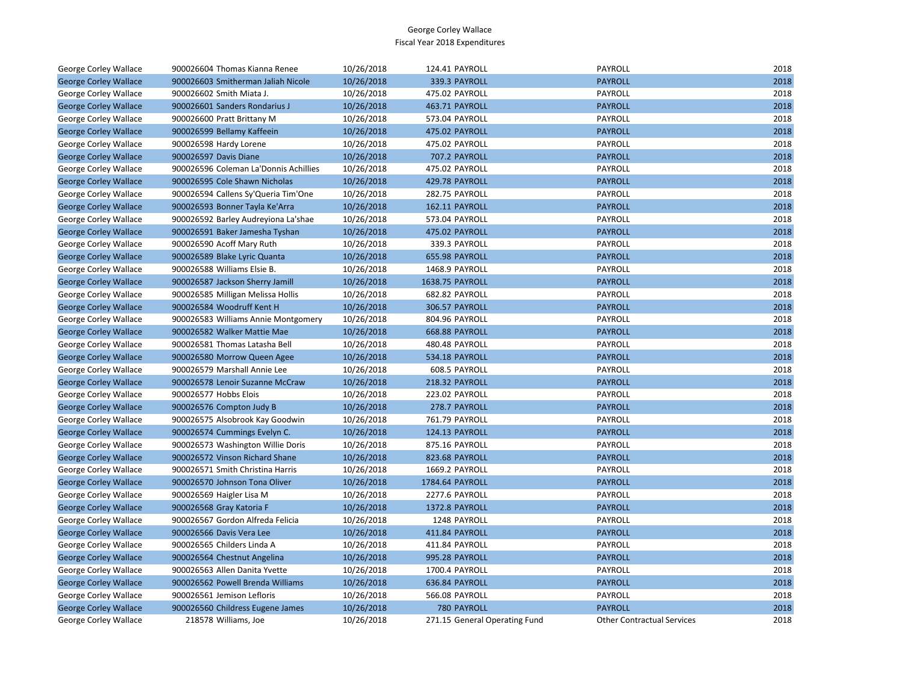George Corley Wallace
Fiscal Year 2018 Expenditures

| | | | | | | |
|---|---|---|---|---|---|---|
| George Corley Wallace | 900026604 Thomas Kianna Renee | 10/26/2018 | 124.41 | PAYROLL | PAYROLL | 2018 |
| George Corley Wallace | 900026603 Smitherman Jaliah Nicole | 10/26/2018 | 339.3 | PAYROLL | PAYROLL | 2018 |
| George Corley Wallace | 900026602 Smith Miata J. | 10/26/2018 | 475.02 | PAYROLL | PAYROLL | 2018 |
| George Corley Wallace | 900026601 Sanders Rondarius J | 10/26/2018 | 463.71 | PAYROLL | PAYROLL | 2018 |
| George Corley Wallace | 900026600 Pratt Brittany M | 10/26/2018 | 573.04 | PAYROLL | PAYROLL | 2018 |
| George Corley Wallace | 900026599 Bellamy Kaffeein | 10/26/2018 | 475.02 | PAYROLL | PAYROLL | 2018 |
| George Corley Wallace | 900026598 Hardy Lorene | 10/26/2018 | 475.02 | PAYROLL | PAYROLL | 2018 |
| George Corley Wallace | 900026597 Davis Diane | 10/26/2018 | 707.2 | PAYROLL | PAYROLL | 2018 |
| George Corley Wallace | 900026596 Coleman La'Donnis Achillies | 10/26/2018 | 475.02 | PAYROLL | PAYROLL | 2018 |
| George Corley Wallace | 900026595 Cole Shawn Nicholas | 10/26/2018 | 429.78 | PAYROLL | PAYROLL | 2018 |
| George Corley Wallace | 900026594 Callens Sy'Queria Tim'One | 10/26/2018 | 282.75 | PAYROLL | PAYROLL | 2018 |
| George Corley Wallace | 900026593 Bonner Tayla Ke'Arra | 10/26/2018 | 162.11 | PAYROLL | PAYROLL | 2018 |
| George Corley Wallace | 900026592 Barley Audreyiona La'shae | 10/26/2018 | 573.04 | PAYROLL | PAYROLL | 2018 |
| George Corley Wallace | 900026591 Baker Jamesha Tyshan | 10/26/2018 | 475.02 | PAYROLL | PAYROLL | 2018 |
| George Corley Wallace | 900026590 Acoff Mary Ruth | 10/26/2018 | 339.3 | PAYROLL | PAYROLL | 2018 |
| George Corley Wallace | 900026589 Blake Lyric Quanta | 10/26/2018 | 655.98 | PAYROLL | PAYROLL | 2018 |
| George Corley Wallace | 900026588 Williams Elsie B. | 10/26/2018 | 1468.9 | PAYROLL | PAYROLL | 2018 |
| George Corley Wallace | 900026587 Jackson Sherry Jamill | 10/26/2018 | 1638.75 | PAYROLL | PAYROLL | 2018 |
| George Corley Wallace | 900026585 Milligan Melissa Hollis | 10/26/2018 | 682.82 | PAYROLL | PAYROLL | 2018 |
| George Corley Wallace | 900026584 Woodruff Kent H | 10/26/2018 | 306.57 | PAYROLL | PAYROLL | 2018 |
| George Corley Wallace | 900026583 Williams Annie Montgomery | 10/26/2018 | 804.96 | PAYROLL | PAYROLL | 2018 |
| George Corley Wallace | 900026582 Walker Mattie Mae | 10/26/2018 | 668.88 | PAYROLL | PAYROLL | 2018 |
| George Corley Wallace | 900026581 Thomas Latasha Bell | 10/26/2018 | 480.48 | PAYROLL | PAYROLL | 2018 |
| George Corley Wallace | 900026580 Morrow Queen Agee | 10/26/2018 | 534.18 | PAYROLL | PAYROLL | 2018 |
| George Corley Wallace | 900026579 Marshall Annie Lee | 10/26/2018 | 608.5 | PAYROLL | PAYROLL | 2018 |
| George Corley Wallace | 900026578 Lenoir Suzanne McCraw | 10/26/2018 | 218.32 | PAYROLL | PAYROLL | 2018 |
| George Corley Wallace | 900026577 Hobbs Elois | 10/26/2018 | 223.02 | PAYROLL | PAYROLL | 2018 |
| George Corley Wallace | 900026576 Compton Judy B | 10/26/2018 | 278.7 | PAYROLL | PAYROLL | 2018 |
| George Corley Wallace | 900026575 Alsobrook Kay Goodwin | 10/26/2018 | 761.79 | PAYROLL | PAYROLL | 2018 |
| George Corley Wallace | 900026574 Cummings Evelyn C. | 10/26/2018 | 124.13 | PAYROLL | PAYROLL | 2018 |
| George Corley Wallace | 900026573 Washington Willie Doris | 10/26/2018 | 875.16 | PAYROLL | PAYROLL | 2018 |
| George Corley Wallace | 900026572 Vinson Richard Shane | 10/26/2018 | 823.68 | PAYROLL | PAYROLL | 2018 |
| George Corley Wallace | 900026571 Smith Christina Harris | 10/26/2018 | 1669.2 | PAYROLL | PAYROLL | 2018 |
| George Corley Wallace | 900026570 Johnson Tona Oliver | 10/26/2018 | 1784.64 | PAYROLL | PAYROLL | 2018 |
| George Corley Wallace | 900026569 Haigler Lisa M | 10/26/2018 | 2277.6 | PAYROLL | PAYROLL | 2018 |
| George Corley Wallace | 900026568 Gray Katoria F | 10/26/2018 | 1372.8 | PAYROLL | PAYROLL | 2018 |
| George Corley Wallace | 900026567 Gordon Alfreda Felicia | 10/26/2018 | 1248 | PAYROLL | PAYROLL | 2018 |
| George Corley Wallace | 900026566 Davis Vera Lee | 10/26/2018 | 411.84 | PAYROLL | PAYROLL | 2018 |
| George Corley Wallace | 900026565 Childers Linda A | 10/26/2018 | 411.84 | PAYROLL | PAYROLL | 2018 |
| George Corley Wallace | 900026564 Chestnut Angelina | 10/26/2018 | 995.28 | PAYROLL | PAYROLL | 2018 |
| George Corley Wallace | 900026563 Allen Danita Yvette | 10/26/2018 | 1700.4 | PAYROLL | PAYROLL | 2018 |
| George Corley Wallace | 900026562 Powell Brenda Williams | 10/26/2018 | 636.84 | PAYROLL | PAYROLL | 2018 |
| George Corley Wallace | 900026561 Jemison Lefloris | 10/26/2018 | 566.08 | PAYROLL | PAYROLL | 2018 |
| George Corley Wallace | 900026560 Childress Eugene James | 10/26/2018 | 780 | PAYROLL | PAYROLL | 2018 |
| George Corley Wallace | 218578 Williams, Joe | 10/26/2018 | 271.15 | General Operating Fund | Other Contractual Services | 2018 |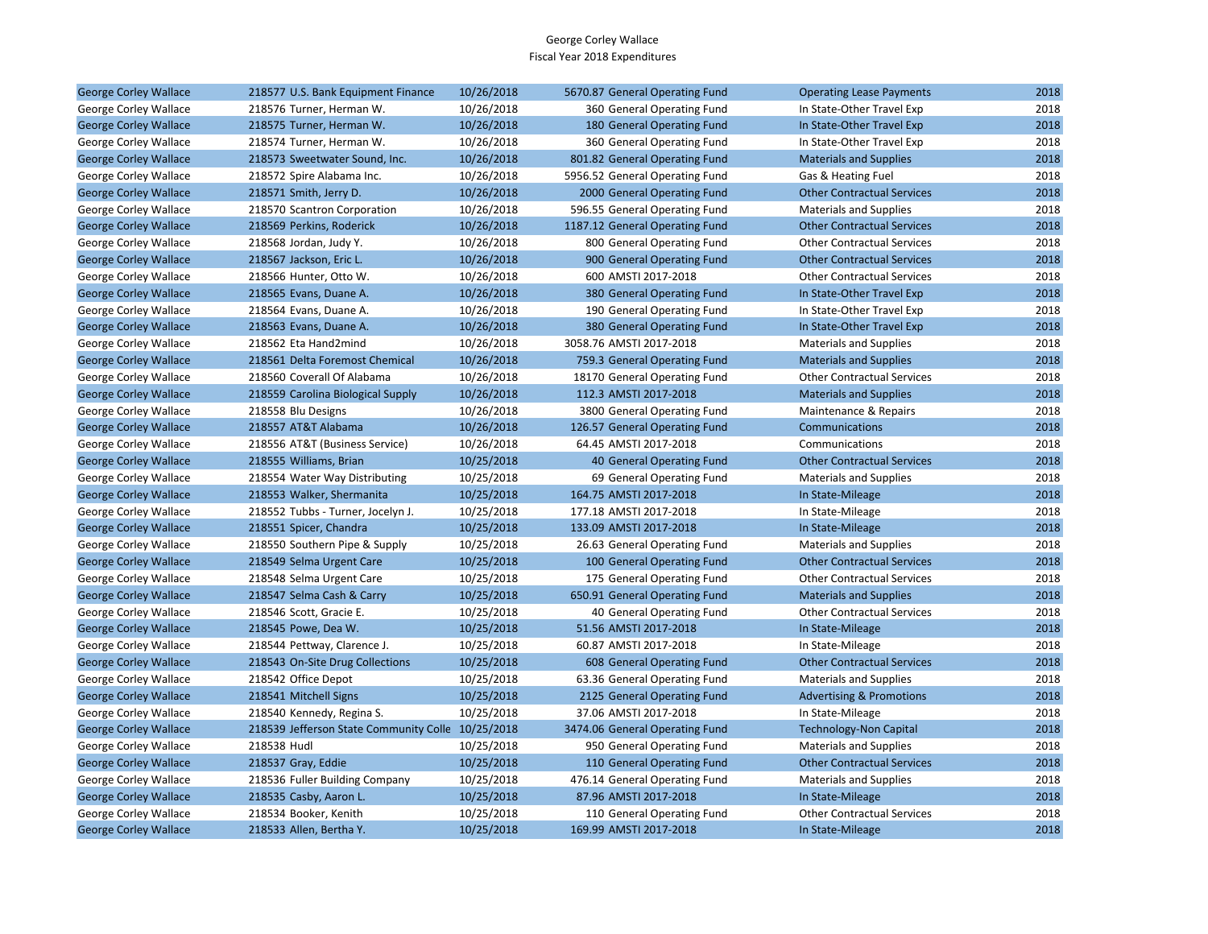George Corley Wallace
Fiscal Year 2018 Expenditures

| | | | | | | |
|---|---|---|---|---|---|---|
| George Corley Wallace | 218577 U.S. Bank Equipment Finance | 10/26/2018 | 5670.87 | General Operating Fund | Operating Lease Payments | 2018 |
| George Corley Wallace | 218576 Turner, Herman W. | 10/26/2018 | 360 | General Operating Fund | In State-Other Travel Exp | 2018 |
| George Corley Wallace | 218575 Turner, Herman W. | 10/26/2018 | 180 | General Operating Fund | In State-Other Travel Exp | 2018 |
| George Corley Wallace | 218574 Turner, Herman W. | 10/26/2018 | 360 | General Operating Fund | In State-Other Travel Exp | 2018 |
| George Corley Wallace | 218573 Sweetwater Sound, Inc. | 10/26/2018 | 801.82 | General Operating Fund | Materials and Supplies | 2018 |
| George Corley Wallace | 218572 Spire Alabama Inc. | 10/26/2018 | 5956.52 | General Operating Fund | Gas & Heating Fuel | 2018 |
| George Corley Wallace | 218571 Smith, Jerry D. | 10/26/2018 | 2000 | General Operating Fund | Other Contractual Services | 2018 |
| George Corley Wallace | 218570 Scantron Corporation | 10/26/2018 | 596.55 | General Operating Fund | Materials and Supplies | 2018 |
| George Corley Wallace | 218569 Perkins, Roderick | 10/26/2018 | 1187.12 | General Operating Fund | Other Contractual Services | 2018 |
| George Corley Wallace | 218568 Jordan, Judy Y. | 10/26/2018 | 800 | General Operating Fund | Other Contractual Services | 2018 |
| George Corley Wallace | 218567 Jackson, Eric L. | 10/26/2018 | 900 | General Operating Fund | Other Contractual Services | 2018 |
| George Corley Wallace | 218566 Hunter, Otto W. | 10/26/2018 | 600 | AMSTI 2017-2018 | Other Contractual Services | 2018 |
| George Corley Wallace | 218565 Evans, Duane A. | 10/26/2018 | 380 | General Operating Fund | In State-Other Travel Exp | 2018 |
| George Corley Wallace | 218564 Evans, Duane A. | 10/26/2018 | 190 | General Operating Fund | In State-Other Travel Exp | 2018 |
| George Corley Wallace | 218563 Evans, Duane A. | 10/26/2018 | 380 | General Operating Fund | In State-Other Travel Exp | 2018 |
| George Corley Wallace | 218562 Eta Hand2mind | 10/26/2018 | 3058.76 | AMSTI 2017-2018 | Materials and Supplies | 2018 |
| George Corley Wallace | 218561 Delta Foremost Chemical | 10/26/2018 | 759.3 | General Operating Fund | Materials and Supplies | 2018 |
| George Corley Wallace | 218560 Coverall Of Alabama | 10/26/2018 | 18170 | General Operating Fund | Other Contractual Services | 2018 |
| George Corley Wallace | 218559 Carolina Biological Supply | 10/26/2018 | 112.3 | AMSTI 2017-2018 | Materials and Supplies | 2018 |
| George Corley Wallace | 218558 Blu Designs | 10/26/2018 | 3800 | General Operating Fund | Maintenance & Repairs | 2018 |
| George Corley Wallace | 218557 AT&T Alabama | 10/26/2018 | 126.57 | General Operating Fund | Communications | 2018 |
| George Corley Wallace | 218556 AT&T (Business Service) | 10/26/2018 | 64.45 | AMSTI 2017-2018 | Communications | 2018 |
| George Corley Wallace | 218555 Williams, Brian | 10/25/2018 | 40 | General Operating Fund | Other Contractual Services | 2018 |
| George Corley Wallace | 218554 Water Way Distributing | 10/25/2018 | 69 | General Operating Fund | Materials and Supplies | 2018 |
| George Corley Wallace | 218553 Walker, Shermanita | 10/25/2018 | 164.75 | AMSTI 2017-2018 | In State-Mileage | 2018 |
| George Corley Wallace | 218552 Tubbs - Turner, Jocelyn J. | 10/25/2018 | 177.18 | AMSTI 2017-2018 | In State-Mileage | 2018 |
| George Corley Wallace | 218551 Spicer, Chandra | 10/25/2018 | 133.09 | AMSTI 2017-2018 | In State-Mileage | 2018 |
| George Corley Wallace | 218550 Southern Pipe & Supply | 10/25/2018 | 26.63 | General Operating Fund | Materials and Supplies | 2018 |
| George Corley Wallace | 218549 Selma Urgent Care | 10/25/2018 | 100 | General Operating Fund | Other Contractual Services | 2018 |
| George Corley Wallace | 218548 Selma Urgent Care | 10/25/2018 | 175 | General Operating Fund | Other Contractual Services | 2018 |
| George Corley Wallace | 218547 Selma Cash & Carry | 10/25/2018 | 650.91 | General Operating Fund | Materials and Supplies | 2018 |
| George Corley Wallace | 218546 Scott, Gracie E. | 10/25/2018 | 40 | General Operating Fund | Other Contractual Services | 2018 |
| George Corley Wallace | 218545 Powe, Dea W. | 10/25/2018 | 51.56 | AMSTI 2017-2018 | In State-Mileage | 2018 |
| George Corley Wallace | 218544 Pettway, Clarence J. | 10/25/2018 | 60.87 | AMSTI 2017-2018 | In State-Mileage | 2018 |
| George Corley Wallace | 218543 On-Site Drug Collections | 10/25/2018 | 608 | General Operating Fund | Other Contractual Services | 2018 |
| George Corley Wallace | 218542 Office Depot | 10/25/2018 | 63.36 | General Operating Fund | Materials and Supplies | 2018 |
| George Corley Wallace | 218541 Mitchell Signs | 10/25/2018 | 2125 | General Operating Fund | Advertising & Promotions | 2018 |
| George Corley Wallace | 218540 Kennedy, Regina S. | 10/25/2018 | 37.06 | AMSTI 2017-2018 | In State-Mileage | 2018 |
| George Corley Wallace | 218539 Jefferson State Community Colle | 10/25/2018 | 3474.06 | General Operating Fund | Technology-Non Capital | 2018 |
| George Corley Wallace | 218538 Hudl | 10/25/2018 | 950 | General Operating Fund | Materials and Supplies | 2018 |
| George Corley Wallace | 218537 Gray, Eddie | 10/25/2018 | 110 | General Operating Fund | Other Contractual Services | 2018 |
| George Corley Wallace | 218536 Fuller Building Company | 10/25/2018 | 476.14 | General Operating Fund | Materials and Supplies | 2018 |
| George Corley Wallace | 218535 Casby, Aaron L. | 10/25/2018 | 87.96 | AMSTI 2017-2018 | In State-Mileage | 2018 |
| George Corley Wallace | 218534 Booker, Kenith | 10/25/2018 | 110 | General Operating Fund | Other Contractual Services | 2018 |
| George Corley Wallace | 218533 Allen, Bertha Y. | 10/25/2018 | 169.99 | AMSTI 2017-2018 | In State-Mileage | 2018 |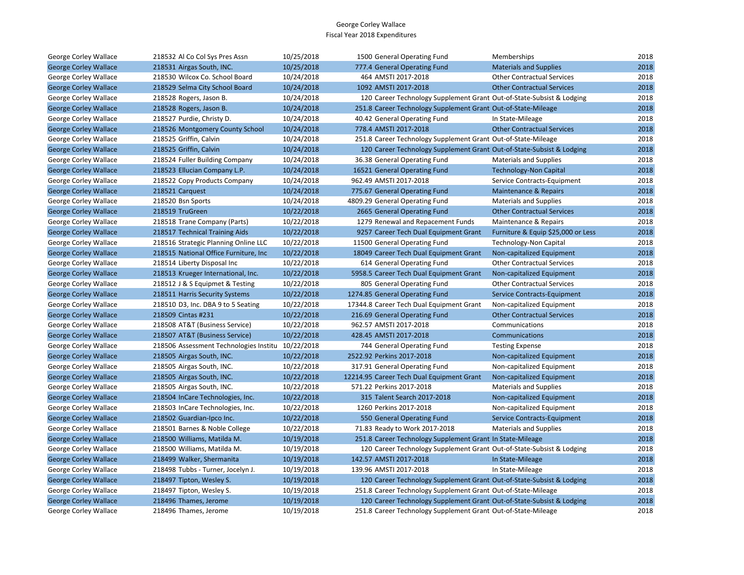George Corley Wallace
Fiscal Year 2018 Expenditures

| | | | | | | |
|---|---|---|---|---|---|---|
| George Corley Wallace | 218532 Al Co Col Sys Pres Assn | 10/25/2018 | 1500 | General Operating Fund | Memberships | 2018 |
| George Corley Wallace | 218531 Airgas South, INC. | 10/25/2018 | 777.4 | General Operating Fund | Materials and Supplies | 2018 |
| George Corley Wallace | 218530 Wilcox Co. School Board | 10/24/2018 | 464 | AMSTI 2017-2018 | Other Contractual Services | 2018 |
| George Corley Wallace | 218529 Selma City School Board | 10/24/2018 | 1092 | AMSTI 2017-2018 | Other Contractual Services | 2018 |
| George Corley Wallace | 218528 Rogers, Jason B. | 10/24/2018 | 120 | Career Technology Supplement Grant | Out-of-State-Subsist & Lodging | 2018 |
| George Corley Wallace | 218528 Rogers, Jason B. | 10/24/2018 | 251.8 | Career Technology Supplement Grant | Out-of-State-Mileage | 2018 |
| George Corley Wallace | 218527 Purdie, Christy D. | 10/24/2018 | 40.42 | General Operating Fund | In State-Mileage | 2018 |
| George Corley Wallace | 218526 Montgomery County School | 10/24/2018 | 778.4 | AMSTI 2017-2018 | Other Contractual Services | 2018 |
| George Corley Wallace | 218525 Griffin, Calvin | 10/24/2018 | 251.8 | Career Technology Supplement Grant | Out-of-State-Mileage | 2018 |
| George Corley Wallace | 218525 Griffin, Calvin | 10/24/2018 | 120 | Career Technology Supplement Grant | Out-of-State-Subsist & Lodging | 2018 |
| George Corley Wallace | 218524 Fuller Building Company | 10/24/2018 | 36.38 | General Operating Fund | Materials and Supplies | 2018 |
| George Corley Wallace | 218523 Ellucian Company L.P. | 10/24/2018 | 16521 | General Operating Fund | Technology-Non Capital | 2018 |
| George Corley Wallace | 218522 Copy Products Company | 10/24/2018 | 962.49 | AMSTI 2017-2018 | Service Contracts-Equipment | 2018 |
| George Corley Wallace | 218521 Carquest | 10/24/2018 | 775.67 | General Operating Fund | Maintenance & Repairs | 2018 |
| George Corley Wallace | 218520 Bsn Sports | 10/24/2018 | 4809.29 | General Operating Fund | Materials and Supplies | 2018 |
| George Corley Wallace | 218519 TruGreen | 10/22/2018 | 2665 | General Operating Fund | Other Contractual Services | 2018 |
| George Corley Wallace | 218518 Trane Company (Parts) | 10/22/2018 | 1279 | Renewal and Repacement Funds | Maintenance & Repairs | 2018 |
| George Corley Wallace | 218517 Technical Training Aids | 10/22/2018 | 9257 | Career Tech Dual Equipment Grant | Furniture & Equip $25,000 or Less | 2018 |
| George Corley Wallace | 218516 Strategic Planning Online LLC | 10/22/2018 | 11500 | General Operating Fund | Technology-Non Capital | 2018 |
| George Corley Wallace | 218515 National Office Furniture, Inc | 10/22/2018 | 18049 | Career Tech Dual Equipment Grant | Non-capitalized Equipment | 2018 |
| George Corley Wallace | 218514 Liberty Disposal Inc | 10/22/2018 | 614 | General Operating Fund | Other Contractual Services | 2018 |
| George Corley Wallace | 218513 Krueger International, Inc. | 10/22/2018 | 5958.5 | Career Tech Dual Equipment Grant | Non-capitalized Equipment | 2018 |
| George Corley Wallace | 218512 J & S Equipmet & Testing | 10/22/2018 | 805 | General Operating Fund | Other Contractual Services | 2018 |
| George Corley Wallace | 218511 Harris Security Systems | 10/22/2018 | 1274.85 | General Operating Fund | Service Contracts-Equipment | 2018 |
| George Corley Wallace | 218510 D3, Inc. DBA 9 to 5 Seating | 10/22/2018 | 17344.8 | Career Tech Dual Equipment Grant | Non-capitalized Equipment | 2018 |
| George Corley Wallace | 218509 Cintas #231 | 10/22/2018 | 216.69 | General Operating Fund | Other Contractual Services | 2018 |
| George Corley Wallace | 218508 AT&T (Business Service) | 10/22/2018 | 962.57 | AMSTI 2017-2018 | Communications | 2018 |
| George Corley Wallace | 218507 AT&T (Business Service) | 10/22/2018 | 428.45 | AMSTI 2017-2018 | Communications | 2018 |
| George Corley Wallace | 218506 Assessment Technologies Institu | 10/22/2018 | 744 | General Operating Fund | Testing Expense | 2018 |
| George Corley Wallace | 218505 Airgas South, INC. | 10/22/2018 | 2522.92 | Perkins 2017-2018 | Non-capitalized Equipment | 2018 |
| George Corley Wallace | 218505 Airgas South, INC. | 10/22/2018 | 317.91 | General Operating Fund | Non-capitalized Equipment | 2018 |
| George Corley Wallace | 218505 Airgas South, INC. | 10/22/2018 | 12214.95 | Career Tech Dual Equipment Grant | Non-capitalized Equipment | 2018 |
| George Corley Wallace | 218505 Airgas South, INC. | 10/22/2018 | 571.22 | Perkins 2017-2018 | Materials and Supplies | 2018 |
| George Corley Wallace | 218504 InCare Technologies, Inc. | 10/22/2018 | 315 | Talent Search 2017-2018 | Non-capitalized Equipment | 2018 |
| George Corley Wallace | 218503 InCare Technologies, Inc. | 10/22/2018 | 1260 | Perkins 2017-2018 | Non-capitalized Equipment | 2018 |
| George Corley Wallace | 218502 Guardian-Ipco Inc. | 10/22/2018 | 550 | General Operating Fund | Service Contracts-Equipment | 2018 |
| George Corley Wallace | 218501 Barnes & Noble College | 10/22/2018 | 71.83 | Ready to Work 2017-2018 | Materials and Supplies | 2018 |
| George Corley Wallace | 218500 Williams, Matilda M. | 10/19/2018 | 251.8 | Career Technology Supplement Grant | In State-Mileage | 2018 |
| George Corley Wallace | 218500 Williams, Matilda M. | 10/19/2018 | 120 | Career Technology Supplement Grant | Out-of-State-Subsist & Lodging | 2018 |
| George Corley Wallace | 218499 Walker, Shermanita | 10/19/2018 | 142.57 | AMSTI 2017-2018 | In State-Mileage | 2018 |
| George Corley Wallace | 218498 Tubbs - Turner, Jocelyn J. | 10/19/2018 | 139.96 | AMSTI 2017-2018 | In State-Mileage | 2018 |
| George Corley Wallace | 218497 Tipton, Wesley S. | 10/19/2018 | 120 | Career Technology Supplement Grant | Out-of-State-Subsist & Lodging | 2018 |
| George Corley Wallace | 218497 Tipton, Wesley S. | 10/19/2018 | 251.8 | Career Technology Supplement Grant | Out-of-State-Mileage | 2018 |
| George Corley Wallace | 218496 Thames, Jerome | 10/19/2018 | 120 | Career Technology Supplement Grant | Out-of-State-Subsist & Lodging | 2018 |
| George Corley Wallace | 218496 Thames, Jerome | 10/19/2018 | 251.8 | Career Technology Supplement Grant | Out-of-State-Mileage | 2018 |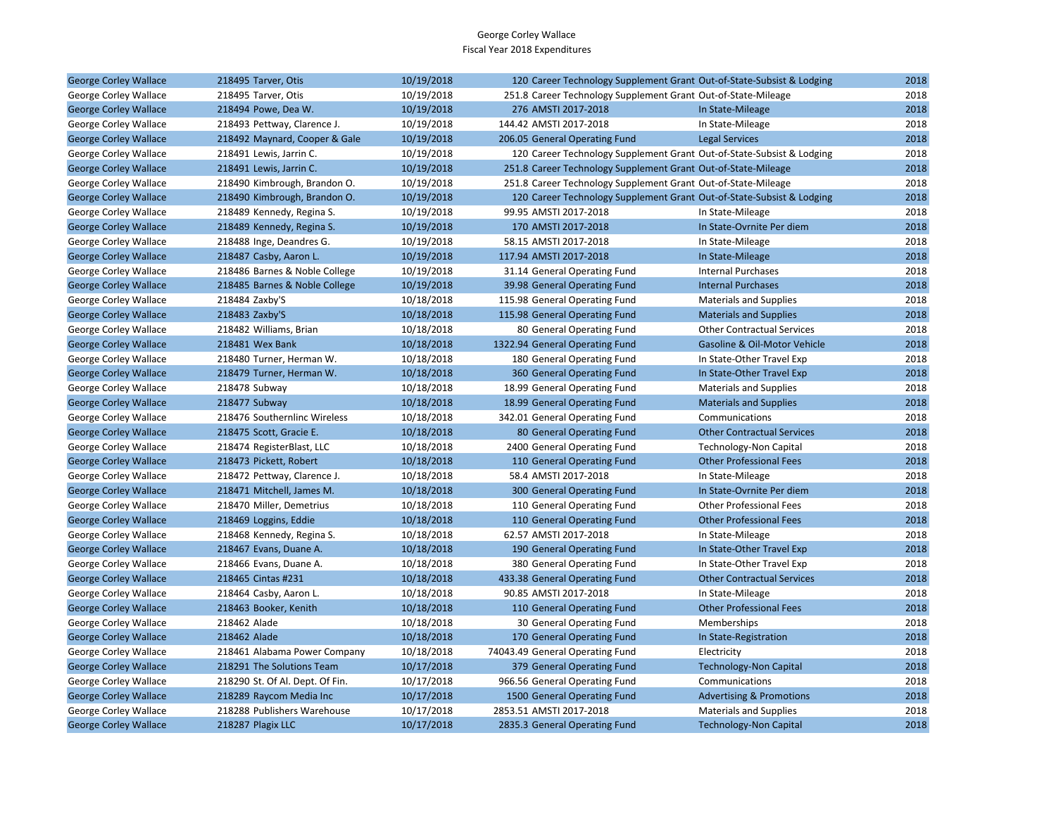George Corley Wallace
Fiscal Year 2018 Expenditures

| | | | | | | |
|---|---|---|---|---|---|---|
| George Corley Wallace | 218495 | Tarver, Otis | 10/19/2018 | 120 | Career Technology Supplement Grant | Out-of-State-Subsist & Lodging | 2018 |
| George Corley Wallace | 218495 | Tarver, Otis | 10/19/2018 | 251.8 | Career Technology Supplement Grant | Out-of-State-Mileage | 2018 |
| George Corley Wallace | 218494 | Powe, Dea W. | 10/19/2018 | 276 | AMSTI 2017-2018 | In State-Mileage | 2018 |
| George Corley Wallace | 218493 | Pettway, Clarence J. | 10/19/2018 | 144.42 | AMSTI 2017-2018 | In State-Mileage | 2018 |
| George Corley Wallace | 218492 | Maynard, Cooper & Gale | 10/19/2018 | 206.05 | General Operating Fund | Legal Services | 2018 |
| George Corley Wallace | 218491 | Lewis, Jarrin C. | 10/19/2018 | 120 | Career Technology Supplement Grant | Out-of-State-Subsist & Lodging | 2018 |
| George Corley Wallace | 218491 | Lewis, Jarrin C. | 10/19/2018 | 251.8 | Career Technology Supplement Grant | Out-of-State-Mileage | 2018 |
| George Corley Wallace | 218490 | Kimbrough, Brandon O. | 10/19/2018 | 251.8 | Career Technology Supplement Grant | Out-of-State-Mileage | 2018 |
| George Corley Wallace | 218490 | Kimbrough, Brandon O. | 10/19/2018 | 120 | Career Technology Supplement Grant | Out-of-State-Subsist & Lodging | 2018 |
| George Corley Wallace | 218489 | Kennedy, Regina S. | 10/19/2018 | 99.95 | AMSTI 2017-2018 | In State-Mileage | 2018 |
| George Corley Wallace | 218489 | Kennedy, Regina S. | 10/19/2018 | 170 | AMSTI 2017-2018 | In State-Ovrnite Per diem | 2018 |
| George Corley Wallace | 218488 | Inge, Deandres G. | 10/19/2018 | 58.15 | AMSTI 2017-2018 | In State-Mileage | 2018 |
| George Corley Wallace | 218487 | Casby, Aaron L. | 10/19/2018 | 117.94 | AMSTI 2017-2018 | In State-Mileage | 2018 |
| George Corley Wallace | 218486 | Barnes & Noble College | 10/19/2018 | 31.14 | General Operating Fund | Internal Purchases | 2018 |
| George Corley Wallace | 218485 | Barnes & Noble College | 10/19/2018 | 39.98 | General Operating Fund | Internal Purchases | 2018 |
| George Corley Wallace | 218484 | Zaxby'S | 10/18/2018 | 115.98 | General Operating Fund | Materials and Supplies | 2018 |
| George Corley Wallace | 218483 | Zaxby'S | 10/18/2018 | 115.98 | General Operating Fund | Materials and Supplies | 2018 |
| George Corley Wallace | 218482 | Williams, Brian | 10/18/2018 | 80 | General Operating Fund | Other Contractual Services | 2018 |
| George Corley Wallace | 218481 | Wex Bank | 10/18/2018 | 1322.94 | General Operating Fund | Gasoline & Oil-Motor Vehicle | 2018 |
| George Corley Wallace | 218480 | Turner, Herman W. | 10/18/2018 | 180 | General Operating Fund | In State-Other Travel Exp | 2018 |
| George Corley Wallace | 218479 | Turner, Herman W. | 10/18/2018 | 360 | General Operating Fund | In State-Other Travel Exp | 2018 |
| George Corley Wallace | 218478 | Subway | 10/18/2018 | 18.99 | General Operating Fund | Materials and Supplies | 2018 |
| George Corley Wallace | 218477 | Subway | 10/18/2018 | 18.99 | General Operating Fund | Materials and Supplies | 2018 |
| George Corley Wallace | 218476 | Southernlinc Wireless | 10/18/2018 | 342.01 | General Operating Fund | Communications | 2018 |
| George Corley Wallace | 218475 | Scott, Gracie E. | 10/18/2018 | 80 | General Operating Fund | Other Contractual Services | 2018 |
| George Corley Wallace | 218474 | RegisterBlast, LLC | 10/18/2018 | 2400 | General Operating Fund | Technology-Non Capital | 2018 |
| George Corley Wallace | 218473 | Pickett, Robert | 10/18/2018 | 110 | General Operating Fund | Other Professional Fees | 2018 |
| George Corley Wallace | 218472 | Pettway, Clarence J. | 10/18/2018 | 58.4 | AMSTI 2017-2018 | In State-Mileage | 2018 |
| George Corley Wallace | 218471 | Mitchell, James M. | 10/18/2018 | 300 | General Operating Fund | In State-Ovrnite Per diem | 2018 |
| George Corley Wallace | 218470 | Miller, Demetrius | 10/18/2018 | 110 | General Operating Fund | Other Professional Fees | 2018 |
| George Corley Wallace | 218469 | Loggins, Eddie | 10/18/2018 | 110 | General Operating Fund | Other Professional Fees | 2018 |
| George Corley Wallace | 218468 | Kennedy, Regina S. | 10/18/2018 | 62.57 | AMSTI 2017-2018 | In State-Mileage | 2018 |
| George Corley Wallace | 218467 | Evans, Duane A. | 10/18/2018 | 190 | General Operating Fund | In State-Other Travel Exp | 2018 |
| George Corley Wallace | 218466 | Evans, Duane A. | 10/18/2018 | 380 | General Operating Fund | In State-Other Travel Exp | 2018 |
| George Corley Wallace | 218465 | Cintas #231 | 10/18/2018 | 433.38 | General Operating Fund | Other Contractual Services | 2018 |
| George Corley Wallace | 218464 | Casby, Aaron L. | 10/18/2018 | 90.85 | AMSTI 2017-2018 | In State-Mileage | 2018 |
| George Corley Wallace | 218463 | Booker, Kenith | 10/18/2018 | 110 | General Operating Fund | Other Professional Fees | 2018 |
| George Corley Wallace | 218462 | Alade | 10/18/2018 | 30 | General Operating Fund | Memberships | 2018 |
| George Corley Wallace | 218462 | Alade | 10/18/2018 | 170 | General Operating Fund | In State-Registration | 2018 |
| George Corley Wallace | 218461 | Alabama Power Company | 10/18/2018 | 74043.49 | General Operating Fund | Electricity | 2018 |
| George Corley Wallace | 218291 | The Solutions Team | 10/17/2018 | 379 | General Operating Fund | Technology-Non Capital | 2018 |
| George Corley Wallace | 218290 | St. Of Al. Dept. Of Fin. | 10/17/2018 | 966.56 | General Operating Fund | Communications | 2018 |
| George Corley Wallace | 218289 | Raycom Media Inc | 10/17/2018 | 1500 | General Operating Fund | Advertising & Promotions | 2018 |
| George Corley Wallace | 218288 | Publishers Warehouse | 10/17/2018 | 2853.51 | AMSTI 2017-2018 | Materials and Supplies | 2018 |
| George Corley Wallace | 218287 | Plagix LLC | 10/17/2018 | 2835.3 | General Operating Fund | Technology-Non Capital | 2018 |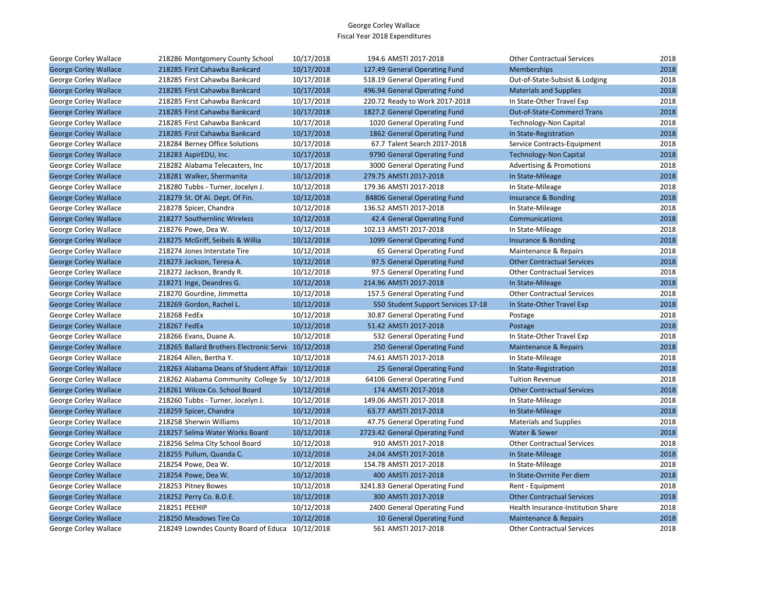George Corley Wallace
Fiscal Year 2018 Expenditures

| | | | | | | |
|---|---|---|---|---|---|---|
| George Corley Wallace | 218286 | Montgomery County School | 10/17/2018 | 194.6 | AMSTI 2017-2018 | Other Contractual Services | 2018 |
| George Corley Wallace | 218285 | First Cahawba Bankcard | 10/17/2018 | 127.49 | General Operating Fund | Memberships | 2018 |
| George Corley Wallace | 218285 | First Cahawba Bankcard | 10/17/2018 | 518.19 | General Operating Fund | Out-of-State-Subsist & Lodging | 2018 |
| George Corley Wallace | 218285 | First Cahawba Bankcard | 10/17/2018 | 496.94 | General Operating Fund | Materials and Supplies | 2018 |
| George Corley Wallace | 218285 | First Cahawba Bankcard | 10/17/2018 | 220.72 | Ready to Work 2017-2018 | In State-Other Travel Exp | 2018 |
| George Corley Wallace | 218285 | First Cahawba Bankcard | 10/17/2018 | 1827.2 | General Operating Fund | Out-of-State-Commercl Trans | 2018 |
| George Corley Wallace | 218285 | First Cahawba Bankcard | 10/17/2018 | 1020 | General Operating Fund | Technology-Non Capital | 2018 |
| George Corley Wallace | 218285 | First Cahawba Bankcard | 10/17/2018 | 1862 | General Operating Fund | In State-Registration | 2018 |
| George Corley Wallace | 218284 | Berney Office Solutions | 10/17/2018 | 67.7 | Talent Search 2017-2018 | Service Contracts-Equipment | 2018 |
| George Corley Wallace | 218283 | AspirEDU, Inc. | 10/17/2018 | 9790 | General Operating Fund | Technology-Non Capital | 2018 |
| George Corley Wallace | 218282 | Alabama Telecasters, Inc | 10/17/2018 | 3000 | General Operating Fund | Advertising & Promotions | 2018 |
| George Corley Wallace | 218281 | Walker, Shermanita | 10/12/2018 | 279.75 | AMSTI 2017-2018 | In State-Mileage | 2018 |
| George Corley Wallace | 218280 | Tubbs - Turner, Jocelyn J. | 10/12/2018 | 179.36 | AMSTI 2017-2018 | In State-Mileage | 2018 |
| George Corley Wallace | 218279 | St. Of Al. Dept. Of Fin. | 10/12/2018 | 84806 | General Operating Fund | Insurance & Bonding | 2018 |
| George Corley Wallace | 218278 | Spicer, Chandra | 10/12/2018 | 136.52 | AMSTI 2017-2018 | In State-Mileage | 2018 |
| George Corley Wallace | 218277 | Southernlinc Wireless | 10/12/2018 | 42.4 | General Operating Fund | Communications | 2018 |
| George Corley Wallace | 218276 | Powe, Dea W. | 10/12/2018 | 102.13 | AMSTI 2017-2018 | In State-Mileage | 2018 |
| George Corley Wallace | 218275 | McGriff, Seibels & Willia | 10/12/2018 | 1099 | General Operating Fund | Insurance & Bonding | 2018 |
| George Corley Wallace | 218274 | Jones Interstate Tire | 10/12/2018 | 65 | General Operating Fund | Maintenance & Repairs | 2018 |
| George Corley Wallace | 218273 | Jackson, Teresa A. | 10/12/2018 | 97.5 | General Operating Fund | Other Contractual Services | 2018 |
| George Corley Wallace | 218272 | Jackson, Brandy R. | 10/12/2018 | 97.5 | General Operating Fund | Other Contractual Services | 2018 |
| George Corley Wallace | 218271 | Inge, Deandres G. | 10/12/2018 | 214.96 | AMSTI 2017-2018 | In State-Mileage | 2018 |
| George Corley Wallace | 218270 | Gourdine, Jimmetta | 10/12/2018 | 157.5 | General Operating Fund | Other Contractual Services | 2018 |
| George Corley Wallace | 218269 | Gordon, Rachel L. | 10/12/2018 | 550 | Student Support Services 17-18 | In State-Other Travel Exp | 2018 |
| George Corley Wallace | 218268 | FedEx | 10/12/2018 | 30.87 | General Operating Fund | Postage | 2018 |
| George Corley Wallace | 218267 | FedEx | 10/12/2018 | 51.42 | AMSTI 2017-2018 | Postage | 2018 |
| George Corley Wallace | 218266 | Evans, Duane A. | 10/12/2018 | 532 | General Operating Fund | In State-Other Travel Exp | 2018 |
| George Corley Wallace | 218265 | Ballard Brothers Electronic Servi | 10/12/2018 | 250 | General Operating Fund | Maintenance & Repairs | 2018 |
| George Corley Wallace | 218264 | Allen, Bertha Y. | 10/12/2018 | 74.61 | AMSTI 2017-2018 | In State-Mileage | 2018 |
| George Corley Wallace | 218263 | Alabama Deans of Student Affair | 10/12/2018 | 25 | General Operating Fund | In State-Registration | 2018 |
| George Corley Wallace | 218262 | Alabama Community College Sy | 10/12/2018 | 64106 | General Operating Fund | Tuition Revenue | 2018 |
| George Corley Wallace | 218261 | Wilcox Co. School Board | 10/12/2018 | 174 | AMSTI 2017-2018 | Other Contractual Services | 2018 |
| George Corley Wallace | 218260 | Tubbs - Turner, Jocelyn J. | 10/12/2018 | 149.06 | AMSTI 2017-2018 | In State-Mileage | 2018 |
| George Corley Wallace | 218259 | Spicer, Chandra | 10/12/2018 | 63.77 | AMSTI 2017-2018 | In State-Mileage | 2018 |
| George Corley Wallace | 218258 | Sherwin Williams | 10/12/2018 | 47.75 | General Operating Fund | Materials and Supplies | 2018 |
| George Corley Wallace | 218257 | Selma Water Works Board | 10/12/2018 | 2723.42 | General Operating Fund | Water & Sewer | 2018 |
| George Corley Wallace | 218256 | Selma City School Board | 10/12/2018 | 910 | AMSTI 2017-2018 | Other Contractual Services | 2018 |
| George Corley Wallace | 218255 | Pullum, Quanda C. | 10/12/2018 | 24.04 | AMSTI 2017-2018 | In State-Mileage | 2018 |
| George Corley Wallace | 218254 | Powe, Dea W. | 10/12/2018 | 154.78 | AMSTI 2017-2018 | In State-Mileage | 2018 |
| George Corley Wallace | 218254 | Powe, Dea W. | 10/12/2018 | 400 | AMSTI 2017-2018 | In State-Ovrnite Per diem | 2018 |
| George Corley Wallace | 218253 | Pitney Bowes | 10/12/2018 | 3241.83 | General Operating Fund | Rent - Equipment | 2018 |
| George Corley Wallace | 218252 | Perry Co. B.O.E. | 10/12/2018 | 300 | AMSTI 2017-2018 | Other Contractual Services | 2018 |
| George Corley Wallace | 218251 | PEEHIP | 10/12/2018 | 2400 | General Operating Fund | Health Insurance-Institution Share | 2018 |
| George Corley Wallace | 218250 | Meadows Tire Co | 10/12/2018 | 10 | General Operating Fund | Maintenance & Repairs | 2018 |
| George Corley Wallace | 218249 | Lowndes County Board of Educa | 10/12/2018 | 561 | AMSTI 2017-2018 | Other Contractual Services | 2018 |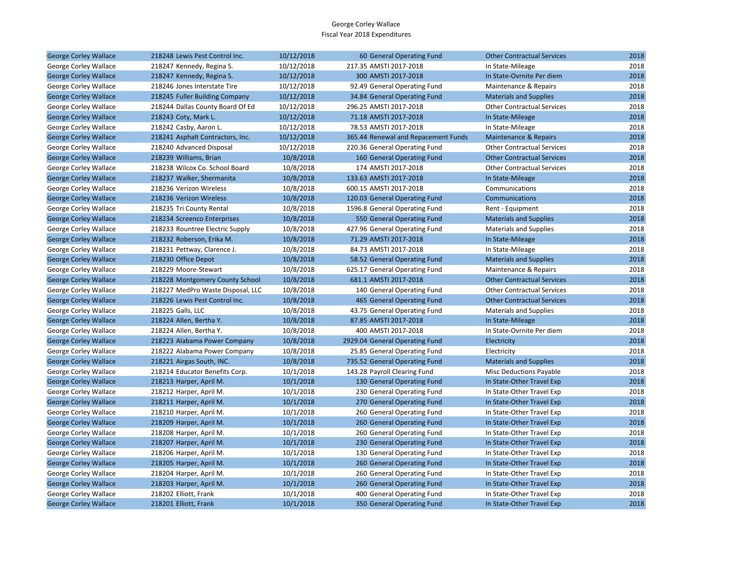George Corley Wallace
Fiscal Year 2018 Expenditures

| | | | | | | |
|---|---|---|---|---|---|---|
| George Corley Wallace | 218248 | Lewis Pest Control Inc. | 10/12/2018 | 60 | General Operating Fund | Other Contractual Services | 2018 |
| George Corley Wallace | 218247 | Kennedy, Regina S. | 10/12/2018 | 217.35 | AMSTI 2017-2018 | In State-Mileage | 2018 |
| George Corley Wallace | 218247 | Kennedy, Regina S. | 10/12/2018 | 300 | AMSTI 2017-2018 | In State-Ovrnite Per diem | 2018 |
| George Corley Wallace | 218246 | Jones Interstate Tire | 10/12/2018 | 92.49 | General Operating Fund | Maintenance & Repairs | 2018 |
| George Corley Wallace | 218245 | Fuller Building Company | 10/12/2018 | 34.84 | General Operating Fund | Materials and Supplies | 2018 |
| George Corley Wallace | 218244 | Dallas County Board Of Ed | 10/12/2018 | 296.25 | AMSTI 2017-2018 | Other Contractual Services | 2018 |
| George Corley Wallace | 218243 | Coty, Mark L. | 10/12/2018 | 71.18 | AMSTI 2017-2018 | In State-Mileage | 2018 |
| George Corley Wallace | 218242 | Casby, Aaron L. | 10/12/2018 | 78.53 | AMSTI 2017-2018 | In State-Mileage | 2018 |
| George Corley Wallace | 218241 | Asphalt Contractors, Inc. | 10/12/2018 | 365.44 | Renewal and Repacement Funds | Maintenance & Repairs | 2018 |
| George Corley Wallace | 218240 | Advanced Disposal | 10/12/2018 | 220.36 | General Operating Fund | Other Contractual Services | 2018 |
| George Corley Wallace | 218239 | Williams, Brian | 10/8/2018 | 160 | General Operating Fund | Other Contractual Services | 2018 |
| George Corley Wallace | 218238 | Wilcox Co. School Board | 10/8/2018 | 174 | AMSTI 2017-2018 | Other Contractual Services | 2018 |
| George Corley Wallace | 218237 | Walker, Shermanita | 10/8/2018 | 133.63 | AMSTI 2017-2018 | In State-Mileage | 2018 |
| George Corley Wallace | 218236 | Verizon Wireless | 10/8/2018 | 600.15 | AMSTI 2017-2018 | Communications | 2018 |
| George Corley Wallace | 218236 | Verizon Wireless | 10/8/2018 | 120.03 | General Operating Fund | Communications | 2018 |
| George Corley Wallace | 218235 | Tri County Rental | 10/8/2018 | 1596.8 | General Operating Fund | Rent - Equipment | 2018 |
| George Corley Wallace | 218234 | Screenco Enterprises | 10/8/2018 | 550 | General Operating Fund | Materials and Supplies | 2018 |
| George Corley Wallace | 218233 | Rountree Electric Supply | 10/8/2018 | 427.96 | General Operating Fund | Materials and Supplies | 2018 |
| George Corley Wallace | 218232 | Roberson, Erika M. | 10/8/2018 | 71.29 | AMSTI 2017-2018 | In State-Mileage | 2018 |
| George Corley Wallace | 218231 | Pettway, Clarence J. | 10/8/2018 | 84.73 | AMSTI 2017-2018 | In State-Mileage | 2018 |
| George Corley Wallace | 218230 | Office Depot | 10/8/2018 | 58.52 | General Operating Fund | Materials and Supplies | 2018 |
| George Corley Wallace | 218229 | Moore-Stewart | 10/8/2018 | 625.17 | General Operating Fund | Maintenance & Repairs | 2018 |
| George Corley Wallace | 218228 | Montgomery County School | 10/8/2018 | 681.1 | AMSTI 2017-2018 | Other Contractual Services | 2018 |
| George Corley Wallace | 218227 | MedPro Waste Disposal, LLC | 10/8/2018 | 140 | General Operating Fund | Other Contractual Services | 2018 |
| George Corley Wallace | 218226 | Lewis Pest Control Inc. | 10/8/2018 | 465 | General Operating Fund | Other Contractual Services | 2018 |
| George Corley Wallace | 218225 | Galls, LLC | 10/8/2018 | 43.75 | General Operating Fund | Materials and Supplies | 2018 |
| George Corley Wallace | 218224 | Allen, Bertha Y. | 10/8/2018 | 87.85 | AMSTI 2017-2018 | In State-Mileage | 2018 |
| George Corley Wallace | 218224 | Allen, Bertha Y. | 10/8/2018 | 400 | AMSTI 2017-2018 | In State-Ovrnite Per diem | 2018 |
| George Corley Wallace | 218223 | Alabama Power Company | 10/8/2018 | 2929.04 | General Operating Fund | Electricity | 2018 |
| George Corley Wallace | 218222 | Alabama Power Company | 10/8/2018 | 25.85 | General Operating Fund | Electricity | 2018 |
| George Corley Wallace | 218221 | Airgas South, INC. | 10/8/2018 | 735.52 | General Operating Fund | Materials and Supplies | 2018 |
| George Corley Wallace | 218214 | Educator Benefits Corp. | 10/1/2018 | 143.28 | Payroll Clearing Fund | Misc Deductions Payable | 2018 |
| George Corley Wallace | 218213 | Harper, April M. | 10/1/2018 | 130 | General Operating Fund | In State-Other Travel Exp | 2018 |
| George Corley Wallace | 218212 | Harper, April M. | 10/1/2018 | 230 | General Operating Fund | In State-Other Travel Exp | 2018 |
| George Corley Wallace | 218211 | Harper, April M. | 10/1/2018 | 270 | General Operating Fund | In State-Other Travel Exp | 2018 |
| George Corley Wallace | 218210 | Harper, April M. | 10/1/2018 | 260 | General Operating Fund | In State-Other Travel Exp | 2018 |
| George Corley Wallace | 218209 | Harper, April M. | 10/1/2018 | 260 | General Operating Fund | In State-Other Travel Exp | 2018 |
| George Corley Wallace | 218208 | Harper, April M. | 10/1/2018 | 260 | General Operating Fund | In State-Other Travel Exp | 2018 |
| George Corley Wallace | 218207 | Harper, April M. | 10/1/2018 | 230 | General Operating Fund | In State-Other Travel Exp | 2018 |
| George Corley Wallace | 218206 | Harper, April M. | 10/1/2018 | 130 | General Operating Fund | In State-Other Travel Exp | 2018 |
| George Corley Wallace | 218205 | Harper, April M. | 10/1/2018 | 260 | General Operating Fund | In State-Other Travel Exp | 2018 |
| George Corley Wallace | 218204 | Harper, April M. | 10/1/2018 | 260 | General Operating Fund | In State-Other Travel Exp | 2018 |
| George Corley Wallace | 218203 | Harper, April M. | 10/1/2018 | 260 | General Operating Fund | In State-Other Travel Exp | 2018 |
| George Corley Wallace | 218202 | Elliott, Frank | 10/1/2018 | 400 | General Operating Fund | In State-Other Travel Exp | 2018 |
| George Corley Wallace | 218201 | Elliott, Frank | 10/1/2018 | 350 | General Operating Fund | In State-Other Travel Exp | 2018 |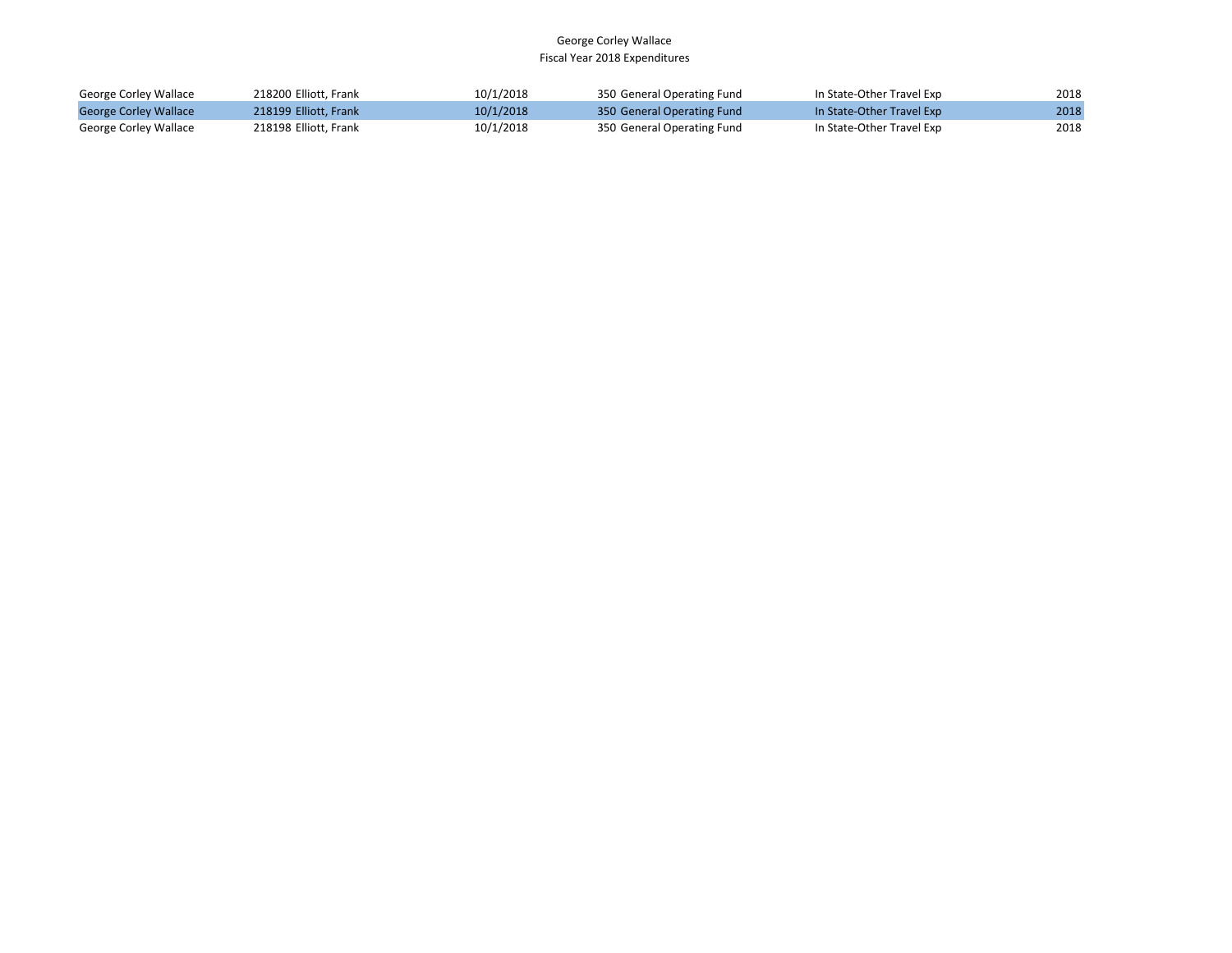George Corley Wallace
Fiscal Year 2018 Expenditures

| | | | | | | |
|---|---|---|---|---|---|---|
| George Corley Wallace | 218200 | Elliott, Frank | 10/1/2018 | 350 General Operating Fund | In State-Other Travel Exp | 2018 |
| George Corley Wallace | 218199 | Elliott, Frank | 10/1/2018 | 350 General Operating Fund | In State-Other Travel Exp | 2018 |
| George Corley Wallace | 218198 | Elliott, Frank | 10/1/2018 | 350 General Operating Fund | In State-Other Travel Exp | 2018 |